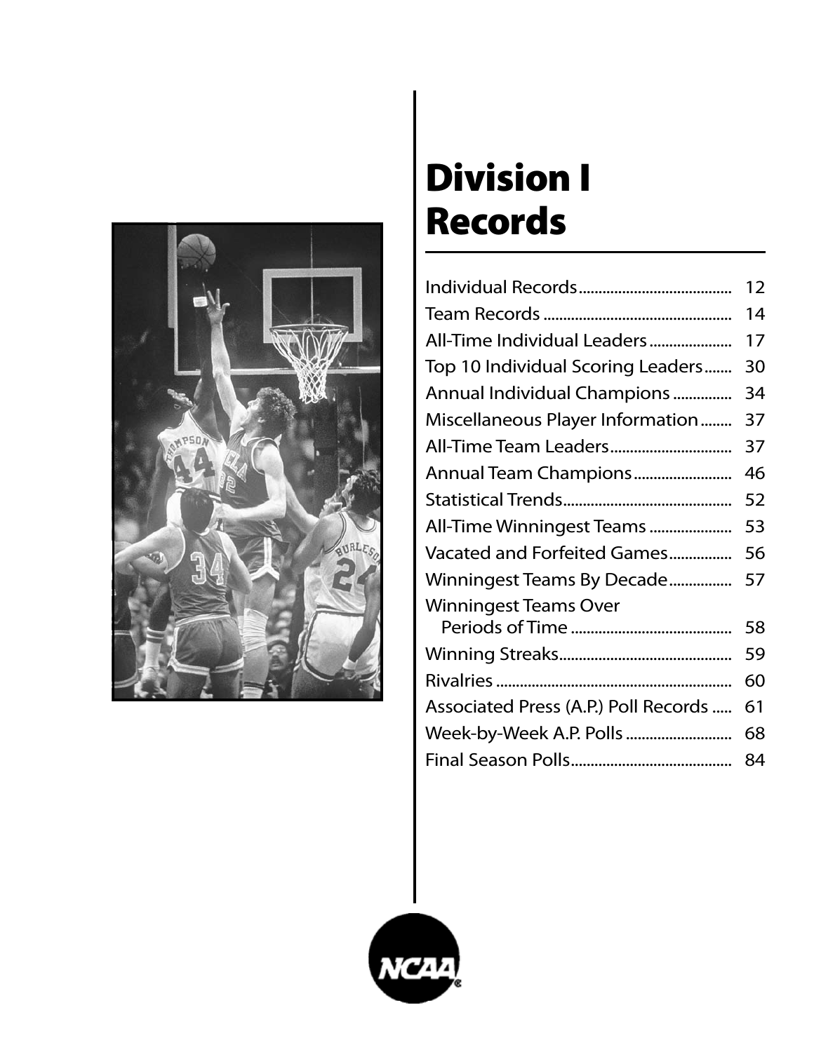# Division I Records

| | |
|---|---|
| Individual Records | 12 |
| Team Records | 14 |
| All-Time Individual Leaders | 17 |
| Top 10 Individual Scoring Leaders | 30 |
| Annual Individual Champions | 34 |
| Miscellaneous Player Information | 37 |
| All-Time Team Leaders | 37 |
| Annual Team Champions | 46 |
| Statistical Trends | 52 |
| All-Time Winningest Teams | 53 |
| Vacated and Forfeited Games | 56 |
| Winningest Teams By Decade | 57 |
| Winningest Teams Over Periods of Time | 58 |
| Winning Streaks | 59 |
| Rivalries | 60 |
| Associated Press (A.P.) Poll Records | 61 |
| Week-by-Week A.P. Polls | 68 |
| Final Season Polls | 84 |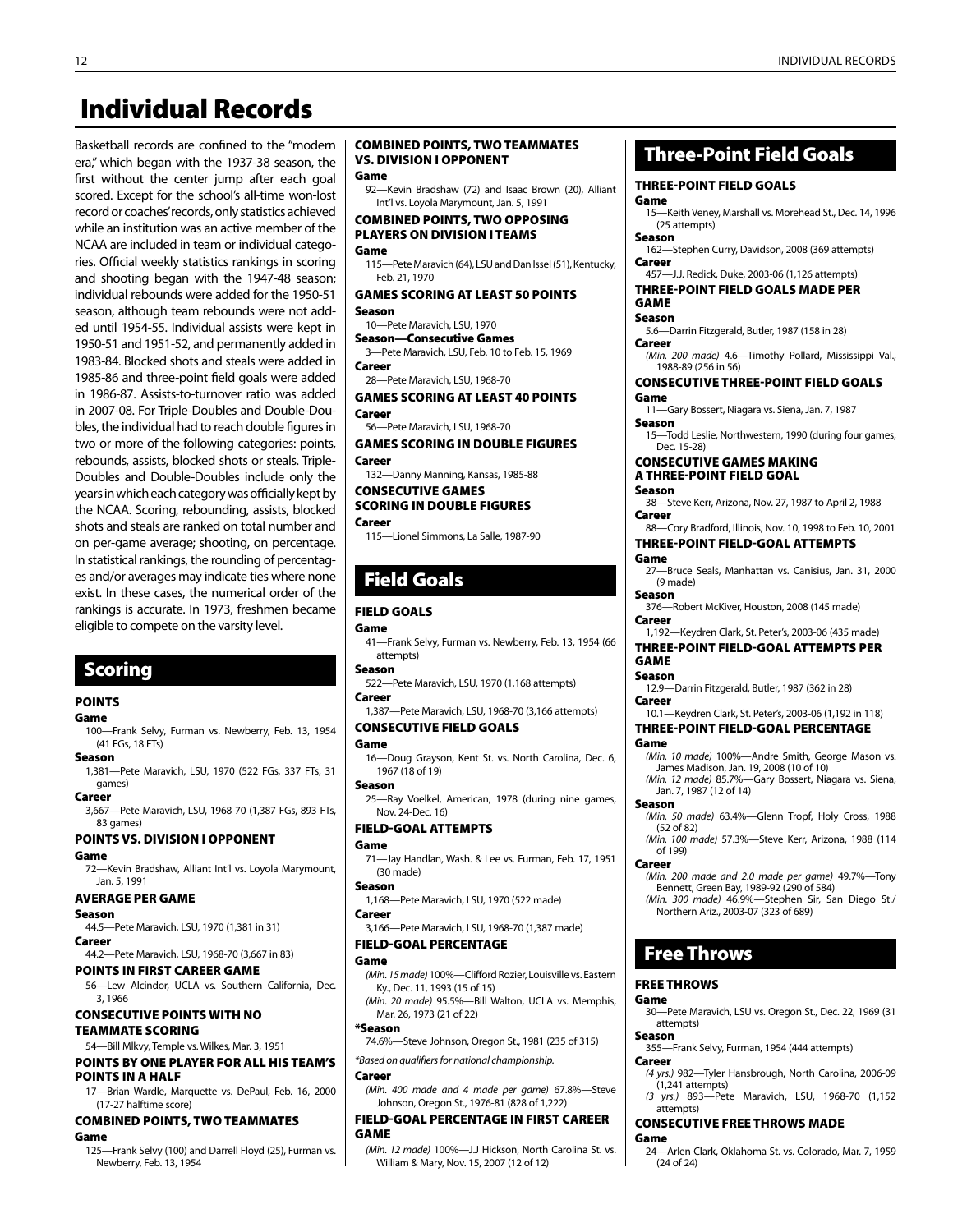# Individual Records

Basketball records are confined to the "modern era," which began with the 1937-38 season, the first without the center jump after each goal scored. Except for the school's all-time won-lost record or coaches' records, only statistics achieved while an institution was an active member of the NCAA are included in team or individual categories. Official weekly statistics rankings in scoring and shooting began with the 1947-48 season; individual rebounds were added for the 1950-51 season, although team rebounds were not added until 1954-55. Individual assists were kept in 1950-51 and 1951-52, and permanently added in 1983-84. Blocked shots and steals were added in 1985-86 and three-point field goals were added in 1986-87. Assists-to-turnover ratio was added in 2007-08. For Triple-Doubles and Double-Doubles, the individual had to reach double figures in two or more of the following categories: points, rebounds, assists, blocked shots or steals. Triple-Doubles and Double-Doubles include only the years in which each category was officially kept by the NCAA. Scoring, rebounding, assists, blocked shots and steals are ranked on total number and on per-game average; shooting, on percentage. In statistical rankings, the rounding of percentages and/or averages may indicate ties where none exist. In these cases, the numerical order of the rankings is accurate. In 1973, freshmen became eligible to compete on the varsity level.

## Scoring

### POINTS

**Game**

100—Frank Selvy, Furman vs. Newberry, Feb. 13, 1954 (41 FGs, 18 FTs)

**Season**

1,381—Pete Maravich, LSU, 1970 (522 FGs, 337 FTs, 31 games)

**Career**

3,667—Pete Maravich, LSU, 1968-70 (1,387 FGs, 893 FTs, 83 games)

### POINTS VS. DIVISION I OPPONENT

**Game**

72—Kevin Bradshaw, Alliant Int'l vs. Loyola Marymount, Jan. 5, 1991

### AVERAGE PER GAME

**Season**

44.5—Pete Maravich, LSU, 1970 (1,381 in 31)

**Career**

44.2—Pete Maravich, LSU, 1968-70 (3,667 in 83)

### POINTS IN FIRST CAREER GAME

56—Lew Alcindor, UCLA vs. Southern California, Dec. 3, 1966

### CONSECUTIVE POINTS WITH NO TEAMMATE SCORING

54—Bill Mlkvy, Temple vs. Wilkes, Mar. 3, 1951

### POINTS BY ONE PLAYER FOR ALL HIS TEAM'S POINTS IN A HALF

17—Brian Wardle, Marquette vs. DePaul, Feb. 16, 2000 (17-27 halftime score)

### COMBINED POINTS, TWO TEAMMATES

**Game**

125—Frank Selvy (100) and Darrell Floyd (25), Furman vs. Newberry, Feb. 13, 1954

### COMBINED POINTS, TWO TEAMMATES VS. DIVISION I OPPONENT

**Game**

92—Kevin Bradshaw (72) and Isaac Brown (20), Alliant Int'l vs. Loyola Marymount, Jan. 5, 1991

### COMBINED POINTS, TWO OPPOSING PLAYERS ON DIVISION I TEAMS

**Game**

115—Pete Maravich (64), LSU and Dan Issel (51), Kentucky, Feb. 21, 1970

### GAMES SCORING AT LEAST 50 POINTS

**Season**

10—Pete Maravich, LSU, 1970

**Season—Consecutive Games**

3—Pete Maravich, LSU, Feb. 10 to Feb. 15, 1969

**Career**

28—Pete Maravich, LSU, 1968-70

### GAMES SCORING AT LEAST 40 POINTS

**Career**

56—Pete Maravich, LSU, 1968-70

### GAMES SCORING IN DOUBLE FIGURES

**Career**

132—Danny Manning, Kansas, 1985-88

### CONSECUTIVE GAMES SCORING IN DOUBLE FIGURES

**Career**

115—Lionel Simmons, La Salle, 1987-90

## Field Goals

### FIELD GOALS

**Game**

41—Frank Selvy, Furman vs. Newberry, Feb. 13, 1954 (66 attempts)

**Season**

522—Pete Maravich, LSU, 1970 (1,168 attempts)

**Career**

1,387—Pete Maravich, LSU, 1968-70 (3,166 attempts)

### CONSECUTIVE FIELD GOALS

**Game**

16—Doug Grayson, Kent St. vs. North Carolina, Dec. 6, 1967 (18 of 19)

**Season**

25—Ray Voelkel, American, 1978 (during nine games, Nov. 24-Dec. 16)

### FIELD-GOAL ATTEMPTS

**Game**

71—Jay Handlan, Wash. & Lee vs. Furman, Feb. 17, 1951 (30 made)

**Season**

1,168—Pete Maravich, LSU, 1970 (522 made)

**Career**

3,166—Pete Maravich, LSU, 1968-70 (1,387 made)

### FIELD-GOAL PERCENTAGE

**Game**

*(Min. 15 made)* 100%—Clifford Rozier, Louisville vs. Eastern Ky., Dec. 11, 1993 (15 of 15)

*(Min. 20 made)* 95.5%—Bill Walton, UCLA vs. Memphis, Mar. 26, 1973 (21 of 22)

**\*Season**

74.6%—Steve Johnson, Oregon St., 1981 (235 of 315)

*\*Based on qualifiers for national championship.*

**Career**

*(Min. 400 made and 4 made per game)* 67.8%—Steve Johnson, Oregon St., 1976-81 (828 of 1,222)

### FIELD-GOAL PERCENTAGE IN FIRST CAREER GAME

*(Min. 12 made)* 100%—J.J Hickson, North Carolina St. vs. William & Mary, Nov. 15, 2007 (12 of 12)

## Three-Point Field Goals

### THREE-POINT FIELD GOALS

**Game**

15—Keith Veney, Marshall vs. Morehead St., Dec. 14, 1996 (25 attempts)

**Season**

162—Stephen Curry, Davidson, 2008 (369 attempts)

**Career**

457—J.J. Redick, Duke, 2003-06 (1,126 attempts)

### THREE-POINT FIELD GOALS MADE PER GAME

**Season**

5.6—Darrin Fitzgerald, Butler, 1987 (158 in 28)

**Career**

*(Min. 200 made)* 4.6—Timothy Pollard, Mississippi Val., 1988-89 (256 in 56)

### CONSECUTIVE THREE-POINT FIELD GOALS

**Game**

11—Gary Bossert, Niagara vs. Siena, Jan. 7, 1987

**Season**

15—Todd Leslie, Northwestern, 1990 (during four games, Dec. 15-28)

### CONSECUTIVE GAMES MAKING A THREE-POINT FIELD GOAL

**Season**

38—Steve Kerr, Arizona, Nov. 27, 1987 to April 2, 1988

**Career**

88—Cory Bradford, Illinois, Nov. 10, 1998 to Feb. 10, 2001

### THREE-POINT FIELD-GOAL ATTEMPTS

**Game**

27—Bruce Seals, Manhattan vs. Canisius, Jan. 31, 2000 (9 made)

**Season**

376—Robert McKiver, Houston, 2008 (145 made)

**Career**

1,192—Keydren Clark, St. Peter's, 2003-06 (435 made)

### THREE-POINT FIELD-GOAL ATTEMPTS PER GAME

**Season**

12.9—Darrin Fitzgerald, Butler, 1987 (362 in 28)

**Career**

10.1—Keydren Clark, St. Peter's, 2003-06 (1,192 in 118)

### THREE-POINT FIELD-GOAL PERCENTAGE

**Game**

*(Min. 10 made)* 100%—Andre Smith, George Mason vs. James Madison, Jan. 19, 2008 (10 of 10)

*(Min. 12 made)* 85.7%—Gary Bossert, Niagara vs. Siena, Jan. 7, 1987 (12 of 14)

**Season**

*(Min. 50 made)* 63.4%—Glenn Tropf, Holy Cross, 1988 (52 of 82)

*(Min. 100 made)* 57.3%—Steve Kerr, Arizona, 1988 (114 of 199)

**Career**

*(Min. 200 made and 2.0 made per game)* 49.7%—Tony Bennett, Green Bay, 1989-92 (290 of 584)

*(Min. 300 made)* 46.9%—Stephen Sir, San Diego St./ Northern Ariz., 2003-07 (323 of 689)

## Free Throws

### FREE THROWS

**Game**

30—Pete Maravich, LSU vs. Oregon St., Dec. 22, 1969 (31 attempts)

**Season**

355—Frank Selvy, Furman, 1954 (444 attempts)

**Career**

*(4 yrs.)* 982—Tyler Hansbrough, North Carolina, 2006-09 (1,241 attempts)

*(3 yrs.)* 893—Pete Maravich, LSU, 1968-70 (1,152 attempts)

### CONSECUTIVE FREE THROWS MADE

**Game**

24—Arlen Clark, Oklahoma St. vs. Colorado, Mar. 7, 1959 (24 of 24)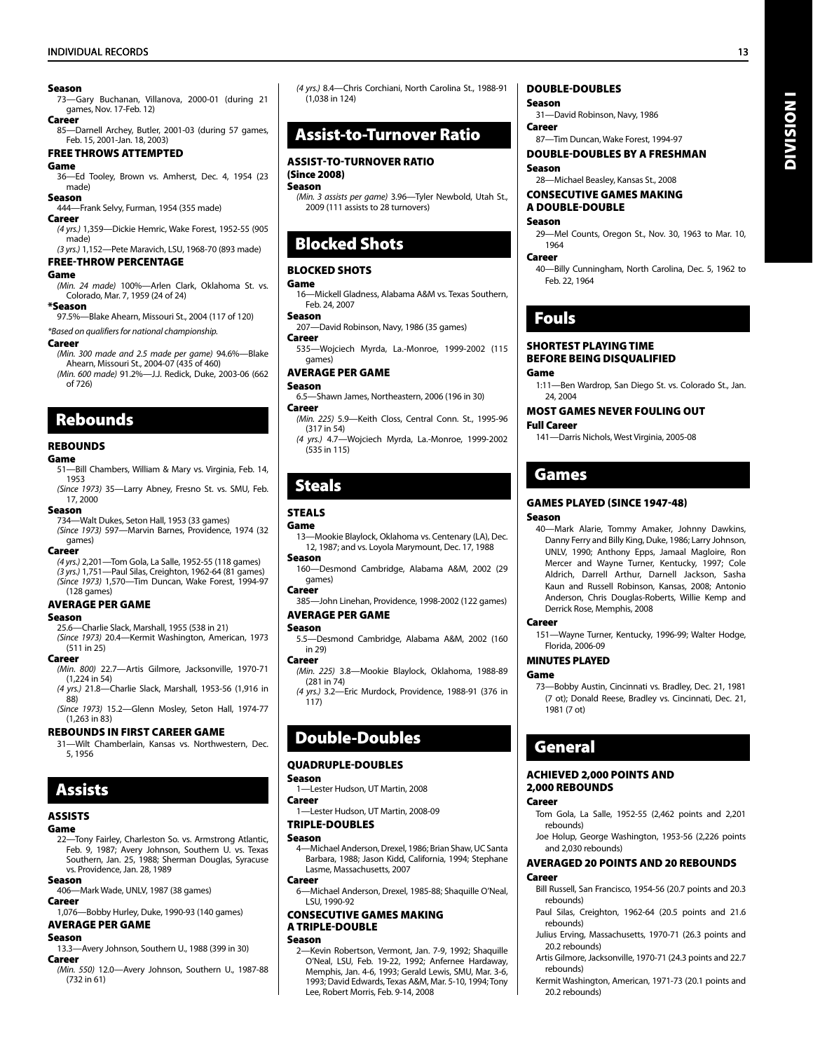**Season**

73—Gary Buchanan, Villanova, 2000-01 (during 21 games, Nov. 17-Feb. 12)

**Career**

85—Darnell Archey, Butler, 2001-03 (during 57 games, Feb. 15, 2001-Jan. 18, 2003)

### FREE THROWS ATTEMPTED

**Game**

36—Ed Tooley, Brown vs. Amherst, Dec. 4, 1954 (23 made)

**Season**

444—Frank Selvy, Furman, 1954 (355 made)

**Career**

*(4 yrs.)* 1,359—Dickie Hemric, Wake Forest, 1952-55 (905 made)

*(3 yrs.)* 1,152—Pete Maravich, LSU, 1968-70 (893 made)

### FREE-THROW PERCENTAGE

**Game**

*(Min. 24 made)* 100%—Arlen Clark, Oklahoma St. vs. Colorado, Mar. 7, 1959 (24 of 24)

**\*Season**

97.5%—Blake Ahearn, Missouri St., 2004 (117 of 120)

*\*Based on qualifiers for national championship.*

**Career**

*(Min. 300 made and 2.5 made per game)* 94.6%—Blake Ahearn, Missouri St., 2004-07 (435 of 460)

*(Min. 600 made)* 91.2%—J.J. Redick, Duke, 2003-06 (662 of 726)

## Rebounds

### REBOUNDS

**Game**

51—Bill Chambers, William & Mary vs. Virginia, Feb. 14, 1953

*(Since 1973)* 35—Larry Abney, Fresno St. vs. SMU, Feb. 17, 2000

**Season**

734—Walt Dukes, Seton Hall, 1953 (33 games)

*(Since 1973)* 597—Marvin Barnes, Providence, 1974 (32 games)

**Career**

*(4 yrs.)* 2,201—Tom Gola, La Salle, 1952-55 (118 games)

*(3 yrs.)* 1,751—Paul Silas, Creighton, 1962-64 (81 games)

*(Since 1973)* 1,570—Tim Duncan, Wake Forest, 1994-97 (128 games)

### AVERAGE PER GAME

**Season**

25.6—Charlie Slack, Marshall, 1955 (538 in 21)

*(Since 1973)* 20.4—Kermit Washington, American, 1973 (511 in 25)

**Career**

*(Min. 800)* 22.7—Artis Gilmore, Jacksonville, 1970-71 (1,224 in 54)

*(4 yrs.)* 21.8—Charlie Slack, Marshall, 1953-56 (1,916 in 88)

*(Since 1973)* 15.2—Glenn Mosley, Seton Hall, 1974-77 (1,263 in 83)

### REBOUNDS IN FIRST CAREER GAME

31—Wilt Chamberlain, Kansas vs. Northwestern, Dec. 5, 1956

## Assists

### ASSISTS

**Game**

22—Tony Fairley, Charleston So. vs. Armstrong Atlantic, Feb. 9, 1987; Avery Johnson, Southern U. vs. Texas Southern, Jan. 25, 1988; Sherman Douglas, Syracuse vs. Providence, Jan. 28, 1989

**Season**

406—Mark Wade, UNLV, 1987 (38 games)

**Career**

1,076—Bobby Hurley, Duke, 1990-93 (140 games)

### AVERAGE PER GAME

**Season**

13.3—Avery Johnson, Southern U., 1988 (399 in 30)

**Career**

*(Min. 550)* 12.0—Avery Johnson, Southern U., 1987-88 (732 in 61)

*(4 yrs.)* 8.4—Chris Corchiani, North Carolina St., 1988-91 (1,038 in 124)

## Assist-to-Turnover Ratio

### ASSIST-TO-TURNOVER RATIO (Since 2008)

**Season**

*(Min. 3 assists per game)* 3.96—Tyler Newbold, Utah St., 2009 (111 assists to 28 turnovers)

## Blocked Shots

### BLOCKED SHOTS

**Game**

16—Mickell Gladness, Alabama A&M vs. Texas Southern, Feb. 24, 2007

**Season**

207—David Robinson, Navy, 1986 (35 games)

**Career**

535—Wojciech Myrda, La.-Monroe, 1999-2002 (115 games)

### AVERAGE PER GAME

**Season**

6.5—Shawn James, Northeastern, 2006 (196 in 30)

**Career**

*(Min. 225)* 5.9—Keith Closs, Central Conn. St., 1995-96 (317 in 54)

*(4 yrs.)* 4.7—Wojciech Myrda, La.-Monroe, 1999-2002 (535 in 115)

## Steals

### STEALS

**Game**

13—Mookie Blaylock, Oklahoma vs. Centenary (LA), Dec. 12, 1987; and vs. Loyola Marymount, Dec. 17, 1988

**Season**

160—Desmond Cambridge, Alabama A&M, 2002 (29 games)

**Career**

385—John Linehan, Providence, 1998-2002 (122 games)

### AVERAGE PER GAME

**Season**

5.5—Desmond Cambridge, Alabama A&M, 2002 (160 in 29)

**Career**

*(Min. 225)* 3.8—Mookie Blaylock, Oklahoma, 1988-89 (281 in 74)

*(4 yrs.)* 3.2—Eric Murdock, Providence, 1988-91 (376 in 117)

## Double-Doubles

### QUADRUPLE-DOUBLES

**Season**

1—Lester Hudson, UT Martin, 2008

**Career**

1—Lester Hudson, UT Martin, 2008-09

### TRIPLE-DOUBLES

**Season**

4—Michael Anderson, Drexel, 1986; Brian Shaw, UC Santa Barbara, 1988; Jason Kidd, California, 1994; Stephane Lasme, Massachusetts, 2007

**Career**

6—Michael Anderson, Drexel, 1985-88; Shaquille O'Neal, LSU, 1990-92

### CONSECUTIVE GAMES MAKING A TRIPLE-DOUBLE

**Season**

2—Kevin Robertson, Vermont, Jan. 7-9, 1992; Shaquille O'Neal, LSU, Feb. 19-22, 1992; Anfernee Hardaway, Memphis, Jan. 4-6, 1993; Gerald Lewis, SMU, Mar. 3-6, 1993; David Edwards, Texas A&M, Mar. 5-10, 1994; Tony Lee, Robert Morris, Feb. 9-14, 2008

### DOUBLE-DOUBLES

**Season**

31—David Robinson, Navy, 1986

**Career**

87—Tim Duncan, Wake Forest, 1994-97

### DOUBLE-DOUBLES BY A FRESHMAN

**Season**

28—Michael Beasley, Kansas St., 2008

### CONSECUTIVE GAMES MAKING A DOUBLE-DOUBLE

**Season**

29—Mel Counts, Oregon St., Nov. 30, 1963 to Mar. 10, 1964

**Career**

40—Billy Cunningham, North Carolina, Dec. 5, 1962 to Feb. 22, 1964

## Fouls

### SHORTEST PLAYING TIME BEFORE BEING DISQUALIFIED

**Game**

1:11—Ben Wardrop, San Diego St. vs. Colorado St., Jan. 24, 2004

### MOST GAMES NEVER FOULING OUT

**Full Career**

141—Darris Nichols, West Virginia, 2005-08

## Games

### GAMES PLAYED (SINCE 1947-48)

**Season**

40—Mark Alarie, Tommy Amaker, Johnny Dawkins, Danny Ferry and Billy King, Duke, 1986; Larry Johnson, UNLV, 1990; Anthony Epps, Jamaal Magloire, Ron Mercer and Wayne Turner, Kentucky, 1997; Cole Aldrich, Darrell Arthur, Darnell Jackson, Sasha Kaun and Russell Robinson, Kansas, 2008; Antonio Anderson, Chris Douglas-Roberts, Willie Kemp and Derrick Rose, Memphis, 2008

**Career**

151—Wayne Turner, Kentucky, 1996-99; Walter Hodge, Florida, 2006-09

### MINUTES PLAYED

**Game**

73—Bobby Austin, Cincinnati vs. Bradley, Dec. 21, 1981 (7 ot); Donald Reese, Bradley vs. Cincinnati, Dec. 21, 1981 (7 ot)

## General

### ACHIEVED 2,000 POINTS AND 2,000 REBOUNDS

**Career**

Tom Gola, La Salle, 1952-55 (2,462 points and 2,201 rebounds)

Joe Holup, George Washington, 1953-56 (2,226 points and 2,030 rebounds)

### AVERAGED 20 POINTS AND 20 REBOUNDS

**Career**

Bill Russell, San Francisco, 1954-56 (20.7 points and 20.3 rebounds)

Paul Silas, Creighton, 1962-64 (20.5 points and 21.6 rebounds)

Julius Erving, Massachusetts, 1970-71 (26.3 points and 20.2 rebounds)

Artis Gilmore, Jacksonville, 1970-71 (24.3 points and 22.7 rebounds)

Kermit Washington, American, 1971-73 (20.1 points and 20.2 rebounds)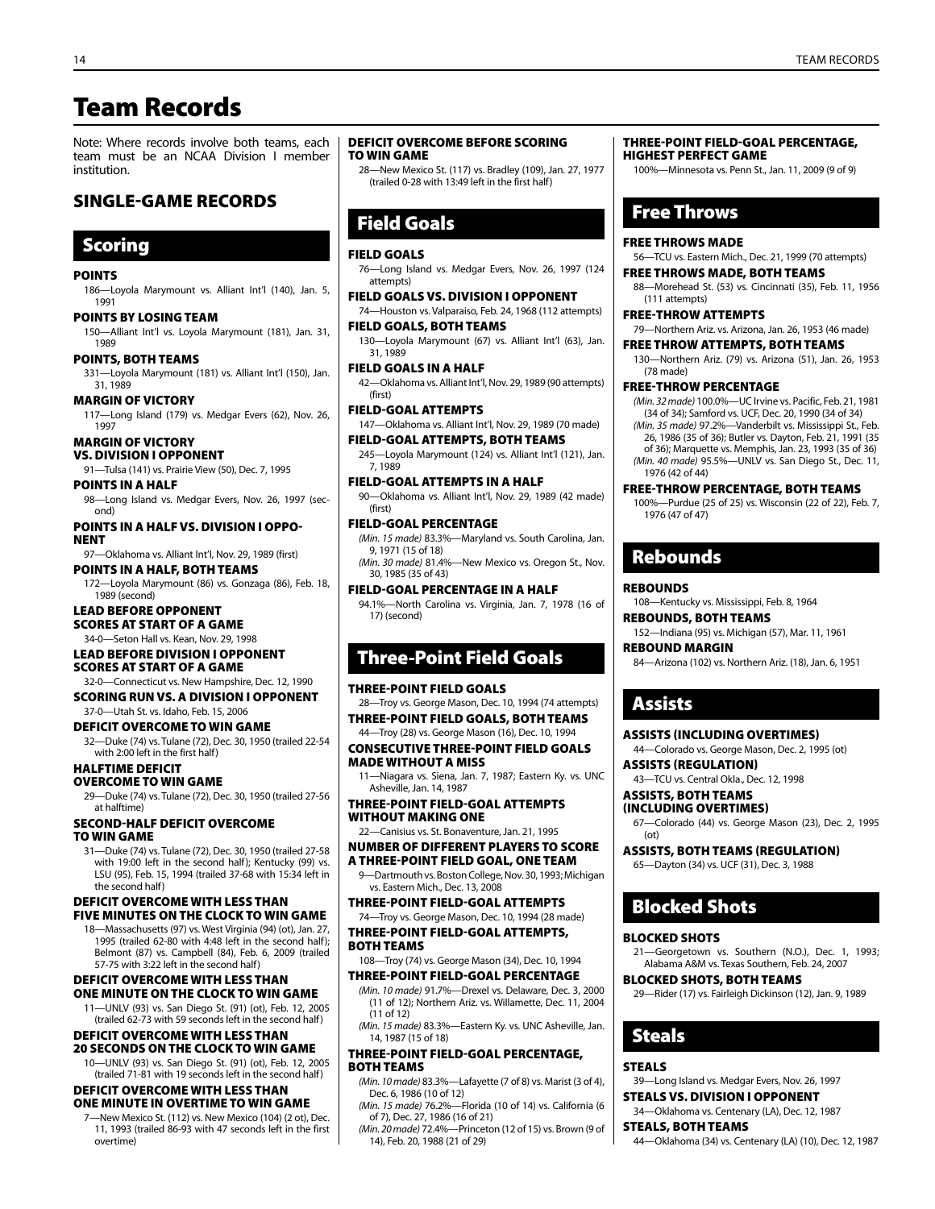# Team Records

Note: Where records involve both teams, each team must be an NCAA Division I member institution.

## SINGLE-GAME RECORDS

## Scoring

### POINTS

186—Loyola Marymount vs. Alliant Int'l (140), Jan. 5, 1991

### POINTS BY LOSING TEAM

150—Alliant Int'l vs. Loyola Marymount (181), Jan. 31, 1989

### POINTS, BOTH TEAMS

331—Loyola Marymount (181) vs. Alliant Int'l (150), Jan. 31, 1989

### MARGIN OF VICTORY

117—Long Island (179) vs. Medgar Evers (62), Nov. 26, 1997

### MARGIN OF VICTORY VS. DIVISION I OPPONENT

91—Tulsa (141) vs. Prairie View (50), Dec. 7, 1995

### POINTS IN A HALF

98—Long Island vs. Medgar Evers, Nov. 26, 1997 (second)

### POINTS IN A HALF VS. DIVISION I OPPONENT

97—Oklahoma vs. Alliant Int'l, Nov. 29, 1989 (first)

### POINTS IN A HALF, BOTH TEAMS

172—Loyola Marymount (86) vs. Gonzaga (86), Feb. 18, 1989 (second)

### LEAD BEFORE OPPONENT SCORES AT START OF A GAME

34-0—Seton Hall vs. Kean, Nov. 29, 1998

### LEAD BEFORE DIVISION I OPPONENT SCORES AT START OF A GAME

32-0—Connecticut vs. New Hampshire, Dec. 12, 1990

### SCORING RUN VS. A DIVISION I OPPONENT

37-0—Utah St. vs. Idaho, Feb. 15, 2006

### DEFICIT OVERCOME TO WIN GAME

32—Duke (74) vs. Tulane (72), Dec. 30, 1950 (trailed 22-54 with 2:00 left in the first half)

### HALFTIME DEFICIT OVERCOME TO WIN GAME

29—Duke (74) vs. Tulane (72), Dec. 30, 1950 (trailed 27-56 at halftime)

### SECOND-HALF DEFICIT OVERCOME TO WIN GAME

31—Duke (74) vs. Tulane (72), Dec. 30, 1950 (trailed 27-58 with 19:00 left in the second half); Kentucky (99) vs. LSU (95), Feb. 15, 1994 (trailed 37-68 with 15:34 left in the second half)

### DEFICIT OVERCOME WITH LESS THAN FIVE MINUTES ON THE CLOCK TO WIN GAME

18—Massachusetts (97) vs. West Virginia (94) (ot), Jan. 27, 1995 (trailed 62-80 with 4:48 left in the second half); Belmont (87) vs. Campbell (84), Feb. 6, 2009 (trailed 57-75 with 3:22 left in the second half)

### DEFICIT OVERCOME WITH LESS THAN ONE MINUTE ON THE CLOCK TO WIN GAME

11—UNLV (93) vs. San Diego St. (91) (ot), Feb. 12, 2005 (trailed 62-73 with 59 seconds left in the second half)

### DEFICIT OVERCOME WITH LESS THAN 20 SECONDS ON THE CLOCK TO WIN GAME

10—UNLV (93) vs. San Diego St. (91) (ot), Feb. 12, 2005 (trailed 71-81 with 19 seconds left in the second half)

### DEFICIT OVERCOME WITH LESS THAN ONE MINUTE IN OVERTIME TO WIN GAME

7—New Mexico St. (112) vs. New Mexico (104) (2 ot), Dec. 11, 1993 (trailed 86-93 with 47 seconds left in the first overtime)

### DEFICIT OVERCOME BEFORE SCORING TO WIN GAME

28—New Mexico St. (117) vs. Bradley (109), Jan. 27, 1977 (trailed 0-28 with 13:49 left in the first half)

## Field Goals

### FIELD GOALS

76—Long Island vs. Medgar Evers, Nov. 26, 1997 (124 attempts)

### FIELD GOALS VS. DIVISION I OPPONENT

74—Houston vs. Valparaiso, Feb. 24, 1968 (112 attempts)

### FIELD GOALS, BOTH TEAMS

130—Loyola Marymount (67) vs. Alliant Int'l (63), Jan. 31, 1989

### FIELD GOALS IN A HALF

42—Oklahoma vs. Alliant Int'l, Nov. 29, 1989 (90 attempts) (first)

### FIELD-GOAL ATTEMPTS

147—Oklahoma vs. Alliant Int'l, Nov. 29, 1989 (70 made)

### FIELD-GOAL ATTEMPTS, BOTH TEAMS

245—Loyola Marymount (124) vs. Alliant Int'l (121), Jan. 7, 1989

### FIELD-GOAL ATTEMPTS IN A HALF

90—Oklahoma vs. Alliant Int'l, Nov. 29, 1989 (42 made) (first)

### FIELD-GOAL PERCENTAGE

*(Min. 15 made)* 83.3%—Maryland vs. South Carolina, Jan. 9, 1971 (15 of 18)

*(Min. 30 made)* 81.4%—New Mexico vs. Oregon St., Nov. 30, 1985 (35 of 43)

### FIELD-GOAL PERCENTAGE IN A HALF

94.1%—North Carolina vs. Virginia, Jan. 7, 1978 (16 of 17) (second)

## Three-Point Field Goals

### THREE-POINT FIELD GOALS

28—Troy vs. George Mason, Dec. 10, 1994 (74 attempts)

### THREE-POINT FIELD GOALS, BOTH TEAMS

44—Troy (28) vs. George Mason (16), Dec. 10, 1994

### CONSECUTIVE THREE-POINT FIELD GOALS MADE WITHOUT A MISS

11—Niagara vs. Siena, Jan. 7, 1987; Eastern Ky. vs. UNC Asheville, Jan. 14, 1987

### THREE-POINT FIELD-GOAL ATTEMPTS WITHOUT MAKING ONE

22—Canisius vs. St. Bonaventure, Jan. 21, 1995

### NUMBER OF DIFFERENT PLAYERS TO SCORE A THREE-POINT FIELD GOAL, ONE TEAM

9—Dartmouth vs. Boston College, Nov. 30, 1993; Michigan vs. Eastern Mich., Dec. 13, 2008

### THREE-POINT FIELD-GOAL ATTEMPTS

74—Troy vs. George Mason, Dec. 10, 1994 (28 made)

### THREE-POINT FIELD-GOAL ATTEMPTS, BOTH TEAMS

108—Troy (74) vs. George Mason (34), Dec. 10, 1994

### THREE-POINT FIELD-GOAL PERCENTAGE

*(Min. 10 made)* 91.7%—Drexel vs. Delaware, Dec. 3, 2000 (11 of 12); Northern Ariz. vs. Willamette, Dec. 11, 2004 (11 of 12)

*(Min. 15 made)* 83.3%—Eastern Ky. vs. UNC Asheville, Jan. 14, 1987 (15 of 18)

### THREE-POINT FIELD-GOAL PERCENTAGE, BOTH TEAMS

*(Min. 10 made)* 83.3%—Lafayette (7 of 8) vs. Marist (3 of 4), Dec. 6, 1986 (10 of 12)

*(Min. 15 made)* 76.2%—Florida (10 of 14) vs. California (6 of 7), Dec. 27, 1986 (16 of 21)

*(Min. 20 made)* 72.4%—Princeton (12 of 15) vs. Brown (9 of 14), Feb. 20, 1988 (21 of 29)

### THREE-POINT FIELD-GOAL PERCENTAGE, HIGHEST PERFECT GAME

100%—Minnesota vs. Penn St., Jan. 11, 2009 (9 of 9)

## Free Throws

### FREE THROWS MADE

56—TCU vs. Eastern Mich., Dec. 21, 1999 (70 attempts)

### FREE THROWS MADE, BOTH TEAMS

88—Morehead St. (53) vs. Cincinnati (35), Feb. 11, 1956 (111 attempts)

### FREE-THROW ATTEMPTS

79—Northern Ariz. vs. Arizona, Jan. 26, 1953 (46 made)

### FREE THROW ATTEMPTS, BOTH TEAMS

130—Northern Ariz. (79) vs. Arizona (51), Jan. 26, 1953 (78 made)

### FREE-THROW PERCENTAGE

*(Min. 32 made)* 100.0%—UC Irvine vs. Pacific, Feb. 21, 1981 (34 of 34); Samford vs. UCF, Dec. 20, 1990 (34 of 34)

*(Min. 35 made)* 97.2%—Vanderbilt vs. Mississippi St., Feb. 26, 1986 (35 of 36); Butler vs. Dayton, Feb. 21, 1991 (35 of 36); Marquette vs. Memphis, Jan. 23, 1993 (35 of 36)

*(Min. 40 made)* 95.5%—UNLV vs. San Diego St., Dec. 11, 1976 (42 of 44)

### FREE-THROW PERCENTAGE, BOTH TEAMS

100%—Purdue (25 of 25) vs. Wisconsin (22 of 22), Feb. 7, 1976 (47 of 47)

## Rebounds

### REBOUNDS

108—Kentucky vs. Mississippi, Feb. 8, 1964

### REBOUNDS, BOTH TEAMS

152—Indiana (95) vs. Michigan (57), Mar. 11, 1961

### REBOUND MARGIN

84—Arizona (102) vs. Northern Ariz. (18), Jan. 6, 1951

## Assists

### ASSISTS (INCLUDING OVERTIMES)

44—Colorado vs. George Mason, Dec. 2, 1995 (ot)

### ASSISTS (REGULATION)

43—TCU vs. Central Okla., Dec. 12, 1998

### ASSISTS, BOTH TEAMS (INCLUDING OVERTIMES)

67—Colorado (44) vs. George Mason (23), Dec. 2, 1995 (ot)

### ASSISTS, BOTH TEAMS (REGULATION)

65—Dayton (34) vs. UCF (31), Dec. 3, 1988

## Blocked Shots

### BLOCKED SHOTS

21—Georgetown vs. Southern (N.O.), Dec. 1, 1993; Alabama A&M vs. Texas Southern, Feb. 24, 2007

### BLOCKED SHOTS, BOTH TEAMS

29—Rider (17) vs. Fairleigh Dickinson (12), Jan. 9, 1989

## Steals

### STEALS

39—Long Island vs. Medgar Evers, Nov. 26, 1997

### STEALS VS. DIVISION I OPPONENT

34—Oklahoma vs. Centenary (LA), Dec. 12, 1987

### STEALS, BOTH TEAMS

44—Oklahoma (34) vs. Centenary (LA) (10), Dec. 12, 1987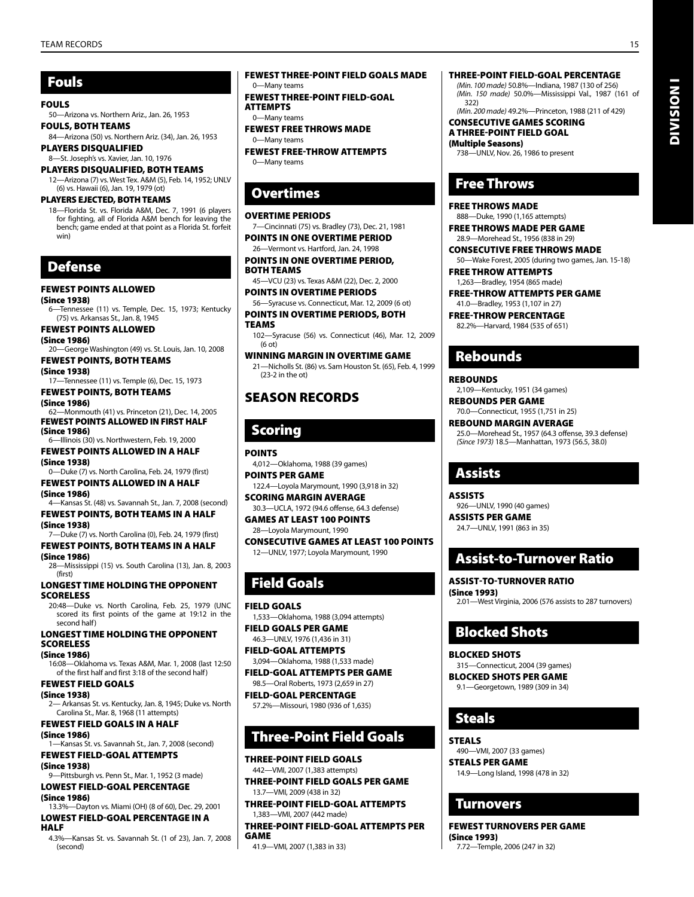## Fouls

**FOULS**
50—Arizona vs. Northern Ariz., Jan. 26, 1953

**FOULS, BOTH TEAMS**
84—Arizona (50) vs. Northern Ariz. (34), Jan. 26, 1953

**PLAYERS DISQUALIFIED**
8—St. Joseph's vs. Xavier, Jan. 10, 1976

**PLAYERS DISQUALIFIED, BOTH TEAMS**
12—Arizona (7) vs. West Tex. A&M (5), Feb. 14, 1952; UNLV (6) vs. Hawaii (6), Jan. 19, 1979 (ot)

**PLAYERS EJECTED, BOTH TEAMS**
18—Florida St. vs. Florida A&M, Dec. 7, 1991 (6 players for fighting, all of Florida A&M bench for leaving the bench; game ended at that point as a Florida St. forfeit win)

## Defense

**FEWEST POINTS ALLOWED**
**(Since 1938)**
6—Tennessee (11) vs. Temple, Dec. 15, 1973; Kentucky (75) vs. Arkansas St., Jan. 8, 1945

**FEWEST POINTS ALLOWED**
**(Since 1986)**
20—George Washington (49) vs. St. Louis, Jan. 10, 2008

**FEWEST POINTS, BOTH TEAMS**
**(Since 1938)**
17—Tennessee (11) vs. Temple (6), Dec. 15, 1973

**FEWEST POINTS, BOTH TEAMS**
**(Since 1986)**
62—Monmouth (41) vs. Princeton (21), Dec. 14, 2005

**FEWEST POINTS ALLOWED IN FIRST HALF**
**(Since 1986)**
6—Illinois (30) vs. Northwestern, Feb. 19, 2000

**FEWEST POINTS ALLOWED IN A HALF**
**(Since 1938)**
0—Duke (7) vs. North Carolina, Feb. 24, 1979 (first)

**FEWEST POINTS ALLOWED IN A HALF**
**(Since 1986)**
4—Kansas St. (48) vs. Savannah St., Jan. 7, 2008 (second)

**FEWEST POINTS, BOTH TEAMS IN A HALF**
**(Since 1938)**
7—Duke (7) vs. North Carolina (0), Feb. 24, 1979 (first)

**FEWEST POINTS, BOTH TEAMS IN A HALF**
**(Since 1986)**
28—Mississippi (15) vs. South Carolina (13), Jan. 8, 2003 (first)

**LONGEST TIME HOLDING THE OPPONENT SCORELESS**
20:48—Duke vs. North Carolina, Feb. 25, 1979 (UNC scored its first points of the game at 19:12 in the second half)

**LONGEST TIME HOLDING THE OPPONENT SCORELESS**
**(Since 1986)**
16:08—Oklahoma vs. Texas A&M, Mar. 1, 2008 (last 12:50 of the first half and first 3:18 of the second half)

**FEWEST FIELD GOALS**
**(Since 1938)**
2— Arkansas St. vs. Kentucky, Jan. 8, 1945; Duke vs. North Carolina St., Mar. 8, 1968 (11 attempts)

**FEWEST FIELD GOALS IN A HALF**
**(Since 1986)**
1—Kansas St. vs. Savannah St., Jan. 7, 2008 (second)

**FEWEST FIELD-GOAL ATTEMPTS**
**(Since 1938)**
9—Pittsburgh vs. Penn St., Mar. 1, 1952 (3 made)

**LOWEST FIELD-GOAL PERCENTAGE**
**(Since 1986)**
13.3%—Dayton vs. Miami (OH) (8 of 60), Dec. 29, 2001

**LOWEST FIELD-GOAL PERCENTAGE IN A HALF**
4.3%—Kansas St. vs. Savannah St. (1 of 23), Jan. 7, 2008 (second)

**FEWEST THREE-POINT FIELD GOALS MADE**
0—Many teams

**FEWEST THREE-POINT FIELD-GOAL ATTEMPTS**
0—Many teams

**FEWEST FREE THROWS MADE**
0—Many teams

**FEWEST FREE-THROW ATTEMPTS**
0—Many teams

## Overtimes

**OVERTIME PERIODS**
7—Cincinnati (75) vs. Bradley (73), Dec. 21, 1981

**POINTS IN ONE OVERTIME PERIOD**
26—Vermont vs. Hartford, Jan. 24, 1998

**POINTS IN ONE OVERTIME PERIOD, BOTH TEAMS**
45—VCU (23) vs. Texas A&M (22), Dec. 2, 2000

**POINTS IN OVERTIME PERIODS**
56—Syracuse vs. Connecticut, Mar. 12, 2009 (6 ot)

**POINTS IN OVERTIME PERIODS, BOTH TEAMS**
102—Syracuse (56) vs. Connecticut (46), Mar. 12, 2009 (6 ot)

**WINNING MARGIN IN OVERTIME GAME**
21—Nicholls St. (86) vs. Sam Houston St. (65), Feb. 4, 1999 (23-2 in the ot)

# SEASON RECORDS

## Scoring

**POINTS**
4,012—Oklahoma, 1988 (39 games)

**POINTS PER GAME**
122.4—Loyola Marymount, 1990 (3,918 in 32)

**SCORING MARGIN AVERAGE**
30.3—UCLA, 1972 (94.6 offense, 64.3 defense)

**GAMES AT LEAST 100 POINTS**
28—Loyola Marymount, 1990

**CONSECUTIVE GAMES AT LEAST 100 POINTS**
12—UNLV, 1977; Loyola Marymount, 1990

## Field Goals

**FIELD GOALS**
1,533—Oklahoma, 1988 (3,094 attempts)

**FIELD GOALS PER GAME**
46.3—UNLV, 1976 (1,436 in 31)

**FIELD-GOAL ATTEMPTS**
3,094—Oklahoma, 1988 (1,533 made)

**FIELD-GOAL ATTEMPTS PER GAME**
98.5—Oral Roberts, 1973 (2,659 in 27)

**FIELD-GOAL PERCENTAGE**
57.2%—Missouri, 1980 (936 of 1,635)

## Three-Point Field Goals

**THREE-POINT FIELD GOALS**
442—VMI, 2007 (1,383 attempts)

**THREE-POINT FIELD GOALS PER GAME**
13.7—VMI, 2009 (438 in 32)

**THREE-POINT FIELD-GOAL ATTEMPTS**
1,383—VMI, 2007 (442 made)

**THREE-POINT FIELD-GOAL ATTEMPTS PER GAME**
41.9—VMI, 2007 (1,383 in 33)

**THREE-POINT FIELD-GOAL PERCENTAGE**
*(Min. 100 made)* 50.8%—Indiana, 1987 (130 of 256)
*(Min. 150 made)* 50.0%—Mississippi Val., 1987 (161 of 322)
*(Min. 200 made)* 49.2%—Princeton, 1988 (211 of 429)

**CONSECUTIVE GAMES SCORING A THREE-POINT FIELD GOAL**
**(Multiple Seasons)**
738—UNLV, Nov. 26, 1986 to present

## Free Throws

**FREE THROWS MADE**
888—Duke, 1990 (1,165 attempts)

**FREE THROWS MADE PER GAME**
28.9—Morehead St., 1956 (838 in 29)

**CONSECUTIVE FREE THROWS MADE**
50—Wake Forest, 2005 (during two games, Jan. 15-18)

**FREE THROW ATTEMPTS**
1,263—Bradley, 1954 (865 made)

**FREE-THROW ATTEMPTS PER GAME**
41.0—Bradley, 1953 (1,107 in 27)

**FREE-THROW PERCENTAGE**
82.2%—Harvard, 1984 (535 of 651)

## Rebounds

**REBOUNDS**
2,109—Kentucky, 1951 (34 games)

**REBOUNDS PER GAME**
70.0—Connecticut, 1955 (1,751 in 25)

**REBOUND MARGIN AVERAGE**
25.0—Morehead St., 1957 (64.3 offense, 39.3 defense)
*(Since 1973)* 18.5—Manhattan, 1973 (56.5, 38.0)

## Assists

**ASSISTS**
926—UNLV, 1990 (40 games)

**ASSISTS PER GAME**
24.7—UNLV, 1991 (863 in 35)

## Assist-to-Turnover Ratio

**ASSIST-TO-TURNOVER RATIO**
**(Since 1993)**
2.01—West Virginia, 2006 (576 assists to 287 turnovers)

## Blocked Shots

**BLOCKED SHOTS**
315—Connecticut, 2004 (39 games)

**BLOCKED SHOTS PER GAME**
9.1—Georgetown, 1989 (309 in 34)

## Steals

**STEALS**
490—VMI, 2007 (33 games)

**STEALS PER GAME**
14.9—Long Island, 1998 (478 in 32)

## Turnovers

**FEWEST TURNOVERS PER GAME**
**(Since 1993)**
7.72—Temple, 2006 (247 in 32)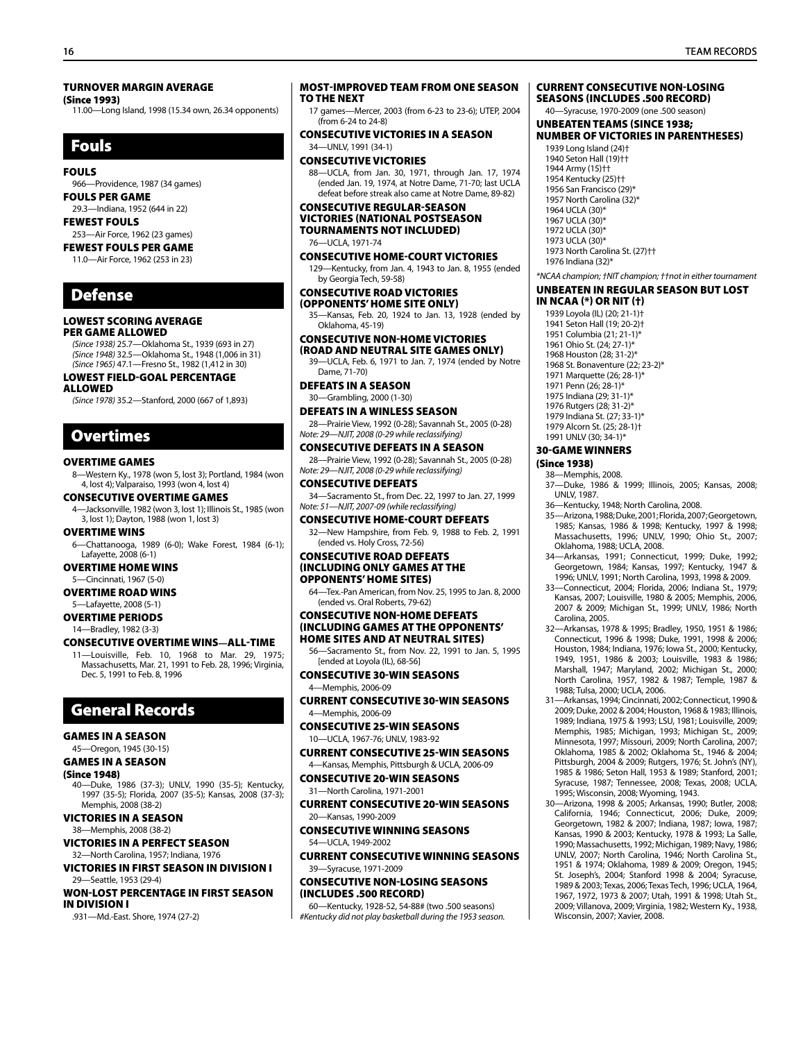### TURNOVER MARGIN AVERAGE
**(Since 1993)**

11.00—Long Island, 1998 (15.34 own, 26.34 opponents)

## Fouls

### FOULS
966—Providence, 1987 (34 games)

### FOULS PER GAME
29.3—Indiana, 1952 (644 in 22)

### FEWEST FOULS
253—Air Force, 1962 (23 games)

### FEWEST FOULS PER GAME
11.0—Air Force, 1962 (253 in 23)

## Defense

### LOWEST SCORING AVERAGE PER GAME ALLOWED
*(Since 1938)* 25.7—Oklahoma St., 1939 (693 in 27)
*(Since 1948)* 32.5—Oklahoma St., 1948 (1,006 in 31)
*(Since 1965)* 47.1—Fresno St., 1982 (1,412 in 30)

### LOWEST FIELD-GOAL PERCENTAGE ALLOWED
*(Since 1978)* 35.2—Stanford, 2000 (667 of 1,893)

## Overtimes

### OVERTIME GAMES
8—Western Ky., 1978 (won 5, lost 3); Portland, 1984 (won 4, lost 4); Valparaiso, 1993 (won 4, lost 4)

### CONSECUTIVE OVERTIME GAMES
4—Jacksonville, 1982 (won 3, lost 1); Illinois St., 1985 (won 3, lost 1); Dayton, 1988 (won 1, lost 3)

### OVERTIME WINS
6—Chattanooga, 1989 (6-0); Wake Forest, 1984 (6-1); Lafayette, 2008 (6-1)

### OVERTIME HOME WINS
5—Cincinnati, 1967 (5-0)

### OVERTIME ROAD WINS
5—Lafayette, 2008 (5-1)

### OVERTIME PERIODS
14—Bradley, 1982 (3-3)

### CONSECUTIVE OVERTIME WINS—ALL-TIME
11—Louisville, Feb. 10, 1968 to Mar. 29, 1975; Massachusetts, Mar. 21, 1991 to Feb. 28, 1996; Virginia, Dec. 5, 1991 to Feb. 8, 1996

## General Records

### GAMES IN A SEASON
45—Oregon, 1945 (30-15)

### GAMES IN A SEASON
**(Since 1948)**

40—Duke, 1986 (37-3); UNLV, 1990 (35-5); Kentucky, 1997 (35-5); Florida, 2007 (35-5); Kansas, 2008 (37-3); Memphis, 2008 (38-2)

### VICTORIES IN A SEASON
38—Memphis, 2008 (38-2)

### VICTORIES IN A PERFECT SEASON
32—North Carolina, 1957; Indiana, 1976

### VICTORIES IN FIRST SEASON IN DIVISION I
29—Seattle, 1953 (29-4)

### WON-LOST PERCENTAGE IN FIRST SEASON IN DIVISION I
.931—Md.-East. Shore, 1974 (27-2)

### MOST-IMPROVED TEAM FROM ONE SEASON TO THE NEXT
17 games—Mercer, 2003 (from 6-23 to 23-6); UTEP, 2004 (from 6-24 to 24-8)

### CONSECUTIVE VICTORIES IN A SEASON
34—UNLV, 1991 (34-1)

### CONSECUTIVE VICTORIES
88—UCLA, from Jan. 30, 1971, through Jan. 17, 1974 (ended Jan. 19, 1974, at Notre Dame, 71-70; last UCLA defeat before streak also came at Notre Dame, 89-82)

### CONSECUTIVE REGULAR-SEASON VICTORIES (NATIONAL POSTSEASON TOURNAMENTS NOT INCLUDED)
76—UCLA, 1971-74

### CONSECUTIVE HOME-COURT VICTORIES
129—Kentucky, from Jan. 4, 1943 to Jan. 8, 1955 (ended by Georgia Tech, 59-58)

### CONSECUTIVE ROAD VICTORIES (OPPONENTS' HOME SITE ONLY)
35—Kansas, Feb. 20, 1924 to Jan. 13, 1928 (ended by Oklahoma, 45-19)

### CONSECUTIVE NON-HOME VICTORIES (ROAD AND NEUTRAL SITE GAMES ONLY)
39—UCLA, Feb. 6, 1971 to Jan. 7, 1974 (ended by Notre Dame, 71-70)

### DEFEATS IN A SEASON
30—Grambling, 2000 (1-30)

### DEFEATS IN A WINLESS SEASON
28—Prairie View, 1992 (0-28); Savannah St., 2005 (0-28)
*Note: 29—NJIT, 2008 (0-29 while reclassifying)*

### CONSECUTIVE DEFEATS IN A SEASON
28—Prairie View, 1992 (0-28); Savannah St., 2005 (0-28)
*Note: 29—NJIT, 2008 (0-29 while reclassifying)*

### CONSECUTIVE DEFEATS
34—Sacramento St., from Dec. 22, 1997 to Jan. 27, 1999
*Note: 51—NJIT, 2007-09 (while reclassifying)*

### CONSECUTIVE HOME-COURT DEFEATS
32—New Hampshire, from Feb. 9, 1988 to Feb. 2, 1991 (ended vs. Holy Cross, 72-56)

### CONSECUTIVE ROAD DEFEATS (INCLUDING ONLY GAMES AT THE OPPONENTS' HOME SITES)
64—Tex.-Pan American, from Nov. 25, 1995 to Jan. 8, 2000 (ended vs. Oral Roberts, 79-62)

### CONSECUTIVE NON-HOME DEFEATS (INCLUDING GAMES AT THE OPPONENTS' HOME SITES AND AT NEUTRAL SITES)
56—Sacramento St., from Nov. 22, 1991 to Jan. 5, 1995 [ended at Loyola (IL), 68-56]

### CONSECUTIVE 30-WIN SEASONS
4—Memphis, 2006-09

### CURRENT CONSECUTIVE 30-WIN SEASONS
4—Memphis, 2006-09

### CONSECUTIVE 25-WIN SEASONS
10—UCLA, 1967-76; UNLV, 1983-92

### CURRENT CONSECUTIVE 25-WIN SEASONS
4—Kansas, Memphis, Pittsburgh & UCLA, 2006-09

### CONSECUTIVE 20-WIN SEASONS
31—North Carolina, 1971-2001

### CURRENT CONSECUTIVE 20-WIN SEASONS
20—Kansas, 1990-2009

### CONSECUTIVE WINNING SEASONS
54—UCLA, 1949-2002

### CURRENT CONSECUTIVE WINNING SEASONS
39—Syracuse, 1971-2009

### CONSECUTIVE NON-LOSING SEASONS (INCLUDES .500 RECORD)
60—Kentucky, 1928-52, 54-88# (two .500 seasons)
*#Kentucky did not play basketball during the 1953 season.*

### CURRENT CONSECUTIVE NON-LOSING SEASONS (INCLUDES .500 RECORD)
40—Syracuse, 1970-2009 (one .500 season)

### UNBEATEN TEAMS (SINCE 1938; NUMBER OF VICTORIES IN PARENTHESES)
1939 Long Island (24)†
1940 Seton Hall (19)††
1944 Army (15)††
1954 Kentucky (25)††
1956 San Francisco (29)*
1957 North Carolina (32)*
1964 UCLA (30)*
1967 UCLA (30)*
1972 UCLA (30)*
1973 UCLA (30)*
1973 North Carolina St. (27)††
1976 Indiana (32)*

*\*NCAA champion; †NIT champion; ††not in either tournament*

### UNBEATEN IN REGULAR SEASON BUT LOST IN NCAA (*) OR NIT (†)
1939 Loyola (IL) (20; 21-1)†
1941 Seton Hall (19; 20-2)†
1951 Columbia (21; 21-1)*
1961 Ohio St. (24; 27-1)*
1968 Houston (28; 31-2)*
1968 St. Bonaventure (22; 23-2)*
1971 Marquette (26; 28-1)*
1971 Penn (26; 28-1)*
1975 Indiana (29; 31-1)*
1976 Rutgers (28; 31-2)*
1979 Indiana St. (27; 33-1)*
1979 Alcorn St. (25; 28-1)†
1991 UNLV (30; 34-1)*

### 30-GAME WINNERS
**(Since 1938)**

38—Memphis, 2008.

37—Duke, 1986 & 1999; Illinois, 2005; Kansas, 2008; UNLV, 1987.

36—Kentucky, 1948; North Carolina, 2008.

35—Arizona, 1988; Duke, 2001; Florida, 2007; Georgetown, 1985; Kansas, 1986 & 1998; Kentucky, 1997 & 1998; Massachusetts, 1996; UNLV, 1990; Ohio St., 2007; Oklahoma, 1988; UCLA, 2008.

34—Arkansas, 1991; Connecticut, 1999; Duke, 1992; Georgetown, 1984; Kansas, 1997; Kentucky, 1947 & 1996; UNLV, 1991; North Carolina, 1993, 1998 & 2009.

33—Connecticut, 2004; Florida, 2006; Indiana St., 1979; Kansas, 2007; Louisville, 1980 & 2005; Memphis, 2006, 2007 & 2009; Michigan St., 1999; UNLV, 1986; North Carolina, 2005.

32—Arkansas, 1978 & 1995; Bradley, 1950, 1951 & 1986; Connecticut, 1996 & 1998; Duke, 1991, 1998 & 2006; Houston, 1984; Indiana, 1976; Iowa St., 2000; Kentucky, 1949, 1951, 1986 & 2003; Louisville, 1983 & 1986; Marshall, 1947; Maryland, 2002; Michigan St., 2000; North Carolina, 1957, 1982 & 1987; Temple, 1987 & 1988; Tulsa, 2000; UCLA, 2006.

31—Arkansas, 1994; Cincinnati, 2002; Connecticut, 1990 & 2009; Duke, 2002 & 2004; Houston, 1968 & 1983; Illinois, 1989; Indiana, 1975 & 1993; LSU, 1981; Louisville, 2009; Memphis, 1985; Michigan, 1993; Michigan St., 2009; Minnesota, 1997; Missouri, 2009; North Carolina, 2007; Oklahoma, 1985 & 2002; Oklahoma St., 1946 & 2004; Pittsburgh, 2004 & 2009; Rutgers, 1976; St. John's (NY), 1985 & 1986; Seton Hall, 1953 & 1989; Stanford, 2001; Syracuse, 1987; Tennessee, 2008; Texas, 2008; UCLA, 1995; Wisconsin, 2008; Wyoming, 1943.

30—Arizona, 1998 & 2005; Arkansas, 1990; Butler, 2008; California, 1946; Connecticut, 2006; Duke, 2009; Georgetown, 1982 & 2007; Indiana, 1987; Iowa, 1987; Kansas, 1990 & 2003; Kentucky, 1978 & 1993; La Salle, 1990; Massachusetts, 1992; Michigan, 1989; Navy, 1986; UNLV, 2007; North Carolina, 1946; North Carolina St., 1951 & 1974; Oklahoma, 1989 & 2009; Oregon, 1945; St. Joseph's, 2004; Stanford 1998 & 2004; Syracuse, 1989 & 2003; Texas, 2006; Texas Tech, 1996; UCLA, 1964, 1967, 1972, 1973 & 2007; Utah, 1991 & 1998; Utah St., 2009; Villanova, 2009; Virginia, 1982; Western Ky., 1938, Wisconsin, 2007; Xavier, 2008.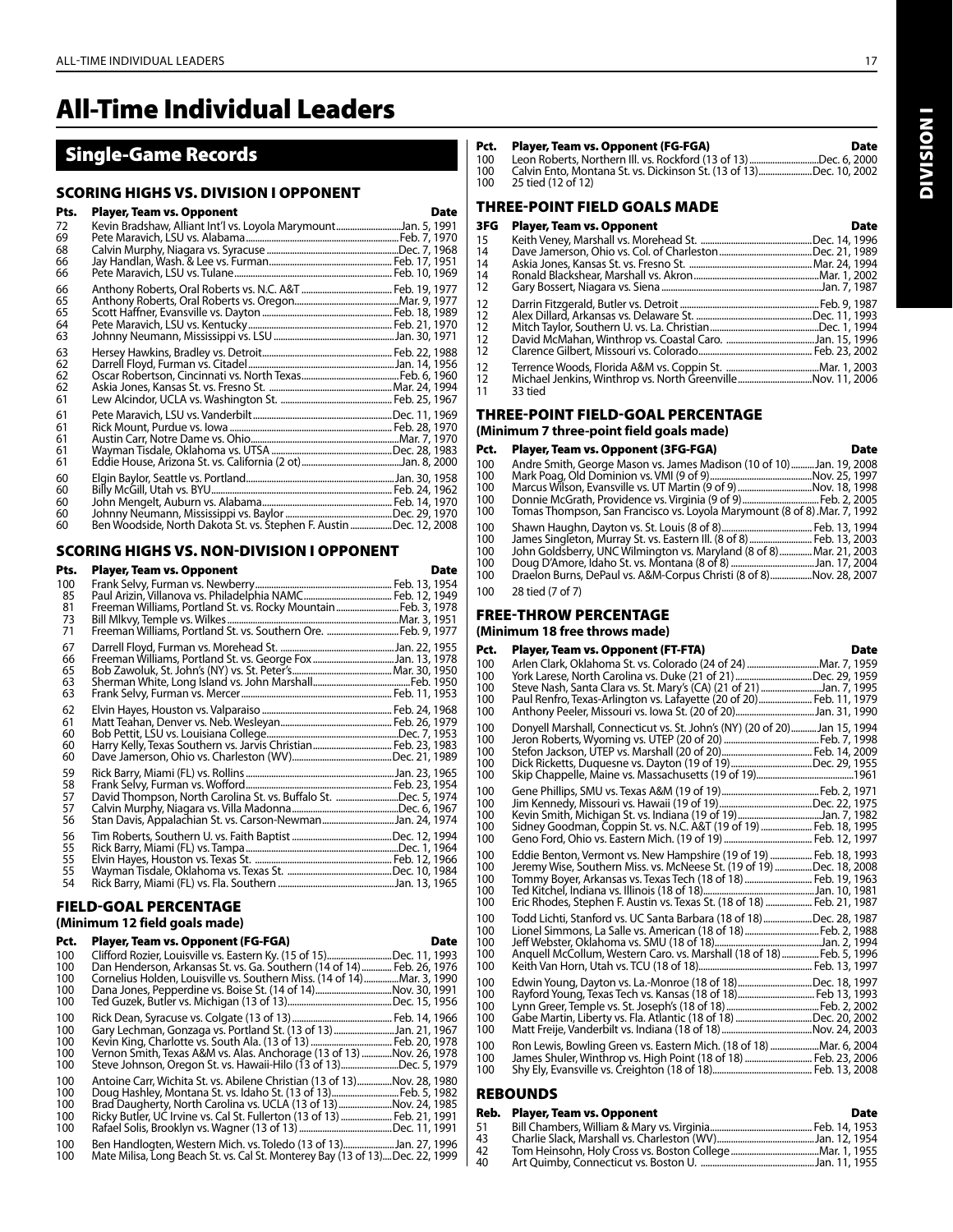# All-Time Individual Leaders

## Single-Game Records

### SCORING HIGHS VS. DIVISION I OPPONENT

| Pts. | Player, Team vs. Opponent | Date |
|---|---|---|
| 72 | Kevin Bradshaw, Alliant Int'l vs. Loyola Marymount | Jan. 5, 1991 |
| 69 | Pete Maravich, LSU vs. Alabama | Feb. 7, 1970 |
| 68 | Calvin Murphy, Niagara vs. Syracuse | Dec. 7, 1968 |
| 66 | Jay Handlan, Wash. & Lee vs. Furman | Feb. 17, 1951 |
| 66 | Pete Maravich, LSU vs. Tulane | Feb. 10, 1969 |
| 66 | Anthony Roberts, Oral Roberts vs. N.C. A&T | Feb. 19, 1977 |
| 65 | Anthony Roberts, Oral Roberts vs. Oregon | Mar. 9, 1977 |
| 65 | Scott Haffner, Evansville vs. Dayton | Feb. 18, 1989 |
| 64 | Pete Maravich, LSU vs. Kentucky | Feb. 21, 1970 |
| 63 | Johnny Neumann, Mississippi vs. LSU | Jan. 30, 1971 |
| 63 | Hersey Hawkins, Bradley vs. Detroit | Feb. 22, 1988 |
| 62 | Darrell Floyd, Furman vs. Citadel | Jan. 14, 1956 |
| 62 | Oscar Robertson, Cincinnati vs. North Texas | Feb. 6, 1960 |
| 62 | Askia Jones, Kansas St. vs. Fresno St. | Mar. 24, 1994 |
| 61 | Lew Alcindor, UCLA vs. Washington St. | Feb. 25, 1967 |
| 61 | Pete Maravich, LSU vs. Vanderbilt | Dec. 11, 1969 |
| 61 | Rick Mount, Purdue vs. Iowa | Feb. 28, 1970 |
| 61 | Austin Carr, Notre Dame vs. Ohio | Mar. 7, 1970 |
| 61 | Wayman Tisdale, Oklahoma vs. UTSA | Dec. 28, 1983 |
| 61 | Eddie House, Arizona St. vs. California (2 ot) | Jan. 8, 2000 |
| 60 | Elgin Baylor, Seattle vs. Portland | Jan. 30, 1958 |
| 60 | Billy McGill, Utah vs. BYU | Feb. 24, 1962 |
| 60 | John Mengelt, Auburn vs. Alabama | Feb. 14, 1970 |
| 60 | Johnny Neumann, Mississippi vs. Baylor | Dec. 29, 1970 |
| 60 | Ben Woodside, North Dakota St. vs. Stephen F. Austin | Dec. 12, 2008 |

### SCORING HIGHS VS. NON-DIVISION I OPPONENT

| Pts. | Player, Team vs. Opponent | Date |
|---|---|---|
| 100 | Frank Selvy, Furman vs. Newberry | Feb. 13, 1954 |
| 85 | Paul Arizin, Villanova vs. Philadelphia NAMC | Feb. 12, 1949 |
| 81 | Freeman Williams, Portland St. vs. Rocky Mountain | Feb. 3, 1978 |
| 73 | Bill Mlkvy, Temple vs. Wilkes | Mar. 3, 1951 |
| 71 | Freeman Williams, Portland St. vs. Southern Ore. | Feb. 9, 1977 |
| 67 | Darrell Floyd, Furman vs. Morehead St. | Jan. 22, 1955 |
| 66 | Freeman Williams, Portland St. vs. George Fox | Jan. 13, 1978 |
| 65 | Bob Zawoluk, St. John's (NY) vs. St. Peter's | Mar. 30, 1950 |
| 63 | Sherman White, Long Island vs. John Marshall | Feb. 1950 |
| 63 | Frank Selvy, Furman vs. Mercer | Feb. 11, 1953 |
| 62 | Elvin Hayes, Houston vs. Valparaiso | Feb. 24, 1968 |
| 61 | Matt Teahan, Denver vs. Neb. Wesleyan | Feb. 26, 1979 |
| 60 | Bob Pettit, LSU vs. Louisiana College | Dec. 7, 1953 |
| 60 | Harry Kelly, Texas Southern vs. Jarvis Christian | Feb. 23, 1983 |
| 60 | Dave Jamerson, Ohio vs. Charleston (WV) | Dec. 21, 1989 |
| 59 | Rick Barry, Miami (FL) vs. Rollins | Jan. 23, 1965 |
| 58 | Frank Selvy, Furman vs. Wofford | Feb. 23, 1954 |
| 57 | David Thompson, North Carolina St. vs. Buffalo St. | Dec. 5, 1974 |
| 57 | Calvin Murphy, Niagara vs. Villa Madonna | Dec. 6, 1967 |
| 56 | Stan Davis, Appalachian St. vs. Carson-Newman | Jan. 24, 1974 |
| 56 | Tim Roberts, Southern U. vs. Faith Baptist | Dec. 12, 1994 |
| 55 | Rick Barry, Miami (FL) vs. Tampa | Dec. 1, 1964 |
| 55 | Elvin Hayes, Houston vs. Texas St. | Feb. 12, 1966 |
| 55 | Wayman Tisdale, Oklahoma vs. Texas St. | Dec. 10, 1984 |
| 54 | Rick Barry, Miami (FL) vs. Fla. Southern | Jan. 13, 1965 |

### FIELD-GOAL PERCENTAGE
**(Minimum 12 field goals made)**

| Pct. | Player, Team vs. Opponent (FG-FGA) | Date |
|---|---|---|
| 100 | Clifford Rozier, Louisville vs. Eastern Ky. (15 of 15) | Dec. 11, 1993 |
| 100 | Dan Henderson, Arkansas St. vs. Ga. Southern (14 of 14) | Feb. 26, 1976 |
| 100 | Cornelius Holden, Louisville vs. Southern Miss. (14 of 14) | Mar. 3, 1990 |
| 100 | Dana Jones, Pepperdine vs. Boise St. (14 of 14) | Nov. 30, 1991 |
| 100 | Ted Guzek, Butler vs. Michigan (13 of 13) | Dec. 15, 1956 |
| 100 | Rick Dean, Syracuse vs. Colgate (13 of 13) | Feb. 14, 1966 |
| 100 | Gary Lechman, Gonzaga vs. Portland St. (13 of 13) | Jan. 21, 1967 |
| 100 | Kevin King, Charlotte vs. South Ala. (13 of 13) | Feb. 20, 1978 |
| 100 | Vernon Smith, Texas A&M vs. Alas. Anchorage (13 of 13) | Nov. 26, 1978 |
| 100 | Steve Johnson, Oregon St. vs. Hawaii-Hilo (13 of 13) | Dec. 5, 1979 |
| 100 | Antoine Carr, Wichita St. vs. Abilene Christian (13 of 13) | Nov. 28, 1980 |
| 100 | Doug Hashley, Montana St. vs. Idaho St. (13 of 13) | Feb. 5, 1982 |
| 100 | Brad Daugherty, North Carolina vs. UCLA (13 of 13) | Nov. 24, 1985 |
| 100 | Ricky Butler, UC Irvine vs. Cal St. Fullerton (13 of 13) | Feb. 21, 1991 |
| 100 | Rafael Solis, Brooklyn vs. Wagner (13 of 13) | Dec. 11, 1991 |
| 100 | Ben Handlogten, Western Mich. vs. Toledo (13 of 13) | Jan. 27, 1996 |
| 100 | Mate Milisa, Long Beach St. vs. Cal St. Monterey Bay (13 of 13) | Dec. 22, 1999 |
| 100 | Leon Roberts, Northern Ill. vs. Rockford (13 of 13) | Dec. 6, 2000 |
| 100 | Calvin Ento, Montana St. vs. Dickinson St. (13 of 13) | Dec. 10, 2002 |
| 100 | 25 tied (12 of 12) | |

### THREE-POINT FIELD GOALS MADE

| 3FG | Player, Team vs. Opponent | Date |
|---|---|---|
| 15 | Keith Veney, Marshall vs. Morehead St. | Dec. 14, 1996 |
| 14 | Dave Jamerson, Ohio vs. Col. of Charleston | Dec. 21, 1989 |
| 14 | Askia Jones, Kansas St. vs. Fresno St. | Mar. 24, 1994 |
| 14 | Ronald Blackshear, Marshall vs. Akron | Mar. 1, 2002 |
| 12 | Gary Bossert, Niagara vs. Siena | Jan. 7, 1987 |
| 12 | Darrin Fitzgerald, Butler vs. Detroit | Feb. 9, 1987 |
| 12 | Alex Dillard, Arkansas vs. Delaware St. | Dec. 11, 1993 |
| 12 | Mitch Taylor, Southern U. vs. La. Christian | Dec. 1, 1994 |
| 12 | David McMahan, Winthrop vs. Coastal Caro. | Jan. 15, 1996 |
| 12 | Clarence Gilbert, Missouri vs. Colorado | Feb. 23, 2002 |
| 12 | Terrence Woods, Florida A&M vs. Coppin St. | Mar. 1, 2003 |
| 12 | Michael Jenkins, Winthrop vs. North Greenville | Nov. 11, 2006 |
| 11 | 33 tied | |

### THREE-POINT FIELD-GOAL PERCENTAGE
**(Minimum 7 three-point field goals made)**

| Pct. | Player, Team vs. Opponent (3FG-FGA) | Date |
|---|---|---|
| 100 | Andre Smith, George Mason vs. James Madison (10 of 10) | Jan. 19, 2008 |
| 100 | Mark Poag, Old Dominion vs. VMI (9 of 9) | Nov. 25, 1997 |
| 100 | Marcus Wilson, Evansville vs. UT Martin (9 of 9) | Nov. 18, 1998 |
| 100 | Donnie McGrath, Providence vs. Virginia (9 of 9) | Feb. 2, 2005 |
| 100 | Tomas Thompson, San Francisco vs. Loyola Marymount (8 of 8) | Mar. 7, 1992 |
| 100 | Shawn Haughn, Dayton vs. St. Louis (8 of 8) | Feb. 13, 1994 |
| 100 | James Singleton, Murray St. vs. Eastern Ill. (8 of 8) | Feb. 13, 2003 |
| 100 | John Goldsberry, UNC Wilmington vs. Maryland (8 of 8) | Mar. 21, 2003 |
| 100 | Doug D'Amore, Idaho St. vs. Montana (8 of 8) | Jan. 17, 2004 |
| 100 | Draelon Burns, DePaul vs. A&M-Corpus Christi (8 of 8) | Nov. 28, 2007 |
| 100 | 28 tied (7 of 7) | |

### FREE-THROW PERCENTAGE
**(Minimum 18 free throws made)**

| Pct. | Player, Team vs. Opponent (FT-FTA) | Date |
|---|---|---|
| 100 | Arlen Clark, Oklahoma St. vs. Colorado (24 of 24) | Mar. 7, 1959 |
| 100 | York Larese, North Carolina vs. Duke (21 of 21) | Dec. 29, 1959 |
| 100 | Steve Nash, Santa Clara vs. St. Mary's (CA) (21 of 21) | Jan. 7, 1995 |
| 100 | Paul Renfro, Texas-Arlington vs. Lafayette (20 of 20) | Feb. 11, 1979 |
| 100 | Anthony Peeler, Missouri vs. Iowa St. (20 of 20) | Jan. 31, 1990 |
| 100 | Donyell Marshall, Connecticut vs. St. John's (NY) (20 of 20) | Jan 15, 1994 |
| 100 | Jeron Roberts, Wyoming vs. UTEP (20 of 20) | Feb. 7, 1998 |
| 100 | Stefon Jackson, UTEP vs. Marshall (20 of 20) | Feb. 14, 2009 |
| 100 | Dick Ricketts, Duquesne vs. Dayton (19 of 19) | Dec. 29, 1955 |
| 100 | Skip Chappelle, Maine vs. Massachusetts (19 of 19) | 1961 |
| 100 | Gene Phillips, SMU vs. Texas A&M (19 of 19) | Feb. 2, 1971 |
| 100 | Jim Kennedy, Missouri vs. Hawaii (19 of 19) | Dec. 22, 1975 |
| 100 | Kevin Smith, Michigan St. vs. Indiana (19 of 19) | Jan. 7, 1982 |
| 100 | Sidney Goodman, Coppin St. vs. N.C. A&T (19 of 19) | Feb. 18, 1995 |
| 100 | Geno Ford, Ohio vs. Eastern Mich. (19 of 19) | Feb. 12, 1997 |
| 100 | Eddie Benton, Vermont vs. New Hampshire (19 of 19) | Feb. 18, 1993 |
| 100 | Jeremy Wise, Southern Miss. vs. McNeese St. (19 of 19) | Dec. 18, 2008 |
| 100 | Tommy Boyer, Arkansas vs. Texas Tech (18 of 18) | Feb. 19, 1963 |
| 100 | Ted Kitchel, Indiana vs. Illinois (18 of 18) | Jan. 10, 1981 |
| 100 | Eric Rhodes, Stephen F. Austin vs. Texas St. (18 of 18) | Feb. 21, 1987 |
| 100 | Todd Lichti, Stanford vs. UC Santa Barbara (18 of 18) | Dec. 28, 1987 |
| 100 | Lionel Simmons, La Salle vs. American (18 of 18) | Feb. 2, 1988 |
| 100 | Jeff Webster, Oklahoma vs. SMU (18 of 18) | Jan. 2, 1994 |
| 100 | Anquell McCollum, Western Caro. vs. Marshall (18 of 18) | Feb. 5, 1996 |
| 100 | Keith Van Horn, Utah vs. TCU (18 of 18) | Feb. 13, 1997 |
| 100 | Edwin Young, Dayton vs. La.-Monroe (18 of 18) | Dec. 18, 1997 |
| 100 | Rayford Young, Texas Tech vs. Kansas (18 of 18) | Feb 13, 1993 |
| 100 | Lynn Greer, Temple vs. St. Joseph's (18 of 18) | Feb. 2, 2002 |
| 100 | Gabe Martin, Liberty vs. Fla. Atlantic (18 of 18) | Dec. 20, 2002 |
| 100 | Matt Freije, Vanderbilt vs. Indiana (18 of 18) | Nov. 24, 2003 |
| 100 | Ron Lewis, Bowling Green vs. Eastern Mich. (18 of 18) | Mar. 6, 2004 |
| 100 | James Shuler, Winthrop vs. High Point (18 of 18) | Feb. 23, 2006 |
| 100 | Shy Ely, Evansville vs. Creighton (18 of 18) | Feb. 13, 2008 |

### REBOUNDS

| Reb. | Player, Team vs. Opponent | Date |
|---|---|---|
| 51 | Bill Chambers, William & Mary vs. Virginia | Feb. 14, 1953 |
| 43 | Charlie Slack, Marshall vs. Charleston (WV) | Jan. 12, 1954 |
| 42 | Tom Heinsohn, Holy Cross vs. Boston College | Mar. 1, 1955 |
| 40 | Art Quimby, Connecticut vs. Boston U. | Jan. 11, 1955 |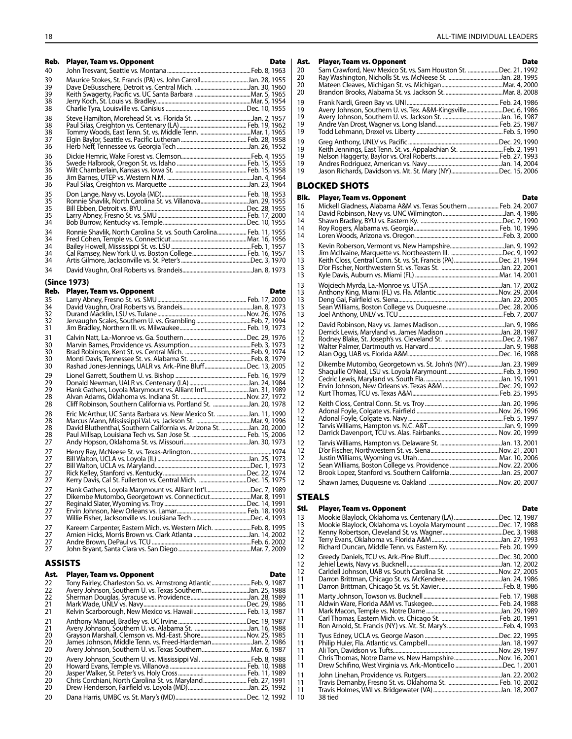| Reb. | Player, Team vs. Opponent | Date |
|---|---|---|
| 40 | John Tresvant, Seattle vs. Montana | Feb. 8, 1963 |
| 39 | Maurice Stokes, St. Francis (PA) vs. John Carroll | Jan. 28, 1955 |
| 39 | Dave DeBusschere, Detroit vs. Central Mich. | Jan. 30, 1960 |
| 39 | Keith Swagerty, Pacific vs. UC Santa Barbara | Mar. 5, 1965 |
| 38 | Jerry Koch, St. Louis vs. Bradley | Mar. 5, 1954 |
| 38 | Charlie Tyra, Louisville vs. Canisius | Dec. 10, 1955 |
| 38 | Steve Hamilton, Morehead St. vs. Florida St. | Jan. 2, 1957 |
| 38 | Paul Silas, Creighton vs. Centenary (LA) | Feb. 19, 1962 |
| 38 | Tommy Woods, East Tenn. St. vs. Middle Tenn. | Mar. 1, 1965 |
| 37 | Elgin Baylor, Seattle vs. Pacific Lutheran | Feb. 28, 1958 |
| 36 | Herb Neff, Tennessee vs. Georgia Tech | Jan. 26, 1952 |
| 36 | Dickie Hemric, Wake Forest vs. Clemson | Feb. 4, 1955 |
| 36 | Swede Halbrook, Oregon St. vs. Idaho | Feb. 15, 1955 |
| 36 | Wilt Chamberlain, Kansas vs. Iowa St. | Feb. 15, 1958 |
| 36 | Jim Barnes, UTEP vs. Western N.M. | Jan. 4, 1964 |
| 36 | Paul Silas, Creighton vs. Marquette | Jan. 23, 1964 |
| 35 | Don Lange, Navy vs. Loyola (MD) | Feb. 18, 1953 |
| 35 | Ronnie Shavlik, North Carolina St. vs. Villanova | Jan. 29, 1955 |
| 35 | Bill Ebben, Detroit vs. BYU | Dec. 28, 1955 |
| 35 | Larry Abney, Fresno St. vs. SMU | Feb. 17, 2000 |
| 34 | Bob Burrow, Kentucky vs. Temple | Dec. 10, 1955 |
| 34 | Ronnie Shavlik, North Carolina St. vs. South Carolina | Feb. 11, 1955 |
| 34 | Fred Cohen, Temple vs. Connecticut | Mar. 16, 1956 |
| 34 | Bailey Howell, Mississippi St. vs. LSU | Feb. 1, 1957 |
| 34 | Cal Ramsey, New York U. vs. Boston College | Feb. 16, 1957 |
| 34 | Artis Gilmore, Jacksonville vs. St. Peter's | Dec. 3, 1970 |
| 34 | David Vaughn, Oral Roberts vs. Brandeis | Jan. 8, 1973 |

### (Since 1973)

| Reb. | Player, Team vs. Opponent | Date |
|---|---|---|
| 35 | Larry Abney, Fresno St. vs. SMU | Feb. 17, 2000 |
| 34 | David Vaughn, Oral Roberts vs. Brandeis | Jan. 8, 1973 |
| 32 | Durand Macklin, LSU vs. Tulane | Nov. 26, 1976 |
| 32 | Jervaughn Scales, Southern U. vs. Grambling | Feb. 7, 1994 |
| 31 | Jim Bradley, Northern Ill. vs. Milwaukee | Feb. 19, 1973 |
| 31 | Calvin Natt, La.-Monroe vs. Ga. Southern | Dec. 29, 1976 |
| 30 | Marvin Barnes, Providence vs. Assumption | Feb. 3, 1973 |
| 30 | Brad Robinson, Kent St. vs. Central Mich. | Feb. 9, 1974 |
| 30 | Monti Davis, Tennessee St. vs. Alabama St. | Feb. 8, 1979 |
| 30 | Rashad Jones-Jennings, UALR vs. Ark.-Pine Bluff | Dec. 13, 2005 |
| 29 | Lionel Garrett, Southern U. vs. Bishop | Feb. 16, 1979 |
| 29 | Donald Newman, UALR vs. Centenary (LA) | Jan. 24, 1984 |
| 29 | Hank Gathers, Loyola Marymount vs. Alliant Int'l | Jan. 31, 1989 |
| 28 | Alvan Adams, Oklahoma vs. Indiana St. | Nov. 27, 1972 |
| 28 | Cliff Robinson, Southern California vs. Portland St. | Jan. 20, 1978 |
| 28 | Eric McArthur, UC Santa Barbara vs. New Mexico St. | Jan. 11, 1990 |
| 28 | Marcus Mann, Mississippi Val. vs. Jackson St. | Mar. 9, 1996 |
| 28 | David Bluthenthal, Southern California vs. Arizona St. | Jan. 20, 2000 |
| 28 | Paul Millsap, Louisiana Tech vs. San Jose St. | Feb. 15, 2006 |
| 27 | Andy Hopson, Oklahoma St. vs. Missouri | Jan. 30, 1973 |
| 27 | Henry Ray, McNeese St. vs. Texas-Arlington | 1974 |
| 27 | Bill Walton, UCLA vs. Loyola (IL) | Jan. 25, 1973 |
| 27 | Bill Walton, UCLA vs. Maryland | Dec. 1, 1973 |
| 27 | Rick Kelley, Stanford vs. Kentucky | Dec. 22, 1974 |
| 27 | Kerry Davis, Cal St. Fullerton vs. Central Mich. | Dec. 15, 1975 |
| 27 | Hank Gathers, Loyola Marymount vs. Alliant Int'l | Dec. 7, 1989 |
| 27 | Dikembe Mutombo, Georgetown vs. Connecticut | Mar. 8, 1991 |
| 27 | Reginald Slater, Wyoming vs. Troy | Dec. 14, 1991 |
| 27 | Ervin Johnson, New Orleans vs. Lamar | Feb. 18, 1993 |
| 27 | Willie Fisher, Jacksonville vs. Louisiana Tech | Dec. 4, 1993 |
| 27 | Kareem Carpenter, Eastern Mich. vs. Western Mich. | Feb. 8, 1995 |
| 27 | Amien Hicks, Morris Brown vs. Clark Atlanta | Jan. 14, 2002 |
| 27 | Andre Brown, DePaul vs. TCU | Feb. 6, 2002 |
| 27 | John Bryant, Santa Clara vs. San Diego | Mar. 7, 2009 |

## ASSISTS

| Ast. | Player, Team vs. Opponent | Date |
|---|---|---|
| 22 | Tony Fairley, Charleston So. vs. Armstrong Atlantic | Feb. 9, 1987 |
| 22 | Avery Johnson, Southern U. vs. Texas Southern | Jan. 25, 1988 |
| 22 | Sherman Douglas, Syracuse vs. Providence | Jan. 28, 1989 |
| 21 | Mark Wade, UNLV vs. Navy | Dec. 29, 1986 |
| 21 | Kelvin Scarborough, New Mexico vs. Hawaii | Feb. 13, 1987 |
| 21 | Anthony Manuel, Bradley vs. UC Irvine | Dec. 19, 1987 |
| 21 | Avery Johnson, Southern U. vs. Alabama St. | Jan. 16, 1988 |
| 20 | Grayson Marshall, Clemson vs. Md.-East. Shore | Nov. 25, 1985 |
| 20 | James Johnson, Middle Tenn. vs. Freed-Hardeman | Jan. 2, 1986 |
| 20 | Avery Johnson, Southern U. vs. Texas Southern | Mar. 6, 1987 |
| 20 | Avery Johnson, Southern U. vs. Mississippi Val. | Feb. 8, 1988 |
| 20 | Howard Evans, Temple vs. Villanova | Feb. 10, 1988 |
| 20 | Jasper Walker, St. Peter's vs. Holy Cross | Feb. 11, 1989 |
| 20 | Chris Corchiani, North Carolina St. vs. Maryland | Feb. 27, 1991 |
| 20 | Drew Henderson, Fairfield vs. Loyola (MD) | Jan. 25, 1992 |
| 20 | Dana Harris, UMBC vs. St. Mary's (MD) | Dec. 12, 1992 |
| 20 | Sam Crawford, New Mexico St. vs. Sam Houston St. | Dec. 21, 1992 |
| 20 | Ray Washington, Nicholls St. vs. McNeese St. | Jan. 28, 1995 |
| 20 | Mateen Cleaves, Michigan St. vs. Michigan | Mar. 4, 2000 |
| 20 | Brandon Brooks, Alabama St. vs. Jackson St. | Mar. 8, 2008 |
| 19 | Frank Nardi, Green Bay vs. UNI | Feb. 24, 1986 |
| 19 | Avery Johnson, Southern U. vs. Tex. A&M-Kingsville | Dec. 6, 1986 |
| 19 | Avery Johnson, Southern U. vs. Jackson St. | Jan. 16, 1987 |
| 19 | Andre Van Drost, Wagner vs. Long Island | Feb. 25, 1987 |
| 19 | Todd Lehmann, Drexel vs. Liberty | Feb. 5, 1990 |
| 19 | Greg Anthony, UNLV vs. Pacific | Dec. 29, 1990 |
| 19 | Keith Jennings, East Tenn. St. vs. Appalachian St. | Feb. 2, 1991 |
| 19 | Nelson Haggerty, Baylor vs. Oral Roberts | Feb. 27, 1993 |
| 19 | Andres Rodriguez, American vs. Navy | Jan. 14, 2004 |
| 19 | Jason Richards, Davidson vs. Mt. St. Mary (NY) | Dec. 15, 2006 |

## BLOCKED SHOTS

| Blk. | Player, Team vs. Opponent | Date |
|---|---|---|
| 16 | Mickell Gladness, Alabama A&M vs. Texas Southern | Feb. 24, 2007 |
| 14 | David Robinson, Navy vs. UNC Wilmington | Jan. 4, 1986 |
| 14 | Shawn Bradley, BYU vs. Eastern Ky. | Dec. 7, 1990 |
| 14 | Roy Rogers, Alabama vs. Georgia | Feb. 10, 1996 |
| 14 | Loren Woods, Arizona vs. Oregon | Feb. 3, 2000 |
| 13 | Kevin Roberson, Vermont vs. New Hampshire | Jan. 9, 1992 |
| 13 | Jim McIlvaine, Marquette vs. Northeastern Ill. | Dec. 9, 1992 |
| 13 | Keith Closs, Central Conn. St. vs. St. Francis (PA) | Dec. 21, 1994 |
| 13 | D'or Fischer, Northwestern St. vs. Texas St. | Jan. 22, 2001 |
| 13 | Kyle Davis, Auburn vs. Miami (FL) | Mar. 14, 2001 |
| 13 | Wojciech Myrda, La.-Monroe vs. UTSA | Jan. 17, 2002 |
| 13 | Anthony King, Miami (FL) vs. Fla. Atlantic | Nov. 29, 2004 |
| 13 | Deng Gai, Fairfield vs. Siena | Jan. 22, 2005 |
| 13 | Sean Williams, Boston College vs. Duquesne | Dec. 28, 2006 |
| 13 | Joel Anthony, UNLV vs. TCU | Feb. 7, 2007 |
| 12 | David Robinson, Navy vs. James Madison | Jan. 9, 1986 |
| 12 | Derrick Lewis, Maryland vs. James Madison | Jan. 28, 1987 |
| 12 | Rodney Blake, St. Joseph's vs. Cleveland St. | Dec. 2, 1987 |
| 12 | Walter Palmer, Dartmouth vs. Harvard | Jan. 9, 1988 |
| 12 | Alan Ogg, UAB vs. Florida A&M | Dec. 16, 1988 |
| 12 | Dikembe Mutombo, Georgetown vs. St. John's (NY) | Jan. 23, 1989 |
| 12 | Shaquille O'Neal, LSU vs. Loyola Marymount | Feb. 3, 1990 |
| 12 | Cedric Lewis, Maryland vs. South Fla. | Jan. 19, 1991 |
| 12 | Ervin Johnson, New Orleans vs. Texas A&M | Dec. 29, 1992 |
| 12 | Kurt Thomas, TCU vs. Texas A&M | Feb. 25, 1995 |
| 12 | Keith Closs, Central Conn. St. vs. Troy | Jan. 20, 1996 |
| 12 | Adonal Foyle, Colgate vs. Fairfield | Nov. 26, 1996 |
| 12 | Adonal Foyle, Colgate vs. Navy | Feb. 5, 1997 |
| 12 | Tarvis Williams, Hampton vs. N.C. A&T | Jan. 9, 1999 |
| 12 | Darrick Davenport, TCU vs. Alas. Fairbanks | Nov. 20, 1999 |
| 12 | Tarvis Williams, Hampton vs. Delaware St. | Jan. 13, 2001 |
| 12 | D'or Fischer, Northwestern St. vs. Siena | Nov. 21, 2001 |
| 12 | Justin Williams, Wyoming vs. Utah | Mar. 10, 2006 |
| 12 | Sean Williams, Boston College vs. Providence | Nov. 22, 2006 |
| 12 | Brook Lopez, Stanford vs. Southern California | Jan. 25, 2007 |
| 12 | Shawn James, Duquesne vs. Oakland | Nov. 20, 2007 |

## STEALS

| Stl. | Player, Team vs. Opponent | Date |
|---|---|---|
| 13 | Mookie Blaylock, Oklahoma vs. Centenary (LA) | Dec. 12, 1987 |
| 13 | Mookie Blaylock, Oklahoma vs. Loyola Marymount | Dec. 17, 1988 |
| 12 | Kenny Robertson, Cleveland St. vs. Wagner | Dec. 3, 1988 |
| 12 | Terry Evans, Oklahoma vs. Florida A&M | Jan. 27, 1993 |
| 12 | Richard Duncan, Middle Tenn. vs. Eastern Ky. | Feb. 20, 1999 |
| 12 | Greedy Daniels, TCU vs. Ark.-Pine Bluff | Dec. 30, 2000 |
| 12 | Jehiel Lewis, Navy vs. Bucknell | Jan. 12, 2002 |
| 12 | Carldell Johnson, UAB vs. South Carolina St. | Nov. 27, 2005 |
| 11 | Darron Brittman, Chicago St. vs. McKendree | Jan. 24, 1986 |
| 11 | Darron Brittman, Chicago St. vs. St. Xavier | Feb. 8, 1986 |
| 11 | Marty Johnson, Towson vs. Bucknell | Feb. 17, 1988 |
| 11 | Aldwin Ware, Florida A&M vs. Tuskegee | Feb. 24, 1988 |
| 11 | Mark Macon, Temple vs. Notre Dame | Jan. 29, 1989 |
| 11 | Carl Thomas, Eastern Mich. vs. Chicago St. | Feb. 20, 1991 |
| 11 | Ron Arnold, St. Francis (NY) vs. Mt. St. Mary's | Feb. 4, 1993 |
| 11 | Tyus Edney, UCLA vs. George Mason | Dec. 22, 1995 |
| 11 | Philip Huler, Fla. Atlantic vs. Campbell | Jan. 18, 1997 |
| 11 | Ali Ton, Davidson vs. Tufts | Nov. 29, 1997 |
| 11 | Chris Thomas, Notre Dame vs. New Hampshire | Nov. 16, 2001 |
| 11 | Drew Schifino, West Virginia vs. Ark.-Monticello | Dec. 1, 2001 |
| 11 | John Linehan, Providence vs. Rutgers | Jan. 22, 2002 |
| 11 | Travis Demanby, Fresno St. vs. Oklahoma St. | Feb. 10, 2002 |
| 11 | Travis Holmes, VMI vs. Bridgewater (VA) | Jan. 18, 2007 |
| 10 | 38 tied | |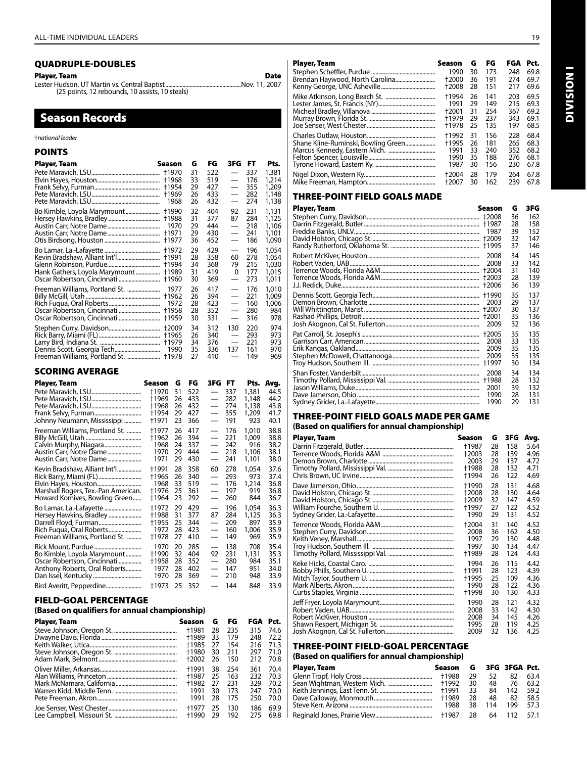## QUADRUPLE-DOUBLES

| Player, Team | Date |
|---|---|
| Lester Hudson, UT Martin vs. Central Baptist (25 points, 12 rebounds, 10 assists, 10 steals) | Nov. 11, 2007 |

# Season Records

*†national leader*

## POINTS

| Player, Team | Season | G | FG | 3FG | FT | Pts. |
|---|---|---|---|---|---|---|
| Pete Maravich, LSU | †1970 | 31 | 522 | — | 337 | 1,381 |
| Elvin Hayes, Houston | †1968 | 33 | 519 | — | 176 | 1,214 |
| Frank Selvy, Furman | †1954 | 29 | 427 | — | 355 | 1,209 |
| Pete Maravich, LSU | †1969 | 26 | 433 | — | 282 | 1,148 |
| Pete Maravich, LSU | 1968 | 26 | 432 | — | 274 | 1,138 |
| Bo Kimble, Loyola Marymount | †1990 | 32 | 404 | 92 | 231 | 1,131 |
| Hersey Hawkins, Bradley | †1988 | 31 | 377 | 87 | 284 | 1,125 |
| Austin Carr, Notre Dame | 1970 | 29 | 444 | — | 218 | 1,106 |
| Austin Carr, Notre Dame | †1971 | 29 | 430 | — | 241 | 1,101 |
| Otis Birdsong, Houston | †1977 | 36 | 452 | — | 186 | 1,090 |
| Bo Lamar, La.-Lafayette | †1972 | 29 | 429 | — | 196 | 1,054 |
| Kevin Bradshaw, Alliant Int'l | †1991 | 28 | 358 | 60 | 278 | 1,054 |
| Glenn Robinson, Purdue | †1994 | 34 | 368 | 79 | 215 | 1,030 |
| Hank Gathers, Loyola Marymount | †1989 | 31 | 419 | 0 | 177 | 1,015 |
| Oscar Robertson, Cincinnati | †1960 | 30 | 369 | — | 273 | 1,011 |
| Freeman Williams, Portland St. | 1977 | 26 | 417 | — | 176 | 1,010 |
| Billy McGill, Utah | †1962 | 26 | 394 | — | 221 | 1,009 |
| Rich Fuqua, Oral Roberts | 1972 | 28 | 423 | — | 160 | 1,006 |
| Oscar Robertson, Cincinnati | †1958 | 28 | 352 | — | 280 | 984 |
| Oscar Robertson, Cincinnati | †1959 | 30 | 331 | — | 316 | 978 |
| Stephen Curry, Davidson | †2009 | 34 | 312 | 130 | 220 | 974 |
| Rick Barry, Miami (FL) | †1965 | 26 | 340 | — | 293 | 973 |
| Larry Bird, Indiana St. | †1979 | 34 | 376 | — | 221 | 973 |
| Dennis Scott, Georgia Tech | 1990 | 35 | 336 | 137 | 161 | 970 |
| Freeman Williams, Portland St. | †1978 | 27 | 410 | — | 149 | 969 |

## SCORING AVERAGE

| Player, Team | Season | G | FG | 3FG | FT | Pts. | Avg. |
|---|---|---|---|---|---|---|---|
| Pete Maravich, LSU | †1970 | 31 | 522 | — | 337 | 1,381 | 44.5 |
| Pete Maravich, LSU | †1969 | 26 | 433 | — | 282 | 1,148 | 44.2 |
| Pete Maravich, LSU | †1968 | 26 | 432 | — | 274 | 1,138 | 43.8 |
| Frank Selvy, Furman | †1954 | 29 | 427 | — | 355 | 1,209 | 41.7 |
| Johnny Neumann, Mississippi | †1971 | 23 | 366 | — | 191 | 923 | 40.1 |
| Freeman Williams, Portland St. | †1977 | 26 | 417 | — | 176 | 1,010 | 38.8 |
| Billy McGill, Utah | †1962 | 26 | 394 | — | 221 | 1,009 | 38.8 |
| Calvin Murphy, Niagara | 1968 | 24 | 337 | — | 242 | 916 | 38.2 |
| Austin Carr, Notre Dame | 1970 | 29 | 444 | — | 218 | 1,106 | 38.1 |
| Austin Carr, Notre Dame | 1971 | 29 | 430 | — | 241 | 1,101 | 38.0 |
| Kevin Bradshaw, Alliant Int'l | †1991 | 28 | 358 | 60 | 278 | 1,054 | 37.6 |
| Rick Barry, Miami (FL) | †1965 | 26 | 340 | — | 293 | 973 | 37.4 |
| Elvin Hayes, Houston | 1968 | 33 | 519 | — | 176 | 1,214 | 36.8 |
| Marshall Rogers, Tex.-Pan American | †1976 | 25 | 361 | — | 197 | 919 | 36.8 |
| Howard Komives, Bowling Green | †1964 | 23 | 292 | — | 260 | 844 | 36.7 |
| Bo Lamar, La.-Lafayette | †1972 | 29 | 429 | — | 196 | 1,054 | 36.3 |
| Hersey Hawkins, Bradley | †1988 | 31 | 377 | 87 | 284 | 1,125 | 36.3 |
| Darrell Floyd, Furman | †1955 | 25 | 344 | — | 209 | 897 | 35.9 |
| Rich Fuqua, Oral Roberts | 1972 | 28 | 423 | — | 160 | 1,006 | 35.9 |
| Freeman Williams, Portland St. | †1978 | 27 | 410 | — | 149 | 969 | 35.9 |
| Rick Mount, Purdue | 1970 | 20 | 285 | — | 138 | 708 | 35.4 |
| Bo Kimble, Loyola Marymount | †1990 | 32 | 404 | 92 | 231 | 1,131 | 35.3 |
| Oscar Robertson, Cincinnati | †1958 | 28 | 352 | — | 280 | 984 | 35.1 |
| Anthony Roberts, Oral Roberts | 1977 | 28 | 402 | — | 147 | 951 | 34.0 |
| Dan Issel, Kentucky | 1970 | 28 | 369 | — | 210 | 948 | 33.9 |
| Bird Averitt, Pepperdine | †1973 | 25 | 352 | — | 144 | 848 | 33.9 |

## FIELD-GOAL PERCENTAGE

**(Based on qualifiers for annual championship)**

| Player, Team | Season | G | FG | FGA | Pct. |
|---|---|---|---|---|---|
| Steve Johnson, Oregon St. | †1981 | 28 | 235 | 315 | 74.6 |
| Dwayne Davis, Florida | †1989 | 33 | 179 | 248 | 72.2 |
| Keith Walker, Utica | †1985 | 27 | 154 | 216 | 71.3 |
| Steve Johnson, Oregon St. | †1980 | 30 | 211 | 297 | 71.0 |
| Adam Mark, Belmont | †2002 | 26 | 150 | 212 | 70.8 |
| Oliver Miller, Arkansas | †1991 | 38 | 254 | 361 | 70.4 |
| Alan Williams, Princeton | †1987 | 25 | 163 | 232 | 70.3 |
| Mark McNamara, California | †1982 | 27 | 231 | 329 | 70.2 |
| Warren Kidd, Middle Tenn. | 1991 | 30 | 173 | 247 | 70.0 |
| Pete Freeman, Akron | 1991 | 28 | 175 | 250 | 70.0 |
| Joe Senser, West Chester | †1977 | 25 | 130 | 186 | 69.9 |
| Lee Campbell, Missouri St. | †1990 | 29 | 192 | 275 | 69.8 |
| Stephen Scheffler, Purdue | 1990 | 30 | 173 | 248 | 69.8 |
| Brendan Haywood, North Carolina | †2000 | 36 | 191 | 274 | 69.7 |
| Kenny George, UNC Asheville | †2008 | 28 | 151 | 217 | 69.6 |
| Mike Atkinson, Long Beach St. | †1994 | 26 | 141 | 203 | 69.5 |
| Lester James, St. Francis (NY) | 1991 | 29 | 149 | 215 | 69.3 |
| Micheal Bradley, Villanova | †2001 | 31 | 254 | 367 | 69.2 |
| Murray Brown, Florida St. | †1979 | 29 | 237 | 343 | 69.1 |
| Joe Senser, West Chester | †1978 | 25 | 135 | 197 | 68.5 |
| Charles Outlaw, Houston | †1992 | 31 | 156 | 228 | 68.4 |
| Shane Kline-Ruminski, Bowling Green | †1995 | 26 | 181 | 265 | 68.3 |
| Marcus Kennedy, Eastern Mich. | 1991 | 33 | 240 | 352 | 68.2 |
| Felton Spencer, Louisville | 1990 | 35 | 188 | 276 | 68.1 |
| Tyrone Howard, Eastern Ky. | 1987 | 30 | 156 | 230 | 67.8 |
| Nigel Dixon, Western Ky. | †2004 | 28 | 179 | 264 | 67.8 |
| Mike Freeman, Hampton | †2007 | 30 | 162 | 239 | 67.8 |

## THREE-POINT FIELD GOALS MADE

| Player, Team | Season | G | 3FG |
|---|---|---|---|
| Stephen Curry, Davidson | †2008 | 36 | 162 |
| Darrin Fitzgerald, Butler | †1987 | 28 | 158 |
| Freddie Banks, UNLV | 1987 | 39 | 152 |
| David Holston, Chicago St. | †2009 | 32 | 147 |
| Randy Rutherford, Oklahoma St. | †1995 | 37 | 146 |
| Robert McKiver, Houston | 2008 | 34 | 145 |
| Robert Vaden, UAB | 2008 | 33 | 142 |
| Terrence Woods, Florida A&M | †2004 | 31 | 140 |
| Terrence Woods, Florida A&M | †2003 | 28 | 139 |
| J.J. Redick, Duke | †2006 | 36 | 139 |
| Dennis Scott, Georgia Tech | †1990 | 35 | 137 |
| Demon Brown, Charlotte | 2003 | 29 | 137 |
| Will Whittington, Marist | †2007 | 30 | 137 |
| Rashad Phillips, Detroit | †2001 | 35 | 136 |
| Josh Akognon, Cal St. Fullerton | 2009 | 32 | 136 |
| Pat Carroll, St. Joseph's | †2005 | 35 | 135 |
| Garrison Carr, American | 2008 | 33 | 135 |
| Erik Kangas, Oakland | 2009 | 35 | 135 |
| Stephen McDowell, Chattanooga | 2009 | 35 | 135 |
| Troy Hudson, Southern Ill. | †1997 | 30 | 134 |
| Shan Foster, Vanderbilt | 2008 | 34 | 134 |
| Timothy Pollard, Mississippi Val. | †1988 | 28 | 132 |
| Jason Williams, Duke | 2001 | 39 | 132 |
| Dave Jamerson, Ohio | 1990 | 28 | 131 |
| Sydney Grider, La.-Lafayette | 1990 | 29 | 131 |

## THREE-POINT FIELD GOALS MADE PER GAME

**(Based on qualifiers for annual championship)**

| Player, Team | Season | G | 3FG | Avg. |
|---|---|---|---|---|
| Darrin Fitzgerald, Butler | †1987 | 28 | 158 | 5.64 |
| Terrence Woods, Florida A&M | †2003 | 28 | 139 | 4.96 |
| Demon Brown, Charlotte | 2003 | 29 | 137 | 4.72 |
| Timothy Pollard, Mississippi Val. | †1988 | 28 | 132 | 4.71 |
| Chris Brown, UC Irvine | †1994 | 26 | 122 | 4.69 |
| Dave Jamerson, Ohio | †1990 | 28 | 131 | 4.68 |
| David Holston, Chicago St. | †2008 | 28 | 130 | 4.64 |
| David Holston, Chicago St. | †2009 | 32 | 147 | 4.59 |
| William Fourche, Southern U. | †1997 | 27 | 122 | 4.52 |
| Sydney Grider, La.-Lafayette | 1990 | 29 | 131 | 4.52 |
| Terrence Woods, Florida A&M | †2004 | 31 | 140 | 4.52 |
| Stephen Curry, Davidson | 2008 | 36 | 162 | 4.50 |
| Keith Veney, Marshall | 1997 | 29 | 130 | 4.48 |
| Troy Hudson, Southern Ill. | 1997 | 30 | 134 | 4.47 |
| Timothy Pollard, Mississippi Val. | †1989 | 28 | 124 | 4.43 |
| Keke Hicks, Coastal Caro. | 1994 | 26 | 115 | 4.42 |
| Bobby Phills, Southern U. | †1991 | 28 | 123 | 4.39 |
| Mitch Taylor, Southern U. | †1995 | 25 | 109 | 4.36 |
| Mark Alberts, Akron | 1990 | 28 | 122 | 4.36 |
| Curtis Staples, Virginia | †1998 | 30 | 130 | 4.33 |
| Jeff Fryer, Loyola Marymount | 1990 | 28 | 121 | 4.32 |
| Robert Vaden, UAB | 2008 | 33 | 142 | 4.30 |
| Robert McKiver, Houston | 2008 | 34 | 145 | 4.26 |
| Shawn Respert, Michigan St. | 1995 | 28 | 119 | 4.25 |
| Josh Akognon, Cal St. Fullerton | 2009 | 32 | 136 | 4.25 |

## THREE-POINT FIELD-GOAL PERCENTAGE

**(Based on qualifiers for annual championship)**

| Player, Team | Season | G | 3FG | 3FGA | Pct. |
|---|---|---|---|---|---|
| Glenn Tropf, Holy Cross | †1988 | 29 | 52 | 82 | 63.4 |
| Sean Wightman, Western Mich. | †1992 | 30 | 48 | 76 | 63.2 |
| Keith Jennings, East Tenn. St. | †1991 | 33 | 84 | 142 | 59.2 |
| Dave Calloway, Monmouth | †1989 | 28 | 48 | 82 | 58.5 |
| Steve Kerr, Arizona | 1988 | 38 | 114 | 199 | 57.3 |
| Reginald Jones, Prairie View | †1987 | 28 | 64 | 112 | 57.1 |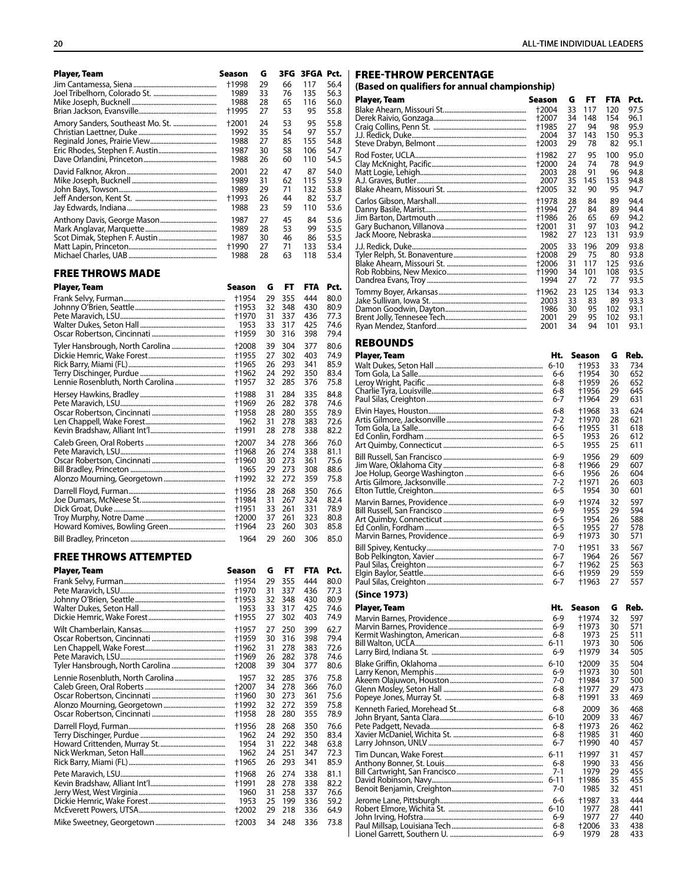| Player, Team | Season | G | 3FG | 3FGA | Pct. |
|---|---|---|---|---|---|
| Jim Cantamessa, Siena | †1998 | 29 | 66 | 117 | 56.4 |
| Joel Tribelhorn, Colorado St. | 1989 | 33 | 76 | 135 | 56.3 |
| Mike Joseph, Bucknell | 1988 | 28 | 65 | 116 | 56.0 |
| Brian Jackson, Evansville | †1995 | 27 | 53 | 95 | 55.8 |
| Amory Sanders, Southeast Mo. St. | †2001 | 24 | 53 | 95 | 55.8 |
| Christian Laettner, Duke | 1992 | 35 | 54 | 97 | 55.7 |
| Reginald Jones, Prairie View | 1988 | 27 | 85 | 155 | 54.8 |
| Eric Rhodes, Stephen F. Austin | 1987 | 30 | 58 | 106 | 54.7 |
| Dave Orlandini, Princeton | 1988 | 26 | 60 | 110 | 54.5 |
| David Falknor, Akron | 2001 | 22 | 47 | 87 | 54.0 |
| Mike Joseph, Bucknell | 1989 | 31 | 62 | 115 | 53.9 |
| John Bays, Towson | 1989 | 29 | 71 | 132 | 53.8 |
| Jeff Anderson, Kent St. | †1993 | 26 | 44 | 82 | 53.7 |
| Jay Edwards, Indiana | 1988 | 23 | 59 | 110 | 53.6 |
| Anthony Davis, George Mason | 1987 | 27 | 45 | 84 | 53.6 |
| Mark Anglavar, Marquette | 1989 | 28 | 53 | 99 | 53.5 |
| Scot Dimak, Stephen F. Austin | 1987 | 30 | 46 | 86 | 53.5 |
| Matt Lapin, Princeton | †1990 | 27 | 71 | 133 | 53.4 |
| Michael Charles, UAB | 1988 | 28 | 63 | 118 | 53.4 |

## FREE THROWS MADE

| Player, Team | Season | G | FT | FTA | Pct. |
|---|---|---|---|---|---|
| Frank Selvy, Furman | †1954 | 29 | 355 | 444 | 80.0 |
| Johnny O'Brien, Seattle | †1953 | 32 | 348 | 430 | 80.9 |
| Pete Maravich, LSU | †1970 | 31 | 337 | 436 | 77.3 |
| Walter Dukes, Seton Hall | 1953 | 33 | 317 | 425 | 74.6 |
| Oscar Robertson, Cincinnati | †1959 | 30 | 316 | 398 | 79.4 |
| Tyler Hansbrough, North Carolina | †2008 | 39 | 304 | 377 | 80.6 |
| Dickie Hemric, Wake Forest | †1955 | 27 | 302 | 403 | 74.9 |
| Rick Barry, Miami (FL) | †1965 | 26 | 293 | 341 | 85.9 |
| Terry Dischinger, Purdue | †1962 | 24 | 292 | 350 | 83.4 |
| Lennie Rosenbluth, North Carolina | †1957 | 32 | 285 | 376 | 75.8 |
| Hersey Hawkins, Bradley | †1988 | 31 | 284 | 335 | 84.8 |
| Pete Maravich, LSU | †1969 | 26 | 282 | 378 | 74.6 |
| Oscar Robertson, Cincinnati | †1958 | 28 | 280 | 355 | 78.9 |
| Len Chappell, Wake Forest | 1962 | 31 | 278 | 383 | 72.6 |
| Kevin Bradshaw, Alliant Int'l | †1991 | 28 | 278 | 338 | 82.2 |
| Caleb Green, Oral Roberts | †2007 | 34 | 278 | 366 | 76.0 |
| Pete Maravich, LSU | †1968 | 26 | 274 | 338 | 81.1 |
| Oscar Robertson, Cincinnati | †1960 | 30 | 273 | 361 | 75.6 |
| Bill Bradley, Princeton | 1965 | 29 | 273 | 308 | 88.6 |
| Alonzo Mourning, Georgetown | †1992 | 32 | 272 | 359 | 75.8 |
| Darrell Floyd, Furman | †1956 | 28 | 268 | 350 | 76.6 |
| Joe Dumars, McNeese St. | †1984 | 31 | 267 | 324 | 82.4 |
| Dick Groat, Duke | †1951 | 33 | 261 | 331 | 78.9 |
| Troy Murphy, Notre Dame | †2000 | 37 | 261 | 323 | 80.8 |
| Howard Komives, Bowling Green | †1964 | 23 | 260 | 303 | 85.8 |
| Bill Bradley, Princeton | 1964 | 29 | 260 | 306 | 85.0 |

## FREE THROWS ATTEMPTED

| Player, Team | Season | G | FT | FTA | Pct. |
|---|---|---|---|---|---|
| Frank Selvy, Furman | †1954 | 29 | 355 | 444 | 80.0 |
| Pete Maravich, LSU | †1970 | 31 | 337 | 436 | 77.3 |
| Johnny O'Brien, Seattle | †1953 | 32 | 348 | 430 | 80.9 |
| Walter Dukes, Seton Hall | 1953 | 33 | 317 | 425 | 74.6 |
| Dickie Hemric, Wake Forest | †1955 | 27 | 302 | 403 | 74.9 |
| Wilt Chamberlain, Kansas | †1957 | 27 | 250 | 399 | 62.7 |
| Oscar Robertson, Cincinnati | †1959 | 30 | 316 | 398 | 79.4 |
| Len Chappell, Wake Forest | †1962 | 31 | 278 | 383 | 72.6 |
| Pete Maravich, LSU | †1969 | 26 | 282 | 378 | 74.6 |
| Tyler Hansbrough, North Carolina | †2008 | 39 | 304 | 377 | 80.6 |
| Lennie Rosenbluth, North Carolina | 1957 | 32 | 285 | 376 | 75.8 |
| Caleb Green, Oral Roberts | †2007 | 34 | 278 | 366 | 76.0 |
| Oscar Robertson, Cincinnati | †1960 | 30 | 273 | 361 | 75.6 |
| Alonzo Mourning, Georgetown | †1992 | 32 | 272 | 359 | 75.8 |
| Oscar Robertson, Cincinnati | †1958 | 28 | 280 | 355 | 78.9 |
| Darrell Floyd, Furman | †1956 | 28 | 268 | 350 | 76.6 |
| Terry Dischinger, Purdue | 1962 | 24 | 292 | 350 | 83.4 |
| Howard Crittenden, Murray St. | 1954 | 31 | 222 | 348 | 63.8 |
| Nick Werkman, Seton Hall | 1962 | 24 | 251 | 347 | 72.3 |
| Rick Barry, Miami (FL) | †1965 | 26 | 293 | 341 | 85.9 |
| Pete Maravich, LSU | †1968 | 26 | 274 | 338 | 81.1 |
| Kevin Bradshaw, Alliant Int'l | †1991 | 28 | 278 | 338 | 82.2 |
| Jerry West, West Virginia | 1960 | 31 | 258 | 337 | 76.6 |
| Dickie Hemric, Wake Forest | 1953 | 25 | 199 | 336 | 59.2 |
| McEverett Powers, UTSA | †2002 | 29 | 218 | 336 | 64.9 |
| Mike Sweetney, Georgetown | †2003 | 34 | 248 | 336 | 73.8 |

## FREE-THROW PERCENTAGE

**(Based on qualifiers for annual championship)**

| Player, Team | Season | G | FT | FTA | Pct. |
|---|---|---|---|---|---|
| Blake Ahearn, Missouri St. | †2004 | 33 | 117 | 120 | 97.5 |
| Derek Raivio, Gonzaga | †2007 | 34 | 148 | 154 | 96.1 |
| Craig Collins, Penn St. | †1985 | 27 | 94 | 98 | 95.9 |
| J.J. Redick, Duke | 2004 | 37 | 143 | 150 | 95.3 |
| Steve Drabyn, Belmont | †2003 | 29 | 78 | 82 | 95.1 |
| Rod Foster, UCLA | †1982 | 27 | 95 | 100 | 95.0 |
| Clay McKnight, Pacific | †2000 | 24 | 74 | 78 | 94.9 |
| Matt Logie, Lehigh | 2003 | 28 | 91 | 96 | 94.8 |
| A.J. Graves, Butler | 2007 | 35 | 145 | 153 | 94.8 |
| Blake Ahearn, Missouri St. | †2005 | 32 | 90 | 95 | 94.7 |
| Carlos Gibson, Marshall | †1978 | 28 | 84 | 89 | 94.4 |
| Danny Basile, Marist | †1994 | 27 | 84 | 89 | 94.4 |
| Jim Barton, Dartmouth | †1986 | 26 | 65 | 69 | 94.2 |
| Gary Buchanon, Villanova | †2001 | 31 | 97 | 103 | 94.2 |
| Jack Moore, Nebraska | 1982 | 27 | 123 | 131 | 93.9 |
| J.J. Redick, Duke | 2005 | 33 | 196 | 209 | 93.8 |
| Tyler Relph, St. Bonaventure | †2008 | 29 | 75 | 80 | 93.8 |
| Blake Ahearn, Missouri St. | †2006 | 31 | 117 | 125 | 93.6 |
| Rob Robbins, New Mexico | †1990 | 34 | 101 | 108 | 93.5 |
| Dandrea Evans, Troy | 1994 | 27 | 72 | 77 | 93.5 |
| Tommy Boyer, Arkansas | †1962 | 23 | 125 | 134 | 93.3 |
| Jake Sullivan, Iowa St. | 2003 | 33 | 83 | 89 | 93.3 |
| Damon Goodwin, Dayton | 1986 | 30 | 95 | 102 | 93.1 |
| Brent Jolly, Tennessee Tech | 2001 | 29 | 95 | 102 | 93.1 |
| Ryan Mendez, Stanford | 2001 | 34 | 94 | 101 | 93.1 |

## REBOUNDS

| Player, Team | Ht. | Season | G | Reb. |
|---|---|---|---|---|
| Walt Dukes, Seton Hall | 6-10 | †1953 | 33 | 734 |
| Tom Gola, La Salle | 6-6 | †1954 | 30 | 652 |
| Leroy Wright, Pacific | 6-8 | †1959 | 26 | 652 |
| Charlie Tyra, Louisville | 6-8 | †1956 | 29 | 645 |
| Paul Silas, Creighton | 6-7 | †1964 | 29 | 631 |
| Elvin Hayes, Houston | 6-8 | †1968 | 33 | 624 |
| Artis Gilmore, Jacksonville | 7-2 | †1970 | 28 | 621 |
| Tom Gola, La Salle | 6-6 | †1955 | 31 | 618 |
| Ed Conlin, Fordham | 6-5 | 1953 | 26 | 612 |
| Art Quimby, Connecticut | 6-5 | 1955 | 25 | 611 |
| Bill Russell, San Francisco | 6-9 | 1956 | 29 | 609 |
| Jim Ware, Oklahoma City | 6-8 | †1966 | 29 | 607 |
| Joe Holup, George Washington | 6-6 | 1956 | 26 | 604 |
| Artis Gilmore, Jacksonville | 7-2 | †1971 | 26 | 603 |
| Elton Tuttle, Creighton | 6-5 | 1954 | 30 | 601 |
| Marvin Barnes, Providence | 6-9 | †1974 | 32 | 597 |
| Bill Russell, San Francisco | 6-9 | 1955 | 29 | 594 |
| Art Quimby, Connecticut | 6-5 | 1954 | 26 | 588 |
| Ed Conlin, Fordham | 6-5 | 1955 | 27 | 578 |
| Marvin Barnes, Providence | 6-9 | †1973 | 30 | 571 |
| Bill Spivey, Kentucky | 7-0 | †1951 | 33 | 567 |
| Bob Pelkington, Xavier | 6-7 | 1964 | 26 | 567 |
| Paul Silas, Creighton | 6-7 | †1962 | 25 | 563 |
| Elgin Baylor, Seattle | 6-6 | †1959 | 29 | 559 |
| Paul Silas, Creighton | 6-7 | †1963 | 27 | 557 |

**(Since 1973)**

| Player, Team | Ht. | Season | G | Reb. |
|---|---|---|---|---|
| Marvin Barnes, Providence | 6-9 | †1974 | 32 | 597 |
| Marvin Barnes, Providence | 6-9 | †1973 | 30 | 571 |
| Kermit Washington, American | 6-8 | 1973 | 25 | 511 |
| Bill Walton, UCLA | 6-11 | 1973 | 30 | 506 |
| Larry Bird, Indiana St. | 6-9 | †1979 | 34 | 505 |
| Blake Griffin, Oklahoma | 6-10 | †2009 | 35 | 504 |
| Larry Kenon, Memphis | 6-9 | †1973 | 30 | 501 |
| Akeem Olajuwon, Houston | 7-0 | †1984 | 37 | 500 |
| Glenn Mosley, Seton Hall | 6-8 | †1977 | 29 | 473 |
| Popeye Jones, Murray St. | 6-8 | †1991 | 33 | 469 |
| Kenneth Faried, Morehead St. | 6-8 | 2009 | 36 | 468 |
| John Bryant, Santa Clara | 6-10 | 2009 | 33 | 467 |
| Pete Padgett, Nevada | 6-8 | †1973 | 26 | 462 |
| Xavier McDaniel, Wichita St. | 6-8 | †1985 | 31 | 460 |
| Larry Johnson, UNLV | 6-7 | †1990 | 40 | 457 |
| Tim Duncan, Wake Forest | 6-11 | †1997 | 31 | 457 |
| Anthony Bonner, St. Louis | 6-8 | 1990 | 33 | 456 |
| Bill Cartwright, San Francisco | 7-1 | 1979 | 29 | 455 |
| David Robinson, Navy | 6-11 | †1986 | 35 | 455 |
| Benoit Benjamin, Creighton | 7-0 | 1985 | 32 | 451 |
| Jerome Lane, Pittsburgh | 6-6 | †1987 | 33 | 444 |
| Robert Elmore, Wichita St. | 6-10 | 1977 | 28 | 441 |
| John Irving, Hofstra | 6-9 | 1977 | 27 | 440 |
| Paul Millsap, Louisiana Tech | 6-8 | †2006 | 33 | 438 |
| Lionel Garrett, Southern U. | 6-9 | 1979 | 28 | 433 |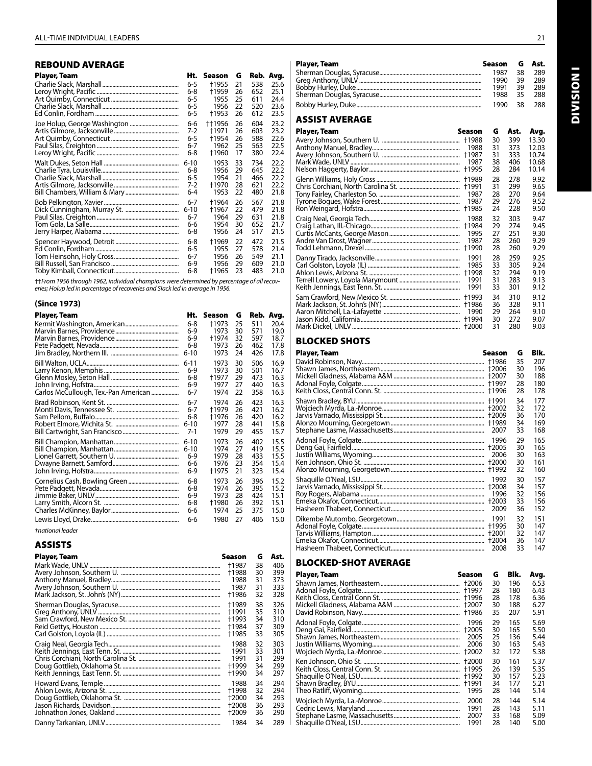## REBOUND AVERAGE

| Player, Team | Ht. | Season | G | Reb. | Avg. |
|---|---|---|---|---|---|
| Charlie Slack, Marshall | 6-5 | †1955 | 21 | 538 | 25.6 |
| Leroy Wright, Pacific | 6-8 | †1959 | 26 | 652 | 25.1 |
| Art Quimby, Connecticut | 6-5 | 1955 | 25 | 611 | 24.4 |
| Charlie Slack, Marshall | 6-5 | 1956 | 22 | 520 | 23.6 |
| Ed Conlin, Fordham | 6-5 | †1953 | 26 | 612 | 23.5 |
| Joe Holup, George Washington | 6-6 | ††1956 | 26 | 604 | 23.2 |
| Artis Gilmore, Jacksonville | 7-2 | †1971 | 26 | 603 | 23.2 |
| Art Quimby, Connecticut | 6-5 | †1954 | 26 | 588 | 22.6 |
| Paul Silas, Creighton | 6-7 | 1962 | 25 | 563 | 22.5 |
| Leroy Wright, Pacific | 6-8 | †1960 | 17 | 380 | 22.4 |
| Walt Dukes, Seton Hall | 6-10 | 1953 | 33 | 734 | 22.2 |
| Charlie Tyra, Louisville | 6-8 | 1956 | 29 | 645 | 22.2 |
| Charlie Slack, Marshall | 6-5 | 1954 | 21 | 466 | 22.2 |
| Artis Gilmore, Jacksonville | 7-2 | †1970 | 28 | 621 | 22.2 |
| Bill Chambers, William & Mary | 6-4 | 1953 | 22 | 480 | 21.8 |
| Bob Pelkington, Xavier | 6-7 | †1964 | 26 | 567 | 21.8 |
| Dick Cunningham, Murray St. | 6-10 | †1967 | 22 | 479 | 21.8 |
| Paul Silas, Creighton | 6-7 | 1964 | 29 | 631 | 21.8 |
| Tom Gola, La Salle | 6-6 | 1954 | 30 | 652 | 21.7 |
| Jerry Harper, Alabama | 6-8 | 1956 | 24 | 517 | 21.5 |
| Spencer Haywood, Detroit | 6-8 | †1969 | 22 | 472 | 21.5 |
| Ed Conlin, Fordham | 6-5 | 1955 | 27 | 578 | 21.4 |
| Tom Heinsohn, Holy Cross | 6-7 | 1956 | 26 | 549 | 21.1 |
| Bill Russell, San Francisco | 6-9 | 1956 | 29 | 609 | 21.0 |
| Toby Kimball, Connecticut | 6-8 | †1965 | 23 | 483 | 21.0 |

*††From 1956 through 1962, individual champions were determined by percentage of all recoveries; Holup led in percentage of recoveries and Slack led in average in 1956.*

### (Since 1973)

| Player, Team | Ht. | Season | G | Reb. | Avg. |
|---|---|---|---|---|---|
| Kermit Washington, American | 6-8 | †1973 | 25 | 511 | 20.4 |
| Marvin Barnes, Providence | 6-9 | 1973 | 30 | 571 | 19.0 |
| Marvin Barnes, Providence | 6-9 | †1974 | 32 | 597 | 18.7 |
| Pete Padgett, Nevada | 6-8 | 1973 | 26 | 462 | 17.8 |
| Jim Bradley, Northern Ill. | 6-10 | 1973 | 24 | 426 | 17.8 |
| Bill Walton, UCLA | 6-11 | 1973 | 30 | 506 | 16.9 |
| Larry Kenon, Memphis | 6-9 | 1973 | 30 | 501 | 16.7 |
| Glenn Mosley, Seton Hall | 6-8 | †1977 | 29 | 473 | 16.3 |
| John Irving, Hofstra | 6-9 | 1977 | 27 | 440 | 16.3 |
| Carlos McCullough, Tex.-Pan American | 6-7 | 1974 | 22 | 358 | 16.3 |
| Brad Robinson, Kent St. | 6-7 | 1974 | 26 | 423 | 16.3 |
| Monti Davis, Tennessee St. | 6-7 | †1979 | 26 | 421 | 16.2 |
| Sam Pellom, Buffalo | 6-8 | †1976 | 26 | 420 | 16.2 |
| Robert Elmore, Wichita St. | 6-10 | 1977 | 28 | 441 | 15.8 |
| Bill Cartwright, San Francisco | 7-1 | 1979 | 29 | 455 | 15.7 |
| Bill Champion, Manhattan | 6-10 | 1973 | 26 | 402 | 15.5 |
| Bill Champion, Manhattan | 6-10 | 1974 | 27 | 419 | 15.5 |
| Lionel Garrett, Southern U. | 6-9 | 1979 | 28 | 433 | 15.5 |
| Dwayne Barnett, Samford | 6-6 | 1976 | 23 | 354 | 15.4 |
| John Irving, Hofstra | 6-9 | †1975 | 21 | 323 | 15.4 |
| Cornelius Cash, Bowling Green | 6-8 | 1973 | 26 | 396 | 15.2 |
| Pete Padgett, Nevada | 6-8 | 1974 | 26 | 395 | 15.2 |
| Jimmie Baker, UNLV | 6-9 | 1973 | 28 | 424 | 15.1 |
| Larry Smith, Alcorn St. | 6-8 | †1980 | 26 | 392 | 15.1 |
| Charles McKinney, Baylor | 6-6 | 1974 | 25 | 375 | 15.0 |
| Lewis Lloyd, Drake | 6-6 | 1980 | 27 | 406 | 15.0 |

*†national leader*

## ASSISTS

| Player, Team | Season | G | Ast. |
|---|---|---|---|
| Mark Wade, UNLV | †1987 | 38 | 406 |
| Avery Johnson, Southern U. | †1988 | 30 | 399 |
| Anthony Manuel, Bradley | 1988 | 31 | 373 |
| Avery Johnson, Southern U. | 1987 | 31 | 333 |
| Mark Jackson, St. John's (NY) | †1986 | 32 | 328 |
| Sherman Douglas, Syracuse | †1989 | 38 | 326 |
| Greg Anthony, UNLV | †1991 | 35 | 310 |
| Sam Crawford, New Mexico St. | †1993 | 34 | 310 |
| Reid Gettys, Houston | †1984 | 37 | 309 |
| Carl Golston, Loyola (IL) | †1985 | 33 | 305 |
| Craig Neal, Georgia Tech | 1988 | 32 | 303 |
| Keith Jennings, East Tenn. St. | 1991 | 33 | 301 |
| Chris Corchiani, North Carolina St. | 1991 | 31 | 299 |
| Doug Gottlieb, Oklahoma St. | †1999 | 34 | 299 |
| Keith Jennings, East Tenn. St. | †1990 | 34 | 297 |
| Howard Evans, Temple | 1988 | 34 | 294 |
| Ahlon Lewis, Arizona St. | †1998 | 32 | 294 |
| Doug Gottlieb, Oklahoma St. | †2000 | 34 | 293 |
| Jason Richards, Davidson | †2008 | 36 | 293 |
| Johnathon Jones, Oakland | †2009 | 36 | 290 |
| Danny Tarkanian, UNLV | 1984 | 34 | 289 |
| Sherman Douglas, Syracuse | 1987 | 38 | 289 |
| Greg Anthony, UNLV | 1990 | 39 | 289 |
| Bobby Hurley, Duke | 1991 | 39 | 289 |
| Sherman Douglas, Syracuse | 1988 | 35 | 288 |
| Bobby Hurley, Duke | 1990 | 38 | 288 |

## ASSIST AVERAGE

| Player, Team | Season | G | Ast. | Avg. |
|---|---|---|---|---|
| Avery Johnson, Southern U. | †1988 | 30 | 399 | 13.30 |
| Anthony Manuel, Bradley | 1988 | 31 | 373 | 12.03 |
| Avery Johnson, Southern U. | †1987 | 31 | 333 | 10.74 |
| Mark Wade, UNLV | 1987 | 38 | 406 | 10.68 |
| Nelson Haggerty, Baylor | †1995 | 28 | 284 | 10.14 |
| Glenn Williams, Holy Cross | †1989 | 28 | 278 | 9.92 |
| Chris Corchiani, North Carolina St. | †1991 | 31 | 299 | 9.65 |
| Tony Fairley, Charleston So. | 1987 | 28 | 270 | 9.64 |
| Tyrone Bogues, Wake Forest | 1987 | 29 | 276 | 9.52 |
| Ron Weingard, Hofstra | †1985 | 24 | 228 | 9.50 |
| Craig Neal, Georgia Tech | 1988 | 32 | 303 | 9.47 |
| Craig Lathan, Ill.-Chicago | †1984 | 29 | 274 | 9.45 |
| Curtis McCants, George Mason | 1995 | 27 | 251 | 9.30 |
| Andre Van Drost, Wagner | 1987 | 28 | 260 | 9.29 |
| Todd Lehmann, Drexel | †1990 | 28 | 260 | 9.29 |
| Danny Tirado, Jacksonville | 1991 | 28 | 259 | 9.25 |
| Carl Golston, Loyola (IL) | 1985 | 33 | 305 | 9.24 |
| Ahlon Lewis, Arizona St. | †1998 | 32 | 294 | 9.19 |
| Terrell Lowery, Loyola Marymount | 1991 | 31 | 283 | 9.13 |
| Keith Jennings, East Tenn. St. | 1991 | 33 | 301 | 9.12 |
| Sam Crawford, New Mexico St. | †1993 | 34 | 310 | 9.12 |
| Mark Jackson, St. John's (NY) | †1986 | 36 | 328 | 9.11 |
| Aaron Mitchell, La.-Lafayette | 1990 | 29 | 264 | 9.10 |
| Jason Kidd, California | †1994 | 30 | 272 | 9.07 |
| Mark Dickel, UNLV | †2000 | 31 | 280 | 9.03 |

## BLOCKED SHOTS

| Player, Team | Season | G | Blk. |
|---|---|---|---|
| David Robinson, Navy | †1986 | 35 | 207 |
| Shawn James, Northeastern | †2006 | 30 | 196 |
| Mickell Gladness, Alabama A&M | †2007 | 30 | 188 |
| Adonal Foyle, Colgate | †1997 | 28 | 180 |
| Keith Closs, Central Conn. St. | †1996 | 28 | 178 |
| Shawn Bradley, BYU | †1991 | 34 | 177 |
| Wojciech Myrda, La.-Monroe | †2002 | 32 | 172 |
| Jarvis Varnado, Mississippi St. | †2009 | 36 | 170 |
| Alonzo Mourning, Georgetown | †1989 | 34 | 169 |
| Stephane Lasme, Massachusetts | 2007 | 33 | 168 |
| Adonal Foyle, Colgate | 1996 | 29 | 165 |
| Deng Gai, Fairfield | †2005 | 30 | 165 |
| Justin Williams, Wyoming | 2006 | 30 | 163 |
| Ken Johnson, Ohio St. | †2000 | 30 | 161 |
| Alonzo Mourning, Georgetown | †1992 | 32 | 160 |
| Shaquille O'Neal, LSU | 1992 | 30 | 157 |
| Jarvis Varnado, Mississippi St. | †2008 | 34 | 157 |
| Roy Rogers, Alabama | 1996 | 32 | 156 |
| Emeka Okafor, Connecticut | †2003 | 33 | 156 |
| Hasheem Thabeet, Connecticut | 2009 | 36 | 152 |
| Dikembe Mutombo, Georgetown | 1991 | 32 | 151 |
| Adonal Foyle, Colgate | †1995 | 30 | 147 |
| Tarvis Williams, Hampton | †2001 | 32 | 147 |
| Emeka Okafor, Connecticut | †2004 | 36 | 147 |
| Hasheem Thabeet, Connecticut | 2008 | 33 | 147 |

## BLOCKED-SHOT AVERAGE

| Player, Team | Season | G | Blk. | Avg. |
|---|---|---|---|---|
| Shawn James, Northeastern | †2006 | 30 | 196 | 6.53 |
| Adonal Foyle, Colgate | †1997 | 28 | 180 | 6.43 |
| Keith Closs, Central Conn St. | †1996 | 28 | 178 | 6.36 |
| Mickell Gladness, Alabama A&M | †2007 | 30 | 188 | 6.27 |
| David Robinson, Navy | †1986 | 35 | 207 | 5.91 |
| Adonal Foyle, Colgate | 1996 | 29 | 165 | 5.69 |
| Deng Gai, Fairfield | †2005 | 30 | 165 | 5.50 |
| Shawn James, Northeastern | 2005 | 25 | 136 | 5.44 |
| Justin Williams, Wyoming | 2006 | 30 | 163 | 5.43 |
| Wojciech Myrda, La.-Monroe | †2002 | 32 | 172 | 5.38 |
| Ken Johnson, Ohio St. | †2000 | 30 | 161 | 5.37 |
| Keith Closs, Central Conn. St. | †1995 | 26 | 139 | 5.35 |
| Shaquille O'Neal, LSU | †1992 | 30 | 157 | 5.23 |
| Shawn Bradley, BYU | †1991 | 34 | 177 | 5.21 |
| Theo Ratliff, Wyoming | 1995 | 28 | 144 | 5.14 |
| Wojciech Myrda, La.-Monroe | 2000 | 28 | 144 | 5.14 |
| Cedric Lewis, Maryland | 1991 | 28 | 143 | 5.11 |
| Stephane Lasme, Massachusetts | 2007 | 33 | 168 | 5.09 |
| Shaquille O'Neal, LSU | 1991 | 28 | 140 | 5.00 |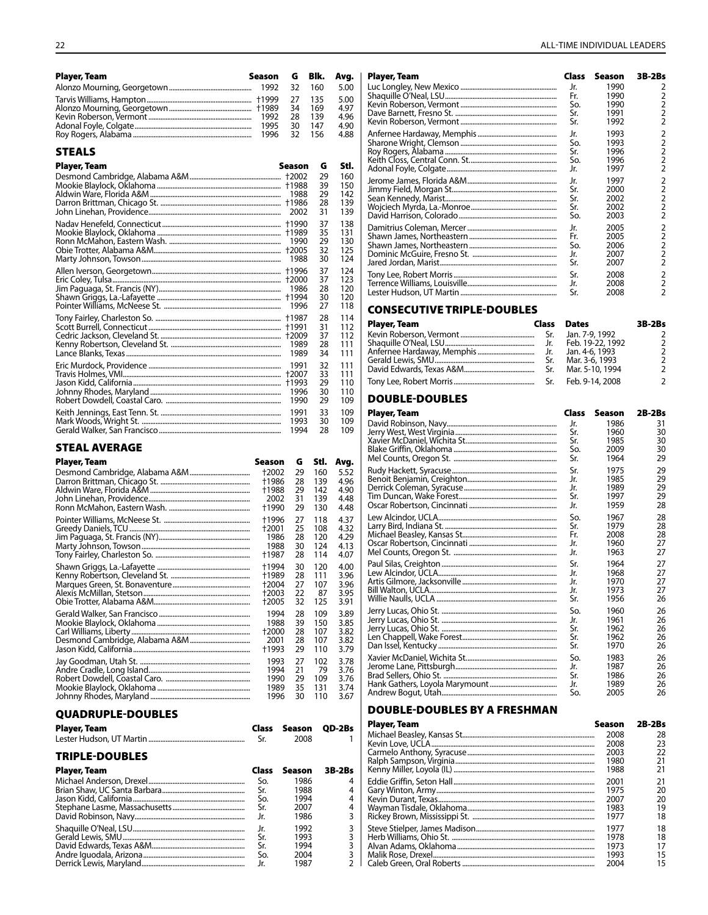| Player, Team | Season | G | Blk. | Avg. |
|---|---|---|---|---|
| Alonzo Mourning, Georgetown | 1992 | 32 | 160 | 5.00 |
| Tarvis Williams, Hampton | †1999 | 27 | 135 | 5.00 |
| Alonzo Mourning, Georgetown | †1989 | 34 | 169 | 4.97 |
| Kevin Roberson, Vermont | 1992 | 28 | 139 | 4.96 |
| Adonal Foyle, Colgate | 1995 | 30 | 147 | 4.90 |
| Roy Rogers, Alabama | 1996 | 32 | 156 | 4.88 |

## STEALS

| Player, Team | Season | G | Stl. |
|---|---|---|---|
| Desmond Cambridge, Alabama A&M | †2002 | 29 | 160 |
| Mookie Blaylock, Oklahoma | †1988 | 39 | 150 |
| Aldwin Ware, Florida A&M | 1988 | 29 | 142 |
| Darron Brittman, Chicago St. | †1986 | 28 | 139 |
| John Linehan, Providence | 2002 | 31 | 139 |
| Nadav Henefeld, Connecticut | †1990 | 37 | 138 |
| Mookie Blaylock, Oklahoma | †1989 | 35 | 131 |
| Ronn McMahon, Eastern Wash. | 1990 | 29 | 130 |
| Obie Trotter, Alabama A&M | †2005 | 32 | 125 |
| Marty Johnson, Towson | 1988 | 30 | 124 |
| Allen Iverson, Georgetown | †1996 | 37 | 124 |
| Eric Coley, Tulsa | †2000 | 37 | 123 |
| Jim Paguaga, St. Francis (NY) | 1986 | 28 | 120 |
| Shawn Griggs, La.-Lafayette | †1994 | 30 | 120 |
| Pointer Williams, McNeese St. | 1996 | 27 | 118 |
| Tony Fairley, Charleston So. | †1987 | 28 | 114 |
| Scott Burrell, Connecticut | †1991 | 31 | 112 |
| Cedric Jackson, Cleveland St. | †2009 | 37 | 112 |
| Kenny Robertson, Cleveland St. | 1989 | 28 | 111 |
| Lance Blanks, Texas | 1989 | 34 | 111 |
| Eric Murdock, Providence | 1991 | 32 | 111 |
| Travis Holmes, VMI | †2007 | 33 | 111 |
| Jason Kidd, California | †1993 | 29 | 110 |
| Johnny Rhodes, Maryland | 1996 | 30 | 110 |
| Robert Dowdell, Coastal Caro. | 1990 | 29 | 109 |
| Keith Jennings, East Tenn. St. | 1991 | 33 | 109 |
| Mark Woods, Wright St. | 1993 | 30 | 109 |
| Gerald Walker, San Francisco | 1994 | 28 | 109 |

## STEAL AVERAGE

| Player, Team | Season | G | Stl. | Avg. |
|---|---|---|---|---|
| Desmond Cambridge, Alabama A&M | †2002 | 29 | 160 | 5.52 |
| Darron Brittman, Chicago St. | †1986 | 28 | 139 | 4.96 |
| Aldwin Ware, Florida A&M | †1988 | 29 | 142 | 4.90 |
| John Linehan, Providence | 2002 | 31 | 139 | 4.48 |
| Ronn McMahon, Eastern Wash. | †1990 | 29 | 130 | 4.48 |
| Pointer Williams, McNeese St. | †1996 | 27 | 118 | 4.37 |
| Greedy Daniels, TCU | †2001 | 25 | 108 | 4.32 |
| Jim Paguaga, St. Francis (NY) | 1986 | 28 | 120 | 4.29 |
| Marty Johnson, Towson | 1988 | 30 | 124 | 4.13 |
| Tony Fairley, Charleston So. | †1987 | 28 | 114 | 4.07 |
| Shawn Griggs, La.-Lafayette | †1994 | 30 | 120 | 4.00 |
| Kenny Robertson, Cleveland St. | †1989 | 28 | 111 | 3.96 |
| Marques Green, St. Bonaventure | †2004 | 27 | 107 | 3.96 |
| Alexis McMillan, Stetson | †2003 | 22 | 87 | 3.95 |
| Obie Trotter, Alabama A&M | †2005 | 32 | 125 | 3.91 |
| Gerald Walker, San Francisco | 1994 | 28 | 109 | 3.89 |
| Mookie Blaylock, Oklahoma | 1988 | 39 | 150 | 3.85 |
| Carl Williams, Liberty | †2000 | 28 | 107 | 3.82 |
| Desmond Cambridge, Alabama A&M | 2001 | 28 | 107 | 3.82 |
| Jason Kidd, California | †1993 | 29 | 110 | 3.79 |
| Jay Goodman, Utah St. | 1993 | 27 | 102 | 3.78 |
| Andre Cradle, Long Island | 1994 | 21 | 79 | 3.76 |
| Robert Dowdell, Coastal Caro. | 1990 | 29 | 109 | 3.76 |
| Mookie Blaylock, Oklahoma | 1989 | 35 | 131 | 3.74 |
| Johnny Rhodes, Maryland | 1996 | 30 | 110 | 3.67 |

## QUADRUPLE-DOUBLES

| Player, Team | Class | Season | QD-2Bs |
|---|---|---|---|
| Lester Hudson, UT Martin | Sr. | 2008 | 1 |

## TRIPLE-DOUBLES

| Player, Team | Class | Season | 3B-2Bs |
|---|---|---|---|
| Michael Anderson, Drexel | So. | 1986 | 4 |
| Brian Shaw, UC Santa Barbara | Sr. | 1988 | 4 |
| Jason Kidd, California | So. | 1994 | 4 |
| Stephane Lasme, Massachusetts | Sr. | 2007 | 4 |
| David Robinson, Navy | Jr. | 1986 | 3 |
| Shaquille O'Neal, LSU | Jr. | 1992 | 3 |
| Gerald Lewis, SMU | Sr. | 1993 | 3 |
| David Edwards, Texas A&M | Sr. | 1994 | 3 |
| Andre Iguodala, Arizona | So. | 2004 | 3 |
| Derrick Lewis, Maryland | Jr. | 1987 | 2 |
| Luc Longley, New Mexico | Jr. | 1990 | 2 |
| Shaquille O'Neal, LSU | Fr. | 1990 | 2 |
| Kevin Roberson, Vermont | So. | 1990 | 2 |
| Dave Barnett, Fresno St. | Sr. | 1991 | 2 |
| Kevin Roberson, Vermont | Sr. | 1992 | 2 |
| Anfernee Hardaway, Memphis | Jr. | 1993 | 2 |
| Sharone Wright, Clemson | So. | 1993 | 2 |
| Roy Rogers, Alabama | Sr. | 1996 | 2 |
| Keith Closs, Central Conn. St. | So. | 1996 | 2 |
| Adonal Foyle, Colgate | Jr. | 1997 | 2 |
| Jerome James, Florida A&M | Jr. | 1997 | 2 |
| Jimmy Field, Morgan St. | Sr. | 2000 | 2 |
| Sean Kennedy, Marist | Sr. | 2002 | 2 |
| Wojciech Myrda, La.-Monroe | Sr. | 2002 | 2 |
| David Harrison, Colorado | So. | 2003 | 2 |
| Damitrius Coleman, Mercer | Jr. | 2005 | 2 |
| Shawn James, Northeastern | Fr. | 2005 | 2 |
| Shawn James, Northeastern | So. | 2006 | 2 |
| Dominic McGuire, Fresno St. | Jr. | 2007 | 2 |
| Jared Jordan, Marist | Sr. | 2007 | 2 |
| Tony Lee, Robert Morris | Sr. | 2008 | 2 |
| Terrence Williams, Louisville | Jr. | 2008 | 2 |
| Lester Hudson, UT Martin | Sr. | 2008 | 2 |

## CONSECUTIVE TRIPLE-DOUBLES

| Player, Team | Class | Dates | 3B-2Bs |
|---|---|---|---|
| Kevin Roberson, Vermont | Sr. | Jan. 7-9, 1992 | 2 |
| Shaquille O'Neal, LSU | Jr. | Feb. 19-22, 1992 | 2 |
| Anfernee Hardaway, Memphis | Jr. | Jan. 4-6, 1993 | 2 |
| Gerald Lewis, SMU | Sr. | Mar. 3-6, 1993 | 2 |
| David Edwards, Texas A&M | Sr. | Mar. 5-10, 1994 | 2 |
| Tony Lee, Robert Morris | Sr. | Feb. 9-14, 2008 | 2 |

## DOUBLE-DOUBLES

| Player, Team | Class | Season | 2B-2Bs |
|---|---|---|---|
| David Robinson, Navy | Jr. | 1986 | 31 |
| Jerry West, West Virginia | Sr. | 1960 | 30 |
| Xavier McDaniel, Wichita St. | Sr. | 1985 | 30 |
| Blake Griffin, Oklahoma | So. | 2009 | 30 |
| Mel Counts, Oregon St. | Sr. | 1964 | 29 |
| Rudy Hackett, Syracuse | Sr. | 1975 | 29 |
| Benoit Benjamin, Creighton | Jr. | 1985 | 29 |
| Derrick Coleman, Syracuse | Jr. | 1989 | 29 |
| Tim Duncan, Wake Forest | Sr. | 1997 | 29 |
| Oscar Robertson, Cincinnati | Jr. | 1959 | 28 |
| Lew Alcindor, UCLA | So. | 1967 | 28 |
| Larry Bird, Indiana St. | Sr. | 1979 | 28 |
| Michael Beasley, Kansas St. | Fr. | 2008 | 28 |
| Oscar Robertson, Cincinnati | Jr. | 1960 | 27 |
| Mel Counts, Oregon St. | Jr. | 1963 | 27 |
| Paul Silas, Creighton | Sr. | 1964 | 27 |
| Lew Alcindor, UCLA | Jr. | 1968 | 27 |
| Artis Gilmore, Jacksonville | Jr. | 1970 | 27 |
| Bill Walton, UCLA | Jr. | 1973 | 27 |
| Willie Naulls, UCLA | Sr. | 1956 | 26 |
| Jerry Lucas, Ohio St. | So. | 1960 | 26 |
| Jerry Lucas, Ohio St. | Jr. | 1961 | 26 |
| Jerry Lucas, Ohio St. | Sr. | 1962 | 26 |
| Len Chappell, Wake Forest | Sr. | 1962 | 26 |
| Dan Issel, Kentucky | Sr. | 1970 | 26 |
| Xavier McDaniel, Wichita St. | So. | 1983 | 26 |
| Jerome Lane, Pittsburgh | Jr. | 1987 | 26 |
| Brad Sellers, Ohio St. | Sr. | 1986 | 26 |
| Hank Gathers, Loyola Marymount | Jr. | 1989 | 26 |
| Andrew Bogut, Utah | So. | 2005 | 26 |

## DOUBLE-DOUBLES BY A FRESHMAN

| Player, Team | Season | 2B-2Bs |
|---|---|---|
| Michael Beasley, Kansas St. | 2008 | 28 |
| Kevin Love, UCLA | 2008 | 23 |
| Carmelo Anthony, Syracuse | 2003 | 22 |
| Ralph Sampson, Virginia | 1980 | 21 |
| Kenny Miller, Loyola (IL) | 1988 | 21 |
| Eddie Griffin, Seton Hall | 2001 | 21 |
| Gary Winton, Army | 1975 | 20 |
| Kevin Durant, Texas | 2007 | 20 |
| Wayman Tisdale, Oklahoma | 1983 | 19 |
| Rickey Brown, Mississippi St. | 1977 | 18 |
| Steve Stielper, James Madison | 1977 | 18 |
| Herb Williams, Ohio St. | 1978 | 18 |
| Alvan Adams, Oklahoma | 1973 | 17 |
| Malik Rose, Drexel | 1993 | 15 |
| Caleb Green, Oral Roberts | 2004 | 15 |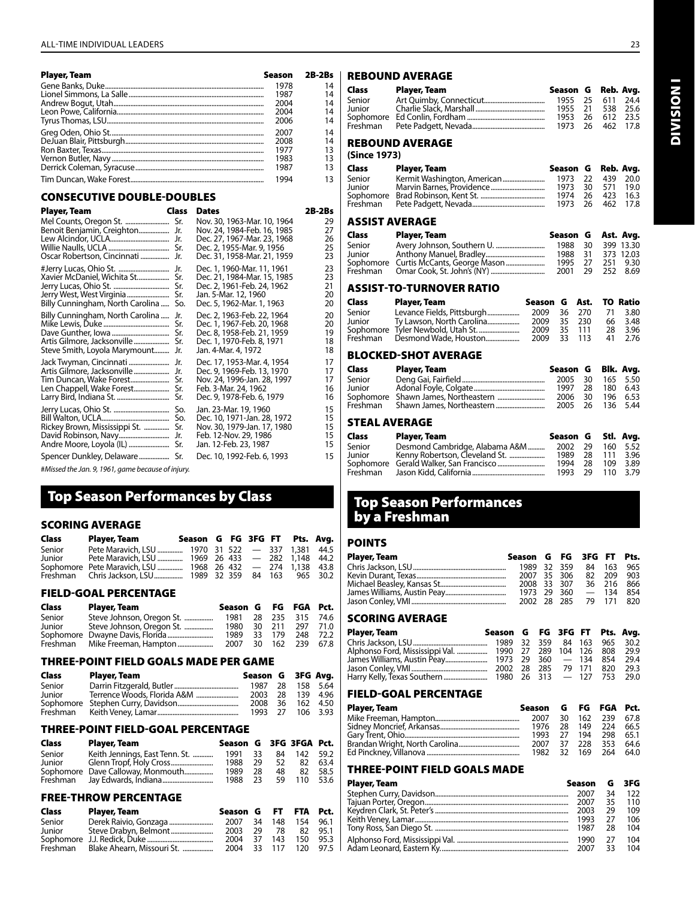| Player, Team | Season | 2B-2Bs |
|---|---|---|
| Gene Banks, Duke | 1978 | 14 |
| Lionel Simmons, La Salle | 1987 | 14 |
| Andrew Bogut, Utah | 2004 | 14 |
| Leon Powe, California | 2004 | 14 |
| Tyrus Thomas, LSU | 2006 | 14 |
| Greg Oden, Ohio St. | 2007 | 14 |
| DeJuan Blair, Pittsburgh | 2008 | 14 |
| Ron Baxter, Texas | 1977 | 13 |
| Vernon Butler, Navy | 1983 | 13 |
| Derrick Coleman, Syracuse | 1987 | 13 |
| Tim Duncan, Wake Forest | 1994 | 13 |

## CONSECUTIVE DOUBLE-DOUBLES

| Player, Team | Class | Dates | 2B-2Bs |
|---|---|---|---|
| Mel Counts, Oregon St. | Sr. | Nov. 30, 1963-Mar. 10, 1964 | 29 |
| Benoit Benjamin, Creighton | Jr. | Nov. 24, 1984-Feb. 16, 1985 | 27 |
| Lew Alcindor, UCLA | Jr. | Dec. 27, 1967-Mar. 23, 1968 | 26 |
| Willie Naulls, UCLA | Sr. | Dec. 2, 1955-Mar. 9, 1956 | 25 |
| Oscar Robertson, Cincinnati | Jr. | Dec. 31, 1958-Mar. 21, 1959 | 23 |
| #Jerry Lucas, Ohio St. | Jr. | Dec. 1, 1960-Mar. 11, 1961 | 23 |
| Xavier McDaniel, Wichita St. | Sr. | Dec. 21, 1984-Mar. 15, 1985 | 23 |
| Jerry Lucas, Ohio St. | Sr. | Dec. 2, 1961-Feb. 24, 1962 | 21 |
| Jerry West, West Virginia | Sr. | Jan. 5-Mar. 12, 1960 | 20 |
| Billy Cunningham, North Carolina | So. | Dec. 5, 1962-Mar. 1, 1963 | 20 |
| Billy Cunningham, North Carolina | Jr. | Dec. 2, 1963-Feb. 22, 1964 | 20 |
| Mike Lewis, Duke | Sr. | Dec. 1, 1967-Feb. 20, 1968 | 20 |
| Dave Gunther, Iowa | Sr. | Dec. 8, 1958-Feb. 21, 1959 | 19 |
| Artis Gilmore, Jacksonville | Sr. | Dec. 1, 1970-Feb. 8, 1971 | 18 |
| Steve Smith, Loyola Marymount | Jr. | Jan. 4-Mar. 4, 1972 | 18 |
| Jack Twyman, Cincinnati | Jr. | Dec. 17, 1953-Mar. 4, 1954 | 17 |
| Artis Gilmore, Jacksonville | Jr. | Dec. 9, 1969-Feb. 13, 1970 | 17 |
| Tim Duncan, Wake Forest | Sr. | Nov. 24, 1996-Jan. 28, 1997 | 17 |
| Len Chappell, Wake Forest | Sr. | Feb. 3-Mar. 24, 1962 | 16 |
| Larry Bird, Indiana St. | Sr. | Dec. 9, 1978-Feb. 6, 1979 | 16 |
| Jerry Lucas, Ohio St. | So. | Jan. 23-Mar. 19, 1960 | 15 |
| Bill Walton, UCLA | So. | Dec. 10, 1971-Jan. 28, 1972 | 15 |
| Rickey Brown, Mississippi St. | Sr. | Nov. 30, 1979-Jan. 17, 1980 | 15 |
| David Robinson, Navy | Jr. | Feb. 12-Nov. 29, 1986 | 15 |
| Andre Moore, Loyola (IL) | Sr. | Jan. 12-Feb. 23, 1987 | 15 |
| Spencer Dunkley, Delaware | Sr. | Dec. 10, 1992-Feb. 6, 1993 | 15 |

*#Missed the Jan. 9, 1961, game because of injury.*

# Top Season Performances by Class

## SCORING AVERAGE

| Class | Player, Team | Season | G | FG | 3FG | FT | Pts. | Avg. |
|---|---|---|---|---|---|---|---|---|
| Senior | Pete Maravich, LSU | 1970 | 31 | 522 | — | 337 | 1,381 | 44.5 |
| Junior | Pete Maravich, LSU | 1969 | 26 | 433 | — | 282 | 1,148 | 44.2 |
| Sophomore | Pete Maravich, LSU | 1968 | 26 | 432 | — | 274 | 1,138 | 43.8 |
| Freshman | Chris Jackson, LSU | 1989 | 32 | 359 | 84 | 163 | 965 | 30.2 |

## FIELD-GOAL PERCENTAGE

| Class | Player, Team | Season | G | FG | FGA | Pct. |
|---|---|---|---|---|---|---|
| Senior | Steve Johnson, Oregon St. | 1981 | 28 | 235 | 315 | 74.6 |
| Junior | Steve Johnson, Oregon St. | 1980 | 30 | 211 | 297 | 71.0 |
| Sophomore | Dwayne Davis, Florida | 1989 | 33 | 179 | 248 | 72.2 |
| Freshman | Mike Freeman, Hampton | 2007 | 30 | 162 | 239 | 67.8 |

## THREE-POINT FIELD GOALS MADE PER GAME

| Class | Player, Team | Season | G | 3FG | Avg. |
|---|---|---|---|---|---|
| Senior | Darrin Fitzgerald, Butler | 1987 | 28 | 158 | 5.64 |
| Junior | Terrence Woods, Florida A&M | 2003 | 28 | 139 | 4.96 |
| Sophomore | Stephen Curry, Davidson | 2008 | 36 | 162 | 4.50 |
| Freshman | Keith Veney, Lamar | 1993 | 27 | 106 | 3.93 |

## THREE-POINT FIELD-GOAL PERCENTAGE

| Class | Player, Team | Season | G | 3FG | 3FGA | Pct. |
|---|---|---|---|---|---|---|
| Senior | Keith Jennings, East Tenn. St. | 1991 | 33 | 84 | 142 | 59.2 |
| Junior | Glenn Tropf, Holy Cross | 1988 | 29 | 52 | 82 | 63.4 |
| Sophomore | Dave Calloway, Monmouth | 1989 | 28 | 48 | 82 | 58.5 |
| Freshman | Jay Edwards, Indiana | 1988 | 23 | 59 | 110 | 53.6 |

## FREE-THROW PERCENTAGE

| Class | Player, Team | Season | G | FT | FTA | Pct. |
|---|---|---|---|---|---|---|
| Senior | Derek Raivio, Gonzaga | 2007 | 34 | 148 | 154 | 96.1 |
| Junior | Steve Drabyn, Belmont | 2003 | 29 | 78 | 82 | 95.1 |
| Sophomore | J.J. Redick, Duke | 2004 | 37 | 143 | 150 | 95.3 |
| Freshman | Blake Ahearn, Missouri St. | 2004 | 33 | 117 | 120 | 97.5 |

## REBOUND AVERAGE

| Class | Player, Team | Season | G | Reb. | Avg. |
|---|---|---|---|---|---|
| Senior | Art Quimby, Connecticut | 1955 | 25 | 611 | 24.4 |
| Junior | Charlie Slack, Marshall | 1955 | 21 | 538 | 25.6 |
| Sophomore | Ed Conlin, Fordham | 1953 | 26 | 612 | 23.5 |
| Freshman | Pete Padgett, Nevada | 1973 | 26 | 462 | 17.8 |

## REBOUND AVERAGE

**(Since 1973)**

| Class | Player, Team | Season | G | Reb. | Avg. |
|---|---|---|---|---|---|
| Senior | Kermit Washington, American | 1973 | 22 | 439 | 20.0 |
| Junior | Marvin Barnes, Providence | 1973 | 30 | 571 | 19.0 |
| Sophomore | Brad Robinson, Kent St. | 1974 | 26 | 423 | 16.3 |
| Freshman | Pete Padgett, Nevada | 1973 | 26 | 462 | 17.8 |

## ASSIST AVERAGE

| Class | Player, Team | Season | G | Ast. | Avg. |
|---|---|---|---|---|---|
| Senior | Avery Johnson, Southern U. | 1988 | 30 | 399 | 13.30 |
| Junior | Anthony Manuel, Bradley | 1988 | 31 | 373 | 12.03 |
| Sophomore | Curtis McCants, George Mason | 1995 | 27 | 251 | 9.30 |
| Freshman | Omar Cook, St. John's (NY) | 2001 | 29 | 252 | 8.69 |

## ASSIST-TO-TURNOVER RATIO

| Class | Player, Team | Season | G | Ast. | TO | Ratio |
|---|---|---|---|---|---|---|
| Senior | Levance Fields, Pittsburgh | 2009 | 36 | 270 | 71 | 3.80 |
| Junior | Ty Lawson, North Carolina | 2009 | 35 | 230 | 66 | 3.48 |
| Sophomore | Tyler Newbold, Utah St. | 2009 | 35 | 111 | 28 | 3.96 |
| Freshman | Desmond Wade, Houston | 2009 | 33 | 113 | 41 | 2.76 |

## BLOCKED-SHOT AVERAGE

| Class | Player, Team | Season | G | Blk. | Avg. |
|---|---|---|---|---|---|
| Senior | Deng Gai, Fairfield | 2005 | 30 | 165 | 5.50 |
| Junior | Adonal Foyle, Colgate | 1997 | 28 | 180 | 6.43 |
| Sophomore | Shawn James, Northeastern | 2006 | 30 | 196 | 6.53 |
| Freshman | Shawn James, Northeastern | 2005 | 26 | 136 | 5.44 |

## STEAL AVERAGE

| Class | Player, Team | Season | G | Stl. | Avg. |
|---|---|---|---|---|---|
| Senior | Desmond Cambridge, Alabama A&M | 2002 | 29 | 160 | 5.52 |
| Junior | Kenny Robertson, Cleveland St. | 1989 | 28 | 111 | 3.96 |
| Sophomore | Gerald Walker, San Francisco | 1994 | 28 | 109 | 3.89 |
| Freshman | Jason Kidd, California | 1993 | 29 | 110 | 3.79 |

# Top Season Performances by a Freshman

## POINTS

| Player, Team | Season | G | FG | 3FG | FT | Pts. |
|---|---|---|---|---|---|---|
| Chris Jackson, LSU | 1989 | 32 | 359 | 84 | 163 | 965 |
| Kevin Durant, Texas | 2007 | 35 | 306 | 82 | 209 | 903 |
| Michael Beasley, Kansas St. | 2008 | 33 | 307 | 36 | 216 | 866 |
| James Williams, Austin Peay | 1973 | 29 | 360 | — | 134 | 854 |
| Jason Conley, VMI | 2002 | 28 | 285 | 79 | 171 | 820 |

## SCORING AVERAGE

| Player, Team | Season | G | FG | 3FG | FT | Pts. | Avg. |
|---|---|---|---|---|---|---|---|
| Chris Jackson, LSU | 1989 | 32 | 359 | 84 | 163 | 965 | 30.2 |
| Alphonso Ford, Mississippi Val. | 1990 | 27 | 289 | 104 | 126 | 808 | 29.9 |
| James Williams, Austin Peay | 1973 | 29 | 360 | — | 134 | 854 | 29.4 |
| Jason Conley, VMI | 2002 | 28 | 285 | 79 | 171 | 820 | 29.3 |
| Harry Kelly, Texas Southern | 1980 | 26 | 313 | — | 127 | 753 | 29.0 |

## FIELD-GOAL PERCENTAGE

| Player, Team | Season | G | FG | FGA | Pct. |
|---|---|---|---|---|---|
| Mike Freeman, Hampton | 2007 | 30 | 162 | 239 | 67.8 |
| Sidney Moncrief, Arkansas | 1976 | 28 | 149 | 224 | 66.5 |
| Gary Trent, Ohio | 1993 | 27 | 194 | 298 | 65.1 |
| Brandan Wright, North Carolina | 2007 | 37 | 228 | 353 | 64.6 |
| Ed Pinckney, Villanova | 1982 | 32 | 169 | 264 | 64.0 |

## THREE-POINT FIELD GOALS MADE

| Player, Team | Season | G | 3FG |
|---|---|---|---|
| Stephen Curry, Davidson | 2007 | 34 | 122 |
| Tajuan Porter, Oregon | 2007 | 35 | 110 |
| Keydren Clark, St. Peter's | 2003 | 29 | 109 |
| Keith Veney, Lamar | 1993 | 27 | 106 |
| Tony Ross, San Diego St. | 1987 | 28 | 104 |
| Alphonso Ford, Mississippi Val. | 1990 | 27 | 104 |
| Adam Leonard, Eastern Ky. | 2007 | 33 | 104 |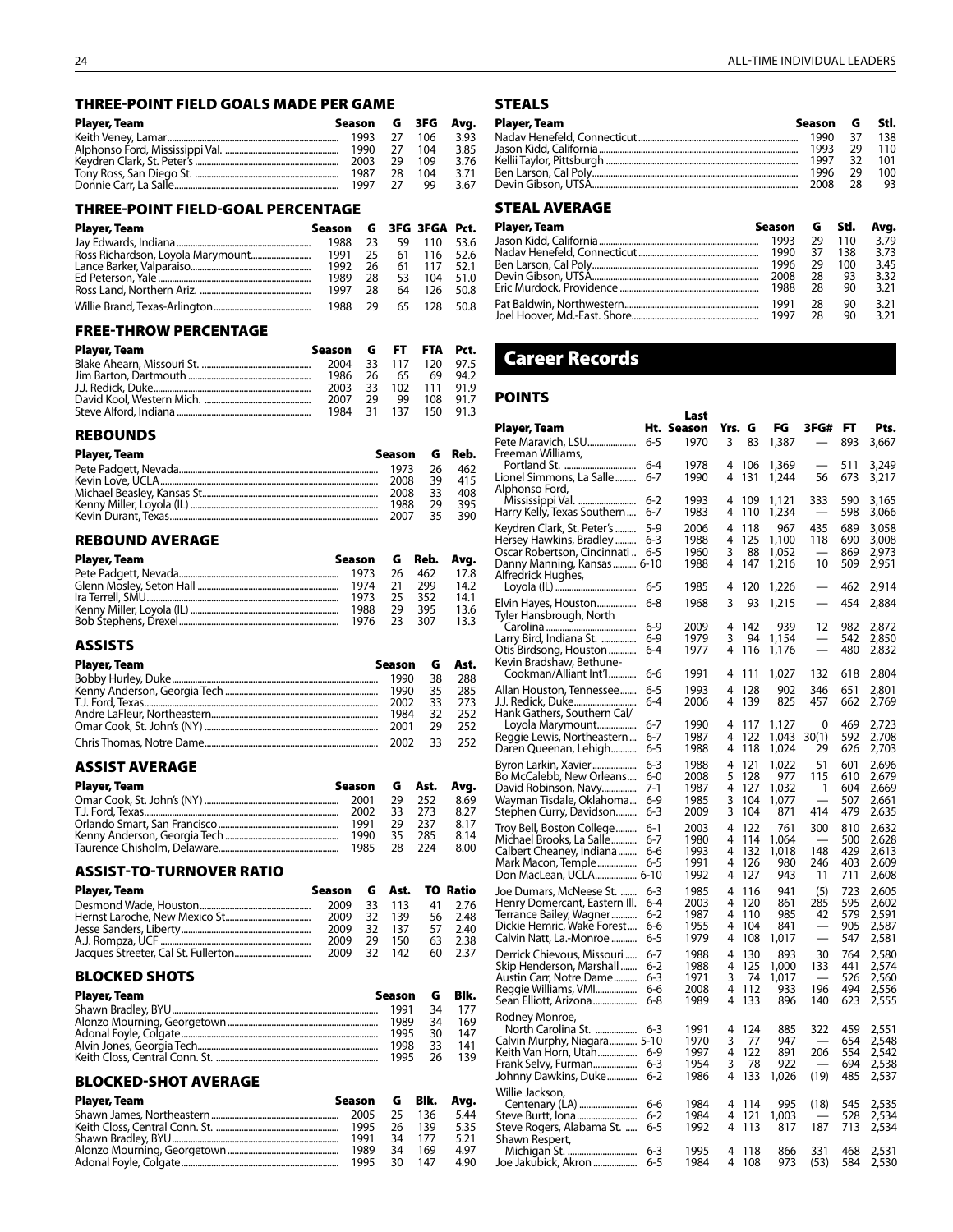## THREE-POINT FIELD GOALS MADE PER GAME

| Player, Team | Season | G | 3FG | Avg. |
|---|---|---|---|---|
| Keith Veney, Lamar | 1993 | 27 | 106 | 3.93 |
| Alphonso Ford, Mississippi Val. | 1990 | 27 | 104 | 3.85 |
| Keydren Clark, St. Peter's | 2003 | 29 | 109 | 3.76 |
| Tony Ross, San Diego St. | 1987 | 28 | 104 | 3.71 |
| Donnie Carr, La Salle | 1997 | 27 | 99 | 3.67 |

## THREE-POINT FIELD-GOAL PERCENTAGE

| Player, Team | Season | G | 3FG | 3FGA | Pct. |
|---|---|---|---|---|---|
| Jay Edwards, Indiana | 1988 | 23 | 59 | 110 | 53.6 |
| Ross Richardson, Loyola Marymount | 1991 | 25 | 61 | 116 | 52.6 |
| Lance Barker, Valparaiso | 1992 | 26 | 61 | 117 | 52.1 |
| Ed Peterson, Yale | 1989 | 28 | 53 | 104 | 51.0 |
| Ross Land, Northern Ariz. | 1997 | 28 | 64 | 126 | 50.8 |
| Willie Brand, Texas-Arlington | 1988 | 29 | 65 | 128 | 50.8 |

## FREE-THROW PERCENTAGE

| Player, Team | Season | G | FT | FTA | Pct. |
|---|---|---|---|---|---|
| Blake Ahearn, Missouri St. | 2004 | 33 | 117 | 120 | 97.5 |
| Jim Barton, Dartmouth | 1986 | 26 | 65 | 69 | 94.2 |
| J.J. Redick, Duke | 2003 | 33 | 102 | 111 | 91.9 |
| David Kool, Western Mich. | 2007 | 29 | 99 | 108 | 91.7 |
| Steve Alford, Indiana | 1984 | 31 | 137 | 150 | 91.3 |

## REBOUNDS

| Player, Team | Season | G | Reb. |
|---|---|---|---|
| Pete Padgett, Nevada | 1973 | 26 | 462 |
| Kevin Love, UCLA | 2008 | 39 | 415 |
| Michael Beasley, Kansas St. | 2008 | 33 | 408 |
| Kenny Miller, Loyola (IL) | 1988 | 29 | 395 |
| Kevin Durant, Texas | 2007 | 35 | 390 |

## REBOUND AVERAGE

| Player, Team | Season | G | Reb. | Avg. |
|---|---|---|---|---|
| Pete Padgett, Nevada | 1973 | 26 | 462 | 17.8 |
| Glenn Mosley, Seton Hall | 1974 | 21 | 299 | 14.2 |
| Ira Terrell, SMU | 1973 | 25 | 352 | 14.1 |
| Kenny Miller, Loyola (IL) | 1988 | 29 | 395 | 13.6 |
| Bob Stephens, Drexel | 1976 | 23 | 307 | 13.3 |

## ASSISTS

| Player, Team | Season | G | Ast. |
|---|---|---|---|
| Bobby Hurley, Duke | 1990 | 38 | 288 |
| Kenny Anderson, Georgia Tech | 1990 | 35 | 285 |
| T.J. Ford, Texas | 2002 | 33 | 273 |
| Andre LaFleur, Northeastern | 1984 | 32 | 252 |
| Omar Cook, St. John's (NY) | 2001 | 29 | 252 |
| Chris Thomas, Notre Dame | 2002 | 33 | 252 |

## ASSIST AVERAGE

| Player, Team | Season | G | Ast. | Avg. |
|---|---|---|---|---|
| Omar Cook, St. John's (NY) | 2001 | 29 | 252 | 8.69 |
| T.J. Ford, Texas | 2002 | 33 | 273 | 8.27 |
| Orlando Smart, San Francisco | 1991 | 29 | 237 | 8.17 |
| Kenny Anderson, Georgia Tech | 1990 | 35 | 285 | 8.14 |
| Taurence Chisholm, Delaware | 1985 | 28 | 224 | 8.00 |

## ASSIST-TO-TURNOVER RATIO

| Player, Team | Season | G | Ast. | TO | Ratio |
|---|---|---|---|---|---|
| Desmond Wade, Houston | 2009 | 33 | 113 | 41 | 2.76 |
| Hernst Laroche, New Mexico St. | 2009 | 32 | 139 | 56 | 2.48 |
| Jesse Sanders, Liberty | 2009 | 32 | 137 | 57 | 2.40 |
| A.J. Rompza, UCF | 2009 | 29 | 150 | 63 | 2.38 |
| Jacques Streeter, Cal St. Fullerton | 2009 | 32 | 142 | 60 | 2.37 |

## BLOCKED SHOTS

| Player, Team | Season | G | Blk. |
|---|---|---|---|
| Shawn Bradley, BYU | 1991 | 34 | 177 |
| Alonzo Mourning, Georgetown | 1989 | 34 | 169 |
| Adonal Foyle, Colgate | 1995 | 30 | 147 |
| Alvin Jones, Georgia Tech | 1998 | 33 | 141 |
| Keith Closs, Central Conn. St. | 1995 | 26 | 139 |

## BLOCKED-SHOT AVERAGE

| Player, Team | Season | G | Blk. | Avg. |
|---|---|---|---|---|
| Shawn James, Northeastern | 2005 | 25 | 136 | 5.44 |
| Keith Closs, Central Conn. St. | 1995 | 26 | 139 | 5.35 |
| Shawn Bradley, BYU | 1991 | 34 | 177 | 5.21 |
| Alonzo Mourning, Georgetown | 1989 | 34 | 169 | 4.97 |
| Adonal Foyle, Colgate | 1995 | 30 | 147 | 4.90 |

## STEALS

| Player, Team | Season | G | Stl. |
|---|---|---|---|
| Nadav Henefeld, Connecticut | 1990 | 37 | 138 |
| Jason Kidd, California | 1993 | 29 | 110 |
| Kellii Taylor, Pittsburgh | 1997 | 32 | 101 |
| Ben Larson, Cal Poly | 1996 | 29 | 100 |
| Devin Gibson, UTSA | 2008 | 28 | 93 |

## STEAL AVERAGE

| Player, Team | Season | G | Stl. | Avg. |
|---|---|---|---|---|
| Jason Kidd, California | 1993 | 29 | 110 | 3.79 |
| Nadav Henefeld, Connecticut | 1990 | 37 | 138 | 3.73 |
| Ben Larson, Cal Poly | 1996 | 29 | 100 | 3.45 |
| Devin Gibson, UTSA | 2008 | 28 | 93 | 3.32 |
| Eric Murdock, Providence | 1988 | 28 | 90 | 3.21 |
| Pat Baldwin, Northwestern | 1991 | 28 | 90 | 3.21 |
| Joel Hoover, Md.-East. Shore | 1997 | 28 | 90 | 3.21 |

# Career Records

## POINTS

| Player, Team | Ht. | Last Season | Yrs. | G | FG | 3FG# | FT | Pts. |
|---|---|---|---|---|---|---|---|---|
| Pete Maravich, LSU | 6-5 | 1970 | 3 | 83 | 1,387 | — | 893 | 3,667 |
| Freeman Williams, Portland St. | 6-4 | 1978 | 4 | 106 | 1,369 | — | 511 | 3,249 |
| Lionel Simmons, La Salle | 6-7 | 1990 | 4 | 131 | 1,244 | 56 | 673 | 3,217 |
| Alphonso Ford, Mississippi Val. | 6-2 | 1993 | 4 | 109 | 1,121 | 333 | 590 | 3,165 |
| Harry Kelly, Texas Southern | 6-7 | 1983 | 4 | 110 | 1,234 | — | 598 | 3,066 |
| Keydren Clark, St. Peter's | 5-9 | 2006 | 4 | 118 | 967 | 435 | 689 | 3,058 |
| Hersey Hawkins, Bradley | 6-3 | 1988 | 4 | 125 | 1,100 | 118 | 690 | 3,008 |
| Oscar Robertson, Cincinnati | 6-5 | 1960 | 3 | 88 | 1,052 | — | 869 | 2,973 |
| Danny Manning, Kansas | 6-10 | 1988 | 4 | 147 | 1,216 | 10 | 509 | 2,951 |
| Alfredrick Hughes, Loyola (IL) | 6-5 | 1985 | 4 | 120 | 1,226 | — | 462 | 2,914 |
| Elvin Hayes, Houston | 6-8 | 1968 | 3 | 93 | 1,215 | — | 454 | 2,884 |
| Tyler Hansbrough, North Carolina | 6-9 | 2009 | 4 | 142 | 939 | 12 | 982 | 2,872 |
| Larry Bird, Indiana St. | 6-9 | 1979 | 3 | 94 | 1,154 | — | 542 | 2,850 |
| Otis Birdsong, Houston | 6-4 | 1977 | 4 | 116 | 1,176 | — | 480 | 2,832 |
| Kevin Bradshaw, Bethune-Cookman/Alliant Int'l | 6-6 | 1991 | 4 | 111 | 1,027 | 132 | 618 | 2,804 |
| Allan Houston, Tennessee | 6-5 | 1993 | 4 | 128 | 902 | 346 | 651 | 2,801 |
| J.J. Redick, Duke | 6-4 | 2006 | 4 | 139 | 825 | 457 | 662 | 2,769 |
| Hank Gathers, Southern Cal/Loyola Marymount | 6-7 | 1990 | 4 | 117 | 1,127 | 0 | 469 | 2,723 |
| Reggie Lewis, Northeastern | 6-7 | 1987 | 4 | 122 | 1,043 | 30(1) | 592 | 2,708 |
| Daren Queenan, Lehigh | 6-5 | 1988 | 4 | 118 | 1,024 | 29 | 626 | 2,703 |
| Byron Larkin, Xavier | 6-3 | 1988 | 4 | 121 | 1,022 | 51 | 601 | 2,696 |
| Bo McCalebb, New Orleans | 6-0 | 2008 | 5 | 128 | 977 | 115 | 610 | 2,679 |
| David Robinson, Navy | 7-1 | 1987 | 4 | 127 | 1,032 | 1 | 604 | 2,669 |
| Wayman Tisdale, Oklahoma | 6-9 | 1985 | 3 | 104 | 1,077 | — | 507 | 2,661 |
| Stephen Curry, Davidson | 6-3 | 2009 | 3 | 104 | 871 | 414 | 479 | 2,635 |
| Troy Bell, Boston College | 6-1 | 2003 | 4 | 122 | 761 | 300 | 810 | 2,632 |
| Michael Brooks, La Salle | 6-7 | 1980 | 4 | 114 | 1,064 | — | 500 | 2,628 |
| Calbert Cheaney, Indiana | 6-6 | 1993 | 4 | 132 | 1,018 | 148 | 429 | 2,613 |
| Mark Macon, Temple | 6-5 | 1991 | 4 | 126 | 980 | 246 | 403 | 2,609 |
| Don MacLean, UCLA | 6-10 | 1992 | 4 | 127 | 943 | 11 | 711 | 2,608 |
| Joe Dumars, McNeese St. | 6-3 | 1985 | 4 | 116 | 941 | (5) | 723 | 2,605 |
| Henry Domercant, Eastern Ill. | 6-4 | 2003 | 4 | 120 | 861 | 285 | 595 | 2,602 |
| Terrance Bailey, Wagner | 6-2 | 1987 | 4 | 110 | 985 | 42 | 579 | 2,591 |
| Dickie Hemric, Wake Forest | 6-6 | 1955 | 4 | 104 | 841 | — | 905 | 2,587 |
| Calvin Natt, La.-Monroe | 6-5 | 1979 | 4 | 108 | 1,017 | — | 547 | 2,581 |
| Derrick Chievous, Missouri | 6-7 | 1988 | 4 | 130 | 893 | 30 | 764 | 2,580 |
| Skip Henderson, Marshall | 6-2 | 1988 | 4 | 125 | 1,000 | 133 | 441 | 2,574 |
| Austin Carr, Notre Dame | 6-3 | 1971 | 3 | 74 | 1,017 | — | 526 | 2,560 |
| Reggie Williams, VMI | 6-6 | 2008 | 4 | 112 | 933 | 196 | 494 | 2,556 |
| Sean Elliott, Arizona | 6-8 | 1989 | 4 | 133 | 896 | 140 | 623 | 2,555 |
| Rodney Monroe, North Carolina St. | 6-3 | 1991 | 4 | 124 | 885 | 322 | 459 | 2,551 |
| Calvin Murphy, Niagara | 5-10 | 1970 | 3 | 77 | 947 | — | 654 | 2,548 |
| Keith Van Horn, Utah | 6-9 | 1997 | 4 | 122 | 891 | 206 | 554 | 2,542 |
| Frank Selvy, Furman | 6-3 | 1954 | 3 | 78 | 922 | — | 694 | 2,538 |
| Johnny Dawkins, Duke | 6-2 | 1986 | 4 | 133 | 1,026 | (19) | 485 | 2,537 |
| Willie Jackson, Centenary (LA) | 6-6 | 1984 | 4 | 114 | 995 | (18) | 545 | 2,535 |
| Steve Burtt, Iona | 6-2 | 1984 | 4 | 121 | 1,003 | — | 528 | 2,534 |
| Steve Rogers, Alabama St. | 6-5 | 1992 | 4 | 113 | 817 | 187 | 713 | 2,534 |
| Shawn Respert, Michigan St. | 6-3 | 1995 | 4 | 118 | 866 | 331 | 468 | 2,531 |
| Joe Jakubick, Akron | 6-5 | 1984 | 4 | 108 | 973 | (53) | 584 | 2,530 |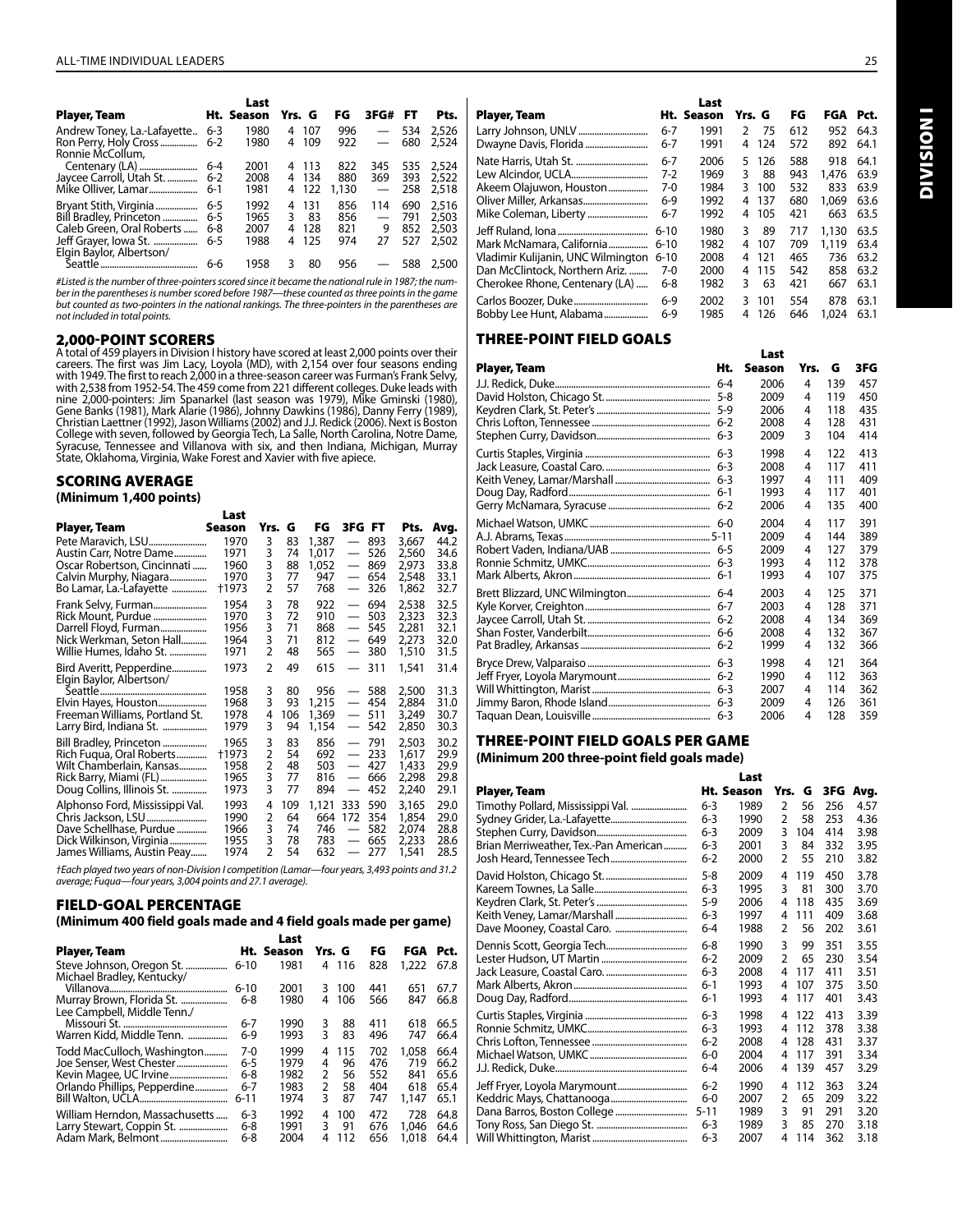| Player, Team | Ht. | Last Season | Yrs. | G | FG | 3FG# | FT | Pts. |
|---|---|---|---|---|---|---|---|---|
| Andrew Toney, La.-Lafayette | 6-3 | 1980 | 4 | 107 | 996 | — | 534 | 2,526 |
| Ron Perry, Holy Cross | 6-2 | 1980 | 4 | 124 | 922 | — | 680 | 2,524 |
| Ronnie McCollum, Centenary (LA) | 6-4 | 2001 | 4 | 113 | 822 | 345 | 535 | 2,524 |
| Jaycee Carroll, Utah St. | 6-2 | 2008 | 4 | 134 | 880 | 369 | 393 | 2,522 |
| Mike Olliver, Lamar | 6-1 | 1981 | 4 | 122 | 1,130 | — | 258 | 2,518 |
| Bryant Stith, Virginia | 6-5 | 1992 | 4 | 131 | 856 | 114 | 690 | 2,516 |
| Bill Bradley, Princeton | 6-5 | 1965 | 3 | 83 | 856 | — | 791 | 2,503 |
| Caleb Green, Oral Roberts | 6-8 | 2007 | 4 | 128 | 821 | 9 | 852 | 2,503 |
| Jeff Grayer, Iowa St. | 6-5 | 1988 | 4 | 125 | 974 | 27 | 527 | 2,502 |
| Elgin Baylor, Albertson/ Seattle | 6-6 | 1958 | 3 | 80 | 956 | — | 588 | 2,500 |

*#Listed is the number of three-pointers scored since it became the national rule in 1987; the number in the parentheses is number scored before 1987—these counted as three points in the game but counted as two-pointers in the national rankings. The three-pointers in the parentheses are not included in total points.*

## 2,000-POINT SCORERS

A total of 459 players in Division I history have scored at least 2,000 points over their careers. The first was Jim Lacy, Loyola (MD), with 2,154 over four seasons ending with 1949. The first to reach 2,000 in a three-season career was Furman's Frank Selvy, with 2,538 from 1952-54. The 459 come from 221 different colleges. Duke leads with nine 2,000-pointers: Jim Spanarkel (last season was 1979), Mike Gminski (1980), Gene Banks (1981), Mark Alarie (1986), Johnny Dawkins (1986), Danny Ferry (1989), Christian Laettner (1992), Jason Williams (2002) and J.J. Redick (2006). Next is Boston College with seven, followed by Georgia Tech, La Salle, North Carolina, Notre Dame, Syracuse, Tennessee and Villanova with six, and then Indiana, Michigan, Murray State, Oklahoma, Virginia, Wake Forest and Xavier with five apiece.

## SCORING AVERAGE

**(Minimum 1,400 points)**

| Player, Team | Last Season | Yrs. | G | FG | 3FG | FT | Pts. | Avg. |
|---|---|---|---|---|---|---|---|---|
| Pete Maravich, LSU | 1970 | 3 | 83 | 1,387 | — | 893 | 3,667 | 44.2 |
| Austin Carr, Notre Dame | 1971 | 3 | 74 | 1,017 | — | 526 | 2,560 | 34.6 |
| Oscar Robertson, Cincinnati | 1960 | 3 | 88 | 1,052 | — | 869 | 2,973 | 33.8 |
| Calvin Murphy, Niagara | 1970 | 3 | 77 | 947 | — | 654 | 2,548 | 33.1 |
| Bo Lamar, La.-Lafayette | †1973 | 2 | 57 | 768 | — | 326 | 1,862 | 32.7 |
| Frank Selvy, Furman | 1954 | 3 | 78 | 922 | — | 694 | 2,538 | 32.5 |
| Rick Mount, Purdue | 1970 | 3 | 72 | 910 | — | 503 | 2,323 | 32.3 |
| Darrell Floyd, Furman | 1956 | 3 | 71 | 868 | — | 545 | 2,281 | 32.1 |
| Nick Werkman, Seton Hall | 1964 | 3 | 71 | 812 | — | 649 | 2,273 | 32.0 |
| Willie Humes, Idaho St. | 1971 | 2 | 48 | 565 | — | 380 | 1,510 | 31.5 |
| Bird Averitt, Pepperdine | 1973 | 2 | 49 | 615 | — | 311 | 1,541 | 31.4 |
| Elgin Baylor, Albertson/ Seattle | 1958 | 3 | 80 | 956 | — | 588 | 2,500 | 31.3 |
| Elvin Hayes, Houston | 1968 | 3 | 93 | 1,215 | — | 454 | 2,884 | 31.0 |
| Freeman Williams, Portland St. | 1978 | 4 | 106 | 1,369 | — | 511 | 3,249 | 30.7 |
| Larry Bird, Indiana St. | 1979 | 3 | 94 | 1,154 | — | 542 | 2,850 | 30.3 |
| Bill Bradley, Princeton | 1965 | 3 | 83 | 856 | — | 791 | 2,503 | 30.2 |
| Rich Fuqua, Oral Roberts | †1973 | 2 | 54 | 692 | — | 233 | 1,617 | 29.9 |
| Wilt Chamberlain, Kansas | 1958 | 2 | 48 | 503 | — | 427 | 1,433 | 29.9 |
| Rick Barry, Miami (FL) | 1965 | 3 | 77 | 816 | — | 666 | 2,298 | 29.8 |
| Doug Collins, Illinois St. | 1973 | 3 | 77 | 894 | — | 452 | 2,240 | 29.1 |
| Alphonso Ford, Mississippi Val. | 1993 | 4 | 109 | 1,121 | 333 | 590 | 3,165 | 29.0 |
| Chris Jackson, LSU | 1990 | 2 | 64 | 664 | 172 | 354 | 1,854 | 29.0 |
| Dave Schellhase, Purdue | 1966 | 3 | 74 | 746 | — | 582 | 2,074 | 28.8 |
| Dick Wilkinson, Virginia | 1955 | 3 | 78 | 783 | — | 665 | 2,233 | 28.6 |
| James Williams, Austin Peay | 1974 | 2 | 54 | 632 | — | 277 | 1,541 | 28.5 |

*†Each played two years of non-Division I competition (Lamar—four years, 3,493 points and 31.2 average; Fuqua—four years, 3,004 points and 27.1 average).*

## FIELD-GOAL PERCENTAGE

**(Minimum 400 field goals made and 4 field goals made per game)**

| Player, Team | Ht. | Last Season | Yrs. | G | FG | FGA | Pct. |
|---|---|---|---|---|---|---|---|
| Steve Johnson, Oregon St. | 6-10 | 1981 | 4 | 116 | 828 | 1,222 | 67.8 |
| Michael Bradley, Kentucky/ Villanova | 6-10 | 2001 | 3 | 100 | 441 | 651 | 67.7 |
| Murray Brown, Florida St. | 6-8 | 1980 | 4 | 106 | 566 | 847 | 66.8 |
| Lee Campbell, Middle Tenn./ Missouri St. | 6-7 | 1990 | 3 | 88 | 411 | 618 | 66.5 |
| Warren Kidd, Middle Tenn. | 6-9 | 1993 | 3 | 83 | 496 | 747 | 66.4 |
| Todd MacCulloch, Washington | 7-0 | 1999 | 4 | 115 | 702 | 1,058 | 66.4 |
| Joe Senser, West Chester | 6-5 | 1979 | 4 | 96 | 476 | 719 | 66.2 |
| Kevin Magee, UC Irvine | 6-8 | 1982 | 2 | 56 | 552 | 841 | 65.6 |
| Orlando Phillips, Pepperdine | 6-7 | 1983 | 2 | 58 | 404 | 618 | 65.4 |
| Bill Walton, UCLA | 6-11 | 1974 | 3 | 87 | 747 | 1,147 | 65.1 |
| William Herndon, Massachusetts | 6-3 | 1992 | 4 | 100 | 472 | 728 | 64.8 |
| Larry Stewart, Coppin St. | 6-8 | 1991 | 3 | 91 | 676 | 1,046 | 64.6 |
| Adam Mark, Belmont | 6-8 | 2004 | 4 | 112 | 656 | 1,018 | 64.4 |
| Larry Johnson, UNLV | 6-7 | 1991 | 2 | 75 | 612 | 952 | 64.3 |
| Dwayne Davis, Florida | 6-7 | 1991 | 4 | 124 | 572 | 892 | 64.1 |
| Nate Harris, Utah St. | 6-7 | 2006 | 5 | 126 | 588 | 918 | 64.1 |
| Lew Alcindor, UCLA | 7-2 | 1969 | 3 | 88 | 943 | 1,476 | 63.9 |
| Akeem Olajuwon, Houston | 7-0 | 1984 | 3 | 100 | 532 | 833 | 63.9 |
| Oliver Miller, Arkansas | 6-9 | 1992 | 4 | 137 | 680 | 1,069 | 63.6 |
| Mike Coleman, Liberty | 6-7 | 1992 | 4 | 105 | 421 | 663 | 63.5 |
| Jeff Ruland, Iona | 6-10 | 1980 | 3 | 89 | 717 | 1,130 | 63.5 |
| Mark McNamara, California | 6-10 | 1982 | 4 | 107 | 709 | 1,119 | 63.4 |
| Vladimir Kulijanin, UNC Wilmington | 6-10 | 2008 | 4 | 121 | 465 | 736 | 63.2 |
| Dan McClintock, Northern Ariz. | 7-0 | 2000 | 4 | 115 | 542 | 858 | 63.2 |
| Cherokee Rhone, Centenary (LA) | 6-8 | 1982 | 3 | 63 | 421 | 667 | 63.1 |
| Carlos Boozer, Duke | 6-9 | 2002 | 3 | 101 | 554 | 878 | 63.1 |
| Bobby Lee Hunt, Alabama | 6-9 | 1985 | 4 | 126 | 646 | 1,024 | 63.1 |

## THREE-POINT FIELD GOALS

| Player, Team | Ht. | Last Season | Yrs. | G | 3FG |
|---|---|---|---|---|---|
| J.J. Redick, Duke | 6-4 | 2006 | 4 | 139 | 457 |
| David Holston, Chicago St. | 5-8 | 2009 | 4 | 119 | 450 |
| Keydren Clark, St. Peter's | 5-9 | 2006 | 4 | 118 | 435 |
| Chris Lofton, Tennessee | 6-2 | 2008 | 4 | 128 | 431 |
| Stephen Curry, Davidson | 6-3 | 2009 | 3 | 104 | 414 |
| Curtis Staples, Virginia | 6-3 | 1998 | 4 | 122 | 413 |
| Jack Leasure, Coastal Caro. | 6-3 | 2008 | 4 | 117 | 411 |
| Keith Veney, Lamar/Marshall | 6-3 | 1997 | 4 | 111 | 409 |
| Doug Day, Radford | 6-1 | 1993 | 4 | 117 | 401 |
| Gerry McNamara, Syracuse | 6-2 | 2006 | 4 | 135 | 400 |
| Michael Watson, UMKC | 6-0 | 2004 | 4 | 117 | 391 |
| A.J. Abrams, Texas | 5-11 | 2009 | 4 | 144 | 389 |
| Robert Vaden, Indiana/UAB | 6-5 | 2009 | 4 | 127 | 379 |
| Ronnie Schmitz, UMKC | 6-3 | 1993 | 4 | 112 | 378 |
| Mark Alberts, Akron | 6-1 | 1993 | 4 | 107 | 375 |
| Brett Blizzard, UNC Wilmington | 6-4 | 2003 | 4 | 125 | 371 |
| Kyle Korver, Creighton | 6-7 | 2003 | 4 | 128 | 371 |
| Jaycee Carroll, Utah St. | 6-2 | 2008 | 4 | 134 | 369 |
| Shan Foster, Vanderbilt | 6-6 | 2008 | 4 | 132 | 367 |
| Pat Bradley, Arkansas | 6-2 | 1999 | 4 | 132 | 366 |
| Bryce Drew, Valparaiso | 6-3 | 1998 | 4 | 121 | 364 |
| Jeff Fryer, Loyola Marymount | 6-2 | 1990 | 4 | 112 | 363 |
| Will Whittington, Marist | 6-3 | 2007 | 4 | 114 | 362 |
| Jimmy Baron, Rhode Island | 6-3 | 2009 | 4 | 126 | 361 |
| Taquan Dean, Louisville | 6-3 | 2006 | 4 | 128 | 359 |

## THREE-POINT FIELD GOALS PER GAME

**(Minimum 200 three-point field goals made)**

| Player, Team | Ht. | Last Season | Yrs. | G | 3FG | Avg. |
|---|---|---|---|---|---|---|
| Timothy Pollard, Mississippi Val. | 6-3 | 1989 | 2 | 56 | 256 | 4.57 |
| Sydney Grider, La.-Lafayette | 6-3 | 1990 | 2 | 58 | 253 | 4.36 |
| Stephen Curry, Davidson | 6-3 | 2009 | 3 | 104 | 414 | 3.98 |
| Brian Merriweather, Tex.-Pan American | 6-3 | 2001 | 3 | 84 | 332 | 3.95 |
| Josh Heard, Tennessee Tech | 6-2 | 2000 | 2 | 55 | 210 | 3.82 |
| David Holston, Chicago St. | 5-8 | 2009 | 4 | 119 | 450 | 3.78 |
| Kareem Townes, La Salle | 6-3 | 1995 | 3 | 81 | 300 | 3.70 |
| Keydren Clark, St. Peter's | 5-9 | 2006 | 4 | 118 | 435 | 3.69 |
| Keith Veney, Lamar/Marshall | 6-3 | 1997 | 4 | 111 | 409 | 3.68 |
| Dave Mooney, Coastal Caro. | 6-4 | 1988 | 2 | 56 | 202 | 3.61 |
| Dennis Scott, Georgia Tech | 6-8 | 1990 | 3 | 99 | 351 | 3.55 |
| Lester Hudson, UT Martin | 6-2 | 2009 | 2 | 65 | 230 | 3.54 |
| Jack Leasure, Coastal Caro. | 6-3 | 2008 | 4 | 117 | 411 | 3.51 |
| Mark Alberts, Akron | 6-1 | 1993 | 4 | 107 | 375 | 3.50 |
| Doug Day, Radford | 6-1 | 1993 | 4 | 117 | 401 | 3.43 |
| Curtis Staples, Virginia | 6-3 | 1998 | 4 | 122 | 413 | 3.39 |
| Ronnie Schmitz, UMKC | 6-3 | 1993 | 4 | 112 | 378 | 3.38 |
| Chris Lofton, Tennessee | 6-2 | 2008 | 4 | 128 | 431 | 3.37 |
| Michael Watson, UMKC | 6-0 | 2004 | 4 | 117 | 391 | 3.34 |
| J.J. Redick, Duke | 6-4 | 2006 | 4 | 139 | 457 | 3.29 |
| Jeff Fryer, Loyola Marymount | 6-2 | 1990 | 4 | 112 | 363 | 3.24 |
| Keddric Mays, Chattanooga | 6-0 | 2007 | 2 | 65 | 209 | 3.22 |
| Dana Barros, Boston College | 5-11 | 1989 | 3 | 91 | 291 | 3.20 |
| Tony Ross, San Diego St. | 6-3 | 1989 | 3 | 85 | 270 | 3.18 |
| Will Whittington, Marist | 6-3 | 2007 | 4 | 114 | 362 | 3.18 |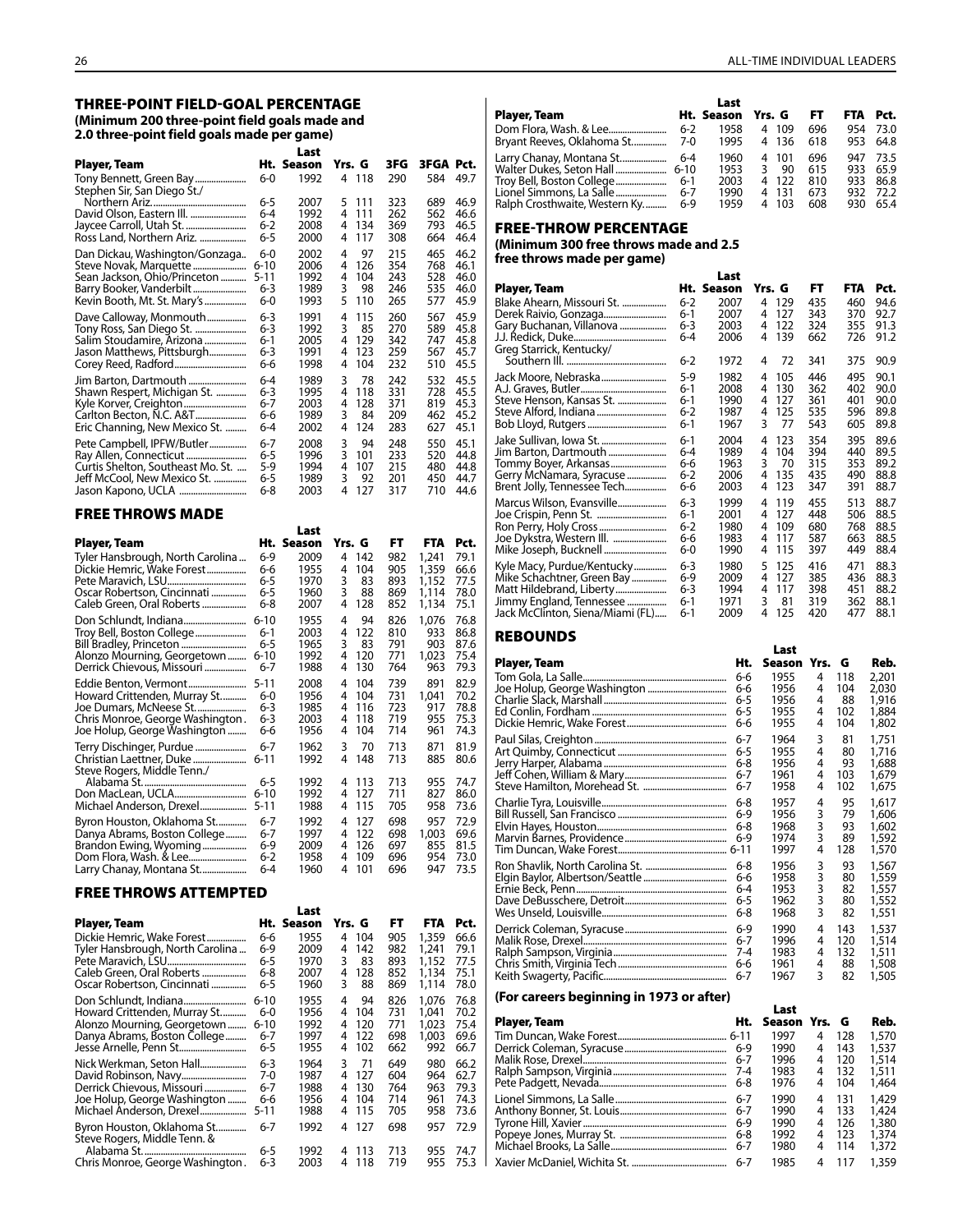## THREE-POINT FIELD-GOAL PERCENTAGE

**(Minimum 200 three-point field goals made and 2.0 three-point field goals made per game)**

| Player, Team | Ht. | Last Season | Yrs. | G | 3FG | 3FGA | Pct. |
|---|---|---|---|---|---|---|---|
| Tony Bennett, Green Bay | 6-0 | 1992 | 4 | 118 | 290 | 584 | 49.7 |
| Stephen Sir, San Diego St./ Northern Ariz. | 6-5 | 2007 | 5 | 111 | 323 | 689 | 46.9 |
| David Olson, Eastern Ill. | 6-4 | 1992 | 4 | 111 | 262 | 562 | 46.6 |
| Jaycee Carroll, Utah St. | 6-2 | 2008 | 4 | 134 | 369 | 793 | 46.5 |
| Ross Land, Northern Ariz. | 6-5 | 2000 | 4 | 117 | 308 | 664 | 46.4 |
| Dan Dickau, Washington/Gonzaga | 6-0 | 2002 | 4 | 97 | 215 | 465 | 46.2 |
| Steve Novak, Marquette | 6-10 | 2006 | 4 | 126 | 354 | 768 | 46.1 |
| Sean Jackson, Ohio/Princeton | 5-11 | 1992 | 4 | 104 | 243 | 528 | 46.0 |
| Barry Booker, Vanderbilt | 6-3 | 1989 | 3 | 98 | 246 | 535 | 46.0 |
| Kevin Booth, Mt. St. Mary's | 6-0 | 1993 | 5 | 110 | 265 | 577 | 45.9 |
| Dave Calloway, Monmouth | 6-3 | 1991 | 4 | 115 | 260 | 567 | 45.9 |
| Tony Ross, San Diego St. | 6-3 | 1992 | 3 | 85 | 270 | 589 | 45.8 |
| Salim Stoudamire, Arizona | 6-1 | 2005 | 4 | 129 | 342 | 747 | 45.8 |
| Jason Matthews, Pittsburgh | 6-3 | 1991 | 4 | 123 | 259 | 567 | 45.7 |
| Corey Reed, Radford | 6-6 | 1998 | 4 | 104 | 232 | 510 | 45.5 |
| Jim Barton, Dartmouth | 6-4 | 1989 | 3 | 78 | 242 | 532 | 45.5 |
| Shawn Respert, Michigan St. | 6-3 | 1995 | 4 | 118 | 331 | 728 | 45.5 |
| Kyle Korver, Creighton | 6-7 | 2003 | 4 | 128 | 371 | 819 | 45.3 |
| Carlton Becton, N.C. A&T | 6-6 | 1989 | 3 | 84 | 209 | 462 | 45.2 |
| Eric Channing, New Mexico St. | 6-4 | 2002 | 4 | 124 | 283 | 627 | 45.1 |
| Pete Campbell, IPFW/Butler | 6-7 | 2008 | 3 | 94 | 248 | 550 | 45.1 |
| Ray Allen, Connecticut | 6-5 | 1996 | 3 | 101 | 233 | 520 | 44.8 |
| Curtis Shelton, Southeast Mo. St. | 5-9 | 1994 | 4 | 107 | 215 | 480 | 44.8 |
| Jeff McCool, New Mexico St. | 6-5 | 1989 | 3 | 92 | 201 | 450 | 44.7 |
| Jason Kapono, UCLA | 6-8 | 2003 | 4 | 127 | 317 | 710 | 44.6 |

## FREE THROWS MADE

| Player, Team | Ht. | Last Season | Yrs. | G | FT | FTA | Pct. |
|---|---|---|---|---|---|---|---|
| Tyler Hansbrough, North Carolina | 6-9 | 2009 | 4 | 142 | 982 | 1,241 | 79.1 |
| Dickie Hemric, Wake Forest | 6-6 | 1955 | 4 | 104 | 905 | 1,359 | 66.6 |
| Pete Maravich, LSU | 6-5 | 1970 | 3 | 83 | 893 | 1,152 | 77.5 |
| Oscar Robertson, Cincinnati | 6-5 | 1960 | 3 | 88 | 869 | 1,114 | 78.0 |
| Caleb Green, Oral Roberts | 6-8 | 2007 | 4 | 128 | 852 | 1,134 | 75.1 |
| Don Schlundt, Indiana | 6-10 | 1955 | 4 | 94 | 826 | 1,076 | 76.8 |
| Troy Bell, Boston College | 6-1 | 2003 | 4 | 122 | 810 | 933 | 86.8 |
| Bill Bradley, Princeton | 6-5 | 1965 | 3 | 83 | 791 | 903 | 87.6 |
| Alonzo Mourning, Georgetown | 6-10 | 1992 | 4 | 120 | 771 | 1,023 | 75.4 |
| Derrick Chievous, Missouri | 6-7 | 1988 | 4 | 130 | 764 | 963 | 79.3 |
| Eddie Benton, Vermont | 5-11 | 2008 | 4 | 104 | 739 | 891 | 82.9 |
| Howard Crittenden, Murray St. | 6-0 | 1956 | 4 | 104 | 731 | 1,041 | 70.2 |
| Joe Dumars, McNeese St. | 6-3 | 1985 | 4 | 116 | 723 | 917 | 78.8 |
| Chris Monroe, George Washington | 6-3 | 2003 | 4 | 118 | 719 | 955 | 75.3 |
| Joe Holup, George Washington | 6-6 | 1956 | 4 | 104 | 714 | 961 | 74.3 |
| Terry Dischinger, Purdue | 6-7 | 1962 | 3 | 70 | 713 | 871 | 81.9 |
| Christian Laettner, Duke | 6-11 | 1992 | 4 | 148 | 713 | 885 | 80.6 |
| Steve Rogers, Middle Tenn./ Alabama St. | 6-5 | 1992 | 4 | 113 | 713 | 955 | 74.7 |
| Don MacLean, UCLA | 6-10 | 1992 | 4 | 127 | 711 | 827 | 86.0 |
| Michael Anderson, Drexel | 5-11 | 1988 | 4 | 115 | 705 | 958 | 73.6 |
| Byron Houston, Oklahoma St. | 6-7 | 1992 | 4 | 127 | 698 | 957 | 72.9 |
| Danya Abrams, Boston College | 6-7 | 1997 | 4 | 122 | 698 | 1,003 | 69.6 |
| Brandon Ewing, Wyoming | 6-9 | 2009 | 4 | 126 | 697 | 855 | 81.5 |
| Dom Flora, Wash. & Lee | 6-2 | 1958 | 4 | 109 | 696 | 954 | 73.0 |
| Larry Chanay, Montana St. | 6-4 | 1960 | 4 | 101 | 696 | 947 | 73.5 |

## FREE THROWS ATTEMPTED

| Player, Team | Ht. | Last Season | Yrs. | G | FT | FTA | Pct. |
|---|---|---|---|---|---|---|---|
| Dickie Hemric, Wake Forest | 6-6 | 1955 | 4 | 104 | 905 | 1,359 | 66.6 |
| Tyler Hansbrough, North Carolina | 6-9 | 2009 | 4 | 142 | 982 | 1,241 | 79.1 |
| Pete Maravich, LSU | 6-5 | 1970 | 3 | 83 | 893 | 1,152 | 77.5 |
| Caleb Green, Oral Roberts | 6-8 | 2007 | 4 | 128 | 852 | 1,134 | 75.1 |
| Oscar Robertson, Cincinnati | 6-5 | 1960 | 3 | 88 | 869 | 1,114 | 78.0 |
| Don Schlundt, Indiana | 6-10 | 1955 | 4 | 94 | 826 | 1,076 | 76.8 |
| Howard Crittenden, Murray St. | 6-0 | 1956 | 4 | 104 | 731 | 1,041 | 70.2 |
| Alonzo Mourning, Georgetown | 6-10 | 1992 | 4 | 120 | 771 | 1,023 | 75.4 |
| Danya Abrams, Boston College | 6-7 | 1997 | 4 | 122 | 698 | 1,003 | 69.6 |
| Jesse Arnelle, Penn St. | 6-5 | 1955 | 4 | 102 | 662 | 992 | 66.7 |
| Nick Werkman, Seton Hall | 6-3 | 1964 | 3 | 71 | 649 | 980 | 66.2 |
| David Robinson, Navy | 7-0 | 1987 | 4 | 127 | 604 | 964 | 62.7 |
| Derrick Chievous, Missouri | 6-7 | 1988 | 4 | 130 | 764 | 963 | 79.3 |
| Joe Holup, George Washington | 6-6 | 1956 | 4 | 104 | 714 | 961 | 74.3 |
| Michael Anderson, Drexel | 5-11 | 1988 | 4 | 115 | 705 | 958 | 73.6 |
| Byron Houston, Oklahoma St. | 6-7 | 1992 | 4 | 127 | 698 | 957 | 72.9 |
| Steve Rogers, Middle Tenn. & Alabama St. | 6-5 | 1992 | 4 | 113 | 713 | 955 | 74.7 |
| Chris Monroe, George Washington | 6-3 | 2003 | 4 | 118 | 719 | 955 | 75.3 |
| Dom Flora, Wash. & Lee | 6-2 | 1958 | 4 | 109 | 696 | 954 | 73.0 |
| Bryant Reeves, Oklahoma St. | 7-0 | 1995 | 4 | 136 | 618 | 953 | 64.8 |
| Larry Chanay, Montana St. | 6-4 | 1960 | 4 | 101 | 696 | 947 | 73.5 |
| Walter Dukes, Seton Hall | 6-10 | 1953 | 3 | 90 | 615 | 933 | 65.9 |
| Troy Bell, Boston College | 6-1 | 2003 | 4 | 122 | 810 | 933 | 86.8 |
| Lionel Simmons, La Salle | 6-7 | 1990 | 4 | 131 | 673 | 932 | 72.2 |
| Ralph Crosthwaite, Western Ky. | 6-9 | 1959 | 4 | 103 | 608 | 930 | 65.4 |

## FREE-THROW PERCENTAGE

**(Minimum 300 free throws made and 2.5 free throws made per game)**

| Player, Team | Ht. | Last Season | Yrs. | G | FT | FTA | Pct. |
|---|---|---|---|---|---|---|---|
| Blake Ahearn, Missouri St. | 6-2 | 2007 | 4 | 129 | 435 | 460 | 94.6 |
| Derek Raivio, Gonzaga | 6-1 | 2007 | 4 | 127 | 343 | 370 | 92.7 |
| Gary Buchanan, Villanova | 6-3 | 2003 | 4 | 122 | 324 | 355 | 91.3 |
| J.J. Redick, Duke | 6-4 | 2006 | 4 | 139 | 662 | 726 | 91.2 |
| Greg Starrick, Kentucky/ Southern Ill. | 6-2 | 1972 | 4 | 72 | 341 | 375 | 90.9 |
| Jack Moore, Nebraska | 5-9 | 1982 | 4 | 105 | 446 | 495 | 90.1 |
| A.J. Graves, Butler | 6-1 | 2008 | 4 | 130 | 362 | 402 | 90.0 |
| Steve Henson, Kansas St. | 6-1 | 1990 | 4 | 127 | 361 | 401 | 90.0 |
| Steve Alford, Indiana | 6-2 | 1987 | 4 | 125 | 535 | 596 | 89.8 |
| Bob Lloyd, Rutgers | 6-1 | 1967 | 3 | 77 | 543 | 605 | 89.8 |
| Jake Sullivan, Iowa St. | 6-1 | 2004 | 4 | 123 | 354 | 395 | 89.6 |
| Jim Barton, Dartmouth | 6-4 | 1989 | 4 | 104 | 394 | 440 | 89.5 |
| Tommy Boyer, Arkansas | 6-6 | 1963 | 3 | 70 | 315 | 353 | 89.2 |
| Gerry McNamara, Syracuse | 6-2 | 2006 | 4 | 135 | 435 | 490 | 88.8 |
| Brent Jolly, Tennessee Tech | 6-6 | 2003 | 4 | 123 | 347 | 391 | 88.7 |
| Marcus Wilson, Evansville | 6-3 | 1999 | 4 | 119 | 455 | 513 | 88.7 |
| Joe Crispin, Penn St. | 6-1 | 2001 | 4 | 127 | 448 | 506 | 88.5 |
| Ron Perry, Holy Cross | 6-2 | 1980 | 4 | 109 | 680 | 768 | 88.5 |
| Joe Dykstra, Western Ill. | 6-6 | 1983 | 4 | 117 | 587 | 663 | 88.5 |
| Mike Joseph, Bucknell | 6-0 | 1990 | 4 | 115 | 397 | 449 | 88.4 |
| Kyle Macy, Purdue/Kentucky | 6-3 | 1980 | 5 | 125 | 416 | 471 | 88.3 |
| Mike Schachtner, Green Bay | 6-9 | 2009 | 4 | 127 | 385 | 436 | 88.3 |
| Matt Hildebrand, Liberty | 6-3 | 1994 | 4 | 117 | 398 | 451 | 88.2 |
| Jimmy England, Tennessee | 6-1 | 1971 | 3 | 81 | 319 | 362 | 88.1 |
| Jack McClinton, Siena/Miami (FL) | 6-1 | 2009 | 4 | 125 | 420 | 477 | 88.1 |

## REBOUNDS

| Player, Team | Ht. | Last Season | Yrs. | G | Reb. |
|---|---|---|---|---|---|
| Tom Gola, La Salle | 6-6 | 1955 | 4 | 118 | 2,201 |
| Joe Holup, George Washington | 6-6 | 1956 | 4 | 104 | 2,030 |
| Charlie Slack, Marshall | 6-5 | 1956 | 4 | 88 | 1,916 |
| Ed Conlin, Fordham | 6-5 | 1955 | 4 | 102 | 1,884 |
| Dickie Hemric, Wake Forest | 6-6 | 1955 | 4 | 104 | 1,802 |
| Paul Silas, Creighton | 6-7 | 1964 | 3 | 81 | 1,751 |
| Art Quimby, Connecticut | 6-5 | 1955 | 4 | 80 | 1,716 |
| Jerry Harper, Alabama | 6-8 | 1956 | 4 | 93 | 1,688 |
| Jeff Cohen, William & Mary | 6-7 | 1961 | 4 | 103 | 1,679 |
| Steve Hamilton, Morehead St. | 6-7 | 1958 | 4 | 102 | 1,675 |
| Charlie Tyra, Louisville | 6-8 | 1957 | 4 | 95 | 1,617 |
| Bill Russell, San Francisco | 6-9 | 1956 | 3 | 79 | 1,606 |
| Elvin Hayes, Houston | 6-8 | 1968 | 3 | 93 | 1,602 |
| Marvin Barnes, Providence | 6-9 | 1974 | 3 | 89 | 1,592 |
| Tim Duncan, Wake Forest | 6-11 | 1997 | 4 | 128 | 1,570 |
| Ron Shavlik, North Carolina St. | 6-8 | 1956 | 3 | 93 | 1,567 |
| Elgin Baylor, Albertson/Seattle | 6-6 | 1958 | 3 | 80 | 1,559 |
| Ernie Beck, Penn | 6-4 | 1953 | 3 | 82 | 1,557 |
| Dave DeBusschere, Detroit | 6-5 | 1962 | 3 | 80 | 1,552 |
| Wes Unseld, Louisville | 6-8 | 1968 | 3 | 82 | 1,551 |
| Derrick Coleman, Syracuse | 6-9 | 1990 | 4 | 143 | 1,537 |
| Malik Rose, Drexel | 6-7 | 1996 | 4 | 120 | 1,514 |
| Ralph Sampson, Virginia | 7-4 | 1983 | 4 | 132 | 1,511 |
| Chris Smith, Virginia Tech | 6-6 | 1961 | 4 | 88 | 1,508 |
| Keith Swagerty, Pacific | 6-7 | 1967 | 3 | 82 | 1,505 |

### (For careers beginning in 1973 or after)

| Player, Team | Ht. | Last Season | Yrs. | G | Reb. |
|---|---|---|---|---|---|
| Tim Duncan, Wake Forest | 6-11 | 1997 | 4 | 128 | 1,570 |
| Derrick Coleman, Syracuse | 6-9 | 1990 | 4 | 143 | 1,537 |
| Malik Rose, Drexel | 6-7 | 1996 | 4 | 120 | 1,514 |
| Ralph Sampson, Virginia | 7-4 | 1983 | 4 | 132 | 1,511 |
| Pete Padgett, Nevada | 6-8 | 1976 | 4 | 104 | 1,464 |
| Lionel Simmons, La Salle | 6-7 | 1990 | 4 | 131 | 1,429 |
| Anthony Bonner, St. Louis | 6-7 | 1990 | 4 | 133 | 1,424 |
| Tyrone Hill, Xavier | 6-9 | 1990 | 4 | 126 | 1,380 |
| Popeye Jones, Murray St. | 6-8 | 1992 | 4 | 123 | 1,374 |
| Michael Brooks, La Salle | 6-7 | 1980 | 4 | 114 | 1,372 |
| Xavier McDaniel, Wichita St. | 6-7 | 1985 | 4 | 117 | 1,359 |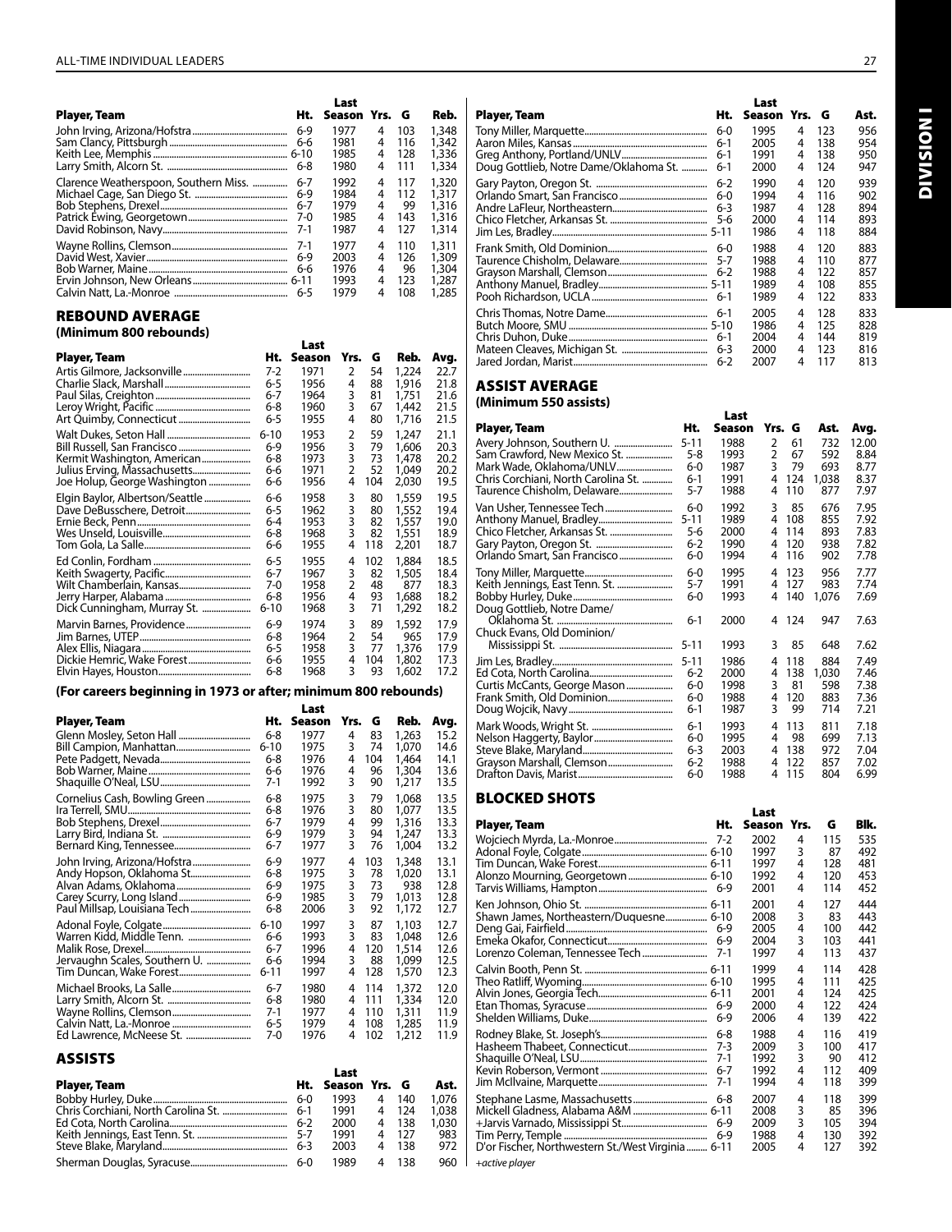| Player, Team | Ht. | Last Season | Yrs. | G | Reb. |
|---|---|---|---|---|---|
| John Irving, Arizona/Hofstra | 6-9 | 1977 | 4 | 103 | 1,348 |
| Sam Clancy, Pittsburgh | 6-6 | 1981 | 4 | 116 | 1,342 |
| Keith Lee, Memphis | 6-10 | 1985 | 4 | 128 | 1,336 |
| Larry Smith, Alcorn St. | 6-8 | 1980 | 4 | 111 | 1,334 |
| Clarence Weatherspoon, Southern Miss. | 6-7 | 1992 | 4 | 117 | 1,320 |
| Michael Cage, San Diego St. | 6-9 | 1984 | 4 | 112 | 1,317 |
| Bob Stephens, Drexel | 6-7 | 1979 | 4 | 99 | 1,316 |
| Patrick Ewing, Georgetown | 7-0 | 1985 | 4 | 143 | 1,316 |
| David Robinson, Navy | 7-1 | 1987 | 4 | 127 | 1,314 |
| Wayne Rollins, Clemson | 7-1 | 1977 | 4 | 110 | 1,311 |
| David West, Xavier | 6-9 | 2003 | 4 | 126 | 1,309 |
| Bob Warner, Maine | 6-6 | 1976 | 4 | 96 | 1,304 |
| Ervin Johnson, New Orleans | 6-11 | 1993 | 4 | 123 | 1,287 |
| Calvin Natt, La.-Monroe | 6-5 | 1979 | 4 | 108 | 1,285 |

## REBOUND AVERAGE

**(Minimum 800 rebounds)**

| Player, Team | Ht. | Last Season | Yrs. | G | Reb. | Avg. |
|---|---|---|---|---|---|---|
| Artis Gilmore, Jacksonville | 7-2 | 1971 | 2 | 54 | 1,224 | 22.7 |
| Charlie Slack, Marshall | 6-5 | 1956 | 4 | 88 | 1,916 | 21.8 |
| Paul Silas, Creighton | 6-7 | 1964 | 3 | 81 | 1,751 | 21.6 |
| Leroy Wright, Pacific | 6-8 | 1960 | 3 | 67 | 1,442 | 21.5 |
| Art Quimby, Connecticut | 6-5 | 1955 | 4 | 80 | 1,716 | 21.5 |
| Walt Dukes, Seton Hall | 6-10 | 1953 | 2 | 59 | 1,247 | 21.1 |
| Bill Russell, San Francisco | 6-9 | 1956 | 3 | 79 | 1,606 | 20.3 |
| Kermit Washington, American | 6-8 | 1973 | 3 | 73 | 1,478 | 20.2 |
| Julius Erving, Massachusetts | 6-6 | 1971 | 2 | 52 | 1,049 | 20.2 |
| Joe Holup, George Washington | 6-6 | 1956 | 4 | 104 | 2,030 | 19.5 |
| Elgin Baylor, Albertson/Seattle | 6-6 | 1958 | 3 | 80 | 1,559 | 19.5 |
| Dave DeBusschere, Detroit | 6-5 | 1962 | 3 | 80 | 1,552 | 19.4 |
| Ernie Beck, Penn | 6-4 | 1953 | 3 | 82 | 1,557 | 19.0 |
| Wes Unseld, Louisville | 6-8 | 1968 | 3 | 82 | 1,551 | 18.9 |
| Tom Gola, La Salle | 6-6 | 1955 | 4 | 118 | 2,201 | 18.7 |
| Ed Conlin, Fordham | 6-5 | 1955 | 4 | 102 | 1,884 | 18.5 |
| Keith Swagerty, Pacific | 6-7 | 1967 | 3 | 82 | 1,505 | 18.4 |
| Wilt Chamberlain, Kansas | 7-0 | 1958 | 2 | 48 | 877 | 18.3 |
| Jerry Harper, Alabama | 6-8 | 1956 | 4 | 93 | 1,688 | 18.2 |
| Dick Cunningham, Murray St. | 6-10 | 1968 | 3 | 71 | 1,292 | 18.2 |
| Marvin Barnes, Providence | 6-9 | 1974 | 3 | 89 | 1,592 | 17.9 |
| Jim Barnes, UTEP | 6-8 | 1964 | 2 | 54 | 965 | 17.9 |
| Alex Ellis, Niagara | 6-5 | 1958 | 3 | 77 | 1,376 | 17.9 |
| Dickie Hemric, Wake Forest | 6-6 | 1955 | 4 | 104 | 1,802 | 17.3 |
| Elvin Hayes, Houston | 6-8 | 1968 | 3 | 93 | 1,602 | 17.2 |

**(For careers beginning in 1973 or after; minimum 800 rebounds)**

| Player, Team | Ht. | Last Season | Yrs. | G | Reb. | Avg. |
|---|---|---|---|---|---|---|
| Glenn Mosley, Seton Hall | 6-8 | 1977 | 4 | 83 | 1,263 | 15.2 |
| Bill Campion, Manhattan | 6-10 | 1975 | 3 | 74 | 1,070 | 14.6 |
| Pete Padgett, Nevada | 6-8 | 1976 | 4 | 104 | 1,464 | 14.1 |
| Bob Warner, Maine | 6-6 | 1976 | 4 | 96 | 1,304 | 13.6 |
| Shaquille O'Neal, LSU | 7-1 | 1992 | 3 | 90 | 1,217 | 13.5 |
| Cornelius Cash, Bowling Green | 6-8 | 1975 | 3 | 79 | 1,068 | 13.5 |
| Ira Terrell, SMU | 6-8 | 1976 | 3 | 80 | 1,077 | 13.5 |
| Bob Stephens, Drexel | 6-7 | 1979 | 4 | 99 | 1,316 | 13.3 |
| Larry Bird, Indiana St. | 6-9 | 1979 | 3 | 94 | 1,247 | 13.3 |
| Bernard King, Tennessee | 6-7 | 1977 | 3 | 76 | 1,004 | 13.2 |
| John Irving, Arizona/Hofstra | 6-9 | 1977 | 4 | 103 | 1,348 | 13.1 |
| Andy Hopson, Oklahoma St. | 6-8 | 1975 | 3 | 78 | 1,020 | 13.1 |
| Alvan Adams, Oklahoma | 6-9 | 1975 | 3 | 73 | 938 | 12.8 |
| Carey Scurry, Long Island | 6-9 | 1985 | 3 | 79 | 1,013 | 12.8 |
| Paul Millsap, Louisiana Tech | 6-8 | 2006 | 3 | 92 | 1,172 | 12.7 |
| Adonal Foyle, Colgate | 6-10 | 1997 | 3 | 87 | 1,103 | 12.7 |
| Warren Kidd, Middle Tenn. | 6-6 | 1993 | 3 | 83 | 1,048 | 12.6 |
| Malik Rose, Drexel | 6-7 | 1996 | 4 | 120 | 1,514 | 12.6 |
| Jervaughn Scales, Southern U. | 6-6 | 1994 | 3 | 88 | 1,099 | 12.5 |
| Tim Duncan, Wake Forest | 6-11 | 1997 | 4 | 128 | 1,570 | 12.3 |
| Michael Brooks, La Salle | 6-7 | 1980 | 4 | 114 | 1,372 | 12.0 |
| Larry Smith, Alcorn St. | 6-8 | 1980 | 4 | 111 | 1,334 | 12.0 |
| Wayne Rollins, Clemson | 7-1 | 1977 | 4 | 110 | 1,311 | 11.9 |
| Calvin Natt, La.-Monroe | 6-5 | 1979 | 4 | 108 | 1,285 | 11.9 |
| Ed Lawrence, McNeese St. | 7-0 | 1976 | 4 | 102 | 1,212 | 11.9 |

## ASSISTS

| Player, Team | Ht. | Last Season | Yrs. | G | Ast. |
|---|---|---|---|---|---|
| Bobby Hurley, Duke | 6-0 | 1993 | 4 | 140 | 1,076 |
| Chris Corchiani, North Carolina St. | 6-1 | 1991 | 4 | 124 | 1,038 |
| Ed Cota, North Carolina | 6-2 | 2000 | 4 | 138 | 1,030 |
| Keith Jennings, East Tenn. St. | 5-7 | 1991 | 4 | 127 | 983 |
| Steve Blake, Maryland | 6-3 | 2003 | 4 | 138 | 972 |
| Sherman Douglas, Syracuse | 6-0 | 1989 | 4 | 138 | 960 |
| Tony Miller, Marquette | 6-0 | 1995 | 4 | 123 | 956 |
| Aaron Miles, Kansas | 6-1 | 2005 | 4 | 138 | 954 |
| Greg Anthony, Portland/UNLV | 6-1 | 1991 | 4 | 138 | 950 |
| Doug Gottlieb, Notre Dame/Oklahoma St. | 6-1 | 2000 | 4 | 124 | 947 |
| Gary Payton, Oregon St. | 6-2 | 1990 | 4 | 120 | 939 |
| Orlando Smart, San Francisco | 6-0 | 1994 | 4 | 116 | 902 |
| Andre LaFleur, Northeastern | 6-3 | 1987 | 4 | 128 | 894 |
| Chico Fletcher, Arkansas St. | 5-6 | 2000 | 4 | 114 | 893 |
| Jim Les, Bradley | 5-11 | 1986 | 4 | 118 | 884 |
| Frank Smith, Old Dominion | 6-0 | 1988 | 4 | 120 | 883 |
| Taurence Chisholm, Delaware | 5-7 | 1988 | 4 | 110 | 877 |
| Grayson Marshall, Clemson | 6-2 | 1988 | 4 | 122 | 857 |
| Anthony Manuel, Bradley | 5-11 | 1989 | 4 | 108 | 855 |
| Pooh Richardson, UCLA | 6-1 | 1989 | 4 | 122 | 833 |
| Chris Thomas, Notre Dame | 6-1 | 2005 | 4 | 128 | 833 |
| Butch Moore, SMU | 5-10 | 1986 | 4 | 125 | 828 |
| Chris Duhon, Duke | 6-1 | 2004 | 4 | 144 | 819 |
| Mateen Cleaves, Michigan St. | 6-3 | 2000 | 4 | 123 | 816 |
| Jared Jordan, Marist | 6-2 | 2007 | 4 | 117 | 813 |

## ASSIST AVERAGE

**(Minimum 550 assists)**

| Player, Team | Ht. | Last Season | Yrs. | G | Ast. | Avg. |
|---|---|---|---|---|---|---|
| Avery Johnson, Southern U. | 5-11 | 1988 | 2 | 61 | 732 | 12.00 |
| Sam Crawford, New Mexico St. | 5-8 | 1993 | 2 | 67 | 592 | 8.84 |
| Mark Wade, Oklahoma/UNLV | 6-0 | 1987 | 3 | 79 | 693 | 8.77 |
| Chris Corchiani, North Carolina St. | 6-1 | 1991 | 4 | 124 | 1,038 | 8.37 |
| Taurence Chisholm, Delaware | 5-7 | 1988 | 4 | 110 | 877 | 7.97 |
| Van Usher, Tennessee Tech | 6-0 | 1992 | 3 | 85 | 676 | 7.95 |
| Anthony Manuel, Bradley | 5-11 | 1989 | 4 | 108 | 855 | 7.92 |
| Chico Fletcher, Arkansas St. | 5-6 | 2000 | 4 | 114 | 893 | 7.83 |
| Gary Payton, Oregon St. | 6-2 | 1990 | 4 | 120 | 938 | 7.82 |
| Orlando Smart, San Francisco | 6-0 | 1994 | 4 | 116 | 902 | 7.78 |
| Tony Miller, Marquette | 6-0 | 1995 | 4 | 123 | 956 | 7.77 |
| Keith Jennings, East Tenn. St. | 5-7 | 1991 | 4 | 127 | 983 | 7.74 |
| Bobby Hurley, Duke | 6-0 | 1993 | 4 | 140 | 1,076 | 7.69 |
| Doug Gottlieb, Notre Dame/Oklahoma St. | 6-1 | 2000 | 4 | 124 | 947 | 7.63 |
| Chuck Evans, Old Dominion/Mississippi St. | 5-11 | 1993 | 3 | 85 | 648 | 7.62 |
| Jim Les, Bradley | 5-11 | 1986 | 4 | 118 | 884 | 7.49 |
| Ed Cota, North Carolina | 6-2 | 2000 | 4 | 138 | 1,030 | 7.46 |
| Curtis McCants, George Mason | 6-0 | 1998 | 3 | 81 | 598 | 7.38 |
| Frank Smith, Old Dominion | 6-0 | 1988 | 4 | 120 | 883 | 7.36 |
| Doug Wojcik, Navy | 6-1 | 1987 | 3 | 99 | 714 | 7.21 |
| Mark Woods, Wright St. | 6-1 | 1993 | 4 | 113 | 811 | 7.18 |
| Nelson Haggerty, Baylor | 6-0 | 1995 | 4 | 98 | 699 | 7.13 |
| Steve Blake, Maryland | 6-3 | 2003 | 4 | 138 | 972 | 7.04 |
| Grayson Marshall, Clemson | 6-2 | 1988 | 4 | 122 | 857 | 7.02 |
| Drafton Davis, Marist | 6-0 | 1988 | 4 | 115 | 804 | 6.99 |

## BLOCKED SHOTS

| Player, Team | Ht. | Last Season | Yrs. | G | Blk. |
|---|---|---|---|---|---|
| Wojciech Myrda, La.-Monroe | 7-2 | 2002 | 4 | 115 | 535 |
| Adonal Foyle, Colgate | 6-10 | 1997 | 3 | 87 | 492 |
| Tim Duncan, Wake Forest | 6-11 | 1997 | 4 | 128 | 481 |
| Alonzo Mourning, Georgetown | 6-10 | 1992 | 4 | 120 | 453 |
| Tarvis Williams, Hampton | 6-9 | 2001 | 4 | 114 | 452 |
| Ken Johnson, Ohio St. | 6-11 | 2001 | 4 | 127 | 444 |
| Shawn James, Northeastern/Duquesne | 6-10 | 2008 | 3 | 83 | 443 |
| Deng Gai, Fairfield | 6-9 | 2005 | 4 | 100 | 442 |
| Emeka Okafor, Connecticut | 6-9 | 2004 | 3 | 103 | 441 |
| Lorenzo Coleman, Tennessee Tech | 7-1 | 1997 | 4 | 113 | 437 |
| Calvin Booth, Penn St. | 6-11 | 1999 | 4 | 114 | 428 |
| Theo Ratliff, Wyoming | 6-10 | 1995 | 4 | 111 | 425 |
| Alvin Jones, Georgia Tech | 6-11 | 2001 | 4 | 124 | 425 |
| Etan Thomas, Syracuse | 6-9 | 2000 | 4 | 122 | 424 |
| Shelden Williams, Duke | 6-9 | 2006 | 4 | 139 | 422 |
| Rodney Blake, St. Joseph's | 6-8 | 1988 | 4 | 116 | 419 |
| Hasheem Thabeet, Connecticut | 7-3 | 2009 | 3 | 100 | 417 |
| Shaquille O'Neal, LSU | 7-1 | 1992 | 3 | 90 | 412 |
| Kevin Roberson, Vermont | 6-7 | 1992 | 4 | 112 | 409 |
| Jim McIlvaine, Marquette | 7-1 | 1994 | 4 | 118 | 399 |
| Stephane Lasme, Massachusetts | 6-8 | 2007 | 4 | 118 | 399 |
| Mickell Gladness, Alabama A&M | 6-11 | 2008 | 3 | 85 | 396 |
| +Jarvis Varnado, Mississippi St. | 6-9 | 2009 | 3 | 105 | 394 |
| Tim Perry, Temple | 6-9 | 1988 | 4 | 130 | 392 |
| D'or Fischer, Northwestern St./West Virginia | 6-11 | 2005 | 4 | 127 | 392 |

*+active player*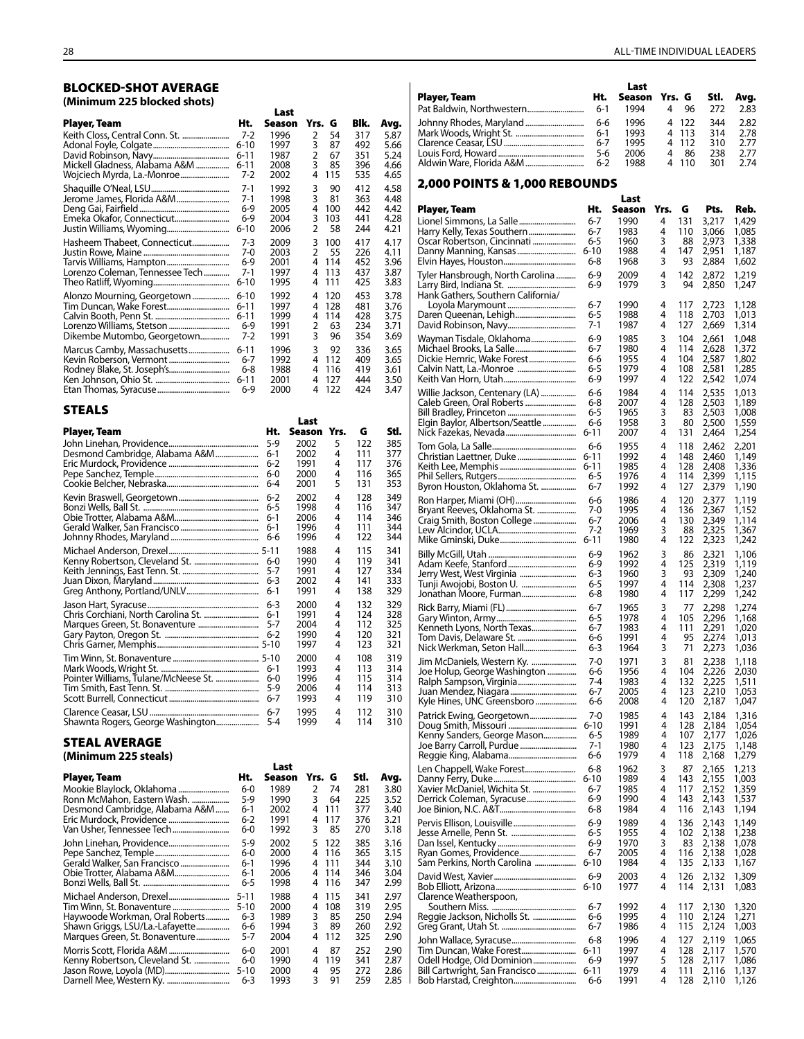## BLOCKED-SHOT AVERAGE

**(Minimum 225 blocked shots)**

| Player, Team | Ht. | Last Season | Yrs. | G | Blk. | Avg. |
|---|---|---|---|---|---|---|
| Keith Closs, Central Conn. St. | 7-2 | 1996 | 2 | 54 | 317 | 5.87 |
| Adonal Foyle, Colgate | 6-10 | 1997 | 3 | 87 | 492 | 5.66 |
| David Robinson, Navy | 7-1 | 1987 | 2 | 67 | 351 | 5.24 |
| Mickell Gladness, Alabama A&M | 6-11 | 2008 | 3 | 85 | 396 | 4.66 |
| Wojciech Myrda, La.-Monroe | 7-2 | 2002 | 4 | 115 | 535 | 4.65 |
| Shaquille O'Neal, LSU | 7-1 | 1992 | 3 | 90 | 412 | 4.58 |
| Jerome James, Florida A&M | 7-1 | 1998 | 3 | 81 | 363 | 4.48 |
| Deng Gai, Fairfield | 6-9 | 2005 | 4 | 100 | 442 | 4.42 |
| Emeka Okafor, Connecticut | 6-9 | 2004 | 3 | 103 | 441 | 4.28 |
| Justin Williams, Wyoming | 6-10 | 2006 | 2 | 58 | 244 | 4.21 |
| Hasheem Thabeet, Connecticut | 7-3 | 2009 | 3 | 100 | 417 | 4.17 |
| Justin Rowe, Maine | 7-0 | 2003 | 2 | 55 | 226 | 4.11 |
| Tarvis Williams, Hampton | 6-9 | 2001 | 4 | 114 | 452 | 3.96 |
| Lorenzo Coleman, Tennessee Tech | 7-1 | 1997 | 4 | 113 | 437 | 3.87 |
| Theo Ratliff, Wyoming | 6-10 | 1995 | 4 | 111 | 425 | 3.83 |
| Alonzo Mourning, Georgetown | 6-10 | 1992 | 4 | 120 | 453 | 3.78 |
| Tim Duncan, Wake Forest | 6-11 | 1997 | 4 | 128 | 481 | 3.76 |
| Calvin Booth, Penn St. | 6-11 | 1999 | 4 | 114 | 428 | 3.75 |
| Lorenzo Williams, Stetson | 6-9 | 1991 | 2 | 63 | 234 | 3.71 |
| Dikembe Mutombo, Georgetown | 7-2 | 1991 | 3 | 96 | 354 | 3.69 |
| Marcus Camby, Massachusetts | 6-11 | 1996 | 3 | 92 | 336 | 3.65 |
| Kevin Roberson, Vermont | 6-7 | 1992 | 4 | 112 | 409 | 3.65 |
| Rodney Blake, St. Joseph's | 6-8 | 1988 | 4 | 116 | 419 | 3.61 |
| Ken Johnson, Ohio St. | 6-11 | 2001 | 4 | 127 | 444 | 3.50 |
| Etan Thomas, Syracuse | 6-9 | 2000 | 4 | 122 | 424 | 3.47 |

## STEALS

| Player, Team | Ht. | Last Season | Yrs. | G | Stl. |
|---|---|---|---|---|---|
| John Linehan, Providence | 5-9 | 2002 | 5 | 122 | 385 |
| Desmond Cambridge, Alabama A&M | 6-1 | 2002 | 4 | 111 | 377 |
| Eric Murdock, Providence | 6-2 | 1991 | 4 | 117 | 376 |
| Pepe Sanchez, Temple | 6-0 | 2000 | 4 | 116 | 365 |
| Cookie Belcher, Nebraska | 6-4 | 2001 | 5 | 131 | 353 |
| Kevin Braswell, Georgetown | 6-2 | 2002 | 4 | 128 | 349 |
| Bonzi Wells, Ball St. | 6-5 | 1998 | 4 | 116 | 347 |
| Obie Trotter, Alabama A&M | 6-1 | 2006 | 4 | 114 | 346 |
| Gerald Walker, San Francisco | 6-1 | 1996 | 4 | 111 | 344 |
| Johnny Rhodes, Maryland | 6-6 | 1996 | 4 | 122 | 344 |
| Michael Anderson, Drexel | 5-11 | 1988 | 4 | 115 | 341 |
| Kenny Robertson, Cleveland St. | 6-0 | 1990 | 4 | 119 | 341 |
| Keith Jennings, East Tenn. St. | 5-7 | 1991 | 4 | 127 | 334 |
| Juan Dixon, Maryland | 6-3 | 2002 | 4 | 141 | 333 |
| Greg Anthony, Portland/UNLV | 6-1 | 1991 | 4 | 138 | 329 |
| Jason Hart, Syracuse | 6-3 | 2000 | 4 | 132 | 329 |
| Chris Corchiani, North Carolina St. | 6-1 | 1991 | 4 | 124 | 328 |
| Marques Green, St. Bonaventure | 5-7 | 2004 | 4 | 112 | 325 |
| Gary Payton, Oregon St. | 6-2 | 1990 | 4 | 120 | 321 |
| Chris Garner, Memphis | 5-10 | 1997 | 4 | 123 | 321 |
| Tim Winn, St. Bonaventure | 5-10 | 2000 | 4 | 108 | 319 |
| Mark Woods, Wright St. | 6-1 | 1993 | 4 | 113 | 314 |
| Pointer Williams, Tulane/McNeese St. | 6-0 | 1996 | 4 | 115 | 314 |
| Tim Smith, East Tenn. St. | 5-9 | 2006 | 4 | 114 | 313 |
| Scott Burrell, Connecticut | 6-7 | 1993 | 4 | 119 | 310 |
| Clarence Ceasar, LSU | 6-7 | 1995 | 4 | 112 | 310 |
| Shawnta Rogers, George Washington | 5-4 | 1999 | 4 | 114 | 310 |

## STEAL AVERAGE

**(Minimum 225 steals)**

| Player, Team | Ht. | Last Season | Yrs. | G | Stl. | Avg. |
|---|---|---|---|---|---|---|
| Mookie Blaylock, Oklahoma | 6-0 | 1989 | 2 | 74 | 281 | 3.80 |
| Ronn McMahon, Eastern Wash. | 5-9 | 1990 | 3 | 64 | 225 | 3.52 |
| Desmond Cambridge, Alabama A&M | 6-1 | 2002 | 4 | 111 | 377 | 3.40 |
| Eric Murdock, Providence | 6-2 | 1991 | 4 | 117 | 376 | 3.21 |
| Van Usher, Tennessee Tech | 6-0 | 1992 | 3 | 85 | 270 | 3.18 |
| John Linehan, Providence | 5-9 | 2002 | 5 | 122 | 385 | 3.16 |
| Pepe Sanchez, Temple | 6-0 | 2000 | 4 | 116 | 365 | 3.15 |
| Gerald Walker, San Francisco | 6-1 | 1996 | 4 | 111 | 344 | 3.10 |
| Obie Trotter, Alabama A&M | 6-1 | 2006 | 4 | 114 | 346 | 3.04 |
| Bonzi Wells, Ball St. | 6-5 | 1998 | 4 | 116 | 347 | 2.99 |
| Michael Anderson, Drexel | 5-11 | 1988 | 4 | 115 | 341 | 2.97 |
| Tim Winn, St. Bonaventure | 5-10 | 2000 | 4 | 108 | 319 | 2.95 |
| Haywoode Workman, Oral Roberts | 6-3 | 1989 | 3 | 85 | 250 | 2.94 |
| Shawn Griggs, LSU/La.-Lafayette | 6-6 | 1994 | 3 | 89 | 260 | 2.92 |
| Marques Green, St. Bonaventure | 5-7 | 2004 | 4 | 112 | 325 | 2.90 |
| Morris Scott, Florida A&M | 6-0 | 2001 | 4 | 87 | 252 | 2.90 |
| Kenny Robertson, Cleveland St. | 6-0 | 1990 | 4 | 119 | 341 | 2.87 |
| Jason Rowe, Loyola (MD) | 5-10 | 2000 | 4 | 95 | 272 | 2.86 |
| Darnell Mee, Western Ky. | 6-3 | 1993 | 3 | 91 | 259 | 2.85 |
| Pat Baldwin, Northwestern | 6-1 | 1994 | 4 | 96 | 272 | 2.83 |
| Johnny Rhodes, Maryland | 6-6 | 1996 | 4 | 122 | 344 | 2.82 |
| Mark Woods, Wright St. | 6-1 | 1993 | 4 | 113 | 314 | 2.78 |
| Clarence Ceasar, LSU | 6-7 | 1995 | 4 | 112 | 310 | 2.77 |
| Louis Ford, Howard | 5-6 | 2006 | 4 | 86 | 238 | 2.77 |
| Aldwin Ware, Florida A&M | 6-2 | 1988 | 4 | 110 | 301 | 2.74 |

## 2,000 POINTS & 1,000 REBOUNDS

| Player, Team | Ht. | Last Season | Yrs. | G | Pts. | Reb. |
|---|---|---|---|---|---|---|
| Lionel Simmons, La Salle | 6-7 | 1990 | 4 | 131 | 3,217 | 1,429 |
| Harry Kelly, Texas Southern | 6-7 | 1983 | 4 | 110 | 3,066 | 1,085 |
| Oscar Robertson, Cincinnati | 6-5 | 1960 | 3 | 88 | 2,973 | 1,338 |
| Danny Manning, Kansas | 6-10 | 1988 | 4 | 147 | 2,951 | 1,187 |
| Elvin Hayes, Houston | 6-8 | 1968 | 3 | 93 | 2,884 | 1,602 |
| Tyler Hansbrough, North Carolina | 6-9 | 2009 | 4 | 142 | 2,872 | 1,219 |
| Larry Bird, Indiana St. | 6-9 | 1979 | 3 | 94 | 2,850 | 1,247 |
| Hank Gathers, Southern California/ Loyola Marymount | 6-7 | 1990 | 4 | 117 | 2,723 | 1,128 |
| Daren Queenan, Lehigh | 6-5 | 1988 | 4 | 118 | 2,703 | 1,013 |
| David Robinson, Navy | 7-1 | 1987 | 4 | 127 | 2,669 | 1,314 |
| Wayman Tisdale, Oklahoma | 6-9 | 1985 | 3 | 104 | 2,661 | 1,048 |
| Michael Brooks, La Salle | 6-7 | 1980 | 4 | 114 | 2,628 | 1,372 |
| Dickie Hemric, Wake Forest | 6-6 | 1955 | 4 | 104 | 2,587 | 1,802 |
| Calvin Natt, La.-Monroe | 6-5 | 1979 | 4 | 108 | 2,581 | 1,285 |
| Keith Van Horn, Utah | 6-9 | 1997 | 4 | 122 | 2,542 | 1,074 |
| Willie Jackson, Centenary (LA) | 6-6 | 1984 | 4 | 114 | 2,535 | 1,013 |
| Caleb Green, Oral Roberts | 6-8 | 2007 | 4 | 128 | 2,503 | 1,189 |
| Bill Bradley, Princeton | 6-5 | 1965 | 3 | 83 | 2,503 | 1,008 |
| Elgin Baylor, Albertson/Seattle | 6-6 | 1958 | 3 | 80 | 2,500 | 1,559 |
| Nick Fazekas, Nevada | 6-11 | 2007 | 4 | 131 | 2,464 | 1,254 |
| Tom Gola, La Salle | 6-6 | 1955 | 4 | 118 | 2,462 | 2,201 |
| Christian Laettner, Duke | 6-11 | 1992 | 4 | 148 | 2,460 | 1,149 |
| Keith Lee, Memphis | 6-11 | 1985 | 4 | 128 | 2,408 | 1,336 |
| Phil Sellers, Rutgers | 6-5 | 1976 | 4 | 114 | 2,399 | 1,115 |
| Byron Houston, Oklahoma St. | 6-7 | 1992 | 4 | 127 | 2,379 | 1,190 |
| Ron Harper, Miami (OH) | 6-6 | 1986 | 4 | 120 | 2,377 | 1,119 |
| Bryant Reeves, Oklahoma St. | 7-0 | 1995 | 4 | 136 | 2,367 | 1,152 |
| Craig Smith, Boston College | 6-7 | 2006 | 4 | 130 | 2,349 | 1,114 |
| Lew Alcindor, UCLA | 7-2 | 1969 | 3 | 88 | 2,325 | 1,367 |
| Mike Gminski, Duke | 6-11 | 1980 | 4 | 122 | 2,323 | 1,242 |
| Billy McGill, Utah | 6-9 | 1962 | 3 | 86 | 2,321 | 1,106 |
| Adam Keefe, Stanford | 6-9 | 1992 | 4 | 125 | 2,319 | 1,119 |
| Jerry West, West Virginia | 6-3 | 1960 | 3 | 93 | 2,309 | 1,240 |
| Tunji Awojobi, Boston U. | 6-5 | 1997 | 4 | 114 | 2,308 | 1,237 |
| Jonathan Moore, Furman | 6-8 | 1980 | 4 | 117 | 2,299 | 1,242 |
| Rick Barry, Miami (FL) | 6-7 | 1965 | 3 | 77 | 2,298 | 1,274 |
| Gary Winton, Army | 6-5 | 1978 | 4 | 105 | 2,296 | 1,168 |
| Kenneth Lyons, North Texas | 6-7 | 1983 | 4 | 111 | 2,291 | 1,020 |
| Tom Davis, Delaware St. | 6-6 | 1991 | 4 | 95 | 2,274 | 1,013 |
| Nick Werkman, Seton Hall | 6-3 | 1964 | 3 | 71 | 2,273 | 1,036 |
| Jim McDaniels, Western Ky. | 7-0 | 1971 | 3 | 81 | 2,238 | 1,118 |
| Joe Holup, George Washington | 6-6 | 1956 | 4 | 104 | 2,226 | 2,030 |
| Ralph Sampson, Virginia | 7-4 | 1983 | 4 | 132 | 2,225 | 1,511 |
| Juan Mendez, Niagara | 6-7 | 2005 | 4 | 123 | 2,210 | 1,053 |
| Kyle Hines, UNC Greensboro | 6-6 | 2008 | 4 | 120 | 2,187 | 1,047 |
| Patrick Ewing, Georgetown | 7-0 | 1985 | 4 | 143 | 2,184 | 1,316 |
| Doug Smith, Missouri | 6-10 | 1991 | 4 | 128 | 2,184 | 1,054 |
| Kenny Sanders, George Mason | 6-5 | 1989 | 4 | 107 | 2,177 | 1,026 |
| Joe Barry Carroll, Purdue | 7-1 | 1980 | 4 | 123 | 2,175 | 1,148 |
| Reggie King, Alabama | 6-6 | 1979 | 4 | 118 | 2,168 | 1,279 |
| Len Chappell, Wake Forest | 6-8 | 1962 | 3 | 87 | 2,165 | 1,213 |
| Danny Ferry, Duke | 6-10 | 1989 | 4 | 143 | 2,155 | 1,003 |
| Xavier McDaniel, Wichita St. | 6-7 | 1985 | 4 | 117 | 2,152 | 1,359 |
| Derrick Coleman, Syracuse | 6-9 | 1990 | 4 | 143 | 2,143 | 1,537 |
| Joe Binion, N.C. A&T | 6-8 | 1984 | 4 | 116 | 2,143 | 1,194 |
| Pervis Ellison, Louisville | 6-9 | 1989 | 4 | 136 | 2,143 | 1,149 |
| Jesse Arnelle, Penn St. | 6-5 | 1955 | 4 | 102 | 2,138 | 1,238 |
| Dan Issel, Kentucky | 6-9 | 1970 | 3 | 83 | 2,138 | 1,078 |
| Ryan Gomes, Providence | 6-7 | 2005 | 4 | 116 | 2,138 | 1,028 |
| Sam Perkins, North Carolina | 6-10 | 1984 | 4 | 135 | 2,133 | 1,167 |
| David West, Xavier | 6-9 | 2003 | 4 | 126 | 2,132 | 1,309 |
| Bob Elliott, Arizona | 6-10 | 1977 | 4 | 114 | 2,131 | 1,083 |
| Clarence Weatherspoon, Southern Miss. | 6-7 | 1992 | 4 | 117 | 2,130 | 1,320 |
| Reggie Jackson, Nicholls St. | 6-6 | 1995 | 4 | 110 | 2,124 | 1,271 |
| Greg Grant, Utah St. | 6-7 | 1986 | 4 | 115 | 2,124 | 1,003 |
| John Wallace, Syracuse | 6-8 | 1996 | 4 | 127 | 2,119 | 1,065 |
| Tim Duncan, Wake Forest | 6-11 | 1997 | 4 | 128 | 2,117 | 1,570 |
| Odell Hodge, Old Dominion | 6-9 | 1997 | 5 | 128 | 2,117 | 1,086 |
| Bill Cartwright, San Francisco | 6-11 | 1979 | 4 | 111 | 2,116 | 1,137 |
| Bob Harstad, Creighton | 6-6 | 1991 | 4 | 128 | 2,110 | 1,126 |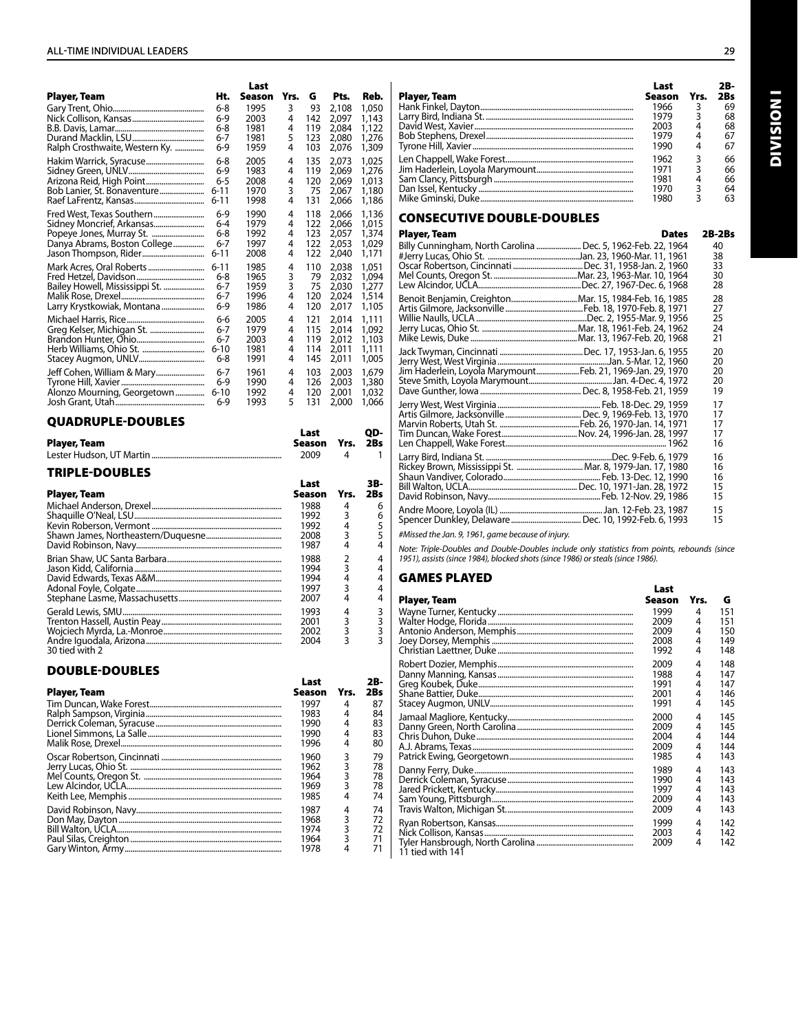| Player, Team | Ht. | Last Season | Yrs. | G | Pts. | Reb. |
|---|---|---|---|---|---|---|
| Gary Trent, Ohio | 6-8 | 1995 | 3 | 93 | 2,108 | 1,050 |
| Nick Collison, Kansas | 6-9 | 2003 | 4 | 142 | 2,097 | 1,143 |
| B.B. Davis, Lamar | 6-8 | 1981 | 4 | 119 | 2,084 | 1,122 |
| Durand Macklin, LSU | 6-7 | 1981 | 5 | 123 | 2,080 | 1,276 |
| Ralph Crosthwaite, Western Ky. | 6-9 | 1959 | 4 | 103 | 2,076 | 1,309 |
| Hakim Warrick, Syracuse | 6-8 | 2005 | 4 | 135 | 2,073 | 1,025 |
| Sidney Green, UNLV | 6-9 | 1983 | 4 | 119 | 2,069 | 1,276 |
| Arizona Reid, High Point | 6-5 | 2008 | 4 | 120 | 2,069 | 1,013 |
| Bob Lanier, St. Bonaventure | 6-11 | 1970 | 3 | 75 | 2,067 | 1,180 |
| Raef LaFrentz, Kansas | 6-11 | 1998 | 4 | 131 | 2,066 | 1,186 |
| Fred West, Texas Southern | 6-9 | 1990 | 4 | 118 | 2,066 | 1,136 |
| Sidney Moncrief, Arkansas | 6-4 | 1979 | 4 | 122 | 2,066 | 1,015 |
| Popeye Jones, Murray St. | 6-8 | 1992 | 4 | 123 | 2,057 | 1,374 |
| Danya Abrams, Boston College | 6-7 | 1997 | 4 | 122 | 2,053 | 1,029 |
| Jason Thompson, Rider | 6-11 | 2008 | 4 | 122 | 2,040 | 1,171 |
| Mark Acres, Oral Roberts | 6-11 | 1985 | 4 | 110 | 2,038 | 1,051 |
| Fred Hetzel, Davidson | 6-8 | 1965 | 3 | 79 | 2,032 | 1,094 |
| Bailey Howell, Mississippi St. | 6-7 | 1959 | 3 | 75 | 2,030 | 1,277 |
| Malik Rose, Drexel | 6-7 | 1996 | 4 | 120 | 2,024 | 1,514 |
| Larry Krystkowiak, Montana | 6-9 | 1986 | 4 | 120 | 2,017 | 1,105 |
| Michael Harris, Rice | 6-6 | 2005 | 4 | 121 | 2,014 | 1,111 |
| Greg Kelser, Michigan St. | 6-7 | 1979 | 4 | 115 | 2,014 | 1,092 |
| Brandon Hunter, Ohio | 6-7 | 2003 | 4 | 119 | 2,012 | 1,103 |
| Herb Williams, Ohio St. | 6-10 | 1981 | 4 | 114 | 2,011 | 1,111 |
| Stacey Augmon, UNLV | 6-8 | 1991 | 4 | 145 | 2,011 | 1,005 |
| Jeff Cohen, William & Mary | 6-7 | 1961 | 4 | 103 | 2,003 | 1,679 |
| Tyrone Hill, Xavier | 6-9 | 1990 | 4 | 126 | 2,003 | 1,380 |
| Alonzo Mourning, Georgetown | 6-10 | 1992 | 4 | 120 | 2,001 | 1,032 |
| Josh Grant, Utah | 6-9 | 1993 | 5 | 131 | 2,000 | 1,066 |

## QUADRUPLE-DOUBLES

| Player, Team | Last Season | Yrs. | QD-2Bs |
|---|---|---|---|
| Lester Hudson, UT Martin | 2009 | 4 | 1 |

## TRIPLE-DOUBLES

| Player, Team | Last Season | Yrs. | 3B-2Bs |
|---|---|---|---|
| Michael Anderson, Drexel | 1988 | 4 | 6 |
| Shaquille O'Neal, LSU | 1992 | 3 | 6 |
| Kevin Roberson, Vermont | 1992 | 4 | 5 |
| Shawn James, Northeastern/Duquesne | 2008 | 3 | 5 |
| David Robinson, Navy | 1987 | 4 | 4 |
| Brian Shaw, UC Santa Barbara | 1988 | 2 | 4 |
| Jason Kidd, California | 1994 | 3 | 4 |
| David Edwards, Texas A&M | 1994 | 4 | 4 |
| Adonal Foyle, Colgate | 1997 | 3 | 4 |
| Stephane Lasme, Massachusetts | 2007 | 4 | 4 |
| Gerald Lewis, SMU | 1993 | 4 | 3 |
| Trenton Hassell, Austin Peay | 2001 | 3 | 3 |
| Wojciech Myrda, La.-Monroe | 2002 | 3 | 3 |
| Andre Iguodala, Arizona | 2004 | 3 | 3 |
| 30 tied with 2 | | | |

## DOUBLE-DOUBLES

| Player, Team | Last Season | Yrs. | 2B-2Bs |
|---|---|---|---|
| Tim Duncan, Wake Forest | 1997 | 4 | 87 |
| Ralph Sampson, Virginia | 1983 | 4 | 84 |
| Derrick Coleman, Syracuse | 1990 | 4 | 83 |
| Lionel Simmons, La Salle | 1990 | 4 | 83 |
| Malik Rose, Drexel | 1996 | 4 | 80 |
| Oscar Robertson, Cincinnati | 1960 | 3 | 79 |
| Jerry Lucas, Ohio St. | 1962 | 3 | 78 |
| Mel Counts, Oregon St. | 1964 | 3 | 78 |
| Lew Alcindor, UCLA | 1969 | 3 | 78 |
| Keith Lee, Memphis | 1985 | 4 | 74 |
| David Robinson, Navy | 1987 | 4 | 74 |
| Don May, Dayton | 1968 | 3 | 72 |
| Bill Walton, UCLA | 1974 | 3 | 72 |
| Paul Silas, Creighton | 1964 | 3 | 71 |
| Gary Winton, Army | 1978 | 4 | 71 |
| Hank Finkel, Dayton | 1966 | 3 | 69 |
| Larry Bird, Indiana St. | 1979 | 3 | 68 |
| David West, Xavier | 2003 | 4 | 68 |
| Bob Stephens, Drexel | 1979 | 4 | 67 |
| Tyrone Hill, Xavier | 1990 | 4 | 67 |
| Len Chappell, Wake Forest | 1962 | 3 | 66 |
| Jim Haderlein, Loyola Marymount | 1971 | 3 | 66 |
| Sam Clancy, Pittsburgh | 1981 | 4 | 66 |
| Dan Issel, Kentucky | 1970 | 3 | 64 |
| Mike Gminski, Duke | 1980 | 3 | 63 |

## CONSECUTIVE DOUBLE-DOUBLES

| Player, Team | Dates | 2B-2Bs |
|---|---|---|
| Billy Cunningham, North Carolina | Dec. 5, 1962-Feb. 22, 1964 | 40 |
| #Jerry Lucas, Ohio St. | Jan. 23, 1960-Mar. 11, 1961 | 38 |
| Oscar Robertson, Cincinnati | Dec. 31, 1958-Jan. 2, 1960 | 33 |
| Mel Counts, Oregon St. | Mar. 23, 1963-Mar. 10, 1964 | 30 |
| Lew Alcindor, UCLA | Dec. 27, 1967-Dec. 6, 1968 | 28 |
| Benoit Benjamin, Creighton | Mar. 15, 1984-Feb. 16, 1985 | 28 |
| Artis Gilmore, Jacksonville | Feb. 18, 1970-Feb. 9, 1971 | 27 |
| Willie Naulls, UCLA | Dec. 2, 1955-Mar. 9, 1956 | 25 |
| Jerry Lucas, Ohio St. | Mar. 18, 1961-Feb. 24, 1962 | 24 |
| Mike Lewis, Duke | Mar. 13, 1967-Feb. 20, 1968 | 21 |
| Jack Twyman, Cincinnati | Dec. 17, 1953-Jan. 6, 1955 | 20 |
| Jerry West, West Virginia | Jan. 5-Mar. 12, 1960 | 20 |
| Jim Haderlein, Loyola Marymount | Feb. 21, 1969-Jan. 29, 1970 | 20 |
| Steve Smith, Loyola Marymount | Jan. 4-Dec. 4, 1972 | 20 |
| Dave Gunther, Iowa | Dec. 8, 1958-Feb. 21, 1959 | 19 |
| Jerry West, West Virginia | Feb. 18-Dec. 29, 1959 | 17 |
| Artis Gilmore, Jacksonville | Dec. 9, 1969-Feb. 13, 1970 | 17 |
| Marvin Roberts, Utah St. | Feb. 26, 1970-Jan. 14, 1971 | 17 |
| Tim Duncan, Wake Forest | Nov. 24, 1996-Jan. 28, 1997 | 17 |
| Len Chappell, Wake Forest | 1962 | 16 |
| Larry Bird, Indiana St. | Dec. 9-Feb. 6, 1979 | 16 |
| Rickey Brown, Mississippi St. | Mar. 8, 1979-Jan. 17, 1980 | 16 |
| Shaun Vandiver, Colorado | Feb. 13-Dec. 12, 1990 | 16 |
| Bill Walton, UCLA | Dec. 10, 1971-Jan. 28, 1972 | 15 |
| David Robinson, Navy | Feb. 12-Nov. 29, 1986 | 15 |
| Andre Moore, Loyola (IL) | Jan. 12-Feb. 23, 1987 | 15 |
| Spencer Dunkley, Delaware | Dec. 10, 1992-Feb. 6, 1993 | 15 |

*#Missed the Jan. 9, 1961, game because of injury.*

*Note: Triple-Doubles and Double-Doubles include only statistics from points, rebounds (since 1951), assists (since 1984), blocked shots (since 1986) or steals (since 1986).*

## GAMES PLAYED

| Player, Team | Last Season | Yrs. | G |
|---|---|---|---|
| Wayne Turner, Kentucky | 1999 | 4 | 151 |
| Walter Hodge, Florida | 2009 | 4 | 151 |
| Antonio Anderson, Memphis | 2009 | 4 | 150 |
| Joey Dorsey, Memphis | 2008 | 4 | 149 |
| Christian Laettner, Duke | 1992 | 4 | 148 |
| Robert Dozier, Memphis | 2009 | 4 | 148 |
| Danny Manning, Kansas | 1988 | 4 | 147 |
| Greg Koubek, Duke | 1991 | 4 | 147 |
| Shane Battier, Duke | 2001 | 4 | 146 |
| Stacey Augmon, UNLV | 1991 | 4 | 145 |
| Jamaal Magliore, Kentucky | 2000 | 4 | 145 |
| Danny Green, North Carolina | 2009 | 4 | 145 |
| Chris Duhon, Duke | 2004 | 4 | 144 |
| A.J. Abrams, Texas | 2009 | 4 | 144 |
| Patrick Ewing, Georgetown | 1985 | 4 | 143 |
| Danny Ferry, Duke | 1989 | 4 | 143 |
| Derrick Coleman, Syracuse | 1990 | 4 | 143 |
| Jared Prickett, Kentucky | 1997 | 4 | 143 |
| Sam Young, Pittsburgh | 2009 | 4 | 143 |
| Travis Walton, Michigan St. | 2009 | 4 | 143 |
| Ryan Robertson, Kansas | 1999 | 4 | 142 |
| Nick Collison, Kansas | 2003 | 4 | 142 |
| Tyler Hansbrough, North Carolina | 2009 | 4 | 142 |
| 11 tied with 141 | | | |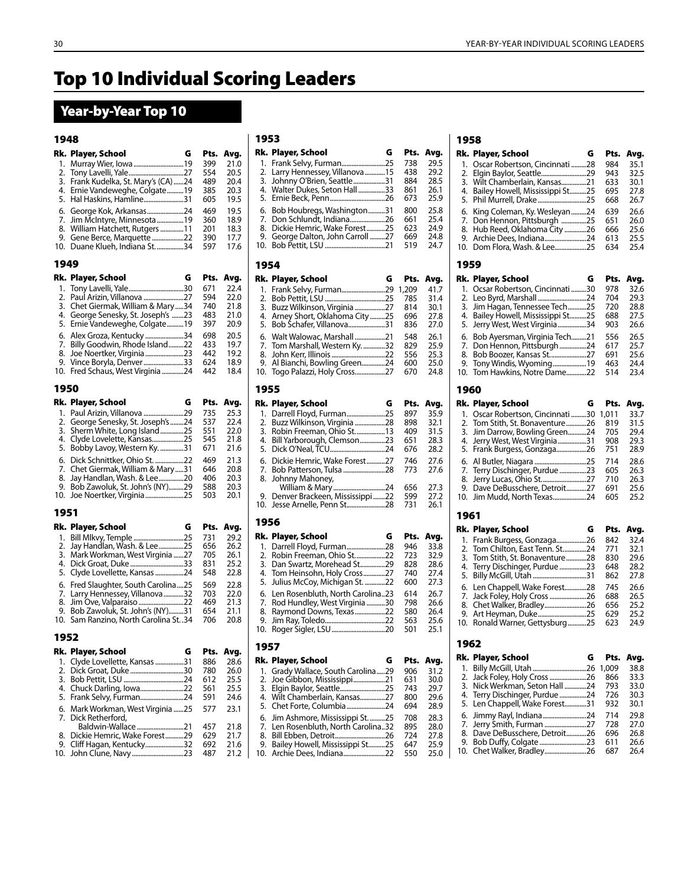# Top 10 Individual Scoring Leaders

## Year-by-Year Top 10

### 1948

| Rk. | Player, School | G | Pts. | Avg. |
|---|---|---|---|---|
| 1. | Murray Wier, Iowa | 19 | 399 | 21.0 |
| 2. | Tony Lavelli, Yale | 27 | 554 | 20.5 |
| 3. | Frank Kudelka, St. Mary's (CA) | 24 | 489 | 20.4 |
| 4. | Ernie Vandeweghe, Colgate | 19 | 385 | 20.3 |
| 5. | Hal Haskins, Hamline | 31 | 605 | 19.5 |
| 6. | George Kok, Arkansas | 24 | 469 | 19.5 |
| 7. | Jim McIntyre, Minnesota | 19 | 360 | 18.9 |
| 8. | William Hatchett, Rutgers | 11 | 201 | 18.3 |
| 9. | Gene Berce, Marquette | 22 | 390 | 17.7 |
| 10. | Duane Klueh, Indiana St. | 34 | 597 | 17.6 |

### 1949

| Rk. | Player, School | G | Pts. | Avg. |
|---|---|---|---|---|
| 1. | Tony Lavelli, Yale | 30 | 671 | 22.4 |
| 2. | Paul Arizin, Villanova | 27 | 594 | 22.0 |
| 3. | Chet Giermak, William & Mary | 34 | 740 | 21.8 |
| 4. | George Senesky, St. Joseph's | 23 | 483 | 21.0 |
| 5. | Ernie Vandeweghe, Colgate | 19 | 397 | 20.9 |
| 6. | Alex Groza, Kentucky | 34 | 698 | 20.5 |
| 7. | Billy Goodwin, Rhode Island | 22 | 433 | 19.7 |
| 8. | Joe Noertker, Virginia | 23 | 442 | 19.2 |
| 9. | Vince Boryla, Denver | 33 | 624 | 18.9 |
| 10. | Fred Schaus, West Virginia | 24 | 442 | 18.4 |

### 1950

| Rk. | Player, School | G | Pts. | Avg. |
|---|---|---|---|---|
| 1. | Paul Arizin, Villanova | 29 | 735 | 25.3 |
| 2. | George Senesky, St. Joseph's | 24 | 537 | 22.4 |
| 3. | Sherm White, Long Island | 25 | 551 | 22.0 |
| 4. | Clyde Lovelette, Kansas | 25 | 545 | 21.8 |
| 5. | Bobby Lavoy, Western Ky. | 31 | 671 | 21.6 |
| 6. | Dick Schnittker, Ohio St. | 22 | 469 | 21.3 |
| 7. | Chet Giermak, William & Mary | 31 | 646 | 20.8 |
| 8. | Jay Handlan, Wash. & Lee | 20 | 406 | 20.3 |
| 9. | Bob Zawoluk, St. John's (NY) | 29 | 588 | 20.3 |
| 10. | Joe Noertker, Virginia | 25 | 503 | 20.1 |

### 1951

| Rk. | Player, School | G | Pts. | Avg. |
|---|---|---|---|---|
| 1. | Bill Mlkvy, Temple | 25 | 731 | 29.2 |
| 2. | Jay Handlan, Wash. & Lee | 25 | 656 | 26.2 |
| 3. | Mark Workman, West Virginia | 27 | 705 | 26.1 |
| 4. | Dick Groat, Duke | 33 | 831 | 25.2 |
| 5. | Clyde Lovellette, Kansas | 24 | 548 | 22.8 |
| 6. | Fred Slaughter, South Carolina | 25 | 569 | 22.8 |
| 7. | Larry Hennessey, Villanova | 32 | 703 | 22.0 |
| 8. | Jim Ove, Valparaiso | 22 | 469 | 21.3 |
| 9. | Bob Zawoluk, St. John's (NY) | 31 | 654 | 21.1 |
| 10. | Sam Ranzino, North Carolina St. | 34 | 706 | 20.8 |

### 1952

| Rk. | Player, School | G | Pts. | Avg. |
|---|---|---|---|---|
| 1. | Clyde Lovellette, Kansas | 31 | 886 | 28.6 |
| 2. | Dick Groat, Duke | 30 | 780 | 26.0 |
| 3. | Bob Pettit, LSU | 24 | 612 | 25.5 |
| 4. | Chuck Darling, Iowa | 22 | 561 | 25.5 |
| 5. | Frank Selvy, Furman | 24 | 591 | 24.6 |
| 6. | Mark Workman, West Virginia | 25 | 577 | 23.1 |
| 7. | Dick Retherford, Baldwin-Wallace | 21 | 457 | 21.8 |
| 8. | Dickie Hemric, Wake Forest | 29 | 629 | 21.7 |
| 9. | Cliff Hagan, Kentucky | 32 | 692 | 21.6 |
| 10. | John Clune, Navy | 23 | 487 | 21.2 |

### 1953

| Rk. | Player, School | G | Pts. | Avg. |
|---|---|---|---|---|
| 1. | Frank Selvy, Furman | 25 | 738 | 29.5 |
| 2. | Larry Hennessey, Villanova | 15 | 438 | 29.2 |
| 3. | Johnny O'Brien, Seattle | 31 | 884 | 28.5 |
| 4. | Walter Dukes, Seton Hall | 33 | 861 | 26.1 |
| 5. | Ernie Beck, Penn | 26 | 673 | 25.9 |
| 6. | Bob Houbregs, Washington | 31 | 800 | 25.8 |
| 7. | Don Schlundt, Indiana | 26 | 661 | 25.4 |
| 8. | Dickie Hemric, Wake Forest | 25 | 623 | 24.9 |
| 9. | George Dalton, John Carroll | 27 | 669 | 24.8 |
| 10. | Bob Pettit, LSU | 21 | 519 | 24.7 |

### 1954

| Rk. | Player, School | G | Pts. | Avg. |
|---|---|---|---|---|
| 1. | Frank Selvy, Furman | 29 | 1,209 | 41.7 |
| 2. | Bob Pettit, LSU | 25 | 785 | 31.4 |
| 3. | Buzz Wilkinson, Virginia | 27 | 814 | 30.1 |
| 4. | Arney Short, Oklahoma City | 25 | 696 | 27.8 |
| 5. | Bob Schafer, Villanova | 31 | 836 | 27.0 |
| 6. | Walt Walowac, Marshall | 21 | 548 | 26.1 |
| 7. | Tom Marshall, Western Ky. | 32 | 829 | 25.9 |
| 8. | John Kerr, Illinois | 22 | 556 | 25.3 |
| 9. | Al Bianchi, Bowling Green | 24 | 600 | 25.0 |
| 10. | Togo Palazzi, Holy Cross | 27 | 670 | 24.8 |

### 1955

| Rk. | Player, School | G | Pts. | Avg. |
|---|---|---|---|---|
| 1. | Darrell Floyd, Furman | 25 | 897 | 35.9 |
| 2. | Buzz Wilkinson, Virginia | 28 | 898 | 32.1 |
| 3. | Robin Freeman, Ohio St. | 13 | 409 | 31.5 |
| 4. | Bill Yarborough, Clemson | 23 | 651 | 28.3 |
| 5. | Dick O'Neal, TCU | 24 | 676 | 28.2 |
| 6. | Dickie Hemric, Wake Forest | 27 | 746 | 27.6 |
| 7. | Bob Patterson, Tulsa | 28 | 773 | 27.6 |
| 8. | Johnny Mahoney, William & Mary | 24 | 656 | 27.3 |
| 9. | Denver Brackeen, Mississippi | 22 | 599 | 27.2 |
| 10. | Jesse Arnelle, Penn St. | 28 | 731 | 26.1 |

### 1956

| Rk. | Player, School | G | Pts. | Avg. |
|---|---|---|---|---|
| 1. | Darrell Floyd, Furman | 28 | 946 | 33.8 |
| 2. | Robin Freeman, Ohio St. | 22 | 723 | 32.9 |
| 3. | Dan Swartz, Morehead St. | 29 | 828 | 28.6 |
| 4. | Tom Heinsohn, Holy Cross | 27 | 740 | 27.4 |
| 5. | Julius McCoy, Michigan St. | 22 | 600 | 27.3 |
| 6. | Len Rosenbluth, North Carolina | 23 | 614 | 26.7 |
| 7. | Rod Hundley, West Virginia | 30 | 798 | 26.6 |
| 8. | Raymond Downs, Texas | 22 | 580 | 26.4 |
| 9. | Jim Ray, Toledo | 22 | 563 | 25.6 |
| 10. | Roger Sigler, LSU | 20 | 501 | 25.1 |

### 1957

| Rk. | Player, School | G | Pts. | Avg. |
|---|---|---|---|---|
| 1. | Grady Wallace, South Carolina | 29 | 906 | 31.2 |
| 2. | Joe Gibbon, Mississippi | 21 | 631 | 30.0 |
| 3. | Elgin Baylor, Seattle | 25 | 743 | 29.7 |
| 4. | Wilt Chamberlain, Kansas | 27 | 800 | 29.6 |
| 5. | Chet Forte, Columbia | 24 | 694 | 28.9 |
| 6. | Jim Ashmore, Mississippi St. | 25 | 708 | 28.3 |
| 7. | Len Rosenbluth, North Carolina | 32 | 895 | 28.0 |
| 8. | Bill Ebben, Detroit | 26 | 724 | 27.8 |
| 9. | Bailey Howell, Mississippi St. | 25 | 647 | 25.9 |
| 10. | Archie Dees, Indiana | 22 | 550 | 25.0 |

### 1958

| Rk. | Player, School | G | Pts. | Avg. |
|---|---|---|---|---|
| 1. | Oscar Robertson, Cincinnati | 28 | 984 | 35.1 |
| 2. | Elgin Baylor, Seattle | 29 | 943 | 32.5 |
| 3. | Wilt Chamberlain, Kansas | 21 | 633 | 30.1 |
| 4. | Bailey Howell, Mississippi St. | 25 | 695 | 27.8 |
| 5. | Phil Murrell, Drake | 25 | 668 | 26.7 |
| 6. | King Coleman, Ky. Wesleyan | 24 | 639 | 26.6 |
| 7. | Don Hennon, Pittsburgh | 25 | 651 | 26.0 |
| 8. | Hub Reed, Oklahoma City | 26 | 666 | 25.6 |
| 9. | Archie Dees, Indiana | 24 | 613 | 25.5 |
| 10. | Dom Flora, Wash. & Lee | 25 | 634 | 25.4 |

### 1959

| Rk. | Player, School | G | Pts. | Avg. |
|---|---|---|---|---|
| 1. | Ocsar Robertson, Cincinnati | 30 | 978 | 32.6 |
| 2. | Leo Byrd, Marshall | 24 | 704 | 29.3 |
| 3. | Jim Hagan, Tennessee Tech | 25 | 720 | 28.8 |
| 4. | Bailey Howell, Mississippi St. | 25 | 688 | 27.5 |
| 5. | Jerry West, West Virginia | 34 | 903 | 26.6 |
| 6. | Bob Ayersman, Virginia Tech | 21 | 556 | 26.5 |
| 7. | Don Hennon, Pittsburgh | 24 | 617 | 25.7 |
| 8. | Bob Boozer, Kansas St. | 27 | 691 | 25.6 |
| 9. | Tony Windis, Wyoming | 19 | 463 | 24.4 |
| 10. | Tom Hawkins, Notre Dame | 22 | 514 | 23.4 |

### 1960

| Rk. | Player, School | G | Pts. | Avg. |
|---|---|---|---|---|
| 1. | Oscar Robertson, Cincinnati | 30 | 1,011 | 33.7 |
| 2. | Tom Stith, St. Bonaventure | 26 | 819 | 31.5 |
| 3. | Jim Darrow, Bowling Green | 24 | 705 | 29.4 |
| 4. | Jerry West, West Virginia | 31 | 908 | 29.3 |
| 5. | Frank Burgess, Gonzaga | 26 | 751 | 28.9 |
| 6. | Al Butler, Niagara | 25 | 714 | 28.6 |
| 7. | Terry Dischinger, Purdue | 23 | 605 | 26.3 |
| 8. | Jerry Lucas, Ohio St. | 27 | 710 | 26.3 |
| 9. | Dave DeBusschere, Detroit | 27 | 691 | 25.6 |
| 10. | Jim Mudd, North Texas | 24 | 605 | 25.2 |

### 1961

| Rk. | Player, School | G | Pts. | Avg. |
|---|---|---|---|---|
| 1. | Frank Burgess, Gonzaga | 26 | 842 | 32.4 |
| 2. | Tom Chilton, East Tenn. St. | 24 | 771 | 32.1 |
| 3. | Tom Stith, St. Bonaventure | 28 | 830 | 29.6 |
| 4. | Terry Dischinger, Purdue | 23 | 648 | 28.2 |
| 5. | Billy McGill, Utah | 31 | 862 | 27.8 |
| 6. | Len Chappell, Wake Forest | 28 | 745 | 26.6 |
| 7. | Jack Foley, Holy Cross | 26 | 688 | 26.5 |
| 8. | Chet Walker, Bradley | 26 | 656 | 25.2 |
| 9. | Art Heyman, Duke | 25 | 629 | 25.2 |
| 10. | Ronald Warner, Gettysburg | 25 | 623 | 24.9 |

### 1962

| Rk. | Player, School | G | Pts. | Avg. |
|---|---|---|---|---|
| 1. | Billy McGill, Utah | 26 | 1,009 | 38.8 |
| 2. | Jack Foley, Holy Cross | 26 | 866 | 33.3 |
| 3. | Nick Werkman, Seton Hall | 24 | 793 | 33.0 |
| 4. | Terry Dischinger, Purdue | 24 | 726 | 30.3 |
| 5. | Len Chappell, Wake Forest | 31 | 932 | 30.1 |
| 6. | Jimmy Rayl, Indiana | 24 | 714 | 29.8 |
| 7. | Jerry Smith, Furman | 27 | 728 | 27.0 |
| 8. | Dave DeBusschere, Detroit | 26 | 696 | 26.8 |
| 9. | Bob Duffy, Colgate | 23 | 611 | 26.6 |
| 10. | Chet Walker, Bradley | 26 | 687 | 26.4 |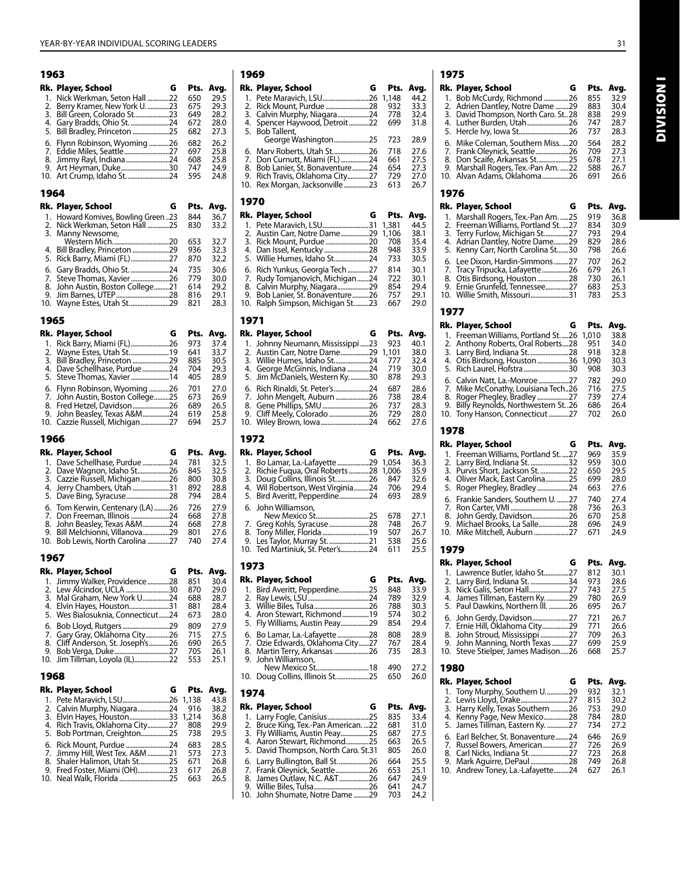## 1963

| Rk. | Player, School | G | Pts. | Avg. |
|---|---|---|---|---|
| 1. | Nick Werkman, Seton Hall | 22 | 650 | 29.5 |
| 2. | Berry Kramer, New York U. | 23 | 675 | 29.3 |
| 3. | Bill Green, Colorado St. | 23 | 649 | 28.2 |
| 4. | Gary Bradds, Ohio St. | 24 | 672 | 28.0 |
| 5. | Bill Bradley, Princeton | 25 | 682 | 27.3 |
| 6. | Flynn Robinson, Wyoming | 26 | 682 | 26.2 |
| 7. | Eddie Miles, Seattle | 27 | 697 | 25.8 |
| 8. | Jimmy Rayl, Indiana | 24 | 608 | 25.8 |
| 9. | Art Heyman, Duke | 30 | 747 | 24.9 |
| 10. | Art Crump, Idaho St. | 24 | 595 | 24.8 |

## 1964

| Rk. | Player, School | G | Pts. | Avg. |
|---|---|---|---|---|
| 1. | Howard Komives, Bowling Green | 23 | 844 | 36.7 |
| 2. | Nick Werkman, Seton Hall | 25 | 830 | 33.2 |
| 3. | Manny Newsome, Western Mich. | 20 | 653 | 32.7 |
| 4. | Bill Bradley, Princeton | 29 | 936 | 32.3 |
| 5. | Rick Barry, Miami (FL) | 27 | 870 | 32.2 |
| 6. | Gary Bradds, Ohio St. | 24 | 735 | 30.6 |
| 7. | Steve Thomas, Xavier | 26 | 779 | 30.0 |
| 8. | John Austin, Boston College | 21 | 614 | 29.2 |
| 9. | Jim Barnes, UTEP | 28 | 816 | 29.1 |
| 10. | Wayne Estes, Utah St. | 29 | 821 | 28.3 |

## 1965

| Rk. | Player, School | G | Pts. | Avg. |
|---|---|---|---|---|
| 1. | Rick Barry, Miami (FL) | 26 | 973 | 37.4 |
| 2. | Wayne Estes, Utah St. | 19 | 641 | 33.7 |
| 3. | Bill Bradley, Princeton | 29 | 885 | 30.5 |
| 4. | Dave Schellhase, Purdue | 24 | 704 | 29.3 |
| 5. | Steve Thomas, Xavier | 14 | 405 | 28.9 |
| 6. | Flynn Robinson, Wyoming | 26 | 701 | 27.0 |
| 7. | John Austin, Boston College | 25 | 673 | 26.9 |
| 8. | Fred Hetzel, Davidson | 26 | 689 | 26.5 |
| 9. | John Beasley, Texas A&M | 24 | 619 | 25.8 |
| 10. | Cazzie Russell, Michigan | 27 | 694 | 25.7 |

## 1966

| Rk. | Player, School | G | Pts. | Avg. |
|---|---|---|---|---|
| 1. | Dave Schellhase, Purdue | 24 | 781 | 32.5 |
| 2. | Dave Wagnon, Idaho St. | 26 | 845 | 32.5 |
| 3. | Cazzie Russell, Michigan | 26 | 800 | 30.8 |
| 4. | Jerry Chambers, Utah | 31 | 892 | 28.8 |
| 5. | Dave Bing, Syracuse | 28 | 794 | 28.4 |
| 6. | Tom Kerwin, Centenary (LA) | 26 | 726 | 27.9 |
| 7. | Don Freeman, Illinois | 24 | 668 | 27.8 |
| 8. | John Beasley, Texas A&M | 24 | 668 | 27.8 |
| 9. | Bill Melchionni, Villanova | 29 | 801 | 27.6 |
| 10. | Bob Lewis, North Carolina | 27 | 740 | 27.4 |

## 1967

| Rk. | Player, School | G | Pts. | Avg. |
|---|---|---|---|---|
| 1. | Jimmy Walker, Providence | 28 | 851 | 30.4 |
| 2. | Lew Alcindor, UCLA | 30 | 870 | 29.0 |
| 3. | Mal Graham, New York U. | 24 | 688 | 28.7 |
| 4. | Elvin Hayes, Houston | 31 | 881 | 28.4 |
| 5. | Wes Bialosuknia, Connecticut | 24 | 673 | 28.0 |
| 6. | Bob Lloyd, Rutgers | 29 | 809 | 27.9 |
| 7. | Gary Gray, Oklahoma City | 26 | 715 | 27.5 |
| 8. | Cliff Anderson, St. Joseph's | 26 | 690 | 26.5 |
| 9. | Bob Verga, Duke | 27 | 705 | 26.1 |
| 10. | Jim Tillman, Loyola (IL) | 22 | 553 | 25.1 |

## 1968

| Rk. | Player, School | G | Pts. | Avg. |
|---|---|---|---|---|
| 1. | Pete Maravich, LSU | 26 | 1,138 | 43.8 |
| 2. | Calvin Murphy, Niagara | 24 | 916 | 38.2 |
| 3. | Elvin Hayes, Houston | 33 | 1,214 | 36.8 |
| 4. | Rich Travis, Oklahoma City | 27 | 808 | 29.9 |
| 5. | Bob Portman, Creighton | 25 | 738 | 29.5 |
| 6. | Rick Mount, Purdue | 24 | 683 | 28.5 |
| 7. | Jimmy Hill, West Tex. A&M | 21 | 573 | 27.3 |
| 8. | Shaler Halimon, Utah St. | 25 | 671 | 26.8 |
| 9. | Fred Foster, Miami (OH) | 23 | 617 | 26.8 |
| 10. | Neal Walk, Florida | 25 | 663 | 26.5 |

## 1969

| Rk. | Player, School | G | Pts. | Avg. |
|---|---|---|---|---|
| 1. | Pete Maravich, LSU | 26 | 1,148 | 44.2 |
| 2. | Rick Mount, Purdue | 28 | 932 | 33.3 |
| 3. | Calvin Murphy, Niagara | 24 | 778 | 32.4 |
| 4. | Spencer Haywood, Detroit | 22 | 699 | 31.8 |
| 5. | Bob Tallent, George Washington | 25 | 723 | 28.9 |
| 6. | Marv Roberts, Utah St. | 26 | 718 | 27.6 |
| 7. | Don Curnutt, Miami (FL) | 24 | 661 | 27.5 |
| 8. | Bob Lanier, St. Bonaventure | 24 | 654 | 27.3 |
| 9. | Rich Travis, Oklahoma City | 27 | 729 | 27.0 |
| 10. | Rex Morgan, Jacksonville | 23 | 613 | 26.7 |

## 1970

| Rk. | Player, School | G | Pts. | Avg. |
|---|---|---|---|---|
| 1. | Pete Maravich, LSU | 31 | 1,381 | 44.5 |
| 2. | Austin Carr, Notre Dame | 29 | 1,106 | 38.1 |
| 3. | Rick Mount, Purdue | 20 | 708 | 35.4 |
| 4. | Dan Issel, Kentucky | 28 | 948 | 33.9 |
| 5. | Willie Humes, Idaho St. | 24 | 733 | 30.5 |
| 6. | Rich Yunkus, Georgia Tech | 27 | 814 | 30.1 |
| 7. | Rudy Tomjanovich, Michigan | 24 | 722 | 30.1 |
| 8. | Calvin Murphy, Niagara | 29 | 854 | 29.4 |
| 9. | Bob Lanier, St. Bonaventure | 26 | 757 | 29.1 |
| 10. | Ralph Simpson, Michigan St. | 23 | 667 | 29.0 |

## 1971

| Rk. | Player, School | G | Pts. | Avg. |
|---|---|---|---|---|
| 1. | Johnny Neumann, Mississippi | 23 | 923 | 40.1 |
| 2. | Austin Carr, Notre Dame | 29 | 1,101 | 38.0 |
| 3. | Willie Humes, Idaho St. | 24 | 777 | 32.4 |
| 4. | George McGinnis, Indiana | 24 | 719 | 30.0 |
| 5. | Jim McDaniels, Western Ky. | 30 | 878 | 29.3 |
| 6. | Rich Rinaldi, St. Peter's | 24 | 687 | 28.6 |
| 7. | John Mengelt, Auburn | 26 | 738 | 28.4 |
| 8. | Gene Phillips, SMU | 26 | 737 | 28.3 |
| 9. | Cliff Meely, Colorado | 26 | 729 | 28.0 |
| 10. | Wiley Brown, Iowa | 24 | 662 | 27.6 |

## 1972

| Rk. | Player, School | G | Pts. | Avg. |
|---|---|---|---|---|
| 1. | Bo Lamar, La.-Lafayette | 29 | 1,054 | 36.3 |
| 2. | Richie Fuqua, Oral Roberts | 28 | 1,006 | 35.9 |
| 3. | Doug Collins, Illinois St. | 26 | 847 | 32.6 |
| 4. | Wil Robertson, West Virginia | 24 | 706 | 29.4 |
| 5. | Bird Averitt, Pepperdine | 24 | 693 | 28.9 |
| 6. | John Williamson, New Mexico St. | 25 | 678 | 27.1 |
| 7. | Greg Kohls, Syracuse | 28 | 748 | 26.7 |
| 8. | Tony Miller, Florida | 19 | 507 | 26.7 |
| 9. | Les Taylor, Murray St. | 21 | 538 | 25.6 |
| 10. | Ted Martiniuk, St. Peter's | 24 | 611 | 25.5 |

## 1973

| Rk. | Player, School | G | Pts. | Avg. |
|---|---|---|---|---|
| 1. | Bird Averitt, Pepperdine | 25 | 848 | 33.9 |
| 2. | Ray Lewis, LSU | 24 | 789 | 32.9 |
| 3. | Willie Biles, Tulsa | 26 | 788 | 30.3 |
| 4. | Aron Stewart, Richmond | 19 | 574 | 30.2 |
| 5. | Fly Williams, Austin Peay | 29 | 854 | 29.4 |
| 6. | Bo Lamar, La.-Lafayette | 28 | 808 | 28.9 |
| 7. | Ozie Edwards, Oklahoma City | 27 | 767 | 28.4 |
| 8. | Martin Terry, Arkansas | 26 | 735 | 28.3 |
| 9. | John Williamson, New Mexico St. | 18 | 490 | 27.2 |
| 10. | Doug Collins, Illinois St. | 25 | 650 | 26.0 |

## 1974

| Rk. | Player, School | G | Pts. | Avg. |
|---|---|---|---|---|
| 1. | Larry Fogle, Canisius | 25 | 835 | 33.4 |
| 2. | Bruce King, Tex.-Pan American. | 22 | 681 | 31.0 |
| 3. | Fly Williams, Austin Peay | 25 | 687 | 27.5 |
| 4. | Aaron Stewart, Richmond | 25 | 663 | 26.5 |
| 5. | David Thompson, North Caro. St. | 31 | 805 | 26.0 |
| 6. | Larry Bullington, Ball St. | 26 | 664 | 25.5 |
| 7. | Frank Oleynick, Seattle | 26 | 653 | 25.1 |
| 8. | James Outlaw, N.C. A&T | 26 | 647 | 24.9 |
| 9. | Willie Biles, Tulsa | 26 | 641 | 24.7 |
| 10. | John Shumate, Notre Dame | 29 | 703 | 24.2 |

## 1975

| Rk. | Player, School | G | Pts. | Avg. |
|---|---|---|---|---|
| 1. | Bob McCurdy, Richmond | 26 | 855 | 32.9 |
| 2. | Adrien Dantley, Notre Dame | 29 | 883 | 30.4 |
| 3. | David Thompson, North Caro. St. | 28 | 838 | 29.9 |
| 4. | Luther Burden, Utah | 26 | 747 | 28.7 |
| 5. | Hercle Ivy, Iowa St. | 26 | 737 | 28.3 |
| 6. | Mike Coleman, Southern Miss. | 20 | 564 | 28.2 |
| 7. | Frank Oleynick, Seattle | 26 | 709 | 27.3 |
| 8. | Don Scaife, Arkansas St. | 25 | 678 | 27.1 |
| 9. | Marshall Rogers, Tex.-Pan Am. | 22 | 588 | 26.7 |
| 10. | Alvan Adams, Oklahoma | 26 | 691 | 26.6 |

## 1976

| Rk. | Player, School | G | Pts. | Avg. |
|---|---|---|---|---|
| 1. | Marshall Rogers, Tex.-Pan Am. | 25 | 919 | 36.8 |
| 2. | Freeman Williams, Portland St. | 27 | 834 | 30.9 |
| 3. | Terry Furlow, Michigan St. | 27 | 793 | 29.4 |
| 4. | Adrian Dantley, Notre Dame | 29 | 829 | 28.6 |
| 5. | Kenny Carr, North Carolina St. | 30 | 798 | 26.6 |
| 6. | Lee Dixon, Hardin-Simmons | 27 | 707 | 26.2 |
| 7. | Tracy Tripucka, Lafayette | 26 | 679 | 26.1 |
| 8. | Otis Birdsong, Houston | 28 | 730 | 26.1 |
| 9. | Ernie Grunfeld, Tennessee | 27 | 683 | 25.3 |
| 10. | Willie Smith, Missouri | 31 | 783 | 25.3 |

## 1977

| Rk. | Player, School | G | Pts. | Avg. |
|---|---|---|---|---|
| 1. | Freeman Williams, Portland St. | 26 | 1,010 | 38.8 |
| 2. | Anthony Roberts, Oral Roberts | 28 | 951 | 34.0 |
| 3. | Larry Bird, Indiana St. | 28 | 918 | 32.8 |
| 4. | Otis Birdsong, Houston | 36 | 1,090 | 30.3 |
| 5. | Rich Laurel, Hofstra | 30 | 908 | 30.3 |
| 6. | Calvin Natt, La.-Monroe | 27 | 782 | 29.0 |
| 7. | Mike McConathy, Louisiana Tech | 26 | 716 | 27.5 |
| 8. | Roger Phegley, Bradley | 27 | 739 | 27.4 |
| 9. | Billy Reynolds, Northwestern St. | 26 | 686 | 26.4 |
| 10. | Tony Hanson, Connecticut | 27 | 702 | 26.0 |

## 1978

| Rk. | Player, School | G | Pts. | Avg. |
|---|---|---|---|---|
| 1. | Freeman Williams, Portland St. | 27 | 969 | 35.9 |
| 2. | Larry Bird, Indiana St. | 32 | 959 | 30.0 |
| 3. | Purvis Short, Jackson St. | 22 | 650 | 29.5 |
| 4. | Oliver Mack, East Carolina | 25 | 699 | 28.0 |
| 5. | Roger Phegley, Bradley | 24 | 663 | 27.6 |
| 6. | Frankie Sanders, Southern U. | 27 | 740 | 27.4 |
| 7. | Ron Carter, VMI | 28 | 736 | 26.3 |
| 8. | John Gerdy, Davidson | 26 | 670 | 25.8 |
| 9. | Michael Brooks, La Salle | 28 | 696 | 24.9 |
| 10. | Mike Mitchell, Auburn | 27 | 671 | 24.9 |

## 1979

| Rk. | Player, School | G | Pts. | Avg. |
|---|---|---|---|---|
| 1. | Lawrence Butler, Idaho St. | 27 | 812 | 30.1 |
| 2. | Larry Bird, Indiana St. | 34 | 973 | 28.6 |
| 3. | Nick Galis, Seton Hall | 27 | 743 | 27.5 |
| 4. | James Tillman, Eastern Ky. | 29 | 780 | 26.9 |
| 5. | Paul Dawkins, Northern Ill. | 26 | 695 | 26.7 |
| 6. | John Gerdy, Davidson | 27 | 721 | 26.7 |
| 7. | Ernie Hill, Oklahoma City | 29 | 771 | 26.6 |
| 8. | John Stroud, Mississippi | 27 | 709 | 26.3 |
| 9. | John Manning, North Texas | 27 | 699 | 25.9 |
| 10. | Steve Stielper, James Madison | 26 | 668 | 25.7 |

## 1980

| Rk. | Player, School | G | Pts. | Avg. |
|---|---|---|---|---|
| 1. | Tony Murphy, Southern U. | 29 | 932 | 32.1 |
| 2. | Lewis Lloyd, Drake | 27 | 815 | 30.2 |
| 3. | Harry Kelly, Texas Southern | 26 | 753 | 29.0 |
| 4. | Kenny Page, New Mexico | 28 | 784 | 28.0 |
| 5. | James Tillman, Eastern Ky. | 27 | 734 | 27.2 |
| 6. | Earl Belcher, St. Bonaventure | 24 | 646 | 26.9 |
| 7. | Russel Bowers, American | 27 | 726 | 26.9 |
| 8. | Carl Nicks, Indiana St. | 27 | 723 | 26.8 |
| 9. | Mark Aguirre, DePaul | 28 | 749 | 26.8 |
| 10. | Andrew Toney, La.-Lafayette | 24 | 627 | 26.1 |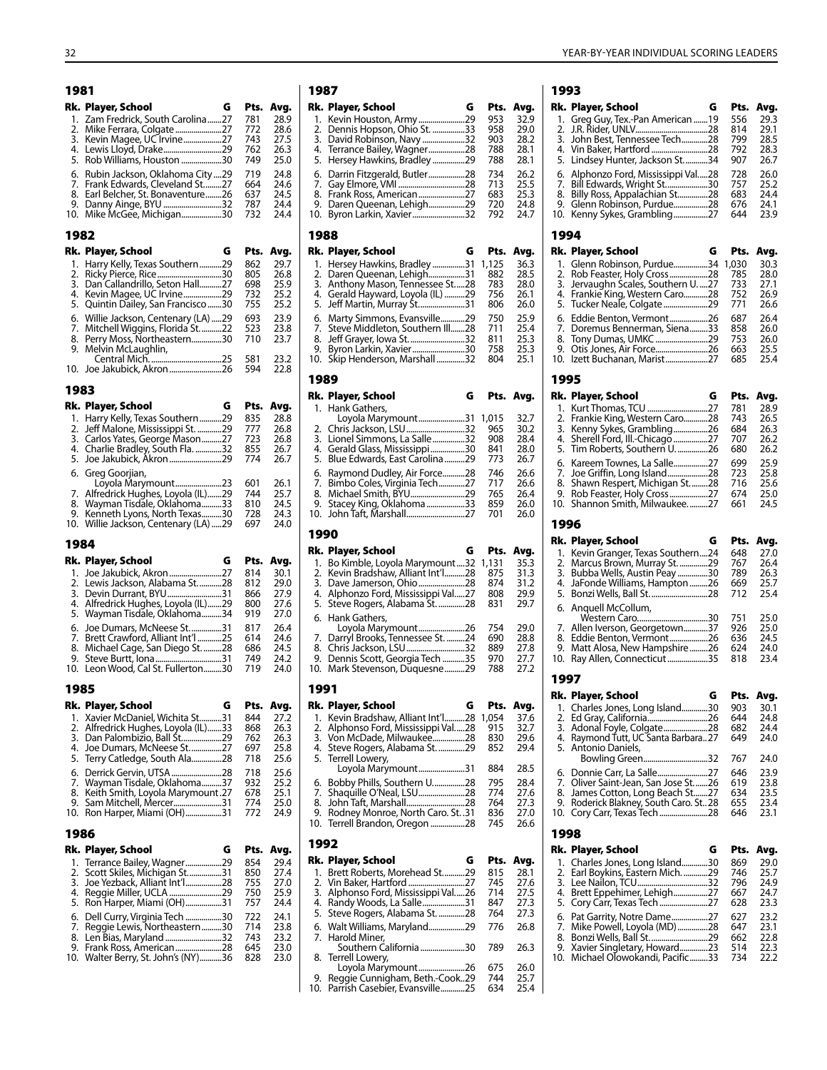## 1981

| Rk. | Player, School | G | Pts. | Avg. |
|---|---|---|---|---|
| 1. | Zam Fredrick, South Carolina | 27 | 781 | 28.9 |
| 2. | Mike Ferrara, Colgate | 27 | 772 | 28.6 |
| 3. | Kevin Magee, UC Irvine | 27 | 743 | 27.5 |
| 4. | Lewis Lloyd, Drake | 29 | 762 | 26.3 |
| 5. | Rob Williams, Houston | 30 | 749 | 25.0 |
| 6. | Rubin Jackson, Oklahoma City | 29 | 719 | 24.8 |
| 7. | Frank Edwards, Cleveland St. | 27 | 664 | 24.6 |
| 8. | Earl Belcher, St. Bonaventure | 26 | 637 | 24.5 |
| 9. | Danny Ainge, BYU | 32 | 787 | 24.4 |
| 10. | Mike McGee, Michigan | 30 | 732 | 24.4 |

## 1982

| Rk. | Player, School | G | Pts. | Avg. |
|---|---|---|---|---|
| 1. | Harry Kelly, Texas Southern | 29 | 862 | 29.7 |
| 2. | Ricky Pierce, Rice | 30 | 805 | 26.8 |
| 3. | Dan Callandrillo, Seton Hall | 27 | 698 | 25.9 |
| 4. | Kevin Magee, UC Irvine | 29 | 732 | 25.2 |
| 5. | Quintin Dailey, San Francisco | 30 | 755 | 25.2 |
| 6. | Willie Jackson, Centenary (LA) | 29 | 693 | 23.9 |
| 7. | Mitchell Wiggins, Florida St. | 22 | 523 | 23.8 |
| 8. | Perry Moss, Northeastern | 30 | 710 | 23.7 |
| 9. | Melvin McLaughlin, Central Mich. | 25 | 581 | 23.2 |
| 10. | Joe Jakubick, Akron | 26 | 594 | 22.8 |

## 1983

| Rk. | Player, School | G | Pts. | Avg. |
|---|---|---|---|---|
| 1. | Harry Kelly, Texas Southern | 29 | 835 | 28.8 |
| 2. | Jeff Malone, Mississippi St. | 29 | 777 | 26.8 |
| 3. | Carlos Yates, George Mason | 27 | 723 | 26.8 |
| 4. | Charlie Bradley, South Fla. | 32 | 855 | 26.7 |
| 5. | Joe Jakubick, Akron | 29 | 774 | 26.7 |
| 6. | Greg Goorjian, Loyola Marymount | 23 | 601 | 26.1 |
| 7. | Alfredrick Hughes, Loyola (IL) | 29 | 744 | 25.7 |
| 8. | Wayman Tisdale, Oklahoma | 33 | 810 | 24.5 |
| 9. | Kenneth Lyons, North Texas | 30 | 728 | 24.3 |
| 10. | Willie Jackson, Centenary (LA) | 29 | 697 | 24.0 |

## 1984

| Rk. | Player, School | G | Pts. | Avg. |
|---|---|---|---|---|
| 1. | Joe Jakubick, Akron | 27 | 814 | 30.1 |
| 2. | Lewis Jackson, Alabama St. | 28 | 812 | 29.0 |
| 3. | Devin Durrant, BYU | 31 | 866 | 27.9 |
| 4. | Alfredrick Hughes, Loyola (IL) | 29 | 800 | 27.6 |
| 5. | Wayman Tisdale, Oklahoma | 34 | 919 | 27.0 |
| 6. | Joe Dumars, McNeese St. | 31 | 817 | 26.4 |
| 7. | Brett Crawford, Alliant Int'l | 25 | 614 | 24.6 |
| 8. | Michael Cage, San Diego St. | 28 | 686 | 24.5 |
| 9. | Steve Burtt, Iona | 31 | 749 | 24.2 |
| 10. | Leon Wood, Cal St. Fullerton | 30 | 719 | 24.0 |

## 1985

| Rk. | Player, School | G | Pts. | Avg. |
|---|---|---|---|---|
| 1. | Xavier McDaniel, Wichita St. | 31 | 844 | 27.2 |
| 2. | Alfredrick Hughes, Loyola (IL) | 33 | 868 | 26.3 |
| 3. | Dan Palombizio, Ball St. | 29 | 762 | 26.3 |
| 4. | Joe Dumars, McNeese St. | 27 | 697 | 25.8 |
| 5. | Terry Catledge, South Ala. | 28 | 718 | 25.6 |
| 6. | Derrick Gervin, UTSA | 28 | 718 | 25.6 |
| 7. | Wayman Tisdale, Oklahoma | 37 | 932 | 25.2 |
| 8. | Keith Smith, Loyola Marymount | 27 | 678 | 25.1 |
| 9. | Sam Mitchell, Mercer | 31 | 774 | 25.0 |
| 10. | Ron Harper, Miami (OH) | 31 | 772 | 24.9 |

## 1986

| Rk. | Player, School | G | Pts. | Avg. |
|---|---|---|---|---|
| 1. | Terrance Bailey, Wagner | 29 | 854 | 29.4 |
| 2. | Scott Skiles, Michigan St. | 31 | 850 | 27.4 |
| 3. | Joe Yezback, Alliant Int'l | 28 | 755 | 27.0 |
| 4. | Reggie Miller, UCLA | 29 | 750 | 25.9 |
| 5. | Ron Harper, Miami (OH) | 31 | 757 | 24.4 |
| 6. | Dell Curry, Virginia Tech | 30 | 722 | 24.1 |
| 7. | Reggie Lewis, Northeastern | 30 | 714 | 23.8 |
| 8. | Len Bias, Maryland | 32 | 743 | 23.2 |
| 9. | Frank Ross, American | 28 | 645 | 23.0 |
| 10. | Walter Berry, St. John's (NY) | 36 | 828 | 23.0 |

## 1987

| Rk. | Player, School | G | Pts. | Avg. |
|---|---|---|---|---|
| 1. | Kevin Houston, Army | 29 | 953 | 32.9 |
| 2. | Dennis Hopson, Ohio St. | 33 | 958 | 29.0 |
| 3. | David Robinson, Navy | 32 | 903 | 28.2 |
| 4. | Terrance Bailey, Wagner | 28 | 788 | 28.1 |
| 5. | Hersey Hawkins, Bradley | 29 | 788 | 28.1 |
| 6. | Darrin Fitzgerald, Butler | 28 | 734 | 26.2 |
| 7. | Gay Elmore, VMI | 28 | 713 | 25.5 |
| 8. | Frank Ross, American | 27 | 683 | 25.3 |
| 9. | Daren Queenan, Lehigh | 29 | 720 | 24.8 |
| 10. | Byron Larkin, Xavier | 32 | 792 | 24.7 |

## 1988

| Rk. | Player, School | G | Pts. | Avg. |
|---|---|---|---|---|
| 1. | Hersey Hawkins, Bradley | 31 | 1,125 | 36.3 |
| 2. | Daren Queenan, Lehigh | 31 | 882 | 28.5 |
| 3. | Anthony Mason, Tennessee St. | 28 | 783 | 28.0 |
| 4. | Gerald Hayward, Loyola (IL) | 29 | 756 | 26.1 |
| 5. | Jeff Martin, Murray St. | 31 | 806 | 26.0 |
| 6. | Marty Simmons, Evansville | 29 | 750 | 25.9 |
| 7. | Steve Middleton, Southern Ill. | 28 | 711 | 25.4 |
| 8. | Jeff Grayer, Iowa St. | 32 | 811 | 25.3 |
| 9. | Byron Larkin, Xavier | 30 | 758 | 25.3 |
| 10. | Skip Henderson, Marshall | 32 | 804 | 25.1 |

## 1989

| Rk. | Player, School | G | Pts. | Avg. |
|---|---|---|---|---|
| 1. | Hank Gathers, Loyola Marymount | 31 | 1,015 | 32.7 |
| 2. | Chris Jackson, LSU | 32 | 965 | 30.2 |
| 3. | Lionel Simmons, La Salle | 32 | 908 | 28.4 |
| 4. | Gerald Glass, Mississippi | 30 | 841 | 28.0 |
| 5. | Blue Edwards, East Carolina | 29 | 773 | 26.7 |
| 6. | Raymond Dudley, Air Force | 28 | 746 | 26.6 |
| 7. | Bimbo Coles, Virginia Tech | 27 | 717 | 26.6 |
| 8. | Michael Smith, BYU | 29 | 765 | 26.4 |
| 9. | Stacey King, Oklahoma | 33 | 859 | 26.0 |
| 10. | John Taft, Marshall | 27 | 701 | 26.0 |

## 1990

| Rk. | Player, School | G | Pts. | Avg. |
|---|---|---|---|---|
| 1. | Bo Kimble, Loyola Marymount | 32 | 1,131 | 35.3 |
| 2. | Kevin Bradshaw, Alliant Int'l | 28 | 875 | 31.3 |
| 3. | Dave Jamerson, Ohio | 28 | 874 | 31.2 |
| 4. | Alphonzo Ford, Mississippi Val. | 27 | 808 | 29.9 |
| 5. | Steve Rogers, Alabama St. | 28 | 831 | 29.7 |
| 6. | Hank Gathers, Loyola Marymount | 26 | 754 | 29.0 |
| 7. | Darryl Brooks, Tennessee St. | 24 | 690 | 28.8 |
| 8. | Chris Jackson, LSU | 32 | 889 | 27.8 |
| 9. | Dennis Scott, Georgia Tech | 35 | 970 | 27.7 |
| 10. | Mark Stevenson, Duquesne | 29 | 788 | 27.2 |

## 1991

| Rk. | Player, School | G | Pts. | Avg. |
|---|---|---|---|---|
| 1. | Kevin Bradshaw, Alliant Int'l | 28 | 1,054 | 37.6 |
| 2. | Alphonzo Ford, Mississippi Val. | 28 | 915 | 32.7 |
| 3. | Von McDade, Milwaukee | 28 | 830 | 29.6 |
| 4. | Steve Rogers, Alabama St. | 29 | 852 | 29.4 |
| 5. | Terrell Lowery, Loyola Marymount | 31 | 884 | 28.5 |
| 6. | Bobby Phills, Southern U. | 28 | 795 | 28.4 |
| 7. | Shaquille O'Neal, LSU | 28 | 774 | 27.6 |
| 8. | John Taft, Marshall | 28 | 764 | 27.3 |
| 9. | Rodney Monroe, North Caro. St. | 31 | 836 | 27.0 |
| 10. | Terrell Brandon, Oregon | 28 | 745 | 26.6 |

## 1992

| Rk. | Player, School | G | Pts. | Avg. |
|---|---|---|---|---|
| 1. | Brett Roberts, Morehead St. | 29 | 815 | 28.1 |
| 2. | Vin Baker, Hartford | 27 | 745 | 27.6 |
| 3. | Alphonzo Ford, Mississippi Val. | 26 | 714 | 27.5 |
| 4. | Randy Woods, La Salle | 31 | 847 | 27.3 |
| 5. | Steve Rogers, Alabama St. | 28 | 764 | 27.3 |
| 6. | Walt Williams, Maryland | 29 | 776 | 26.8 |
| 7. | Harold Miner, Southern California | 30 | 789 | 26.3 |
| 8. | Terrell Lowery, Loyola Marymount | 26 | 675 | 26.0 |
| 9. | Reggie Cunnigham, Beth.-Cook. | 29 | 744 | 25.7 |
| 10. | Parrish Casebier, Evansville | 25 | 634 | 25.4 |

## 1993

| Rk. | Player, School | G | Pts. | Avg. |
|---|---|---|---|---|
| 1. | Greg Guy, Tex.-Pan American | 19 | 556 | 29.3 |
| 2. | J.R. Rider, UNLV | 28 | 814 | 29.1 |
| 3. | John Best, Tennessee Tech | 28 | 799 | 28.5 |
| 4. | Vin Baker, Hartford | 28 | 792 | 28.3 |
| 5. | Lindsey Hunter, Jackson St. | 34 | 907 | 26.7 |
| 6. | Alphonzo Ford, Mississippi Val. | 28 | 728 | 26.0 |
| 7. | Bill Edwards, Wright St. | 30 | 757 | 25.2 |
| 8. | Billy Ross, Appalachian St. | 28 | 683 | 24.4 |
| 9. | Glenn Robinson, Purdue | 28 | 676 | 24.1 |
| 10. | Kenny Sykes, Grambling | 27 | 644 | 23.9 |

## 1994

| Rk. | Player, School | G | Pts. | Avg. |
|---|---|---|---|---|
| 1. | Glenn Robinson, Purdue | 34 | 1,030 | 30.3 |
| 2. | Rob Feaster, Holy Cross | 28 | 785 | 28.0 |
| 3. | Jervaughn Scales, Southern U. | 27 | 733 | 27.1 |
| 4. | Frankie King, Western Caro. | 28 | 752 | 26.9 |
| 5. | Tucker Neale, Colgate | 29 | 771 | 26.6 |
| 6. | Eddie Benton, Vermont | 26 | 687 | 26.4 |
| 7. | Doremus Bennerman, Siena | 33 | 858 | 26.0 |
| 8. | Tony Dumas, UMKC | 29 | 753 | 26.0 |
| 9. | Otis Jones, Air Force | 26 | 663 | 25.5 |
| 10. | Izett Buchanan, Marist | 27 | 685 | 25.4 |

## 1995

| Rk. | Player, School | G | Pts. | Avg. |
|---|---|---|---|---|
| 1. | Kurt Thomas, TCU | 27 | 781 | 28.9 |
| 2. | Frankie King, Western Caro. | 28 | 743 | 26.5 |
| 3. | Kenny Sykes, Grambling | 26 | 684 | 26.3 |
| 4. | Sherell Ford, Ill.-Chicago | 27 | 707 | 26.2 |
| 5. | Tim Roberts, Southern U. | 26 | 680 | 26.2 |
| 6. | Kareem Townes, La Salle | 27 | 699 | 25.9 |
| 7. | Joe Griffin, Long Island | 28 | 723 | 25.8 |
| 8. | Shawn Respert, Michigan St. | 28 | 716 | 25.6 |
| 9. | Rob Feaster, Holy Cross | 27 | 674 | 25.0 |
| 10. | Shannon Smith, Milwaukee. | 27 | 661 | 24.5 |

## 1996

| Rk. | Player, School | G | Pts. | Avg. |
|---|---|---|---|---|
| 1. | Kevin Granger, Texas Southern | 24 | 648 | 27.0 |
| 2. | Marcus Brown, Murray St. | 29 | 767 | 26.4 |
| 3. | Bubba Wells, Austin Peay | 30 | 789 | 26.3 |
| 4. | JaFonde Williams, Hampton | 26 | 669 | 25.7 |
| 5. | Bonzi Wells, Ball St. | 28 | 712 | 25.4 |
| 6. | Anquell McCollum, Western Caro. | 30 | 751 | 25.0 |
| 7. | Allen Iverson, Georgetown | 37 | 926 | 25.0 |
| 8. | Eddie Benton, Vermont | 26 | 636 | 24.5 |
| 9. | Matt Alosa, New Hampshire | 26 | 624 | 24.0 |
| 10. | Ray Allen, Connecticut | 35 | 818 | 23.4 |

## 1997

| Rk. | Player, School | G | Pts. | Avg. |
|---|---|---|---|---|
| 1. | Charles Jones, Long Island | 30 | 903 | 30.1 |
| 2. | Ed Gray, California | 26 | 644 | 24.8 |
| 3. | Adonal Foyle, Colgate | 28 | 682 | 24.4 |
| 4. | Raymond Tutt, UC Santa Barbara | 27 | 649 | 24.0 |
| 5. | Antonio Daniels, Bowling Green | 32 | 767 | 24.0 |
| 6. | Donnie Carr, La Salle | 27 | 646 | 23.9 |
| 7. | Oliver Saint-Jean, San Jose St. | 26 | 619 | 23.8 |
| 8. | James Cotton, Long Beach St. | 27 | 634 | 23.5 |
| 9. | Roderick Blakney, South Caro. St. | 28 | 655 | 23.4 |
| 10. | Cory Carr, Texas Tech | 28 | 646 | 23.1 |

## 1998

| Rk. | Player, School | G | Pts. | Avg. |
|---|---|---|---|---|
| 1. | Charles Jones, Long Island | 30 | 869 | 29.0 |
| 2. | Earl Boykins, Eastern Mich. | 29 | 746 | 25.7 |
| 3. | Lee Nailon, TCU | 32 | 796 | 24.9 |
| 4. | Brett Eppehimer, Lehigh | 27 | 667 | 24.7 |
| 5. | Cory Carr, Texas Tech | 27 | 628 | 23.3 |
| 6. | Pat Garrity, Notre Dame | 27 | 627 | 23.2 |
| 7. | Mike Powell, Loyola (MD) | 28 | 647 | 23.1 |
| 8. | Bonzi Wells, Ball St. | 29 | 662 | 22.8 |
| 9. | Xavier Singletary, Howard | 23 | 514 | 22.3 |
| 10. | Michael Olowokandi, Pacific | 33 | 734 | 22.2 |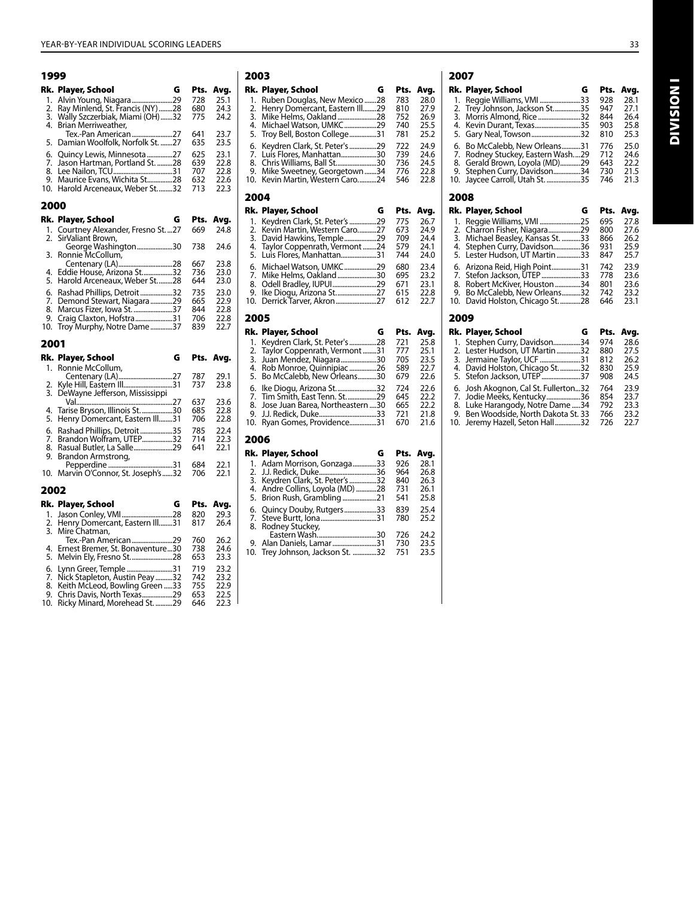## 1999

| Rk. | Player, School | G | Pts. | Avg. |
|---|---|---|---|---|
| 1. | Alvin Young, Niagara | 29 | 728 | 25.1 |
| 2. | Ray Minlend, St. Francis (NY) | 28 | 680 | 24.3 |
| 3. | Wally Szczerbiak, Miami (OH) | 32 | 775 | 24.2 |
| 4. | Brian Merriweather, Tex.-Pan American | 27 | 641 | 23.7 |
| 5. | Damian Woolfolk, Norfolk St. | 27 | 635 | 23.5 |
| 6. | Quincy Lewis, Minnesota | 27 | 625 | 23.1 |
| 7. | Jason Hartman, Portland St. | 28 | 639 | 22.8 |
| 8. | Lee Nailon, TCU | 31 | 707 | 22.8 |
| 9. | Maurice Evans, Wichita St. | 28 | 632 | 22.6 |
| 10. | Harold Arceneaux, Weber St. | 32 | 713 | 22.3 |

## 2000

| Rk. | Player, School | G | Pts. | Avg. |
|---|---|---|---|---|
| 1. | Courtney Alexander, Fresno St. | 27 | 669 | 24.8 |
| 2. | SirValiant Brown, George Washington | 30 | 738 | 24.6 |
| 3. | Ronnie McCollum, Centenary (LA) | 28 | 667 | 23.8 |
| 4. | Eddie House, Arizona St. | 32 | 736 | 23.0 |
| 5. | Harold Arceneaux, Weber St. | 28 | 644 | 23.0 |
| 6. | Rashad Phillips, Detroit | 32 | 735 | 23.0 |
| 7. | Demond Stewart, Niagara | 29 | 665 | 22.9 |
| 8. | Marcus Fizer, Iowa St. | 37 | 844 | 22.8 |
| 9. | Craig Claxton, Hofstra | 31 | 706 | 22.8 |
| 10. | Troy Murphy, Notre Dame | 37 | 839 | 22.7 |

## 2001

| Rk. | Player, School | G | Pts. | Avg. |
|---|---|---|---|---|
| 1. | Ronnie McCollum, Centenary (LA) | 27 | 787 | 29.1 |
| 2. | Kyle Hill, Eastern Ill. | 31 | 737 | 23.8 |
| 3. | DeWayne Jefferson, Mississippi Val. | 27 | 637 | 23.6 |
| 4. | Tarise Bryson, Illinois St. | 30 | 685 | 22.8 |
| 5. | Henry Domercant, Eastern Ill. | 31 | 706 | 22.8 |
| 6. | Rashad Phillips, Detroit | 35 | 785 | 22.4 |
| 7. | Brandon Wolfram, UTEP | 32 | 714 | 22.3 |
| 8. | Rasual Butler, La Salle | 29 | 641 | 22.1 |
| 9. | Brandon Armstrong, Pepperdine | 31 | 684 | 22.1 |
| 10. | Marvin O'Connor, St. Joseph's | 32 | 706 | 22.1 |

## 2002

| Rk. | Player, School | G | Pts. | Avg. |
|---|---|---|---|---|
| 1. | Jason Conley, VMI | 28 | 820 | 29.3 |
| 2. | Henry Domercant, Eastern Ill. | 31 | 817 | 26.4 |
| 3. | Mire Chatman, Tex.-Pan American | 29 | 760 | 26.2 |
| 4. | Ernest Bremer, St. Bonaventure | 30 | 738 | 24.6 |
| 5. | Melvin Ely, Fresno St. | 28 | 653 | 23.3 |
| 6. | Lynn Greer, Temple | 31 | 719 | 23.2 |
| 7. | Nick Stapleton, Austin Peay | 32 | 742 | 23.2 |
| 8. | Keith McLeod, Bowling Green | 33 | 755 | 22.9 |
| 9. | Chris Davis, North Texas | 29 | 653 | 22.5 |
| 10. | Ricky Minard, Morehead St. | 29 | 646 | 22.3 |

## 2003

| Rk. | Player, School | G | Pts. | Avg. |
|---|---|---|---|---|
| 1. | Ruben Douglas, New Mexico | 28 | 783 | 28.0 |
| 2. | Henry Domercant, Eastern Ill. | 29 | 810 | 27.9 |
| 3. | Mike Helms, Oakland | 28 | 752 | 26.9 |
| 4. | Michael Watson, UMKC | 29 | 740 | 25.5 |
| 5. | Troy Bell, Boston College | 31 | 781 | 25.2 |
| 6. | Keydren Clark, St. Peter's | 29 | 722 | 24.9 |
| 7. | Luis Flores, Manhattan | 30 | 739 | 24.6 |
| 8. | Chris Williams, Ball St. | 30 | 736 | 24.5 |
| 9. | Mike Sweetney, Georgetown | 34 | 776 | 22.8 |
| 10. | Kevin Martin, Western Caro. | 24 | 546 | 22.8 |

## 2004

| Rk. | Player, School | G | Pts. | Avg. |
|---|---|---|---|---|
| 1. | Keydren Clark, St. Peter's | 29 | 775 | 26.7 |
| 2. | Kevin Martin, Western Caro. | 27 | 673 | 24.9 |
| 3. | David Hawkins, Temple | 29 | 709 | 24.4 |
| 4. | Taylor Coppenrath, Vermont | 24 | 579 | 24.1 |
| 5. | Luis Flores, Manhattan | 31 | 744 | 24.0 |
| 6. | Michael Watson, UMKC | 29 | 680 | 23.4 |
| 7. | Mike Helms, Oakland | 30 | 695 | 23.2 |
| 8. | Odell Bradley, IUPUI | 29 | 671 | 23.1 |
| 9. | Ike Diogu, Arizona St. | 27 | 615 | 22.8 |
| 10. | Derrick Tarver, Akron | 27 | 612 | 22.7 |

## 2005

| Rk. | Player, School | G | Pts. | Avg. |
|---|---|---|---|---|
| 1. | Keydren Clark, St. Peter's | 28 | 721 | 25.8 |
| 2. | Taylor Coppenrath, Vermont | 31 | 777 | 25.1 |
| 3. | Juan Mendez, Niagara | 30 | 705 | 23.5 |
| 4. | Rob Monroe, Quinnipiac | 26 | 589 | 22.7 |
| 5. | Bo McCalebb, New Orleans | 30 | 679 | 22.6 |
| 6. | Ike Diogu, Arizona St. | 32 | 724 | 22.6 |
| 7. | Tim Smith, East Tenn. St. | 29 | 645 | 22.2 |
| 8. | Jose Juan Barea, Northeastern | 30 | 665 | 22.2 |
| 9. | J.J. Redick, Duke | 33 | 721 | 21.8 |
| 10. | Ryan Gomes, Providence | 31 | 670 | 21.6 |

## 2006

| Rk. | Player, School | G | Pts. | Avg. |
|---|---|---|---|---|
| 1. | Adam Morrison, Gonzaga | 33 | 926 | 28.1 |
| 2. | J.J. Redick, Duke | 36 | 964 | 26.8 |
| 3. | Keydren Clark, St. Peter's | 32 | 840 | 26.3 |
| 4. | Andre Collins, Loyola (MD) | 28 | 731 | 26.1 |
| 5. | Brion Rush, Grambling | 21 | 541 | 25.8 |
| 6. | Quincy Douby, Rutgers | 33 | 839 | 25.4 |
| 7. | Steve Burtt, Iona | 31 | 780 | 25.2 |
| 8. | Rodney Stuckey, Eastern Wash. | 30 | 726 | 24.2 |
| 9. | Alan Daniels, Lamar | 31 | 730 | 23.5 |
| 10. | Trey Johnson, Jackson St. | 32 | 751 | 23.5 |

## 2007

| Rk. | Player, School | G | Pts. | Avg. |
|---|---|---|---|---|
| 1. | Reggie Williams, VMI | 33 | 928 | 28.1 |
| 2. | Trey Johnson, Jackson St. | 35 | 947 | 27.1 |
| 3. | Morris Almond, Rice | 32 | 844 | 26.4 |
| 4. | Kevin Durant, Texas | 35 | 903 | 25.8 |
| 5. | Gary Neal, Towson | 32 | 810 | 25.3 |
| 6. | Bo McCalebb, New Orleans | 31 | 776 | 25.0 |
| 7. | Rodney Stuckey, Eastern Wash. | 29 | 712 | 24.6 |
| 8. | Gerald Brown, Loyola (MD) | 29 | 643 | 22.2 |
| 9. | Stephen Curry, Davidson | 34 | 730 | 21.5 |
| 10. | Jaycee Carroll, Utah St. | 35 | 746 | 21.3 |

## 2008

| Rk. | Player, School | G | Pts. | Avg. |
|---|---|---|---|---|
| 1. | Reggie Williams, VMI | 25 | 695 | 27.8 |
| 2. | Charron Fisher, Niagara | 29 | 800 | 27.6 |
| 3. | Michael Beasley, Kansas St. | 33 | 866 | 26.2 |
| 4. | Stephen Curry, Davidson | 36 | 931 | 25.9 |
| 5. | Lester Hudson, UT Martin | 33 | 847 | 25.7 |
| 6. | Arizona Reid, High Point | 31 | 742 | 23.9 |
| 7. | Stefon Jackson, UTEP | 33 | 778 | 23.6 |
| 8. | Robert McKiver, Houston | 34 | 801 | 23.6 |
| 9. | Bo McCalebb, New Orleans | 32 | 742 | 23.2 |
| 10. | David Holston, Chicago St. | 28 | 646 | 23.1 |

## 2009

| Rk. | Player, School | G | Pts. | Avg. |
|---|---|---|---|---|
| 1. | Stephen Curry, Davidson | 34 | 974 | 28.6 |
| 2. | Lester Hudson, UT Martin | 32 | 880 | 27.5 |
| 3. | Jermaine Taylor, UCF | 31 | 812 | 26.2 |
| 4. | David Holston, Chicago St. | 32 | 830 | 25.9 |
| 5. | Stefon Jackson, UTEP | 37 | 908 | 24.5 |
| 6. | Josh Akognon, Cal St. Fullerton | 32 | 764 | 23.9 |
| 7. | Jodie Meeks, Kentucky | 36 | 854 | 23.7 |
| 8. | Luke Harangody, Notre Dame | 34 | 792 | 23.3 |
| 9. | Ben Woodside, North Dakota St. | 33 | 766 | 23.2 |
| 10. | Jeremy Hazell, Seton Hall | 32 | 726 | 22.7 |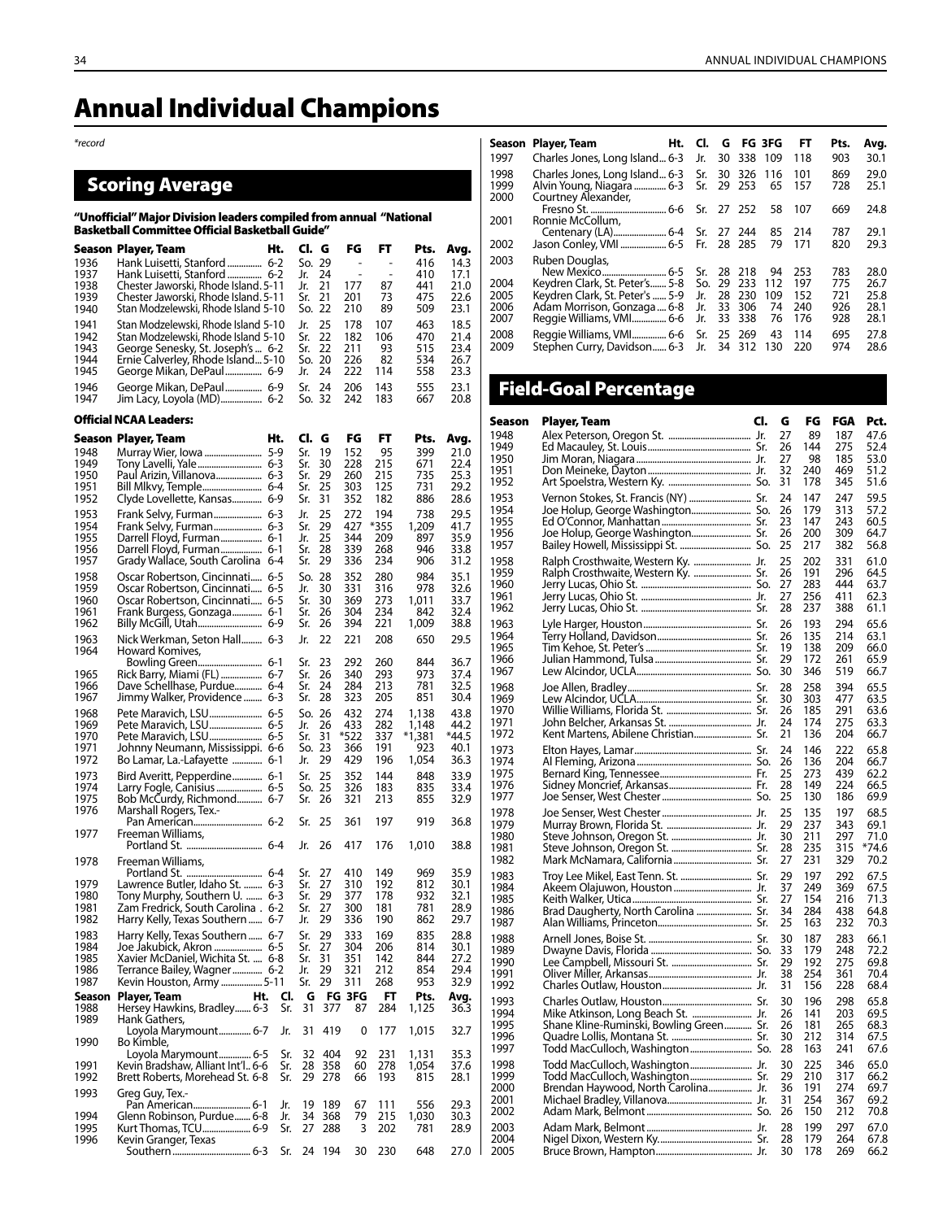# Annual Individual Champions

*\*record*

## Scoring Average

**"Unofficial" Major Division leaders compiled from annual "National Basketball Committee Official Basketball Guide"**

| Season | Player, Team | Ht. | Cl. | G | FG | FT | Pts. | Avg. |
|---|---|---|---|---|---|---|---|---|
| 1936 | Hank Luisetti, Stanford | 6-2 | So. | 29 | - | - | 416 | 14.3 |
| 1937 | Hank Luisetti, Stanford | 6-2 | Jr. | 24 | - | - | 410 | 17.1 |
| 1938 | Chester Jaworski, Rhode Island | 5-11 | Jr. | 21 | 177 | 87 | 441 | 21.0 |
| 1939 | Chester Jaworski, Rhode Island | 5-11 | Sr. | 21 | 201 | 73 | 475 | 22.6 |
| 1940 | Stan Modzelewski, Rhode Island | 5-10 | So. | 22 | 210 | 89 | 509 | 23.1 |
| 1941 | Stan Modzelewski, Rhode Island | 5-10 | Jr. | 25 | 178 | 107 | 463 | 18.5 |
| 1942 | Stan Modzelewski, Rhode Island | 5-10 | Sr. | 22 | 182 | 106 | 470 | 21.4 |
| 1943 | George Senesky, St. Joseph's | 6-2 | Sr. | 22 | 211 | 93 | 515 | 23.4 |
| 1944 | Ernie Calverley, Rhode Island | 5-10 | So. | 20 | 226 | 82 | 534 | 26.7 |
| 1945 | George Mikan, DePaul | 6-9 | Jr. | 24 | 222 | 114 | 558 | 23.3 |
| 1946 | George Mikan, DePaul | 6-9 | Sr. | 24 | 206 | 143 | 555 | 23.1 |
| 1947 | Jim Lacy, Loyola (MD) | 6-2 | So. | 32 | 242 | 183 | 667 | 20.8 |

**Official NCAA Leaders:**

| Season | Player, Team | Ht. | Cl. | G | FG | FT | Pts. | Avg. |
|---|---|---|---|---|---|---|---|---|
| 1948 | Murray Wier, Iowa | 5-9 | Sr. | 19 | 152 | 95 | 399 | 21.0 |
| 1949 | Tony Lavelli, Yale | 6-3 | Sr. | 30 | 228 | 215 | 671 | 22.4 |
| 1950 | Paul Arizin, Villanova | 6-3 | Sr. | 29 | 260 | 215 | 735 | 25.3 |
| 1951 | Bill Mlkvy, Temple | 6-4 | Sr. | 25 | 303 | 125 | 731 | 29.2 |
| 1952 | Clyde Lovellette, Kansas | 6-9 | Sr. | 31 | 352 | 182 | 886 | 28.6 |
| 1953 | Frank Selvy, Furman | 6-3 | Jr. | 25 | 272 | 194 | 738 | 29.5 |
| 1954 | Frank Selvy, Furman | 6-3 | Sr. | 29 | 427 | *355 | 1,209 | 41.7 |
| 1955 | Darrell Floyd, Furman | 6-1 | Jr. | 25 | 344 | 209 | 897 | 35.9 |
| 1956 | Darrell Floyd, Furman | 6-1 | Sr. | 28 | 339 | 268 | 946 | 33.8 |
| 1957 | Grady Wallace, South Carolina | 6-4 | Sr. | 29 | 336 | 234 | 906 | 31.2 |
| 1958 | Oscar Robertson, Cincinnati | 6-5 | So. | 28 | 352 | 280 | 984 | 35.1 |
| 1959 | Oscar Robertson, Cincinnati | 6-5 | Jr. | 30 | 331 | 316 | 978 | 32.6 |
| 1960 | Oscar Robertson, Cincinnati | 6-5 | Sr. | 30 | 369 | 273 | 1,011 | 33.7 |
| 1961 | Frank Burgess, Gonzaga | 6-1 | Sr. | 26 | 304 | 234 | 842 | 32.4 |
| 1962 | Billy McGill, Utah | 6-9 | Sr. | 26 | 394 | 221 | 1,009 | 38.8 |
| 1963 | Nick Werkman, Seton Hall | 6-3 | Jr. | 22 | 221 | 208 | 650 | 29.5 |
| 1964 | Howard Komives, Bowling Green | 6-1 | Sr. | 23 | 292 | 260 | 844 | 36.7 |
| 1965 | Rick Barry, Miami (FL) | 6-7 | Sr. | 26 | 340 | 293 | 973 | 37.4 |
| 1966 | Dave Schellhase, Purdue | 6-4 | Sr. | 24 | 284 | 213 | 781 | 32.5 |
| 1967 | Jimmy Walker, Providence | 6-3 | Sr. | 28 | 323 | 205 | 851 | 30.4 |
| 1968 | Pete Maravich, LSU | 6-5 | So. | 26 | 432 | 274 | 1,138 | 43.8 |
| 1969 | Pete Maravich, LSU | 6-5 | Jr. | 26 | 433 | 282 | 1,148 | 44.2 |
| 1970 | Pete Maravich, LSU | 6-5 | Sr. | 31 | *522 | 337 | *1,381 | *44.5 |
| 1971 | Johnny Neumann, Mississippi | 6-6 | So. | 23 | 366 | 191 | 923 | 40.1 |
| 1972 | Bo Lamar, La.-Lafayette | 6-1 | Jr. | 29 | 429 | 196 | 1,054 | 36.3 |
| 1973 | Bird Averitt, Pepperdine | 6-1 | Sr. | 25 | 352 | 144 | 848 | 33.9 |
| 1974 | Larry Fogle, Canisius | 6-5 | So. | 25 | 326 | 183 | 835 | 33.4 |
| 1975 | Bob McCurdy, Richmond | 6-7 | Sr. | 26 | 321 | 213 | 855 | 32.9 |
| 1976 | Marshall Rogers, Tex.-Pan American | 6-2 | Sr. | 25 | 361 | 197 | 919 | 36.8 |
| 1977 | Freeman Williams, Portland St. | 6-4 | Jr. | 26 | 417 | 176 | 1,010 | 38.8 |
| 1978 | Freeman Williams, Portland St. | 6-4 | Sr. | 27 | 410 | 149 | 969 | 35.9 |
| 1979 | Lawrence Butler, Idaho St. | 6-3 | Sr. | 27 | 310 | 192 | 812 | 30.1 |
| 1980 | Tony Murphy, Southern U. | 6-3 | Sr. | 29 | 377 | 178 | 932 | 32.1 |
| 1981 | Zam Fredrick, South Carolina | 6-2 | Sr. | 27 | 300 | 181 | 781 | 28.9 |
| 1982 | Harry Kelly, Texas Southern | 6-7 | Jr. | 29 | 336 | 190 | 862 | 29.7 |
| 1983 | Harry Kelly, Texas Southern | 6-7 | Sr. | 29 | 333 | 169 | 835 | 28.8 |
| 1984 | Joe Jakubick, Akron | 6-5 | Sr. | 27 | 304 | 206 | 814 | 30.1 |
| 1985 | Xavier McDaniel, Wichita St. | 6-8 | Sr. | 31 | 351 | 142 | 844 | 27.2 |
| 1986 | Terrance Bailey, Wagner | 6-2 | Jr. | 29 | 321 | 212 | 854 | 29.4 |
| 1987 | Kevin Houston, Army | 5-11 | Sr. | 29 | 311 | 268 | 953 | 32.9 |

| Season | Player, Team | Ht. | Cl. | G | FG | 3FG | FT | Pts. | Avg. |
|---|---|---|---|---|---|---|---|---|---|
| 1988 | Hersey Hawkins, Bradley | 6-3 | Sr. | 31 | 377 | 87 | 284 | 1,125 | 36.3 |
| 1989 | Hank Gathers, Loyola Marymount | 6-7 | Jr. | 31 | 419 | 0 | 177 | 1,015 | 32.7 |
| 1990 | Bo Kimble, Loyola Marymount | 6-5 | Sr. | 32 | 404 | 92 | 231 | 1,131 | 35.3 |
| 1991 | Kevin Bradshaw, Alliant Int'l. | 6-6 | Sr. | 28 | 358 | 60 | 278 | 1,054 | 37.6 |
| 1992 | Brett Roberts, Morehead St. | 6-8 | Sr. | 29 | 278 | 66 | 193 | 815 | 28.1 |
| 1993 | Greg Guy, Tex.-Pan American | 6-1 | Jr. | 19 | 189 | 67 | 111 | 556 | 29.3 |
| 1994 | Glenn Robinson, Purdue | 6-8 | Jr. | 34 | 368 | 79 | 215 | 1,030 | 30.3 |
| 1995 | Kurt Thomas, TCU | 6-9 | Sr. | 27 | 288 | 3 | 202 | 781 | 28.9 |
| 1996 | Kevin Granger, Texas Southern | 6-3 | Sr. | 24 | 194 | 30 | 230 | 648 | 27.0 |
| 1997 | Charles Jones, Long Island | 6-3 | Jr. | 30 | 338 | 109 | 118 | 903 | 30.1 |
| 1998 | Charles Jones, Long Island | 6-3 | Sr. | 30 | 326 | 116 | 101 | 869 | 29.0 |
| 1999 | Alvin Young, Niagara | 6-3 | Sr. | 29 | 253 | 65 | 157 | 728 | 25.1 |
| 2000 | Courtney Alexander, Fresno St. | 6-6 | Sr. | 27 | 252 | 58 | 107 | 669 | 24.8 |
| 2001 | Ronnie McCollum, Centenary (LA) | 6-4 | Sr. | 27 | 244 | 85 | 214 | 787 | 29.1 |
| 2002 | Jason Conley, VMI | 6-5 | Fr. | 28 | 285 | 79 | 171 | 820 | 29.3 |
| 2003 | Ruben Douglas, New Mexico | 6-5 | Sr. | 28 | 218 | 94 | 253 | 783 | 28.0 |
| 2004 | Keydren Clark, St. Peter's | 5-8 | So. | 29 | 233 | 112 | 197 | 775 | 26.7 |
| 2005 | Keydren Clark, St. Peter's | 5-9 | Jr. | 28 | 230 | 109 | 152 | 721 | 25.8 |
| 2006 | Adam Morrison, Gonzaga | 6-8 | Jr. | 33 | 306 | 74 | 240 | 926 | 28.1 |
| 2007 | Reggie Williams, VMI | 6-6 | Jr. | 33 | 338 | 76 | 176 | 928 | 28.1 |
| 2008 | Reggie Williams, VMI | 6-6 | Sr. | 25 | 269 | 43 | 114 | 695 | 27.8 |
| 2009 | Stephen Curry, Davidson | 6-3 | Jr. | 34 | 312 | 130 | 220 | 974 | 28.6 |

## Field-Goal Percentage

| Season | Player, Team | Cl. | G | FG | FGA | Pct. |
|---|---|---|---|---|---|---|
| 1948 | Alex Peterson, Oregon St. | Jr. | 27 | 89 | 187 | 47.6 |
| 1949 | Ed Macauley, St. Louis | Sr. | 26 | 144 | 275 | 52.4 |
| 1950 | Jim Moran, Niagara | Jr. | 27 | 98 | 185 | 53.0 |
| 1951 | Don Meineke, Dayton | Jr. | 32 | 240 | 469 | 51.2 |
| 1952 | Art Spoelstra, Western Ky. | So. | 31 | 178 | 345 | 51.6 |
| 1953 | Vernon Stokes, St. Francis (NY) | Sr. | 24 | 147 | 247 | 59.5 |
| 1954 | Joe Holup, George Washington | So. | 26 | 179 | 313 | 57.2 |
| 1955 | Ed O'Connor, Manhattan | Sr. | 23 | 147 | 243 | 60.5 |
| 1956 | Joe Holup, George Washington | Sr. | 26 | 200 | 309 | 64.7 |
| 1957 | Bailey Howell, Mississippi St. | So. | 25 | 217 | 382 | 56.8 |
| 1958 | Ralph Crosthwaite, Western Ky. | Jr. | 25 | 202 | 331 | 61.0 |
| 1959 | Ralph Crosthwaite, Western Ky. | Sr. | 26 | 191 | 296 | 64.5 |
| 1960 | Jerry Lucas, Ohio St. | So. | 27 | 283 | 444 | 63.7 |
| 1961 | Jerry Lucas, Ohio St. | Jr. | 27 | 256 | 411 | 62.3 |
| 1962 | Jerry Lucas, Ohio St. | Sr. | 28 | 237 | 388 | 61.1 |
| 1963 | Lyle Harger, Houston | Sr. | 26 | 193 | 294 | 65.6 |
| 1964 | Terry Holland, Davidson | Sr. | 26 | 135 | 214 | 63.1 |
| 1965 | Tim Kehoe, St. Peter's | Sr. | 19 | 138 | 209 | 66.0 |
| 1966 | Julian Hammond, Tulsa | Sr. | 29 | 172 | 261 | 65.9 |
| 1967 | Lew Alcindor, UCLA | So. | 30 | 346 | 519 | 66.7 |
| 1968 | Joe Allen, Bradley | Sr. | 28 | 258 | 394 | 65.5 |
| 1969 | Lew Alcindor, UCLA | Sr. | 30 | 303 | 477 | 63.5 |
| 1970 | Willie Williams, Florida St. | Sr. | 26 | 185 | 291 | 63.6 |
| 1971 | John Belcher, Arkansas St. | Jr. | 24 | 174 | 275 | 63.3 |
| 1972 | Kent Martens, Abilene Christian | Sr. | 21 | 136 | 204 | 66.7 |
| 1973 | Elton Hayes, Lamar | Sr. | 24 | 146 | 222 | 65.8 |
| 1974 | Al Fleming, Arizona | So. | 26 | 136 | 204 | 66.7 |
| 1975 | Bernard King, Tennessee | Fr. | 25 | 273 | 439 | 62.2 |
| 1976 | Sidney Moncrief, Arkansas | Fr. | 28 | 149 | 224 | 66.5 |
| 1977 | Joe Senser, West Chester | So. | 25 | 130 | 186 | 69.9 |
| 1978 | Joe Senser, West Chester | Jr. | 25 | 135 | 197 | 68.5 |
| 1979 | Murray Brown, Florida St. | Jr. | 29 | 237 | 343 | 69.1 |
| 1980 | Steve Johnson, Oregon St. | Jr. | 30 | 211 | 297 | 71.0 |
| 1981 | Steve Johnson, Oregon St. | Sr. | 28 | 235 | 315 | *74.6 |
| 1982 | Mark McNamara, California | Sr. | 27 | 231 | 329 | 70.2 |
| 1983 | Troy Lee Mikel, East Tenn. St. | Sr. | 29 | 197 | 292 | 67.5 |
| 1984 | Akeem Olajuwon, Houston | Jr. | 37 | 249 | 369 | 67.5 |
| 1985 | Keith Walker, Utica | Sr. | 27 | 154 | 216 | 71.3 |
| 1986 | Brad Daugherty, North Carolina | Sr. | 34 | 284 | 438 | 64.8 |
| 1987 | Alan Williams, Princeton | Sr. | 25 | 163 | 232 | 70.3 |
| 1988 | Arnell Jones, Boise St. | Sr. | 30 | 187 | 283 | 66.1 |
| 1989 | Dwayne Davis, Florida | So. | 33 | 179 | 248 | 72.2 |
| 1990 | Lee Campbell, Missouri St. | Sr. | 29 | 192 | 275 | 69.8 |
| 1991 | Oliver Miller, Arkansas | Jr. | 38 | 254 | 361 | 70.4 |
| 1992 | Charles Outlaw, Houston | Jr. | 31 | 156 | 228 | 68.4 |
| 1993 | Charles Outlaw, Houston | Sr. | 30 | 196 | 298 | 65.8 |
| 1994 | Mike Atkinson, Long Beach St. | Jr. | 26 | 141 | 203 | 69.5 |
| 1995 | Shane Kline-Ruminski, Bowling Green | Sr. | 26 | 181 | 265 | 68.3 |
| 1996 | Quadre Lollis, Montana St. | Sr. | 30 | 212 | 314 | 67.5 |
| 1997 | Todd MacCulloch, Washington | So. | 28 | 163 | 241 | 67.6 |
| 1998 | Todd MacCulloch, Washington | Jr. | 30 | 225 | 346 | 65.0 |
| 1999 | Todd MacCulloch, Washington | Sr. | 29 | 210 | 317 | 66.2 |
| 2000 | Brendan Haywood, North Carolina | Jr. | 36 | 191 | 274 | 69.7 |
| 2001 | Michael Bradley, Villanova | Jr. | 31 | 254 | 367 | 69.2 |
| 2002 | Adam Mark, Belmont | So. | 26 | 150 | 212 | 70.8 |
| 2003 | Adam Mark, Belmont | Jr. | 28 | 199 | 297 | 67.0 |
| 2004 | Nigel Dixon, Western Ky. | Sr. | 28 | 179 | 264 | 67.8 |
| 2005 | Bruce Brown, Hampton | Jr. | 30 | 178 | 269 | 66.2 |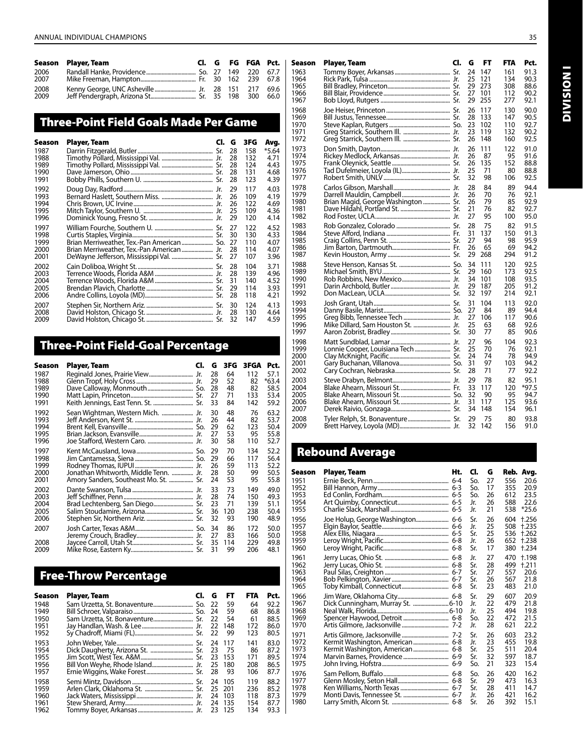| Season | Player, Team | Cl. | G | FG | FGA | Pct. |
|---|---|---|---|---|---|---|
| 2006 | Randall Hanke, Providence | So. | 27 | 149 | 220 | 67.7 |
| 2007 | Mike Freeman, Hampton | Fr. | 30 | 162 | 239 | 67.8 |
| 2008 | Kenny George, UNC Asheville | Jr. | 28 | 151 | 217 | 69.6 |
| 2009 | Jeff Pendergraph, Arizona St. | Sr. | 35 | 198 | 300 | 66.0 |

## Three-Point Field Goals Made Per Game

| Season | Player, Team | Cl. | G | 3FG | Avg. |
|---|---|---|---|---|---|
| 1987 | Darrin Fitzgerald, Butler | Sr. | 28 | 158 | *5.64 |
| 1988 | Timothy Pollard, Mississippi Val. | Jr. | 28 | 132 | 4.71 |
| 1989 | Timothy Pollard, Mississippi Val. | Sr. | 28 | 124 | 4.43 |
| 1990 | Dave Jamerson, Ohio | Sr. | 28 | 131 | 4.68 |
| 1991 | Bobby Phills, Southern U. | Sr. | 28 | 123 | 4.39 |
| 1992 | Doug Day, Radford | Jr. | 29 | 117 | 4.03 |
| 1993 | Bernard Haslett, Southern Miss. | Jr. | 26 | 109 | 4.19 |
| 1994 | Chris Brown, UC Irvine | Jr. | 26 | 122 | 4.69 |
| 1995 | Mitch Taylor, Southern U. | Jr. | 25 | 109 | 4.36 |
| 1996 | Dominick Young, Fresno St. | Jr. | 29 | 120 | 4.14 |
| 1997 | William Fourche, Southern U. | Sr. | 27 | 122 | 4.52 |
| 1998 | Curtis Staples, Virginia | Sr. | 30 | 130 | 4.33 |
| 1999 | Brian Merriweather, Tex.-Pan American | So. | 27 | 110 | 4.07 |
| 2000 | Brian Merriweather, Tex.-Pan American | Jr. | 28 | 114 | 4.07 |
| 2001 | DeWayne Jefferson, Mississippi Val. | Sr. | 27 | 107 | 3.96 |
| 2002 | Cain Doliboa, Wright St. | Sr. | 28 | 104 | 3.71 |
| 2003 | Terrence Woods, Florida A&M | Jr. | 28 | 139 | 4.96 |
| 2004 | Terrence Woods, Florida A&M | Sr. | 31 | 140 | 4.52 |
| 2005 | Brendan Plavich, Charlotte | Sr. | 29 | 114 | 3.93 |
| 2006 | Andre Collins, Loyola (MD) | Sr. | 28 | 118 | 4.21 |
| 2007 | Stephen Sir, Northern Ariz. | Sr. | 30 | 124 | 4.13 |
| 2008 | David Holston, Chicago St. | Jr. | 28 | 130 | 4.64 |
| 2009 | David Holston, Chicago St. | Sr. | 32 | 147 | 4.59 |

## Three-Point Field-Goal Percentage

| Season | Player, Team | Cl. | G | 3FG | 3FGA | Pct. |
|---|---|---|---|---|---|---|
| 1987 | Reginald Jones, Prairie View | Jr. | 28 | 64 | 112 | 57.1 |
| 1988 | Glenn Tropf, Holy Cross | Jr. | 29 | 52 | 82 | *63.4 |
| 1989 | Dave Calloway, Monmouth | So. | 28 | 48 | 82 | 58.5 |
| 1990 | Matt Lapin, Princeton | Sr. | 27 | 71 | 133 | 53.4 |
| 1991 | Keith Jennings, East Tenn. St. | Sr. | 33 | 84 | 142 | 59.2 |
| 1992 | Sean Wightman, Western Mich. | Jr. | 30 | 48 | 76 | 63.2 |
| 1993 | Jeff Anderson, Kent St. | Jr. | 26 | 44 | 82 | 53.7 |
| 1994 | Brent Kell, Evansville | So. | 29 | 62 | 123 | 50.4 |
| 1995 | Brian Jackson, Evansville | Jr. | 27 | 53 | 95 | 55.8 |
| 1996 | Joe Stafford, Western Caro. | Jr. | 30 | 58 | 110 | 52.7 |
| 1997 | Kent McCausland, Iowa | So. | 29 | 70 | 134 | 52.2 |
| 1998 | Jim Cantamessa, Siena | So. | 29 | 66 | 117 | 56.4 |
| 1999 | Rodney Thomas, IUPUI | Jr. | 26 | 59 | 113 | 52.2 |
| 2000 | Jonathan Whitworth, Middle Tenn. | Jr. | 28 | 50 | 99 | 50.5 |
| 2001 | Amory Sanders, Southeast Mo. St. | Sr. | 24 | 53 | 95 | 55.8 |
| 2002 | Dante Swanson, Tulsa | Jr. | 33 | 73 | 149 | 49.0 |
| 2003 | Jeff Schiffner, Penn | Jr. | 28 | 74 | 150 | 49.3 |
| 2004 | Brad Lechtenberg, San Diego | Sr. | 23 | 71 | 139 | 51.1 |
| 2005 | Salim Stoudamire, Arizona | Sr. | 36 | 120 | 238 | 50.4 |
| 2006 | Stephen Sir, Northern Ariz. | Jr. | 32 | 93 | 190 | 48.9 |
| 2007 | Josh Carter, Texas A&M | So. | 34 | 86 | 172 | 50.0 |
| | Jeremy Crouch, Bradley | Jr. | 27 | 83 | 166 | 50.0 |
| 2008 | Jaycee Carroll, Utah St. | Sr. | 35 | 114 | 229 | 49.8 |
| 2009 | Mike Rose, Eastern Ky. | Sr. | 31 | 99 | 206 | 48.1 |

## Free-Throw Percentage

| Season | Player, Team | Cl. | G | FT | FTA | Pct. |
|---|---|---|---|---|---|---|
| 1948 | Sam Urzetta, St. Bonaventure | So. | 22 | 59 | 64 | 92.2 |
| 1949 | Bill Schroer, Valparaiso | So. | 24 | 59 | 68 | 86.8 |
| 1950 | Sam Urzetta, St. Bonaventure | Sr. | 22 | 54 | 61 | 88.5 |
| 1951 | Jay Handlan, Wash. & Lee | Jr. | 22 | 148 | 172 | 86.0 |
| 1952 | Sy Chadroff, Miami (FL) | Jr. | 22 | 99 | 123 | 80.5 |
| 1953 | John Weber, Yale | Sr. | 24 | 117 | 141 | 83.0 |
| 1954 | Dick Daugherty, Arizona St. | Sr. | 23 | 75 | 86 | 87.2 |
| 1955 | Jim Scott, West Tex. A&M | Sr. | 23 | 153 | 171 | 89.5 |
| 1956 | Bill Von Weyhe, Rhode Island | Jr. | 25 | 180 | 208 | 86.5 |
| 1957 | Ernie Wiggins, Wake Forest | Sr. | 28 | 93 | 106 | 87.7 |
| 1958 | Semi Mintz, Davidson | Sr. | 24 | 105 | 119 | 88.2 |
| 1959 | Arlen Clark, Oklahoma St. | Sr. | 25 | 201 | 236 | 85.2 |
| 1960 | Jack Waters, Mississippi | Jr. | 24 | 103 | 118 | 87.3 |
| 1961 | Stew Sherard, Army | Jr. | 24 | 135 | 154 | 87.7 |
| 1962 | Tommy Boyer, Arkansas | Jr. | 23 | 125 | 134 | 93.3 |
| 1963 | Tommy Boyer, Arkansas | Sr. | 24 | 147 | 161 | 91.3 |
| 1964 | Rick Park, Tulsa | Jr. | 25 | 121 | 134 | 90.3 |
| 1965 | Bill Bradley, Princeton | Sr. | 29 | 273 | 308 | 88.6 |
| 1966 | Bill Blair, Providence | Sr. | 27 | 101 | 112 | 90.2 |
| 1967 | Bob Lloyd, Rutgers | Sr. | 29 | 255 | 277 | 92.1 |
| 1968 | Joe Heiser, Princeton | Sr. | 26 | 117 | 130 | 90.0 |
| 1969 | Bill Justus, Tennessee | Sr. | 28 | 133 | 147 | 90.5 |
| 1970 | Steve Kaplan, Rutgers | So. | 23 | 102 | 110 | 92.7 |
| 1971 | Greg Starrick, Southern Ill. | Jr. | 23 | 119 | 132 | 90.2 |
| 1972 | Greg Starrick, Southern Ill. | Sr. | 26 | 148 | 160 | 92.5 |
| 1973 | Don Smith, Dayton | Jr. | 26 | 111 | 122 | 91.0 |
| 1974 | Rickey Medlock, Arkansas | Jr. | 26 | 87 | 95 | 91.6 |
| 1975 | Frank Oleynick, Seattle | Sr. | 26 | 135 | 152 | 88.8 |
| 1976 | Tad Dufelmeier, Loyola (IL) | Jr. | 25 | 71 | 80 | 88.8 |
| 1977 | Robert Smith, UNLV | Sr. | 32 | 98 | 106 | 92.5 |
| 1978 | Carlos Gibson, Marshall | Jr. | 28 | 84 | 89 | 94.4 |
| 1979 | Darrell Mauldin, Campbell | Jr. | 26 | 70 | 76 | 92.1 |
| 1980 | Brian Magid, George Washington | Sr. | 26 | 79 | 85 | 92.9 |
| 1981 | Dave Hildahl, Portland St. | Sr. | 21 | 76 | 82 | 92.7 |
| 1982 | Rod Foster, UCLA | Jr. | 27 | 95 | 100 | 95.0 |
| 1983 | Rob Gonzalez, Colorado | Sr. | 28 | 75 | 82 | 91.5 |
| 1984 | Steve Alford, Indiana | Fr. | 31 | 137 | 150 | 91.3 |
| 1985 | Craig Collins, Penn St. | Sr. | 27 | 94 | 98 | 95.9 |
| 1986 | Jim Barton, Dartmouth | Fr. | 26 | 65 | 69 | 94.2 |
| 1987 | Kevin Houston, Army | Sr. | 29 | 268 | 294 | 91.2 |
| 1988 | Steve Henson, Kansas St. | So. | 34 | 111 | 120 | 92.5 |
| 1989 | Michael Smith, BYU | Sr. | 29 | 160 | 173 | 92.5 |
| 1990 | Rob Robbins, New Mexico | Jr. | 34 | 101 | 108 | 93.5 |
| 1991 | Darin Archbold, Butler | Jr. | 29 | 187 | 205 | 91.2 |
| 1992 | Don MacLean, UCLA | Sr. | 32 | 197 | 214 | 92.1 |
| 1993 | Josh Grant, Utah | Sr. | 31 | 104 | 113 | 92.0 |
| 1994 | Danny Basile, Marist | So. | 27 | 84 | 89 | 94.4 |
| 1995 | Greg Bibb, Tennessee Tech | Jr. | 27 | 106 | 117 | 90.6 |
| 1996 | Mike Dillard, Sam Houston St. | Jr. | 25 | 63 | 68 | 92.6 |
| 1997 | Aaron Zobrist, Bradley | Sr. | 30 | 77 | 85 | 90.6 |
| 1998 | Matt Sundblad, Lamar | Jr. | 27 | 96 | 104 | 92.3 |
| 1999 | Lonnie Cooper, Louisiana Tech | Sr. | 25 | 70 | 76 | 92.1 |
| 2000 | Clay McKnight, Pacific | Sr. | 24 | 74 | 78 | 94.9 |
| 2001 | Gary Buchanan, Villanova | So. | 31 | 97 | 103 | 94.2 |
| 2002 | Cary Cochran, Nebraska | Sr. | 28 | 71 | 77 | 92.2 |
| 2003 | Steve Drabyn, Belmont | Jr. | 29 | 78 | 82 | 95.1 |
| 2004 | Blake Ahearn, Missouri St. | Fr. | 33 | 117 | 120 | *97.5 |
| 2005 | Blake Ahearn, Missouri St. | So. | 32 | 90 | 95 | 94.7 |
| 2006 | Blake Ahearn, Missouri St. | Jr. | 31 | 117 | 125 | 93.6 |
| 2007 | Derek Raivio, Gonzaga | Sr. | 34 | 148 | 154 | 96.1 |
| 2008 | Tyler Relph, St. Bonaventure | Sr. | 29 | 75 | 80 | 93.8 |
| 2009 | Brett Harvey, Loyola (MD) | Jr. | 32 | 142 | 156 | 91.0 |

## Rebound Average

| Season | Player, Team | Ht. | Cl. | G | Reb. | Avg. |
|---|---|---|---|---|---|---|
| 1951 | Ernie Beck, Penn | 6-4 | So. | 27 | 556 | 20.6 |
| 1952 | Bill Hannon, Army | 6-3 | So. | 17 | 355 | 20.9 |
| 1953 | Ed Conlin, Fordham | 6-5 | So. | 26 | 612 | 23.5 |
| 1954 | Art Quimby, Connecticut | 6-5 | Jr. | 26 | 588 | 22.6 |
| 1955 | Charlie Slack, Marshall | 6-5 | Jr. | 21 | 538 | *25.6 |
| 1956 | Joe Holup, George Washington | 6-6 | Sr. | 26 | 604 | †.256 |
| 1957 | Elgin Baylor, Seattle | 6-6 | Jr. | 25 | 508 | †.235 |
| 1958 | Alex Ellis, Niagara | 6-5 | Sr. | 25 | 536 | †.262 |
| 1959 | Leroy Wright, Pacific | 6-8 | Jr. | 26 | 652 | †.238 |
| 1960 | Leroy Wright, Pacific | 6-8 | Sr. | 17 | 380 | †.234 |
| 1961 | Jerry Lucas, Ohio St. | 6-8 | Jr. | 27 | 470 | †.198 |
| 1962 | Jerry Lucas, Ohio St. | 6-8 | Sr. | 28 | 499 | †.211 |
| 1963 | Paul Silas, Creighton | 6-7 | Sr. | 27 | 557 | 20.6 |
| 1964 | Bob Pelkington, Xavier | 6-7 | Sr. | 26 | 567 | 21.8 |
| 1965 | Toby Kimball, Connecticut | 6-8 | Sr. | 23 | 483 | 21.0 |
| 1966 | Jim Ware, Oklahoma City | 6-8 | Sr. | 29 | 607 | 20.9 |
| 1967 | Dick Cunningham, Murray St. | 6-10 | Jr. | 22 | 479 | 21.8 |
| 1968 | Neal Walk, Florida | 6-10 | Jr. | 25 | 494 | 19.8 |
| 1969 | Spencer Haywood, Detroit | 6-8 | So. | 22 | 472 | 21.5 |
| 1970 | Artis Gilmore, Jacksonville | 7-2 | Jr. | 28 | 621 | 22.2 |
| 1971 | Artis Gilmore, Jacksonville | 7-2 | Sr. | 26 | 603 | 23.2 |
| 1972 | Kermit Washington, American | 6-8 | Jr. | 23 | 455 | 19.8 |
| 1973 | Kermit Washington, American | 6-8 | Sr. | 25 | 511 | 20.4 |
| 1974 | Marvin Barnes, Providence | 6-9 | Sr. | 32 | 597 | 18.7 |
| 1975 | John Irving, Hofstra | 6-9 | So. | 21 | 323 | 15.4 |
| 1976 | Sam Pellom, Buffalo | 6-8 | So. | 26 | 420 | 16.2 |
| 1977 | Glenn Mosley, Seton Hall | 6-8 | Sr. | 29 | 473 | 16.3 |
| 1978 | Ken Williams, North Texas | 6-7 | Sr. | 28 | 411 | 14.7 |
| 1979 | Monti Davis, Tennessee St. | 6-7 | Jr. | 26 | 421 | 16.2 |
| 1980 | Larry Smith, Alcorn St. | 6-8 | Sr. | 26 | 392 | 15.1 |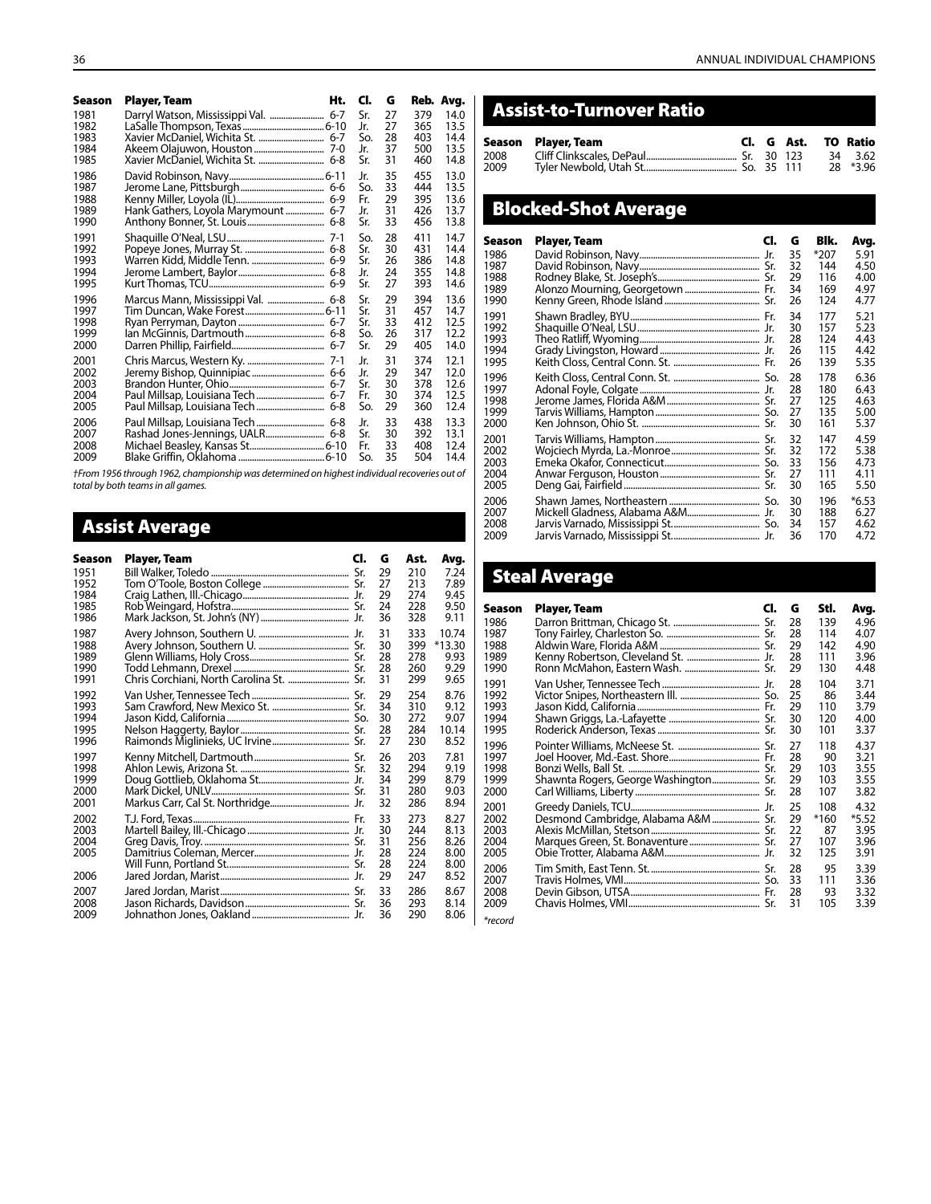| Season | Player, Team | Ht. | Cl. | G | Reb. | Avg. |
|---|---|---|---|---|---|---|
| 1981 | Darryl Watson, Mississippi Val. | 6-7 | Sr. | 27 | 379 | 14.0 |
| 1982 | LaSalle Thompson, Texas | 6-10 | Jr. | 27 | 365 | 13.5 |
| 1983 | Xavier McDaniel, Wichita St. | 6-7 | So. | 28 | 403 | 14.4 |
| 1984 | Akeem Olajuwon, Houston | 7-0 | Jr. | 37 | 500 | 13.5 |
| 1985 | Xavier McDaniel, Wichita St. | 6-8 | Sr. | 31 | 460 | 14.8 |
| 1986 | David Robinson, Navy | 6-11 | Jr. | 35 | 455 | 13.0 |
| 1987 | Jerome Lane, Pittsburgh | 6-6 | So. | 33 | 444 | 13.5 |
| 1988 | Kenny Miller, Loyola (IL) | 6-9 | Fr. | 29 | 395 | 13.6 |
| 1989 | Hank Gathers, Loyola Marymount | 6-7 | Jr. | 31 | 426 | 13.7 |
| 1990 | Anthony Bonner, St. Louis | 6-8 | Sr. | 33 | 456 | 13.8 |
| 1991 | Shaquille O'Neal, LSU | 7-1 | So. | 28 | 411 | 14.7 |
| 1992 | Popeye Jones, Murray St. | 6-8 | Sr. | 30 | 431 | 14.4 |
| 1993 | Warren Kidd, Middle Tenn. | 6-9 | Sr. | 26 | 386 | 14.8 |
| 1994 | Jerome Lambert, Baylor | 6-8 | Jr. | 24 | 355 | 14.8 |
| 1995 | Kurt Thomas, TCU | 6-9 | Sr. | 27 | 393 | 14.6 |
| 1996 | Marcus Mann, Mississippi Val. | 6-8 | Sr. | 29 | 394 | 13.6 |
| 1997 | Tim Duncan, Wake Forest | 6-11 | Sr. | 31 | 457 | 14.7 |
| 1998 | Ryan Perryman, Dayton | 6-7 | Sr. | 33 | 412 | 12.5 |
| 1999 | Ian McGinnis, Dartmouth | 6-8 | So. | 26 | 317 | 12.2 |
| 2000 | Darren Phillip, Fairfield | 6-7 | Sr. | 29 | 405 | 14.0 |
| 2001 | Chris Marcus, Western Ky. | 7-1 | Jr. | 31 | 374 | 12.1 |
| 2002 | Jeremy Bishop, Quinnipiac | 6-6 | Jr. | 29 | 347 | 12.0 |
| 2003 | Brandon Hunter, Ohio | 6-7 | Sr. | 30 | 378 | 12.6 |
| 2004 | Paul Millsap, Louisiana Tech | 6-7 | Fr. | 30 | 374 | 12.5 |
| 2005 | Paul Millsap, Louisiana Tech | 6-8 | So. | 29 | 360 | 12.4 |
| 2006 | Paul Millsap, Louisiana Tech | 6-8 | Jr. | 33 | 438 | 13.3 |
| 2007 | Rashad Jones-Jennings, UALR | 6-8 | Sr. | 30 | 392 | 13.1 |
| 2008 | Michael Beasley, Kansas St. | 6-10 | Fr. | 33 | 408 | 12.4 |
| 2009 | Blake Griffin, Oklahoma | 6-10 | So. | 35 | 504 | 14.4 |

*†From 1956 through 1962, championship was determined on highest individual recoveries out of total by both teams in all games.*

## Assist Average

| Season | Player, Team | Cl. | G | Ast. | Avg. |
|---|---|---|---|---|---|
| 1951 | Bill Walker, Toledo | Sr. | 29 | 210 | 7.24 |
| 1952 | Tom O'Toole, Boston College | Sr. | 27 | 213 | 7.89 |
| 1984 | Craig Lathen, Ill.-Chicago | Jr. | 29 | 274 | 9.45 |
| 1985 | Rob Weingard, Hofstra | Sr. | 24 | 228 | 9.50 |
| 1986 | Mark Jackson, St. John's (NY) | Jr. | 36 | 328 | 9.11 |
| 1987 | Avery Johnson, Southern U. | Jr. | 31 | 333 | 10.74 |
| 1988 | Avery Johnson, Southern U. | Sr. | 30 | 399 | *13.30 |
| 1989 | Glenn Williams, Holy Cross | Sr. | 28 | 278 | 9.93 |
| 1990 | Todd Lehmann, Drexel | Sr. | 28 | 260 | 9.29 |
| 1991 | Chris Corchiani, North Carolina St. | Sr. | 31 | 299 | 9.65 |
| 1992 | Van Usher, Tennessee Tech | Sr. | 29 | 254 | 8.76 |
| 1993 | Sam Crawford, New Mexico St. | Sr. | 34 | 310 | 9.12 |
| 1994 | Jason Kidd, California | So. | 30 | 272 | 9.07 |
| 1995 | Nelson Haggerty, Baylor | Sr. | 28 | 284 | 10.14 |
| 1996 | Raimonds Miglinieks, UC Irvine | Sr. | 27 | 230 | 8.52 |
| 1997 | Kenny Mitchell, Dartmouth | Sr. | 26 | 203 | 7.81 |
| 1998 | Ahlon Lewis, Arizona St. | Sr. | 32 | 294 | 9.19 |
| 1999 | Doug Gottlieb, Oklahoma St. | Sr. | 34 | 299 | 8.79 |
| 2000 | Mark Dickel, UNLV | Sr. | 31 | 280 | 9.03 |
| 2001 | Markus Carr, Cal St. Northridge | Sr. | 32 | 286 | 8.94 |
| 2002 | T.J. Ford, Texas | Fr. | 33 | 273 | 8.27 |
| 2003 | Martell Bailey, Ill.-Chicago | Jr. | 30 | 244 | 8.13 |
| 2004 | Greg Davis, Troy | Sr. | 31 | 256 | 8.26 |
| 2005 | Damitrius Coleman, Mercer | Sr. | 28 | 224 | 8.00 |
| | Will Funn, Portland St. | Sr. | 28 | 224 | 8.00 |
| 2006 | Jared Jordan, Marist | Jr. | 29 | 247 | 8.52 |
| 2007 | Jared Jordan, Marist | Sr. | 33 | 286 | 8.67 |
| 2008 | Jason Richards, Davidson | Sr. | 36 | 293 | 8.14 |
| 2009 | Johnathon Jones, Oakland | Jr. | 36 | 290 | 8.06 |

## Assist-to-Turnover Ratio

| Season | Player, Team | Cl. | G | Ast. | TO | Ratio |
|---|---|---|---|---|---|---|
| 2008 | Cliff Clinkscales, DePaul | Sr. | 30 | 123 | 34 | 3.62 |
| 2009 | Tyler Newbold, Utah St. | So. | 35 | 111 | 28 | *3.96 |

## Blocked-Shot Average

| Season | Player, Team | Cl. | G | Blk. | Avg. |
|---|---|---|---|---|---|
| 1986 | David Robinson, Navy | Jr. | 35 | *207 | 5.91 |
| 1987 | David Robinson, Navy | Sr. | 32 | 144 | 4.50 |
| 1988 | Rodney Blake, St. Joseph's | Sr. | 29 | 116 | 4.00 |
| 1989 | Alonzo Mourning, Georgetown | Fr. | 34 | 169 | 4.97 |
| 1990 | Kenny Green, Rhode Island | Sr. | 26 | 124 | 4.77 |
| 1991 | Shawn Bradley, BYU | Fr. | 34 | 177 | 5.21 |
| 1992 | Shaquille O'Neal, LSU | Jr. | 30 | 157 | 5.23 |
| 1993 | Theo Ratliff, Wyoming | Jr. | 28 | 124 | 4.43 |
| 1994 | Grady Livingston, Howard | Jr. | 26 | 115 | 4.42 |
| 1995 | Keith Closs, Central Conn. St. | Fr. | 26 | 139 | 5.35 |
| 1996 | Keith Closs, Central Conn. St. | So. | 28 | 178 | 6.36 |
| 1997 | Adonal Foyle, Colgate | Jr. | 28 | 180 | 6.43 |
| 1998 | Jerome James, Florida A&M | Sr. | 27 | 125 | 4.63 |
| 1999 | Tarvis Williams, Hampton | So. | 27 | 135 | 5.00 |
| 2000 | Ken Johnson, Ohio St. | Sr. | 30 | 161 | 5.37 |
| 2001 | Tarvis Williams, Hampton | Sr. | 32 | 147 | 4.59 |
| 2002 | Wojciech Myrda, La.-Monroe | Sr. | 32 | 172 | 5.38 |
| 2003 | Emeka Okafor, Connecticut | So. | 33 | 156 | 4.73 |
| 2004 | Anwar Ferguson, Houston | Sr. | 27 | 111 | 4.11 |
| 2005 | Deng Gai, Fairfield | Sr. | 30 | 165 | 5.50 |
| 2006 | Shawn James, Northeastern | So. | 30 | 196 | *6.53 |
| 2007 | Mickell Gladness, Alabama A&M | Jr. | 30 | 188 | 6.27 |
| 2008 | Jarvis Varnado, Mississippi St. | So. | 34 | 157 | 4.62 |
| 2009 | Jarvis Varnado, Mississippi St. | Jr. | 36 | 170 | 4.72 |

## Steal Average

| Season | Player, Team | Cl. | G | Stl. | Avg. |
|---|---|---|---|---|---|
| 1986 | Darron Brittman, Chicago St. | Sr. | 28 | 139 | 4.96 |
| 1987 | Tony Fairley, Charleston So. | Sr. | 28 | 114 | 4.07 |
| 1988 | Aldwin Ware, Florida A&M | Sr. | 29 | 142 | 4.90 |
| 1989 | Kenny Robertson, Cleveland St. | Jr. | 28 | 111 | 3.96 |
| 1990 | Ronn McMahon, Eastern Wash. | Sr. | 29 | 130 | 4.48 |
| 1991 | Van Usher, Tennessee Tech | Jr. | 28 | 104 | 3.71 |
| 1992 | Victor Snipes, Northeastern Ill. | So. | 25 | 86 | 3.44 |
| 1993 | Jason Kidd, California | Fr. | 29 | 110 | 3.79 |
| 1994 | Shawn Griggs, La.-Lafayette | Sr. | 30 | 120 | 4.00 |
| 1995 | Roderick Anderson, Texas | Sr. | 30 | 101 | 3.37 |
| 1996 | Pointer Williams, McNeese St. | Sr. | 27 | 118 | 4.37 |
| 1997 | Joel Hoover, Md.-East. Shore | Fr. | 28 | 90 | 3.21 |
| 1998 | Bonzi Wells, Ball St. | Sr. | 29 | 103 | 3.55 |
| 1999 | Shawnta Rogers, George Washington | Sr. | 29 | 103 | 3.55 |
| 2000 | Carl Williams, Liberty | Sr. | 28 | 107 | 3.82 |
| 2001 | Greedy Daniels, TCU | Jr. | 25 | 108 | 4.32 |
| 2002 | Desmond Cambridge, Alabama A&M | Sr. | 29 | *160 | *5.52 |
| 2003 | Alexis McMillan, Stetson | Sr. | 22 | 87 | 3.95 |
| 2004 | Marques Green, St. Bonaventure | Sr. | 27 | 107 | 3.96 |
| 2005 | Obie Trotter, Alabama A&M | Jr. | 32 | 125 | 3.91 |
| 2006 | Tim Smith, East Tenn. St. | Sr. | 28 | 95 | 3.39 |
| 2007 | Travis Holmes, VMI | So. | 33 | 111 | 3.36 |
| 2008 | Devin Gibson, UTSA | Fr. | 28 | 93 | 3.32 |
| 2009 | Chavis Holmes, VMI | Sr. | 31 | 105 | 3.39 |

*\*record*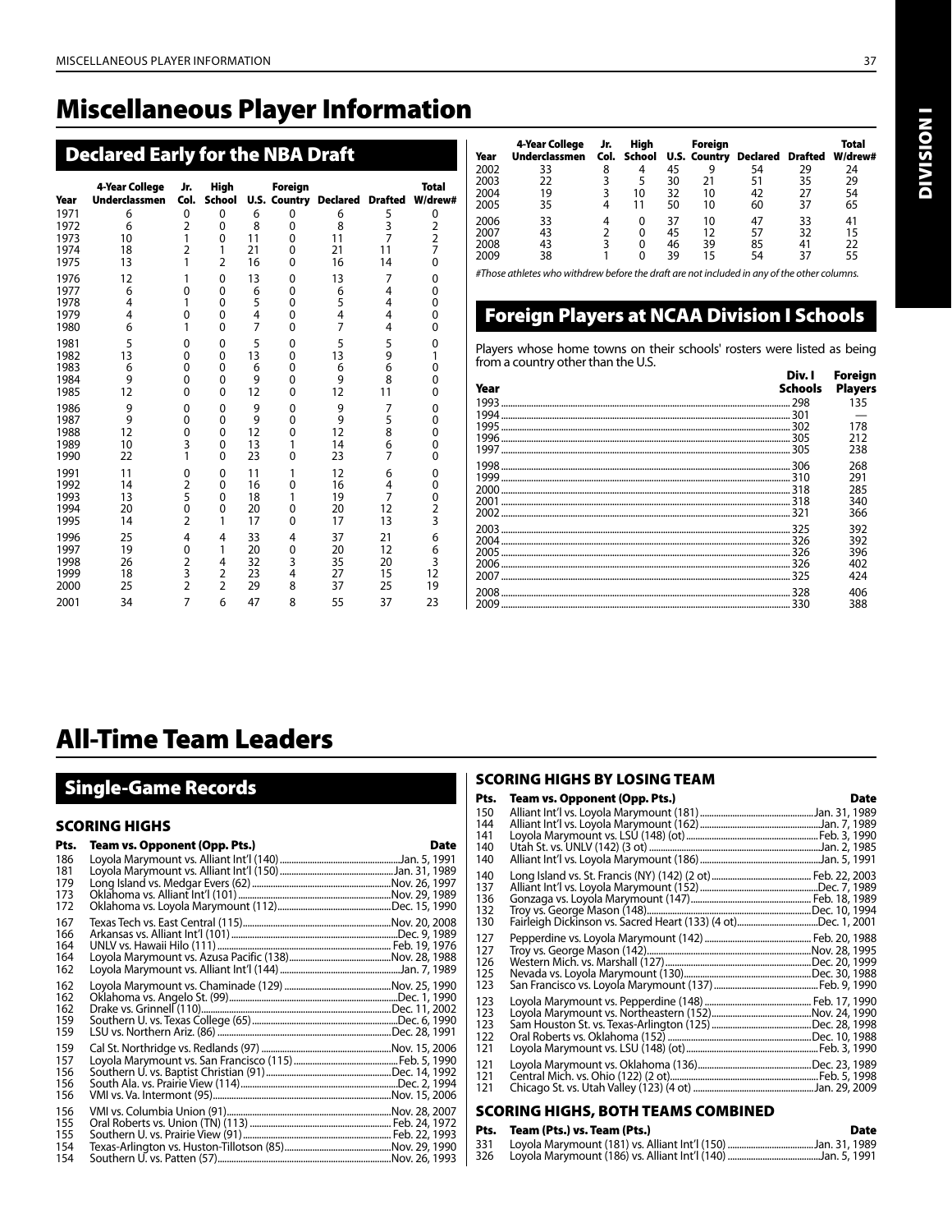# Miscellaneous Player Information

## Declared Early for the NBA Draft

| Year | 4-Year College Underclassmen | Jr. Col. | High School | U.S. | Foreign Country | Declared | Drafted | Total W/drew# |
|---|---|---|---|---|---|---|---|---|
| 1971 | 6 | 0 | 0 | 6 | 0 | 6 | 5 | 0 |
| 1972 | 6 | 2 | 0 | 8 | 0 | 8 | 3 | 2 |
| 1973 | 10 | 1 | 0 | 11 | 0 | 11 | 7 | 2 |
| 1974 | 18 | 2 | 1 | 21 | 0 | 21 | 11 | 7 |
| 1975 | 13 | 1 | 2 | 16 | 0 | 16 | 14 | 0 |
| 1976 | 12 | 1 | 0 | 13 | 0 | 13 | 7 | 0 |
| 1977 | 6 | 0 | 0 | 6 | 0 | 6 | 4 | 0 |
| 1978 | 4 | 1 | 0 | 5 | 0 | 5 | 4 | 0 |
| 1979 | 4 | 0 | 0 | 4 | 0 | 4 | 4 | 0 |
| 1980 | 6 | 1 | 0 | 7 | 0 | 7 | 4 | 0 |
| 1981 | 5 | 0 | 0 | 5 | 0 | 5 | 5 | 0 |
| 1982 | 13 | 0 | 0 | 13 | 0 | 13 | 9 | 1 |
| 1983 | 6 | 0 | 0 | 6 | 0 | 6 | 6 | 0 |
| 1984 | 9 | 0 | 0 | 9 | 0 | 9 | 8 | 0 |
| 1985 | 12 | 0 | 0 | 12 | 0 | 12 | 11 | 0 |
| 1986 | 9 | 0 | 0 | 9 | 0 | 9 | 7 | 0 |
| 1987 | 9 | 0 | 0 | 9 | 0 | 9 | 5 | 0 |
| 1988 | 12 | 0 | 0 | 12 | 0 | 12 | 8 | 0 |
| 1989 | 10 | 3 | 0 | 13 | 1 | 14 | 6 | 0 |
| 1990 | 22 | 1 | 0 | 23 | 0 | 23 | 7 | 0 |
| 1991 | 11 | 0 | 0 | 11 | 1 | 12 | 6 | 0 |
| 1992 | 14 | 2 | 0 | 16 | 0 | 16 | 4 | 0 |
| 1993 | 13 | 5 | 0 | 18 | 1 | 19 | 7 | 0 |
| 1994 | 20 | 0 | 0 | 20 | 0 | 20 | 12 | 2 |
| 1995 | 14 | 2 | 1 | 17 | 0 | 17 | 13 | 3 |
| 1996 | 25 | 4 | 4 | 33 | 4 | 37 | 21 | 6 |
| 1997 | 19 | 0 | 1 | 20 | 0 | 20 | 12 | 6 |
| 1998 | 26 | 2 | 4 | 32 | 3 | 35 | 20 | 3 |
| 1999 | 18 | 3 | 2 | 23 | 4 | 27 | 15 | 12 |
| 2000 | 25 | 2 | 2 | 29 | 8 | 37 | 25 | 19 |
| 2001 | 34 | 7 | 6 | 47 | 8 | 55 | 37 | 23 |
| 2002 | 33 | 8 | 4 | 45 | 9 | 54 | 29 | 24 |
| 2003 | 22 | 3 | 5 | 30 | 21 | 51 | 35 | 29 |
| 2004 | 19 | 3 | 10 | 32 | 10 | 42 | 27 | 54 |
| 2005 | 35 | 4 | 11 | 50 | 10 | 60 | 37 | 65 |
| 2006 | 33 | 4 | 0 | 37 | 10 | 47 | 33 | 41 |
| 2007 | 43 | 2 | 0 | 45 | 12 | 57 | 32 | 15 |
| 2008 | 43 | 3 | 0 | 46 | 39 | 85 | 41 | 22 |
| 2009 | 38 | 1 | 0 | 39 | 15 | 54 | 37 | 55 |

*#Those athletes who withdrew before the draft are not included in any of the other columns.*

## Foreign Players at NCAA Division I Schools

Players whose home towns on their schools' rosters were listed as being from a country other than the U.S.

| Year | Div. I Schools | Foreign Players |
|---|---|---|
| 1993 | 298 | 135 |
| 1994 | 301 | — |
| 1995 | 302 | 178 |
| 1996 | 305 | 212 |
| 1997 | 305 | 238 |
| 1998 | 306 | 268 |
| 1999 | 310 | 291 |
| 2000 | 318 | 285 |
| 2001 | 318 | 340 |
| 2002 | 321 | 366 |
| 2003 | 325 | 392 |
| 2004 | 326 | 392 |
| 2005 | 326 | 396 |
| 2006 | 326 | 402 |
| 2007 | 325 | 424 |
| 2008 | 328 | 406 |
| 2009 | 330 | 388 |

# All-Time Team Leaders

## Single-Game Records

### SCORING HIGHS

| Pts. | Team vs. Opponent (Opp. Pts.) | Date |
|---|---|---|
| 186 | Loyola Marymount vs. Alliant Int'l (140) | Jan. 5, 1991 |
| 181 | Loyola Marymount vs. Alliant Int'l (150) | Jan. 31, 1989 |
| 179 | Long Island vs. Medgar Evers (62) | Nov. 26, 1997 |
| 173 | Oklahoma vs. Alliant Int'l (101) | Nov. 29, 1989 |
| 172 | Oklahoma vs. Loyola Marymount (112) | Dec. 15, 1990 |
| 167 | Texas Tech vs. East Central (115) | Nov. 20, 2008 |
| 166 | Arkansas vs. Alliant Int'l (101) | Dec. 9, 1989 |
| 164 | UNLV vs. Hawaii Hilo (111) | Feb. 19, 1976 |
| 164 | Loyola Marymount vs. Azusa Pacific (138) | Nov. 28, 1988 |
| 162 | Loyola Marymount vs. Alliant Int'l (144) | Jan. 7, 1989 |
| 162 | Loyola Marymount vs. Chaminade (129) | Nov. 25, 1990 |
| 162 | Oklahoma vs. Angelo St. (99) | Dec. 1, 1990 |
| 162 | Drake vs. Grinnell (110) | Dec. 11, 2002 |
| 159 | Southern U. vs. Texas College (65) | Dec. 6, 1990 |
| 159 | LSU vs. Northern Ariz. (86) | Dec. 28, 1991 |
| 159 | Cal St. Northridge vs. Redlands (97) | Nov. 15, 2006 |
| 157 | Loyola Marymount vs. San Francisco (115) | Feb. 5, 1990 |
| 156 | Southern U. vs. Baptist Christian (91) | Dec. 14, 1992 |
| 156 | South Ala. vs. Prairie View (114) | Dec. 2, 1994 |
| 156 | VMI vs. Va. Intermont (95) | Nov. 15, 2006 |
| 156 | VMI vs. Columbia Union (91) | Nov. 28, 2007 |
| 155 | Oral Roberts vs. Union (TN) (113) | Feb. 24, 1972 |
| 155 | Southern U. vs. Prairie View (91) | Feb. 22, 1993 |
| 154 | Texas-Arlington vs. Huston-Tillotson (85) | Nov. 29, 1990 |
| 154 | Southern U. vs. Patten (57) | Nov. 26, 1993 |

### SCORING HIGHS BY LOSING TEAM

| Pts. | Team vs. Opponent (Opp. Pts.) | Date |
|---|---|---|
| 150 | Alliant Int'l vs. Loyola Marymount (181) | Jan. 31, 1989 |
| 144 | Alliant Int'l vs. Loyola Marymount (162) | Jan. 7, 1989 |
| 141 | Loyola Marymount vs. LSU (148) (ot) | Feb. 3, 1990 |
| 140 | Utah St. vs. UNLV (142) (3 ot) | Jan. 2, 1985 |
| 140 | Alliant Int'l vs. Loyola Marymount (186) | Jan. 5, 1991 |
| 140 | Long Island vs. St. Francis (NY) (142) (2 ot) | Feb. 22, 2003 |
| 137 | Alliant Int'l vs. Loyola Marymount (152) | Dec. 7, 1989 |
| 136 | Gonzaga vs. Loyola Marymount (147) | Feb. 18, 1989 |
| 132 | Troy vs. George Mason (148) | Dec. 10, 1994 |
| 130 | Fairleigh Dickinson vs. Sacred Heart (133) (4 ot) | Dec. 1, 2001 |
| 127 | Pepperdine vs. Loyola Marymount (142) | Feb. 20, 1988 |
| 127 | Troy vs. George Mason (142) | Nov. 28, 1995 |
| 126 | Western Mich. vs. Marshall (127) | Dec. 20, 1999 |
| 125 | Nevada vs. Loyola Marymount (130) | Dec. 30, 1988 |
| 123 | San Francisco vs. Loyola Marymount (137) | Feb. 9, 1990 |
| 123 | Loyola Marymount vs. Pepperdine (148) | Feb. 17, 1990 |
| 123 | Loyola Marymount vs. Northeastern (152) | Nov. 24, 1990 |
| 123 | Sam Houston St. vs. Texas-Arlington (125) | Dec. 28, 1998 |
| 122 | Oral Roberts vs. Oklahoma (152) | Dec. 10, 1988 |
| 121 | Loyola Marymount vs. LSU (148) (ot) | Feb. 3, 1990 |
| 121 | Loyola Marymount vs. Oklahoma (136) | Dec. 23, 1989 |
| 121 | Central Mich. vs. Ohio (122) (2 ot) | Feb. 5, 1998 |
| 121 | Chicago St. vs. Utah Valley (123) (4 ot) | Jan. 29, 2009 |

### SCORING HIGHS, BOTH TEAMS COMBINED

| Pts. | Team (Pts.) vs. Team (Pts.) | Date |
|---|---|---|
| 331 | Loyola Marymount (181) vs. Alliant Int'l (150) | Jan. 31, 1989 |
| 326 | Loyola Marymount (186) vs. Alliant Int'l (140) | Jan. 5, 1991 |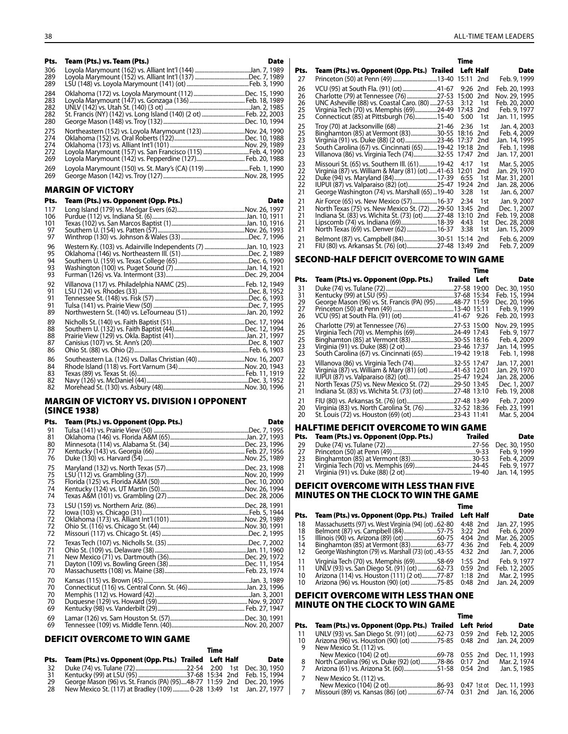| Pts. | Team (Pts.) vs. Team (Pts.) | Date |
|---|---|---|
| 306 | Loyola Marymount (162) vs. Alliant Int'l (144) | Jan. 7, 1989 |
| 289 | Loyola Marymount (152) vs. Alliant Int'l (137) | Dec. 7, 1989 |
| 289 | LSU (148) vs. Loyola Marymount (141) (ot) | Feb. 3, 1990 |
| 284 | Oklahoma (172) vs. Loyola Marymount (112) | Dec. 15, 1990 |
| 283 | Loyola Marymount (147) vs. Gonzaga (136) | Feb. 18, 1989 |
| 282 | UNLV (142) vs. Utah St. (140) (3 ot) | Jan. 2, 1985 |
| 282 | St. Francis (NY) (142) vs. Long Island (140) (2 ot) | Feb. 22, 2003 |
| 280 | George Mason (148) vs. Troy (132) | Dec. 10, 1994 |
| 275 | Northeastern (152) vs. Loyola Marymount (123) | Nov. 24, 1990 |
| 274 | Oklahoma (152) vs. Oral Roberts (122) | Dec. 10, 1988 |
| 274 | Oklahoma (173) vs. Alliant Int'l (101) | Nov. 29, 1989 |
| 272 | Loyola Marymount (157) vs. San Francisco (115) | Feb. 4, 1990 |
| 269 | Loyola Marymount (142) vs. Pepperdine (127) | Feb. 20, 1988 |
| 269 | Loyola Marymount (150) vs. St. Mary's (CA) (119) | Feb. 1, 1990 |
| 269 | George Mason (142) vs. Troy (127) | Nov. 28, 1995 |

## MARGIN OF VICTORY

| Pts. | Team (Pts.) vs. Opponent (Opp. Pts.) | Date |
|---|---|---|
| 117 | Long Island (179) vs. Medgar Evers (62) | Nov. 26, 1997 |
| 106 | Purdue (112) vs. Indiana St. (6) | Jan. 10, 1911 |
| 101 | Texas (102) vs. San Marcos Baptist (1) | Jan. 10, 1916 |
| 97 | Southern U. (154) vs. Patten (57) | Nov. 26, 1993 |
| 97 | Winthrop (130) vs. Johnson & Wales (33) | Dec. 7, 1996 |
| 96 | Western Ky. (103) vs. Adairville Independents (7) | Jan. 10, 1923 |
| 95 | Oklahoma (146) vs. Northeastern Ill. (51) | Dec. 2, 1989 |
| 94 | Southern U. (159) vs. Texas College (65) | Dec. 6, 1990 |
| 93 | Washington (100) vs. Puget Sound (7) | Jan. 14, 1921 |
| 93 | Furman (126) vs. Va. Intermont (33) | Dec. 29, 2004 |
| 92 | Villanova (117) vs. Philadelphia NAMC (25) | Feb. 12, 1949 |
| 91 | LSU (124) vs. Rhodes (33) | Dec. 8, 1952 |
| 91 | Tennessee St. (148) vs. Fisk (57) | Dec. 6, 1993 |
| 91 | Tulsa (141) vs. Prairie View (50) | Dec. 7, 1995 |
| 89 | Northwestern St. (140) vs. LeTourneau (51) | Jan. 20, 1992 |
| 89 | Nicholls St. (140) vs. Faith Baptist (51) | Dec. 17, 1994 |
| 88 | Southern U. (132) vs. Faith Baptist (44) | Dec. 12, 1994 |
| 88 | Prairie View (129) vs. Okla. Baptist (41) | Jan. 21, 1997 |
| 87 | Canisius (107) vs. St. Ann's (20) | Dec. 8, 1907 |
| 86 | Ohio St. (88) vs. Ohio (2) | Feb. 6, 1903 |
| 86 | Southeastern La. (126) vs. Dallas Christian (40) | Nov. 16, 2007 |
| 84 | Rhode Island (118) vs. Fort Varnum (34) | Nov. 20, 1943 |
| 83 | Texas (89) vs. Texas St. (6) | Feb. 11, 1919 |
| 82 | Navy (126) vs. McDaniel (44) | Dec. 3, 1952 |
| 82 | Morehead St. (130) vs. Asbury (48) | Nov. 30, 1996 |

## MARGIN OF VICTORY VS. DIVISION I OPPONENT (SINCE 1938)

| Pts. | Team (Pts.) vs. Opponent (Opp. Pts.) | Date |
|---|---|---|
| 91 | Tulsa (141) vs. Prairie View (50) | Dec. 7, 1995 |
| 81 | Oklahoma (146) vs. Florida A&M (65) | Jan. 27, 1993 |
| 80 | Minnesota (114) vs. Alabama St. (34) | Dec. 23, 1996 |
| 77 | Kentucky (143) vs. Georgia (66) | Feb. 27, 1956 |
| 76 | Duke (130) vs. Harvard (54) | Nov. 25, 1989 |
| 75 | Maryland (132) vs. North Texas (57) | Dec. 23, 1998 |
| 75 | LSU (112) vs. Grambling (37) | Nov. 20, 1999 |
| 75 | Florida (125) vs. Florida A&M (50) | Dec. 10, 2000 |
| 74 | Kentucky (124) vs. UT Martin (50) | Nov. 26, 1994 |
| 74 | Texas A&M (101) vs. Grambling (27) | Dec. 28, 2006 |
| 73 | LSU (159) vs. Northern Ariz. (86) | Dec. 28, 1991 |
| 72 | Iowa (103) vs. Chicago (31) | Feb. 5, 1944 |
| 72 | Oklahoma (173) vs. Alliant Int'l (101) | Nov. 29, 1989 |
| 72 | Ohio St. (116) vs. Chicago St. (44) | Nov. 30, 1991 |
| 72 | Missouri (117) vs. Chicago St. (45) | Dec. 2, 1995 |
| 72 | Texas Tech (107) vs. Nicholls St. (35) | Dec. 7, 2002 |
| 71 | Ohio St. (109) vs. Delaware (38) | Jan. 11, 1960 |
| 71 | New Mexico (71) vs. Dartmouth (36) | Dec. 29, 1972 |
| 71 | Dayton (109) vs. Bowling Green (38) | Dec. 11, 1954 |
| 70 | Massachusetts (108) vs. Maine (38) | Feb. 23, 1974 |
| 70 | Kansas (115) vs. Brown (45) | Jan. 3, 1989 |
| 70 | Connecticut (116) vs. Central Conn. St. (46) | Jan. 23, 1996 |
| 70 | Memphis (112) vs. Howard (42) | Jan. 3, 2001 |
| 70 | Duquesne (129) vs. Howard (59) | Nov. 9, 2007 |
| 69 | Kentucky (98) vs. Vanderbilt (29) | Feb. 27, 1947 |
| 69 | Lamar (126) vs. Sam Houston St. (57) | Dec. 30, 1991 |
| 69 | Tennessee (109) vs. Middle Tenn. (40) | Nov. 20, 2007 |

## DEFICIT OVERCOME TO WIN GAME

| Pts. | Team (Pts.) vs. Opponent (Opp. Pts.) | Trailed | Time Left | Half | Date |
|---|---|---|---|---|---|
| 32 | Duke (74) vs. Tulane (72) | 22-54 | 2:00 | 1st | Dec. 30, 1950 |
| 31 | Kentucky (99) at LSU (95) | 37-68 | 15:34 | 2nd | Feb. 15, 1994 |
| 29 | George Mason (96) vs. St. Francis (PA) (95) | 48-77 | 11:59 | 2nd | Dec. 20, 1996 |
| 28 | New Mexico St. (117) at Bradley (109) | 0-28 | 13:49 | 1st | Jan. 27, 1977 |
| 27 | Princeton (50) at Penn (49) | 13-40 | 15:11 | 2nd | Feb. 9, 1999 |
| 26 | VCU (95) at South Fla. (91) (ot) | 41-67 | 9:26 | 2nd | Feb. 20, 1993 |
| 26 | Charlotte (79) at Tennessee (76) | 27-53 | 15:00 | 2nd | Nov. 29, 1995 |
| 26 | UNC Asheville (88) vs. Coastal Caro. (80) | 27-53 | 3:12 | 1st | Feb. 20, 2000 |
| 25 | Virginia Tech (70) vs. Memphis (69) | 24-49 | 17:43 | 2nd | Feb. 9, 1977 |
| 25 | Connecticut (85) at Pittsburgh (76) | 15-40 | 5:00 | 1st | Jan. 11, 1995 |
| 25 | Troy (70) at Jacksonville (68) | 21-46 | 2:36 | 1st | Jan. 4, 2003 |
| 25 | Binghamton (85) at Vermont (83) | 30-55 | 18:16 | 2nd | Feb. 4, 2009 |
| 23 | Virginia (91) vs. Duke (88) (2 ot) | 23-46 | 17:37 | 2nd | Jan. 14, 1995 |
| 23 | South Carolina (67) vs. Cincinnati (65) | 19-42 | 19:18 | 2nd | Feb. 1, 1998 |
| 23 | Villanova (86) vs. Virginia Tech (74) | 32-55 | 17:47 | 2nd | Jan. 17, 2001 |
| 23 | Missouri St. (65) vs. Southern Ill. (61) | 19-42 | 4:17 | 1st | Mar. 5, 2005 |
| 22 | Virginia (87) vs. William & Mary (81) (ot) | 41-63 | 12:01 | 2nd | Jan. 29, 1970 |
| 22 | Duke (94) vs. Maryland (84) | 17-39 | 6:55 | 1st | Mar. 31, 2001 |
| 22 | IUPUI (87) vs. Valparaiso (82) (ot) | 25-47 | 19:24 | 2nd | Jan. 28, 2006 |
| 21 | George Washington (74) vs. Marshall (65) | 19-40 | 3:28 | 1st | Jan. 6, 2007 |
| 21 | Air Force (65) vs. New Mexico (57) | 16-37 | 2:34 | 1st | Jan. 9, 2007 |
| 21 | North Texas (75) vs. New Mexico St. (72) | 29-50 | 13:45 | 2nd | Dec. 1, 2007 |
| 21 | Indiana St. (83) vs. Wichita St. (73) (ot) | 27-48 | 13:10 | 2nd | Feb. 19, 2008 |
| 21 | Lipscomb (74) vs. Indiana (69) | 18-39 | 4:43 | 1st | Dec. 28, 2008 |
| 21 | North Texas (69) vs. Denver (62) | 16-37 | 3:38 | 1st | Jan. 15, 2009 |
| 21 | Belmont (87) vs. Campbell (84) | 30-51 | 15:14 | 2nd | Feb. 6, 2009 |
| 21 | FIU (80) vs. Arkansas St. (76) (ot) | 27-48 | 13:49 | 2nd | Feb. 7, 2009 |

## SECOND-HALF DEFICIT OVERCOME TO WIN GAME

| Pts. | Team (Pts.) vs. Opponent (Opp. Pts.) | Trailed | Time Left | Date |
|---|---|---|---|---|
| 31 | Duke (74) vs. Tulane (72) | 27-58 | 19:00 | Dec. 30, 1950 |
| 31 | Kentucky (99) at LSU (95) | 37-68 | 15:34 | Feb. 15, 1994 |
| 29 | George Mason (96) vs. St. Francis (PA) (95) | 48-77 | 11:59 | Dec. 20, 1996 |
| 27 | Princeton (50) at Penn (49) | 13-40 | 15:11 | Feb. 9, 1999 |
| 26 | VCU (95) at South Fla. (91) (ot) | 41-67 | 9:26 | Feb. 20, 1993 |
| 26 | Charlotte (79) at Tennessee (76) | 27-53 | 15:00 | Nov. 29, 1995 |
| 25 | Virginia Tech (70) vs. Memphis (69) | 24-49 | 17:43 | Feb. 9, 1977 |
| 25 | Binghamton (85) at Vermont (83) | 30-55 | 18:16 | Feb. 4, 2009 |
| 23 | Virginia (91) vs. Duke (88) (2 ot) | 23-46 | 17:37 | Jan. 14, 1995 |
| 23 | South Carolina (67) vs. Cincinnati (65) | 19-42 | 19:18 | Feb. 1, 1998 |
| 23 | Villanova (86) vs. Virginia Tech (74) | 32-55 | 17:47 | Jan. 17, 2001 |
| 22 | Virginia (87) vs. William & Mary (81) (ot) | 41-63 | 12:01 | Jan. 29, 1970 |
| 22 | IUPUI (87) vs. Valparaiso (82) (ot) | 25-47 | 19:24 | Jan. 28, 2006 |
| 21 | North Texas (75) vs. New Mexico St. (72) | 29-50 | 13:45 | Dec. 1, 2007 |
| 21 | Indiana St. (83) vs. Wichita St. (73) (ot) | 27-48 | 13:10 | Feb. 19, 2008 |
| 21 | FIU (80) vs. Arkansas St. (76) (ot) | 27-48 | 13:49 | Feb. 7, 2009 |
| 20 | Virginia (83) vs. North Carolina St. (76) | 32-52 | 18:36 | Feb. 23, 1991 |
| 20 | St. Louis (72) vs. Houston (69) (ot) | 23-43 | 11:41 | Mar. 5, 2004 |

## HALFTIME DEFICIT OVERCOME TO WIN GAME

| Pts. | Team (Pts.) vs. Opponent (Opp. Pts.) | Trailed | Date |
|---|---|---|---|
| 29 | Duke (74) vs. Tulane (72) | 27-56 | Dec. 30, 1950 |
| 27 | Princeton (50) at Penn (49) | 9-33 | Feb. 9, 1999 |
| 23 | Binghamton (85) at Vermont (83) | 30-53 | Feb. 4, 2009 |
| 21 | Virginia Tech (70) vs. Memphis (69) | 24-45 | Feb. 9, 1977 |
| 21 | Virginia (91) vs. Duke (88) (2 ot) | 19-40 | Jan. 14, 1995 |

## DEFICIT OVERCOME WITH LESS THAN FIVE MINUTES ON THE CLOCK TO WIN THE GAME

| Pts. | Team (Pts.) vs. Opponent (Opp. Pts.) | Trailed | Time Left | Half | Date |
|---|---|---|---|---|---|
| 18 | Massachusetts (97) vs. West Virginia (94) (ot) | 62-80 | 4:48 | 2nd | Jan. 27, 1995 |
| 18 | Belmont (87) vs. Campbell (84) | 57-75 | 3:22 | 2nd | Feb. 6, 2009 |
| 15 | Illinois (90) vs. Arizona (89) (ot) | 60-75 | 4:04 | 2nd | Mar. 26, 2005 |
| 14 | Binghamton (85) at Vermont (83) | 63-77 | 4:36 | 2nd | Feb. 4, 2009 |
| 12 | George Washington (79) vs. Marshall (73) (ot) | 43-55 | 4:32 | 2nd | Jan. 7, 2006 |
| 11 | Virginia Tech (70) vs. Memphis (69) | 58-69 | 1:55 | 2nd | Feb. 9, 1977 |
| 11 | UNLV (93) vs. San Diego St. (91) (ot) | 62-73 | 0:59 | 2nd | Feb. 12, 2005 |
| 10 | Arizona (114) vs. Houston (111) (2 ot) | 77-87 | 1:18 | 2nd | Mar. 2, 1995 |
| 10 | Arizona (96) vs. Houston (90) (ot) | 75-85 | 0:48 | 2nd | Jan. 24, 2009 |

## DEFICIT OVERCOME WITH LESS THAN ONE MINUTE ON THE CLOCK TO WIN GAME

| Pts. | Team (Pts.) vs. Opponent (Opp. Pts.) | Trailed | Time Left | Period | Date |
|---|---|---|---|---|---|
| 11 | UNLV (93) vs. San Diego St. (91) (ot) | 62-73 | 0:59 | 2nd | Feb. 12, 2005 |
| 10 | Arizona (96) vs. Houston (90) (ot) | 75-85 | 0:48 | 2nd | Jan. 24, 2009 |
| 9 | New Mexico St. (112) vs. New Mexico (104) (2 ot) | 69-78 | 0:55 | 2nd | Dec. 11, 1993 |
| 8 | North Carolina (96) vs. Duke (92) (ot) | 78-86 | 0:17 | 2nd | Mar. 2, 1974 |
| 7 | Arizona (61) vs. Arizona St. (60) | 51-58 | 0:54 | 2nd | Jan. 5, 1985 |
| 7 | New Mexico St. (112) vs. New Mexico (104) (2 ot) | 86-93 | 0:47 | 1st ot | Dec. 11, 1993 |
| 7 | Missouri (89) vs. Kansas (86) (ot) | 67-74 | 0:31 | 2nd | Jan. 16, 2006 |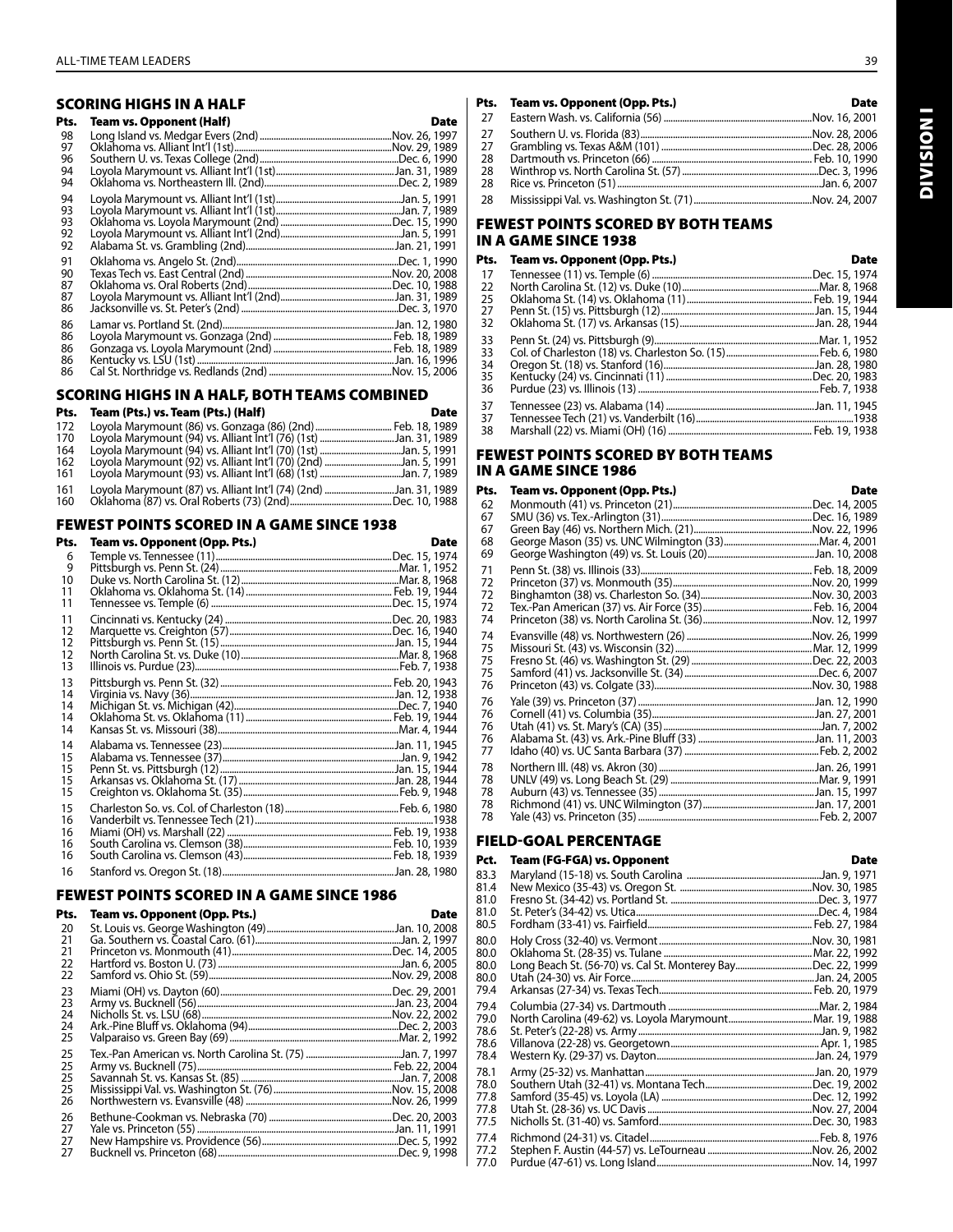## SCORING HIGHS IN A HALF

| Pts. | Team vs. Opponent (Half) | Date |
|---|---|---|
| 98 | Long Island vs. Medgar Evers (2nd) | Nov. 26, 1997 |
| 97 | Oklahoma vs. Alliant Int'l (1st) | Nov. 29, 1989 |
| 96 | Southern U. vs. Texas College (2nd) | Dec. 6, 1990 |
| 94 | Loyola Marymount vs. Alliant Int'l (1st) | Jan. 31, 1989 |
| 94 | Oklahoma vs. Northeastern Ill. (2nd) | Dec. 2, 1989 |
| 94 | Loyola Marymount vs. Alliant Int'l (1st) | Jan. 5, 1991 |
| 93 | Loyola Marymount vs. Alliant Int'l (1st) | Jan. 7, 1989 |
| 93 | Oklahoma vs. Loyola Marymount (2nd) | Dec. 15, 1990 |
| 92 | Loyola Marymount vs. Alliant Int'l (2nd) | Jan. 5, 1991 |
| 92 | Alabama St. vs. Grambling (2nd) | Jan. 21, 1991 |
| 91 | Oklahoma vs. Angelo St. (2nd) | Dec. 1, 1990 |
| 90 | Texas Tech vs. East Central (2nd) | Nov. 20, 2008 |
| 87 | Oklahoma vs. Oral Roberts (2nd) | Dec. 10, 1988 |
| 87 | Loyola Marymount vs. Alliant Int'l (2nd) | Jan. 31, 1989 |
| 86 | Jacksonville vs. St. Peter's (2nd) | Dec. 3, 1970 |
| 86 | Lamar vs. Portland St. (2nd) | Jan. 12, 1980 |
| 86 | Loyola Marymount vs. Gonzaga (2nd) | Feb. 18, 1989 |
| 86 | Gonzaga vs. Loyola Marymount (2nd) | Feb. 18, 1989 |
| 86 | Kentucky vs. LSU (1st) | Jan. 16, 1996 |
| 86 | Cal St. Northridge vs. Redlands (2nd) | Nov. 15, 2006 |

## SCORING HIGHS IN A HALF, BOTH TEAMS COMBINED

| Pts. | Team (Pts.) vs. Team (Pts.) (Half) | Date |
|---|---|---|
| 172 | Loyola Marymount (86) vs. Gonzaga (86) (2nd) | Feb. 18, 1989 |
| 170 | Loyola Marymount (94) vs. Alliant Int'l (76) (1st) | Jan. 31, 1989 |
| 164 | Loyola Marymount (94) vs. Alliant Int'l (70) (1st) | Jan. 5, 1991 |
| 162 | Loyola Marymount (92) vs. Alliant Int'l (70) (2nd) | Jan. 5, 1991 |
| 161 | Loyola Marymount (93) vs. Alliant Int'l (68) (1st) | Jan. 7, 1989 |
| 161 | Loyola Marymount (87) vs. Alliant Int'l (74) (2nd) | Jan. 31, 1989 |
| 160 | Oklahoma (87) vs. Oral Roberts (73) (2nd) | Dec. 10, 1988 |

## FEWEST POINTS SCORED IN A GAME SINCE 1938

| Pts. | Team vs. Opponent (Opp. Pts.) | Date |
|---|---|---|
| 6 | Temple vs. Tennessee (11) | Dec. 15, 1974 |
| 9 | Pittsburgh vs. Penn St. (24) | Mar. 1, 1952 |
| 10 | Duke vs. North Carolina St. (12) | Mar. 8, 1968 |
| 11 | Oklahoma vs. Oklahoma St. (14) | Feb. 19, 1944 |
| 11 | Tennessee vs. Temple (6) | Dec. 15, 1974 |
| 11 | Cincinnati vs. Kentucky (24) | Dec. 20, 1983 |
| 12 | Marquette vs. Creighton (57) | Dec. 16, 1940 |
| 12 | Pittsburgh vs. Penn St. (15) | Jan. 15, 1944 |
| 12 | North Carolina St. vs. Duke (10) | Mar. 8, 1968 |
| 13 | Illinois vs. Purdue (23) | Feb. 7, 1938 |
| 13 | Pittsburgh vs. Penn St. (22) | Feb. 20, 1943 |
| 14 | Virginia vs. Navy (36) | Jan. 12, 1938 |
| 14 | Michigan St. vs. Michigan (42) | Dec. 7, 1940 |
| 14 | Oklahoma St. vs. Oklahoma (11) | Feb. 19, 1944 |
| 14 | Kansas St. vs. Missouri (38) | Mar. 4, 1944 |
| 14 | Alabama vs. Tennessee (23) | Jan. 11, 1945 |
| 15 | Alabama vs. Tennessee (37) | Jan. 9, 1942 |
| 15 | Penn St. vs. Pittsburgh (12) | Jan. 15, 1944 |
| 15 | Arkansas vs. Oklahoma St. (17) | Jan. 28, 1944 |
| 15 | Creighton vs. Oklahoma St. (35) | Feb. 9, 1948 |
| 15 | Charleston So. vs. Col. of Charleston (18) | Feb. 6, 1980 |
| 16 | Vanderbilt vs. Tennessee Tech (21) | 1938 |
| 16 | Miami (OH) vs. Marshall (22) | Feb. 19, 1938 |
| 16 | South Carolina vs. Clemson (38) | Feb. 10, 1939 |
| 16 | South Carolina vs. Clemson (43) | Feb. 18, 1939 |
| 16 | Stanford vs. Oregon St. (18) | Jan. 28, 1980 |

## FEWEST POINTS SCORED IN A GAME SINCE 1986

| Pts. | Team vs. Opponent (Opp. Pts.) | Date |
|---|---|---|
| 20 | St. Louis vs. George Washington (49) | Jan. 10, 2008 |
| 21 | Ga. Southern vs. Coastal Caro. (61) | Jan. 2, 1997 |
| 21 | Princeton vs. Monmouth (41) | Dec. 14, 2005 |
| 22 | Hartford vs. Boston U. (73) | Jan. 6, 2005 |
| 22 | Samford vs. Ohio St. (59) | Nov. 29, 2008 |
| 23 | Miami (OH) vs. Dayton (60) | Dec. 29, 2001 |
| 23 | Army vs. Bucknell (56) | Jan. 23, 2004 |
| 24 | Nicholls St. vs. LSU (68) | Nov. 22, 2002 |
| 24 | Ark.-Pine Bluff vs. Oklahoma (94) | Dec. 2, 2003 |
| 25 | Valparaiso vs. Green Bay (69) | Mar. 2, 1992 |
| 25 | Tex.-Pan American vs. North Carolina St. (75) | Jan. 7, 1997 |
| 25 | Army vs. Bucknell (75) | Feb. 22, 2004 |
| 25 | Savannah St. vs. Kansas St. (85) | Jan. 7, 2008 |
| 25 | Mississippi Val. vs. Washington St. (76) | Nov. 15, 2008 |
| 26 | Northwestern vs. Evansville (48) | Nov. 26, 1999 |
| 26 | Bethune-Cookman vs. Nebraska (70) | Dec. 20, 2003 |
| 27 | Yale vs. Princeton (55) | Jan. 11, 1991 |
| 27 | New Hampshire vs. Providence (56) | Dec. 5, 1992 |
| 27 | Bucknell vs. Princeton (68) | Dec. 9, 1998 |
| 27 | Eastern Wash. vs. California (56) | Nov. 16, 2001 |
| 27 | Southern U. vs. Florida (83) | Nov. 28, 2006 |
| 27 | Grambling vs. Texas A&M (101) | Dec. 28, 2006 |
| 28 | Dartmouth vs. Princeton (66) | Feb. 10, 1990 |
| 28 | Winthrop vs. North Carolina St. (57) | Dec. 3, 1996 |
| 28 | Rice vs. Princeton (51) | Jan. 6, 2007 |
| 28 | Mississippi Val. vs. Washington St. (71) | Nov. 24, 2007 |

## FEWEST POINTS SCORED BY BOTH TEAMS IN A GAME SINCE 1938

| Pts. | Team vs. Opponent (Opp. Pts.) | Date |
|---|---|---|
| 17 | Tennessee (11) vs. Temple (6) | Dec. 15, 1974 |
| 22 | North Carolina St. (12) vs. Duke (10) | Mar. 8, 1968 |
| 25 | Oklahoma St. (14) vs. Oklahoma (11) | Feb. 19, 1944 |
| 27 | Penn St. (15) vs. Pittsburgh (12) | Jan. 15, 1944 |
| 32 | Oklahoma St. (17) vs. Arkansas (15) | Jan. 28, 1944 |
| 33 | Penn St. (24) vs. Pittsburgh (9) | Mar. 1, 1952 |
| 33 | Col. of Charleston (18) vs. Charleston So. (15) | Feb. 6, 1980 |
| 34 | Oregon St. (18) vs. Stanford (16) | Jan. 28, 1980 |
| 35 | Kentucky (24) vs. Cincinnati (11) | Dec. 20, 1983 |
| 36 | Purdue (23) vs. Illinois (13) | Feb. 7, 1938 |
| 37 | Tennessee (23) vs. Alabama (14) | Jan. 11, 1945 |
| 37 | Tennessee Tech (21) vs. Vanderbilt (16) | 1938 |
| 38 | Marshall (22) vs. Miami (OH) (16) | Feb. 19, 1938 |

## FEWEST POINTS SCORED BY BOTH TEAMS IN A GAME SINCE 1986

| Pts. | Team vs. Opponent (Opp. Pts.) | Date |
|---|---|---|
| 62 | Monmouth (41) vs. Princeton (21) | Dec. 14, 2005 |
| 67 | SMU (36) vs. Tex.-Arlington (31) | Dec. 16, 1989 |
| 67 | Green Bay (46) vs. Northern Mich. (21) | Nov. 22, 1996 |
| 68 | George Mason (35) vs. UNC Wilmington (33) | Mar. 4, 2001 |
| 69 | George Washington (49) vs. St. Louis (20) | Jan. 10, 2008 |
| 71 | Penn St. (38) vs. Illinois (33) | Feb. 18, 2009 |
| 72 | Princeton (37) vs. Monmouth (35) | Nov. 20, 1999 |
| 72 | Binghamton (38) vs. Charleston So. (34) | Nov. 30, 2003 |
| 72 | Tex.-Pan American (37) vs. Air Force (35) | Feb. 16, 2004 |
| 74 | Princeton (38) vs. North Carolina St. (36) | Nov. 12, 1997 |
| 74 | Evansville (48) vs. Northwestern (26) | Nov. 26, 1999 |
| 75 | Missouri St. (43) vs. Wisconsin (32) | Mar. 12, 1999 |
| 75 | Fresno St. (46) vs. Washington St. (29) | Dec. 22, 2003 |
| 75 | Samford (41) vs. Jacksonville St. (34) | Dec. 6, 2007 |
| 76 | Princeton (43) vs. Colgate (33) | Nov. 30, 1988 |
| 76 | Yale (39) vs. Princeton (37) | Jan. 12, 1990 |
| 76 | Cornell (41) vs. Columbia (35) | Jan. 27, 2001 |
| 76 | Utah (41) vs. St. Mary's (CA) (35) | Jan. 7, 2002 |
| 76 | Alabama St. (43) vs. Ark.-Pine Bluff (33) | Jan. 11, 2003 |
| 77 | Idaho (40) vs. UC Santa Barbara (37) | Feb. 2, 2002 |
| 78 | Northern Ill. (48) vs. Akron (30) | Jan. 26, 1991 |
| 78 | UNLV (49) vs. Long Beach St. (29) | Mar. 9, 1991 |
| 78 | Auburn (43) vs. Tennessee (35) | Jan. 15, 1997 |
| 78 | Richmond (41) vs. UNC Wilmington (37) | Jan. 17, 2001 |
| 78 | Yale (43) vs. Princeton (35) | Feb. 2, 2007 |

## FIELD-GOAL PERCENTAGE

| Pct. | Team (FG-FGA) vs. Opponent | Date |
|---|---|---|
| 83.3 | Maryland (15-18) vs. South Carolina | Jan. 9, 1971 |
| 81.4 | New Mexico (35-43) vs. Oregon St. | Nov. 30, 1985 |
| 81.0 | Fresno St. (34-42) vs. Portland St. | Dec. 3, 1977 |
| 81.0 | St. Peter's (34-42) vs. Utica | Dec. 4, 1984 |
| 80.5 | Fordham (33-41) vs. Fairfield | Feb. 27, 1984 |
| 80.0 | Holy Cross (32-40) vs. Vermont | Nov. 30, 1981 |
| 80.0 | Oklahoma St. (28-35) vs. Tulane | Mar. 22, 1992 |
| 80.0 | Long Beach St. (56-70) vs. Cal St. Monterey Bay | Dec. 22, 1999 |
| 80.0 | Utah (24-30) vs. Air Force | Jan. 24, 2005 |
| 79.4 | Arkansas (27-34) vs. Texas Tech | Feb. 20, 1979 |
| 79.4 | Columbia (27-34) vs. Dartmouth | Mar. 2, 1984 |
| 79.0 | North Carolina (49-62) vs. Loyola Marymount | Mar. 19, 1988 |
| 78.6 | St. Peter's (22-28) vs. Army | Jan. 9, 1982 |
| 78.6 | Villanova (22-28) vs. Georgetown | Apr. 1, 1985 |
| 78.4 | Western Ky. (29-37) vs. Dayton | Jan. 24, 1979 |
| 78.1 | Army (25-32) vs. Manhattan | Jan. 20, 1979 |
| 78.0 | Southern Utah (32-41) vs. Montana Tech | Dec. 19, 2002 |
| 77.8 | Samford (35-45) vs. Loyola (LA) | Dec. 12, 1992 |
| 77.8 | Utah St. (28-36) vs. UC Davis | Nov. 27, 2004 |
| 77.5 | Nicholls St. (31-40) vs. Samford | Dec. 30, 1983 |
| 77.4 | Richmond (24-31) vs. Citadel | Feb. 8, 1976 |
| 77.2 | Stephen F. Austin (44-57) vs. LeTourneau | Nov. 26, 2002 |
| 77.0 | Purdue (47-61) vs. Long Island | Nov. 14, 1997 |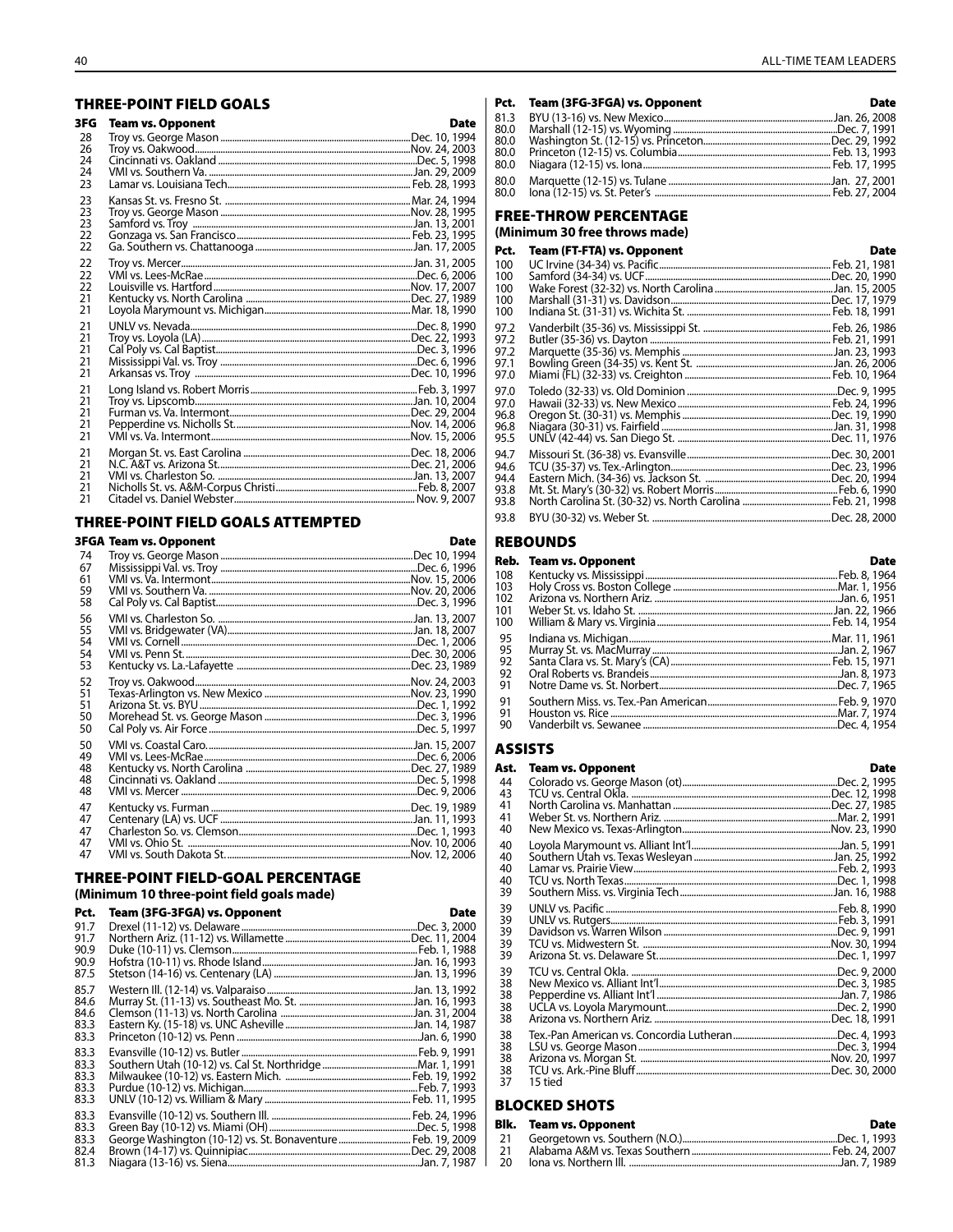## THREE-POINT FIELD GOALS

| 3FG | Team vs. Opponent | Date |
|---|---|---|
| 28 | Troy vs. George Mason | Dec. 10, 1994 |
| 26 | Troy vs. Oakwood | Nov. 24, 2003 |
| 24 | Cincinnati vs. Oakland | Dec. 5, 1998 |
| 24 | VMI vs. Southern Va. | Jan. 29, 2009 |
| 23 | Lamar vs. Louisiana Tech | Feb. 28, 1993 |
| 23 | Kansas St. vs. Fresno St. | Mar. 24, 1994 |
| 23 | Troy vs. George Mason | Nov. 28, 1995 |
| 23 | Samford vs. Troy | Jan. 13, 2001 |
| 22 | Gonzaga vs. San Francisco | Feb. 23, 1995 |
| 22 | Ga. Southern vs. Chattanooga | Jan. 17, 2005 |
| 22 | Troy vs. Mercer | Jan. 31, 2005 |
| 22 | VMI vs. Lees-McRae | Dec. 6, 2006 |
| 22 | Louisville vs. Hartford | Nov. 17, 2007 |
| 21 | Kentucky vs. North Carolina | Dec. 27, 1989 |
| 21 | Loyola Marymount vs. Michigan | Mar. 18, 1990 |
| 21 | UNLV vs. Nevada | Dec. 8, 1990 |
| 21 | Troy vs. Loyola (LA) | Dec. 22, 1993 |
| 21 | Cal Poly vs. Cal Baptist | Dec. 3, 1996 |
| 21 | Mississippi Val. vs. Troy | Dec. 6, 1996 |
| 21 | Arkansas vs. Troy | Dec. 10, 1996 |
| 21 | Long Island vs. Robert Morris | Feb. 3, 1997 |
| 21 | Troy vs. Lipscomb | Jan. 10, 2004 |
| 21 | Furman vs. Va. Intermont | Dec. 29, 2004 |
| 21 | Pepperdine vs. Nicholls St. | Nov. 14, 2006 |
| 21 | VMI vs. Va. Intermont | Nov. 15, 2006 |
| 21 | Morgan St. vs. East Carolina | Dec. 18, 2006 |
| 21 | N.C. A&T vs. Arizona St. | Dec. 21, 2006 |
| 21 | VMI vs. Charleston So. | Jan. 13, 2007 |
| 21 | Nicholls St. vs. A&M-Corpus Christi | Feb. 8, 2007 |
| 21 | Citadel vs. Daniel Webster | Nov. 9, 2007 |

## THREE-POINT FIELD GOALS ATTEMPTED

| 3FGA | Team vs. Opponent | Date |
|---|---|---|
| 74 | Troy vs. George Mason | Dec 10, 1994 |
| 67 | Mississippi Val. vs. Troy | Dec. 6, 1996 |
| 61 | VMI vs. Va. Intermont | Nov. 15, 2006 |
| 59 | VMI vs. Southern Va. | Nov. 20, 2006 |
| 58 | Cal Poly vs. Cal Baptist | Dec. 3, 1996 |
| 56 | VMI vs. Charleston So. | Jan. 13, 2007 |
| 55 | VMI vs. Bridgewater (VA) | Jan. 18, 2007 |
| 54 | VMI vs. Cornell | Dec. 1, 2006 |
| 54 | VMI vs. Penn St. | Dec. 30, 2006 |
| 53 | Kentucky vs. La.-Lafayette | Dec. 23, 1989 |
| 52 | Troy vs. Oakwood | Nov. 24, 2003 |
| 51 | Texas-Arlington vs. New Mexico | Nov. 23, 1990 |
| 51 | Arizona St. vs. BYU | Dec. 1, 1992 |
| 50 | Morehead St. vs. George Mason | Dec. 3, 1996 |
| 50 | Cal Poly vs. Air Force | Dec. 5, 1997 |
| 50 | VMI vs. Coastal Caro. | Jan. 15, 2007 |
| 49 | VMI vs. Lees-McRae | Dec. 6, 2006 |
| 48 | Kentucky vs. North Carolina | Dec. 27, 1989 |
| 48 | Cincinnati vs. Oakland | Dec. 5, 1998 |
| 48 | VMI vs. Mercer | Dec. 9, 2006 |
| 47 | Kentucky vs. Furman | Dec. 19, 1989 |
| 47 | Centenary (LA) vs. UCF | Jan. 11, 1993 |
| 47 | Charleston So. vs. Clemson | Dec. 1, 1993 |
| 47 | VMI vs. Ohio St. | Nov. 10, 2006 |
| 47 | VMI vs. South Dakota St. | Nov. 12, 2006 |

## THREE-POINT FIELD-GOAL PERCENTAGE
### (Minimum 10 three-point field goals made)

| Pct. | Team (3FG-3FGA) vs. Opponent | Date |
|---|---|---|
| 91.7 | Drexel (11-12) vs. Delaware | Dec. 3, 2000 |
| 91.7 | Northern Ariz. (11-12) vs. Willamette | Dec. 11, 2004 |
| 90.9 | Duke (10-11) vs. Clemson | Feb. 1, 1988 |
| 90.9 | Hofstra (10-11) vs. Rhode Island | Jan. 16, 1993 |
| 87.5 | Stetson (14-16) vs. Centenary (LA) | Jan. 13, 1996 |
| 85.7 | Western Ill. (12-14) vs. Valparaiso | Jan. 13, 1992 |
| 84.6 | Murray St. (11-13) vs. Southeast Mo. St. | Jan. 16, 1993 |
| 84.6 | Clemson (11-13) vs. North Carolina | Jan. 31, 2004 |
| 83.3 | Eastern Ky. (15-18) vs. UNC Asheville | Jan. 14, 1987 |
| 83.3 | Princeton (10-12) vs. Penn | Jan. 6, 1990 |
| 83.3 | Evansville (10-12) vs. Butler | Feb. 9, 1991 |
| 83.3 | Southern Utah (10-12) vs. Cal St. Northridge | Mar. 1, 1991 |
| 83.3 | Milwaukee (10-12) vs. Eastern Mich. | Feb. 19, 1992 |
| 83.3 | Purdue (10-12) vs. Michigan | Feb. 7, 1993 |
| 83.3 | UNLV (10-12) vs. William & Mary | Feb. 11, 1995 |
| 83.3 | Evansville (10-12) vs. Southern Ill. | Feb. 24, 1996 |
| 83.3 | Green Bay (10-12) vs. Miami (OH) | Dec. 5, 1998 |
| 83.3 | George Washington (10-12) vs. St. Bonaventure | Feb. 19, 2009 |
| 82.4 | Brown (14-17) vs. Quinnipiac | Dec. 29, 2008 |
| 81.3 | Niagara (13-16) vs. Siena | Jan. 7, 1987 |
| 81.3 | BYU (13-16) vs. New Mexico | Jan. 26, 2008 |
| 80.0 | Marshall (12-15) vs. Wyoming | Dec. 7, 1991 |
| 80.0 | Washington St. (12-15) vs. Princeton | Dec. 29, 1992 |
| 80.0 | Princeton (12-15) vs. Columbia | Feb. 13, 1993 |
| 80.0 | Niagara (12-15) vs. Iona | Feb. 17, 1995 |
| 80.0 | Marquette (12-15) vs. Tulane | Jan. 27, 2001 |
| 80.0 | Iona (12-15) vs. St. Peter's | Feb. 27, 2004 |

## FREE-THROW PERCENTAGE
### (Minimum 30 free throws made)

| Pct. | Team (FT-FTA) vs. Opponent | Date |
|---|---|---|
| 100 | UC Irvine (34-34) vs. Pacific | Feb. 21, 1981 |
| 100 | Samford (34-34) vs. UCF | Dec. 20, 1990 |
| 100 | Wake Forest (32-32) vs. North Carolina | Jan. 15, 2005 |
| 100 | Marshall (31-31) vs. Davidson | Dec. 17, 1979 |
| 100 | Indiana St. (31-31) vs. Wichita St. | Feb. 18, 1991 |
| 97.2 | Vanderbilt (35-36) vs. Mississippi St. | Feb. 26, 1986 |
| 97.2 | Butler (35-36) vs. Dayton | Feb. 21, 1991 |
| 97.2 | Marquette (35-36) vs. Memphis | Jan. 23, 1993 |
| 97.1 | Bowling Green (34-35) vs. Kent St. | Jan. 26, 2006 |
| 97.0 | Miami (FL) (32-33) vs. Creighton | Feb. 10, 1964 |
| 97.0 | Toledo (32-33) vs. Old Dominion | Dec. 9, 1995 |
| 97.0 | Hawaii (32-33) vs. New Mexico | Feb. 24, 1996 |
| 96.8 | Oregon St. (30-31) vs. Memphis | Dec. 19, 1990 |
| 96.8 | Niagara (30-31) vs. Fairfield | Jan. 31, 1998 |
| 95.5 | UNLV (42-44) vs. San Diego St. | Dec. 11, 1976 |
| 94.7 | Missouri St. (36-38) vs. Evansville | Dec. 30, 2001 |
| 94.6 | TCU (35-37) vs. Tex.-Arlington | Dec. 23, 1996 |
| 94.4 | Eastern Mich. (34-36) vs. Jackson St. | Dec. 20, 1994 |
| 93.8 | Mt. St. Mary's (30-32) vs. Robert Morris | Feb. 6, 1990 |
| 93.8 | North Carolina St. (30-32) vs. North Carolina | Feb. 21, 1998 |
| 93.8 | BYU (30-32) vs. Weber St. | Dec. 28, 2000 |

## REBOUNDS

| Reb. | Team vs. Opponent | Date |
|---|---|---|
| 108 | Kentucky vs. Mississippi | Feb. 8, 1964 |
| 103 | Holy Cross vs. Boston College | Mar. 1, 1956 |
| 102 | Arizona vs. Northern Ariz. | Jan. 6, 1951 |
| 101 | Weber St. vs. Idaho St. | Jan. 22, 1966 |
| 100 | William & Mary vs. Virginia | Feb. 14, 1954 |
| 95 | Indiana vs. Michigan | Mar. 11, 1961 |
| 95 | Murray St. vs. MacMurray | Jan. 2, 1967 |
| 92 | Santa Clara vs. St. Mary's (CA) | Feb. 15, 1971 |
| 92 | Oral Roberts vs. Brandeis | Jan. 8, 1973 |
| 91 | Notre Dame vs. St. Norbert | Dec. 7, 1965 |
| 91 | Southern Miss. vs. Tex.-Pan American | Feb. 9, 1970 |
| 91 | Houston vs. Rice | Mar. 7, 1974 |
| 90 | Vanderbilt vs. Sewanee | Dec. 4, 1954 |

## ASSISTS

| Ast. | Team vs. Opponent | Date |
|---|---|---|
| 44 | Colorado vs. George Mason (ot) | Dec. 2, 1995 |
| 43 | TCU vs. Central Okla. | Dec. 12, 1998 |
| 41 | North Carolina vs. Manhattan | Dec. 27, 1985 |
| 41 | Weber St. vs. Northern Ariz. | Mar. 2, 1991 |
| 40 | New Mexico vs. Texas-Arlington | Nov. 23, 1990 |
| 40 | Loyola Marymount vs. Alliant Int'l | Jan. 5, 1991 |
| 40 | Southern Utah vs. Texas Wesleyan | Jan. 25, 1992 |
| 40 | Lamar vs. Prairie View | Feb. 2, 1993 |
| 40 | TCU vs. North Texas | Dec. 1, 1998 |
| 39 | Southern Miss. vs. Virginia Tech | Jan. 16, 1988 |
| 39 | UNLV vs. Pacific | Feb. 8, 1990 |
| 39 | UNLV vs. Rutgers | Feb. 3, 1991 |
| 39 | Davidson vs. Warren Wilson | Dec. 9, 1991 |
| 39 | TCU vs. Midwestern St. | Nov. 30, 1994 |
| 39 | Arizona St. vs. Delaware St. | Dec. 1, 1997 |
| 39 | TCU vs. Central Okla. | Dec. 9, 2000 |
| 38 | New Mexico vs. Alliant Int'l | Dec. 3, 1985 |
| 38 | Pepperdine vs. Alliant Int'l | Jan. 7, 1986 |
| 38 | UCLA vs. Loyola Marymount | Dec. 2, 1990 |
| 38 | Arizona vs. Northern Ariz. | Dec. 18, 1991 |
| 38 | Tex.-Pan American vs. Concordia Lutheran | Dec. 4, 1993 |
| 38 | LSU vs. George Mason | Dec. 3, 1994 |
| 38 | Arizona vs. Morgan St. | Nov. 20, 1997 |
| 38 | TCU vs. Ark.-Pine Bluff | Dec. 30, 2000 |
| 37 | 15 tied | |

## BLOCKED SHOTS

| Blk. | Team vs. Opponent | Date |
|---|---|---|
| 21 | Georgetown vs. Southern (N.O.) | Dec. 1, 1993 |
| 21 | Alabama A&M vs. Texas Southern | Feb. 24, 2007 |
| 20 | Iona vs. Northern Ill. | Jan. 7, 1989 |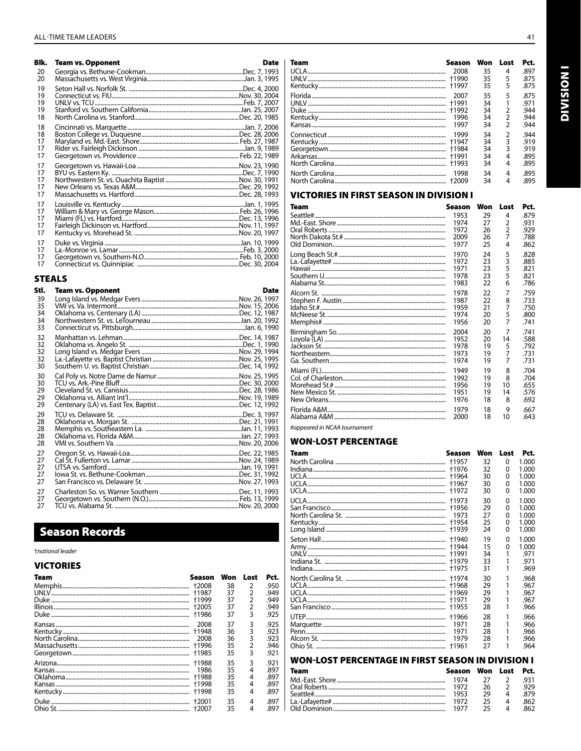| Blk. | Team vs. Opponent | Date |
|---|---|---|
| 20 | Georgia vs. Bethune-Cookman | Dec. 7, 1993 |
| 20 | Massachusetts vs. West Virginia | Jan. 3, 1995 |
| 19 | Seton Hall vs. Norfolk St. | Dec. 4, 2000 |
| 19 | Connecticut vs. FIU | Nov. 30, 2004 |
| 19 | UNLV vs. TCU | Feb. 7, 2007 |
| 19 | Stanford vs. Southern California | Jan. 25, 2007 |
| 18 | North Carolina vs. Stanford | Dec. 20, 1985 |
| 18 | Cincinnati vs. Marquette | Jan. 7, 2006 |
| 18 | Boston College vs. Duquesne | Dec. 28, 2006 |
| 17 | Maryland vs. Md.-East. Shore | Feb. 27, 1987 |
| 17 | Rider vs. Fairleigh Dickinson | Jan. 9, 1989 |
| 17 | Georgetown vs. Providence | Feb. 22, 1989 |
| 17 | Georgetown vs. Hawaii-Loa | Nov. 23, 1990 |
| 17 | BYU vs. Eastern Ky. | Dec. 7, 1990 |
| 17 | Northwestern St. vs. Ouachita Baptist | Nov. 30, 1991 |
| 17 | New Orleans vs. Texas A&M | Dec. 29, 1992 |
| 17 | Massachusetts vs. Hartford | Dec. 28, 1993 |
| 17 | Louisville vs. Kentucky | Jan. 1, 1995 |
| 17 | William & Mary vs. George Mason | Feb. 26, 1996 |
| 17 | Miami (FL) vs. Hartford | Dec. 13, 1996 |
| 17 | Fairleigh Dickinson vs. Hartford | Nov. 11, 1997 |
| 17 | Kentucky vs. Morehead St. | Nov. 20, 1997 |
| 17 | Duke vs. Virginia | Jan. 10, 1999 |
| 17 | La.-Monroe vs. Lamar | Feb. 3, 2000 |
| 17 | Georgetown vs. Southern-N.O. | Feb. 10, 2000 |
| 17 | Connecticut vs. Quinnipiac | Dec. 30, 2004 |

## STEALS

| Stl. | Team vs. Opponent | Date |
|---|---|---|
| 39 | Long Island vs. Medgar Evers | Nov. 26, 1997 |
| 35 | VMI vs. Va. Intermont | Nov. 15, 2006 |
| 34 | Oklahoma vs. Centenary (LA) | Dec. 12, 1987 |
| 34 | Northwestern St. vs. LeTourneau | Jan. 20, 1992 |
| 33 | Connecticut vs. Pittsburgh | Jan. 6, 1990 |
| 32 | Manhattan vs. Lehman | Dec. 14, 1987 |
| 32 | Oklahoma vs. Angelo St. | Dec. 1, 1990 |
| 32 | Long Island vs. Medgar Evers | Nov. 29, 1994 |
| 32 | La.-Lafayette vs. Baptist Christian | Nov. 25, 1995 |
| 30 | Southern U. vs. Baptist Christian | Dec. 14, 1992 |
| 30 | Cal Poly vs. Notre Dame de Namur | Nov. 25, 1995 |
| 30 | TCU vs. Ark.-Pine Bluff | Dec. 30, 2000 |
| 29 | Cleveland St. vs. Canisius | Dec. 28, 1986 |
| 29 | Oklahoma vs. Alliant Int'l | Nov. 19, 1989 |
| 29 | Centenary (LA) vs. East Tex. Baptist | Dec. 12, 1992 |
| 29 | TCU vs. Delaware St. | Dec. 3, 1997 |
| 28 | Oklahoma vs. Morgan St. | Dec. 21, 1991 |
| 28 | Memphis vs. Southeastern La. | Jan. 11, 1993 |
| 28 | Oklahoma vs. Florida A&M | Jan. 27, 1993 |
| 28 | VMI vs. Southern Va. | Nov. 20, 2006 |
| 27 | Oregon St. vs. Hawaii-Loa | Dec. 22, 1985 |
| 27 | Cal St. Fullerton vs. Lamar | Nov. 24, 1989 |
| 27 | UTSA vs. Samford | Jan. 19, 1991 |
| 27 | Iowa St. vs. Bethune-Cookman | Dec. 31, 1992 |
| 27 | San Francisco vs. Delaware St. | Nov. 27, 1993 |
| 27 | Charleston So. vs. Warner Southern | Dec. 11, 1993 |
| 27 | Georgetown vs. Southern (N.O.) | Feb. 13, 1999 |
| 27 | TCU vs. Alabama St. | Nov. 20, 2000 |

# Season Records

*†national leader*

## VICTORIES

| Team | Season | Won | Lost | Pct. |
|---|---|---|---|---|
| Memphis | †2008 | 38 | 2 | .950 |
| UNLV | †1987 | 37 | 2 | .949 |
| Duke | †1999 | 37 | 2 | .949 |
| Illinois | †2005 | 37 | 2 | .949 |
| Duke | †1986 | 37 | 3 | .925 |
| Kansas | 2008 | 37 | 3 | .925 |
| Kentucky | †1948 | 36 | 3 | .923 |
| North Carolina | 2008 | 36 | 3 | .923 |
| Massachusetts | †1996 | 35 | 2 | .946 |
| Georgetown | †1985 | 35 | 3 | .921 |
| Arizona | †1988 | 35 | 3 | .921 |
| Kansas | 1986 | 35 | 4 | .897 |
| Oklahoma | †1988 | 35 | 4 | .897 |
| Kansas | †1998 | 35 | 4 | .897 |
| Kentucky | †1998 | 35 | 4 | .897 |
| Duke | †2001 | 35 | 4 | .897 |
| Ohio St. | †2007 | 35 | 4 | .897 |
| UCLA | 2008 | 35 | 4 | .897 |
| UNLV | †1990 | 35 | 5 | .875 |
| Kentucky | †1997 | 35 | 5 | .875 |
| Florida | 2007 | 35 | 5 | .875 |
| UNLV | †1991 | 34 | 1 | .971 |
| Duke | †1992 | 34 | 2 | .944 |
| Kentucky | 1996 | 34 | 2 | .944 |
| Kansas | 1997 | 34 | 2 | .944 |
| Connecticut | 1999 | 34 | 2 | .944 |
| Kentucky | †1947 | 34 | 3 | .919 |
| Georgetown | †1984 | 34 | 3 | .919 |
| Arkansas | †1991 | 34 | 4 | .895 |
| North Carolina | †1993 | 34 | 4 | .895 |
| North Carolina | 1998 | 34 | 4 | .895 |
| North Carolina | †2009 | 34 | 4 | .895 |

## VICTORIES IN FIRST SEASON IN DIVISION I

| Team | Season | Won | Lost | Pct. |
|---|---|---|---|---|
| Seattle# | 1953 | 29 | 4 | .879 |
| Md.-East. Shore | 1974 | 27 | 2 | .931 |
| Oral Roberts | 1972 | 26 | 2 | .929 |
| North Dakota St.# | 2009 | 26 | 7 | .788 |
| Old Dominion | 1977 | 25 | 4 | .862 |
| Long Beach St.# | 1970 | 24 | 5 | .828 |
| La.-Lafayette# | 1972 | 23 | 3 | .885 |
| Hawaii | 1971 | 23 | 5 | .821 |
| Southern U. | 1978 | 23 | 5 | .821 |
| Alabama St. | 1983 | 22 | 6 | .786 |
| Alcorn St. | 1978 | 22 | 7 | .759 |
| Stephen F. Austin | 1987 | 22 | 8 | .733 |
| Idaho St.# | 1959 | 21 | 7 | .750 |
| McNeese St. | 1974 | 20 | 5 | .800 |
| Memphis# | 1956 | 20 | 7 | .741 |
| Birmingham So. | 2004 | 20 | 7 | .741 |
| Loyola (LA) | 1952 | 20 | 14 | .588 |
| Jackson St. | 1978 | 19 | 5 | .792 |
| Northeastern | 1973 | 19 | 7 | .731 |
| Ga. Southern | 1974 | 19 | 7 | .731 |
| Miami (FL) | 1949 | 19 | 8 | .704 |
| Col. of Charleston | 1992 | 19 | 8 | .704 |
| Morehead St.# | 1956 | 19 | 10 | .655 |
| New Mexico St. | 1951 | 19 | 14 | .576 |
| New Orleans | 1976 | 18 | 8 | .692 |
| Florida A&M | 1979 | 18 | 9 | .667 |
| Alabama A&M | 2000 | 18 | 10 | .643 |

*#appeared in NCAA tournament*

## WON-LOST PERCENTAGE

| Team | Season | Won | Lost | Pct. |
|---|---|---|---|---|
| North Carolina | †1957 | 32 | 0 | 1.000 |
| Indiana | †1976 | 32 | 0 | 1.000 |
| UCLA | †1964 | 30 | 0 | 1.000 |
| UCLA | †1967 | 30 | 0 | 1.000 |
| UCLA | †1972 | 30 | 0 | 1.000 |
| UCLA | †1973 | 30 | 0 | 1.000 |
| San Francisco | †1956 | 29 | 0 | 1.000 |
| North Carolina St. | 1973 | 27 | 0 | 1.000 |
| Kentucky | †1954 | 25 | 0 | 1.000 |
| Long Island | †1939 | 24 | 0 | 1.000 |
| Seton Hall | †1940 | 19 | 0 | 1.000 |
| Army | †1944 | 15 | 0 | 1.000 |
| UNLV | †1991 | 34 | 1 | .971 |
| Indiana St. | †1979 | 33 | 1 | .971 |
| Indiana | †1975 | 31 | 1 | .969 |
| North Carolina St. | †1974 | 30 | 1 | .968 |
| UCLA | †1968 | 29 | 1 | .967 |
| UCLA | †1969 | 29 | 1 | .967 |
| UCLA | †1971 | 29 | 1 | .967 |
| San Francisco | †1955 | 28 | 1 | .966 |
| UTEP | †1966 | 28 | 1 | .966 |
| Marquette | 1971 | 28 | 1 | .966 |
| Penn | 1971 | 28 | 1 | .966 |
| Alcorn St. | 1979 | 28 | 1 | .966 |
| Ohio St. | †1961 | 27 | 1 | .964 |

## WON-LOST PERCENTAGE IN FIRST SEASON IN DIVISION I

| Team | Season | Won | Lost | Pct. |
|---|---|---|---|---|
| Md.-East. Shore | 1974 | 27 | 2 | .931 |
| Oral Roberts | 1972 | 26 | 2 | .929 |
| Seattle# | 1953 | 29 | 4 | .879 |
| La.-Lafayette# | 1972 | 25 | 4 | .862 |
| Old Dominion | 1977 | 25 | 4 | .862 |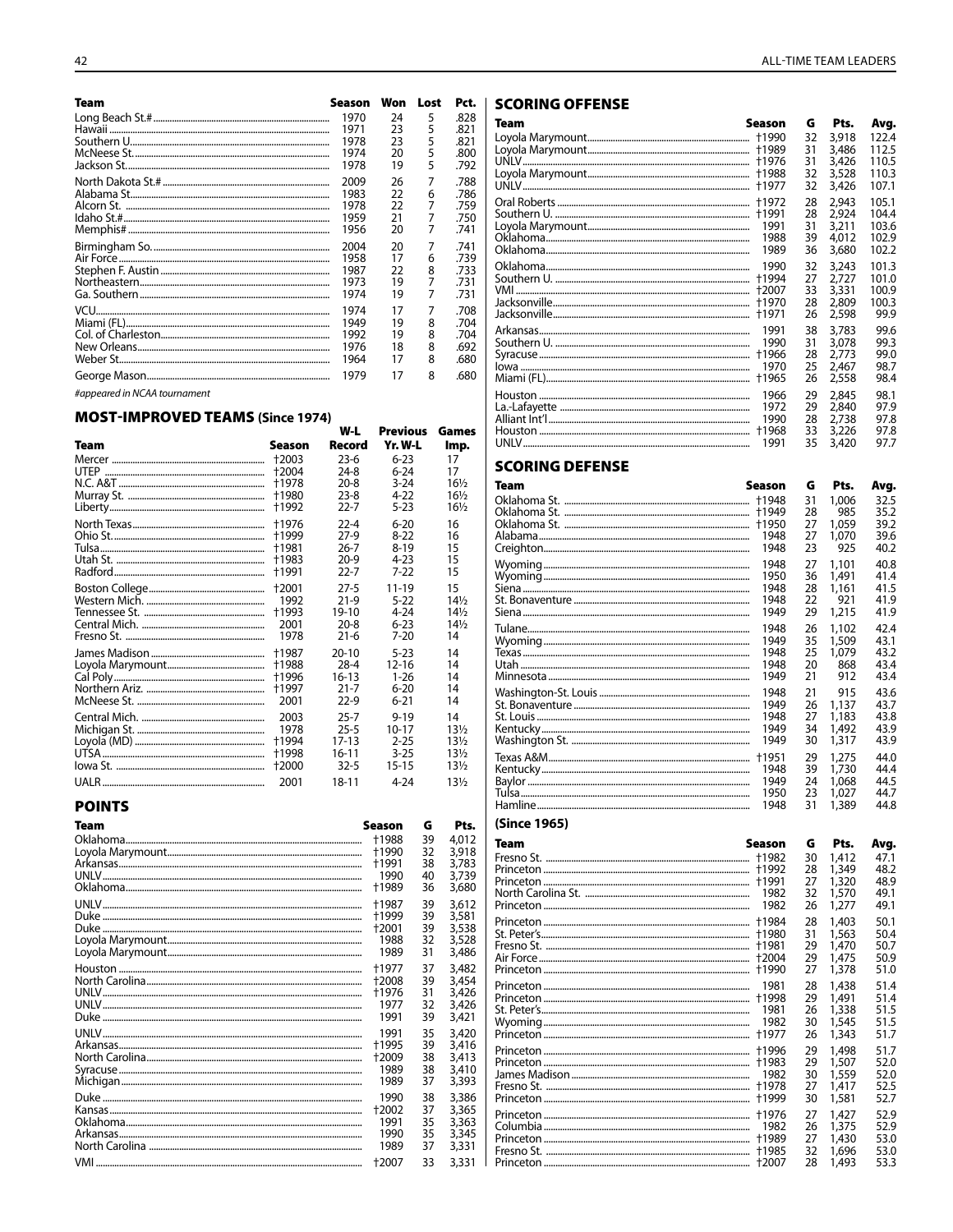| Team | Season | Won | Lost | Pct. |
|---|---|---|---|---|
| Long Beach St.# | 1970 | 24 | 5 | .828 |
| Hawaii | 1971 | 23 | 5 | .821 |
| Southern U. | 1978 | 23 | 5 | .821 |
| McNeese St. | 1974 | 20 | 5 | .800 |
| Jackson St. | 1978 | 19 | 5 | .792 |
| North Dakota St.# | 2009 | 26 | 7 | .788 |
| Alabama St. | 1983 | 22 | 6 | .786 |
| Alcorn St. | 1978 | 22 | 7 | .759 |
| Idaho St.# | 1959 | 21 | 7 | .750 |
| Memphis# | 1956 | 20 | 7 | .741 |
| Birmingham So. | 2004 | 20 | 7 | .741 |
| Air Force | 1958 | 17 | 6 | .739 |
| Stephen F. Austin | 1987 | 22 | 8 | .733 |
| Northeastern | 1973 | 19 | 7 | .731 |
| Ga. Southern | 1974 | 19 | 7 | .731 |
| VCU | 1974 | 17 | 7 | .708 |
| Miami (FL) | 1949 | 19 | 8 | .704 |
| Col. of Charleston | 1992 | 19 | 8 | .704 |
| New Orleans | 1976 | 18 | 8 | .692 |
| Weber St. | 1964 | 17 | 8 | .680 |
| George Mason | 1979 | 17 | 8 | .680 |

*#appeared in NCAA tournament*

## MOST-IMPROVED TEAMS (Since 1974)

| Team | Season | W-L Record | Previous Yr. W-L | Games Imp. |
|---|---|---|---|---|
| Mercer | †2003 | 23-6 | 6-23 | 17 |
| UTEP | †2004 | 24-8 | 6-24 | 17 |
| N.C. A&T | †1978 | 20-8 | 3-24 | 16½ |
| Murray St. | †1980 | 23-8 | 4-22 | 16½ |
| Liberty | †1992 | 22-7 | 5-23 | 16½ |
| North Texas | †1976 | 22-4 | 6-20 | 16 |
| Ohio St. | †1999 | 27-9 | 8-22 | 16 |
| Tulsa | †1981 | 26-7 | 8-19 | 15 |
| Utah St. | †1983 | 20-9 | 4-23 | 15 |
| Radford | †1991 | 22-7 | 7-22 | 15 |
| Boston College | †2001 | 27-5 | 11-19 | 15 |
| Western Mich. | 1992 | 21-9 | 5-22 | 14½ |
| Tennessee St. | †1993 | 19-10 | 4-24 | 14½ |
| Central Mich. | 2001 | 20-8 | 6-23 | 14½ |
| Fresno St. | 1978 | 21-6 | 7-20 | 14 |
| James Madison | †1987 | 20-10 | 5-23 | 14 |
| Loyola Marymount | †1988 | 28-4 | 12-16 | 14 |
| Cal Poly | †1996 | 16-13 | 1-26 | 14 |
| Northern Ariz. | †1997 | 21-7 | 6-20 | 14 |
| McNeese St. | 2001 | 22-9 | 6-21 | 14 |
| Central Mich. | 2003 | 25-7 | 9-19 | 14 |
| Michigan St. | 1978 | 25-5 | 10-17 | 13½ |
| Loyola (MD) | †1994 | 17-13 | 2-25 | 13½ |
| UTSA | †1998 | 16-11 | 3-25 | 13½ |
| Iowa St. | †2000 | 32-5 | 15-15 | 13½ |
| UALR | 2001 | 18-11 | 4-24 | 13½ |

## POINTS

| Team | Season | G | Pts. |
|---|---|---|---|
| Oklahoma | †1988 | 39 | 4,012 |
| Loyola Marymount | †1990 | 32 | 3,918 |
| Arkansas | †1991 | 38 | 3,783 |
| UNLV | 1990 | 40 | 3,739 |
| Oklahoma | †1989 | 36 | 3,680 |
| UNLV | †1987 | 39 | 3,612 |
| Duke | †1999 | 39 | 3,581 |
| Duke | †2001 | 39 | 3,538 |
| Loyola Marymount | 1988 | 32 | 3,528 |
| Loyola Marymount | 1989 | 31 | 3,486 |
| Houston | †1977 | 37 | 3,482 |
| North Carolina | †2008 | 39 | 3,454 |
| UNLV | †1976 | 31 | 3,426 |
| UNLV | 1977 | 32 | 3,426 |
| Duke | 1991 | 39 | 3,421 |
| UNLV | 1991 | 35 | 3,420 |
| Arkansas | †1995 | 39 | 3,416 |
| North Carolina | †2009 | 38 | 3,413 |
| Syracuse | 1989 | 38 | 3,410 |
| Michigan | 1989 | 37 | 3,393 |
| Duke | 1990 | 38 | 3,386 |
| Kansas | †2002 | 37 | 3,365 |
| Oklahoma | 1991 | 35 | 3,363 |
| Arkansas | 1990 | 35 | 3,345 |
| North Carolina | 1989 | 37 | 3,331 |
| VMI | †2007 | 33 | 3,331 |

## SCORING OFFENSE

| Team | Season | G | Pts. | Avg. |
|---|---|---|---|---|
| Loyola Marymount | †1990 | 32 | 3,918 | 122.4 |
| Loyola Marymount | †1989 | 31 | 3,486 | 112.5 |
| UNLV | †1976 | 31 | 3,426 | 110.5 |
| Loyola Marymount | †1988 | 32 | 3,528 | 110.3 |
| UNLV | †1977 | 32 | 3,426 | 107.1 |
| Oral Roberts | †1972 | 28 | 2,943 | 105.1 |
| Southern U. | †1991 | 28 | 2,924 | 104.4 |
| Loyola Marymount | 1991 | 31 | 3,211 | 103.6 |
| Oklahoma | 1988 | 39 | 4,012 | 102.9 |
| Oklahoma | 1989 | 36 | 3,680 | 102.2 |
| Oklahoma | 1990 | 32 | 3,243 | 101.3 |
| Southern U. | †1994 | 27 | 2,727 | 101.0 |
| VMI | †2007 | 33 | 3,331 | 100.9 |
| Jacksonville | †1970 | 28 | 2,809 | 100.3 |
| Jacksonville | †1971 | 26 | 2,598 | 99.9 |
| Arkansas | 1991 | 38 | 3,783 | 99.6 |
| Southern U. | 1990 | 31 | 3,078 | 99.3 |
| Syracuse | †1966 | 28 | 2,773 | 99.0 |
| Iowa | 1970 | 25 | 2,467 | 98.7 |
| Miami (FL) | †1965 | 26 | 2,558 | 98.4 |
| Houston | 1966 | 29 | 2,845 | 98.1 |
| La.-Lafayette | 1972 | 29 | 2,840 | 97.9 |
| Alliant Int'l | 1990 | 28 | 2,738 | 97.8 |
| Houston | †1968 | 33 | 3,226 | 97.8 |
| UNLV | 1991 | 35 | 3,420 | 97.7 |

## SCORING DEFENSE

| Team | Season | G | Pts. | Avg. |
|---|---|---|---|---|
| Oklahoma St. | †1948 | 31 | 1,006 | 32.5 |
| Oklahoma St. | †1949 | 28 | 985 | 35.2 |
| Oklahoma St. | †1950 | 27 | 1,059 | 39.2 |
| Alabama | 1948 | 27 | 1,070 | 39.6 |
| Creighton | 1948 | 23 | 925 | 40.2 |
| Wyoming | 1948 | 27 | 1,101 | 40.8 |
| Wyoming | 1950 | 36 | 1,491 | 41.4 |
| Siena | 1948 | 28 | 1,161 | 41.5 |
| St. Bonaventure | 1948 | 22 | 921 | 41.9 |
| Siena | 1949 | 29 | 1,215 | 41.9 |
| Tulane | 1948 | 26 | 1,102 | 42.4 |
| Wyoming | 1949 | 35 | 1,509 | 43.1 |
| Texas | 1948 | 25 | 1,079 | 43.2 |
| Utah | 1948 | 20 | 868 | 43.4 |
| Minnesota | 1949 | 21 | 912 | 43.4 |
| Washington-St. Louis | 1948 | 21 | 915 | 43.6 |
| St. Bonaventure | 1949 | 26 | 1,137 | 43.7 |
| St. Louis | 1948 | 27 | 1,183 | 43.8 |
| Kentucky | 1949 | 34 | 1,492 | 43.9 |
| Washington St. | 1949 | 30 | 1,317 | 43.9 |
| Texas A&M | †1951 | 29 | 1,275 | 44.0 |
| Kentucky | 1948 | 39 | 1,730 | 44.4 |
| Baylor | 1949 | 24 | 1,068 | 44.5 |
| Tulsa | 1950 | 23 | 1,027 | 44.7 |
| Hamline | 1948 | 31 | 1,389 | 44.8 |

### (Since 1965)

| Team | Season | G | Pts. | Avg. |
|---|---|---|---|---|
| Fresno St. | †1982 | 30 | 1,412 | 47.1 |
| Princeton | †1992 | 28 | 1,349 | 48.2 |
| Princeton | †1991 | 27 | 1,320 | 48.9 |
| North Carolina St. | 1982 | 32 | 1,570 | 49.1 |
| Princeton | 1982 | 26 | 1,277 | 49.1 |
| Princeton | †1984 | 28 | 1,403 | 50.1 |
| St. Peter's | †1980 | 31 | 1,563 | 50.4 |
| Fresno St. | †1981 | 29 | 1,470 | 50.7 |
| Air Force | †2004 | 29 | 1,475 | 50.9 |
| Princeton | †1990 | 27 | 1,378 | 51.0 |
| Princeton | 1981 | 28 | 1,438 | 51.4 |
| Princeton | †1998 | 29 | 1,491 | 51.4 |
| St. Peter's | 1981 | 26 | 1,338 | 51.5 |
| Wyoming | 1982 | 30 | 1,545 | 51.5 |
| Princeton | †1977 | 26 | 1,343 | 51.7 |
| Princeton | †1996 | 29 | 1,498 | 51.7 |
| Princeton | †1983 | 29 | 1,507 | 52.0 |
| James Madison | 1982 | 30 | 1,559 | 52.0 |
| Fresno St. | †1978 | 27 | 1,417 | 52.5 |
| Princeton | †1999 | 30 | 1,581 | 52.7 |
| Princeton | †1976 | 27 | 1,427 | 52.9 |
| Columbia | 1982 | 26 | 1,375 | 52.9 |
| Princeton | †1989 | 27 | 1,430 | 53.0 |
| Fresno St. | †1985 | 32 | 1,696 | 53.0 |
| Princeton | †2007 | 28 | 1,493 | 53.3 |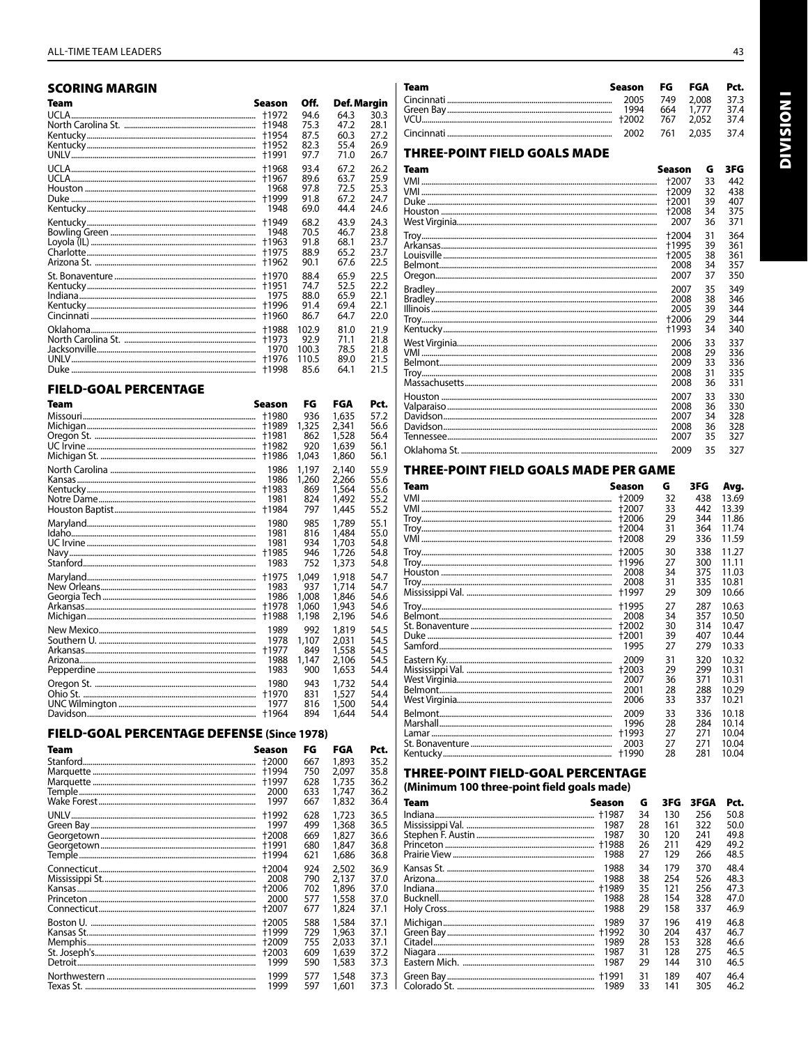## SCORING MARGIN

| Team | Season | Off. | Def. | Margin |
|---|---|---|---|---|
| UCLA | †1972 | 94.6 | 64.3 | 30.3 |
| North Carolina St. | †1948 | 75.3 | 47.2 | 28.1 |
| Kentucky | †1954 | 87.5 | 60.3 | 27.2 |
| Kentucky | †1952 | 82.3 | 55.4 | 26.9 |
| UNLV | †1991 | 97.7 | 71.0 | 26.7 |
| UCLA | †1968 | 93.4 | 67.2 | 26.2 |
| UCLA | †1967 | 89.6 | 63.7 | 25.9 |
| Houston | 1968 | 97.8 | 72.5 | 25.3 |
| Duke | †1999 | 91.8 | 67.2 | 24.7 |
| Kentucky | 1948 | 69.0 | 44.4 | 24.6 |
| Kentucky | †1949 | 68.2 | 43.9 | 24.3 |
| Bowling Green | 1948 | 70.5 | 46.7 | 23.8 |
| Loyola (IL) | †1963 | 91.8 | 68.1 | 23.7 |
| Charlotte | †1975 | 88.9 | 65.2 | 23.7 |
| Arizona St. | †1962 | 90.1 | 67.6 | 22.5 |
| St. Bonaventure | †1970 | 88.4 | 65.9 | 22.5 |
| Kentucky | †1951 | 74.7 | 52.5 | 22.2 |
| Indiana | 1975 | 88.0 | 65.9 | 22.1 |
| Kentucky | †1996 | 91.4 | 69.4 | 22.1 |
| Cincinnati | †1960 | 86.7 | 64.7 | 22.0 |
| Oklahoma | †1988 | 102.9 | 81.0 | 21.9 |
| North Carolina St. | †1973 | 92.9 | 71.1 | 21.8 |
| Jacksonville | 1970 | 100.3 | 78.5 | 21.8 |
| UNLV | †1976 | 110.5 | 89.0 | 21.5 |
| Duke | †1998 | 85.6 | 64.1 | 21.5 |

## FIELD-GOAL PERCENTAGE

| Team | Season | FG | FGA | Pct. |
|---|---|---|---|---|
| Missouri | †1980 | 936 | 1,635 | 57.2 |
| Michigan | †1989 | 1,325 | 2,341 | 56.6 |
| Oregon St. | †1981 | 862 | 1,528 | 56.4 |
| UC Irvine | †1982 | 920 | 1,639 | 56.1 |
| Michigan St. | †1986 | 1,043 | 1,860 | 56.1 |
| North Carolina | 1986 | 1,197 | 2,140 | 55.9 |
| Kansas | 1986 | 1,260 | 2,266 | 55.6 |
| Kentucky | †1983 | 869 | 1,564 | 55.6 |
| Notre Dame | 1981 | 824 | 1,492 | 55.2 |
| Houston Baptist | †1984 | 797 | 1,445 | 55.2 |
| Maryland | 1980 | 985 | 1,789 | 55.1 |
| Idaho | 1981 | 816 | 1,484 | 55.0 |
| UC Irvine | 1981 | 934 | 1,703 | 54.8 |
| Navy | †1985 | 946 | 1,726 | 54.8 |
| Stanford | 1983 | 752 | 1,373 | 54.8 |
| Maryland | †1975 | 1,049 | 1,918 | 54.7 |
| New Orleans | 1983 | 937 | 1,714 | 54.7 |
| Georgia Tech | 1986 | 1,008 | 1,846 | 54.6 |
| Arkansas | †1978 | 1,060 | 1,943 | 54.6 |
| Michigan | †1988 | 1,198 | 2,196 | 54.6 |
| New Mexico | 1989 | 992 | 1,819 | 54.5 |
| Southern U. | 1978 | 1,107 | 2,031 | 54.5 |
| Arkansas | †1977 | 849 | 1,558 | 54.5 |
| Arizona | 1988 | 1,147 | 2,106 | 54.5 |
| Pepperdine | 1983 | 900 | 1,653 | 54.4 |
| Oregon St. | 1980 | 943 | 1,732 | 54.4 |
| Ohio St. | †1970 | 831 | 1,527 | 54.4 |
| UNC Wilmington | 1977 | 816 | 1,500 | 54.4 |
| Davidson | †1964 | 894 | 1,644 | 54.4 |

## FIELD-GOAL PERCENTAGE DEFENSE (Since 1978)

| Team | Season | FG | FGA | Pct. |
|---|---|---|---|---|
| Stanford | †2000 | 667 | 1,893 | 35.2 |
| Marquette | †1994 | 750 | 2,097 | 35.8 |
| Marquette | †1997 | 628 | 1,735 | 36.2 |
| Temple | 2000 | 633 | 1,747 | 36.2 |
| Wake Forest | 1997 | 667 | 1,832 | 36.4 |
| UNLV | †1992 | 628 | 1,723 | 36.5 |
| Green Bay | 1997 | 499 | 1,368 | 36.5 |
| Georgetown | †2008 | 669 | 1,827 | 36.6 |
| Georgetown | †1991 | 680 | 1,847 | 36.8 |
| Temple | †1994 | 621 | 1,686 | 36.8 |
| Connecticut | †2004 | 924 | 2,502 | 36.9 |
| Mississippi St. | 2008 | 790 | 2,137 | 37.0 |
| Kansas | †2006 | 702 | 1,896 | 37.0 |
| Princeton | 2000 | 577 | 1,558 | 37.0 |
| Connecticut | †2007 | 677 | 1,824 | 37.1 |
| Boston U. | †2005 | 588 | 1,584 | 37.1 |
| Kansas St. | †1999 | 729 | 1,963 | 37.1 |
| Memphis | †2009 | 755 | 2,033 | 37.1 |
| St. Joseph's | †2003 | 609 | 1,639 | 37.2 |
| Detroit | 1999 | 590 | 1,583 | 37.3 |
| Northwestern | 1999 | 577 | 1,548 | 37.3 |
| Texas St. | 1999 | 597 | 1,601 | 37.3 |
| Cincinnati | 2005 | 749 | 2,008 | 37.3 |
| Green Bay | 1994 | 664 | 1,777 | 37.4 |
| VCU | †2002 | 767 | 2,052 | 37.4 |
| Cincinnati | 2002 | 761 | 2,035 | 37.4 |

## THREE-POINT FIELD GOALS MADE

| Team | Season | G | 3FG |
|---|---|---|---|
| VMI | †2007 | 33 | 442 |
| VMI | †2009 | 32 | 438 |
| Duke | †2001 | 39 | 407 |
| Houston | †2008 | 34 | 375 |
| West Virginia | 2007 | 36 | 371 |
| Troy | †2004 | 31 | 364 |
| Arkansas | †1995 | 39 | 361 |
| Louisville | †2005 | 38 | 361 |
| Belmont | 2008 | 34 | 357 |
| Oregon | 2007 | 37 | 350 |
| Bradley | 2007 | 35 | 349 |
| Bradley | 2008 | 38 | 346 |
| Illinois | 2005 | 39 | 344 |
| Troy | †2006 | 29 | 344 |
| Kentucky | †1993 | 34 | 340 |
| West Virginia | 2006 | 33 | 337 |
| VMI | 2008 | 29 | 336 |
| Belmont | 2009 | 33 | 336 |
| Troy | 2008 | 31 | 335 |
| Massachusetts | 2008 | 36 | 331 |
| Houston | 2007 | 33 | 330 |
| Valparaiso | 2008 | 36 | 330 |
| Davidson | 2007 | 34 | 328 |
| Davidson | 2008 | 36 | 328 |
| Tennessee | 2007 | 35 | 327 |
| Oklahoma St. | 2009 | 35 | 327 |

## THREE-POINT FIELD GOALS MADE PER GAME

| Team | Season | G | 3FG | Avg. |
|---|---|---|---|---|
| VMI | †2009 | 32 | 438 | 13.69 |
| VMI | †2007 | 33 | 442 | 13.39 |
| Troy | †2006 | 29 | 344 | 11.86 |
| Troy | †2004 | 31 | 364 | 11.74 |
| VMI | †2008 | 29 | 336 | 11.59 |
| Troy | †2005 | 30 | 338 | 11.27 |
| Troy | †1996 | 27 | 300 | 11.11 |
| Houston | 2008 | 34 | 375 | 11.03 |
| Troy | 2008 | 31 | 335 | 10.81 |
| Mississippi Val. | †1997 | 29 | 309 | 10.66 |
| Troy | †1995 | 27 | 287 | 10.63 |
| Belmont | 2008 | 34 | 357 | 10.50 |
| St. Bonaventure | †2002 | 30 | 314 | 10.47 |
| Duke | †2001 | 39 | 407 | 10.44 |
| Samford | 1995 | 27 | 279 | 10.33 |
| Eastern Ky. | 2009 | 31 | 320 | 10.32 |
| Mississippi Val. | †2003 | 29 | 299 | 10.31 |
| West Virginia | 2007 | 36 | 371 | 10.31 |
| Belmont | 2001 | 28 | 288 | 10.29 |
| West Virginia | 2006 | 33 | 337 | 10.21 |
| Belmont | 2009 | 33 | 336 | 10.18 |
| Marshall | 1996 | 28 | 284 | 10.14 |
| Lamar | †1993 | 27 | 271 | 10.04 |
| St. Bonaventure | 2003 | 27 | 271 | 10.04 |
| Kentucky | †1990 | 28 | 281 | 10.04 |

## THREE-POINT FIELD-GOAL PERCENTAGE

**(Minimum 100 three-point field goals made)**

| Team | Season | G | 3FG | 3FGA | Pct. |
|---|---|---|---|---|---|
| Indiana | †1987 | 34 | 130 | 256 | 50.8 |
| Mississippi Val. | 1987 | 28 | 161 | 322 | 50.0 |
| Stephen F. Austin | 1987 | 30 | 120 | 241 | 49.8 |
| Princeton | †1988 | 26 | 211 | 429 | 49.2 |
| Prairie View | 1988 | 27 | 129 | 266 | 48.5 |
| Kansas St. | 1988 | 34 | 179 | 370 | 48.4 |
| Arizona | 1988 | 38 | 254 | 526 | 48.3 |
| Indiana | †1989 | 35 | 121 | 256 | 47.3 |
| Bucknell | 1988 | 28 | 154 | 328 | 47.0 |
| Holy Cross | 1988 | 29 | 158 | 337 | 46.9 |
| Michigan | 1989 | 37 | 196 | 419 | 46.8 |
| Green Bay | †1992 | 30 | 204 | 437 | 46.7 |
| Citadel | 1989 | 28 | 153 | 328 | 46.6 |
| Niagara | 1987 | 31 | 128 | 275 | 46.5 |
| Eastern Mich. | 1987 | 29 | 144 | 310 | 46.5 |
| Green Bay | †1991 | 31 | 189 | 407 | 46.4 |
| Colorado St. | 1989 | 33 | 141 | 305 | 46.2 |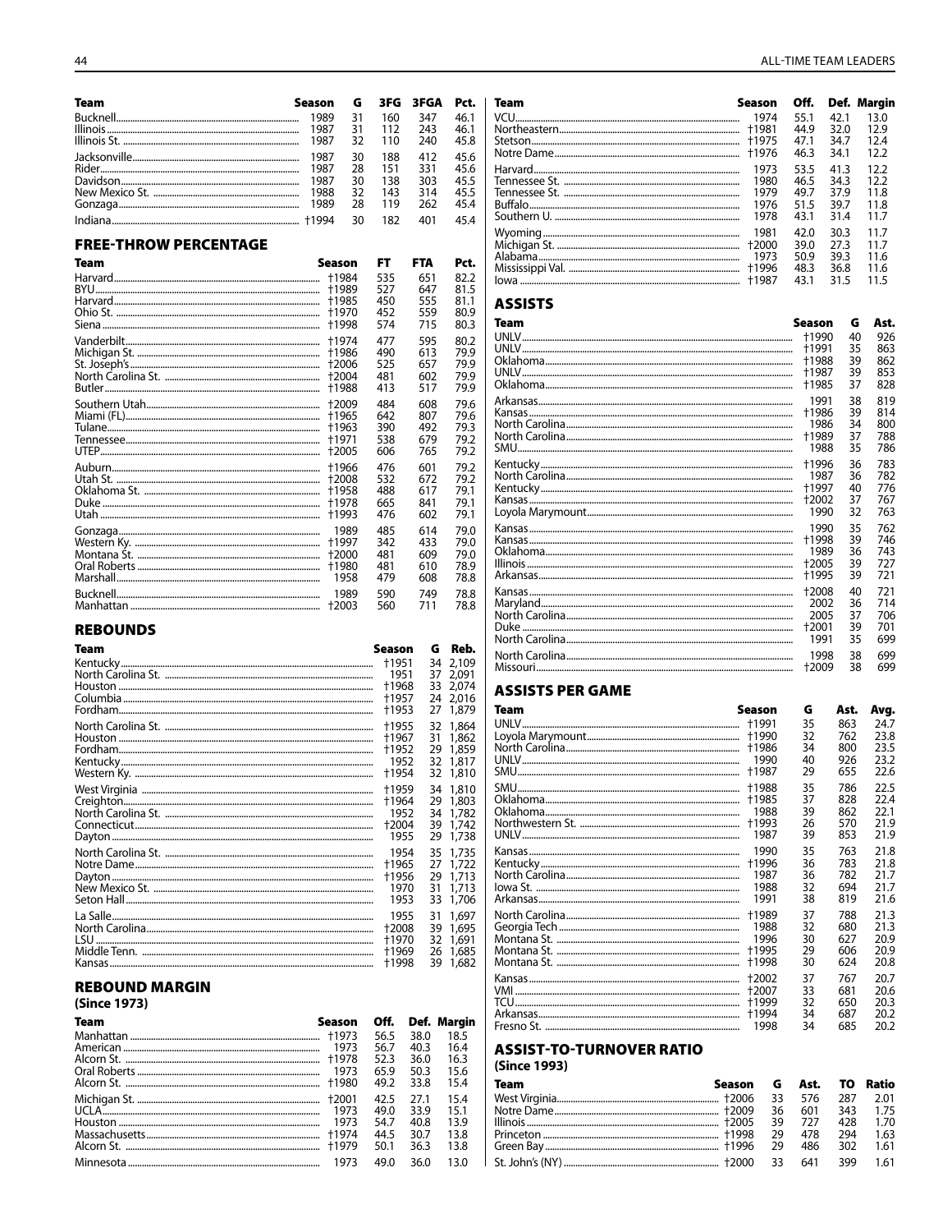| Team | Season | G | 3FG | 3FGA | Pct. |
|---|---|---|---|---|---|
| Bucknell | 1989 | 31 | 160 | 347 | 46.1 |
| Illinois | 1987 | 31 | 112 | 243 | 46.1 |
| Illinois St. | 1987 | 32 | 110 | 240 | 45.8 |
| Jacksonville | 1987 | 30 | 188 | 412 | 45.6 |
| Rider | 1987 | 28 | 151 | 331 | 45.6 |
| Davidson | 1987 | 30 | 138 | 303 | 45.5 |
| New Mexico St. | 1988 | 32 | 143 | 314 | 45.5 |
| Gonzaga | 1989 | 28 | 119 | 262 | 45.4 |
| Indiana | †1994 | 30 | 182 | 401 | 45.4 |

## FREE-THROW PERCENTAGE

| Team | Season | FT | FTA | Pct. |
|---|---|---|---|---|
| Harvard | †1984 | 535 | 651 | 82.2 |
| BYU | †1989 | 527 | 647 | 81.5 |
| Harvard | †1985 | 450 | 555 | 81.1 |
| Ohio St. | †1970 | 452 | 559 | 80.9 |
| Siena | †1998 | 574 | 715 | 80.3 |
| Vanderbilt | †1974 | 477 | 595 | 80.2 |
| Michigan St. | †1986 | 490 | 613 | 79.9 |
| St. Joseph's | †2006 | 525 | 657 | 79.9 |
| North Carolina St. | †2004 | 481 | 602 | 79.9 |
| Butler | †1988 | 413 | 517 | 79.9 |
| Southern Utah | †2009 | 484 | 608 | 79.6 |
| Miami (FL) | †1965 | 642 | 807 | 79.6 |
| Tulane | †1963 | 390 | 492 | 79.3 |
| Tennessee | †1971 | 538 | 679 | 79.2 |
| UTEP | †2005 | 606 | 765 | 79.2 |
| Auburn | †1966 | 476 | 601 | 79.2 |
| Utah St. | †2008 | 532 | 672 | 79.2 |
| Oklahoma St. | †1958 | 488 | 617 | 79.1 |
| Duke | †1978 | 665 | 841 | 79.1 |
| Utah | †1993 | 476 | 602 | 79.1 |
| Gonzaga | 1989 | 485 | 614 | 79.0 |
| Western Ky. | †1997 | 342 | 433 | 79.0 |
| Montana St. | †2000 | 481 | 609 | 79.0 |
| Oral Roberts | †1980 | 481 | 610 | 78.9 |
| Marshall | 1958 | 479 | 608 | 78.8 |
| Bucknell | 1989 | 590 | 749 | 78.8 |
| Manhattan | †2003 | 560 | 711 | 78.8 |

## REBOUNDS

| Team | Season | G | Reb. |
|---|---|---|---|
| Kentucky | †1951 | 34 | 2,109 |
| North Carolina St. | 1951 | 37 | 2,091 |
| Houston | †1968 | 33 | 2,074 |
| Columbia | †1957 | 24 | 2,016 |
| Fordham | †1953 | 27 | 1,879 |
| North Carolina St. | †1955 | 32 | 1,864 |
| Houston | †1967 | 31 | 1,862 |
| Fordham | †1952 | 29 | 1,859 |
| Kentucky | 1952 | 32 | 1,817 |
| Western Ky. | †1954 | 32 | 1,810 |
| West Virginia | †1959 | 34 | 1,810 |
| Creighton | †1964 | 29 | 1,803 |
| North Carolina St. | 1952 | 34 | 1,782 |
| Connecticut | †2004 | 39 | 1,742 |
| Dayton | 1955 | 29 | 1,738 |
| North Carolina St. | 1954 | 35 | 1,735 |
| Notre Dame | †1965 | 27 | 1,722 |
| Dayton | †1956 | 29 | 1,713 |
| New Mexico St. | 1970 | 31 | 1,713 |
| Seton Hall | 1953 | 33 | 1,706 |
| La Salle | 1955 | 31 | 1,697 |
| North Carolina | †2008 | 39 | 1,695 |
| LSU | †1970 | 32 | 1,691 |
| Middle Tenn. | †1969 | 26 | 1,685 |
| Kansas | †1998 | 39 | 1,682 |

## REBOUND MARGIN

**(Since 1973)**

| Team | Season | Off. | Def. | Margin |
|---|---|---|---|---|
| Manhattan | †1973 | 56.5 | 38.0 | 18.5 |
| American | 1973 | 56.7 | 40.3 | 16.4 |
| Alcorn St. | †1978 | 52.3 | 36.0 | 16.3 |
| Oral Roberts | 1973 | 65.9 | 50.3 | 15.6 |
| Alcorn St. | †1980 | 49.2 | 33.8 | 15.4 |
| Michigan St. | †2001 | 42.5 | 27.1 | 15.4 |
| UCLA | 1973 | 49.0 | 33.9 | 15.1 |
| Houston | 1973 | 54.7 | 40.8 | 13.9 |
| Massachusetts | †1974 | 44.5 | 30.7 | 13.8 |
| Alcorn St. | †1979 | 50.1 | 36.3 | 13.8 |
| Minnesota | 1973 | 49.0 | 36.0 | 13.0 |
| VCU | 1974 | 55.1 | 42.1 | 13.0 |
| Northeastern | †1981 | 44.9 | 32.0 | 12.9 |
| Stetson | †1975 | 47.1 | 34.7 | 12.4 |
| Notre Dame | †1976 | 46.3 | 34.1 | 12.2 |
| Harvard | 1973 | 53.5 | 41.3 | 12.2 |
| Tennessee St. | 1980 | 46.5 | 34.3 | 12.2 |
| Tennessee St. | 1979 | 49.7 | 37.9 | 11.8 |
| Buffalo | 1976 | 51.5 | 39.7 | 11.8 |
| Southern U. | 1978 | 43.1 | 31.4 | 11.7 |
| Wyoming | 1981 | 42.0 | 30.3 | 11.7 |
| Michigan St. | †2000 | 39.0 | 27.3 | 11.7 |
| Alabama | 1973 | 50.9 | 39.3 | 11.6 |
| Mississippi Val. | †1996 | 48.3 | 36.8 | 11.6 |
| Iowa | †1987 | 43.1 | 31.5 | 11.5 |

## ASSISTS

| Team | Season | G | Ast. |
|---|---|---|---|
| UNLV | †1990 | 40 | 926 |
| UNLV | †1991 | 35 | 863 |
| Oklahoma | †1988 | 39 | 862 |
| UNLV | †1987 | 39 | 853 |
| Oklahoma | †1985 | 37 | 828 |
| Arkansas | 1991 | 38 | 819 |
| Kansas | †1986 | 39 | 814 |
| North Carolina | 1986 | 34 | 800 |
| North Carolina | †1989 | 37 | 788 |
| SMU | 1988 | 35 | 786 |
| Kentucky | †1996 | 36 | 783 |
| North Carolina | 1987 | 36 | 782 |
| Kentucky | †1997 | 40 | 776 |
| Kansas | †2002 | 37 | 767 |
| Loyola Marymount | 1990 | 32 | 763 |
| Kansas | 1990 | 35 | 762 |
| Kansas | †1998 | 39 | 746 |
| Oklahoma | 1989 | 36 | 743 |
| Illinois | †2005 | 39 | 727 |
| Arkansas | †1995 | 39 | 721 |
| Kansas | †2008 | 40 | 721 |
| Maryland | 2002 | 36 | 714 |
| North Carolina | 2005 | 37 | 706 |
| Duke | †2001 | 39 | 701 |
| North Carolina | 1991 | 35 | 699 |
| North Carolina | 1998 | 38 | 699 |
| Missouri | †2009 | 38 | 699 |

## ASSISTS PER GAME

| Team | Season | G | Ast. | Avg. |
|---|---|---|---|---|
| UNLV | †1991 | 35 | 863 | 24.7 |
| Loyola Marymount | †1990 | 32 | 762 | 23.8 |
| North Carolina | †1986 | 34 | 800 | 23.5 |
| UNLV | 1990 | 40 | 926 | 23.2 |
| SMU | †1987 | 29 | 655 | 22.6 |
| SMU | †1988 | 35 | 786 | 22.5 |
| Oklahoma | †1985 | 37 | 828 | 22.4 |
| Oklahoma | 1988 | 39 | 862 | 22.1 |
| Northwestern St. | †1993 | 26 | 570 | 21.9 |
| UNLV | 1987 | 39 | 853 | 21.9 |
| Kansas | 1990 | 35 | 763 | 21.8 |
| Kentucky | †1996 | 36 | 783 | 21.8 |
| North Carolina | 1987 | 36 | 782 | 21.7 |
| Iowa St. | 1988 | 32 | 694 | 21.7 |
| Arkansas | 1991 | 38 | 819 | 21.6 |
| North Carolina | †1989 | 37 | 788 | 21.3 |
| Georgia Tech | 1988 | 32 | 680 | 21.3 |
| Montana St. | 1996 | 30 | 627 | 20.9 |
| Montana St. | †1995 | 29 | 606 | 20.9 |
| Montana St. | †1998 | 30 | 624 | 20.8 |
| Kansas | †2002 | 37 | 767 | 20.7 |
| VMI | †2007 | 33 | 681 | 20.6 |
| TCU | †1999 | 32 | 650 | 20.3 |
| Arkansas | †1994 | 34 | 687 | 20.2 |
| Fresno St. | 1998 | 34 | 685 | 20.2 |

## ASSIST-TO-TURNOVER RATIO

**(Since 1993)**

| Team | Season | G | Ast. | TO | Ratio |
|---|---|---|---|---|---|
| West Virginia | †2006 | 33 | 576 | 287 | 2.01 |
| Notre Dame | †2009 | 36 | 601 | 343 | 1.75 |
| Illinois | †2005 | 39 | 727 | 428 | 1.70 |
| Princeton | †1998 | 29 | 478 | 294 | 1.63 |
| Green Bay | †1996 | 29 | 486 | 302 | 1.61 |
| St. John's (NY) | †2000 | 33 | 641 | 399 | 1.61 |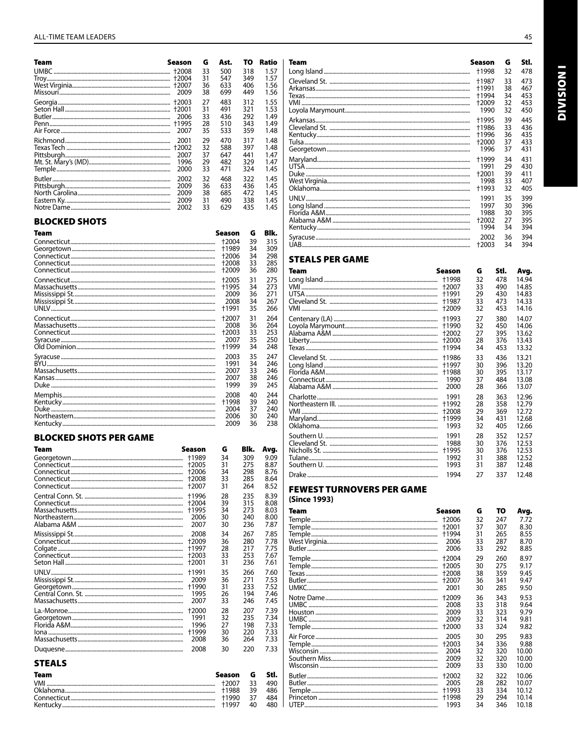| Team | Season | G | Ast. | TO | Ratio |
|---|---|---|---|---|---|
| UMBC | †2008 | 33 | 500 | 318 | 1.57 |
| Troy | †2004 | 31 | 547 | 349 | 1.57 |
| West Virginia | †2007 | 36 | 633 | 406 | 1.56 |
| Missouri | 2009 | 38 | 699 | 449 | 1.56 |
| Georgia | †2003 | 27 | 483 | 312 | 1.55 |
| Seton Hall | †2001 | 31 | 491 | 321 | 1.53 |
| Butler | 2006 | 33 | 436 | 292 | 1.49 |
| Penn | †1995 | 28 | 510 | 343 | 1.49 |
| Air Force | 2007 | 35 | 533 | 359 | 1.48 |
| Richmond | 2001 | 29 | 470 | 317 | 1.48 |
| Texas Tech | †2002 | 32 | 588 | 397 | 1.48 |
| Pittsburgh | 2007 | 37 | 647 | 441 | 1.47 |
| Mt. St. Mary's (MD) | 1996 | 29 | 482 | 329 | 1.47 |
| Temple | 2000 | 33 | 471 | 324 | 1.45 |
| Butler | 2002 | 32 | 468 | 322 | 1.45 |
| Pittsburgh | 2009 | 36 | 633 | 436 | 1.45 |
| North Carolina | 2009 | 38 | 685 | 472 | 1.45 |
| Eastern Ky. | 2009 | 31 | 490 | 338 | 1.45 |
| Notre Dame | 2002 | 33 | 629 | 435 | 1.45 |

## BLOCKED SHOTS

| Team | Season | G | Blk. |
|---|---|---|---|
| Connecticut | †2004 | 39 | 315 |
| Georgetown | †1989 | 34 | 309 |
| Connecticut | †2006 | 34 | 298 |
| Connecticut | †2008 | 33 | 285 |
| Connecticut | †2009 | 36 | 280 |
| Connecticut | †2005 | 31 | 275 |
| Massachusetts | †1995 | 34 | 273 |
| Mississippi St. | 2009 | 36 | 271 |
| Mississippi St. | 2008 | 34 | 267 |
| UNLV | †1991 | 35 | 266 |
| Connecticut | †2007 | 31 | 264 |
| Massachusetts | 2008 | 36 | 264 |
| Connecticut | †2003 | 33 | 253 |
| Syracuse | 2007 | 35 | 250 |
| Old Dominion | †1999 | 34 | 248 |
| Syracuse | 2003 | 35 | 247 |
| BYU | 1991 | 34 | 246 |
| Massachusetts | 2007 | 33 | 246 |
| Kansas | 2007 | 38 | 246 |
| Duke | 1999 | 39 | 245 |
| Memphis | 2008 | 40 | 244 |
| Kentucky | †1998 | 39 | 240 |
| Duke | 2004 | 37 | 240 |
| Northeastern | 2006 | 30 | 240 |
| Kentucky | 2009 | 36 | 238 |

## BLOCKED SHOTS PER GAME

| Team | Season | G | Blk. | Avg. |
|---|---|---|---|---|
| Georgetown | †1989 | 34 | 309 | 9.09 |
| Connecticut | †2005 | 31 | 275 | 8.87 |
| Connecticut | †2006 | 34 | 298 | 8.76 |
| Connecticut | †2008 | 33 | 285 | 8.64 |
| Connecticut | †2007 | 31 | 264 | 8.52 |
| Central Conn. St. | †1996 | 28 | 235 | 8.39 |
| Connecticut | †2004 | 39 | 315 | 8.08 |
| Massachusetts | †1995 | 34 | 273 | 8.03 |
| Northeastern | 2006 | 30 | 240 | 8.00 |
| Alabama A&M | 2007 | 30 | 236 | 7.87 |
| Mississippi St. | 2008 | 34 | 267 | 7.85 |
| Connecticut | †2009 | 36 | 280 | 7.78 |
| Colgate | †1997 | 28 | 217 | 7.75 |
| Connecticut | †2003 | 33 | 253 | 7.67 |
| Seton Hall | †2001 | 31 | 236 | 7.61 |
| UNLV | †1991 | 35 | 266 | 7.60 |
| Mississippi St. | 2009 | 36 | 271 | 7.53 |
| Georgetown | †1990 | 31 | 233 | 7.52 |
| Central Conn. St. | 1995 | 26 | 194 | 7.46 |
| Massachusetts | 2007 | 33 | 246 | 7.45 |
| La.-Monroe | †2000 | 28 | 207 | 7.39 |
| Georgetown | 1991 | 32 | 235 | 7.34 |
| Florida A&M | 1996 | 27 | 198 | 7.33 |
| Iona | †1999 | 30 | 220 | 7.33 |
| Massachusetts | 2008 | 36 | 264 | 7.33 |
| Duquesne | 2008 | 30 | 220 | 7.33 |

## STEALS

| Team | Season | G | Stl. |
|---|---|---|---|
| VMI | †2007 | 33 | 490 |
| Oklahoma | †1988 | 39 | 486 |
| Connecticut | †1990 | 37 | 484 |
| Kentucky | †1997 | 40 | 480 |
| Long Island | †1998 | 32 | 478 |
| Cleveland St. | †1987 | 33 | 473 |
| Arkansas | †1991 | 38 | 467 |
| Texas | †1994 | 34 | 453 |
| VMI | †2009 | 32 | 453 |
| Loyola Marymount | 1990 | 32 | 450 |
| Arkansas | †1995 | 39 | 445 |
| Cleveland St. | †1986 | 33 | 436 |
| Kentucky | †1996 | 36 | 435 |
| Tulsa | †2000 | 37 | 433 |
| Georgetown | 1996 | 37 | 431 |
| Maryland | †1999 | 34 | 431 |
| UTSA | 1991 | 29 | 430 |
| Duke | †2001 | 39 | 411 |
| West Virginia | 1998 | 33 | 407 |
| Oklahoma | †1993 | 32 | 405 |
| UNLV | 1991 | 35 | 399 |
| Long Island | 1997 | 30 | 396 |
| Florida A&M | 1988 | 30 | 395 |
| Alabama A&M | †2002 | 27 | 395 |
| Kentucky | 1994 | 34 | 394 |
| Syracuse | 2002 | 36 | 394 |
| UAB | †2003 | 34 | 394 |

## STEALS PER GAME

| Team | Season | G | Stl. | Avg. |
|---|---|---|---|---|
| Long Island | †1998 | 32 | 478 | 14.94 |
| VMI | †2007 | 33 | 490 | 14.85 |
| UTSA | †1991 | 29 | 430 | 14.83 |
| Cleveland St. | †1987 | 33 | 473 | 14.33 |
| VMI | †2009 | 32 | 453 | 14.16 |
| Centenary (LA) | †1993 | 27 | 380 | 14.07 |
| Loyola Marymount | †1990 | 32 | 450 | 14.06 |
| Alabama A&M | †2002 | 27 | 395 | 13.62 |
| Liberty | †2000 | 28 | 376 | 13.43 |
| Texas | †1994 | 34 | 453 | 13.32 |
| Cleveland St. | †1986 | 33 | 436 | 13.21 |
| Long Island | †1997 | 30 | 396 | 13.20 |
| Florida A&M | †1988 | 30 | 395 | 13.17 |
| Connecticut | 1990 | 37 | 484 | 13.08 |
| Alabama A&M | 2000 | 28 | 366 | 13.07 |
| Charlotte | 1991 | 28 | 363 | 12.96 |
| Northeastern Ill. | †1992 | 28 | 358 | 12.79 |
| VMI | †2008 | 29 | 369 | 12.72 |
| Maryland | †1999 | 34 | 431 | 12.68 |
| Oklahoma | 1993 | 32 | 405 | 12.66 |
| Southern U. | 1991 | 28 | 352 | 12.57 |
| Cleveland St. | 1988 | 30 | 376 | 12.53 |
| Nicholls St. | †1995 | 30 | 376 | 12.53 |
| Tulane | 1992 | 31 | 388 | 12.52 |
| Southern U. | 1993 | 31 | 387 | 12.48 |
| Drake | 1994 | 27 | 337 | 12.48 |

## FEWEST TURNOVERS PER GAME

**(Since 1993)**

| Team | Season | G | TO | Avg. |
|---|---|---|---|---|
| Temple | †2006 | 32 | 247 | 7.72 |
| Temple | †2001 | 37 | 307 | 8.30 |
| Temple | †1994 | 31 | 265 | 8.55 |
| West Virginia | 2006 | 33 | 287 | 8.70 |
| Butler | 2006 | 33 | 292 | 8.85 |
| Temple | †2004 | 29 | 260 | 8.97 |
| Temple | †2005 | 30 | 275 | 9.17 |
| Texas | †2008 | 38 | 359 | 9.45 |
| Butler | †2007 | 36 | 341 | 9.47 |
| UMKC | 2001 | 30 | 285 | 9.50 |
| Notre Dame | †2009 | 36 | 343 | 9.53 |
| UMBC | 2008 | 33 | 318 | 9.64 |
| Houston | 2009 | 33 | 323 | 9.79 |
| UMBC | 2009 | 32 | 314 | 9.81 |
| Temple | †2000 | 33 | 324 | 9.82 |
| Air Force | 2005 | 30 | 295 | 9.83 |
| Temple | †2003 | 34 | 336 | 9.88 |
| Wisconsin | 2004 | 32 | 320 | 10.00 |
| Southern Miss. | 2009 | 32 | 320 | 10.00 |
| Wisconsin | 2009 | 33 | 330 | 10.00 |
| Butler | †2002 | 32 | 322 | 10.06 |
| Butler | 2005 | 28 | 282 | 10.07 |
| Temple | †1993 | 33 | 334 | 10.12 |
| Princeton | †1998 | 29 | 294 | 10.14 |
| UTEP | 1993 | 34 | 346 | 10.18 |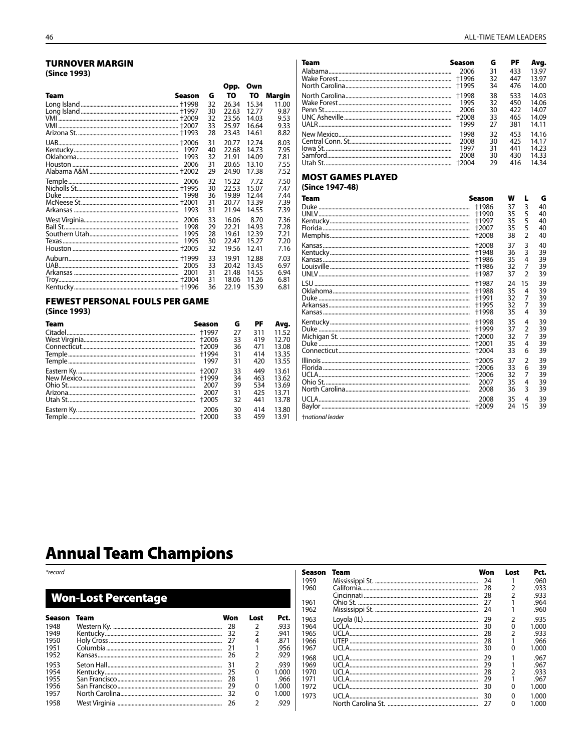## TURNOVER MARGIN
**(Since 1993)**

| Team | Season | G | Opp. TO | Own TO | Margin |
|---|---|---|---|---|---|
| Long Island | †1998 | 32 | 26.34 | 15.34 | 11.00 |
| Long Island | †1997 | 30 | 22.63 | 12.77 | 9.87 |
| VMI | †2009 | 32 | 23.56 | 14.03 | 9.53 |
| VMI | †2007 | 33 | 25.97 | 16.64 | 9.33 |
| Arizona St. | †1993 | 28 | 23.43 | 14.61 | 8.82 |
| UAB | †2006 | 31 | 20.77 | 12.74 | 8.03 |
| Kentucky | 1997 | 40 | 22.68 | 14.73 | 7.95 |
| Oklahoma | 1993 | 32 | 21.91 | 14.09 | 7.81 |
| Houston | 2006 | 31 | 20.65 | 13.10 | 7.55 |
| Alabama A&M | †2002 | 29 | 24.90 | 17.38 | 7.52 |
| Temple | 2006 | 32 | 15.22 | 7.72 | 7.50 |
| Nicholls St. | †1995 | 30 | 22.53 | 15.07 | 7.47 |
| Duke | 1998 | 36 | 19.89 | 12.44 | 7.44 |
| McNeese St. | †2001 | 31 | 20.77 | 13.39 | 7.39 |
| Arkansas | 1993 | 31 | 21.94 | 14.55 | 7.39 |
| West Virginia | 2006 | 33 | 16.06 | 8.70 | 7.36 |
| Ball St. | 1998 | 29 | 22.21 | 14.93 | 7.28 |
| Southern Utah | 1995 | 28 | 19.61 | 12.39 | 7.21 |
| Texas | 1995 | 30 | 22.47 | 15.27 | 7.20 |
| Houston | †2005 | 32 | 19.56 | 12.41 | 7.16 |
| Auburn | †1999 | 33 | 19.91 | 12.88 | 7.03 |
| UAB | 2005 | 33 | 20.42 | 13.45 | 6.97 |
| Arkansas | 2001 | 31 | 21.48 | 14.55 | 6.94 |
| Troy | †2004 | 31 | 18.06 | 11.26 | 6.81 |
| Kentucky | †1996 | 36 | 22.19 | 15.39 | 6.81 |

## FEWEST PERSONAL FOULS PER GAME
**(Since 1993)**

| Team | Season | G | PF | Avg. |
|---|---|---|---|---|
| Citadel | †1997 | 27 | 311 | 11.52 |
| West Virginia | †2006 | 33 | 419 | 12.70 |
| Connecticut | †2009 | 36 | 471 | 13.08 |
| Temple | †1994 | 31 | 414 | 13.35 |
| Temple | 1997 | 31 | 420 | 13.55 |
| Eastern Ky. | †2007 | 33 | 449 | 13.61 |
| New Mexico | †1999 | 34 | 463 | 13.62 |
| Ohio St. | 2007 | 39 | 534 | 13.69 |
| Arizona | 2007 | 31 | 425 | 13.71 |
| Utah St. | †2005 | 32 | 441 | 13.78 |
| Eastern Ky. | 2006 | 30 | 414 | 13.80 |
| Temple | †2000 | 33 | 459 | 13.91 |
| Alabama | 2006 | 31 | 433 | 13.97 |
| Wake Forest | †1996 | 32 | 447 | 13.97 |
| North Carolina | †1995 | 34 | 476 | 14.00 |
| North Carolina | †1998 | 38 | 533 | 14.03 |
| Wake Forest | 1995 | 32 | 450 | 14.06 |
| Penn St. | 2006 | 30 | 422 | 14.07 |
| UNC Asheville | †2008 | 33 | 465 | 14.09 |
| UALR | 1999 | 27 | 381 | 14.11 |
| New Mexico | 1998 | 32 | 453 | 14.16 |
| Central Conn. St. | 2008 | 30 | 425 | 14.17 |
| Iowa St. | 1997 | 31 | 441 | 14.23 |
| Samford | 2008 | 30 | 430 | 14.33 |
| Utah St. | †2004 | 29 | 416 | 14.34 |

## MOST GAMES PLAYED
**(Since 1947-48)**

| Team | Season | W | L | G |
|---|---|---|---|---|
| Duke | †1986 | 37 | 3 | 40 |
| UNLV | †1990 | 35 | 5 | 40 |
| Kentucky | †1997 | 35 | 5 | 40 |
| Florida | †2007 | 35 | 5 | 40 |
| Memphis | †2008 | 38 | 2 | 40 |
| Kansas | †2008 | 37 | 3 | 40 |
| Kentucky | †1948 | 36 | 3 | 39 |
| Kansas | †1986 | 35 | 4 | 39 |
| Louisville | †1986 | 32 | 7 | 39 |
| UNLV | †1987 | 37 | 2 | 39 |
| LSU | †1987 | 24 | 15 | 39 |
| Oklahoma | †1988 | 35 | 4 | 39 |
| Duke | †1991 | 32 | 7 | 39 |
| Arkansas | †1995 | 32 | 7 | 39 |
| Kansas | †1998 | 35 | 4 | 39 |
| Kentucky | †1998 | 35 | 4 | 39 |
| Duke | †1999 | 37 | 2 | 39 |
| Michigan St. | †2000 | 32 | 7 | 39 |
| Duke | †2001 | 35 | 4 | 39 |
| Connecticut | †2004 | 33 | 6 | 39 |
| Illinois | †2005 | 37 | 2 | 39 |
| Florida | †2006 | 33 | 6 | 39 |
| UCLA | †2006 | 32 | 7 | 39 |
| Ohio St. | 2007 | 35 | 4 | 39 |
| North Carolina | 2008 | 36 | 3 | 39 |
| UCLA | 2008 | 35 | 4 | 39 |
| Baylor | †2009 | 24 | 15 | 39 |

*†national leader*

# Annual Team Champions

*\*record*

## Won-Lost Percentage

| Season | Team | Won | Lost | Pct. |
|---|---|---|---|---|
| 1948 | Western Ky. | 28 | 2 | .933 |
| 1949 | Kentucky | 32 | 2 | .941 |
| 1950 | Holy Cross | 27 | 4 | .871 |
| 1951 | Columbia | 21 | 1 | .956 |
| 1952 | Kansas | 26 | 2 | .929 |
| 1953 | Seton Hall | 31 | 2 | .939 |
| 1954 | Kentucky | 25 | 0 | 1.000 |
| 1955 | San Francisco | 28 | 1 | .966 |
| 1956 | San Francisco | 29 | 0 | 1.000 |
| 1957 | North Carolina | 32 | 0 | 1.000 |
| 1958 | West Virginia | 26 | 2 | .929 |
| 1959 | Mississippi St. | 24 | 1 | .960 |
| 1960 | California | 28 | 2 | .933 |
| | Cincinnati | 28 | 2 | .933 |
| 1961 | Ohio St. | 27 | 1 | .964 |
| 1962 | Mississippi St. | 24 | 1 | .960 |
| 1963 | Loyola (IL) | 29 | 2 | .935 |
| 1964 | UCLA | 30 | 0 | 1.000 |
| 1965 | UCLA | 28 | 2 | .933 |
| 1966 | UTEP | 28 | 1 | .966 |
| 1967 | UCLA | 30 | 0 | 1.000 |
| 1968 | UCLA | 29 | 1 | .967 |
| 1969 | UCLA | 29 | 1 | .967 |
| 1970 | UCLA | 28 | 2 | .933 |
| 1971 | UCLA | 29 | 1 | .967 |
| 1972 | UCLA | 30 | 0 | 1.000 |
| 1973 | UCLA | 30 | 0 | 1.000 |
| | North Carolina St. | 27 | 0 | 1.000 |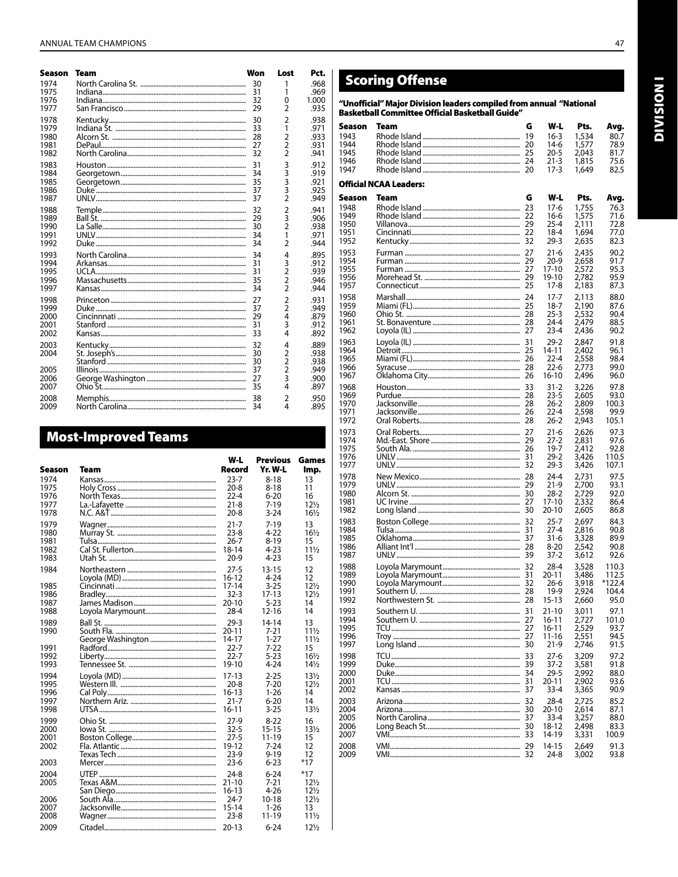| Season | Team | Won | Lost | Pct. |
|---|---|---|---|---|
| 1974 | North Carolina St. | 30 | 1 | .968 |
| 1975 | Indiana | 31 | 1 | .969 |
| 1976 | Indiana | 32 | 0 | 1.000 |
| 1977 | San Francisco | 29 | 2 | .935 |
| 1978 | Kentucky | 30 | 2 | .938 |
| 1979 | Indiana St. | 33 | 1 | .971 |
| 1980 | Alcorn St. | 28 | 2 | .933 |
| 1981 | DePaul | 27 | 2 | .931 |
| 1982 | North Carolina | 32 | 2 | .941 |
| 1983 | Houston | 31 | 3 | .912 |
| 1984 | Georgetown | 34 | 3 | .919 |
| 1985 | Georgetown | 35 | 3 | .921 |
| 1986 | Duke | 37 | 3 | .925 |
| 1987 | UNLV | 37 | 2 | .949 |
| 1988 | Temple | 32 | 2 | .941 |
| 1989 | Ball St. | 29 | 3 | .906 |
| 1990 | La Salle | 30 | 2 | .938 |
| 1991 | UNLV | 34 | 1 | .971 |
| 1992 | Duke | 34 | 2 | .944 |
| 1993 | North Carolina | 34 | 4 | .895 |
| 1994 | Arkansas | 31 | 3 | .912 |
| 1995 | UCLA | 31 | 2 | .939 |
| 1996 | Massachusetts | 35 | 2 | .946 |
| 1997 | Kansas | 34 | 2 | .944 |
| 1998 | Princeton | 27 | 2 | .931 |
| 1999 | Duke | 37 | 2 | .949 |
| 2000 | Cincinnati | 29 | 4 | .879 |
| 2001 | Stanford | 31 | 3 | .912 |
| 2002 | Kansas | 33 | 4 | .892 |
| 2003 | Kentucky | 32 | 4 | .889 |
| 2004 | St. Joseph's | 30 | 2 | .938 |
| | Stanford | 30 | 2 | .938 |
| 2005 | Illinois | 37 | 2 | .949 |
| 2006 | George Washington | 27 | 3 | .900 |
| 2007 | Ohio St. | 35 | 4 | .897 |
| 2008 | Memphis | 38 | 2 | .950 |
| 2009 | North Carolina | 34 | 4 | .895 |

## Most-Improved Teams

| Season | Team | W-L Record | Previous Yr. W-L | Games Imp. |
|---|---|---|---|---|
| 1974 | Kansas | 23-7 | 8-18 | 13 |
| 1975 | Holy Cross | 20-8 | 8-18 | 11 |
| 1976 | North Texas | 22-4 | 6-20 | 16 |
| 1977 | La.-Lafayette | 21-8 | 7-19 | 12½ |
| 1978 | N.C. A&T | 20-8 | 3-24 | 16½ |
| 1979 | Wagner | 21-7 | 7-19 | 13 |
| 1980 | Murray St. | 23-8 | 4-22 | 16½ |
| 1981 | Tulsa | 26-7 | 8-19 | 15 |
| 1982 | Cal St. Fullerton | 18-14 | 4-23 | 11½ |
| 1983 | Utah St. | 20-9 | 4-23 | 15 |
| 1984 | Northeastern | 27-5 | 13-15 | 12 |
| | Loyola (MD) | 16-12 | 4-24 | 12 |
| 1985 | Cincinnati | 17-14 | 3-25 | 12½ |
| 1986 | Bradley | 32-3 | 17-13 | 12½ |
| 1987 | James Madison | 20-10 | 5-23 | 14 |
| 1988 | Loyola Marymount | 28-4 | 12-16 | 14 |
| 1989 | Ball St. | 29-3 | 14-14 | 13 |
| 1990 | South Fla. | 20-11 | 7-21 | 11½ |
| | George Washington | 14-17 | 1-27 | 11½ |
| 1991 | Radford | 22-7 | 7-22 | 15 |
| 1992 | Liberty | 22-7 | 5-23 | 16½ |
| 1993 | Tennessee St. | 19-10 | 4-24 | 14½ |
| 1994 | Loyola (MD) | 17-13 | 2-25 | 13½ |
| 1995 | Western Ill. | 20-8 | 7-20 | 12½ |
| 1996 | Cal Poly | 16-13 | 1-26 | 14 |
| 1997 | Northern Ariz. | 21-7 | 6-20 | 14 |
| 1998 | UTSA | 16-11 | 3-25 | 13½ |
| 1999 | Ohio St. | 27-9 | 8-22 | 16 |
| 2000 | Iowa St. | 32-5 | 15-15 | 13½ |
| 2001 | Boston College | 27-5 | 11-19 | 15 |
| 2002 | Fla. Atlantic | 19-12 | 7-24 | 12 |
| | Texas Tech | 23-9 | 9-19 | 12 |
| 2003 | Mercer | 23-6 | 6-23 | *17 |
| 2004 | UTEP | 24-8 | 6-24 | *17 |
| 2005 | Texas A&M | 21-10 | 7-21 | 12½ |
| | San Diego | 16-13 | 4-26 | 12½ |
| 2006 | South Ala. | 24-7 | 10-18 | 12½ |
| 2007 | Jacksonville | 15-14 | 1-26 | 13 |
| 2008 | Wagner | 23-8 | 11-19 | 11½ |
| 2009 | Citadel | 20-13 | 6-24 | 12½ |

## Scoring Offense

**"Unofficial" Major Division leaders compiled from annual "National Basketball Committee Official Basketball Guide"**

| Season | Team | G | W-L | Pts. | Avg. |
|---|---|---|---|---|---|
| 1943 | Rhode Island | 19 | 16-3 | 1,534 | 80.7 |
| 1944 | Rhode Island | 20 | 14-6 | 1,577 | 78.9 |
| 1945 | Rhode Island | 25 | 20-5 | 2,043 | 81.7 |
| 1946 | Rhode Island | 24 | 21-3 | 1,815 | 75.6 |
| 1947 | Rhode Island | 20 | 17-3 | 1,649 | 82.5 |

**Official NCAA Leaders:**

| Season | Team | G | W-L | Pts. | Avg. |
|---|---|---|---|---|---|
| 1948 | Rhode Island | 23 | 17-6 | 1,755 | 76.3 |
| 1949 | Rhode Island | 22 | 16-6 | 1,575 | 71.6 |
| 1950 | Villanova | 29 | 25-4 | 2,111 | 72.8 |
| 1951 | Cincinnati | 22 | 18-4 | 1,694 | 77.0 |
| 1952 | Kentucky | 32 | 29-3 | 2,635 | 82.3 |
| 1953 | Furman | 27 | 21-6 | 2,435 | 90.2 |
| 1954 | Furman | 29 | 20-9 | 2,658 | 91.7 |
| 1955 | Furman | 27 | 17-10 | 2,572 | 95.3 |
| 1956 | Morehead St. | 29 | 19-10 | 2,782 | 95.9 |
| 1957 | Connecticut | 25 | 17-8 | 2,183 | 87.3 |
| 1958 | Marshall | 24 | 17-7 | 2,113 | 88.0 |
| 1959 | Miami (FL) | 25 | 18-7 | 2,190 | 87.6 |
| 1960 | Ohio St. | 28 | 25-3 | 2,532 | 90.4 |
| 1961 | St. Bonaventure | 28 | 24-4 | 2,479 | 88.5 |
| 1962 | Loyola (IL) | 27 | 23-4 | 2,436 | 90.2 |
| 1963 | Loyola (IL) | 31 | 29-2 | 2,847 | 91.8 |
| 1964 | Detroit | 25 | 14-11 | 2,402 | 96.1 |
| 1965 | Miami (FL) | 26 | 22-4 | 2,558 | 98.4 |
| 1966 | Syracuse | 28 | 22-6 | 2,773 | 99.0 |
| 1967 | Oklahoma City | 26 | 16-10 | 2,496 | 96.0 |
| 1968 | Houston | 33 | 31-2 | 3,226 | 97.8 |
| 1969 | Purdue | 28 | 23-5 | 2,605 | 93.0 |
| 1970 | Jacksonville | 28 | 26-2 | 2,809 | 100.3 |
| 1971 | Jacksonville | 26 | 22-4 | 2,598 | 99.9 |
| 1972 | Oral Roberts | 28 | 26-2 | 2,943 | 105.1 |
| 1973 | Oral Roberts | 27 | 21-6 | 2,626 | 97.3 |
| 1974 | Md.-East. Shore | 29 | 27-2 | 2,831 | 97.6 |
| 1975 | South Ala. | 26 | 19-7 | 2,412 | 92.8 |
| 1976 | UNLV | 31 | 29-2 | 3,426 | 110.5 |
| 1977 | UNLV | 32 | 29-3 | 3,426 | 107.1 |
| 1978 | New Mexico | 28 | 24-4 | 2,731 | 97.5 |
| 1979 | UNLV | 29 | 21-9 | 2,700 | 93.1 |
| 1980 | Alcorn St. | 30 | 28-2 | 2,729 | 92.0 |
| 1981 | UC Irvine | 27 | 17-10 | 2,332 | 86.4 |
| 1982 | Long Island | 30 | 20-10 | 2,605 | 86.8 |
| 1983 | Boston College | 32 | 25-7 | 2,697 | 84.3 |
| 1984 | Tulsa | 31 | 27-4 | 2,816 | 90.8 |
| 1985 | Oklahoma | 37 | 31-6 | 3,328 | 89.9 |
| 1986 | Alliant Int'l | 28 | 8-20 | 2,542 | 90.8 |
| 1987 | UNLV | 39 | 37-2 | 3,612 | 92.6 |
| 1988 | Loyola Marymount | 32 | 28-4 | 3,528 | 110.3 |
| 1989 | Loyola Marymount | 31 | 20-11 | 3,486 | 112.5 |
| 1990 | Loyola Marymount | 32 | 26-6 | 3,918 | *122.4 |
| 1991 | Southern U. | 28 | 19-9 | 2,924 | 104.4 |
| 1992 | Northwestern St. | 28 | 15-13 | 2,660 | 95.0 |
| 1993 | Southern U. | 31 | 21-10 | 3,011 | 97.1 |
| 1994 | Southern U. | 27 | 16-11 | 2,727 | 101.0 |
| 1995 | TCU | 27 | 16-11 | 2,529 | 93.7 |
| 1996 | Troy | 27 | 11-16 | 2,551 | 94.5 |
| 1997 | Long Island | 30 | 21-9 | 2,746 | 91.5 |
| 1998 | TCU | 33 | 27-6 | 3,209 | 97.2 |
| 1999 | Duke | 39 | 37-2 | 3,581 | 91.8 |
| 2000 | Duke | 34 | 29-5 | 2,992 | 88.0 |
| 2001 | TCU | 31 | 20-11 | 2,902 | 93.6 |
| 2002 | Kansas | 37 | 33-4 | 3,365 | 90.9 |
| 2003 | Arizona | 32 | 28-4 | 2,725 | 85.2 |
| 2004 | Arizona | 30 | 20-10 | 2,614 | 87.1 |
| 2005 | North Carolina | 37 | 33-4 | 3,257 | 88.0 |
| 2006 | Long Beach St. | 30 | 18-12 | 2,498 | 83.3 |
| 2007 | VMI | 33 | 14-19 | 3,331 | 100.9 |
| 2008 | VMI | 29 | 14-15 | 2,649 | 91.3 |
| 2009 | VMI | 32 | 24-8 | 3,002 | 93.8 |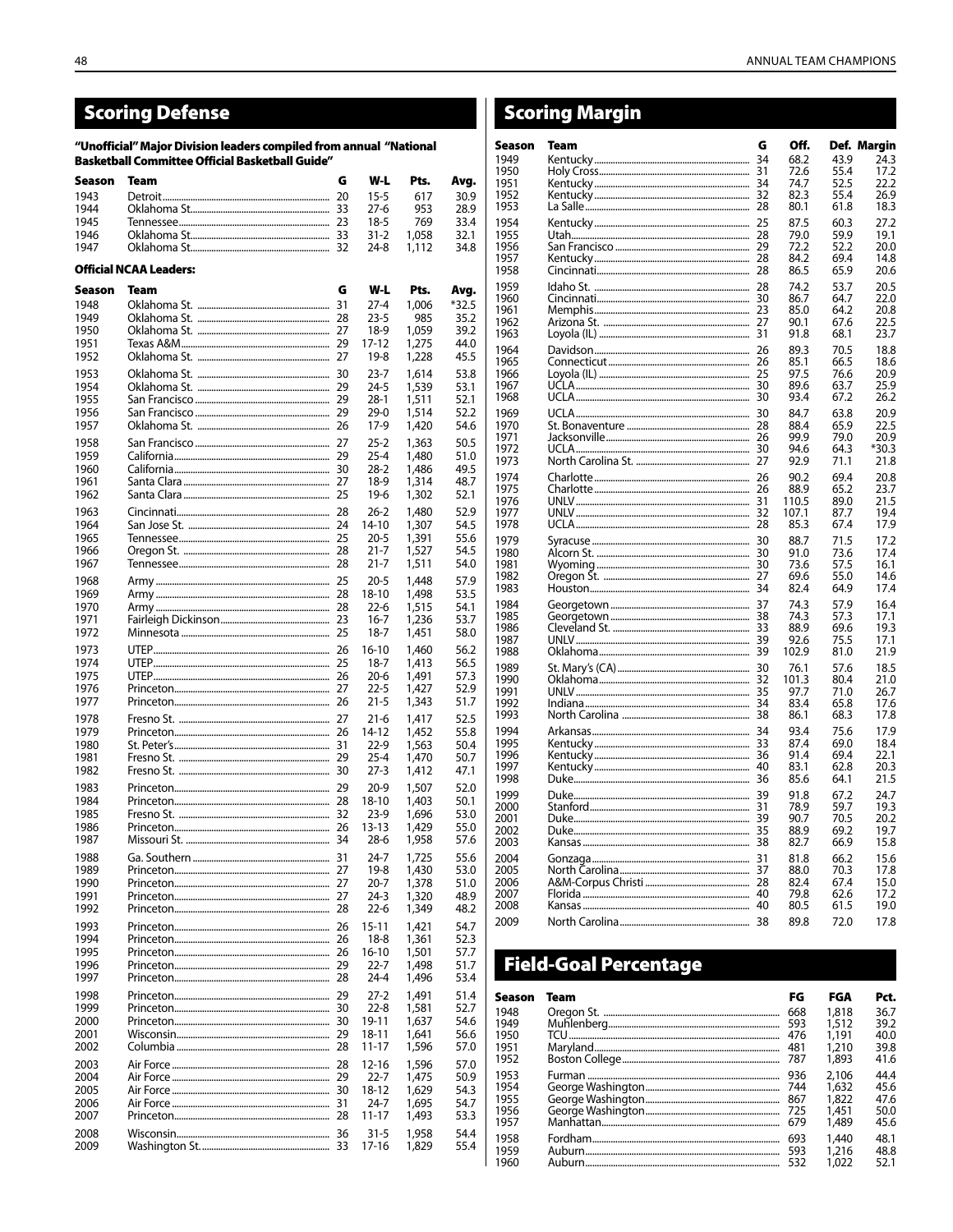## Scoring Defense

**"Unofficial" Major Division leaders compiled from annual "National Basketball Committee Official Basketball Guide"**

| Season | Team | G | W-L | Pts. | Avg. |
|---|---|---|---|---|---|
| 1943 | Detroit | 20 | 15-5 | 617 | 30.9 |
| 1944 | Oklahoma St. | 33 | 27-6 | 953 | 28.9 |
| 1945 | Tennessee | 23 | 18-5 | 769 | 33.4 |
| 1946 | Oklahoma St. | 33 | 31-2 | 1,058 | 32.1 |
| 1947 | Oklahoma St. | 32 | 24-8 | 1,112 | 34.8 |

**Official NCAA Leaders:**

| Season | Team | G | W-L | Pts. | Avg. |
|---|---|---|---|---|---|
| 1948 | Oklahoma St. | 31 | 27-4 | 1,006 | *32.5 |
| 1949 | Oklahoma St. | 28 | 23-5 | 985 | 35.2 |
| 1950 | Oklahoma St. | 27 | 18-9 | 1,059 | 39.2 |
| 1951 | Texas A&M | 29 | 17-12 | 1,275 | 44.0 |
| 1952 | Oklahoma St. | 27 | 19-8 | 1,228 | 45.5 |
| 1953 | Oklahoma St. | 30 | 23-7 | 1,614 | 53.8 |
| 1954 | Oklahoma St. | 29 | 24-5 | 1,539 | 53.1 |
| 1955 | San Francisco | 29 | 28-1 | 1,511 | 52.1 |
| 1956 | San Francisco | 29 | 29-0 | 1,514 | 52.2 |
| 1957 | Oklahoma St. | 26 | 17-9 | 1,420 | 54.6 |
| 1958 | San Francisco | 27 | 25-2 | 1,363 | 50.5 |
| 1959 | California | 29 | 25-4 | 1,480 | 51.0 |
| 1960 | California | 30 | 28-2 | 1,486 | 49.5 |
| 1961 | Santa Clara | 27 | 18-9 | 1,314 | 48.7 |
| 1962 | Santa Clara | 25 | 19-6 | 1,302 | 52.1 |
| 1963 | Cincinnati | 28 | 26-2 | 1,480 | 52.9 |
| 1964 | San Jose St. | 24 | 14-10 | 1,307 | 54.5 |
| 1965 | Tennessee | 25 | 20-5 | 1,391 | 55.6 |
| 1966 | Oregon St. | 28 | 21-7 | 1,527 | 54.5 |
| 1967 | Tennessee | 28 | 21-7 | 1,511 | 54.0 |
| 1968 | Army | 25 | 20-5 | 1,448 | 57.9 |
| 1969 | Army | 28 | 18-10 | 1,498 | 53.5 |
| 1970 | Army | 28 | 22-6 | 1,515 | 54.1 |
| 1971 | Fairleigh Dickinson | 23 | 16-7 | 1,236 | 53.7 |
| 1972 | Minnesota | 25 | 18-7 | 1,451 | 58.0 |
| 1973 | UTEP | 26 | 16-10 | 1,460 | 56.2 |
| 1974 | UTEP | 25 | 18-7 | 1,413 | 56.5 |
| 1975 | UTEP | 26 | 20-6 | 1,491 | 57.3 |
| 1976 | Princeton | 27 | 22-5 | 1,427 | 52.9 |
| 1977 | Princeton | 26 | 21-5 | 1,343 | 51.7 |
| 1978 | Fresno St. | 27 | 21-6 | 1,417 | 52.5 |
| 1979 | Princeton | 26 | 14-12 | 1,452 | 55.8 |
| 1980 | St. Peter's | 31 | 22-9 | 1,563 | 50.4 |
| 1981 | Fresno St. | 29 | 25-4 | 1,470 | 50.7 |
| 1982 | Fresno St. | 30 | 27-3 | 1,412 | 47.1 |
| 1983 | Princeton | 29 | 20-9 | 1,507 | 52.0 |
| 1984 | Princeton | 28 | 18-10 | 1,403 | 50.1 |
| 1985 | Fresno St. | 32 | 23-9 | 1,696 | 53.0 |
| 1986 | Princeton | 26 | 13-13 | 1,429 | 55.0 |
| 1987 | Missouri St. | 34 | 28-6 | 1,958 | 57.6 |
| 1988 | Ga. Southern | 31 | 24-7 | 1,725 | 55.6 |
| 1989 | Princeton | 27 | 19-8 | 1,430 | 53.0 |
| 1990 | Princeton | 27 | 20-7 | 1,378 | 51.0 |
| 1991 | Princeton | 27 | 24-3 | 1,320 | 48.9 |
| 1992 | Princeton | 28 | 22-6 | 1,349 | 48.2 |
| 1993 | Princeton | 26 | 15-11 | 1,421 | 54.7 |
| 1994 | Princeton | 26 | 18-8 | 1,361 | 52.3 |
| 1995 | Princeton | 26 | 16-10 | 1,501 | 57.7 |
| 1996 | Princeton | 29 | 22-7 | 1,498 | 51.7 |
| 1997 | Princeton | 28 | 24-4 | 1,496 | 53.4 |
| 1998 | Princeton | 29 | 27-2 | 1,491 | 51.4 |
| 1999 | Princeton | 30 | 22-8 | 1,581 | 52.7 |
| 2000 | Princeton | 30 | 19-11 | 1,637 | 54.6 |
| 2001 | Wisconsin | 29 | 18-11 | 1,641 | 56.6 |
| 2002 | Columbia | 28 | 11-17 | 1,596 | 57.0 |
| 2003 | Air Force | 28 | 12-16 | 1,596 | 57.0 |
| 2004 | Air Force | 29 | 22-7 | 1,475 | 50.9 |
| 2005 | Air Force | 30 | 18-12 | 1,629 | 54.3 |
| 2006 | Air Force | 31 | 24-7 | 1,695 | 54.7 |
| 2007 | Princeton | 28 | 11-17 | 1,493 | 53.3 |
| 2008 | Wisconsin | 36 | 31-5 | 1,958 | 54.4 |
| 2009 | Washington St. | 33 | 17-16 | 1,829 | 55.4 |

## Scoring Margin

| Season | Team | G | Off. | Def. | Margin |
|---|---|---|---|---|---|
| 1949 | Kentucky | 34 | 68.2 | 43.9 | 24.3 |
| 1950 | Holy Cross | 31 | 72.6 | 55.4 | 17.2 |
| 1951 | Kentucky | 34 | 74.7 | 52.5 | 22.2 |
| 1952 | Kentucky | 32 | 82.3 | 55.4 | 26.9 |
| 1953 | La Salle | 28 | 80.1 | 61.8 | 18.3 |
| 1954 | Kentucky | 25 | 87.5 | 60.3 | 27.2 |
| 1955 | Utah | 28 | 79.0 | 59.9 | 19.1 |
| 1956 | San Francisco | 29 | 72.2 | 52.2 | 20.0 |
| 1957 | Kentucky | 28 | 84.2 | 69.4 | 14.8 |
| 1958 | Cincinnati | 28 | 86.5 | 65.9 | 20.6 |
| 1959 | Idaho St. | 28 | 74.2 | 53.7 | 20.5 |
| 1960 | Cincinnati | 30 | 86.7 | 64.7 | 22.0 |
| 1961 | Memphis | 23 | 85.0 | 64.2 | 20.8 |
| 1962 | Arizona St. | 27 | 90.1 | 67.6 | 22.5 |
| 1963 | Loyola (IL) | 31 | 91.8 | 68.1 | 23.7 |
| 1964 | Davidson | 26 | 89.3 | 70.5 | 18.8 |
| 1965 | Connecticut | 26 | 85.1 | 66.5 | 18.6 |
| 1966 | Loyola (IL) | 25 | 97.5 | 76.6 | 20.9 |
| 1967 | UCLA | 30 | 89.6 | 63.7 | 25.9 |
| 1968 | UCLA | 30 | 93.4 | 67.2 | 26.2 |
| 1969 | UCLA | 30 | 84.7 | 63.8 | 20.9 |
| 1970 | St. Bonaventure | 28 | 88.4 | 65.9 | 22.5 |
| 1971 | Jacksonville | 26 | 99.9 | 79.0 | 20.9 |
| 1972 | UCLA | 30 | 94.6 | 64.3 | *30.3 |
| 1973 | North Carolina St. | 27 | 92.9 | 71.1 | 21.8 |
| 1974 | Charlotte | 26 | 90.2 | 69.4 | 20.8 |
| 1975 | Charlotte | 26 | 88.9 | 65.2 | 23.7 |
| 1976 | UNLV | 31 | 110.5 | 89.0 | 21.5 |
| 1977 | UNLV | 32 | 107.1 | 87.7 | 19.4 |
| 1978 | UCLA | 28 | 85.3 | 67.4 | 17.9 |
| 1979 | Syracuse | 30 | 88.7 | 71.5 | 17.2 |
| 1980 | Alcorn St. | 30 | 91.0 | 73.6 | 17.4 |
| 1981 | Wyoming | 30 | 73.6 | 57.5 | 16.1 |
| 1982 | Oregon St. | 27 | 69.6 | 55.0 | 14.6 |
| 1983 | Houston | 34 | 82.4 | 64.9 | 17.4 |
| 1984 | Georgetown | 37 | 74.3 | 57.9 | 16.4 |
| 1985 | Georgetown | 38 | 74.3 | 57.3 | 17.1 |
| 1986 | Cleveland St. | 33 | 88.9 | 69.6 | 19.3 |
| 1987 | UNLV | 39 | 92.6 | 75.5 | 17.1 |
| 1988 | Oklahoma | 39 | 102.9 | 81.0 | 21.9 |
| 1989 | St. Mary's (CA) | 30 | 76.1 | 57.6 | 18.5 |
| 1990 | Oklahoma | 32 | 101.3 | 80.4 | 21.0 |
| 1991 | UNLV | 35 | 97.7 | 71.0 | 26.7 |
| 1992 | Indiana | 34 | 83.4 | 65.8 | 17.6 |
| 1993 | North Carolina | 38 | 86.1 | 68.3 | 17.8 |
| 1994 | Arkansas | 34 | 93.4 | 75.6 | 17.9 |
| 1995 | Kentucky | 33 | 87.4 | 69.0 | 18.4 |
| 1996 | Kentucky | 36 | 91.4 | 69.4 | 22.1 |
| 1997 | Kentucky | 40 | 83.1 | 62.8 | 20.3 |
| 1998 | Duke | 36 | 85.6 | 64.1 | 21.5 |
| 1999 | Duke | 39 | 91.8 | 67.2 | 24.7 |
| 2000 | Stanford | 31 | 78.9 | 59.7 | 19.3 |
| 2001 | Duke | 39 | 90.7 | 70.5 | 20.2 |
| 2002 | Duke | 35 | 88.9 | 69.2 | 19.7 |
| 2003 | Kansas | 38 | 82.7 | 66.9 | 15.8 |
| 2004 | Gonzaga | 31 | 81.8 | 66.2 | 15.6 |
| 2005 | North Carolina | 37 | 88.0 | 70.3 | 17.8 |
| 2006 | A&M-Corpus Christi | 28 | 82.4 | 67.4 | 15.0 |
| 2007 | Florida | 40 | 79.8 | 62.6 | 17.2 |
| 2008 | Kansas | 40 | 80.5 | 61.5 | 19.0 |
| 2009 | North Carolina | 38 | 89.8 | 72.0 | 17.8 |

## Field-Goal Percentage

| Season | Team | FG | FGA | Pct. |
|---|---|---|---|---|
| 1948 | Oregon St. | 668 | 1,818 | 36.7 |
| 1949 | Muhlenberg | 593 | 1,512 | 39.2 |
| 1950 | TCU | 476 | 1,191 | 40.0 |
| 1951 | Maryland | 481 | 1,210 | 39.8 |
| 1952 | Boston College | 787 | 1,893 | 41.6 |
| 1953 | Furman | 936 | 2,106 | 44.4 |
| 1954 | George Washington | 744 | 1,632 | 45.6 |
| 1955 | George Washington | 867 | 1,822 | 47.6 |
| 1956 | George Washington | 725 | 1,451 | 50.0 |
| 1957 | Manhattan | 679 | 1,489 | 45.6 |
| 1958 | Fordham | 693 | 1,440 | 48.1 |
| 1959 | Auburn | 593 | 1,216 | 48.8 |
| 1960 | Auburn | 532 | 1,022 | 52.1 |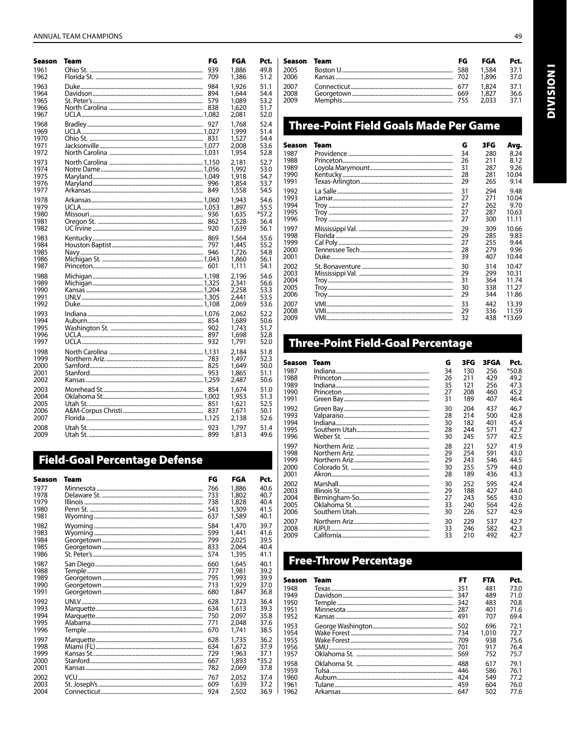| Season | Team | FG | FGA | Pct. |
|---|---|---|---|---|
| 1961 | Ohio St. | 939 | 1,886 | 49.8 |
| 1962 | Florida St. | 709 | 1,386 | 51.2 |
| 1963 | Duke | 984 | 1,926 | 51.1 |
| 1964 | Davidson | 894 | 1,644 | 54.4 |
| 1965 | St. Peter's | 579 | 1,089 | 53.2 |
| 1966 | North Carolina | 838 | 1,620 | 51.7 |
| 1967 | UCLA | 1,082 | 2,081 | 52.0 |
| 1968 | Bradley | 927 | 1,768 | 52.4 |
| 1969 | UCLA | 1,027 | 1,999 | 51.4 |
| 1970 | Ohio St. | 831 | 1,527 | 54.4 |
| 1971 | Jacksonville | 1,077 | 2,008 | 53.6 |
| 1972 | North Carolina | 1,031 | 1,954 | 52.8 |
| 1973 | North Carolina | 1,150 | 2,181 | 52.7 |
| 1974 | Notre Dame | 1,056 | 1,992 | 53.0 |
| 1975 | Maryland | 1,049 | 1,918 | 54.7 |
| 1976 | Maryland | 996 | 1,854 | 53.7 |
| 1977 | Arkansas | 849 | 1,558 | 54.5 |
| 1978 | Arkansas | 1,060 | 1,943 | 54.6 |
| 1979 | UCLA | 1,053 | 1,897 | 55.5 |
| 1980 | Missouri | 936 | 1,635 | *57.2 |
| 1981 | Oregon St. | 862 | 1,528 | 56.4 |
| 1982 | UC Irvine | 920 | 1,639 | 56.1 |
| 1983 | Kentucky | 869 | 1,564 | 55.6 |
| 1984 | Houston Baptist | 797 | 1,445 | 55.2 |
| 1985 | Navy | 946 | 1,726 | 54.8 |
| 1986 | Michigan St. | 1,043 | 1,860 | 56.1 |
| 1987 | Princeton | 601 | 1,111 | 54.1 |
| 1988 | Michigan | 1,198 | 2,196 | 54.6 |
| 1989 | Michigan | 1,325 | 2,341 | 56.6 |
| 1990 | Kansas | 1,204 | 2,258 | 53.3 |
| 1991 | UNLV | 1,305 | 2,441 | 53.5 |
| 1992 | Duke | 1,108 | 2,069 | 53.6 |
| 1993 | Indiana | 1,076 | 2,062 | 52.2 |
| 1994 | Auburn | 854 | 1,689 | 50.6 |
| 1995 | Washington St. | 902 | 1,743 | 51.7 |
| 1996 | UCLA | 897 | 1,698 | 52.8 |
| 1997 | UCLA | 932 | 1,791 | 52.0 |
| 1998 | North Carolina | 1,131 | 2,184 | 51.8 |
| 1999 | Northern Ariz. | 783 | 1,497 | 52.3 |
| 2000 | Samford | 825 | 1,649 | 50.0 |
| 2001 | Stanford | 953 | 1,865 | 51.1 |
| 2002 | Kansas | 1,259 | 2,487 | 50.6 |
| 2003 | Morehead St. | 854 | 1,674 | 51.0 |
| 2004 | Oklahoma St. | 1,002 | 1,953 | 51.3 |
| 2005 | Utah St. | 851 | 1,621 | 52.5 |
| 2006 | A&M-Corpus Christi | 837 | 1,671 | 50.1 |
| 2007 | Florida | 1,125 | 2,138 | 52.6 |
| 2008 | Utah St. | 923 | 1,797 | 51.4 |
| 2009 | Utah St. | 899 | 1,813 | 49.6 |

## Field-Goal Percentage Defense

| Season | Team | FG | FGA | Pct. |
|---|---|---|---|---|
| 1977 | Minnesota | 766 | 1,886 | 40.6 |
| 1978 | Delaware St. | 733 | 1,802 | 40.7 |
| 1979 | Illinois | 738 | 1,828 | 40.4 |
| 1980 | Penn St. | 543 | 1,309 | 41.5 |
| 1981 | Wyoming | 637 | 1,589 | 40.1 |
| 1982 | Wyoming | 584 | 1,470 | 39.7 |
| 1983 | Wyoming | 599 | 1,441 | 41.6 |
| 1984 | Georgetown | 799 | 2,025 | 39.5 |
| 1985 | Georgetown | 833 | 2,064 | 40.4 |
| 1986 | St. Peter's | 574 | 1,395 | 41.1 |
| 1987 | San Diego | 660 | 1,645 | 40.1 |
| 1988 | Temple | 777 | 1,981 | 39.2 |
| 1989 | Georgetown | 795 | 1,993 | 39.9 |
| 1990 | Georgetown | 713 | 1,929 | 37.0 |
| 1991 | Georgetown | 680 | 1,847 | 36.8 |
| 1992 | UNLV | 628 | 1,723 | 36.4 |
| 1993 | Marquette | 634 | 1,613 | 39.3 |
| 1994 | Marquette | 750 | 2,097 | 35.8 |
| 1995 | Alabama | 771 | 2,048 | 37.6 |
| 1996 | Temple | 670 | 1,741 | 38.5 |
| 1997 | Marquette | 628 | 1,735 | 36.2 |
| 1998 | Miami (FL) | 634 | 1,672 | 37.9 |
| 1999 | Kansas St. | 729 | 1,963 | 37.1 |
| 2000 | Stanford | 667 | 1,893 | *35.2 |
| 2001 | Kansas | 782 | 2,069 | 37.8 |
| 2002 | VCU | 767 | 2,052 | 37.4 |
| 2003 | St. Joseph's | 609 | 1,639 | 37.2 |
| 2004 | Connecticut | 924 | 2,502 | 36.9 |
| 2005 | Boston U. | 588 | 1,584 | 37.1 |
| 2006 | Kansas | 702 | 1,896 | 37.0 |
| 2007 | Connecticut | 677 | 1,824 | 37.1 |
| 2008 | Georgetown | 669 | 1,827 | 36.6 |
| 2009 | Memphis | 755 | 2,033 | 37.1 |

## Three-Point Field Goals Made Per Game

| Season | Team | G | 3FG | Avg. |
|---|---|---|---|---|
| 1987 | Providence | 34 | 280 | 8.24 |
| 1988 | Princeton | 26 | 211 | 8.12 |
| 1989 | Loyola Marymount | 31 | 287 | 9.26 |
| 1990 | Kentucky | 28 | 281 | 10.04 |
| 1991 | Texas-Arlington | 29 | 265 | 9.14 |
| 1992 | La Salle | 31 | 294 | 9.48 |
| 1993 | Lamar | 27 | 271 | 10.04 |
| 1994 | Troy | 27 | 262 | 9.70 |
| 1995 | Troy | 27 | 287 | 10.63 |
| 1996 | Troy | 27 | 300 | 11.11 |
| 1997 | Mississippi Val. | 29 | 309 | 10.66 |
| 1998 | Florida | 29 | 285 | 9.83 |
| 1999 | Cal Poly | 27 | 255 | 9.44 |
| 2000 | Tennessee Tech | 28 | 279 | 9.96 |
| 2001 | Duke | 39 | 407 | 10.44 |
| 2002 | St. Bonaventure | 30 | 314 | 10.47 |
| 2003 | Mississippi Val. | 29 | 299 | 10.31 |
| 2004 | Troy | 31 | 364 | 11.74 |
| 2005 | Troy | 30 | 338 | 11.27 |
| 2006 | Troy | 29 | 344 | 11.86 |
| 2007 | VMI | 33 | 442 | 13.39 |
| 2008 | VMI | 29 | 336 | 11.59 |
| 2009 | VMI | 32 | 438 | *13.69 |

## Three-Point Field-Goal Percentage

| Season | Team | G | 3FG | 3FGA | Pct. |
|---|---|---|---|---|---|
| 1987 | Indiana | 34 | 130 | 256 | *50.8 |
| 1988 | Princeton | 26 | 211 | 429 | 49.2 |
| 1989 | Indiana | 35 | 121 | 256 | 47.3 |
| 1990 | Princeton | 27 | 208 | 460 | 45.2 |
| 1991 | Green Bay | 31 | 189 | 407 | 46.4 |
| 1992 | Green Bay | 30 | 204 | 437 | 46.7 |
| 1993 | Valparaiso | 28 | 214 | 500 | 42.8 |
| 1994 | Indiana | 30 | 182 | 401 | 45.4 |
| 1995 | Southern Utah | 28 | 244 | 571 | 42.7 |
| 1996 | Weber St. | 30 | 245 | 577 | 42.5 |
| 1997 | Northern Ariz. | 28 | 221 | 527 | 41.9 |
| 1998 | Northern Ariz. | 29 | 254 | 591 | 43.0 |
| 1999 | Northern Ariz. | 29 | 243 | 546 | 44.5 |
| 2000 | Colorado St. | 30 | 255 | 579 | 44.0 |
| 2001 | Akron | 28 | 189 | 436 | 43.3 |
| 2002 | Marshall | 30 | 252 | 595 | 42.4 |
| 2003 | Illinois St. | 29 | 188 | 427 | 44.0 |
| 2004 | Birmingham-So. | 27 | 243 | 565 | 43.0 |
| 2005 | Oklahoma St. | 33 | 240 | 564 | 42.6 |
| 2006 | Southern Utah | 30 | 226 | 527 | 42.9 |
| 2007 | Northern Ariz. | 30 | 229 | 537 | 42.7 |
| 2008 | IUPUI | 33 | 246 | 582 | 42.3 |
| 2009 | California | 33 | 210 | 492 | 42.7 |

## Free-Throw Percentage

| Season | Team | FT | FTA | Pct. |
|---|---|---|---|---|
| 1948 | Texas | 351 | 481 | 73.0 |
| 1949 | Davidson | 347 | 489 | 71.0 |
| 1950 | Temple | 342 | 483 | 70.8 |
| 1951 | Minnesota | 287 | 401 | 71.6 |
| 1952 | Kansas | 491 | 707 | 69.4 |
| 1953 | George Washington | 502 | 696 | 72.1 |
| 1954 | Wake Forest | 734 | 1,010 | 72.7 |
| 1955 | Wake Forest | 709 | 938 | 75.6 |
| 1956 | SMU | 701 | 917 | 76.4 |
| 1957 | Oklahoma St. | 569 | 752 | 75.7 |
| 1958 | Oklahoma St. | 488 | 617 | 79.1 |
| 1959 | Tulsa | 446 | 586 | 76.1 |
| 1960 | Auburn | 424 | 549 | 77.2 |
| 1961 | Tulane | 459 | 604 | 76.0 |
| 1962 | Arkansas | 647 | 502 | 77.6 |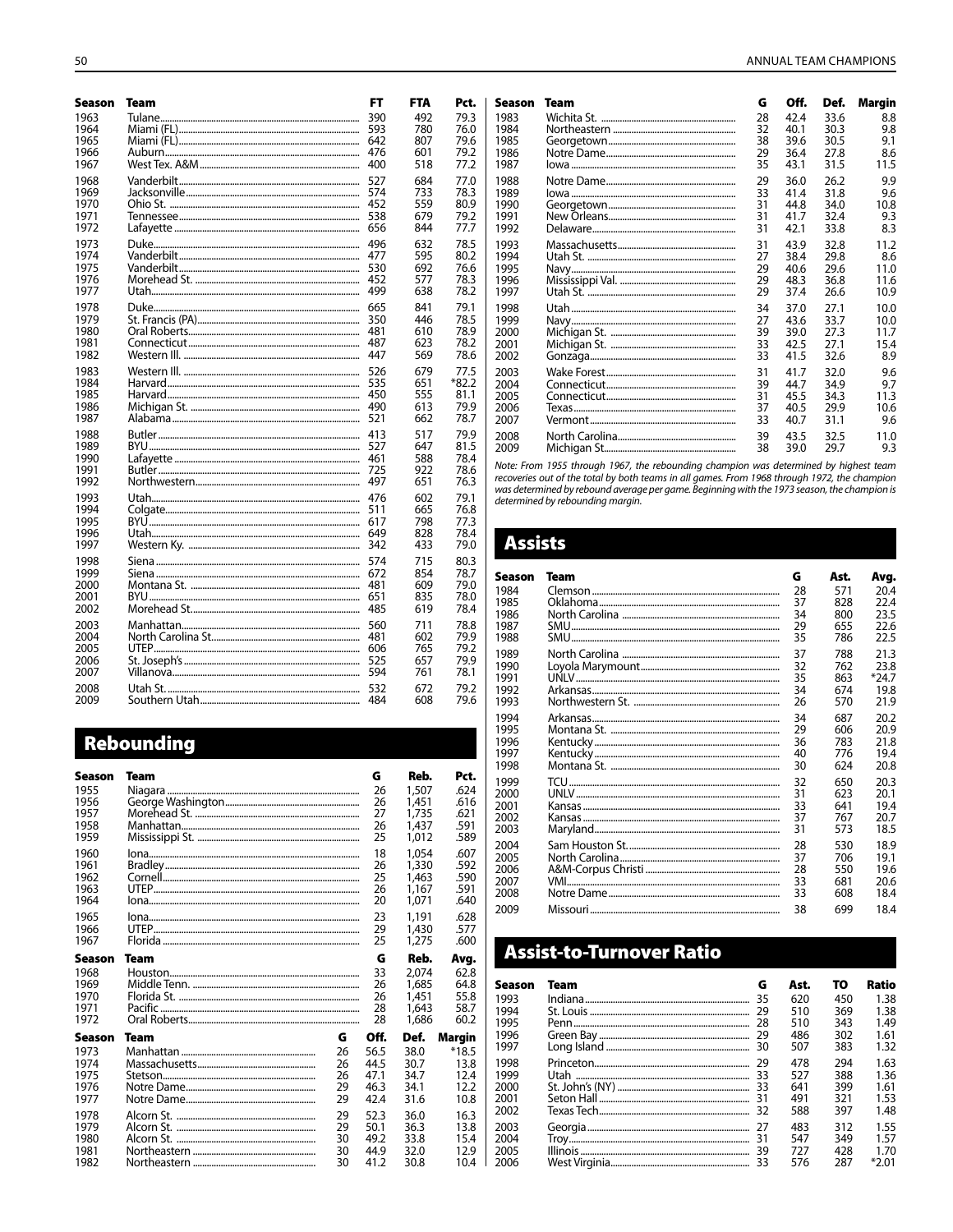| Season | Team | FT | FTA | Pct. |
|---|---|---|---|---|
| 1963 | Tulane | 390 | 492 | 79.3 |
| 1964 | Miami (FL) | 593 | 780 | 76.0 |
| 1965 | Miami (FL) | 642 | 807 | 79.6 |
| 1966 | Auburn | 476 | 601 | 79.2 |
| 1967 | West Tex. A&M | 400 | 518 | 77.2 |
| 1968 | Vanderbilt | 527 | 684 | 77.0 |
| 1969 | Jacksonville | 574 | 733 | 78.3 |
| 1970 | Ohio St. | 452 | 559 | 80.9 |
| 1971 | Tennessee | 538 | 679 | 79.2 |
| 1972 | Lafayette | 656 | 844 | 77.7 |
| 1973 | Duke | 496 | 632 | 78.5 |
| 1974 | Vanderbilt | 477 | 595 | 80.2 |
| 1975 | Vanderbilt | 530 | 692 | 76.6 |
| 1976 | Morehead St. | 452 | 577 | 78.3 |
| 1977 | Utah | 499 | 638 | 78.2 |
| 1978 | Duke | 665 | 841 | 79.1 |
| 1979 | St. Francis (PA) | 350 | 446 | 78.5 |
| 1980 | Oral Roberts | 481 | 610 | 78.9 |
| 1981 | Connecticut | 487 | 623 | 78.2 |
| 1982 | Western Ill. | 447 | 569 | 78.6 |
| 1983 | Western Ill. | 526 | 679 | 77.5 |
| 1984 | Harvard | 535 | 651 | *82.2 |
| 1985 | Harvard | 450 | 555 | 81.1 |
| 1986 | Michigan St. | 490 | 613 | 79.9 |
| 1987 | Alabama | 521 | 662 | 78.7 |
| 1988 | Butler | 413 | 517 | 79.9 |
| 1989 | BYU | 527 | 647 | 81.5 |
| 1990 | Lafayette | 461 | 588 | 78.4 |
| 1991 | Butler | 725 | 922 | 78.6 |
| 1992 | Northwestern | 497 | 651 | 76.3 |
| 1993 | Utah | 476 | 602 | 79.1 |
| 1994 | Colgate | 511 | 665 | 76.8 |
| 1995 | BYU | 617 | 798 | 77.3 |
| 1996 | Utah | 649 | 828 | 78.4 |
| 1997 | Western Ky. | 342 | 433 | 79.0 |
| 1998 | Siena | 574 | 715 | 80.3 |
| 1999 | Siena | 672 | 854 | 78.7 |
| 2000 | Montana St. | 481 | 609 | 79.0 |
| 2001 | BYU | 651 | 835 | 78.0 |
| 2002 | Morehead St. | 485 | 619 | 78.4 |
| 2003 | Manhattan | 560 | 711 | 78.8 |
| 2004 | North Carolina St. | 481 | 602 | 79.9 |
| 2005 | UTEP | 606 | 765 | 79.2 |
| 2006 | St. Joseph's | 525 | 657 | 79.9 |
| 2007 | Villanova | 594 | 761 | 78.1 |
| 2008 | Utah St. | 532 | 672 | 79.2 |
| 2009 | Southern Utah | 484 | 608 | 79.6 |

## Rebounding

| Season | Team | G | Reb. | Pct. |
|---|---|---|---|---|
| 1955 | Niagara | 26 | 1,507 | .624 |
| 1956 | George Washington | 26 | 1,451 | .616 |
| 1957 | Morehead St. | 27 | 1,735 | .621 |
| 1958 | Manhattan | 26 | 1,437 | .591 |
| 1959 | Mississippi St. | 25 | 1,012 | .589 |
| 1960 | Iona | 18 | 1,054 | .607 |
| 1961 | Bradley | 26 | 1,330 | .592 |
| 1962 | Cornell | 25 | 1,463 | .590 |
| 1963 | UTEP | 26 | 1,167 | .591 |
| 1964 | Iona | 20 | 1,071 | .640 |
| 1965 | Iona | 23 | 1,191 | .628 |
| 1966 | UTEP | 29 | 1,430 | .577 |
| 1967 | Florida | 25 | 1,275 | .600 |

| Season | Team | G | Reb. | Avg. |
|---|---|---|---|---|
| 1968 | Houston | 33 | 2,074 | 62.8 |
| 1969 | Middle Tenn. | 26 | 1,685 | 64.8 |
| 1970 | Florida St. | 26 | 1,451 | 55.8 |
| 1971 | Pacific | 28 | 1,643 | 58.7 |
| 1972 | Oral Roberts | 28 | 1,686 | 60.2 |

| Season | Team | G | Off. | Def. | Margin |
|---|---|---|---|---|---|
| 1973 | Manhattan | 26 | 56.5 | 38.0 | *18.5 |
| 1974 | Massachusetts | 26 | 44.5 | 30.7 | 13.8 |
| 1975 | Stetson | 26 | 47.1 | 34.7 | 12.4 |
| 1976 | Notre Dame | 29 | 46.3 | 34.1 | 12.2 |
| 1977 | Notre Dame | 29 | 42.4 | 31.6 | 10.8 |
| 1978 | Alcorn St. | 29 | 52.3 | 36.0 | 16.3 |
| 1979 | Alcorn St. | 29 | 50.1 | 36.3 | 13.8 |
| 1980 | Alcorn St. | 30 | 49.2 | 33.8 | 15.4 |
| 1981 | Northeastern | 30 | 44.9 | 32.0 | 12.9 |
| 1982 | Northeastern | 30 | 41.2 | 30.8 | 10.4 |
| 1983 | Wichita St. | 28 | 42.4 | 33.6 | 8.8 |
| 1984 | Northeastern | 32 | 40.1 | 30.3 | 9.8 |
| 1985 | Georgetown | 38 | 39.6 | 30.5 | 9.1 |
| 1986 | Notre Dame | 29 | 36.4 | 27.8 | 8.6 |
| 1987 | Iowa | 35 | 43.1 | 31.5 | 11.5 |
| 1988 | Notre Dame | 29 | 36.0 | 26.2 | 9.9 |
| 1989 | Iowa | 33 | 41.4 | 31.8 | 9.6 |
| 1990 | Georgetown | 31 | 44.8 | 34.0 | 10.8 |
| 1991 | New Orleans | 31 | 41.7 | 32.4 | 9.3 |
| 1992 | Delaware | 31 | 42.1 | 33.8 | 8.3 |
| 1993 | Massachusetts | 31 | 43.9 | 32.8 | 11.2 |
| 1994 | Utah St. | 27 | 38.4 | 29.8 | 8.6 |
| 1995 | Navy | 29 | 40.6 | 29.6 | 11.0 |
| 1996 | Mississippi Val. | 29 | 48.3 | 36.8 | 11.6 |
| 1997 | Utah St. | 29 | 37.4 | 26.6 | 10.9 |
| 1998 | Utah | 34 | 37.0 | 27.1 | 10.0 |
| 1999 | Navy | 27 | 43.6 | 33.7 | 10.0 |
| 2000 | Michigan St. | 39 | 39.0 | 27.3 | 11.7 |
| 2001 | Michigan St. | 33 | 42.5 | 27.1 | 15.4 |
| 2002 | Gonzaga | 33 | 41.5 | 32.6 | 8.9 |
| 2003 | Wake Forest | 31 | 41.7 | 32.0 | 9.6 |
| 2004 | Connecticut | 39 | 44.7 | 34.9 | 9.7 |
| 2005 | Connecticut | 31 | 45.5 | 34.3 | 11.3 |
| 2006 | Texas | 37 | 40.5 | 29.9 | 10.6 |
| 2007 | Vermont | 33 | 40.7 | 31.1 | 9.6 |
| 2008 | North Carolina | 39 | 43.5 | 32.5 | 11.0 |
| 2009 | Michigan St. | 38 | 39.0 | 29.7 | 9.3 |

*Note: From 1955 through 1967, the rebounding champion was determined by highest team recoveries out of the total by both teams in all games. From 1968 through 1972, the champion was determined by rebound average per game. Beginning with the 1973 season, the champion is determined by rebounding margin.*

## Assists

| Season | Team | G | Ast. | Avg. |
|---|---|---|---|---|
| 1984 | Clemson | 28 | 571 | 20.4 |
| 1985 | Oklahoma | 37 | 828 | 22.4 |
| 1986 | North Carolina | 34 | 800 | 23.5 |
| 1987 | SMU | 29 | 655 | 22.6 |
| 1988 | SMU | 35 | 786 | 22.5 |
| 1989 | North Carolina | 37 | 788 | 21.3 |
| 1990 | Loyola Marymount | 32 | 762 | 23.8 |
| 1991 | UNLV | 35 | 863 | *24.7 |
| 1992 | Arkansas | 34 | 674 | 19.8 |
| 1993 | Northwestern St. | 26 | 570 | 21.9 |
| 1994 | Arkansas | 34 | 687 | 20.2 |
| 1995 | Montana St. | 29 | 606 | 20.9 |
| 1996 | Kentucky | 36 | 783 | 21.8 |
| 1997 | Kentucky | 40 | 776 | 19.4 |
| 1998 | Montana St. | 30 | 624 | 20.8 |
| 1999 | TCU | 32 | 650 | 20.3 |
| 2000 | UNLV | 31 | 623 | 20.1 |
| 2001 | Kansas | 33 | 641 | 19.4 |
| 2002 | Kansas | 37 | 767 | 20.7 |
| 2003 | Maryland | 31 | 573 | 18.5 |
| 2004 | Sam Houston St. | 28 | 530 | 18.9 |
| 2005 | North Carolina | 37 | 706 | 19.1 |
| 2006 | A&M-Corpus Christi | 28 | 550 | 19.6 |
| 2007 | VMI | 33 | 681 | 20.6 |
| 2008 | Notre Dame | 33 | 608 | 18.4 |
| 2009 | Missouri | 38 | 699 | 18.4 |

## Assist-to-Turnover Ratio

| Season | Team | G | Ast. | TO | Ratio |
|---|---|---|---|---|---|
| 1993 | Indiana | 35 | 620 | 450 | 1.38 |
| 1994 | St. Louis | 29 | 510 | 369 | 1.38 |
| 1995 | Penn | 28 | 510 | 343 | 1.49 |
| 1996 | Green Bay | 29 | 486 | 302 | 1.61 |
| 1997 | Long Island | 30 | 507 | 383 | 1.32 |
| 1998 | Princeton | 29 | 478 | 294 | 1.63 |
| 1999 | Utah | 33 | 527 | 388 | 1.36 |
| 2000 | St. John's (NY) | 33 | 641 | 399 | 1.61 |
| 2001 | Seton Hall | 31 | 491 | 321 | 1.53 |
| 2002 | Texas Tech | 32 | 588 | 397 | 1.48 |
| 2003 | Georgia | 27 | 483 | 312 | 1.55 |
| 2004 | Troy | 31 | 547 | 349 | 1.57 |
| 2005 | Illinois | 39 | 727 | 428 | 1.70 |
| 2006 | West Virginia | 33 | 576 | 287 | *2.01 |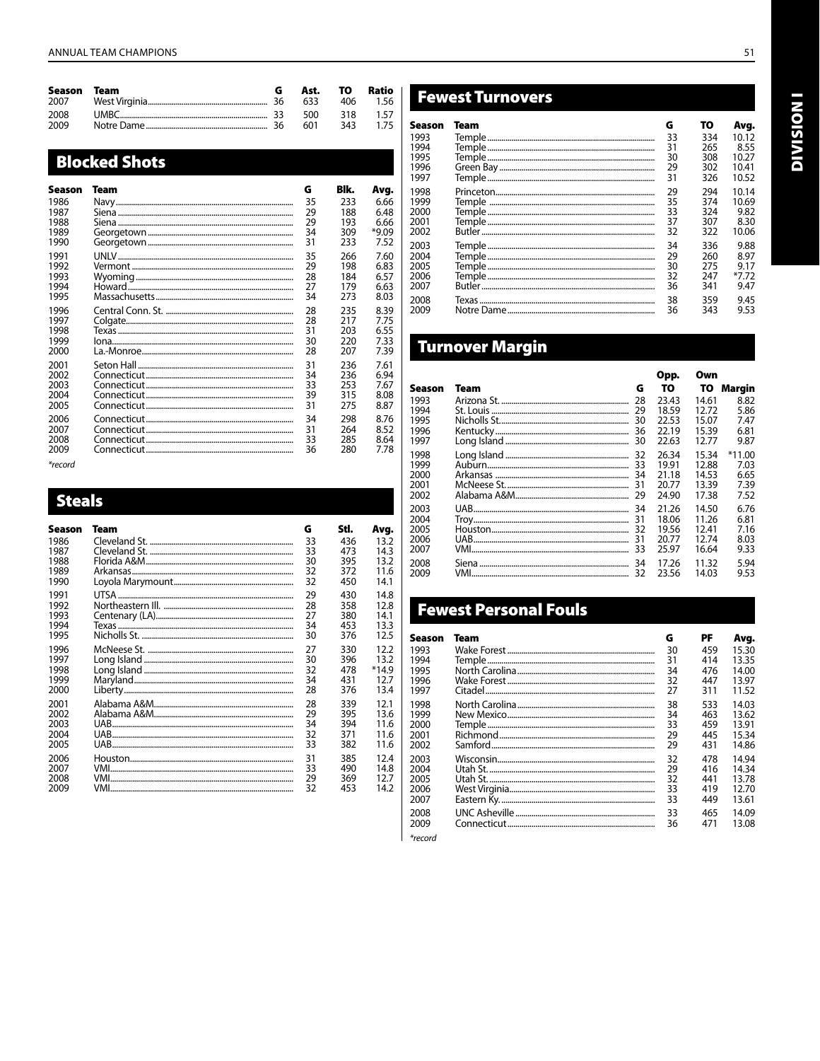| Season | Team | G | Ast. | TO | Ratio |
|---|---|---|---|---|---|
| 2007 | West Virginia | 36 | 633 | 406 | 1.56 |
| 2008 | UMBC | 33 | 500 | 318 | 1.57 |
| 2009 | Notre Dame | 36 | 601 | 343 | 1.75 |

## Blocked Shots

| Season | Team | G | Blk. | Avg. |
|---|---|---|---|---|
| 1986 | Navy | 35 | 233 | 6.66 |
| 1987 | Siena | 29 | 188 | 6.48 |
| 1988 | Siena | 29 | 193 | 6.66 |
| 1989 | Georgetown | 34 | 309 | *9.09 |
| 1990 | Georgetown | 31 | 233 | 7.52 |
| 1991 | UNLV | 35 | 266 | 7.60 |
| 1992 | Vermont | 29 | 198 | 6.83 |
| 1993 | Wyoming | 28 | 184 | 6.57 |
| 1994 | Howard | 27 | 179 | 6.63 |
| 1995 | Massachusetts | 34 | 273 | 8.03 |
| 1996 | Central Conn. St. | 28 | 235 | 8.39 |
| 1997 | Colgate | 28 | 217 | 7.75 |
| 1998 | Texas | 31 | 203 | 6.55 |
| 1999 | Iona | 30 | 220 | 7.33 |
| 2000 | La.-Monroe | 28 | 207 | 7.39 |
| 2001 | Seton Hall | 31 | 236 | 7.61 |
| 2002 | Connecticut | 34 | 236 | 6.94 |
| 2003 | Connecticut | 33 | 253 | 7.67 |
| 2004 | Connecticut | 39 | 315 | 8.08 |
| 2005 | Connecticut | 31 | 275 | 8.87 |
| 2006 | Connecticut | 34 | 298 | 8.76 |
| 2007 | Connecticut | 31 | 264 | 8.52 |
| 2008 | Connecticut | 33 | 285 | 8.64 |
| 2009 | Connecticut | 36 | 280 | 7.78 |

*record

## Steals

| Season | Team | G | Stl. | Avg. |
|---|---|---|---|---|
| 1986 | Cleveland St. | 33 | 436 | 13.2 |
| 1987 | Cleveland St. | 33 | 473 | 14.3 |
| 1988 | Florida A&M | 30 | 395 | 13.2 |
| 1989 | Arkansas | 32 | 372 | 11.6 |
| 1990 | Loyola Marymount | 32 | 450 | 14.1 |
| 1991 | UTSA | 29 | 430 | 14.8 |
| 1992 | Northeastern Ill. | 28 | 358 | 12.8 |
| 1993 | Centenary (LA) | 27 | 380 | 14.1 |
| 1994 | Texas | 34 | 453 | 13.3 |
| 1995 | Nicholls St. | 30 | 376 | 12.5 |
| 1996 | McNeese St. | 27 | 330 | 12.2 |
| 1997 | Long Island | 30 | 396 | 13.2 |
| 1998 | Long Island | 32 | 478 | *14.9 |
| 1999 | Maryland | 34 | 431 | 12.7 |
| 2000 | Liberty | 28 | 376 | 13.4 |
| 2001 | Alabama A&M | 28 | 339 | 12.1 |
| 2002 | Alabama A&M | 29 | 395 | 13.6 |
| 2003 | UAB | 34 | 394 | 11.6 |
| 2004 | UAB | 32 | 371 | 11.6 |
| 2005 | UAB | 33 | 382 | 11.6 |
| 2006 | Houston | 31 | 385 | 12.4 |
| 2007 | VMI | 33 | 490 | 14.8 |
| 2008 | VMI | 29 | 369 | 12.7 |
| 2009 | VMI | 32 | 453 | 14.2 |

## Fewest Turnovers

| Season | Team | G | TO | Avg. |
|---|---|---|---|---|
| 1993 | Temple | 33 | 334 | 10.12 |
| 1994 | Temple | 31 | 265 | 8.55 |
| 1995 | Temple | 30 | 308 | 10.27 |
| 1996 | Green Bay | 29 | 302 | 10.41 |
| 1997 | Temple | 31 | 326 | 10.52 |
| 1998 | Princeton | 29 | 294 | 10.14 |
| 1999 | Temple | 35 | 374 | 10.69 |
| 2000 | Temple | 33 | 324 | 9.82 |
| 2001 | Temple | 37 | 307 | 8.30 |
| 2002 | Butler | 32 | 322 | 10.06 |
| 2003 | Temple | 34 | 336 | 9.88 |
| 2004 | Temple | 29 | 260 | 8.97 |
| 2005 | Temple | 30 | 275 | 9.17 |
| 2006 | Temple | 32 | 247 | *7.72 |
| 2007 | Butler | 36 | 341 | 9.47 |
| 2008 | Texas | 38 | 359 | 9.45 |
| 2009 | Notre Dame | 36 | 343 | 9.53 |

## Turnover Margin

| Season | Team | G | Opp. TO | Own TO | Margin |
|---|---|---|---|---|---|
| 1993 | Arizona St. | 28 | 23.43 | 14.61 | 8.82 |
| 1994 | St. Louis | 29 | 18.59 | 12.72 | 5.86 |
| 1995 | Nicholls St. | 30 | 22.53 | 15.07 | 7.47 |
| 1996 | Kentucky | 36 | 22.19 | 15.39 | 6.81 |
| 1997 | Long Island | 30 | 22.63 | 12.77 | 9.87 |
| 1998 | Long Island | 32 | 26.34 | 15.34 | *11.00 |
| 1999 | Auburn | 33 | 19.91 | 12.88 | 7.03 |
| 2000 | Arkansas | 34 | 21.18 | 14.53 | 6.65 |
| 2001 | McNeese St. | 31 | 20.77 | 13.39 | 7.39 |
| 2002 | Alabama A&M | 29 | 24.90 | 17.38 | 7.52 |
| 2003 | UAB | 34 | 21.26 | 14.50 | 6.76 |
| 2004 | Troy | 31 | 18.06 | 11.26 | 6.81 |
| 2005 | Houston | 32 | 19.56 | 12.41 | 7.16 |
| 2006 | UAB | 31 | 20.77 | 12.74 | 8.03 |
| 2007 | VMI | 33 | 25.97 | 16.64 | 9.33 |
| 2008 | Siena | 34 | 17.26 | 11.32 | 5.94 |
| 2009 | VMI | 32 | 23.56 | 14.03 | 9.53 |

## Fewest Personal Fouls

| Season | Team | G | PF | Avg. |
|---|---|---|---|---|
| 1993 | Wake Forest | 30 | 459 | 15.30 |
| 1994 | Temple | 31 | 414 | 13.35 |
| 1995 | North Carolina | 34 | 476 | 14.00 |
| 1996 | Wake Forest | 32 | 447 | 13.97 |
| 1997 | Citadel | 27 | 311 | 11.52 |
| 1998 | North Carolina | 38 | 533 | 14.03 |
| 1999 | New Mexico | 34 | 463 | 13.62 |
| 2000 | Temple | 33 | 459 | 13.91 |
| 2001 | Richmond | 29 | 445 | 15.34 |
| 2002 | Samford | 29 | 431 | 14.86 |
| 2003 | Wisconsin | 32 | 478 | 14.94 |
| 2004 | Utah St. | 29 | 416 | 14.34 |
| 2005 | Utah St. | 32 | 441 | 13.78 |
| 2006 | West Virginia | 33 | 419 | 12.70 |
| 2007 | Eastern Ky. | 33 | 449 | 13.61 |
| 2008 | UNC Asheville | 33 | 465 | 14.09 |
| 2009 | Connecticut | 36 | 471 | 13.08 |

*record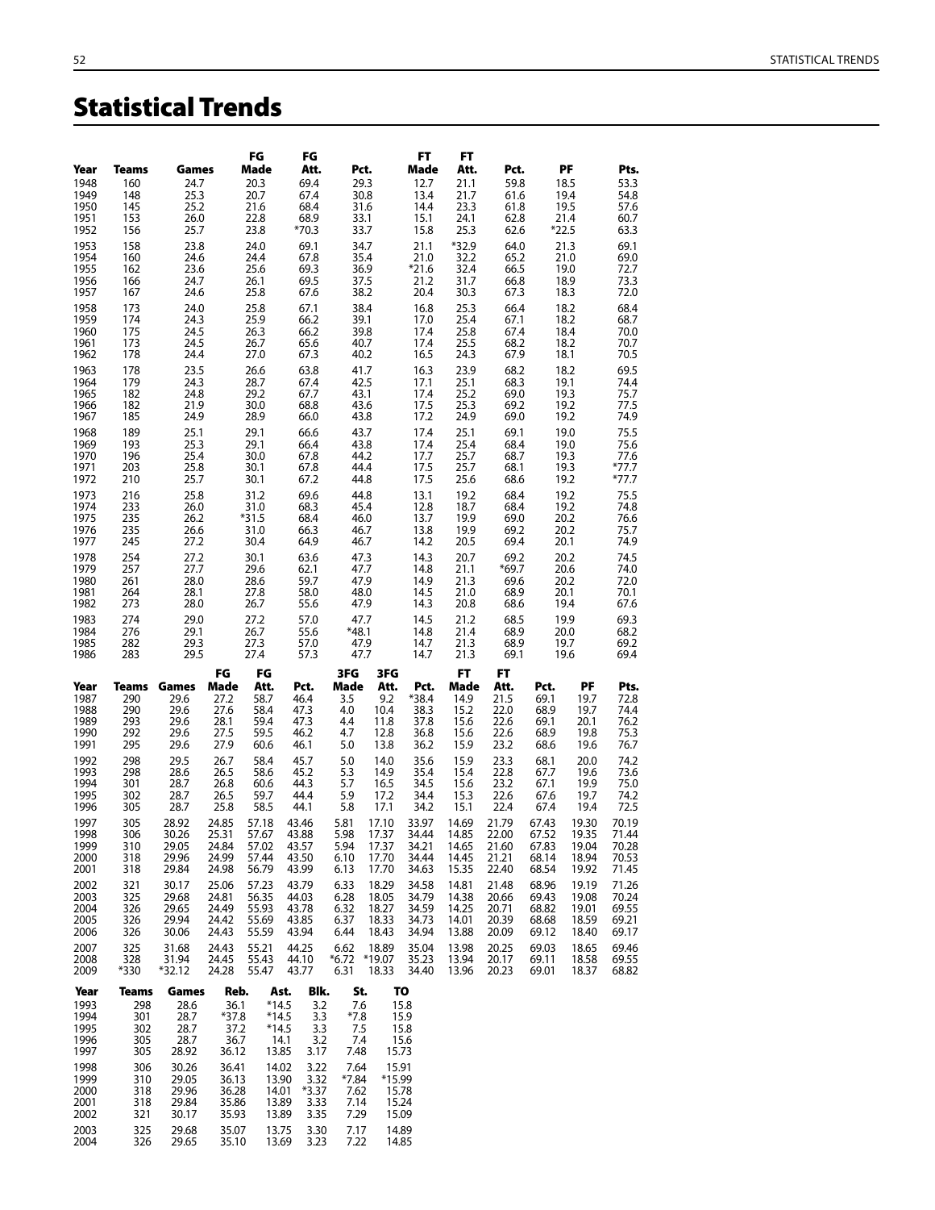# Statistical Trends

| Year | Teams | Games | FG Made | FG Att. | Pct. | FT Made | FT Att. | Pct. | PF | Pts. |
|---|---|---|---|---|---|---|---|---|---|---|
| 1948 | 160 | 24.7 | 20.3 | 69.4 | 29.3 | 12.7 | 21.1 | 59.8 | 18.5 | 53.3 |
| 1949 | 148 | 25.3 | 20.7 | 67.4 | 30.8 | 13.4 | 21.7 | 61.6 | 19.4 | 54.8 |
| 1950 | 145 | 25.2 | 21.6 | 68.4 | 31.6 | 14.4 | 23.3 | 61.8 | 19.5 | 57.6 |
| 1951 | 153 | 26.0 | 22.8 | 68.9 | 33.1 | 15.1 | 24.1 | 62.8 | 21.4 | 60.7 |
| 1952 | 156 | 25.7 | 23.8 | *70.3 | 33.7 | 15.8 | 25.3 | 62.6 | *22.5 | 63.3 |
| 1953 | 158 | 23.8 | 24.0 | 69.1 | 34.7 | 21.1 | *32.9 | 64.0 | 21.3 | 69.1 |
| 1954 | 160 | 24.6 | 24.4 | 67.8 | 35.4 | 21.0 | 32.2 | 65.2 | 21.0 | 69.0 |
| 1955 | 162 | 23.6 | 25.6 | 69.3 | 36.9 | *21.6 | 32.4 | 66.5 | 19.0 | 72.7 |
| 1956 | 166 | 24.7 | 26.1 | 69.5 | 37.5 | 21.2 | 31.7 | 66.8 | 18.9 | 73.3 |
| 1957 | 167 | 24.6 | 25.8 | 67.6 | 38.2 | 20.4 | 30.3 | 67.3 | 18.3 | 72.0 |
| 1958 | 173 | 24.0 | 25.8 | 67.1 | 38.4 | 16.8 | 25.3 | 66.4 | 18.2 | 68.4 |
| 1959 | 174 | 24.3 | 25.9 | 66.2 | 39.1 | 17.0 | 25.4 | 67.1 | 18.2 | 68.7 |
| 1960 | 175 | 24.5 | 26.3 | 66.2 | 39.8 | 17.4 | 25.8 | 67.4 | 18.4 | 70.0 |
| 1961 | 173 | 24.5 | 26.7 | 65.6 | 40.7 | 17.4 | 25.5 | 68.2 | 18.2 | 70.7 |
| 1962 | 178 | 24.4 | 27.0 | 67.3 | 40.2 | 16.5 | 24.3 | 67.9 | 18.1 | 70.5 |
| 1963 | 178 | 23.5 | 26.6 | 63.8 | 41.7 | 16.3 | 23.9 | 68.2 | 18.2 | 69.5 |
| 1964 | 179 | 24.3 | 28.7 | 67.4 | 42.5 | 17.1 | 25.1 | 68.3 | 19.1 | 74.4 |
| 1965 | 182 | 24.8 | 29.2 | 67.7 | 43.1 | 17.4 | 25.2 | 69.0 | 19.3 | 75.7 |
| 1966 | 182 | 21.9 | 30.0 | 68.8 | 43.6 | 17.5 | 25.3 | 69.2 | 19.2 | 77.5 |
| 1967 | 185 | 24.9 | 28.9 | 66.0 | 43.8 | 17.2 | 24.9 | 69.0 | 19.2 | 74.9 |
| 1968 | 189 | 25.1 | 29.1 | 66.6 | 43.7 | 17.4 | 25.1 | 69.1 | 19.0 | 75.5 |
| 1969 | 193 | 25.3 | 29.1 | 66.4 | 43.8 | 17.4 | 25.4 | 68.4 | 19.0 | 75.6 |
| 1970 | 196 | 25.4 | 30.0 | 67.8 | 44.2 | 17.7 | 25.7 | 68.7 | 19.3 | 77.6 |
| 1971 | 203 | 25.8 | 30.1 | 67.8 | 44.4 | 17.5 | 25.7 | 68.1 | 19.3 | *77.7 |
| 1972 | 210 | 25.7 | 30.1 | 67.2 | 44.8 | 17.5 | 25.6 | 68.6 | 19.2 | *77.7 |
| 1973 | 216 | 25.8 | 31.2 | 69.6 | 44.8 | 13.1 | 19.2 | 68.4 | 19.2 | 75.5 |
| 1974 | 233 | 26.0 | 31.0 | 68.3 | 45.4 | 12.8 | 18.7 | 68.4 | 19.2 | 74.8 |
| 1975 | 235 | 26.2 | *31.5 | 68.4 | 46.0 | 13.7 | 19.9 | 69.0 | 20.2 | 76.6 |
| 1976 | 235 | 26.6 | 31.0 | 66.3 | 46.7 | 13.8 | 19.9 | 69.2 | 20.2 | 75.7 |
| 1977 | 245 | 27.2 | 30.4 | 64.9 | 46.7 | 14.2 | 20.5 | 69.4 | 20.1 | 74.9 |
| 1978 | 254 | 27.2 | 30.1 | 63.6 | 47.3 | 14.3 | 20.7 | 69.2 | 20.2 | 74.5 |
| 1979 | 257 | 27.7 | 29.6 | 62.1 | 47.7 | 14.8 | 21.1 | *69.7 | 20.6 | 74.0 |
| 1980 | 261 | 28.0 | 28.6 | 59.7 | 47.9 | 14.9 | 21.3 | 69.6 | 20.2 | 72.0 |
| 1981 | 264 | 28.1 | 27.8 | 58.0 | 48.0 | 14.5 | 21.0 | 68.9 | 20.1 | 70.1 |
| 1982 | 273 | 28.0 | 26.7 | 55.6 | 47.9 | 14.3 | 20.8 | 68.6 | 19.4 | 67.6 |
| 1983 | 274 | 29.0 | 27.2 | 57.0 | 47.7 | 14.5 | 21.2 | 68.5 | 19.9 | 69.3 |
| 1984 | 276 | 29.1 | 26.7 | 55.6 | *48.1 | 14.8 | 21.4 | 68.9 | 20.0 | 68.2 |
| 1985 | 282 | 29.3 | 27.3 | 57.0 | 47.9 | 14.7 | 21.3 | 68.9 | 19.7 | 69.2 |
| 1986 | 283 | 29.5 | 27.4 | 57.3 | 47.7 | 14.7 | 21.3 | 69.1 | 19.6 | 69.4 |

| Year | Teams | Games | FG Made | FG Att. | Pct. | 3FG Made | 3FG Att. | Pct. | FT Made | FT Att. | Pct. | PF | Pts. |
|---|---|---|---|---|---|---|---|---|---|---|---|---|---|
| 1987 | 290 | 29.6 | 27.2 | 58.7 | 46.4 | 3.5 | 9.2 | *38.4 | 14.9 | 21.5 | 69.1 | 19.7 | 72.8 |
| 1988 | 290 | 29.6 | 27.6 | 58.4 | 47.3 | 4.0 | 10.4 | 38.3 | 15.2 | 22.0 | 68.9 | 19.7 | 74.4 |
| 1989 | 293 | 29.6 | 28.1 | 59.4 | 47.3 | 4.4 | 11.8 | 37.8 | 15.6 | 22.6 | 69.1 | 20.1 | 76.2 |
| 1990 | 292 | 29.6 | 27.5 | 59.5 | 46.2 | 4.7 | 12.8 | 36.8 | 15.6 | 22.6 | 68.9 | 19.8 | 75.3 |
| 1991 | 295 | 29.6 | 27.9 | 60.6 | 46.1 | 5.0 | 13.8 | 36.2 | 15.9 | 23.2 | 68.6 | 19.6 | 76.7 |
| 1992 | 298 | 29.5 | 26.7 | 58.4 | 45.7 | 5.0 | 14.0 | 35.6 | 15.9 | 23.3 | 68.1 | 20.0 | 74.2 |
| 1993 | 298 | 28.6 | 26.5 | 58.6 | 45.2 | 5.3 | 14.9 | 35.4 | 15.4 | 22.8 | 67.7 | 19.6 | 73.6 |
| 1994 | 301 | 28.7 | 26.8 | 60.6 | 44.3 | 5.7 | 16.5 | 34.5 | 15.6 | 23.2 | 67.1 | 19.9 | 75.0 |
| 1995 | 302 | 28.7 | 26.5 | 59.7 | 44.4 | 5.9 | 17.2 | 34.4 | 15.3 | 22.6 | 67.6 | 19.7 | 74.2 |
| 1996 | 305 | 28.7 | 25.8 | 58.5 | 44.1 | 5.8 | 17.1 | 34.2 | 15.1 | 22.4 | 67.4 | 19.4 | 72.5 |
| 1997 | 305 | 28.92 | 24.85 | 57.18 | 43.46 | 5.81 | 17.10 | 33.97 | 14.69 | 21.79 | 67.43 | 19.30 | 70.19 |
| 1998 | 306 | 30.26 | 25.31 | 57.67 | 43.88 | 5.98 | 17.37 | 34.44 | 14.85 | 22.00 | 67.52 | 19.35 | 71.44 |
| 1999 | 310 | 29.05 | 24.84 | 57.02 | 43.57 | 5.94 | 17.37 | 34.21 | 14.65 | 21.60 | 67.83 | 19.04 | 70.28 |
| 2000 | 318 | 29.96 | 24.99 | 57.44 | 43.50 | 6.10 | 17.70 | 34.44 | 14.45 | 21.21 | 68.14 | 18.94 | 70.53 |
| 2001 | 318 | 29.84 | 24.98 | 56.79 | 43.99 | 6.13 | 17.70 | 34.63 | 15.35 | 22.40 | 68.54 | 19.92 | 71.45 |
| 2002 | 321 | 30.17 | 25.06 | 57.23 | 43.79 | 6.33 | 18.29 | 34.58 | 14.81 | 21.48 | 68.96 | 19.19 | 71.26 |
| 2003 | 325 | 29.68 | 24.81 | 56.35 | 44.03 | 6.28 | 18.05 | 34.79 | 14.38 | 20.66 | 69.43 | 19.08 | 70.24 |
| 2004 | 326 | 29.65 | 24.49 | 55.93 | 43.78 | 6.32 | 18.27 | 34.59 | 14.25 | 20.71 | 68.82 | 19.01 | 69.55 |
| 2005 | 326 | 29.94 | 24.42 | 55.69 | 43.85 | 6.37 | 18.33 | 34.73 | 14.01 | 20.39 | 68.68 | 18.59 | 69.21 |
| 2006 | 326 | 30.06 | 24.43 | 55.59 | 43.94 | 6.44 | 18.43 | 34.94 | 13.88 | 20.09 | 69.12 | 18.40 | 69.17 |
| 2007 | 325 | 31.68 | 24.43 | 55.21 | 44.25 | 6.62 | 18.89 | 35.04 | 13.98 | 20.25 | 69.03 | 18.65 | 69.46 |
| 2008 | 328 | 31.94 | 24.45 | 55.43 | 44.10 | *6.72 | *19.07 | 35.23 | 13.94 | 20.17 | 69.11 | 18.58 | 69.55 |
| 2009 | *330 | *32.12 | 24.28 | 55.47 | 43.77 | 6.31 | 18.33 | 34.40 | 13.96 | 20.23 | 69.01 | 18.37 | 68.82 |

| Year | Teams | Games | Reb. | Ast. | Blk. | St. | TO |
|---|---|---|---|---|---|---|---|
| 1993 | 298 | 28.6 | 36.1 | *14.5 | 3.2 | 7.6 | 15.8 |
| 1994 | 301 | 28.7 | *37.8 | *14.5 | 3.3 | *7.8 | 15.9 |
| 1995 | 302 | 28.7 | 37.2 | *14.5 | 3.3 | 7.5 | 15.8 |
| 1996 | 305 | 28.7 | 36.7 | 14.1 | 3.2 | 7.4 | 15.6 |
| 1997 | 305 | 28.92 | 36.12 | 13.85 | 3.17 | 7.48 | 15.73 |
| 1998 | 306 | 30.26 | 36.41 | 14.02 | 3.22 | 7.64 | 15.91 |
| 1999 | 310 | 29.05 | 36.13 | 13.90 | 3.32 | *7.84 | *15.99 |
| 2000 | 318 | 29.96 | 36.28 | 14.01 | *3.37 | 7.62 | 15.78 |
| 2001 | 318 | 29.84 | 35.86 | 13.89 | 3.33 | 7.14 | 15.24 |
| 2002 | 321 | 30.17 | 35.93 | 13.89 | 3.35 | 7.29 | 15.09 |
| 2003 | 325 | 29.68 | 35.07 | 13.75 | 3.30 | 7.17 | 14.89 |
| 2004 | 326 | 29.65 | 35.10 | 13.69 | 3.23 | 7.22 | 14.85 |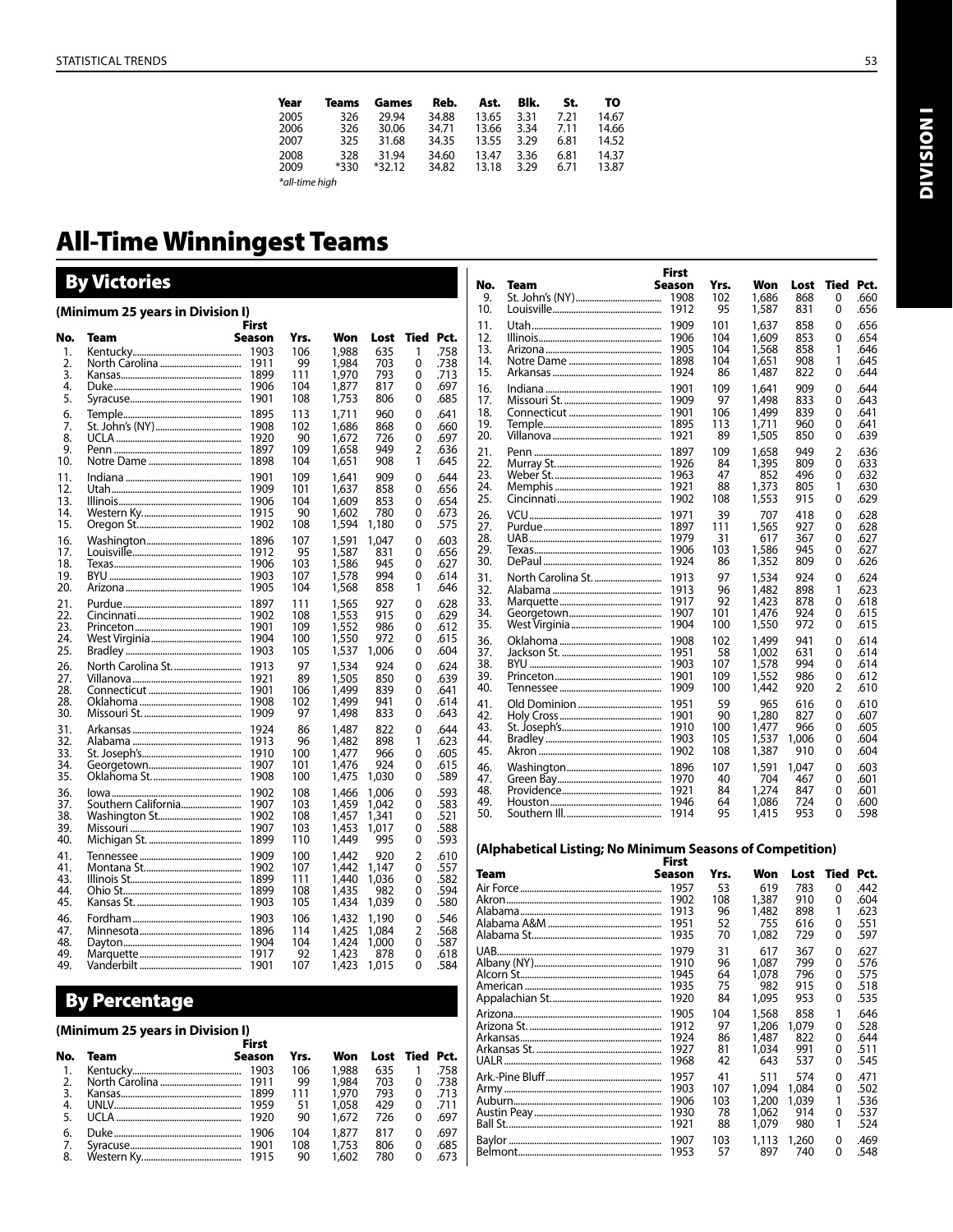| Year | Teams | Games | Reb. | Ast. | Blk. | St. | TO |
|---|---|---|---|---|---|---|---|
| 2005 | 326 | 29.94 | 34.88 | 13.65 | 3.31 | 7.21 | 14.67 |
| 2006 | 326 | 30.06 | 34.71 | 13.66 | 3.34 | 7.11 | 14.66 |
| 2007 | 325 | 31.68 | 34.35 | 13.55 | 3.29 | 6.81 | 14.52 |
| 2008 | 328 | 31.94 | 34.60 | 13.47 | 3.36 | 6.81 | 14.37 |
| 2009 | *330 | *32.12 | 34.82 | 13.18 | 3.29 | 6.71 | 13.87 |

*all-time high

# All-Time Winningest Teams

## By Victories

### (Minimum 25 years in Division I)

| No. | Team | First Season | Yrs. | Won | Lost | Tied | Pct. |
|---|---|---|---|---|---|---|---|
| 1. | Kentucky | 1903 | 106 | 1,988 | 635 | 1 | .758 |
| 2. | North Carolina | 1911 | 99 | 1,984 | 703 | 0 | .738 |
| 3. | Kansas | 1899 | 111 | 1,970 | 793 | 0 | .713 |
| 4. | Duke | 1906 | 104 | 1,877 | 817 | 0 | .697 |
| 5. | Syracuse | 1901 | 108 | 1,753 | 806 | 0 | .685 |
| 6. | Temple | 1895 | 113 | 1,711 | 960 | 0 | .641 |
| 7. | St. John's (NY) | 1908 | 102 | 1,686 | 868 | 0 | .660 |
| 8. | UCLA | 1920 | 90 | 1,672 | 726 | 0 | .697 |
| 9. | Penn | 1897 | 109 | 1,658 | 949 | 2 | .636 |
| 10. | Notre Dame | 1898 | 104 | 1,651 | 908 | 1 | .645 |
| 11. | Indiana | 1901 | 109 | 1,641 | 909 | 0 | .644 |
| 12. | Utah | 1909 | 101 | 1,637 | 858 | 0 | .656 |
| 13. | Illinois | 1906 | 104 | 1,609 | 853 | 0 | .654 |
| 14. | Western Ky. | 1915 | 90 | 1,602 | 780 | 0 | .673 |
| 15. | Oregon St. | 1902 | 108 | 1,594 | 1,180 | 0 | .575 |
| 16. | Washington | 1896 | 107 | 1,591 | 1,047 | 0 | .603 |
| 17. | Louisville | 1912 | 95 | 1,587 | 831 | 0 | .656 |
| 18. | Texas | 1906 | 103 | 1,586 | 945 | 0 | .627 |
| 19. | BYU | 1903 | 107 | 1,578 | 994 | 0 | .614 |
| 20. | Arizona | 1905 | 104 | 1,568 | 858 | 1 | .646 |
| 21. | Purdue | 1897 | 111 | 1,565 | 927 | 0 | .628 |
| 22. | Cincinnati | 1902 | 108 | 1,553 | 915 | 0 | .629 |
| 23. | Princeton | 1901 | 109 | 1,552 | 986 | 0 | .612 |
| 24. | West Virginia | 1904 | 100 | 1,550 | 972 | 0 | .615 |
| 25. | Bradley | 1903 | 105 | 1,537 | 1,006 | 0 | .604 |
| 26. | North Carolina St. | 1913 | 97 | 1,534 | 924 | 0 | .624 |
| 27. | Villanova | 1921 | 89 | 1,505 | 850 | 0 | .639 |
| 28. | Connecticut | 1901 | 106 | 1,499 | 839 | 0 | .641 |
| 28. | Oklahoma | 1908 | 102 | 1,499 | 941 | 0 | .614 |
| 30. | Missouri St. | 1909 | 97 | 1,498 | 833 | 0 | .643 |
| 31. | Arkansas | 1924 | 86 | 1,487 | 822 | 0 | .644 |
| 32. | Alabama | 1913 | 96 | 1,482 | 898 | 1 | .623 |
| 33. | St. Joseph's | 1910 | 100 | 1,477 | 966 | 0 | .605 |
| 34. | Georgetown | 1907 | 101 | 1,476 | 924 | 0 | .615 |
| 35. | Oklahoma St. | 1908 | 100 | 1,475 | 1,030 | 0 | .589 |
| 36. | Iowa | 1902 | 108 | 1,466 | 1,006 | 0 | .593 |
| 37. | Southern California | 1907 | 103 | 1,459 | 1,042 | 0 | .583 |
| 38. | Washington St. | 1902 | 108 | 1,457 | 1,341 | 0 | .521 |
| 39. | Missouri | 1907 | 103 | 1,453 | 1,017 | 0 | .588 |
| 40. | Michigan St. | 1899 | 110 | 1,449 | 995 | 0 | .593 |
| 41. | Tennessee | 1909 | 100 | 1,442 | 920 | 2 | .610 |
| 41. | Montana St. | 1902 | 107 | 1,442 | 1,147 | 0 | .557 |
| 43. | Illinois St. | 1899 | 111 | 1,440 | 1,036 | 0 | .582 |
| 44. | Ohio St. | 1899 | 108 | 1,435 | 982 | 0 | .594 |
| 45. | Kansas St. | 1903 | 105 | 1,434 | 1,039 | 0 | .580 |
| 46. | Fordham | 1903 | 106 | 1,432 | 1,190 | 0 | .546 |
| 47. | Minnesota | 1896 | 114 | 1,425 | 1,084 | 2 | .568 |
| 48. | Dayton | 1904 | 104 | 1,424 | 1,000 | 0 | .587 |
| 49. | Marquette | 1917 | 92 | 1,423 | 878 | 0 | .618 |
| 49. | Vanderbilt | 1901 | 107 | 1,423 | 1,015 | 0 | .584 |

## By Percentage

### (Minimum 25 years in Division I)

| No. | Team | First Season | Yrs. | Won | Lost | Tied | Pct. |
|---|---|---|---|---|---|---|---|
| 1. | Kentucky | 1903 | 106 | 1,988 | 635 | 1 | .758 |
| 2. | North Carolina | 1911 | 99 | 1,984 | 703 | 0 | .738 |
| 3. | Kansas | 1899 | 111 | 1,970 | 793 | 0 | .713 |
| 4. | UNLV | 1959 | 51 | 1,058 | 429 | 0 | .711 |
| 5. | UCLA | 1920 | 90 | 1,672 | 726 | 0 | .697 |
| 6. | Duke | 1906 | 104 | 1,877 | 817 | 0 | .697 |
| 7. | Syracuse | 1901 | 108 | 1,753 | 806 | 0 | .685 |
| 8. | Western Ky. | 1915 | 90 | 1,602 | 780 | 0 | .673 |
| 9. | St. John's (NY) | 1908 | 102 | 1,686 | 868 | 0 | .660 |
| 10. | Louisville | 1912 | 95 | 1,587 | 831 | 0 | .656 |
| 11. | Utah | 1909 | 101 | 1,637 | 858 | 0 | .656 |
| 12. | Illinois | 1906 | 104 | 1,609 | 853 | 0 | .654 |
| 13. | Arizona | 1905 | 104 | 1,568 | 858 | 1 | .646 |
| 14. | Notre Dame | 1898 | 104 | 1,651 | 908 | 1 | .645 |
| 15. | Arkansas | 1924 | 86 | 1,487 | 822 | 0 | .644 |
| 16. | Indiana | 1901 | 109 | 1,641 | 909 | 0 | .644 |
| 17. | Missouri St. | 1909 | 97 | 1,498 | 833 | 0 | .643 |
| 18. | Connecticut | 1901 | 106 | 1,499 | 839 | 0 | .641 |
| 19. | Temple | 1895 | 113 | 1,711 | 960 | 0 | .641 |
| 20. | Villanova | 1921 | 89 | 1,505 | 850 | 0 | .639 |
| 21. | Penn | 1897 | 109 | 1,658 | 949 | 2 | .636 |
| 22. | Murray St. | 1926 | 84 | 1,395 | 809 | 0 | .633 |
| 23. | Weber St. | 1963 | 47 | 852 | 496 | 0 | .632 |
| 24. | Memphis | 1921 | 88 | 1,373 | 805 | 1 | .630 |
| 25. | Cincinnati | 1902 | 108 | 1,553 | 915 | 0 | .629 |
| 26. | VCU | 1971 | 39 | 707 | 418 | 0 | .628 |
| 27. | Purdue | 1897 | 111 | 1,565 | 927 | 0 | .628 |
| 28. | UAB | 1979 | 31 | 617 | 367 | 0 | .627 |
| 29. | Texas | 1906 | 103 | 1,586 | 945 | 0 | .627 |
| 30. | DePaul | 1924 | 86 | 1,352 | 809 | 0 | .626 |
| 31. | North Carolina St. | 1913 | 97 | 1,534 | 924 | 0 | .624 |
| 32. | Alabama | 1913 | 96 | 1,482 | 898 | 1 | .623 |
| 33. | Marquette | 1917 | 92 | 1,423 | 878 | 0 | .618 |
| 34. | Georgetown | 1907 | 101 | 1,476 | 924 | 0 | .615 |
| 35. | West Virginia | 1904 | 100 | 1,550 | 972 | 0 | .615 |
| 36. | Oklahoma | 1908 | 102 | 1,499 | 941 | 0 | .614 |
| 37. | Jackson St. | 1951 | 58 | 1,002 | 631 | 0 | .614 |
| 38. | BYU | 1903 | 107 | 1,578 | 994 | 0 | .614 |
| 39. | Princeton | 1901 | 109 | 1,552 | 986 | 0 | .612 |
| 40. | Tennessee | 1909 | 100 | 1,442 | 920 | 2 | .610 |
| 41. | Old Dominion | 1951 | 59 | 965 | 616 | 0 | .610 |
| 42. | Holy Cross | 1901 | 90 | 1,280 | 827 | 0 | .607 |
| 43. | St. Joseph's | 1910 | 100 | 1,477 | 966 | 0 | .605 |
| 44. | Bradley | 1903 | 105 | 1,537 | 1,006 | 0 | .604 |
| 45. | Akron | 1902 | 108 | 1,387 | 910 | 0 | .604 |
| 46. | Washington | 1896 | 107 | 1,591 | 1,047 | 0 | .603 |
| 47. | Green Bay | 1970 | 40 | 704 | 467 | 0 | .601 |
| 48. | Providence | 1921 | 84 | 1,274 | 847 | 0 | .601 |
| 49. | Houston | 1946 | 64 | 1,086 | 724 | 0 | .600 |
| 50. | Southern Ill. | 1914 | 95 | 1,415 | 953 | 0 | .598 |

### (Alphabetical Listing; No Minimum Seasons of Competition)

| Team | First Season | Yrs. | Won | Lost | Tied | Pct. |
|---|---|---|---|---|---|---|
| Air Force | 1957 | 53 | 619 | 783 | 0 | .442 |
| Akron | 1902 | 108 | 1,387 | 910 | 0 | .604 |
| Alabama | 1913 | 96 | 1,482 | 898 | 1 | .623 |
| Alabama A&M | 1951 | 52 | 755 | 616 | 0 | .551 |
| Alabama St. | 1935 | 70 | 1,082 | 729 | 0 | .597 |
| UAB | 1979 | 31 | 617 | 367 | 0 | .627 |
| Albany (NY) | 1910 | 96 | 1,087 | 799 | 0 | .576 |
| Alcorn St. | 1945 | 64 | 1,078 | 796 | 0 | .575 |
| American | 1935 | 75 | 982 | 915 | 0 | .518 |
| Appalachian St. | 1920 | 84 | 1,095 | 953 | 0 | .535 |
| Arizona | 1905 | 104 | 1,568 | 858 | 1 | .646 |
| Arizona St. | 1912 | 97 | 1,206 | 1,079 | 0 | .528 |
| Arkansas | 1924 | 86 | 1,487 | 822 | 0 | .644 |
| Arkansas St. | 1927 | 81 | 1,034 | 991 | 0 | .511 |
| UALR | 1968 | 42 | 643 | 537 | 0 | .545 |
| Ark.-Pine Bluff | 1957 | 41 | 511 | 574 | 0 | .471 |
| Army | 1903 | 107 | 1,094 | 1,084 | 0 | .502 |
| Auburn | 1906 | 103 | 1,200 | 1,039 | 1 | .536 |
| Austin Peay | 1930 | 78 | 1,062 | 914 | 0 | .537 |
| Ball St. | 1921 | 88 | 1,079 | 980 | 1 | .524 |
| Baylor | 1907 | 103 | 1,113 | 1,260 | 0 | .469 |
| Belmont | 1953 | 57 | 897 | 740 | 0 | .548 |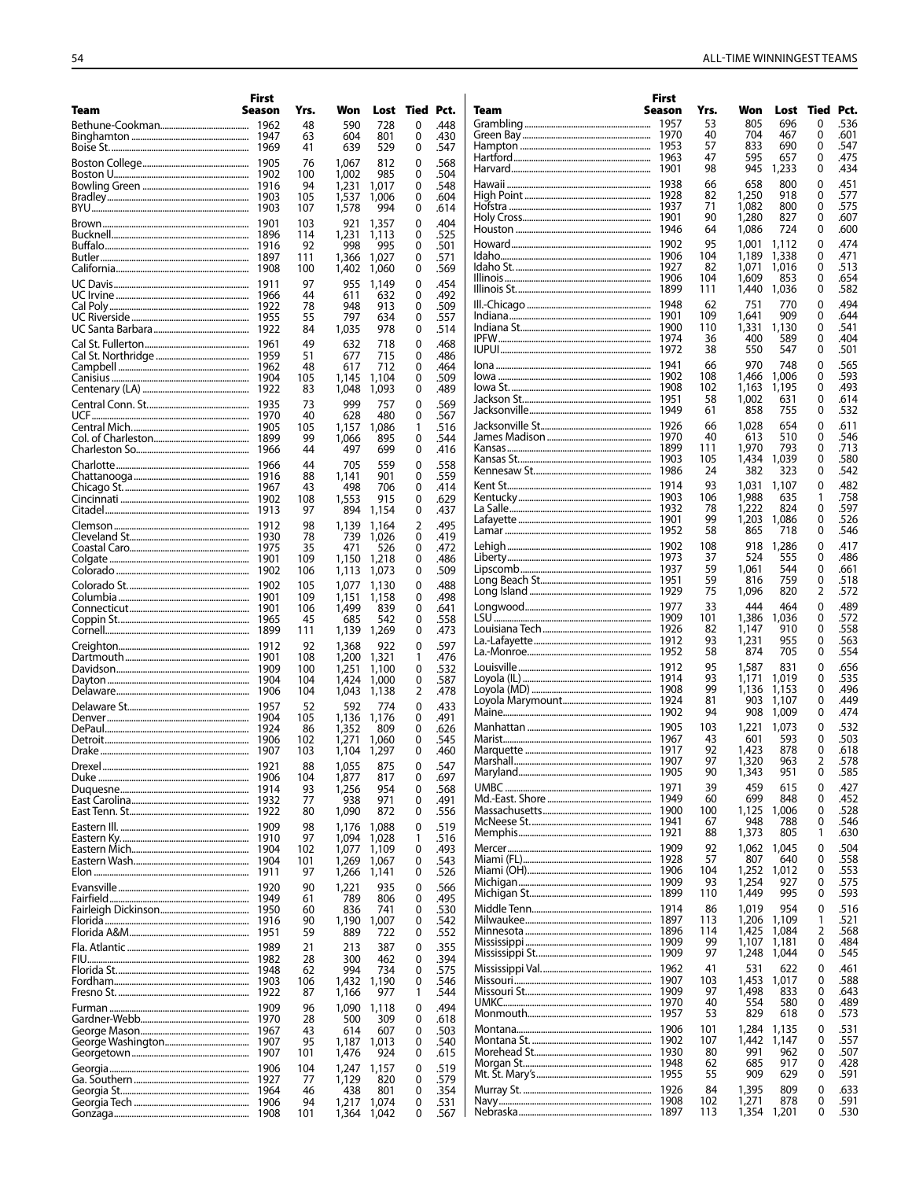| Team | First Season | Yrs. | Won | Lost | Tied | Pct. |
|---|---|---|---|---|---|---|
| Bethune-Cookman | 1962 | 48 | 590 | 728 | 0 | .448 |
| Binghamton | 1947 | 63 | 604 | 801 | 0 | .430 |
| Boise St. | 1969 | 41 | 639 | 529 | 0 | .547 |
| Boston College | 1905 | 76 | 1,067 | 812 | 0 | .568 |
| Boston U. | 1902 | 100 | 1,002 | 985 | 0 | .504 |
| Bowling Green | 1916 | 94 | 1,231 | 1,017 | 0 | .548 |
| Bradley | 1903 | 105 | 1,537 | 1,006 | 0 | .604 |
| BYU | 1903 | 107 | 1,578 | 994 | 0 | .614 |
| Brown | 1901 | 103 | 921 | 1,357 | 0 | .404 |
| Bucknell | 1896 | 114 | 1,231 | 1,113 | 0 | .525 |
| Buffalo | 1916 | 92 | 998 | 995 | 0 | .501 |
| Butler | 1897 | 111 | 1,366 | 1,027 | 0 | .571 |
| California | 1908 | 100 | 1,402 | 1,060 | 0 | .569 |
| UC Davis | 1911 | 97 | 955 | 1,149 | 0 | .454 |
| UC Irvine | 1966 | 44 | 611 | 632 | 0 | .492 |
| Cal Poly | 1922 | 78 | 948 | 913 | 0 | .509 |
| UC Riverside | 1955 | 55 | 797 | 634 | 0 | .557 |
| UC Santa Barbara | 1922 | 84 | 1,035 | 978 | 0 | .514 |
| Cal St. Fullerton | 1961 | 49 | 632 | 718 | 0 | .468 |
| Cal St. Northridge | 1959 | 51 | 677 | 715 | 0 | .486 |
| Campbell | 1962 | 48 | 617 | 712 | 0 | .464 |
| Canisius | 1904 | 105 | 1,145 | 1,104 | 0 | .509 |
| Centenary (LA) | 1922 | 83 | 1,048 | 1,093 | 0 | .489 |
| Central Conn. St. | 1935 | 73 | 999 | 757 | 0 | .569 |
| UCF | 1970 | 40 | 628 | 480 | 0 | .567 |
| Central Mich. | 1905 | 105 | 1,157 | 1,086 | 1 | .516 |
| Col. of Charleston | 1899 | 99 | 1,066 | 895 | 0 | .544 |
| Charleston So. | 1966 | 44 | 497 | 699 | 0 | .416 |
| Charlotte | 1966 | 44 | 705 | 559 | 0 | .558 |
| Chattanooga | 1916 | 88 | 1,141 | 901 | 0 | .559 |
| Chicago St. | 1967 | 43 | 498 | 706 | 0 | .414 |
| Cincinnati | 1902 | 108 | 1,553 | 915 | 0 | .629 |
| Citadel | 1913 | 97 | 894 | 1,154 | 0 | .437 |
| Clemson | 1912 | 98 | 1,139 | 1,164 | 2 | .495 |
| Cleveland St. | 1930 | 78 | 739 | 1,026 | 0 | .419 |
| Coastal Caro. | 1975 | 35 | 471 | 526 | 0 | .472 |
| Colgate | 1901 | 109 | 1,150 | 1,218 | 0 | .486 |
| Colorado | 1902 | 106 | 1,113 | 1,073 | 0 | .509 |
| Colorado St. | 1902 | 105 | 1,077 | 1,130 | 0 | .488 |
| Columbia | 1901 | 109 | 1,151 | 1,158 | 0 | .498 |
| Connecticut | 1901 | 106 | 1,499 | 839 | 0 | .641 |
| Coppin St. | 1965 | 45 | 685 | 542 | 0 | .558 |
| Cornell | 1899 | 111 | 1,139 | 1,269 | 0 | .473 |
| Creighton | 1912 | 92 | 1,368 | 922 | 0 | .597 |
| Dartmouth | 1901 | 108 | 1,200 | 1,321 | 1 | .476 |
| Davidson | 1909 | 100 | 1,251 | 1,100 | 0 | .532 |
| Dayton | 1904 | 104 | 1,424 | 1,000 | 0 | .587 |
| Delaware | 1906 | 104 | 1,043 | 1,138 | 2 | .478 |
| Delaware St. | 1957 | 52 | 592 | 774 | 0 | .433 |
| Denver | 1904 | 105 | 1,136 | 1,176 | 0 | .491 |
| DePaul | 1924 | 86 | 1,352 | 809 | 0 | .626 |
| Detroit | 1906 | 102 | 1,271 | 1,060 | 0 | .545 |
| Drake | 1907 | 103 | 1,104 | 1,297 | 0 | .460 |
| Drexel | 1921 | 88 | 1,055 | 875 | 0 | .547 |
| Duke | 1906 | 104 | 1,877 | 817 | 0 | .697 |
| Duquesne | 1914 | 93 | 1,256 | 954 | 0 | .568 |
| East Carolina | 1932 | 77 | 938 | 971 | 0 | .491 |
| East Tenn. St. | 1922 | 80 | 1,090 | 872 | 0 | .556 |
| Eastern Ill. | 1909 | 98 | 1,176 | 1,088 | 0 | .519 |
| Eastern Ky. | 1910 | 97 | 1,094 | 1,028 | 1 | .516 |
| Eastern Mich. | 1904 | 102 | 1,077 | 1,109 | 0 | .493 |
| Eastern Wash. | 1904 | 101 | 1,269 | 1,067 | 0 | .543 |
| Elon | 1911 | 97 | 1,266 | 1,141 | 0 | .526 |
| Evansville | 1920 | 90 | 1,221 | 935 | 0 | .566 |
| Fairfield | 1949 | 61 | 789 | 806 | 0 | .495 |
| Fairleigh Dickinson | 1950 | 60 | 836 | 741 | 0 | .530 |
| Florida | 1916 | 90 | 1,190 | 1,007 | 0 | .542 |
| Florida A&M | 1951 | 59 | 889 | 722 | 0 | .552 |
| Fla. Atlantic | 1989 | 21 | 213 | 387 | 0 | .355 |
| FIU | 1982 | 28 | 300 | 462 | 0 | .394 |
| Florida St. | 1948 | 62 | 994 | 734 | 0 | .575 |
| Fordham | 1903 | 106 | 1,432 | 1,190 | 0 | .546 |
| Fresno St. | 1922 | 87 | 1,166 | 977 | 1 | .544 |
| Furman | 1909 | 96 | 1,090 | 1,118 | 0 | .494 |
| Gardner-Webb | 1970 | 28 | 500 | 309 | 0 | .618 |
| George Mason | 1967 | 43 | 614 | 607 | 0 | .503 |
| George Washington | 1907 | 95 | 1,187 | 1,013 | 0 | .540 |
| Georgetown | 1907 | 101 | 1,476 | 924 | 0 | .615 |
| Georgia | 1906 | 104 | 1,247 | 1,157 | 0 | .519 |
| Ga. Southern | 1927 | 77 | 1,129 | 820 | 0 | .579 |
| Georgia St. | 1964 | 46 | 438 | 801 | 0 | .354 |
| Georgia Tech | 1906 | 94 | 1,217 | 1,074 | 0 | .531 |
| Gonzaga | 1908 | 101 | 1,364 | 1,042 | 0 | .567 |
| Grambling | 1957 | 53 | 805 | 696 | 0 | .536 |
| Green Bay | 1970 | 40 | 704 | 467 | 0 | .601 |
| Hampton | 1953 | 57 | 833 | 690 | 0 | .547 |
| Hartford | 1963 | 47 | 595 | 657 | 0 | .475 |
| Harvard | 1901 | 98 | 945 | 1,233 | 0 | .434 |
| Hawaii | 1938 | 66 | 658 | 800 | 0 | .451 |
| High Point | 1928 | 82 | 1,250 | 918 | 0 | .577 |
| Hofstra | 1937 | 71 | 1,082 | 800 | 0 | .575 |
| Holy Cross | 1901 | 90 | 1,280 | 827 | 0 | .607 |
| Houston | 1946 | 64 | 1,086 | 724 | 0 | .600 |
| Howard | 1902 | 95 | 1,001 | 1,112 | 0 | .474 |
| Idaho | 1906 | 104 | 1,189 | 1,338 | 0 | .471 |
| Idaho St. | 1927 | 82 | 1,071 | 1,016 | 0 | .513 |
| Illinois | 1906 | 104 | 1,609 | 853 | 0 | .654 |
| Illinois St. | 1899 | 111 | 1,440 | 1,036 | 0 | .582 |
| Ill.-Chicago | 1948 | 62 | 751 | 770 | 0 | .494 |
| Indiana | 1901 | 109 | 1,641 | 909 | 0 | .644 |
| Indiana St. | 1900 | 110 | 1,331 | 1,130 | 0 | .541 |
| IPFW | 1974 | 36 | 400 | 589 | 0 | .404 |
| IUPUI | 1972 | 38 | 550 | 547 | 0 | .501 |
| Iona | 1941 | 66 | 970 | 748 | 0 | .565 |
| Iowa | 1902 | 108 | 1,466 | 1,006 | 0 | .593 |
| Iowa St. | 1908 | 102 | 1,163 | 1,195 | 0 | .493 |
| Jackson St. | 1951 | 58 | 1,002 | 631 | 0 | .614 |
| Jacksonville | 1949 | 61 | 858 | 755 | 0 | .532 |
| Jacksonville St. | 1926 | 66 | 1,028 | 654 | 0 | .611 |
| James Madison | 1970 | 40 | 613 | 510 | 0 | .546 |
| Kansas | 1899 | 111 | 1,970 | 793 | 0 | .713 |
| Kansas St. | 1903 | 105 | 1,434 | 1,039 | 0 | .580 |
| Kennesaw St. | 1986 | 24 | 382 | 323 | 0 | .542 |
| Kent St. | 1914 | 93 | 1,031 | 1,107 | 0 | .482 |
| Kentucky | 1903 | 106 | 1,988 | 635 | 1 | .758 |
| La Salle | 1932 | 78 | 1,222 | 824 | 0 | .597 |
| Lafayette | 1901 | 99 | 1,203 | 1,086 | 0 | .526 |
| Lamar | 1952 | 58 | 865 | 718 | 0 | .546 |
| Lehigh | 1902 | 108 | 918 | 1,286 | 0 | .417 |
| Liberty | 1973 | 37 | 524 | 555 | 0 | .486 |
| Lipscomb | 1937 | 59 | 1,061 | 544 | 0 | .661 |
| Long Beach St. | 1951 | 59 | 816 | 759 | 0 | .518 |
| Long Island | 1929 | 75 | 1,096 | 820 | 2 | .572 |
| Longwood | 1977 | 33 | 444 | 464 | 0 | .489 |
| LSU | 1909 | 101 | 1,386 | 1,036 | 0 | .572 |
| Louisiana Tech | 1926 | 82 | 1,147 | 910 | 0 | .558 |
| La.-Lafayette | 1912 | 93 | 1,231 | 955 | 0 | .563 |
| La.-Monroe | 1952 | 58 | 874 | 705 | 0 | .554 |
| Louisville | 1912 | 95 | 1,587 | 831 | 0 | .656 |
| Loyola (IL) | 1914 | 93 | 1,171 | 1,019 | 0 | .535 |
| Loyola (MD) | 1908 | 99 | 1,136 | 1,153 | 0 | .496 |
| Loyola Marymount | 1924 | 81 | 903 | 1,107 | 0 | .449 |
| Maine | 1902 | 94 | 908 | 1,009 | 0 | .474 |
| Manhattan | 1905 | 103 | 1,221 | 1,073 | 0 | .532 |
| Marist | 1967 | 43 | 601 | 593 | 0 | .503 |
| Marquette | 1917 | 92 | 1,423 | 878 | 0 | .618 |
| Marshall | 1907 | 97 | 1,320 | 963 | 2 | .578 |
| Maryland | 1905 | 90 | 1,343 | 951 | 0 | .585 |
| UMBC | 1971 | 39 | 459 | 615 | 0 | .427 |
| Md.-East. Shore | 1949 | 60 | 699 | 848 | 0 | .452 |
| Massachusetts | 1900 | 100 | 1,125 | 1,006 | 0 | .528 |
| McNeese St. | 1941 | 67 | 948 | 788 | 0 | .546 |
| Memphis | 1921 | 88 | 1,373 | 805 | 1 | .630 |
| Mercer | 1909 | 92 | 1,062 | 1,045 | 0 | .504 |
| Miami (FL) | 1928 | 57 | 807 | 640 | 0 | .558 |
| Miami (OH) | 1906 | 104 | 1,252 | 1,012 | 0 | .553 |
| Michigan | 1909 | 93 | 1,254 | 927 | 0 | .575 |
| Michigan St. | 1899 | 110 | 1,449 | 995 | 0 | .593 |
| Middle Tenn. | 1914 | 86 | 1,019 | 954 | 0 | .516 |
| Milwaukee | 1897 | 113 | 1,206 | 1,109 | 1 | .521 |
| Minnesota | 1896 | 114 | 1,425 | 1,084 | 2 | .568 |
| Mississippi | 1909 | 99 | 1,107 | 1,181 | 0 | .484 |
| Mississippi St. | 1909 | 97 | 1,248 | 1,044 | 0 | .545 |
| Mississippi Val. | 1962 | 41 | 531 | 622 | 0 | .461 |
| Missouri | 1907 | 103 | 1,453 | 1,017 | 0 | .588 |
| Missouri St. | 1909 | 97 | 1,498 | 833 | 0 | .643 |
| UMKC | 1970 | 40 | 554 | 580 | 0 | .489 |
| Monmouth | 1957 | 53 | 829 | 618 | 0 | .573 |
| Montana | 1906 | 101 | 1,284 | 1,135 | 0 | .531 |
| Montana St. | 1902 | 107 | 1,442 | 1,147 | 0 | .557 |
| Morehead St. | 1930 | 80 | 991 | 962 | 0 | .507 |
| Morgan St. | 1948 | 62 | 685 | 917 | 0 | .428 |
| Mt. St. Mary's | 1955 | 55 | 909 | 629 | 0 | .591 |
| Murray St. | 1926 | 84 | 1,395 | 809 | 0 | .633 |
| Navy | 1908 | 102 | 1,271 | 878 | 0 | .591 |
| Nebraska | 1897 | 113 | 1,354 | 1,201 | 0 | .530 |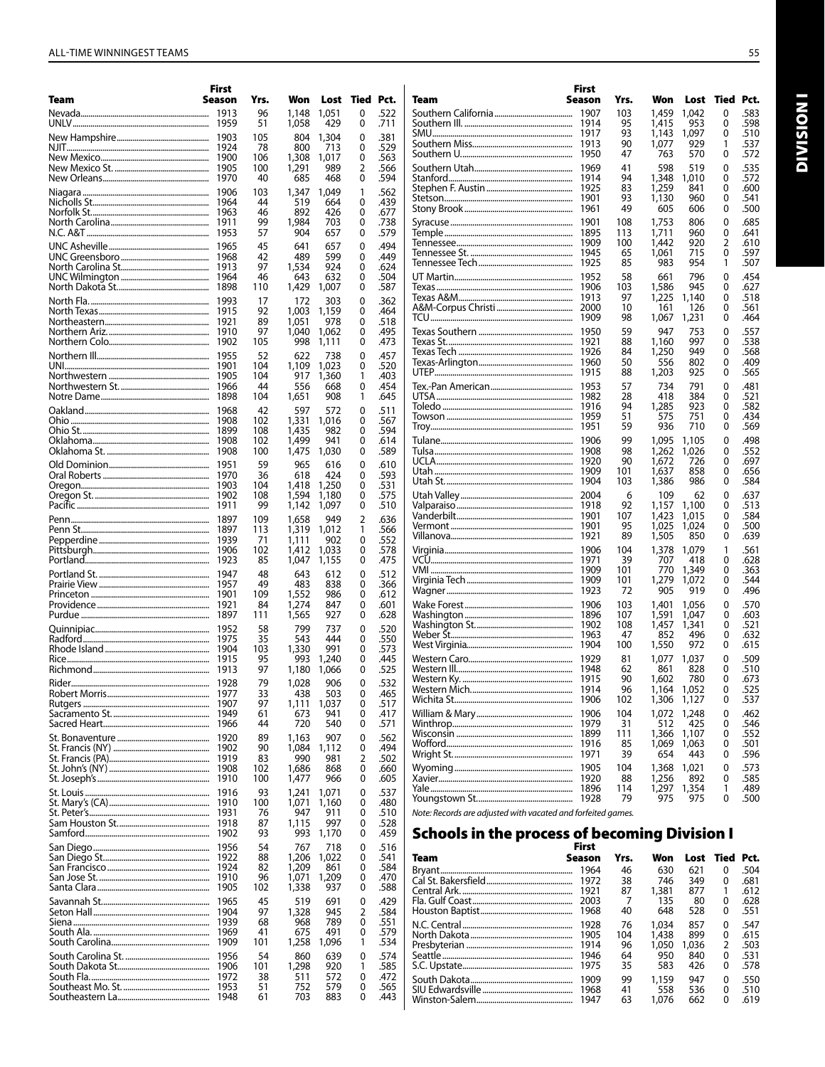| Team | First Season | Yrs. | Won | Lost | Tied | Pct. |
|---|---|---|---|---|---|---|
| Nevada | 1913 | 96 | 1,148 | 1,051 | 0 | .522 |
| UNLV | 1959 | 51 | 1,058 | 429 | 0 | .711 |
| New Hampshire | 1903 | 105 | 804 | 1,304 | 0 | .381 |
| NJIT | 1924 | 78 | 800 | 713 | 0 | .529 |
| New Mexico | 1900 | 106 | 1,308 | 1,017 | 0 | .563 |
| New Mexico St. | 1905 | 100 | 1,291 | 989 | 2 | .566 |
| New Orleans | 1970 | 40 | 685 | 468 | 0 | .594 |
| Niagara | 1906 | 103 | 1,347 | 1,049 | 1 | .562 |
| Nicholls St. | 1964 | 44 | 519 | 664 | 0 | .439 |
| Norfolk St. | 1963 | 46 | 892 | 426 | 0 | .677 |
| North Carolina | 1911 | 99 | 1,984 | 703 | 0 | .738 |
| N.C. A&T | 1953 | 57 | 904 | 657 | 0 | .579 |
| UNC Asheville | 1965 | 45 | 641 | 657 | 0 | .494 |
| UNC Greensboro | 1968 | 42 | 489 | 599 | 0 | .449 |
| North Carolina St. | 1913 | 97 | 1,534 | 924 | 0 | .624 |
| UNC Wilmington | 1964 | 46 | 643 | 632 | 0 | .504 |
| North Dakota St. | 1898 | 110 | 1,429 | 1,007 | 0 | .587 |
| North Fla. | 1993 | 17 | 172 | 303 | 0 | .362 |
| North Texas | 1915 | 92 | 1,003 | 1,159 | 0 | .464 |
| Northeastern | 1921 | 89 | 1,051 | 978 | 0 | .518 |
| Northern Ariz. | 1910 | 97 | 1,040 | 1,062 | 0 | .495 |
| Northern Colo. | 1902 | 105 | 998 | 1,111 | 0 | .473 |
| Northern Ill. | 1955 | 52 | 622 | 738 | 0 | .457 |
| UNI | 1901 | 104 | 1,109 | 1,023 | 0 | .520 |
| Northwestern | 1905 | 104 | 917 | 1,360 | 1 | .403 |
| Northwestern St. | 1966 | 44 | 556 | 668 | 0 | .454 |
| Notre Dame | 1898 | 104 | 1,651 | 908 | 1 | .645 |
| Oakland | 1968 | 42 | 597 | 572 | 0 | .511 |
| Ohio | 1908 | 102 | 1,331 | 1,016 | 0 | .567 |
| Ohio St. | 1899 | 108 | 1,435 | 982 | 0 | .594 |
| Oklahoma | 1908 | 102 | 1,499 | 941 | 0 | .614 |
| Oklahoma St. | 1908 | 100 | 1,475 | 1,030 | 0 | .589 |
| Old Dominion | 1951 | 59 | 965 | 616 | 0 | .610 |
| Oral Roberts | 1970 | 36 | 618 | 424 | 0 | .593 |
| Oregon | 1903 | 104 | 1,418 | 1,250 | 0 | .531 |
| Oregon St. | 1902 | 108 | 1,594 | 1,180 | 0 | .575 |
| Pacific | 1911 | 99 | 1,142 | 1,097 | 0 | .510 |
| Penn | 1897 | 109 | 1,658 | 949 | 2 | .636 |
| Penn St. | 1897 | 113 | 1,319 | 1,012 | 1 | .566 |
| Pepperdine | 1939 | 71 | 1,111 | 902 | 0 | .552 |
| Pittsburgh | 1906 | 102 | 1,412 | 1,033 | 0 | .578 |
| Portland | 1923 | 85 | 1,047 | 1,155 | 0 | .475 |
| Portland St. | 1947 | 48 | 643 | 612 | 0 | .512 |
| Prairie View | 1957 | 49 | 483 | 838 | 0 | .366 |
| Princeton | 1901 | 109 | 1,552 | 986 | 0 | .612 |
| Providence | 1921 | 84 | 1,274 | 847 | 0 | .601 |
| Purdue | 1897 | 111 | 1,565 | 927 | 0 | .628 |
| Quinnipiac | 1952 | 58 | 799 | 737 | 0 | .520 |
| Radford | 1975 | 35 | 543 | 444 | 0 | .550 |
| Rhode Island | 1904 | 103 | 1,330 | 991 | 0 | .573 |
| Rice | 1915 | 95 | 993 | 1,240 | 0 | .445 |
| Richmond | 1913 | 97 | 1,180 | 1,066 | 0 | .525 |
| Rider | 1928 | 79 | 1,028 | 906 | 0 | .532 |
| Robert Morris | 1977 | 33 | 438 | 503 | 0 | .465 |
| Rutgers | 1907 | 97 | 1,111 | 1,037 | 0 | .517 |
| Sacramento St. | 1949 | 61 | 673 | 941 | 0 | .417 |
| Sacred Heart | 1966 | 44 | 720 | 540 | 0 | .571 |
| St. Bonaventure | 1920 | 89 | 1,163 | 907 | 0 | .562 |
| St. Francis (NY) | 1902 | 90 | 1,084 | 1,112 | 0 | .494 |
| St. Francis (PA) | 1919 | 83 | 990 | 981 | 2 | .502 |
| St. John's (NY) | 1908 | 102 | 1,686 | 868 | 0 | .660 |
| St. Joseph's | 1910 | 100 | 1,477 | 966 | 0 | .605 |
| St. Louis | 1916 | 93 | 1,241 | 1,071 | 0 | .537 |
| St. Mary's (CA) | 1910 | 100 | 1,071 | 1,160 | 0 | .480 |
| St. Peter's | 1931 | 76 | 947 | 911 | 0 | .510 |
| Sam Houston St. | 1918 | 87 | 1,115 | 997 | 0 | .528 |
| Samford | 1902 | 93 | 993 | 1,170 | 0 | .459 |
| San Diego | 1956 | 54 | 767 | 718 | 0 | .516 |
| San Diego St. | 1922 | 88 | 1,206 | 1,022 | 0 | .541 |
| San Francisco | 1924 | 82 | 1,209 | 861 | 0 | .584 |
| San Jose St. | 1910 | 96 | 1,071 | 1,209 | 0 | .470 |
| Santa Clara | 1905 | 102 | 1,338 | 937 | 0 | .588 |
| Savannah St. | 1965 | 45 | 519 | 691 | 0 | .429 |
| Seton Hall | 1904 | 97 | 1,328 | 945 | 2 | .584 |
| Siena | 1939 | 68 | 968 | 789 | 0 | .551 |
| South Ala. | 1969 | 41 | 675 | 491 | 0 | .579 |
| South Carolina | 1909 | 101 | 1,258 | 1,096 | 1 | .534 |
| South Carolina St. | 1956 | 54 | 860 | 639 | 0 | .574 |
| South Dakota St. | 1906 | 101 | 1,298 | 920 | 1 | .585 |
| South Fla. | 1972 | 38 | 511 | 572 | 0 | .472 |
| Southeast Mo. St. | 1953 | 51 | 752 | 579 | 0 | .565 |
| Southeastern La. | 1948 | 61 | 703 | 883 | 0 | .443 |
| Southern California | 1907 | 103 | 1,459 | 1,042 | 0 | .583 |
| Southern Ill. | 1914 | 95 | 1,415 | 953 | 0 | .598 |
| SMU | 1917 | 93 | 1,143 | 1,097 | 0 | .510 |
| Southern Miss. | 1913 | 90 | 1,077 | 929 | 1 | .537 |
| Southern U. | 1950 | 47 | 763 | 570 | 0 | .572 |
| Southern Utah | 1969 | 41 | 598 | 519 | 0 | .535 |
| Stanford | 1914 | 94 | 1,348 | 1,010 | 0 | .572 |
| Stephen F. Austin | 1925 | 83 | 1,259 | 841 | 0 | .600 |
| Stetson | 1901 | 93 | 1,130 | 960 | 0 | .541 |
| Stony Brook | 1961 | 49 | 605 | 606 | 0 | .500 |
| Syracuse | 1901 | 108 | 1,753 | 806 | 0 | .685 |
| Temple | 1895 | 113 | 1,711 | 960 | 0 | .641 |
| Tennessee | 1909 | 100 | 1,442 | 920 | 2 | .610 |
| Tennessee St. | 1945 | 65 | 1,061 | 715 | 0 | .597 |
| Tennessee Tech | 1925 | 85 | 983 | 954 | 1 | .507 |
| UT Martin | 1952 | 58 | 661 | 796 | 0 | .454 |
| Texas | 1906 | 103 | 1,586 | 945 | 0 | .627 |
| Texas A&M | 1913 | 97 | 1,225 | 1,140 | 0 | .518 |
| A&M-Corpus Christi | 2000 | 10 | 161 | 126 | 0 | .561 |
| TCU | 1909 | 98 | 1,067 | 1,231 | 0 | .464 |
| Texas Southern | 1950 | 59 | 947 | 753 | 0 | .557 |
| Texas St. | 1921 | 88 | 1,160 | 997 | 0 | .538 |
| Texas Tech | 1926 | 84 | 1,250 | 949 | 0 | .568 |
| Texas-Arlington | 1960 | 50 | 556 | 802 | 0 | .409 |
| UTEP | 1915 | 88 | 1,203 | 925 | 0 | .565 |
| Tex.-Pan American | 1953 | 57 | 734 | 791 | 0 | .481 |
| UTSA | 1982 | 28 | 418 | 384 | 0 | .521 |
| Toledo | 1916 | 94 | 1,285 | 923 | 0 | .582 |
| Towson | 1959 | 51 | 575 | 751 | 0 | .434 |
| Troy | 1951 | 59 | 936 | 710 | 0 | .569 |
| Tulane | 1906 | 99 | 1,095 | 1,105 | 0 | .498 |
| Tulsa | 1908 | 98 | 1,262 | 1,026 | 0 | .552 |
| UCLA | 1920 | 90 | 1,672 | 726 | 0 | .697 |
| Utah | 1909 | 101 | 1,637 | 858 | 0 | .656 |
| Utah St. | 1904 | 103 | 1,386 | 986 | 0 | .584 |
| Utah Valley | 2004 | 6 | 109 | 62 | 0 | .637 |
| Valparaiso | 1918 | 92 | 1,157 | 1,100 | 0 | .513 |
| Vanderbilt | 1901 | 107 | 1,423 | 1,015 | 0 | .584 |
| Vermont | 1901 | 95 | 1,025 | 1,024 | 0 | .500 |
| Villanova | 1921 | 89 | 1,505 | 850 | 0 | .639 |
| Virginia | 1906 | 104 | 1,378 | 1,079 | 1 | .561 |
| VCU | 1971 | 39 | 707 | 418 | 0 | .628 |
| VMI | 1909 | 101 | 770 | 1,349 | 0 | .363 |
| Virginia Tech | 1909 | 101 | 1,279 | 1,072 | 0 | .544 |
| Wagner | 1923 | 72 | 905 | 919 | 0 | .496 |
| Wake Forest | 1906 | 103 | 1,401 | 1,056 | 0 | .570 |
| Washington | 1896 | 107 | 1,591 | 1,047 | 0 | .603 |
| Washington St. | 1902 | 108 | 1,457 | 1,341 | 0 | .521 |
| Weber St. | 1963 | 47 | 852 | 496 | 0 | .632 |
| West Virginia | 1904 | 100 | 1,550 | 972 | 0 | .615 |
| Western Caro. | 1929 | 81 | 1,077 | 1,037 | 0 | .509 |
| Western Ill. | 1948 | 62 | 861 | 828 | 0 | .510 |
| Western Ky. | 1915 | 90 | 1,602 | 780 | 0 | .673 |
| Western Mich. | 1914 | 96 | 1,164 | 1,052 | 0 | .525 |
| Wichita St. | 1906 | 102 | 1,306 | 1,127 | 0 | .537 |
| William & Mary | 1906 | 104 | 1,072 | 1,248 | 0 | .462 |
| Winthrop | 1979 | 31 | 512 | 425 | 0 | .546 |
| Wisconsin | 1899 | 111 | 1,366 | 1,107 | 0 | .552 |
| Wofford | 1916 | 85 | 1,069 | 1,063 | 0 | .501 |
| Wright St. | 1971 | 39 | 654 | 443 | 0 | .596 |
| Wyoming | 1905 | 104 | 1,368 | 1,021 | 0 | .573 |
| Xavier | 1920 | 88 | 1,256 | 892 | 0 | .585 |
| Yale | 1896 | 114 | 1,297 | 1,354 | 1 | .489 |
| Youngstown St. | 1928 | 79 | 975 | 975 | 0 | .500 |

*Note: Records are adjusted with vacated and forfeited games.*

## Schools in the process of becoming Division I

| Team | First Season | Yrs. | Won | Lost | Tied | Pct. |
|---|---|---|---|---|---|---|
| Bryant | 1964 | 46 | 630 | 621 | 0 | .504 |
| Cal St. Bakersfield | 1972 | 38 | 746 | 349 | 0 | .681 |
| Central Ark. | 1921 | 87 | 1,381 | 877 | 1 | .612 |
| Fla. Gulf Coast | 2003 | 7 | 135 | 80 | 0 | .628 |
| Houston Baptist | 1968 | 40 | 648 | 528 | 0 | .551 |
| N.C. Central | 1928 | 76 | 1,034 | 857 | 0 | .547 |
| North Dakota | 1905 | 104 | 1,438 | 899 | 0 | .615 |
| Presbyterian | 1914 | 96 | 1,050 | 1,036 | 2 | .503 |
| Seattle | 1946 | 64 | 950 | 840 | 0 | .531 |
| S.C. Upstate | 1975 | 35 | 583 | 426 | 0 | .578 |
| South Dakota | 1909 | 99 | 1,159 | 947 | 0 | .550 |
| SIU Edwardsville | 1968 | 41 | 558 | 536 | 0 | .510 |
| Winston-Salem | 1947 | 63 | 1,076 | 662 | 0 | .619 |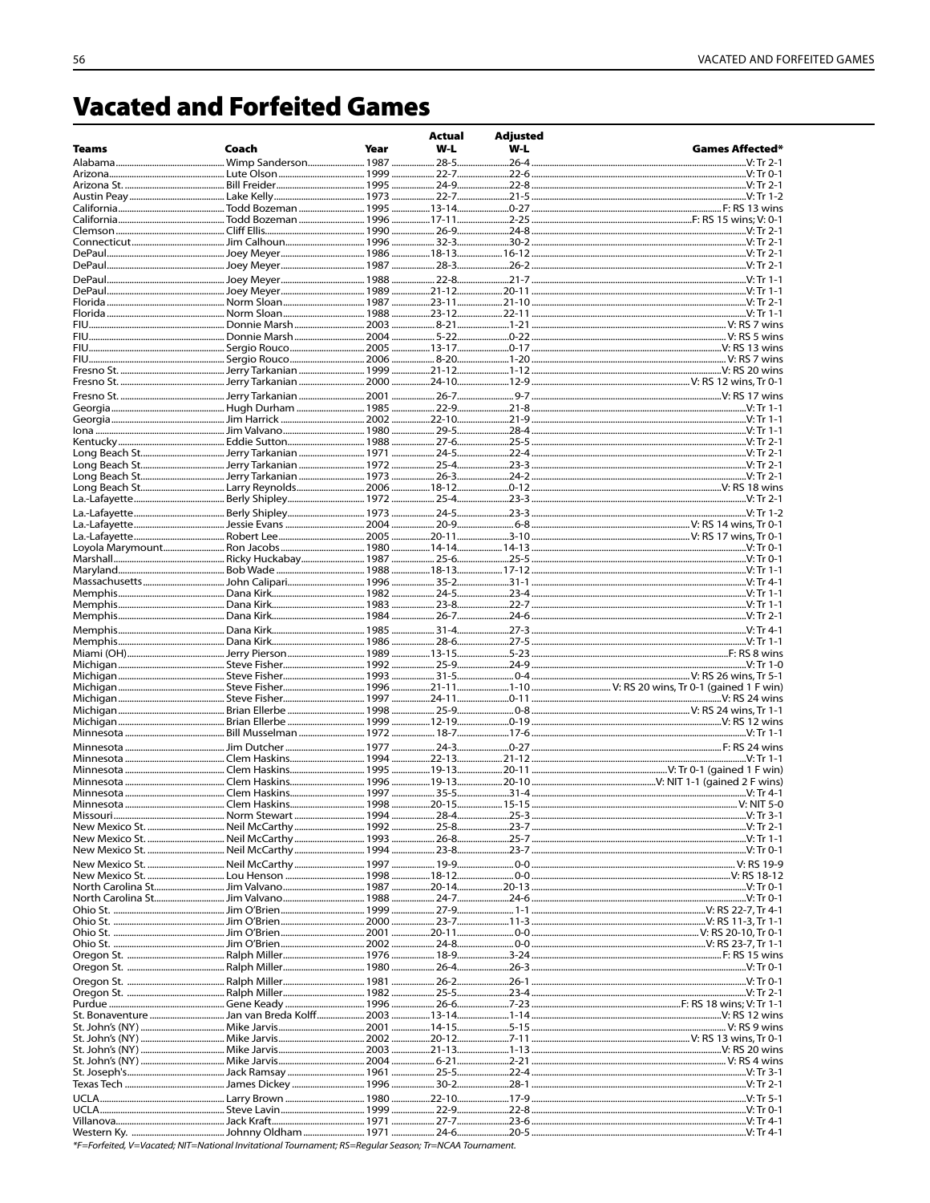# Vacated and Forfeited Games

| Teams | Coach | Year | Actual W-L | Adjusted W-L | Games Affected* |
|---|---|---|---|---|---|
| Alabama | Wimp Sanderson | 1987 | 28-5 | 26-4 | V: Tr 2-1 |
| Arizona | Lute Olson | 1999 | 22-7 | 22-6 | V: Tr 0-1 |
| Arizona St. | Bill Freider | 1995 | 24-9 | 22-8 | V: Tr 2-1 |
| Austin Peay | Lake Kelly | 1973 | 22-7 | 21-5 | V: Tr 1-2 |
| California | Todd Bozeman | 1995 | 13-14 | 0-27 | F: RS 13 wins |
| California | Todd Bozeman | 1996 | 17-11 | 2-25 | F: RS 15 wins; V: 0-1 |
| Clemson | Cliff Ellis | 1990 | 26-9 | 24-8 | V: Tr 2-1 |
| Connecticut | Jim Calhoun | 1996 | 32-3 | 30-2 | V: Tr 2-1 |
| DePaul | Joey Meyer | 1986 | 18-13 | 16-12 | V: Tr 2-1 |
| DePaul | Joey Meyer | 1987 | 28-3 | 26-2 | V: Tr 2-1 |
| DePaul | Joey Meyer | 1988 | 22-8 | 21-7 | V: Tr 1-1 |
| DePaul | Joey Meyer | 1989 | 21-12 | 20-11 | V: Tr 1-1 |
| Florida | Norm Sloan | 1987 | 23-11 | 21-10 | V: Tr 2-1 |
| Florida | Norm Sloan | 1988 | 23-12 | 22-11 | V: Tr 1-1 |
| FIU | Donnie Marsh | 2003 | 8-21 | 1-21 | V: RS 7 wins |
| FIU | Donnie Marsh | 2004 | 5-22 | 0-22 | V: RS 5 wins |
| FIU | Sergio Rouco | 2005 | 13-17 | 0-17 | V: RS 13 wins |
| FIU | Sergio Rouco | 2006 | 8-20 | 1-20 | V: RS 7 wins |
| Fresno St. | Jerry Tarkanian | 1999 | 21-12 | 1-12 | V: RS 20 wins |
| Fresno St. | Jerry Tarkanian | 2000 | 24-10 | 12-9 | V: RS 12 wins, Tr 0-1 |
| Fresno St. | Jerry Tarkanian | 2001 | 26-7 | 9-7 | V: RS 17 wins |
| Georgia | Hugh Durham | 1985 | 22-9 | 21-8 | V: Tr 1-1 |
| Georgia | Jim Harrick | 2002 | 22-10 | 21-9 | V: Tr 1-1 |
| Iona | Jim Valvano | 1980 | 29-5 | 28-4 | V: Tr 1-1 |
| Kentucky | Eddie Sutton | 1988 | 27-6 | 25-5 | V: Tr 2-1 |
| Long Beach St. | Jerry Tarkanian | 1971 | 24-5 | 22-4 | V: Tr 2-1 |
| Long Beach St. | Jerry Tarkanian | 1972 | 25-4 | 23-3 | V: Tr 2-1 |
| Long Beach St. | Jerry Tarkanian | 1973 | 26-3 | 24-2 | V: Tr 2-1 |
| Long Beach St. | Larry Reynolds | 2006 | 18-12 | 0-12 | V: RS 18 wins |
| La.-Lafayette | Berly Shipley | 1972 | 25-4 | 23-3 | V: Tr 2-1 |
| La.-Lafayette | Berly Shipley | 1973 | 24-5 | 23-3 | V: Tr 1-2 |
| La.-Lafayette | Jessie Evans | 2004 | 20-9 | 6-8 | V: RS 14 wins, Tr 0-1 |
| La.-Lafayette | Robert Lee | 2005 | 20-11 | 3-10 | V: RS 17 wins, Tr 0-1 |
| Loyola Marymount | Ron Jacobs | 1980 | 14-14 | 14-13 | V: Tr 0-1 |
| Marshall | Ricky Huckabay | 1987 | 25-6 | 25-5 | V: Tr 0-1 |
| Maryland | Bob Wade | 1988 | 18-13 | 17-12 | V: Tr 1-1 |
| Massachusetts | John Calipari | 1996 | 35-2 | 31-1 | V: Tr 4-1 |
| Memphis | Dana Kirk | 1982 | 24-5 | 23-4 | V: Tr 1-1 |
| Memphis | Dana Kirk | 1983 | 23-8 | 22-7 | V: Tr 1-1 |
| Memphis | Dana Kirk | 1984 | 26-7 | 24-6 | V: Tr 2-1 |
| Memphis | Dana Kirk | 1985 | 31-4 | 27-3 | V: Tr 4-1 |
| Memphis | Dana Kirk | 1986 | 28-6 | 27-5 | V: Tr 1-1 |
| Miami (OH) | Jerry Pierson | 1989 | 13-15 | 5-23 | F: RS 8 wins |
| Michigan | Steve Fisher | 1992 | 25-9 | 24-9 | V: Tr 1-0 |
| Michigan | Steve Fisher | 1993 | 31-5 | 0-4 | V: RS 26 wins, Tr 5-1 |
| Michigan | Steve Fisher | 1996 | 21-11 | 1-10 | V: RS 20 wins, Tr 0-1 (gained 1 F win) |
| Michigan | Steve Fisher | 1997 | 24-11 | 0-11 | V: RS 24 wins |
| Michigan | Brian Ellerbe | 1998 | 25-9 | 0-8 | V: RS 24 wins, Tr 1-1 |
| Michigan | Brian Ellerbe | 1999 | 12-19 | 0-19 | V: RS 12 wins |
| Minnesota | Bill Musselman | 1972 | 18-7 | 17-6 | V: Tr 1-1 |
| Minnesota | Jim Dutcher | 1977 | 24-3 | 0-27 | F: RS 24 wins |
| Minnesota | Clem Haskins | 1994 | 22-13 | 21-12 | V: Tr 1-1 |
| Minnesota | Clem Haskins | 1995 | 19-13 | 20-11 | V: Tr 0-1 (gained 1 F win) |
| Minnesota | Clem Haskins | 1996 | 19-13 | 20-10 | V: NIT 1-1 (gained 2 F wins) |
| Minnesota | Clem Haskins | 1997 | 35-5 | 31-4 | V: Tr 4-1 |
| Minnesota | Clem Haskins | 1998 | 20-15 | 15-15 | V: NIT 5-0 |
| Missouri | Norm Stewart | 1994 | 28-4 | 25-3 | V: Tr 3-1 |
| New Mexico St. | Neil McCarthy | 1992 | 25-8 | 23-7 | V: Tr 2-1 |
| New Mexico St. | Neil McCarthy | 1993 | 26-8 | 25-7 | V: Tr 1-1 |
| New Mexico St. | Neil McCarthy | 1994 | 23-8 | 23-7 | V: Tr 0-1 |
| New Mexico St. | Neil McCarthy | 1997 | 19-9 | 0-0 | V: RS 19-9 |
| New Mexico St. | Lou Henson | 1998 | 18-12 | 0-0 | V: RS 18-12 |
| North Carolina St. | Jim Valvano | 1987 | 20-14 | 20-13 | V: Tr 0-1 |
| North Carolina St. | Jim Valvano | 1988 | 24-7 | 24-6 | V: Tr 0-1 |
| Ohio St. | Jim O'Brien | 1999 | 27-9 | 1-1 | V: RS 22-7, Tr 4-1 |
| Ohio St. | Jim O'Brien | 2000 | 23-7 | 11-3 | V: RS 11-3, Tr 1-1 |
| Ohio St. | Jim O'Brien | 2001 | 20-11 | 0-0 | V: RS 20-10, Tr 0-1 |
| Ohio St. | Jim O'Brien | 2002 | 24-8 | 0-0 | V: RS 23-7, Tr 1-1 |
| Oregon St. | Ralph Miller | 1976 | 18-9 | 3-24 | F: RS 15 wins |
| Oregon St. | Ralph Miller | 1980 | 26-4 | 26-3 | V: Tr 0-1 |
| Oregon St. | Ralph Miller | 1981 | 26-2 | 26-1 | V: Tr 0-1 |
| Oregon St. | Ralph Miller | 1982 | 25-5 | 23-4 | V: Tr 2-1 |
| Purdue | Gene Keady | 1996 | 26-6 | 7-23 | F: RS 18 wins; V: Tr 1-1 |
| St. Bonaventure | Jan van Breda Kolff | 2003 | 13-14 | 1-14 | V: RS 12 wins |
| St. John's (NY) | Mike Jarvis | 2001 | 14-15 | 5-15 | V: RS 9 wins |
| St. John's (NY) | Mike Jarvis | 2002 | 20-12 | 7-11 | V: RS 13 wins, Tr 0-1 |
| St. John's (NY) | Mike Jarvis | 2003 | 21-13 | 1-13 | V: RS 20 wins |
| St. John's (NY) | Mike Jarvis | 2004 | 6-21 | 2-21 | V: RS 4 wins |
| St. Joseph's | Jack Ramsay | 1961 | 25-5 | 22-4 | V: Tr 3-1 |
| Texas Tech | James Dickey | 1996 | 30-2 | 28-1 | V: Tr 2-1 |
| UCLA | Larry Brown | 1980 | 22-10 | 17-9 | V: Tr 5-1 |
| UCLA | Steve Lavin | 1999 | 22-9 | 22-8 | V: Tr 0-1 |
| Villanova | Jack Kraft | 1971 | 27-7 | 23-6 | V: Tr 4-1 |
| Western Ky. | Johnny Oldham | 1971 | 24-6 | 20-5 | V: Tr 4-1 |

*F=Forfeited, V=Vacated; NIT=National Invitational Tournament; RS=Regular Season; Tr=NCAA Tournament.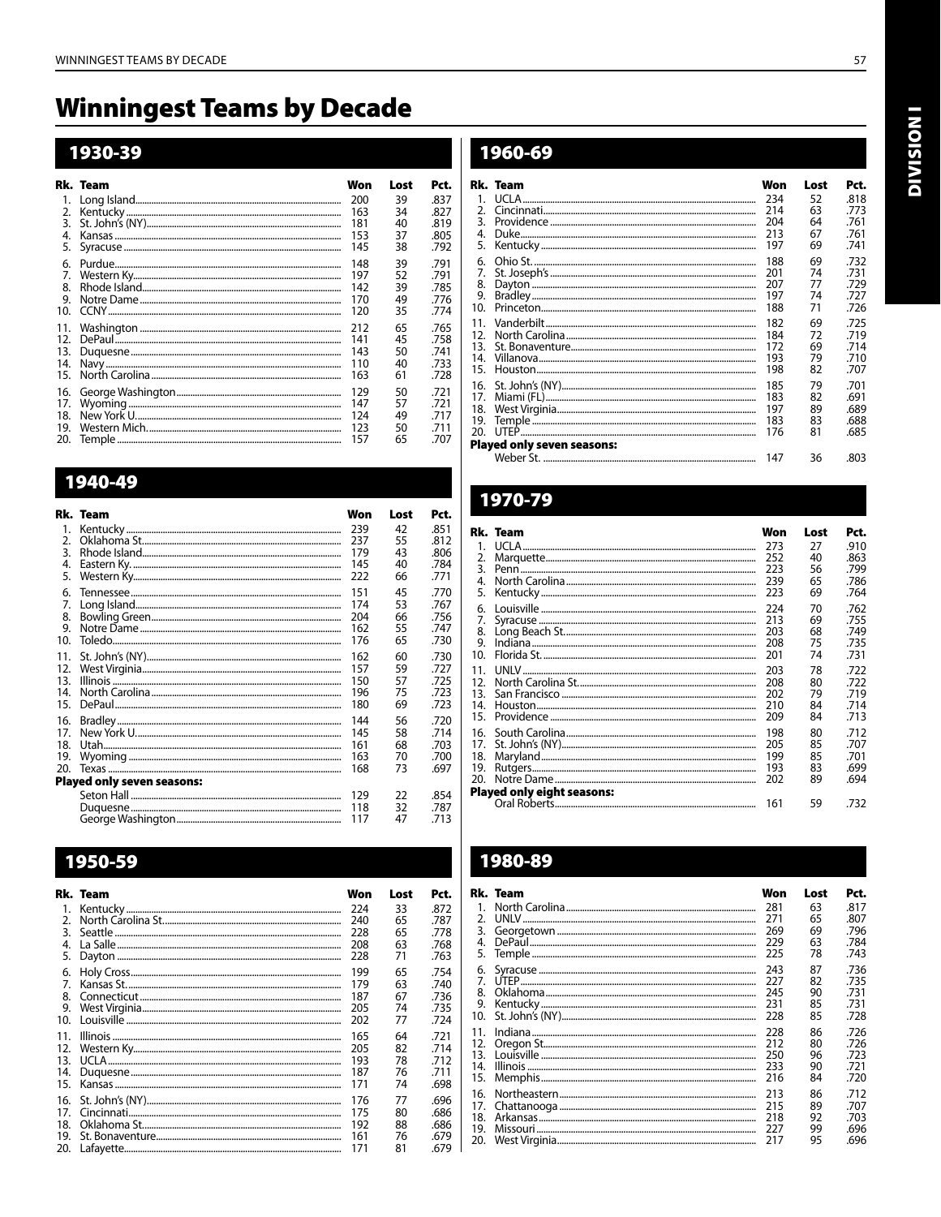# Winningest Teams by Decade

## 1930-39

| Rk. | Team | Won | Lost | Pct. |
|---|---|---|---|---|
| 1. | Long Island | 200 | 39 | .837 |
| 2. | Kentucky | 163 | 34 | .827 |
| 3. | St. John's (NY) | 181 | 40 | .819 |
| 4. | Kansas | 153 | 37 | .805 |
| 5. | Syracuse | 145 | 38 | .792 |
| 6. | Purdue | 148 | 39 | .791 |
| 7. | Western Ky. | 197 | 52 | .791 |
| 8. | Rhode Island | 142 | 39 | .785 |
| 9. | Notre Dame | 170 | 49 | .776 |
| 10. | CCNY | 120 | 35 | .774 |
| 11. | Washington | 212 | 65 | .765 |
| 12. | DePaul | 141 | 45 | .758 |
| 13. | Duquesne | 143 | 50 | .741 |
| 14. | Navy | 110 | 40 | .733 |
| 15. | North Carolina | 163 | 61 | .728 |
| 16. | George Washington | 129 | 50 | .721 |
| 17. | Wyoming | 147 | 57 | .721 |
| 18. | New York U. | 124 | 49 | .717 |
| 19. | Western Mich. | 123 | 50 | .711 |
| 20. | Temple | 157 | 65 | .707 |

## 1940-49

| Rk. | Team | Won | Lost | Pct. |
|---|---|---|---|---|
| 1. | Kentucky | 239 | 42 | .851 |
| 2. | Oklahoma St. | 237 | 55 | .812 |
| 3. | Rhode Island | 179 | 43 | .806 |
| 4. | Eastern Ky. | 145 | 40 | .784 |
| 5. | Western Ky. | 222 | 66 | .771 |
| 6. | Tennessee | 151 | 45 | .770 |
| 7. | Long Island | 174 | 53 | .767 |
| 8. | Bowling Green | 204 | 66 | .756 |
| 9. | Notre Dame | 162 | 55 | .747 |
| 10. | Toledo | 176 | 65 | .730 |
| 11. | St. John's (NY) | 162 | 60 | .730 |
| 12. | West Virginia | 157 | 59 | .727 |
| 13. | Illinois | 150 | 57 | .725 |
| 14. | North Carolina | 196 | 75 | .723 |
| 15. | DePaul | 180 | 69 | .723 |
| 16. | Bradley | 144 | 56 | .720 |
| 17. | New York U. | 145 | 58 | .714 |
| 18. | Utah | 161 | 68 | .703 |
| 19. | Wyoming | 163 | 70 | .700 |
| 20. | Texas | 168 | 73 | .697 |
| **Played only seven seasons:** | | | | |
| | Seton Hall | 129 | 22 | .854 |
| | Duquesne | 118 | 32 | .787 |
| | George Washington | 117 | 47 | .713 |

## 1950-59

| Rk. | Team | Won | Lost | Pct. |
|---|---|---|---|---|
| 1. | Kentucky | 224 | 33 | .872 |
| 2. | North Carolina St. | 240 | 65 | .787 |
| 3. | Seattle | 228 | 65 | .778 |
| 4. | La Salle | 208 | 63 | .768 |
| 5. | Dayton | 228 | 71 | .763 |
| 6. | Holy Cross | 199 | 65 | .754 |
| 7. | Kansas St. | 179 | 63 | .740 |
| 8. | Connecticut | 187 | 67 | .736 |
| 9. | West Virginia | 205 | 74 | .735 |
| 10. | Louisville | 202 | 77 | .724 |
| 11. | Illinois | 165 | 64 | .721 |
| 12. | Western Ky. | 205 | 82 | .714 |
| 13. | UCLA | 193 | 78 | .712 |
| 14. | Duquesne | 187 | 76 | .711 |
| 15. | Kansas | 171 | 74 | .698 |
| 16. | St. John's (NY) | 176 | 77 | .696 |
| 17. | Cincinnati | 175 | 80 | .686 |
| 18. | Oklahoma St. | 192 | 88 | .686 |
| 19. | St. Bonaventure | 161 | 76 | .679 |
| 20. | Lafayette | 171 | 81 | .679 |

## 1960-69

| Rk. | Team | Won | Lost | Pct. |
|---|---|---|---|---|
| 1. | UCLA | 234 | 52 | .818 |
| 2. | Cincinnati | 214 | 63 | .773 |
| 3. | Providence | 204 | 64 | .761 |
| 4. | Duke | 213 | 67 | .761 |
| 5. | Kentucky | 197 | 69 | .741 |
| 6. | Ohio St. | 188 | 69 | .732 |
| 7. | St. Joseph's | 201 | 74 | .731 |
| 8. | Dayton | 207 | 77 | .729 |
| 9. | Bradley | 197 | 74 | .727 |
| 10. | Princeton | 188 | 71 | .726 |
| 11. | Vanderbilt | 182 | 69 | .725 |
| 12. | North Carolina | 184 | 72 | .719 |
| 13. | St. Bonaventure | 172 | 69 | .714 |
| 14. | Villanova | 193 | 79 | .710 |
| 15. | Houston | 198 | 82 | .707 |
| 16. | St. John's (NY) | 185 | 79 | .701 |
| 17. | Miami (FL) | 183 | 82 | .691 |
| 18. | West Virginia | 197 | 89 | .689 |
| 19. | Temple | 183 | 83 | .688 |
| 20. | UTEP | 176 | 81 | .685 |
| **Played only seven seasons:** | | | | |
| | Weber St. | 147 | 36 | .803 |

## 1970-79

| Rk. | Team | Won | Lost | Pct. |
|---|---|---|---|---|
| 1. | UCLA | 273 | 27 | .910 |
| 2. | Marquette | 252 | 40 | .863 |
| 3. | Penn | 223 | 56 | .799 |
| 4. | North Carolina | 239 | 65 | .786 |
| 5. | Kentucky | 223 | 69 | .764 |
| 6. | Louisville | 224 | 70 | .762 |
| 7. | Syracuse | 213 | 69 | .755 |
| 8. | Long Beach St. | 203 | 68 | .749 |
| 9. | Indiana | 208 | 75 | .735 |
| 10. | Florida St. | 201 | 74 | .731 |
| 11. | UNLV | 203 | 78 | .722 |
| 12. | North Carolina St. | 208 | 80 | .722 |
| 13. | San Francisco | 202 | 79 | .719 |
| 14. | Houston | 210 | 84 | .714 |
| 15. | Providence | 209 | 84 | .713 |
| 16. | South Carolina | 198 | 80 | .712 |
| 17. | St. John's (NY) | 205 | 85 | .707 |
| 18. | Maryland | 199 | 85 | .701 |
| 19. | Rutgers | 193 | 83 | .699 |
| 20. | Notre Dame | 202 | 89 | .694 |
| **Played only eight seasons:** | | | | |
| | Oral Roberts | 161 | 59 | .732 |

## 1980-89

| Rk. | Team | Won | Lost | Pct. |
|---|---|---|---|---|
| 1. | North Carolina | 281 | 63 | .817 |
| 2. | UNLV | 271 | 65 | .807 |
| 3. | Georgetown | 269 | 69 | .796 |
| 4. | DePaul | 229 | 63 | .784 |
| 5. | Temple | 225 | 78 | .743 |
| 6. | Syracuse | 243 | 87 | .736 |
| 7. | UTEP | 227 | 82 | .735 |
| 8. | Oklahoma | 245 | 90 | .731 |
| 9. | Kentucky | 231 | 85 | .731 |
| 10. | St. John's (NY) | 228 | 85 | .728 |
| 11. | Indiana | 228 | 86 | .726 |
| 12. | Oregon St. | 212 | 80 | .726 |
| 13. | Louisville | 250 | 96 | .723 |
| 14. | Illinois | 233 | 90 | .721 |
| 15. | Memphis | 216 | 84 | .720 |
| 16. | Northeastern | 213 | 86 | .712 |
| 17. | Chattanooga | 215 | 89 | .707 |
| 18. | Arkansas | 218 | 92 | .703 |
| 19. | Missouri | 227 | 99 | .696 |
| 20. | West Virginia | 217 | 95 | .696 |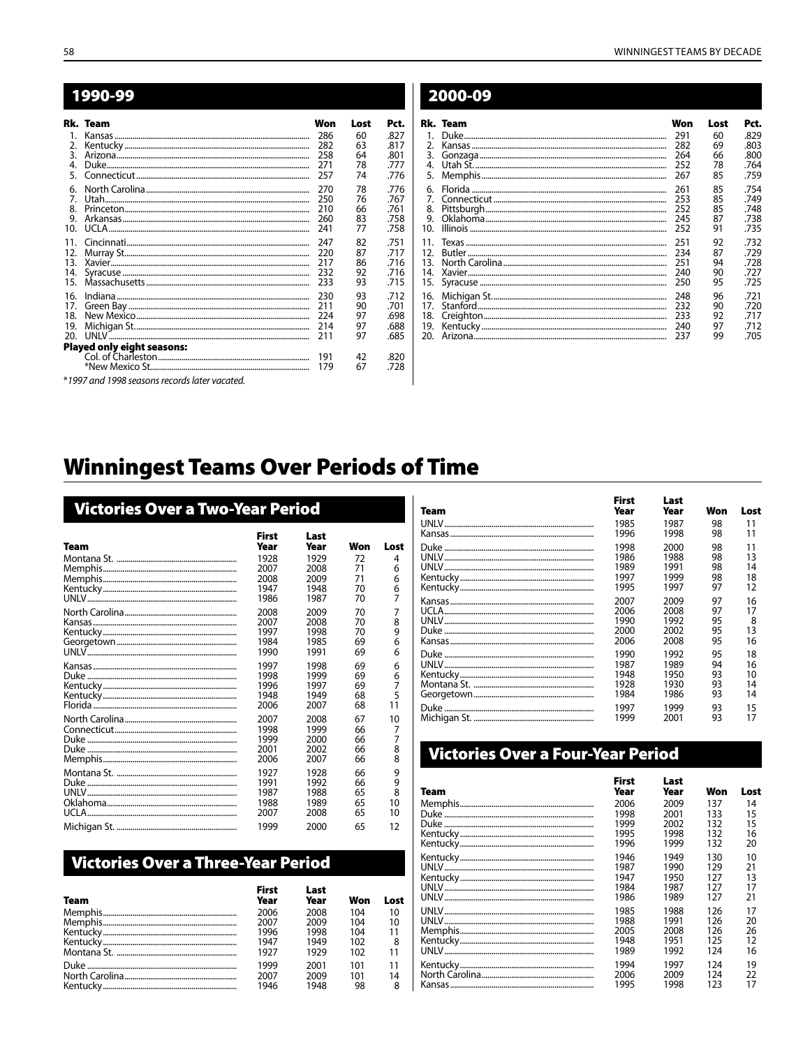## 1990-99

| Rk. | Team | Won | Lost | Pct. |
|---|---|---|---|---|
| 1. | Kansas | 286 | 60 | .827 |
| 2. | Kentucky | 282 | 63 | .817 |
| 3. | Arizona | 258 | 64 | .801 |
| 4. | Duke | 271 | 78 | .777 |
| 5. | Connecticut | 257 | 74 | .776 |
| 6. | North Carolina | 270 | 78 | .776 |
| 7. | Utah | 250 | 76 | .767 |
| 8. | Princeton | 210 | 66 | .761 |
| 9. | Arkansas | 260 | 83 | .758 |
| 10. | UCLA | 241 | 77 | .758 |
| 11. | Cincinnati | 247 | 82 | .751 |
| 12. | Murray St. | 220 | 87 | .717 |
| 13. | Xavier | 217 | 86 | .716 |
| 14. | Syracuse | 232 | 92 | .716 |
| 15. | Massachusetts | 233 | 93 | .715 |
| 16. | Indiana | 230 | 93 | .712 |
| 17. | Green Bay | 211 | 90 | .701 |
| 18. | New Mexico | 224 | 97 | .698 |
| 19. | Michigan St. | 214 | 97 | .688 |
| 20. | UNLV | 211 | 97 | .685 |
| **Played only eight seasons:** | | | | |
| | Col. of Charleston | 191 | 42 | .820 |
| | *New Mexico St. | 179 | 67 | .728 |

*1997 and 1998 seasons records later vacated.*

## 2000-09

| Rk. | Team | Won | Lost | Pct. |
|---|---|---|---|---|
| 1. | Duke | 291 | 60 | .829 |
| 2. | Kansas | 282 | 69 | .803 |
| 3. | Gonzaga | 264 | 66 | .800 |
| 4. | Utah St. | 252 | 78 | .764 |
| 5. | Memphis | 267 | 85 | .759 |
| 6. | Florida | 261 | 85 | .754 |
| 7. | Connecticut | 253 | 85 | .749 |
| 8. | Pittsburgh | 252 | 85 | .748 |
| 9. | Oklahoma | 245 | 87 | .738 |
| 10. | Illinois | 252 | 91 | .735 |
| 11. | Texas | 251 | 92 | .732 |
| 12. | Butler | 234 | 87 | .729 |
| 13. | North Carolina | 251 | 94 | .728 |
| 14. | Xavier | 240 | 90 | .727 |
| 15. | Syracuse | 250 | 95 | .725 |
| 16. | Michigan St. | 248 | 96 | .721 |
| 17. | Stanford | 232 | 90 | .720 |
| 18. | Creighton | 233 | 92 | .717 |
| 19. | Kentucky | 240 | 97 | .712 |
| 20. | Arizona | 237 | 99 | .705 |

# Winningest Teams Over Periods of Time

## Victories Over a Two-Year Period

| Team | First Year | Last Year | Won | Lost |
|---|---|---|---|---|
| Montana St. | 1928 | 1929 | 72 | 4 |
| Memphis | 2007 | 2008 | 71 | 6 |
| Memphis | 2008 | 2009 | 71 | 6 |
| Kentucky | 1947 | 1948 | 70 | 6 |
| UNLV | 1986 | 1987 | 70 | 7 |
| North Carolina | 2008 | 2009 | 70 | 7 |
| Kansas | 2007 | 2008 | 70 | 8 |
| Kentucky | 1997 | 1998 | 70 | 9 |
| Georgetown | 1984 | 1985 | 69 | 6 |
| UNLV | 1990 | 1991 | 69 | 6 |
| Kansas | 1997 | 1998 | 69 | 6 |
| Duke | 1998 | 1999 | 69 | 6 |
| Kentucky | 1996 | 1997 | 69 | 7 |
| Kentucky | 1948 | 1949 | 68 | 5 |
| Florida | 2006 | 2007 | 68 | 11 |
| North Carolina | 2007 | 2008 | 67 | 10 |
| Connecticut | 1998 | 1999 | 66 | 7 |
| Duke | 1999 | 2000 | 66 | 7 |
| Duke | 2001 | 2002 | 66 | 8 |
| Memphis | 2006 | 2007 | 66 | 8 |
| Montana St. | 1927 | 1928 | 66 | 9 |
| Duke | 1991 | 1992 | 66 | 9 |
| UNLV | 1987 | 1988 | 65 | 8 |
| Oklahoma | 1988 | 1989 | 65 | 10 |
| UCLA | 2007 | 2008 | 65 | 10 |
| Michigan St. | 1999 | 2000 | 65 | 12 |

## Victories Over a Three-Year Period

| Team | First Year | Last Year | Won | Lost |
|---|---|---|---|---|
| Memphis | 2006 | 2008 | 104 | 10 |
| Memphis | 2007 | 2009 | 104 | 10 |
| Kentucky | 1996 | 1998 | 104 | 11 |
| Kentucky | 1947 | 1949 | 102 | 8 |
| Montana St. | 1927 | 1929 | 102 | 11 |
| Duke | 1999 | 2001 | 101 | 11 |
| North Carolina | 2007 | 2009 | 101 | 14 |
| Kentucky | 1946 | 1948 | 98 | 8 |
| UNLV | 1985 | 1987 | 98 | 11 |
| Kansas | 1996 | 1998 | 98 | 11 |
| Duke | 1998 | 2000 | 98 | 11 |
| UNLV | 1986 | 1988 | 98 | 13 |
| UNLV | 1989 | 1991 | 98 | 14 |
| Kentucky | 1997 | 1999 | 98 | 18 |
| Kentucky | 1995 | 1997 | 97 | 12 |
| Kansas | 2007 | 2009 | 97 | 16 |
| UCLA | 2006 | 2008 | 97 | 17 |
| UNLV | 1990 | 1992 | 95 | 8 |
| Duke | 2000 | 2002 | 95 | 13 |
| Kansas | 2006 | 2008 | 95 | 16 |
| Duke | 1990 | 1992 | 95 | 18 |
| UNLV | 1987 | 1989 | 94 | 16 |
| Kentucky | 1948 | 1950 | 93 | 10 |
| Montana St. | 1928 | 1930 | 93 | 14 |
| Georgetown | 1984 | 1986 | 93 | 14 |
| Duke | 1997 | 1999 | 93 | 15 |
| Michigan St. | 1999 | 2001 | 93 | 17 |

## Victories Over a Four-Year Period

| Team | First Year | Last Year | Won | Lost |
|---|---|---|---|---|
| Memphis | 2006 | 2009 | 137 | 14 |
| Duke | 1998 | 2001 | 133 | 15 |
| Duke | 1999 | 2002 | 132 | 15 |
| Kentucky | 1995 | 1998 | 132 | 16 |
| Kentucky | 1996 | 1999 | 132 | 20 |
| Kentucky | 1946 | 1949 | 130 | 10 |
| UNLV | 1987 | 1990 | 129 | 21 |
| Kentucky | 1947 | 1950 | 127 | 13 |
| UNLV | 1984 | 1987 | 127 | 17 |
| UNLV | 1986 | 1989 | 127 | 21 |
| UNLV | 1985 | 1988 | 126 | 17 |
| UNLV | 1988 | 1991 | 126 | 20 |
| Memphis | 2005 | 2008 | 126 | 26 |
| Kentucky | 1948 | 1951 | 125 | 12 |
| UNLV | 1989 | 1992 | 124 | 16 |
| Kentucky | 1994 | 1997 | 124 | 19 |
| North Carolina | 2006 | 2009 | 124 | 22 |
| Kansas | 1995 | 1998 | 123 | 17 |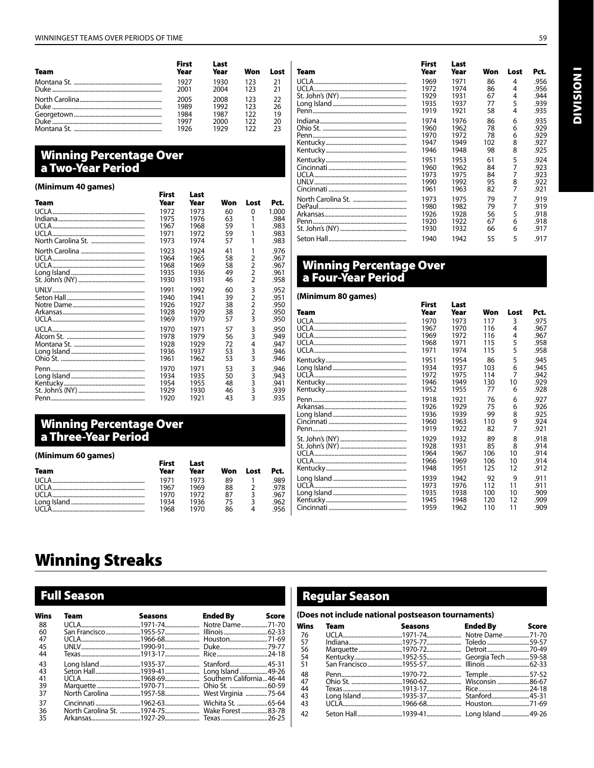| Team | First Year | Last Year | Won | Lost |
|---|---|---|---|---|
| Montana St. | 1927 | 1930 | 123 | 21 |
| Duke | 2001 | 2004 | 123 | 21 |
| North Carolina | 2005 | 2008 | 123 | 22 |
| Duke | 1989 | 1992 | 123 | 26 |
| Georgetown | 1984 | 1987 | 122 | 19 |
| Duke | 1997 | 2000 | 122 | 20 |
| Montana St. | 1926 | 1929 | 122 | 23 |

## Winning Percentage Over a Two-Year Period

**(Minimum 40 games)**

| Team | First Year | Last Year | Won | Lost | Pct. |
|---|---|---|---|---|---|
| UCLA | 1972 | 1973 | 60 | 0 | 1.000 |
| Indiana | 1975 | 1976 | 63 | 1 | .984 |
| UCLA | 1967 | 1968 | 59 | 1 | .983 |
| UCLA | 1971 | 1972 | 59 | 1 | .983 |
| North Carolina St. | 1973 | 1974 | 57 | 1 | .983 |
| North Carolina | 1923 | 1924 | 41 | 1 | .976 |
| UCLA | 1964 | 1965 | 58 | 2 | .967 |
| UCLA | 1968 | 1969 | 58 | 2 | .967 |
| Long Island | 1935 | 1936 | 49 | 2 | .961 |
| St. John's (NY) | 1930 | 1931 | 46 | 2 | .958 |
| UNLV | 1991 | 1992 | 60 | 3 | .952 |
| Seton Hall | 1940 | 1941 | 39 | 2 | .951 |
| Notre Dame | 1926 | 1927 | 38 | 2 | .950 |
| Arkansas | 1928 | 1929 | 38 | 2 | .950 |
| UCLA | 1969 | 1970 | 57 | 3 | .950 |
| UCLA | 1970 | 1971 | 57 | 3 | .950 |
| Alcorn St. | 1978 | 1979 | 56 | 3 | .949 |
| Montana St. | 1928 | 1929 | 72 | 4 | .947 |
| Long Island | 1936 | 1937 | 53 | 3 | .946 |
| Ohio St. | 1961 | 1962 | 53 | 3 | .946 |
| Penn | 1970 | 1971 | 53 | 3 | .946 |
| Long Island | 1934 | 1935 | 50 | 3 | .943 |
| Kentucky | 1954 | 1955 | 48 | 3 | .941 |
| St. John's (NY) | 1929 | 1930 | 46 | 3 | .939 |
| Penn | 1920 | 1921 | 43 | 3 | .935 |

## Winning Percentage Over a Three-Year Period

**(Minimum 60 games)**

| Team | First Year | Last Year | Won | Lost | Pct. |
|---|---|---|---|---|---|
| UCLA | 1971 | 1973 | 89 | 1 | .989 |
| UCLA | 1967 | 1969 | 88 | 2 | .978 |
| UCLA | 1970 | 1972 | 87 | 3 | .967 |
| Long Island | 1934 | 1936 | 75 | 3 | .962 |
| UCLA | 1968 | 1970 | 86 | 4 | .956 |
| UCLA | 1969 | 1971 | 86 | 4 | .956 |
| UCLA | 1972 | 1974 | 86 | 4 | .956 |
| St. John's (NY) | 1929 | 1931 | 67 | 4 | .944 |
| Long Island | 1935 | 1937 | 77 | 5 | .939 |
| Penn | 1919 | 1921 | 58 | 4 | .935 |
| Indiana | 1974 | 1976 | 86 | 6 | .935 |
| Ohio St. | 1960 | 1962 | 78 | 6 | .929 |
| Penn | 1970 | 1972 | 78 | 6 | .929 |
| Kentucky | 1947 | 1949 | 102 | 8 | .927 |
| Kentucky | 1946 | 1948 | 98 | 8 | .925 |
| Kentucky | 1951 | 1953 | 61 | 5 | .924 |
| Cincinnati | 1960 | 1962 | 84 | 7 | .923 |
| UCLA | 1973 | 1975 | 84 | 7 | .923 |
| UNLV | 1990 | 1992 | 95 | 8 | .922 |
| Cincinnati | 1961 | 1963 | 82 | 7 | .921 |
| North Carolina St. | 1973 | 1975 | 79 | 7 | .919 |
| DePaul | 1980 | 1982 | 79 | 7 | .919 |
| Arkansas | 1926 | 1928 | 56 | 5 | .918 |
| Penn | 1920 | 1922 | 67 | 6 | .918 |
| St. John's (NY) | 1930 | 1932 | 66 | 6 | .917 |
| Seton Hall | 1940 | 1942 | 55 | 5 | .917 |

## Winning Percentage Over a Four-Year Period

**(Minimum 80 games)**

| Team | First Year | Last Year | Won | Lost | Pct. |
|---|---|---|---|---|---|
| UCLA | 1970 | 1973 | 117 | 3 | .975 |
| UCLA | 1967 | 1970 | 116 | 4 | .967 |
| UCLA | 1969 | 1972 | 116 | 4 | .967 |
| UCLA | 1968 | 1971 | 115 | 5 | .958 |
| UCLA | 1971 | 1974 | 115 | 5 | .958 |
| Kentucky | 1951 | 1954 | 86 | 5 | .945 |
| Long Island | 1934 | 1937 | 103 | 6 | .945 |
| UCLA | 1972 | 1975 | 114 | 7 | .942 |
| Kentucky | 1946 | 1949 | 130 | 10 | .929 |
| Kentucky | 1952 | 1955 | 77 | 6 | .928 |
| Penn | 1918 | 1921 | 76 | 6 | .927 |
| Arkansas | 1926 | 1929 | 75 | 6 | .926 |
| Long Island | 1936 | 1939 | 99 | 8 | .925 |
| Cincinnati | 1960 | 1963 | 110 | 9 | .924 |
| Penn | 1919 | 1922 | 82 | 7 | .921 |
| St. John's (NY) | 1929 | 1932 | 89 | 8 | .918 |
| St. John's (NY) | 1928 | 1931 | 85 | 8 | .914 |
| UCLA | 1964 | 1967 | 106 | 10 | .914 |
| UCLA | 1966 | 1969 | 106 | 10 | .914 |
| Kentucky | 1948 | 1951 | 125 | 12 | .912 |
| Long Island | 1939 | 1942 | 92 | 9 | .911 |
| UCLA | 1973 | 1976 | 112 | 11 | .911 |
| Long Island | 1935 | 1938 | 100 | 10 | .909 |
| Kentucky | 1945 | 1948 | 120 | 12 | .909 |
| Cincinnati | 1959 | 1962 | 110 | 11 | .909 |

# Winning Streaks

## Full Season

| Wins | Team | Seasons | Ended By | Score |
|---|---|---|---|---|
| 88 | UCLA | 1971-74 | Notre Dame | 71-70 |
| 60 | San Francisco | 1955-57 | Illinois | 62-33 |
| 47 | UCLA | 1966-68 | Houston | 71-69 |
| 45 | UNLV | 1990-91 | Duke | 79-77 |
| 44 | Texas | 1913-17 | Rice | 24-18 |
| 43 | Long Island | 1935-37 | Stanford | 45-31 |
| 43 | Seton Hall | 1939-41 | Long Island | 49-26 |
| 41 | UCLA | 1968-69 | Southern California | 46-44 |
| 39 | Marquette | 1970-71 | Ohio St. | 60-59 |
| 37 | North Carolina | 1957-58 | West Virginia | 75-64 |
| 37 | Cincinnati | 1962-63 | Wichita St. | 65-64 |
| 36 | North Carolina St. | 1974-75 | Wake Forest | 83-78 |
| 35 | Arkansas | 1927-29 | Texas | 26-25 |

## Regular Season

**(Does not include national postseason tournaments)**

| Wins | Team | Seasons | Ended By | Score |
|---|---|---|---|---|
| 76 | UCLA | 1971-74 | Notre Dame | 71-70 |
| 57 | Indiana | 1975-77 | Toledo | 59-57 |
| 56 | Marquette | 1970-72 | Detroit | 70-49 |
| 54 | Kentucky | 1952-55 | Georgia Tech | 59-58 |
| 51 | San Francisco | 1955-57 | Illinois | 62-33 |
| 48 | Penn | 1970-72 | Temple | 57-52 |
| 47 | Ohio St. | 1960-62 | Wisconsin | 86-67 |
| 44 | Texas | 1913-17 | Rice | 24-18 |
| 43 | Long Island | 1935-37 | Stanford | 45-31 |
| 43 | UCLA | 1966-68 | Houston | 71-69 |
| 42 | Seton Hall | 1939-41 | Long Island | 49-26 |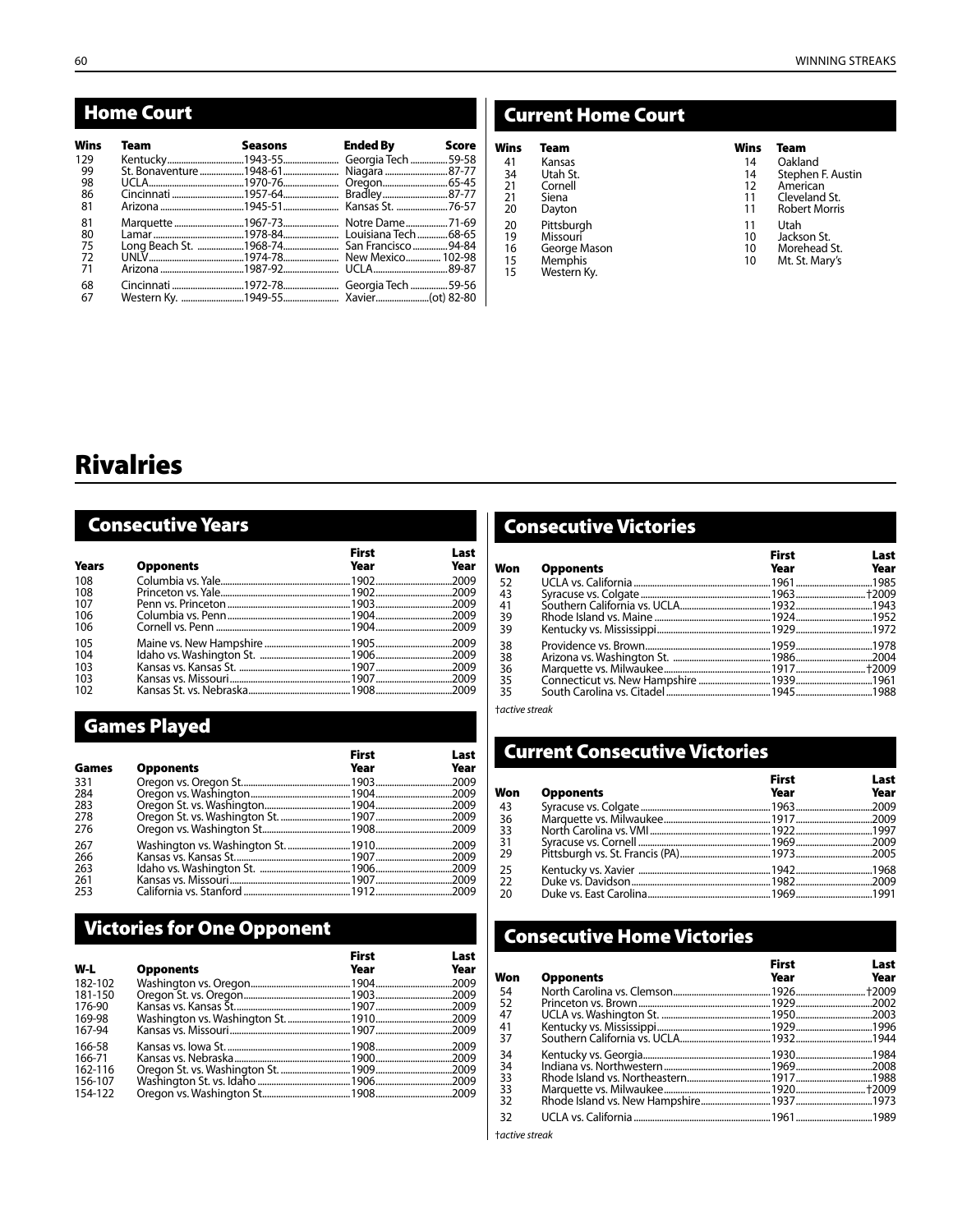## Home Court

| Wins | Team | Seasons | Ended By | Score |
|---|---|---|---|---|
| 129 | Kentucky | 1943-55 | Georgia Tech | 59-58 |
| 99 | St. Bonaventure | 1948-61 | Niagara | 87-77 |
| 98 | UCLA | 1970-76 | Oregon | 65-45 |
| 86 | Cincinnati | 1957-64 | Bradley | 87-77 |
| 81 | Arizona | 1945-51 | Kansas St. | 76-57 |
| 81 | Marquette | 1967-73 | Notre Dame | 71-69 |
| 80 | Lamar | 1978-84 | Louisiana Tech | 68-65 |
| 75 | Long Beach St. | 1968-74 | San Francisco | 94-84 |
| 72 | UNLV | 1974-78 | New Mexico | 102-98 |
| 71 | Arizona | 1987-92 | UCLA | 89-87 |
| 68 | Cincinnati | 1972-78 | Georgia Tech | 59-56 |
| 67 | Western Ky. | 1949-55 | Xavier | (ot) 82-80 |

## Current Home Court

| Wins | Team |
|---|---|
| 41 | Kansas |
| 34 | Utah St. |
| 21 | Cornell |
| 21 | Siena |
| 20 | Dayton |
| 20 | Pittsburgh |
| 19 | Missouri |
| 16 | George Mason |
| 15 | Memphis |
| 15 | Western Ky. |
| 14 | Oakland |
| 14 | Stephen F. Austin |
| 12 | American |
| 11 | Cleveland St. |
| 11 | Robert Morris |
| 11 | Utah |
| 10 | Jackson St. |
| 10 | Morehead St. |
| 10 | Mt. St. Mary's |

# Rivalries

## Consecutive Years

| Years | Opponents | First Year | Last Year |
|---|---|---|---|
| 108 | Columbia vs. Yale | 1902 | 2009 |
| 108 | Princeton vs. Yale | 1902 | 2009 |
| 107 | Penn vs. Princeton | 1903 | 2009 |
| 106 | Columbia vs. Penn | 1904 | 2009 |
| 106 | Cornell vs. Penn | 1904 | 2009 |
| 105 | Maine vs. New Hampshire | 1905 | 2009 |
| 104 | Idaho vs. Washington St. | 1906 | 2009 |
| 103 | Kansas vs. Kansas St. | 1907 | 2009 |
| 103 | Kansas vs. Missouri | 1907 | 2009 |
| 102 | Kansas St. vs. Nebraska | 1908 | 2009 |

## Games Played

| Games | Opponents | First Year | Last Year |
|---|---|---|---|
| 331 | Oregon vs. Oregon St. | 1903 | 2009 |
| 284 | Oregon vs. Washington | 1904 | 2009 |
| 283 | Oregon St. vs. Washington | 1904 | 2009 |
| 278 | Oregon St. vs. Washington St. | 1907 | 2009 |
| 276 | Oregon vs. Washington St. | 1908 | 2009 |
| 267 | Washington vs. Washington St. | 1910 | 2009 |
| 266 | Kansas vs. Kansas St. | 1907 | 2009 |
| 263 | Idaho vs. Washington St. | 1906 | 2009 |
| 261 | Kansas vs. Missouri | 1907 | 2009 |
| 253 | California vs. Stanford | 1912 | 2009 |

## Victories for One Opponent

| W-L | Opponents | First Year | Last Year |
|---|---|---|---|
| 182-102 | Washington vs. Oregon | 1904 | 2009 |
| 181-150 | Oregon St. vs. Oregon | 1903 | 2009 |
| 176-90 | Kansas vs. Kansas St. | 1907 | 2009 |
| 169-98 | Washington vs. Washington St. | 1910 | 2009 |
| 167-94 | Kansas vs. Missouri | 1907 | 2009 |
| 166-58 | Kansas vs. Iowa St. | 1908 | 2009 |
| 166-71 | Kansas vs. Nebraska | 1900 | 2009 |
| 162-116 | Oregon St. vs. Washington St. | 1909 | 2009 |
| 156-107 | Washington St. vs. Idaho | 1906 | 2009 |
| 154-122 | Oregon vs. Washington St. | 1908 | 2009 |

## Consecutive Victories

| Won | Opponents | First Year | Last Year |
|---|---|---|---|
| 52 | UCLA vs. California | 1961 | 1985 |
| 43 | Syracuse vs. Colgate | 1963 | †2009 |
| 41 | Southern California vs. UCLA | 1932 | 1943 |
| 39 | Rhode Island vs. Maine | 1924 | 1952 |
| 39 | Kentucky vs. Mississippi | 1929 | 1972 |
| 38 | Providence vs. Brown | 1959 | 1978 |
| 38 | Arizona vs. Washington St. | 1986 | 2004 |
| 36 | Marquette vs. Milwaukee | 1917 | †2009 |
| 35 | Connecticut vs. New Hampshire | 1939 | 1961 |
| 35 | South Carolina vs. Citadel | 1945 | 1988 |

*†active streak*

## Current Consecutive Victories

| Won | Opponents | First Year | Last Year |
|---|---|---|---|
| 43 | Syracuse vs. Colgate | 1963 | 2009 |
| 36 | Marquette vs. Milwaukee | 1917 | 2009 |
| 33 | North Carolina vs. VMI | 1922 | 1997 |
| 31 | Syracuse vs. Cornell | 1969 | 2009 |
| 29 | Pittsburgh vs. St. Francis (PA) | 1973 | 2005 |
| 25 | Kentucky vs. Xavier | 1942 | 1968 |
| 22 | Duke vs. Davidson | 1982 | 2009 |
| 20 | Duke vs. East Carolina | 1969 | 1991 |

## Consecutive Home Victories

| Won | Opponents | First Year | Last Year |
|---|---|---|---|
| 54 | North Carolina vs. Clemson | 1926 | †2009 |
| 52 | Princeton vs. Brown | 1929 | 2002 |
| 47 | UCLA vs. Washington St. | 1950 | 2003 |
| 41 | Kentucky vs. Mississippi | 1929 | 1996 |
| 37 | Southern California vs. UCLA | 1932 | 1944 |
| 34 | Kentucky vs. Georgia | 1930 | 1984 |
| 34 | Indiana vs. Northwestern | 1969 | 2008 |
| 33 | Rhode Island vs. Northeastern | 1917 | 1988 |
| 33 | Marquette vs. Milwaukee | 1920 | †2009 |
| 32 | Rhode Island vs. New Hampshire | 1937 | 1973 |
| 32 | UCLA vs. California | 1961 | 1989 |

*†active streak*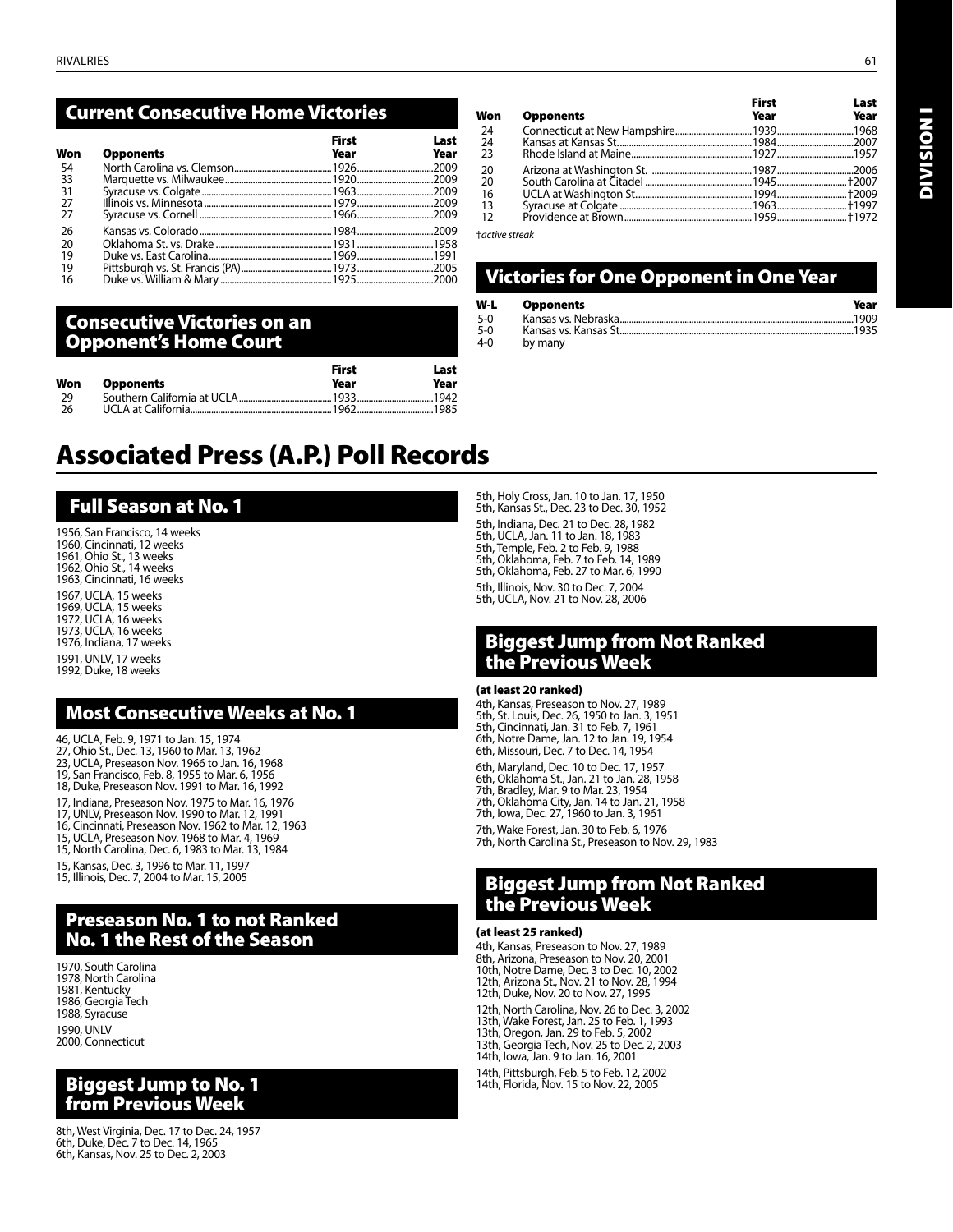## Current Consecutive Home Victories

| Won | Opponents | First Year | Last Year |
|---|---|---|---|
| 54 | North Carolina vs. Clemson | 1926 | 2009 |
| 33 | Marquette vs. Milwaukee | 1920 | 2009 |
| 31 | Syracuse vs. Colgate | 1963 | 2009 |
| 27 | Illinois vs. Minnesota | 1979 | 2009 |
| 27 | Syracuse vs. Cornell | 1966 | 2009 |
| 26 | Kansas vs. Colorado | 1984 | 2009 |
| 20 | Oklahoma St. vs. Drake | 1931 | 1958 |
| 19 | Duke vs. East Carolina | 1969 | 1991 |
| 19 | Pittsburgh vs. St. Francis (PA) | 1973 | 2005 |
| 16 | Duke vs. William & Mary | 1925 | 2000 |

## Consecutive Victories on an Opponent's Home Court

| Won | Opponents | First Year | Last Year |
|---|---|---|---|
| 29 | Southern California at UCLA | 1933 | 1942 |
| 26 | UCLA at California | 1962 | 1985 |
| 24 | Connecticut at New Hampshire | 1939 | 1968 |
| 24 | Kansas at Kansas St. | 1984 | 2007 |
| 23 | Rhode Island at Maine | 1927 | 1957 |
| 20 | Arizona at Washington St. | 1987 | 2006 |
| 20 | South Carolina at Citadel | 1945 | †2007 |
| 16 | UCLA at Washington St. | 1994 | †2009 |
| 13 | Syracuse at Colgate | 1963 | †1997 |
| 12 | Providence at Brown | 1959 | †1972 |

*†active streak*

## Victories for One Opponent in One Year

| W-L | Opponents | Year |
|---|---|---|
| 5-0 | Kansas vs. Nebraska | 1909 |
| 5-0 | Kansas vs. Kansas St. | 1935 |
| 4-0 | by many | |

# Associated Press (A.P.) Poll Records

## Full Season at No. 1

1956, San Francisco, 14 weeks
1960, Cincinnati, 12 weeks
1961, Ohio St., 13 weeks
1962, Ohio St., 14 weeks
1963, Cincinnati, 16 weeks

1967, UCLA, 15 weeks
1969, UCLA, 15 weeks
1972, UCLA, 16 weeks
1973, UCLA, 16 weeks
1976, Indiana, 17 weeks

1991, UNLV, 17 weeks
1992, Duke, 18 weeks

## Most Consecutive Weeks at No. 1

46, UCLA, Feb. 9, 1971 to Jan. 15, 1974
27, Ohio St., Dec. 13, 1960 to Mar. 13, 1962
23, UCLA, Preseason Nov. 1966 to Jan. 16, 1968
19, San Francisco, Feb. 8, 1955 to Mar. 6, 1956
18, Duke, Preseason Nov. 1991 to Mar. 16, 1992

17, Indiana, Preseason Nov. 1975 to Mar. 16, 1976
17, UNLV, Preseason Nov. 1990 to Mar. 12, 1991
16, Cincinnati, Preseason Nov. 1962 to Mar. 12, 1963
15, UCLA, Preseason Nov. 1968 to Mar. 4, 1969
15, North Carolina, Dec. 6, 1983 to Mar. 13, 1984

15, Kansas, Dec. 3, 1996 to Mar. 11, 1997
15, Illinois, Dec. 7, 2004 to Mar. 15, 2005

## Preseason No. 1 to not Ranked No. 1 the Rest of the Season

1970, South Carolina
1978, North Carolina
1981, Kentucky
1986, Georgia Tech
1988, Syracuse

1990, UNLV
2000, Connecticut

## Biggest Jump to No. 1 from Previous Week

8th, West Virginia, Dec. 17 to Dec. 24, 1957
6th, Duke, Dec. 7 to Dec. 14, 1965
6th, Kansas, Nov. 25 to Dec. 2, 2003
5th, Holy Cross, Jan. 10 to Jan. 17, 1950
5th, Kansas St., Dec. 23 to Dec. 30, 1952

5th, Indiana, Dec. 21 to Dec. 28, 1982
5th, UCLA, Jan. 11 to Jan. 18, 1983
5th, Temple, Feb. 2 to Feb. 9, 1988
5th, Oklahoma, Feb. 7 to Feb. 14, 1989
5th, Oklahoma, Feb. 27 to Mar. 6, 1990

5th, Illinois, Nov. 30 to Dec. 7, 2004
5th, UCLA, Nov. 21 to Nov. 28, 2006

## Biggest Jump from Not Ranked the Previous Week

**(at least 20 ranked)**

4th, Kansas, Preseason to Nov. 27, 1989
5th, St. Louis, Dec. 26, 1950 to Jan. 3, 1951
5th, Cincinnati, Jan. 31 to Feb. 7, 1961
6th, Notre Dame, Jan. 12 to Jan. 19, 1954
6th, Missouri, Dec. 7 to Dec. 14, 1954

6th, Maryland, Dec. 10 to Dec. 17, 1957
6th, Oklahoma St., Jan. 21 to Jan. 28, 1958
7th, Bradley, Mar. 9 to Mar. 23, 1954
7th, Oklahoma City, Jan. 14 to Jan. 21, 1958
7th, Iowa, Dec. 27, 1960 to Jan. 3, 1961

7th, Wake Forest, Jan. 30 to Feb. 6, 1976
7th, North Carolina St., Preseason to Nov. 29, 1983

## Biggest Jump from Not Ranked the Previous Week

**(at least 25 ranked)**

4th, Kansas, Preseason to Nov. 27, 1989
8th, Arizona, Preseason to Nov. 20, 2001
10th, Notre Dame, Dec. 3 to Dec. 10, 2002
12th, Arizona St., Nov. 21 to Nov. 28, 1994
12th, Duke, Nov. 20 to Nov. 27, 1995

12th, North Carolina, Nov. 26 to Dec. 3, 2002
13th, Wake Forest, Jan. 25 to Feb. 1, 1993
13th, Oregon, Jan. 29 to Feb. 5, 2002
13th, Georgia Tech, Nov. 25 to Dec. 2, 2003
14th, Iowa, Jan. 9 to Jan. 16, 2001

14th, Pittsburgh, Feb. 5 to Feb. 12, 2002
14th, Florida, Nov. 15 to Nov. 22, 2005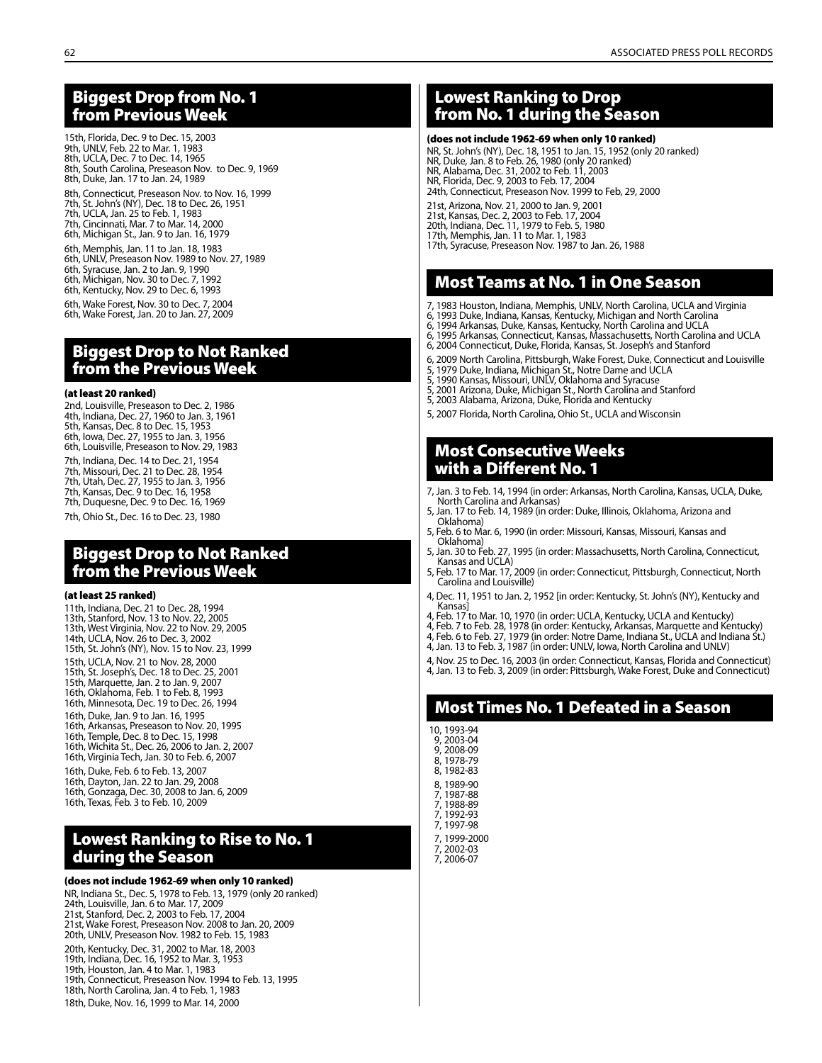## Biggest Drop from No. 1 from Previous Week

15th, Florida, Dec. 9 to Dec. 15, 2003
9th, UNLV, Feb. 22 to Mar. 1, 1983
8th, UCLA, Dec. 7 to Dec. 14, 1965
8th, South Carolina, Preseason Nov. to Dec. 9, 1969
8th, Duke, Jan. 17 to Jan. 24, 1989

8th, Connecticut, Preseason Nov. to Nov. 16, 1999
7th, St. John's (NY), Dec. 18 to Dec. 26, 1951
7th, UCLA, Jan. 25 to Feb. 1, 1983
7th, Cincinnati, Mar. 7 to Mar. 14, 2000
6th, Michigan St., Jan. 9 to Jan. 16, 1979

6th, Memphis, Jan. 11 to Jan. 18, 1983
6th, UNLV, Preseason Nov. 1989 to Nov. 27, 1989
6th, Syracuse, Jan. 2 to Jan. 9, 1990
6th, Michigan, Nov. 30 to Dec. 7, 1992
6th, Kentucky, Nov. 29 to Dec. 6, 1993

6th, Wake Forest, Nov. 30 to Dec. 7, 2004
6th, Wake Forest, Jan. 20 to Jan. 27, 2009

## Biggest Drop to Not Ranked from the Previous Week

**(at least 20 ranked)**

2nd, Louisville, Preseason to Dec. 2, 1986
4th, Indiana, Dec. 27, 1960 to Jan. 3, 1961
5th, Kansas, Dec. 8 to Dec. 15, 1953
6th, Iowa, Dec. 27, 1955 to Jan. 3, 1956
6th, Louisville, Preseason to Nov. 29, 1983

7th, Indiana, Dec. 14 to Dec. 21, 1954
7th, Missouri, Dec. 21 to Dec. 28, 1954
7th, Utah, Dec. 27, 1955 to Jan. 3, 1956
7th, Kansas, Dec. 9 to Dec. 16, 1958
7th, Duquesne, Dec. 9 to Dec. 16, 1969

7th, Ohio St., Dec. 16 to Dec. 23, 1980

## Biggest Drop to Not Ranked from the Previous Week

**(at least 25 ranked)**

11th, Indiana, Dec. 21 to Dec. 28, 1994
13th, Stanford, Nov. 13 to Nov. 22, 2005
13th, West Virginia, Nov. 22 to Nov. 29, 2005
14th, UCLA, Nov. 26 to Dec. 3, 2002
15th, St. John's (NY), Nov. 15 to Nov. 23, 1999

15th, UCLA, Nov. 21 to Nov. 28, 2000
15th, St. Joseph's, Dec. 18 to Dec. 25, 2001
15th, Marquette, Jan. 2 to Jan. 9, 2007
16th, Oklahoma, Feb. 1 to Feb. 8, 1993
16th, Minnesota, Dec. 19 to Dec. 26, 1994

16th, Duke, Jan. 9 to Jan. 16, 1995
16th, Arkansas, Preseason to Nov. 20, 1995
16th, Temple, Dec. 8 to Dec. 15, 1998
16th, Wichita St., Dec. 26, 2006 to Jan. 2, 2007
16th, Virginia Tech, Jan. 30 to Feb. 6, 2007

16th, Duke, Feb. 6 to Feb. 13, 2007
16th, Dayton, Jan. 22 to Jan. 29, 2008
16th, Gonzaga, Dec. 30, 2008 to Jan. 6, 2009
16th, Texas, Feb. 3 to Feb. 10, 2009

## Lowest Ranking to Rise to No. 1 during the Season

**(does not include 1962-69 when only 10 ranked)**

NR, Indiana St., Dec. 5, 1978 to Feb. 13, 1979 (only 20 ranked)
24th, Louisville, Jan. 6 to Mar. 17, 2009
21st, Stanford, Dec. 2, 2003 to Feb. 17, 2004
21st, Wake Forest, Preseason Nov. 2008 to Jan. 20, 2009
20th, UNLV, Preseason Nov. 1982 to Feb. 15, 1983

20th, Kentucky, Dec. 31, 2002 to Mar. 18, 2003
19th, Indiana, Dec. 16, 1952 to Mar. 3, 1953
19th, Houston, Jan. 4 to Mar. 1, 1983
19th, Connecticut, Preseason Nov. 1994 to Feb. 13, 1995
18th, North Carolina, Jan. 4 to Feb. 1, 1983

18th, Duke, Nov. 16, 1999 to Mar. 14, 2000

## Lowest Ranking to Drop from No. 1 during the Season

**(does not include 1962-69 when only 10 ranked)**

NR, St. John's (NY), Dec. 18, 1951 to Jan. 15, 1952 (only 20 ranked)
NR, Duke, Jan. 8 to Feb. 26, 1980 (only 20 ranked)
NR, Alabama, Dec. 31, 2002 to Feb. 11, 2003
NR, Florida, Dec. 9, 2003 to Feb. 17, 2004
24th, Connecticut, Preseason Nov. 1999 to Feb, 29, 2000

21st, Arizona, Nov. 21, 2000 to Jan. 9, 2001
21st, Kansas, Dec. 2, 2003 to Feb. 17, 2004
20th, Indiana, Dec. 11, 1979 to Feb. 5, 1980
17th, Memphis, Jan. 11 to Mar. 1, 1983
17th, Syracuse, Preseason Nov. 1987 to Jan. 26, 1988

## Most Teams at No. 1 in One Season

7, 1983 Houston, Indiana, Memphis, UNLV, North Carolina, UCLA and Virginia
6, 1993 Duke, Indiana, Kansas, Kentucky, Michigan and North Carolina
6, 1994 Arkansas, Duke, Kansas, Kentucky, North Carolina and UCLA
6, 1995 Arkansas, Connecticut, Kansas, Massachusetts, North Carolina and UCLA
6, 2004 Connecticut, Duke, Florida, Kansas, St. Joseph's and Stanford

6, 2009 North Carolina, Pittsburgh, Wake Forest, Duke, Connecticut and Louisville
5, 1979 Duke, Indiana, Michigan St., Notre Dame and UCLA
5, 1990 Kansas, Missouri, UNLV, Oklahoma and Syracuse
5, 2001 Arizona, Duke, Michigan St., North Carolina and Stanford
5, 2003 Alabama, Arizona, Duke, Florida and Kentucky

5, 2007 Florida, North Carolina, Ohio St., UCLA and Wisconsin

## Most Consecutive Weeks with a Different No. 1

7, Jan. 3 to Feb. 14, 1994 (in order: Arkansas, North Carolina, Kansas, UCLA, Duke, North Carolina and Arkansas)
5, Jan. 17 to Feb. 14, 1989 (in order: Duke, Illinois, Oklahoma, Arizona and Oklahoma)
5, Feb. 6 to Mar. 6, 1990 (in order: Missouri, Kansas, Missouri, Kansas and Oklahoma)
5, Jan. 30 to Feb. 27, 1995 (in order: Massachusetts, North Carolina, Connecticut, Kansas and UCLA)
5, Feb. 17 to Mar. 17, 2009 (in order: Connecticut, Pittsburgh, Connecticut, North Carolina and Louisville)

4, Dec. 11, 1951 to Jan. 2, 1952 [in order: Kentucky, St. John's (NY), Kentucky and Kansas]
4, Feb. 17 to Mar. 10, 1970 (in order: UCLA, Kentucky, UCLA and Kentucky)
4, Feb. 7 to Feb. 28, 1978 (in order: Kentucky, Arkansas, Marquette and Kentucky)
4, Feb. 6 to Feb. 27, 1979 (in order: Notre Dame, Indiana St., UCLA and Indiana St.)
4, Jan. 13 to Feb. 3, 1987 (in order: UNLV, Iowa, North Carolina and UNLV)

4, Nov. 25 to Dec. 16, 2003 (in order: Connecticut, Kansas, Florida and Connecticut)
4, Jan. 13 to Feb. 3, 2009 (in order: Pittsburgh, Wake Forest, Duke and Connecticut)

## Most Times No. 1 Defeated in a Season

10, 1993-94
9, 2003-04
9, 2008-09
8, 1978-79
8, 1982-83

8, 1989-90
7, 1987-88
7, 1988-89
7, 1992-93
7, 1997-98

7, 1999-2000
7, 2002-03
7, 2006-07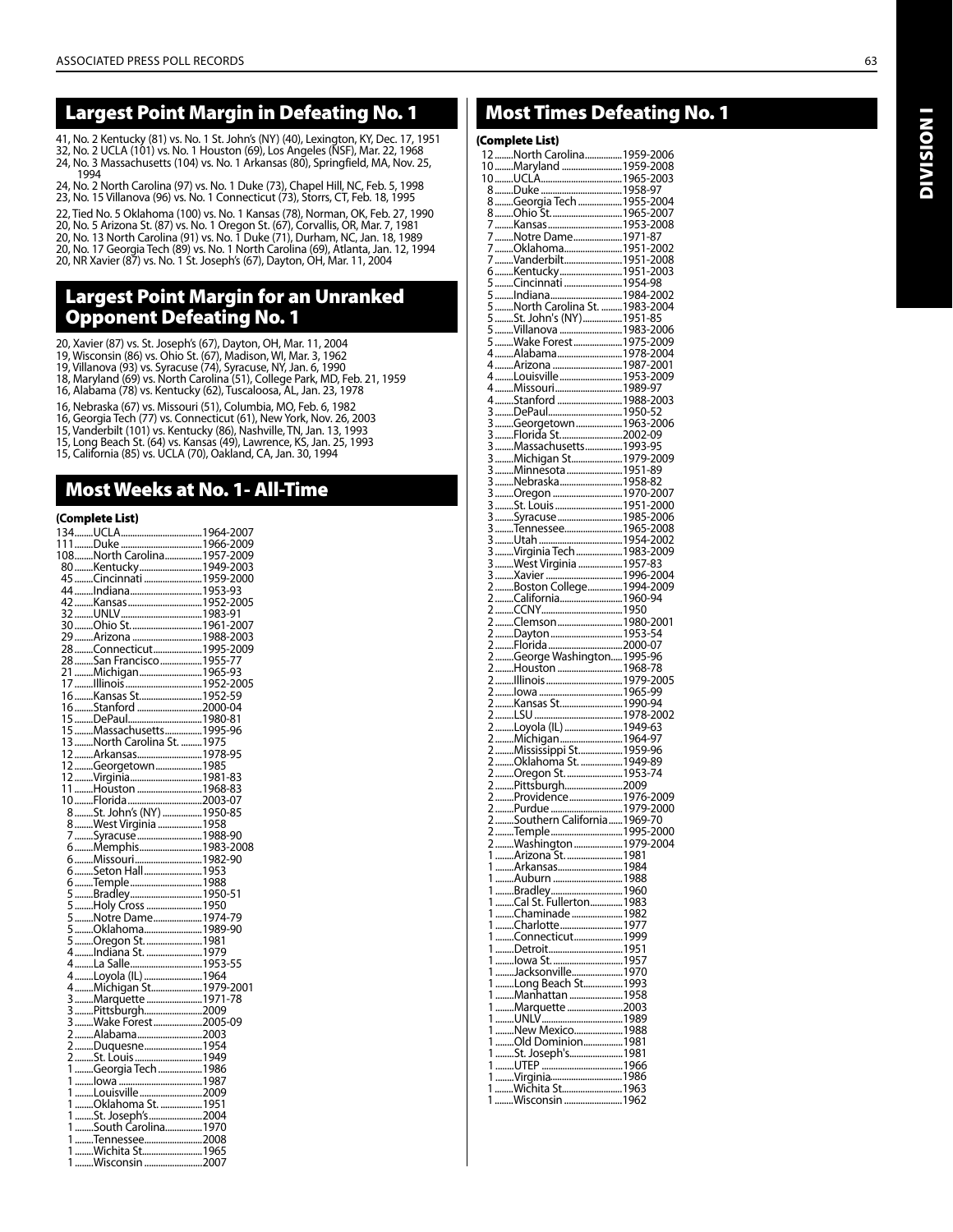## Largest Point Margin in Defeating No. 1

41, No. 2 Kentucky (81) vs. No. 1 St. John's (NY) (40), Lexington, KY, Dec. 17, 1951
32, No. 2 UCLA (101) vs. No. 1 Houston (69), Los Angeles (NSF), Mar. 22, 1968
24, No. 3 Massachusetts (104) vs. No. 1 Arkansas (80), Springfield, MA, Nov. 25, 1994
24, No. 2 North Carolina (97) vs. No. 1 Duke (73), Chapel Hill, NC, Feb. 5, 1998
23, No. 15 Villanova (96) vs. No. 1 Connecticut (73), Storrs, CT, Feb. 18, 1995

22, Tied No. 5 Oklahoma (100) vs. No. 1 Kansas (78), Norman, OK, Feb. 27, 1990
20, No. 5 Arizona St. (87) vs. No. 1 Oregon St. (67), Corvallis, OR, Mar. 7, 1981
20, No. 13 North Carolina (91) vs. No. 1 Duke (71), Durham, NC, Jan. 18, 1989
20, No. 17 Georgia Tech (89) vs. No. 1 North Carolina (69), Atlanta, Jan. 12, 1994
20, NR Xavier (87) vs. No. 1 St. Joseph's (67), Dayton, OH, Mar. 11, 2004

## Largest Point Margin for an Unranked Opponent Defeating No. 1

20, Xavier (87) vs. St. Joseph's (67), Dayton, OH, Mar. 11, 2004
19, Wisconsin (86) vs. Ohio St. (67), Madison, WI, Mar. 3, 1962
19, Villanova (93) vs. Syracuse (74), Syracuse, NY, Jan. 6, 1990
18, Maryland (69) vs. North Carolina (51), College Park, MD, Feb. 21, 1959
16, Alabama (78) vs. Kentucky (62), Tuscaloosa, AL, Jan. 23, 1978

16, Nebraska (67) vs. Missouri (51), Columbia, MO, Feb. 6, 1982
16, Georgia Tech (77) vs. Connecticut (61), New York, Nov. 26, 2003
15, Vanderbilt (101) vs. Kentucky (86), Nashville, TN, Jan. 13, 1993
15, Long Beach St. (64) vs. Kansas (49), Lawrence, KS, Jan. 25, 1993
15, California (85) vs. UCLA (70), Oakland, CA, Jan. 30, 1994

## Most Weeks at No. 1- All-Time

**(Complete List)**

134........UCLA........1964-2007
111........Duke........1966-2009
108........North Carolina........1957-2009
80........Kentucky........1949-2003
45........Cincinnati........1959-2000
44........Indiana........1953-93
42........Kansas........1952-2005
32........UNLV........1983-91
30........Ohio St........1961-2007
29........Arizona........1988-2003
28........Connecticut........1995-2009
28........San Francisco........1955-77
21........Michigan........1965-93
17........Illinois........1952-2005
16........Kansas St........1952-59
16........Stanford........2000-04
15........DePaul........1980-81
15........Massachusetts........1995-96
13........North Carolina St........1975
12........Arkansas........1978-95
12........Georgetown........1985
12........Virginia........1981-83
11........Houston........1968-83
10........Florida........2003-07
8........St. John's (NY)........1950-85
8........West Virginia........1958
7........Syracuse........1988-90
6........Memphis........1983-2008
6........Missouri........1982-90
6........Seton Hall........1953
6........Temple........1988
5........Bradley........1950-51
5........Holy Cross........1950
5........Notre Dame........1974-79
5........Oklahoma........1989-90
5........Oregon St........1981
4........Indiana St........1979
4........La Salle........1953-55
4........Loyola (IL)........1964
4........Michigan St........1979-2001
3........Marquette........1971-78
3........Pittsburgh........2009
3........Wake Forest........2005-09
2........Alabama........2003
2........Duquesne........1954
2........St. Louis........1949
1........Georgia Tech........1986
1........Iowa........1987
1........Louisville........2009
1........Oklahoma St........1951
1........St. Joseph's........2004
1........South Carolina........1970
1........Tennessee........2008
1........Wichita St........1965
1........Wisconsin........2007

## Most Times Defeating No. 1

**(Complete List)**

12........North Carolina........1959-2006
10........Maryland........1959-2008
10........UCLA........1965-2003
8........Duke........1958-97
8........Georgia Tech........1955-2004
8........Ohio St........1965-2007
7........Kansas........1953-2008
7........Notre Dame........1971-87
7........Oklahoma........1951-2002
7........Vanderbilt........1951-2008
6........Kentucky........1951-2003
5........Cincinnati........1954-98
5........Indiana........1984-2002
5........North Carolina St........1983-2004
5........St. John's (NY)........1951-85
5........Villanova........1983-2006
5........Wake Forest........1975-2009
4........Alabama........1978-2004
4........Arizona........1987-2001
4........Louisville........1953-2009
4........Missouri........1989-97
4........Stanford........1988-2003
3........DePaul........1950-52
3........Georgetown........1963-2006
3........Florida St........2002-09
3........Massachusetts........1993-95
3........Michigan St........1979-2009
3........Minnesota........1951-89
3........Nebraska........1958-82
3........Oregon........1970-2007
3........St. Louis........1951-2000
3........Syracuse........1985-2006
3........Tennessee........1965-2008
3........Utah........1954-2002
3........Virginia Tech........1983-2009
3........West Virginia........1957-83
3........Xavier........1996-2004
2........Boston College........1994-2009
2........California........1960-94
2........CCNY........1950
2........Clemson........1980-2001
2........Dayton........1953-54
2........Florida........2000-07
2........George Washington........1995-96
2........Houston........1968-78
2........Illinois........1979-2005
2........Iowa........1965-99
2........Kansas St........1990-94
2........LSU........1978-2002
2........Loyola (IL)........1949-63
2........Michigan........1964-97
2........Mississippi St........1959-96
2........Oklahoma St........1949-89
2........Oregon St........1953-74
2........Pittsburgh........2009
2........Providence........1976-2009
2........Purdue........1979-2000
2........Southern California........1969-70
2........Temple........1995-2000
2........Washington........1979-2004
1........Arizona St........1981
1........Arkansas........1984
1........Auburn........1988
1........Bradley........1960
1........Cal St. Fullerton........1983
1........Chaminade........1982
1........Charlotte........1977
1........Connecticut........1999
1........Detroit........1951
1........Iowa St........1957
1........Jacksonville........1970
1........Long Beach St........1993
1........Manhattan........1958
1........Marquette........2003
1........UNLV........1989
1........New Mexico........1988
1........Old Dominion........1981
1........St. Joseph's........1981
1........UTEP........1966
1........Virginia........1986
1........Wichita St........1963
1........Wisconsin........1962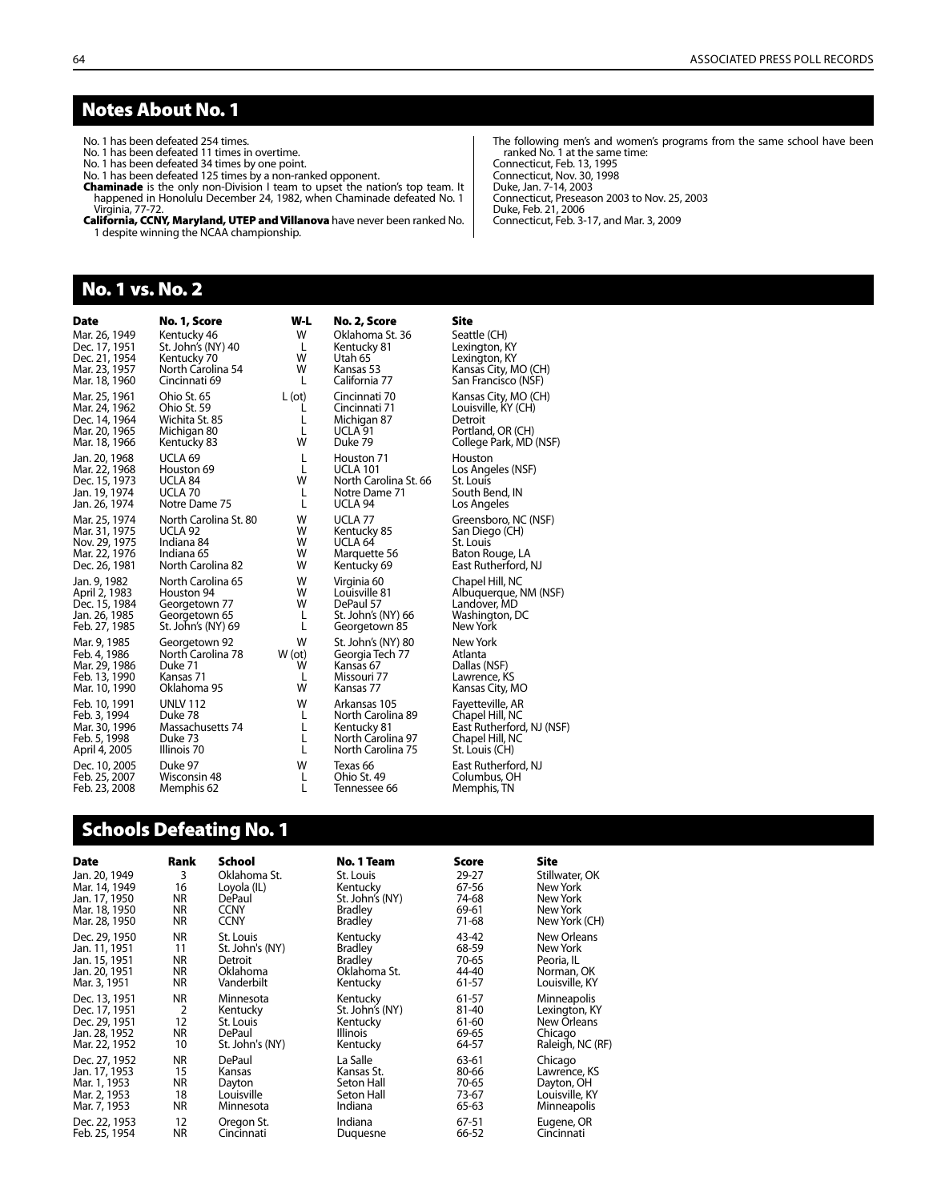## Notes About No. 1

No. 1 has been defeated 254 times.
No. 1 has been defeated 11 times in overtime.
No. 1 has been defeated 34 times by one point.
No. 1 has been defeated 125 times by a non-ranked opponent.
**Chaminade** is the only non-Division I team to upset the nation's top team. It happened in Honolulu December 24, 1982, when Chaminade defeated No. 1 Virginia, 77-72.
**California, CCNY, Maryland, UTEP and Villanova** have never been ranked No. 1 despite winning the NCAA championship.

The following men's and women's programs from the same school have been ranked No. 1 at the same time:
Connecticut, Feb. 13, 1995
Connecticut, Nov. 30, 1998
Duke, Jan. 7-14, 2003
Connecticut, Preseason 2003 to Nov. 25, 2003
Duke, Feb. 21, 2006
Connecticut, Feb. 3-17, and Mar. 3, 2009

## No. 1 vs. No. 2

| Date | No. 1, Score | W-L | No. 2, Score | Site |
|---|---|---|---|---|
| Mar. 26, 1949 | Kentucky 46 | W | Oklahoma St. 36 | Seattle (CH) |
| Dec. 17, 1951 | St. John's (NY) 40 | L | Kentucky 81 | Lexington, KY |
| Dec. 21, 1954 | Kentucky 70 | W | Utah 65 | Lexington, KY |
| Mar. 23, 1957 | North Carolina 54 | W | Kansas 53 | Kansas City, MO (CH) |
| Mar. 18, 1960 | Cincinnati 69 | L | California 77 | San Francisco (NSF) |
| Mar. 25, 1961 | Ohio St. 65 | L (ot) | Cincinnati 70 | Kansas City, MO (CH) |
| Mar. 24, 1962 | Ohio St. 59 | L | Cincinnati 71 | Louisville, KY (CH) |
| Dec. 14, 1964 | Wichita St. 85 | L | Michigan 87 | Detroit |
| Mar. 20, 1965 | Michigan 80 | L | UCLA 91 | Portland, OR (CH) |
| Mar. 18, 1966 | Kentucky 83 | W | Duke 79 | College Park, MD (NSF) |
| Jan. 20, 1968 | UCLA 69 | L | Houston 71 | Houston |
| Mar. 22, 1968 | Houston 69 | L | UCLA 101 | Los Angeles (NSF) |
| Dec. 15, 1973 | UCLA 84 | W | North Carolina St. 66 | St. Louis |
| Jan. 19, 1974 | UCLA 70 | L | Notre Dame 71 | South Bend, IN |
| Jan. 26, 1974 | Notre Dame 75 | L | UCLA 94 | Los Angeles |
| Mar. 25, 1974 | North Carolina St. 80 | W | UCLA 77 | Greensboro, NC (NSF) |
| Mar. 31, 1975 | UCLA 92 | W | Kentucky 85 | San Diego (CH) |
| Nov. 29, 1975 | Indiana 84 | W | UCLA 64 | St. Louis |
| Mar. 22, 1976 | Indiana 65 | W | Marquette 56 | Baton Rouge, LA |
| Dec. 26, 1981 | North Carolina 82 | W | Kentucky 69 | East Rutherford, NJ |
| Jan. 9, 1982 | North Carolina 65 | W | Virginia 60 | Chapel Hill, NC |
| April 2, 1983 | Houston 94 | W | Louisville 81 | Albuquerque, NM (NSF) |
| Dec. 15, 1984 | Georgetown 77 | W | DePaul 57 | Landover, MD |
| Jan. 26, 1985 | Georgetown 65 | L | St. John's (NY) 66 | Washington, DC |
| Feb. 27, 1985 | St. John's (NY) 69 | L | Georgetown 85 | New York |
| Mar. 9, 1985 | Georgetown 92 | W | St. John's (NY) 80 | New York |
| Feb. 4, 1986 | North Carolina 78 | W (ot) | Georgia Tech 77 | Atlanta |
| Mar. 29, 1986 | Duke 71 | W | Kansas 67 | Dallas (NSF) |
| Feb. 13, 1990 | Kansas 71 | L | Missouri 77 | Lawrence, KS |
| Mar. 10, 1990 | Oklahoma 95 | W | Kansas 77 | Kansas City, MO |
| Feb. 10, 1991 | UNLV 112 | W | Arkansas 105 | Fayetteville, AR |
| Feb. 3, 1994 | Duke 78 | L | North Carolina 89 | Chapel Hill, NC |
| Mar. 30, 1996 | Massachusetts 74 | L | Kentucky 81 | East Rutherford, NJ (NSF) |
| Feb. 5, 1998 | Duke 73 | L | North Carolina 97 | Chapel Hill, NC |
| April 4, 2005 | Illinois 70 | L | North Carolina 75 | St. Louis (CH) |
| Dec. 10, 2005 | Duke 97 | W | Texas 66 | East Rutherford, NJ |
| Feb. 25, 2007 | Wisconsin 48 | L | Ohio St. 49 | Columbus, OH |
| Feb. 23, 2008 | Memphis 62 | L | Tennessee 66 | Memphis, TN |

## Schools Defeating No. 1

| Date | Rank | School | No. 1 Team | Score | Site |
|---|---|---|---|---|---|
| Jan. 20, 1949 | 3 | Oklahoma St. | St. Louis | 29-27 | Stillwater, OK |
| Mar. 14, 1949 | 16 | Loyola (IL) | Kentucky | 67-56 | New York |
| Jan. 17, 1950 | NR | DePaul | St. John's (NY) | 74-68 | New York |
| Mar. 18, 1950 | NR | CCNY | Bradley | 69-61 | New York |
| Mar. 28, 1950 | NR | CCNY | Bradley | 71-68 | New York (CH) |
| Dec. 29, 1950 | NR | St. Louis | Kentucky | 43-42 | New Orleans |
| Jan. 11, 1951 | 11 | St. John's (NY) | Bradley | 68-59 | New York |
| Jan. 15, 1951 | NR | Detroit | Bradley | 70-65 | Peoria, IL |
| Jan. 20, 1951 | NR | Oklahoma | Oklahoma St. | 44-40 | Norman, OK |
| Mar. 3, 1951 | NR | Vanderbilt | Kentucky | 61-57 | Louisville, KY |
| Dec. 13, 1951 | NR | Minnesota | Kentucky | 61-57 | Minneapolis |
| Dec. 17, 1951 | 2 | Kentucky | St. John's (NY) | 81-40 | Lexington, KY |
| Dec. 29, 1951 | 12 | St. Louis | Kentucky | 61-60 | New Orleans |
| Jan. 28, 1952 | NR | DePaul | Illinois | 69-65 | Chicago |
| Mar. 22, 1952 | 10 | St. John's (NY) | Kentucky | 64-57 | Raleigh, NC (RF) |
| Dec. 27, 1952 | NR | DePaul | La Salle | 63-61 | Chicago |
| Jan. 17, 1953 | 15 | Kansas | Kansas St. | 80-66 | Lawrence, KS |
| Mar. 1, 1953 | NR | Dayton | Seton Hall | 70-65 | Dayton, OH |
| Mar. 2, 1953 | 18 | Louisville | Seton Hall | 73-67 | Louisville, KY |
| Mar. 7, 1953 | NR | Minnesota | Indiana | 65-63 | Minneapolis |
| Dec. 22, 1953 | 12 | Oregon St. | Indiana | 67-51 | Eugene, OR |
| Feb. 25, 1954 | NR | Cincinnati | Duquesne | 66-52 | Cincinnati |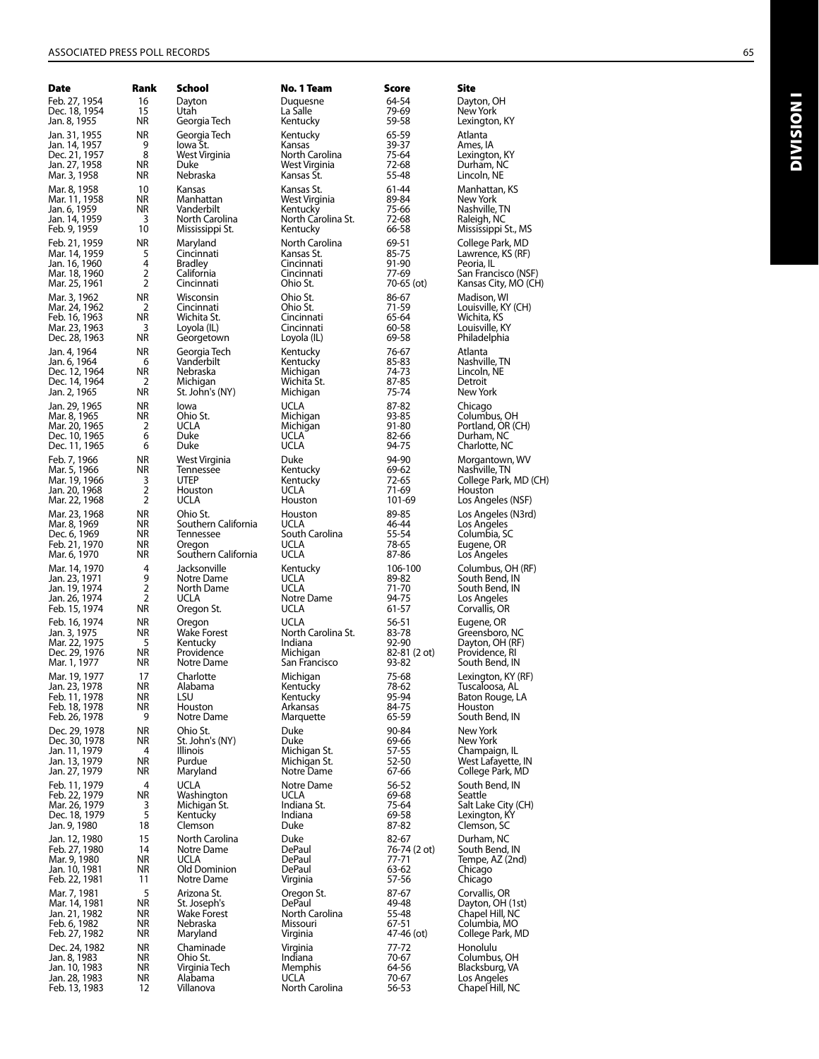| Date | Rank | School | No. 1 Team | Score | Site |
|---|---|---|---|---|---|
| Feb. 27, 1954 | 16 | Dayton | Duquesne | 64-54 | Dayton, OH |
| Dec. 18, 1954 | 15 | Utah | La Salle | 79-69 | New York |
| Jan. 8, 1955 | NR | Georgia Tech | Kentucky | 59-58 | Lexington, KY |
| Jan. 31, 1955 | NR | Georgia Tech | Kentucky | 65-59 | Atlanta |
| Jan. 14, 1957 | 9 | Iowa St. | Kansas | 39-37 | Ames, IA |
| Dec. 21, 1957 | 8 | West Virginia | North Carolina | 75-64 | Lexington, KY |
| Jan. 27, 1958 | NR | Duke | West Virginia | 72-68 | Durham, NC |
| Mar. 3, 1958 | NR | Nebraska | Kansas St. | 55-48 | Lincoln, NE |
| Mar. 8, 1958 | 10 | Kansas | Kansas St. | 61-44 | Manhattan, KS |
| Mar. 11, 1958 | NR | Manhattan | West Virginia | 89-84 | New York |
| Jan. 6, 1959 | NR | Vanderbilt | Kentucky | 75-66 | Nashville, TN |
| Jan. 14, 1959 | 3 | North Carolina | North Carolina St. | 72-68 | Raleigh, NC |
| Feb. 9, 1959 | 10 | Mississippi St. | Kentucky | 66-58 | Mississippi St., MS |
| Feb. 21, 1959 | NR | Maryland | North Carolina | 69-51 | College Park, MD |
| Mar. 14, 1959 | 5 | Cincinnati | Kansas St. | 85-75 | Lawrence, KS (RF) |
| Jan. 16, 1960 | 4 | Bradley | Cincinnati | 91-90 | Peoria, IL |
| Mar. 18, 1960 | 2 | California | Cincinnati | 77-69 | San Francisco (NSF) |
| Mar. 25, 1961 | 2 | Cincinnati | Ohio St. | 70-65 (ot) | Kansas City, MO (CH) |
| Mar. 3, 1962 | NR | Wisconsin | Ohio St. | 86-67 | Madison, WI |
| Mar. 24, 1962 | 2 | Cincinnati | Ohio St. | 71-59 | Louisville, KY (CH) |
| Feb. 16, 1963 | NR | Wichita St. | Cincinnati | 65-64 | Wichita, KS |
| Mar. 23, 1963 | 3 | Loyola (IL) | Cincinnati | 60-58 | Louisville, KY |
| Dec. 28, 1963 | NR | Georgetown | Loyola (IL) | 69-58 | Philadelphia |
| Jan. 4, 1964 | NR | Georgia Tech | Kentucky | 76-67 | Atlanta |
| Jan. 6, 1964 | 6 | Vanderbilt | Kentucky | 85-83 | Nashville, TN |
| Dec. 12, 1964 | NR | Nebraska | Michigan | 74-73 | Lincoln, NE |
| Dec. 14, 1964 | 2 | Michigan | Wichita St. | 87-85 | Detroit |
| Jan. 2, 1965 | NR | St. John's (NY) | Michigan | 75-74 | New York |
| Jan. 29, 1965 | NR | Iowa | UCLA | 87-82 | Chicago |
| Mar. 8, 1965 | NR | Ohio St. | Michigan | 93-85 | Columbus, OH |
| Mar. 20, 1965 | 2 | UCLA | Michigan | 91-80 | Portland, OR (CH) |
| Dec. 10, 1965 | 6 | Duke | UCLA | 82-66 | Durham, NC |
| Dec. 11, 1965 | 6 | Duke | UCLA | 94-75 | Charlotte, NC |
| Feb. 7, 1966 | NR | West Virginia | Duke | 94-90 | Morgantown, WV |
| Mar. 5, 1966 | NR | Tennessee | Kentucky | 69-62 | Nashville, TN |
| Mar. 19, 1966 | 3 | UTEP | Kentucky | 72-65 | College Park, MD (CH) |
| Jan. 20, 1968 | 2 | Houston | UCLA | 71-69 | Houston |
| Mar. 22, 1968 | 2 | UCLA | Houston | 101-69 | Los Angeles (NSF) |
| Mar. 23, 1968 | NR | Ohio St. | Houston | 89-85 | Los Angeles (N3rd) |
| Mar. 8, 1969 | NR | Southern California | UCLA | 46-44 | Los Angeles |
| Dec. 6, 1969 | NR | Tennessee | South Carolina | 55-54 | Columbia, SC |
| Feb. 21, 1970 | NR | Oregon | UCLA | 78-65 | Eugene, OR |
| Mar. 6, 1970 | NR | Southern California | UCLA | 87-86 | Los Angeles |
| Mar. 14, 1970 | 4 | Jacksonville | Kentucky | 106-100 | Columbus, OH (RF) |
| Jan. 23, 1971 | 9 | Notre Dame | UCLA | 89-82 | South Bend, IN |
| Jan. 19, 1974 | 2 | North Dame | UCLA | 71-70 | South Bend, IN |
| Jan. 26, 1974 | 2 | UCLA | Notre Dame | 94-75 | Los Angeles |
| Feb. 15, 1974 | NR | Oregon St. | UCLA | 61-57 | Corvallis, OR |
| Feb. 16, 1974 | NR | Oregon | UCLA | 56-51 | Eugene, OR |
| Jan. 3, 1975 | NR | Wake Forest | North Carolina St. | 83-78 | Greensboro, NC |
| Mar. 22, 1975 | 5 | Kentucky | Indiana | 92-90 | Dayton, OH (RF) |
| Dec. 29, 1976 | NR | Providence | Michigan | 82-81 (2 ot) | Providence, RI |
| Mar. 1, 1977 | NR | Notre Dame | San Francisco | 93-82 | South Bend, IN |
| Mar. 19, 1977 | 17 | Charlotte | Michigan | 75-68 | Lexington, KY (RF) |
| Jan. 23, 1978 | NR | Alabama | Kentucky | 78-62 | Tuscaloosa, AL |
| Feb. 11, 1978 | NR | LSU | Kentucky | 95-94 | Baton Rouge, LA |
| Feb. 18, 1978 | NR | Houston | Arkansas | 84-75 | Houston |
| Feb. 26, 1978 | 9 | Notre Dame | Marquette | 65-59 | South Bend, IN |
| Dec. 29, 1978 | NR | Ohio St. | Duke | 90-84 | New York |
| Dec. 30, 1978 | NR | St. John's (NY) | Duke | 69-66 | New York |
| Jan. 11, 1979 | 4 | Illinois | Michigan St. | 57-55 | Champaign, IL |
| Jan. 13, 1979 | NR | Purdue | Michigan St. | 52-50 | West Lafayette, IN |
| Jan. 27, 1979 | NR | Maryland | Notre Dame | 67-66 | College Park, MD |
| Feb. 11, 1979 | 4 | UCLA | Notre Dame | 56-52 | South Bend, IN |
| Feb. 22, 1979 | NR | Washington | UCLA | 69-68 | Seattle |
| Mar. 26, 1979 | 3 | Michigan St. | Indiana St. | 75-64 | Salt Lake City (CH) |
| Dec. 18, 1979 | 5 | Kentucky | Indiana | 69-58 | Lexington, KY |
| Jan. 9, 1980 | 18 | Clemson | Duke | 87-82 | Clemson, SC |
| Jan. 12, 1980 | 15 | North Carolina | Duke | 82-67 | Durham, NC |
| Feb. 27, 1980 | 14 | Notre Dame | DePaul | 76-74 (2 ot) | South Bend, IN |
| Mar. 9, 1980 | NR | UCLA | DePaul | 77-71 | Tempe, AZ (2nd) |
| Jan. 10, 1981 | NR | Old Dominion | DePaul | 63-62 | Chicago |
| Feb. 22, 1981 | 11 | Notre Dame | Virginia | 57-56 | Chicago |
| Mar. 7, 1981 | 5 | Arizona St. | Oregon St. | 87-67 | Corvallis, OR |
| Mar. 14, 1981 | NR | St. Joseph's | DePaul | 49-48 | Dayton, OH (1st) |
| Jan. 21, 1982 | NR | Wake Forest | North Carolina | 55-48 | Chapel Hill, NC |
| Feb. 6, 1982 | NR | Nebraska | Missouri | 67-51 | Columbia, MO |
| Feb. 27, 1982 | NR | Maryland | Virginia | 47-46 (ot) | College Park, MD |
| Dec. 24, 1982 | NR | Chaminade | Virginia | 77-72 | Honolulu |
| Jan. 8, 1983 | NR | Ohio St. | Indiana | 70-67 | Columbus, OH |
| Jan. 10, 1983 | NR | Virginia Tech | Memphis | 64-56 | Blacksburg, VA |
| Jan. 28, 1983 | NR | Alabama | UCLA | 70-67 | Los Angeles |
| Feb. 13, 1983 | 12 | Villanova | North Carolina | 56-53 | Chapel Hill, NC |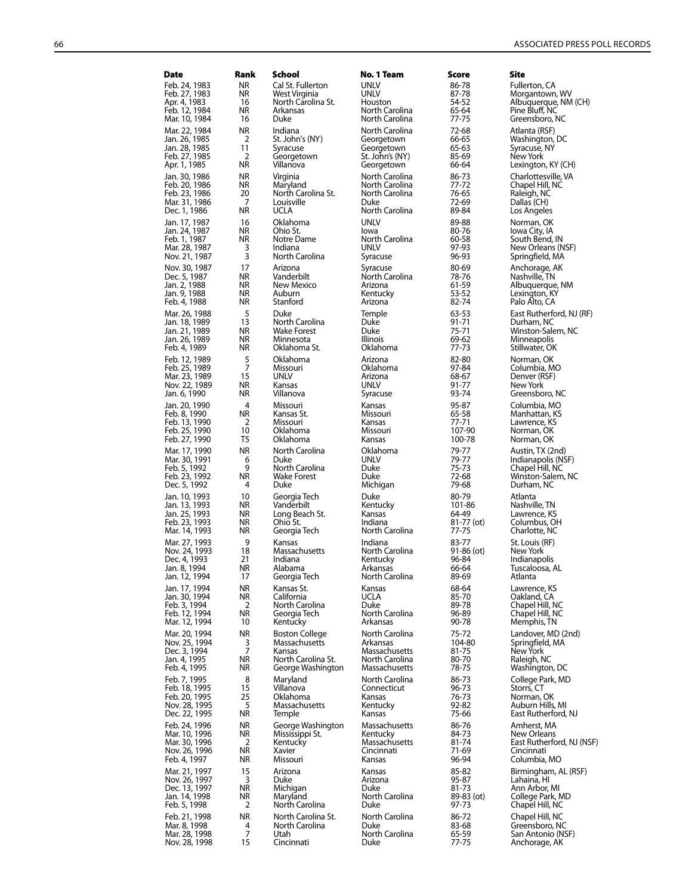| Date | Rank | School | No. 1 Team | Score | Site |
|---|---|---|---|---|---|
| Feb. 24, 1983 | NR | Cal St. Fullerton | UNLV | 86-78 | Fullerton, CA |
| Feb. 27, 1983 | NR | West Virginia | UNLV | 87-78 | Morgantown, WV |
| Apr. 4, 1983 | 16 | North Carolina St. | Houston | 54-52 | Albuquerque, NM (CH) |
| Feb. 12, 1984 | NR | Arkansas | North Carolina | 65-64 | Pine Bluff, NC |
| Mar. 10, 1984 | 16 | Duke | North Carolina | 77-75 | Greensboro, NC |
| Mar. 22, 1984 | NR | Indiana | North Carolina | 72-68 | Atlanta (RSF) |
| Jan. 26, 1985 | 2 | St. John's (NY) | Georgetown | 66-65 | Washington, DC |
| Jan. 28, 1985 | 11 | Syracuse | Georgetown | 65-63 | Syracuse, NY |
| Feb. 27, 1985 | 2 | Georgetown | St. John's (NY) | 85-69 | New York |
| Apr. 1, 1985 | NR | Villanova | Georgetown | 66-64 | Lexington, KY (CH) |
| Jan. 30, 1986 | NR | Virginia | North Carolina | 86-73 | Charlottesville, VA |
| Feb. 20, 1986 | NR | Maryland | North Carolina | 77-72 | Chapel Hill, NC |
| Feb. 23, 1986 | 20 | North Carolina St. | North Carolina | 76-65 | Raleigh, NC |
| Mar. 31, 1986 | 7 | Louisville | Duke | 72-69 | Dallas (CH) |
| Dec. 1, 1986 | NR | UCLA | North Carolina | 89-84 | Los Angeles |
| Jan. 17, 1987 | 16 | Oklahoma | UNLV | 89-88 | Norman, OK |
| Jan. 24, 1987 | NR | Ohio St. | Iowa | 80-76 | Iowa City, IA |
| Feb. 1, 1987 | NR | Notre Dame | North Carolina | 60-58 | South Bend, IN |
| Mar. 28, 1987 | 3 | Indiana | UNLV | 97-93 | New Orleans (NSF) |
| Nov. 21, 1987 | 3 | North Carolina | Syracuse | 96-93 | Springfield, MA |
| Nov. 30, 1987 | 17 | Arizona | Syracuse | 80-69 | Anchorage, AK |
| Dec. 5, 1987 | NR | Vanderbilt | North Carolina | 78-76 | Nashville, TN |
| Jan. 2, 1988 | NR | New Mexico | Arizona | 61-59 | Albuquerque, NM |
| Jan. 9, 1988 | NR | Auburn | Kentucky | 53-52 | Lexington, KY |
| Feb. 4, 1988 | NR | Stanford | Arizona | 82-74 | Palo Alto, CA |
| Mar. 26, 1988 | 5 | Duke | Temple | 63-53 | East Rutherford, NJ (RF) |
| Jan. 18, 1989 | 13 | North Carolina | Duke | 91-71 | Durham, NC |
| Jan. 21, 1989 | NR | Wake Forest | Duke | 75-71 | Winston-Salem, NC |
| Jan. 26, 1989 | NR | Minnesota | Illinois | 69-62 | Minneapolis |
| Feb. 4, 1989 | NR | Oklahoma St. | Oklahoma | 77-73 | Stillwater, OK |
| Feb. 12, 1989 | 5 | Oklahoma | Arizona | 82-80 | Norman, OK |
| Feb. 25, 1989 | 7 | Missouri | Oklahoma | 97-84 | Columbia, MO |
| Mar. 23, 1989 | 15 | UNLV | Arizona | 68-67 | Denver (RSF) |
| Nov. 22, 1989 | NR | Kansas | UNLV | 91-77 | New York |
| Jan. 6, 1990 | NR | Villanova | Syracuse | 93-74 | Greensboro, NC |
| Jan. 20, 1990 | 4 | Missouri | Kansas | 95-87 | Columbia, MO |
| Feb. 8, 1990 | NR | Kansas St. | Missouri | 65-58 | Manhattan, KS |
| Feb. 13, 1990 | 2 | Missouri | Kansas | 77-71 | Lawrence, KS |
| Feb. 25, 1990 | 10 | Oklahoma | Missouri | 107-90 | Norman, OK |
| Feb. 27, 1990 | T5 | Oklahoma | Kansas | 100-78 | Norman, OK |
| Mar. 17, 1990 | NR | North Carolina | Oklahoma | 79-77 | Austin, TX (2nd) |
| Mar. 30, 1991 | 6 | Duke | UNLV | 79-77 | Indianapolis (NSF) |
| Feb. 5, 1992 | 9 | North Carolina | Duke | 75-73 | Chapel Hill, NC |
| Feb. 23, 1992 | NR | Wake Forest | Duke | 72-68 | Winston-Salem, NC |
| Dec. 5, 1992 | 4 | Duke | Michigan | 79-68 | Durham, NC |
| Jan. 10, 1993 | 10 | Georgia Tech | Duke | 80-79 | Atlanta |
| Jan. 13, 1993 | NR | Vanderbilt | Kentucky | 101-86 | Nashville, TN |
| Jan. 25, 1993 | NR | Long Beach St. | Kansas | 64-49 | Lawrence, KS |
| Feb. 23, 1993 | NR | Ohio St. | Indiana | 81-77 (ot) | Columbus, OH |
| Mar. 14, 1993 | NR | Georgia Tech | North Carolina | 77-75 | Charlotte, NC |
| Mar. 27, 1993 | 9 | Kansas | Indiana | 83-77 | St. Louis (RF) |
| Nov. 24, 1993 | 18 | Massachusetts | North Carolina | 91-86 (ot) | New York |
| Dec. 4, 1993 | 21 | Indiana | Kentucky | 96-84 | Indianapolis |
| Jan. 8, 1994 | NR | Alabama | Arkansas | 66-64 | Tuscaloosa, AL |
| Jan. 12, 1994 | 17 | Georgia Tech | North Carolina | 89-69 | Atlanta |
| Jan. 17, 1994 | NR | Kansas St. | Kansas | 68-64 | Lawrence, KS |
| Jan. 30, 1994 | NR | California | UCLA | 85-70 | Oakland, CA |
| Feb. 3, 1994 | 2 | North Carolina | Duke | 89-78 | Chapel Hill, NC |
| Feb. 12, 1994 | NR | Georgia Tech | North Carolina | 96-89 | Chapel Hill, NC |
| Mar. 12, 1994 | 10 | Kentucky | Arkansas | 90-78 | Memphis, TN |
| Mar. 20, 1994 | NR | Boston College | North Carolina | 75-72 | Landover, MD (2nd) |
| Nov. 25, 1994 | 3 | Massachusetts | Arkansas | 104-80 | Springfield, MA |
| Dec. 3, 1994 | 7 | Kansas | Massachusetts | 81-75 | New York |
| Jan. 4, 1995 | NR | North Carolina St. | North Carolina | 80-70 | Raleigh, NC |
| Feb. 4, 1995 | NR | George Washington | Massachusetts | 78-75 | Washington, DC |
| Feb. 7, 1995 | 8 | Maryland | North Carolina | 86-73 | College Park, MD |
| Feb. 18, 1995 | 15 | Villanova | Connecticut | 96-73 | Storrs, CT |
| Feb. 20, 1995 | 25 | Oklahoma | Kansas | 76-73 | Norman, OK |
| Nov. 28, 1995 | 5 | Massachusetts | Kentucky | 92-82 | Auburn Hills, MI |
| Dec. 22, 1995 | NR | Temple | Kansas | 75-66 | East Rutherford, NJ |
| Feb. 24, 1996 | NR | George Washington | Massachusetts | 86-76 | Amherst, MA |
| Mar. 10, 1996 | NR | Mississippi St. | Kentucky | 84-73 | New Orleans |
| Mar. 30, 1996 | 2 | Kentucky | Massachusetts | 81-74 | East Rutherford, NJ (NSF) |
| Nov. 26, 1996 | NR | Xavier | Cincinnati | 71-69 | Cincinnati |
| Feb. 4, 1997 | NR | Missouri | Kansas | 96-94 | Columbia, MO |
| Mar. 21, 1997 | 15 | Arizona | Kansas | 85-82 | Birmingham, AL (RSF) |
| Nov. 26, 1997 | 3 | Duke | Arizona | 95-87 | Lahaina, HI |
| Dec. 13, 1997 | NR | Michigan | Duke | 81-73 | Ann Arbor, MI |
| Jan. 14, 1998 | NR | Maryland | North Carolina | 89-83 (ot) | College Park, MD |
| Feb. 5, 1998 | 2 | North Carolina | Duke | 97-73 | Chapel Hill, NC |
| Feb. 21, 1998 | NR | North Carolina St. | North Carolina | 86-72 | Chapel Hill, NC |
| Mar. 8, 1998 | 4 | North Carolina | Duke | 83-68 | Greensboro, NC |
| Mar. 28, 1998 | 7 | Utah | North Carolina | 65-59 | San Antonio (NSF) |
| Nov. 28, 1998 | 15 | Cincinnati | Duke | 77-75 | Anchorage, AK |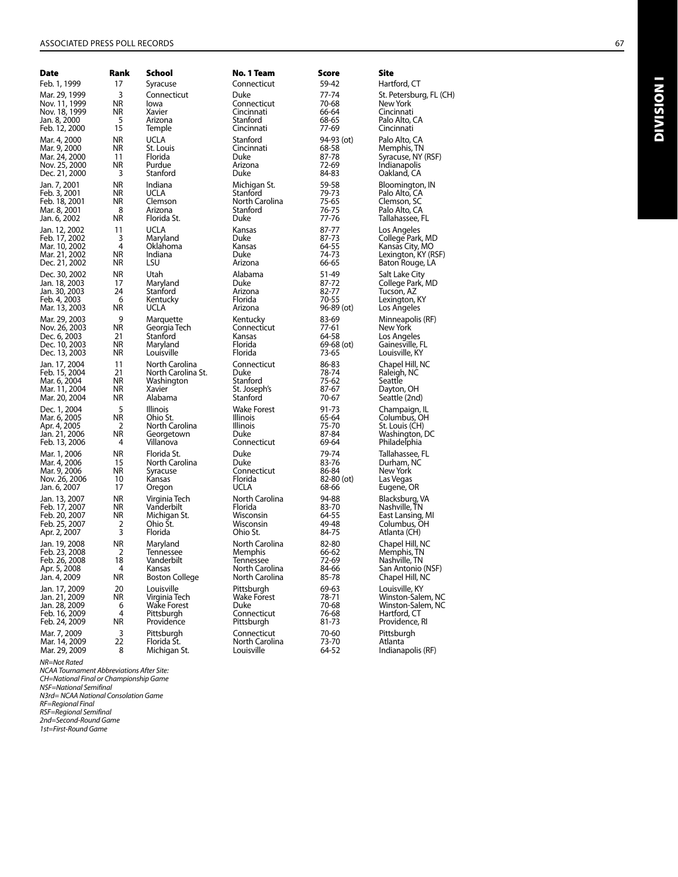| Date | Rank | School | No. 1 Team | Score | Site |
|---|---|---|---|---|---|
| Feb. 1, 1999 | 17 | Syracuse | Connecticut | 59-42 | Hartford, CT |
| Mar. 29, 1999 | 3 | Connecticut | Duke | 77-74 | St. Petersburg, FL (CH) |
| Nov. 11, 1999 | NR | Iowa | Connecticut | 70-68 | New York |
| Nov. 18, 1999 | NR | Xavier | Cincinnati | 66-64 | Cincinnati |
| Jan. 8, 2000 | 5 | Arizona | Stanford | 68-65 | Palo Alto, CA |
| Feb. 12, 2000 | 15 | Temple | Cincinnati | 77-69 | Cincinnati |
| Mar. 4, 2000 | NR | UCLA | Stanford | 94-93 (ot) | Palo Alto, CA |
| Mar. 9, 2000 | NR | St. Louis | Cincinnati | 68-58 | Memphis, TN |
| Mar. 24, 2000 | 11 | Florida | Duke | 87-78 | Syracuse, NY (RSF) |
| Nov. 25, 2000 | NR | Purdue | Arizona | 72-69 | Indianapolis |
| Dec. 21, 2000 | 3 | Stanford | Duke | 84-83 | Oakland, CA |
| Jan. 7, 2001 | NR | Indiana | Michigan St. | 59-58 | Bloomington, IN |
| Feb. 3, 2001 | NR | UCLA | Stanford | 79-73 | Palo Alto, CA |
| Feb. 18, 2001 | NR | Clemson | North Carolina | 75-65 | Clemson, SC |
| Mar. 8, 2001 | 8 | Arizona | Stanford | 76-75 | Palo Alto, CA |
| Jan. 6, 2002 | NR | Florida St. | Duke | 77-76 | Tallahassee, FL |
| Jan. 12, 2002 | 11 | UCLA | Kansas | 87-77 | Los Angeles |
| Feb. 17, 2002 | 3 | Maryland | Duke | 87-73 | College Park, MD |
| Mar. 10, 2002 | 4 | Oklahoma | Kansas | 64-55 | Kansas City, MO |
| Mar. 21, 2002 | NR | Indiana | Duke | 74-73 | Lexington, KY (RSF) |
| Dec. 21, 2002 | NR | LSU | Arizona | 66-65 | Baton Rouge, LA |
| Dec. 30, 2002 | NR | Utah | Alabama | 51-49 | Salt Lake City |
| Jan. 18, 2003 | 17 | Maryland | Duke | 87-72 | College Park, MD |
| Jan. 30, 2003 | 24 | Stanford | Arizona | 82-77 | Tucson, AZ |
| Feb. 4, 2003 | 6 | Kentucky | Florida | 70-55 | Lexington, KY |
| Mar. 13, 2003 | NR | UCLA | Arizona | 96-89 (ot) | Los Angeles |
| Mar. 29, 2003 | 9 | Marquette | Kentucky | 83-69 | Minneapolis (RF) |
| Nov. 26, 2003 | NR | Georgia Tech | Connecticut | 77-61 | New York |
| Dec. 6, 2003 | 21 | Stanford | Kansas | 64-58 | Los Angeles |
| Dec. 10, 2003 | NR | Maryland | Florida | 69-68 (ot) | Gainesville, FL |
| Dec. 13, 2003 | NR | Louisville | Florida | 73-65 | Louisville, KY |
| Jan. 17, 2004 | 11 | North Carolina | Connecticut | 86-83 | Chapel Hill, NC |
| Feb. 15, 2004 | 21 | North Carolina St. | Duke | 78-74 | Raleigh, NC |
| Mar. 6, 2004 | NR | Washington | Stanford | 75-62 | Seattle |
| Mar. 11, 2004 | NR | Xavier | St. Joseph's | 87-67 | Dayton, OH |
| Mar. 20, 2004 | NR | Alabama | Stanford | 70-67 | Seattle (2nd) |
| Dec. 1, 2004 | 5 | Illinois | Wake Forest | 91-73 | Champaign, IL |
| Mar. 6, 2005 | NR | Ohio St. | Illinois | 65-64 | Columbus, OH |
| Apr. 4, 2005 | 2 | North Carolina | Illinois | 75-70 | St. Louis (CH) |
| Jan. 21, 2006 | NR | Georgetown | Duke | 87-84 | Washington, DC |
| Feb. 13, 2006 | 4 | Villanova | Connecticut | 69-64 | Philadelphia |
| Mar. 1, 2006 | NR | Florida St. | Duke | 79-74 | Tallahassee, FL |
| Mar. 4, 2006 | 15 | North Carolina | Duke | 83-76 | Durham, NC |
| Mar. 9, 2006 | NR | Syracuse | Connecticut | 86-84 | New York |
| Nov. 26, 2006 | 10 | Kansas | Florida | 82-80 (ot) | Las Vegas |
| Jan. 6, 2007 | 17 | Oregon | UCLA | 68-66 | Eugene, OR |
| Jan. 13, 2007 | NR | Virginia Tech | North Carolina | 94-88 | Blacksburg, VA |
| Feb. 17, 2007 | NR | Vanderbilt | Florida | 83-70 | Nashville, TN |
| Feb. 20, 2007 | NR | Michigan St. | Wisconsin | 64-55 | East Lansing, MI |
| Feb. 25, 2007 | 2 | Ohio St. | Wisconsin | 49-48 | Columbus, OH |
| Apr. 2, 2007 | 3 | Florida | Ohio St. | 84-75 | Atlanta (CH) |
| Jan. 19, 2008 | NR | Maryland | North Carolina | 82-80 | Chapel Hill, NC |
| Feb. 23, 2008 | 2 | Tennessee | Memphis | 66-62 | Memphis, TN |
| Feb. 26, 2008 | 18 | Vanderbilt | Tennessee | 72-69 | Nashville, TN |
| Apr. 5, 2008 | 4 | Kansas | North Carolina | 84-66 | San Antonio (NSF) |
| Jan. 4, 2009 | NR | Boston College | North Carolina | 85-78 | Chapel Hill, NC |
| Jan. 17, 2009 | 20 | Louisville | Pittsburgh | 69-63 | Louisville, KY |
| Jan. 21, 2009 | NR | Virginia Tech | Wake Forest | 78-71 | Winston-Salem, NC |
| Jan. 28, 2009 | 6 | Wake Forest | Duke | 70-68 | Winston-Salem, NC |
| Feb. 16, 2009 | 4 | Pittsburgh | Connecticut | 76-68 | Hartford, CT |
| Feb. 24, 2009 | NR | Providence | Pittsburgh | 81-73 | Providence, RI |
| Mar. 7, 2009 | 3 | Pittsburgh | Connecticut | 70-60 | Pittsburgh |
| Mar. 14, 2009 | 22 | Florida St. | North Carolina | 73-70 | Atlanta |
| Mar. 29, 2009 | 8 | Michigan St. | Louisville | 64-52 | Indianapolis (RF) |

*NR=Not Rated*
*NCAA Tournament Abbreviations After Site:*
*CH=National Final or Championship Game*
*NSF=National Semifinal*
*N3rd= NCAA National Consolation Game*
*RF=Regional Final*
*RSF=Regional Semifinal*
*2nd=Second-Round Game*
*1st=First-Round Game*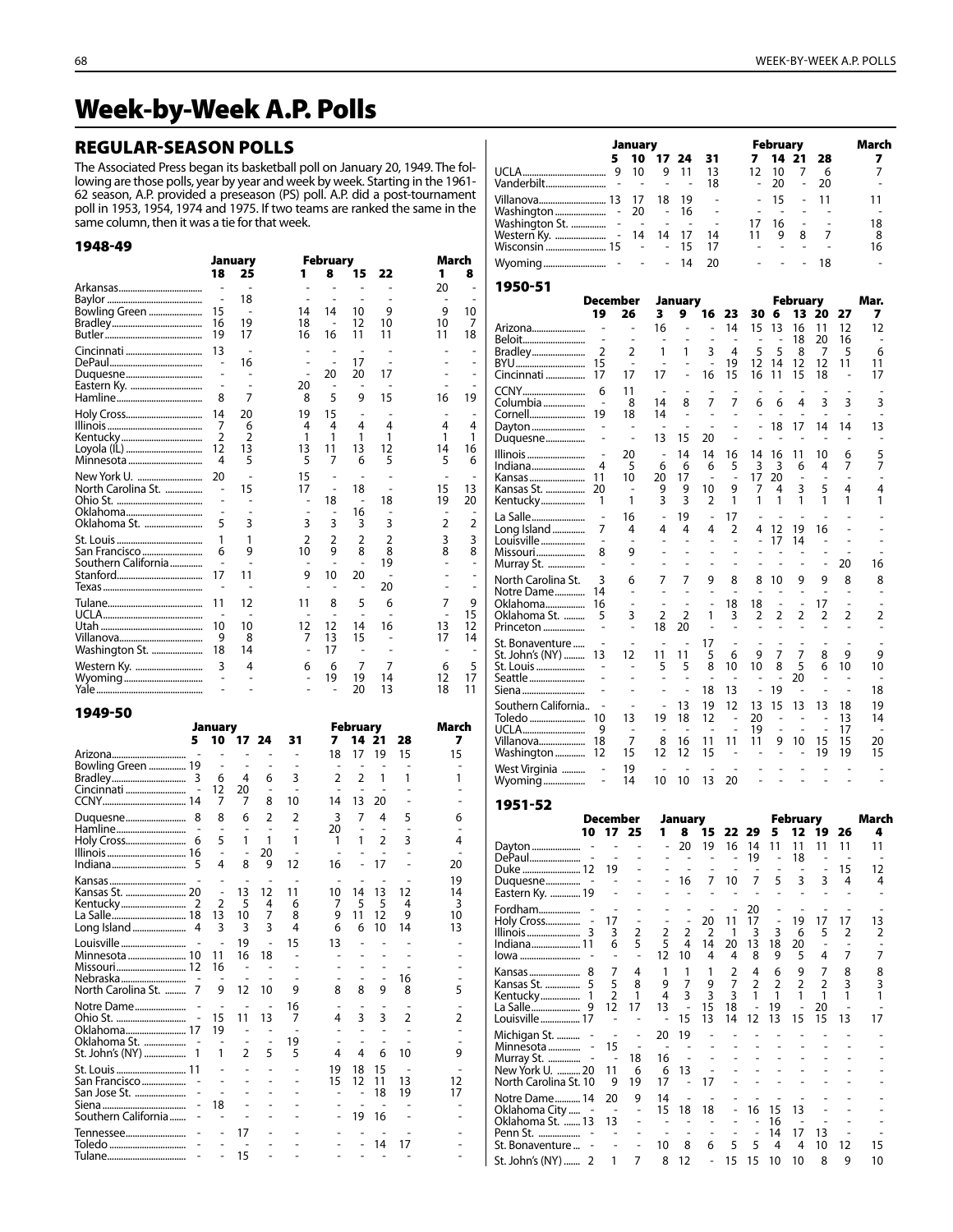# Week-by-Week A.P. Polls

## REGULAR-SEASON POLLS

The Associated Press began its basketball poll on January 20, 1949. The following are those polls, year by year and week by week. Starting in the 1961-62 season, A.P. provided a preseason (PS) poll. A.P. did a post-tournament poll in 1953, 1954, 1974 and 1975. If two teams are ranked the same in the same column, then it was a tie for that week.

### 1948-49

| | January | | February | | | | March | |
|---|---|---|---|---|---|---|---|---|
| | 18 | 25 | 1 | 8 | 15 | 22 | 1 | 8 |
| Arkansas | - | - | - | - | - | - | 20 | - |
| Baylor | - | 18 | - | - | - | - | - | - |
| Bowling Green | 15 | - | 14 | 14 | 10 | 9 | 9 | 10 |
| Bradley | 16 | 19 | 18 | - | 12 | 10 | 10 | 7 |
| Butler | 19 | 17 | 16 | 16 | 11 | 11 | 11 | 18 |
| Cincinnati | 13 | - | - | - | - | - | - | - |
| DePaul | - | 16 | - | - | 17 | - | - | - |
| Duquesne | - | - | - | 20 | 20 | 17 | - | - |
| Eastern Ky. | - | - | 20 | - | - | - | - | - |
| Hamline | 8 | 7 | 8 | 5 | 9 | 15 | 16 | 19 |
| Holy Cross | 14 | 20 | 19 | 15 | - | - | - | - |
| Illinois | 7 | 6 | 4 | 4 | 4 | 4 | 4 | 4 |
| Kentucky | 2 | 2 | 1 | 1 | 1 | 1 | 1 | 1 |
| Loyola (IL) | 12 | 13 | 13 | 11 | 13 | 12 | 14 | 16 |
| Minnesota | 4 | 5 | 5 | 7 | 6 | 5 | 5 | 6 |
| New York U. | 20 | - | 15 | - | - | - | - | - |
| North Carolina St. | - | 15 | 17 | - | 18 | - | 15 | 13 |
| Ohio St. | - | - | - | 18 | - | 18 | 19 | 20 |
| Oklahoma | - | - | - | - | 16 | - | - | - |
| Oklahoma St. | 5 | 3 | 3 | 3 | 3 | 3 | 2 | 2 |
| St. Louis | 1 | 1 | 2 | 2 | 2 | 2 | 3 | 3 |
| San Francisco | 6 | 9 | 10 | 9 | 8 | 8 | 8 | 8 |
| Southern California | - | - | - | - | - | 19 | - | - |
| Stanford | 17 | 11 | 9 | 10 | 20 | - | - | - |
| Texas | - | - | - | - | - | 20 | - | - |
| Tulane | 11 | 12 | 11 | 8 | 5 | 6 | 7 | 9 |
| UCLA | - | - | - | - | - | - | - | 15 |
| Utah | 10 | 10 | 12 | 12 | 14 | 16 | 13 | 12 |
| Villanova | 9 | 8 | 7 | 13 | 15 | - | 17 | 14 |
| Washington St. | 18 | 14 | - | 17 | - | - | - | - |
| Western Ky. | 3 | 4 | 6 | 6 | 7 | 7 | 6 | 5 |
| Wyoming | - | - | - | 19 | 19 | 14 | 12 | 17 |
| Yale | - | - | - | - | 20 | 13 | 18 | 11 |

### 1949-50

| | January | | | | | February | | | | March |
|---|---|---|---|---|---|---|---|---|---|---|
| | 5 | 10 | 17 | 24 | 31 | 7 | 14 | 21 | 28 | 7 |
| Arizona | - | - | - | - | - | 18 | 17 | 19 | 15 | 15 |
| Bowling Green | 19 | - | - | - | - | - | - | - | - | - |
| Bradley | 3 | 6 | 4 | 6 | 3 | 2 | 2 | 1 | 1 | 1 |
| Cincinnati | - | 12 | 20 | - | - | - | - | - | - | - |
| CCNY | 14 | 7 | 7 | 8 | 10 | 14 | 13 | 20 | - | - |
| Duquesne | 8 | 8 | 6 | 2 | 2 | 3 | 7 | 4 | 5 | 6 |
| Hamline | - | - | - | - | - | 20 | - | - | - | - |
| Holy Cross | 6 | 5 | 1 | 1 | 1 | 1 | 1 | 2 | 3 | 4 |
| Illinois | 16 | - | - | 20 | - | - | - | - | - | - |
| Indiana | 5 | 4 | 8 | 9 | 12 | 16 | - | 17 | - | 20 |
| Kansas | - | - | - | - | - | - | - | - | - | 19 |
| Kansas St. | 20 | - | 13 | 12 | 11 | 10 | 14 | 13 | 12 | 14 |
| Kentucky | 2 | 2 | 5 | 4 | 6 | 7 | 5 | 5 | 4 | 3 |
| La Salle | 18 | 13 | 10 | 7 | 8 | 9 | 11 | 12 | 9 | 10 |
| Long Island | 4 | 3 | 3 | 3 | 4 | 6 | 6 | 10 | 14 | 13 |
| Louisville | - | - | 19 | - | 15 | 13 | - | - | - | - |
| Minnesota | 10 | 11 | 16 | 18 | - | - | - | - | - | - |
| Missouri | 12 | 16 | - | - | - | - | - | - | - | - |
| Nebraska | - | - | - | - | - | - | - | - | 16 | - |
| North Carolina St. | 7 | 9 | 12 | 10 | 9 | 8 | 8 | 9 | 8 | 5 |
| Notre Dame | - | - | - | - | 16 | - | - | - | - | - |
| Ohio St. | - | 15 | 11 | 13 | 7 | 4 | 3 | 3 | 2 | 2 |
| Oklahoma | 17 | 19 | - | - | - | - | - | - | - | - |
| Oklahoma St. | - | - | - | - | 19 | - | - | - | - | - |
| St. John's (NY) | 1 | 1 | 2 | 5 | 5 | 4 | 4 | 6 | 10 | 9 |
| St. Louis | 11 | - | - | - | - | 19 | 18 | 15 | - | - |
| San Francisco | - | - | - | - | - | 15 | 12 | 11 | 13 | 12 |
| San Jose St. | - | - | - | - | - | - | - | 18 | 19 | 17 |
| Siena | - | 18 | - | - | - | - | - | - | - | - |
| Southern California | - | - | - | - | - | - | 19 | 16 | - | - |
| Tennessee | - | - | 17 | - | - | - | - | - | - | - |
| Toledo | - | - | - | - | - | - | - | 14 | 17 | - |
| Tulane | - | - | 15 | - | - | - | - | - | - | - |
| UCLA | 9 | 10 | 9 | 11 | 13 | 12 | 10 | 7 | 6 | 7 |
| Vanderbilt | - | - | - | - | 18 | - | 20 | - | 20 | - |
| Villanova | 13 | 17 | 18 | 19 | - | - | 15 | - | 11 | 11 |
| Washington | - | 20 | - | 16 | - | - | - | - | - | - |
| Washington St. | - | - | - | - | - | 17 | 16 | - | - | 18 |
| Western Ky. | - | 14 | 14 | 17 | 14 | 11 | 9 | 8 | 7 | 8 |
| Wisconsin | 15 | - | - | 15 | 17 | - | - | - | - | 16 |
| Wyoming | - | - | - | 14 | 20 | - | - | - | 18 | - |

### 1950-51

| | December | | January | | | | February | | | | | Mar. |
|---|---|---|---|---|---|---|---|---|---|---|---|---|
| | 19 | 26 | 3 | 9 | 16 | 23 | 30 | 6 | 13 | 20 | 27 | 7 |
| Arizona | - | - | 16 | - | - | 14 | 15 | 13 | 16 | 11 | 12 | 12 |
| Beloit | - | - | - | - | - | - | - | - | 18 | 20 | 16 | - |
| Bradley | 2 | 2 | 1 | 1 | 3 | 4 | 5 | 5 | 8 | 7 | 5 | 6 |
| BYU | 15 | - | - | - | - | 19 | 12 | 14 | 12 | 12 | 11 | 11 |
| Cincinnati | 17 | 17 | 17 | - | 16 | 15 | 16 | 11 | 15 | 18 | - | 17 |
| CCNY | 6 | 11 | - | - | - | - | - | - | - | - | - | - |
| Columbia | - | 8 | 14 | 8 | 7 | 7 | 6 | 6 | 4 | 3 | 3 | 3 |
| Cornell | 19 | 18 | 14 | - | - | - | - | - | - | - | - | - |
| Dayton | - | - | - | - | - | - | - | 18 | 17 | 14 | 14 | 13 |
| Duquesne | - | - | 13 | 15 | 20 | - | - | - | - | - | - | - |
| Illinois | - | 20 | - | 14 | 14 | 16 | 14 | 16 | 11 | 10 | 6 | 5 |
| Indiana | 4 | 5 | 6 | 6 | 6 | 5 | 3 | 3 | 6 | 4 | 7 | 7 |
| Kansas | 11 | 10 | 20 | 17 | - | - | 17 | 20 | - | - | - | - |
| Kansas St. | 20 | - | 9 | 9 | 10 | 9 | 7 | 4 | 3 | 5 | 4 | 4 |
| Kentucky | 1 | 1 | 3 | 3 | 2 | 1 | 1 | 1 | 1 | 1 | 1 | 1 |
| La Salle | - | 16 | - | 19 | - | 17 | - | - | - | - | - | - |
| Long Island | 7 | 4 | 4 | 4 | 4 | 2 | 4 | 12 | 19 | 16 | - | - |
| Louisville | - | - | - | - | - | - | - | 17 | 14 | - | - | - |
| Missouri | 8 | 9 | - | - | - | - | - | - | - | - | - | - |
| Murray St. | - | - | - | - | - | - | - | - | - | - | 20 | 16 |
| North Carolina St. | 3 | 6 | 7 | 7 | 9 | 8 | 8 | 10 | 9 | 9 | 8 | 8 |
| Notre Dame | 14 | - | - | - | - | - | - | - | - | - | - | - |
| Oklahoma | 16 | - | - | - | - | 18 | 18 | - | - | 17 | - | - |
| Oklahoma St. | 5 | 3 | 2 | 2 | 1 | 3 | 2 | 2 | 2 | 2 | 2 | 2 |
| Princeton | - | - | 18 | 20 | - | - | - | - | - | - | - | - |
| St. Bonaventure | - | - | - | - | 17 | - | - | - | - | - | - | - |
| St. John's (NY) | 13 | 12 | 11 | 11 | 5 | 6 | 9 | 7 | 7 | 8 | 9 | 9 |
| St. Louis | - | - | 5 | 5 | 8 | 10 | 10 | 8 | 5 | 6 | 10 | 10 |
| Seattle | - | - | - | - | - | - | - | - | 20 | - | - | - |
| Siena | - | - | - | - | 18 | 13 | - | 19 | - | - | - | 18 |
| Southern California | - | - | - | 13 | 19 | 12 | 13 | 15 | 13 | 13 | 18 | 19 |
| Toledo | 10 | 13 | 19 | 18 | 12 | - | 20 | - | - | - | 13 | 14 |
| UCLA | 9 | - | - | - | - | - | 19 | - | - | - | 17 | - |
| Villanova | 18 | 7 | 8 | 16 | 11 | 11 | 11 | 9 | 10 | 15 | 15 | 20 |
| Washington | 12 | 15 | 12 | 12 | 15 | - | - | - | - | 19 | 19 | 15 |
| West Virginia | - | 19 | - | - | - | - | - | - | - | - | - | - |
| Wyoming | - | 14 | 10 | 10 | 13 | 20 | - | - | - | - | - | - |

### 1951-52

| | December | | | January | | | | February | | | | | March |
|---|---|---|---|---|---|---|---|---|---|---|---|---|---|
| | 10 | 17 | 25 | 1 | 8 | 15 | 22 | 29 | 5 | 12 | 19 | 26 | 4 |
| Dayton | - | - | - | - | 20 | 19 | 16 | 14 | 11 | 11 | 11 | 11 | 11 |
| DePaul | - | - | - | - | - | - | - | 19 | - | 18 | - | - | - |
| Duke | 12 | 19 | - | - | - | - | - | - | - | - | - | 15 | 12 |
| Duquesne | - | - | - | - | 16 | 7 | 10 | 7 | 5 | 3 | 3 | 4 | 4 |
| Eastern Ky. | 19 | - | - | - | - | - | - | - | - | - | - | - | - |
| Fordham | - | - | - | - | - | - | - | 20 | - | - | - | - | - |
| Holy Cross | - | 17 | - | - | - | 20 | 11 | 17 | - | 19 | 17 | 17 | 13 |
| Illinois | 3 | 3 | 2 | 2 | 2 | 2 | 1 | 3 | 3 | 6 | 5 | 2 | 2 |
| Indiana | 11 | 6 | 5 | 5 | 4 | 14 | 20 | 13 | 18 | 20 | - | - | - |
| Iowa | - | - | - | 12 | 10 | 4 | 4 | 8 | 9 | 5 | 4 | 7 | 7 |
| Kansas | 8 | 7 | 4 | 1 | 1 | 1 | 2 | 4 | 6 | 9 | 7 | 8 | 8 |
| Kansas St. | 5 | 5 | 8 | 9 | 7 | 9 | 7 | 2 | 2 | 2 | 2 | 3 | 3 |
| Kentucky | 1 | 2 | 1 | 4 | 3 | 3 | 3 | 1 | 1 | 1 | 1 | 1 | 1 |
| La Salle | 9 | 12 | 17 | 13 | - | 15 | 18 | - | 19 | - | 20 | - | - |
| Louisville | 17 | - | - | - | 15 | 13 | 14 | 12 | 13 | 15 | 15 | 13 | 17 |
| Michigan St. | - | - | - | 20 | 19 | - | - | - | - | - | - | - | - |
| Minnesota | - | 15 | - | - | - | - | - | - | - | - | - | - | - |
| Murray St. | - | - | 18 | 16 | - | - | - | - | - | - | - | - | - |
| New York U. | 20 | 11 | 6 | 6 | 13 | - | - | - | - | - | - | - | - |
| North Carolina St. | 10 | 9 | 19 | 17 | - | 17 | - | - | - | - | - | - | - |
| Notre Dame | 14 | 20 | 9 | 14 | - | - | - | - | - | - | - | - | - |
| Oklahoma City | - | - | - | 15 | 18 | 18 | - | 16 | 15 | 13 | - | - | - |
| Oklahoma St. | 13 | 13 | - | - | - | - | - | - | 16 | - | - | - | - |
| Penn St. | - | - | - | - | - | - | - | - | 14 | 17 | 13 | - | - |
| St. Bonaventure | - | - | - | 10 | 8 | 6 | 5 | 5 | 4 | 4 | 10 | 12 | 15 |
| St. John's (NY) | 2 | 1 | 7 | 8 | 12 | - | 15 | 15 | 10 | 10 | 8 | 9 | 10 |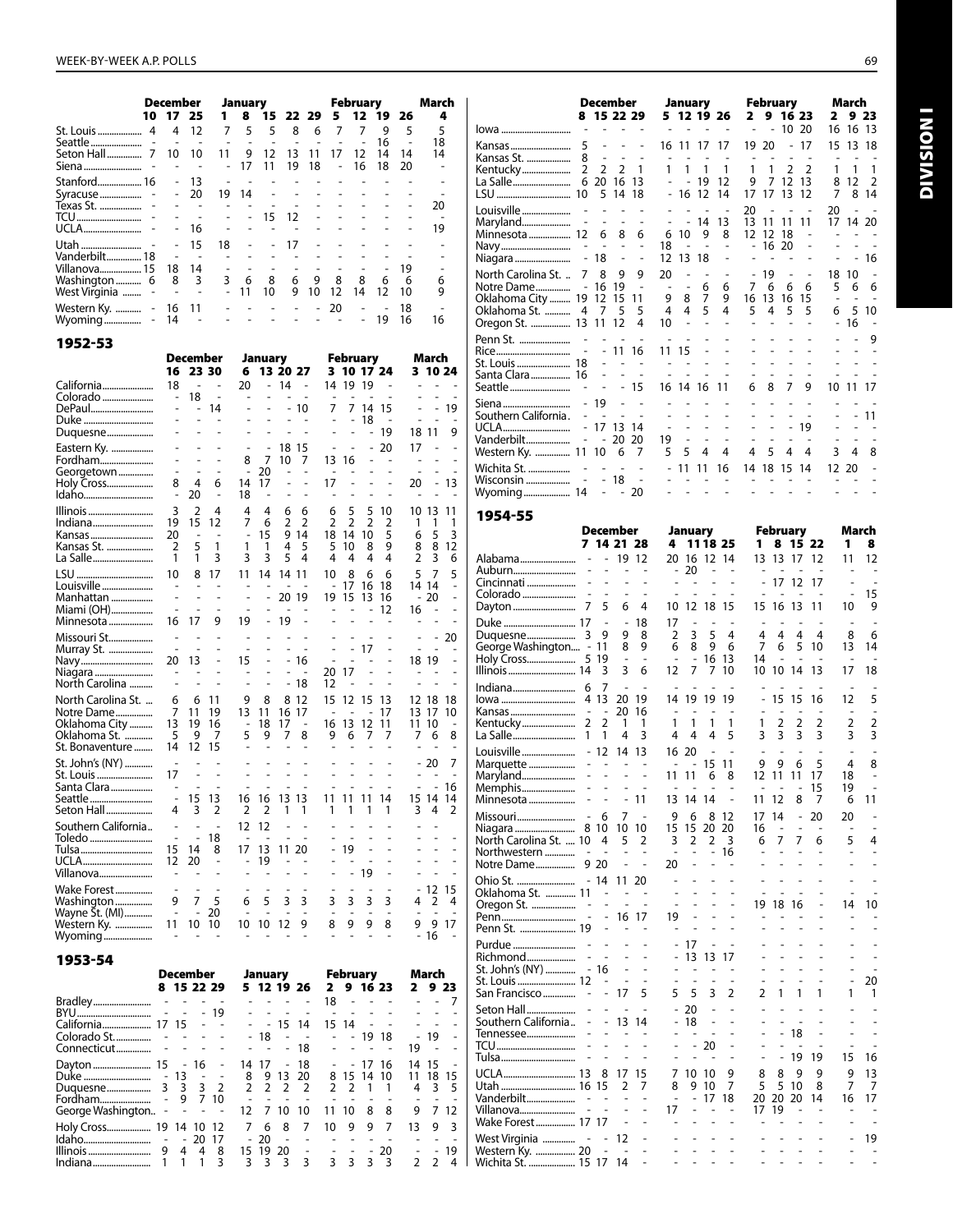| | December | | | January | | | | | February | | | | March |
|---|---|---|---|---|---|---|---|---|---|---|---|---|---|
| | 10 | 17 | 25 | 1 | 8 | 15 | 22 | 29 | 5 | 12 | 19 | 26 | 4 |
| St. Louis | 4 | 4 | 12 | 7 | 5 | 5 | 8 | 6 | 7 | 7 | 9 | 5 | 5 |
| Seattle | - | - | - | - | - | - | - | - | - | - | 16 | - | 18 |
| Seton Hall | 7 | 10 | 10 | 11 | 9 | 12 | 13 | 11 | 17 | 12 | 14 | 14 | 14 |
| Siena | - | - | - | - | 17 | 11 | 19 | 18 | - | 16 | 18 | 20 | - |
| Stanford | 16 | - | 13 | - | - | - | - | - | - | - | - | - | - |
| Syracuse | - | - | 20 | 19 | 14 | - | - | - | - | - | - | - | - |
| Texas St. | - | - | - | - | - | - | - | - | - | - | - | - | 20 |
| TCU | - | - | - | - | - | 15 | 12 | - | - | - | - | - | - |
| UCLA | - | - | 16 | - | - | - | - | - | - | - | - | - | 19 |
| Utah | - | - | 15 | 18 | - | - | 17 | - | - | - | - | - | - |
| Vanderbilt | 18 | - | - | - | - | - | - | - | - | - | - | - | - |
| Villanova | 15 | 18 | 14 | - | - | - | - | - | - | - | - | 19 | - |
| Washington | 6 | 8 | 3 | 3 | 6 | 8 | 6 | 9 | 8 | 8 | 6 | 6 | 6 |
| West Virginia | - | - | - | - | 11 | 10 | 9 | 10 | 12 | 14 | 12 | 10 | 9 |
| Western Ky. | - | 16 | 11 | - | - | - | - | - | 20 | - | - | 18 | - |
| Wyoming | - | 14 | - | - | - | - | - | - | - | - | 19 | 16 | 16 |

## 1952-53

| | December | | | January | | | | February | | | | March | | |
|---|---|---|---|---|---|---|---|---|---|---|---|---|---|---|
| | 16 | 23 | 30 | 6 | 13 | 20 | 27 | 3 | 10 | 17 | 24 | 3 | 10 | 24 |
| California | 18 | - | - | 20 | - | 14 | - | 14 | 19 | 19 | - | - | - | - |
| Colorado | - | 18 | - | - | - | - | - | - | - | - | - | - | - | - |
| DePaul | - | - | 14 | - | - | - | 10 | 7 | 7 | 14 | 15 | - | - | 19 |
| Duke | - | - | - | - | - | - | - | - | - | 18 | - | - | - | - |
| Duquesne | - | - | - | - | - | - | - | - | - | - | 19 | 18 | 11 | 9 |
| Eastern Ky. | - | - | - | - | - | 18 | 15 | - | - | - | 20 | 17 | - | - |
| Fordham | - | - | - | 8 | 7 | 10 | 7 | 13 | 16 | - | - | - | - | - |
| Georgetown | - | - | - | - | 20 | - | - | - | - | - | - | - | - | - |
| Holy Cross | 8 | 4 | 6 | 14 | 17 | - | - | 17 | - | - | - | 20 | - | 13 |
| Idaho | - | 20 | - | 18 | - | - | - | - | - | - | - | - | - | - |
| Illinois | 3 | 2 | 4 | 4 | 4 | 6 | 6 | 6 | 5 | 5 | 10 | 10 | 13 | 11 |
| Indiana | 19 | 15 | 12 | 7 | 6 | 2 | 2 | 2 | 2 | 2 | 2 | 1 | 1 | 1 |
| Kansas | 20 | - | - | - | 15 | 9 | 14 | 18 | 14 | 10 | 5 | 6 | 5 | 3 |
| Kansas St. | 2 | 5 | 1 | 1 | 1 | 4 | 5 | 5 | 10 | 8 | 9 | 8 | 8 | 12 |
| La Salle | 1 | 1 | 3 | 3 | 3 | 5 | 4 | 4 | 4 | 4 | 4 | 2 | 3 | 6 |
| LSU | 10 | 8 | 17 | 11 | 14 | 14 | 11 | 10 | 8 | 6 | 6 | 5 | 7 | 5 |
| Louisville | - | - | - | - | - | - | - | - | 17 | 16 | 18 | 14 | 14 | - |
| Manhattan | - | - | - | - | - | 20 | 19 | 19 | 15 | 13 | 16 | - | 20 | - |
| Miami (OH) | - | - | - | - | - | - | - | - | - | - | 12 | 16 | - | - |
| Minnesota | 16 | 17 | 9 | 19 | - | 19 | - | - | - | - | - | - | - | - |
| Missouri St. | - | - | - | - | - | - | - | - | - | - | - | - | - | 20 |
| Murray St. | - | - | - | - | - | - | - | - | - | 17 | - | - | - | - |
| Navy | 20 | 13 | - | 15 | - | - | 16 | - | - | - | - | 18 | 19 | - |
| Niagara | - | - | - | - | - | - | - | 20 | 17 | - | - | - | - | - |
| North Carolina | - | - | - | - | - | - | 18 | 12 | - | - | - | - | - | - |
| North Carolina St. | 6 | 6 | 11 | 9 | 8 | 8 | 12 | 15 | 12 | 15 | 13 | 12 | 18 | 18 |
| Notre Dame | 7 | 11 | 19 | 13 | 11 | 16 | 17 | - | - | - | 17 | 13 | 17 | 10 |
| Oklahoma City | 13 | 19 | 16 | - | 18 | 17 | - | 16 | 13 | 12 | 11 | 11 | 10 | - |
| Oklahoma St. | 5 | 9 | 7 | 5 | 9 | 7 | 8 | 9 | 6 | 7 | 7 | 7 | 6 | 8 |
| St. Bonaventure | 14 | 12 | 15 | - | - | - | - | - | - | - | - | - | - | - |
| St. John's (NY) | - | - | - | - | - | - | - | - | - | - | - | - | 20 | 7 |
| St. Louis | 17 | - | - | - | - | - | - | - | - | - | - | - | - | - |
| Santa Clara | - | - | - | - | - | - | - | - | - | - | - | - | - | 16 |
| Seattle | - | 15 | 13 | 16 | 16 | 13 | 13 | 11 | 11 | 11 | 14 | 15 | 14 | 14 |
| Seton Hall | 4 | 3 | 2 | 2 | 2 | 1 | 1 | 1 | 1 | 1 | 1 | 3 | 4 | 2 |
| Southern California | - | - | - | 12 | 12 | - | - | - | - | - | - | - | - | - |
| Toledo | - | - | 18 | - | - | - | - | - | - | - | - | - | - | - |
| Tulsa | 15 | 14 | 8 | 17 | 13 | 11 | 20 | - | 19 | - | - | - | - | - |
| UCLA | 12 | 20 | - | - | 19 | - | - | - | - | - | - | - | - | - |
| Villanova | - | - | - | - | - | - | - | - | - | 19 | - | - | - | - |
| Wake Forest | - | - | - | - | - | - | - | - | - | - | - | - | 12 | 15 |
| Washington | 9 | 7 | 5 | 6 | 5 | 3 | 3 | 3 | 3 | 3 | 3 | 4 | 2 | 4 |
| Wayne St. (MI) | - | - | 20 | - | - | - | - | - | - | - | - | - | - | - |
| Western Ky. | 11 | 10 | 10 | 10 | 10 | 12 | 9 | 8 | 9 | 9 | 8 | 9 | 9 | 17 |
| Wyoming | - | - | - | - | - | - | - | - | - | - | - | - | 16 | - |

## 1953-54

| | December | | | | January | | | | February | | | | March | | |
|---|---|---|---|---|---|---|---|---|---|---|---|---|---|---|---|
| | 8 | 15 | 22 | 29 | 5 | 12 | 19 | 26 | 2 | 9 | 16 | 23 | 2 | 9 | 23 |
| Bradley | - | - | - | - | - | - | - | - | 18 | - | - | - | - | - | 7 |
| BYU | - | - | - | 19 | - | - | - | - | - | - | - | - | - | - | - |
| California | 17 | 15 | - | - | - | - | 15 | 14 | 15 | 14 | - | - | - | - | - |
| Colorado St. | - | - | - | - | - | 18 | - | - | - | - | 19 | 18 | - | 19 | - |
| Connecticut | - | - | - | - | - | - | - | 18 | - | - | - | - | 19 | - | - |
| Dayton | 15 | - | 16 | - | 14 | 17 | - | 18 | - | - | 17 | 16 | 14 | 15 | - |
| Duke | - | 13 | - | - | 8 | 9 | 13 | 20 | 8 | 15 | 14 | 10 | 11 | 18 | 15 |
| Duquesne | 3 | 3 | 3 | 2 | 2 | 2 | 2 | 2 | 2 | 2 | 1 | 1 | 4 | 3 | 5 |
| Fordham | - | 9 | 7 | 10 | - | - | - | - | - | - | - | - | - | - | - |
| George Washington | - | - | - | - | 12 | 7 | 10 | 10 | 11 | 10 | 8 | 8 | 9 | 7 | 12 |
| Holy Cross | 19 | 14 | 10 | 12 | 7 | 6 | 8 | 7 | 10 | 9 | 9 | 7 | 13 | 9 | 3 |
| Idaho | - | - | 20 | 17 | - | 20 | - | - | - | - | - | - | - | - | - |
| Illinois | 9 | 4 | 4 | 8 | 15 | 19 | 20 | - | - | - | - | 20 | - | - | 19 |
| Indiana | 1 | 1 | 1 | 3 | 3 | 3 | 3 | 3 | 3 | 3 | 3 | 3 | 2 | 2 | 4 |
| Iowa | - | - | - | - | - | - | - | - | - | - | 10 | 20 | 16 | 16 | 13 |
| Kansas | 5 | - | - | - | 16 | 11 | 17 | 17 | 19 | 20 | - | 17 | 15 | 13 | 18 |
| Kansas St. | 8 | - | - | - | - | - | - | - | - | - | - | - | - | - | - |
| Kentucky | 2 | 2 | 2 | 1 | 1 | 1 | 1 | 1 | 1 | 1 | 2 | 2 | 1 | 1 | 1 |
| La Salle | 6 | 20 | 16 | 13 | - | - | 19 | 12 | 9 | 7 | 12 | 13 | 8 | 12 | 2 |
| LSU | 10 | 5 | 14 | 18 | - | 16 | 12 | 14 | 17 | 17 | 13 | 12 | 7 | 8 | 14 |
| Louisville | - | - | - | - | - | - | - | - | 20 | - | - | - | 20 | - | - |
| Maryland | - | - | - | - | - | - | 14 | 13 | 13 | 11 | 11 | 11 | 17 | 14 | 20 |
| Minnesota | 12 | 6 | 8 | 6 | 6 | 10 | 9 | 8 | 12 | 12 | 18 | - | - | - | - |
| Navy | - | - | - | - | 18 | - | - | - | - | 16 | 20 | - | - | - | - |
| Niagara | - | 18 | - | - | 12 | 13 | 18 | - | - | - | - | - | - | - | 16 |
| North Carolina St. | 7 | 8 | 9 | 9 | 20 | - | - | - | - | 19 | - | - | 18 | 10 | - |
| Notre Dame | - | 16 | 19 | - | - | - | 6 | 6 | 7 | 6 | 6 | 6 | 5 | 6 | 6 |
| Oklahoma City | 19 | 12 | 15 | 11 | 9 | 8 | 7 | 9 | 16 | 13 | 16 | 15 | - | - | - |
| Oklahoma St. | 4 | 7 | 5 | 5 | 4 | 4 | 5 | 4 | 5 | 4 | 5 | 5 | 6 | 5 | 10 |
| Oregon St. | 13 | 11 | 12 | 4 | 10 | - | - | - | - | - | - | - | - | 16 | - |
| Penn St. | - | - | - | - | - | - | - | - | - | - | - | - | - | - | 9 |
| Rice | - | - | 11 | 16 | 11 | 15 | - | - | - | - | - | - | - | - | - |
| St. Louis | 18 | - | - | - | - | - | - | - | - | - | - | - | - | - | - |
| Santa Clara | 16 | - | - | - | - | - | - | - | - | - | - | - | - | - | - |
| Seattle | - | - | - | 15 | 16 | 14 | 16 | 11 | 6 | 8 | 7 | 9 | 10 | 11 | 17 |
| Siena | - | 19 | - | - | - | - | - | - | - | - | - | - | - | - | - |
| Southern California | - | - | - | - | - | - | - | - | - | - | - | - | - | - | 11 |
| UCLA | - | 17 | 13 | 14 | - | - | - | - | - | - | - | 19 | - | - | - |
| Vanderbilt | - | - | 20 | 20 | 19 | - | - | - | - | - | - | - | - | - | - |
| Western Ky. | 11 | 10 | 6 | 7 | 5 | 5 | 4 | 4 | 4 | 5 | 4 | 4 | 3 | 4 | 8 |
| Wichita St. | - | - | - | - | - | 11 | 11 | 16 | 14 | 18 | 15 | 14 | 12 | 20 | - |
| Wisconsin | - | - | 18 | - | - | - | - | - | - | - | - | - | - | - | - |
| Wyoming | 14 | - | - | 20 | - | - | - | - | - | - | - | - | - | - | - |

## 1954-55

| | December | | | | January | | | | February | | | | March | |
|---|---|---|---|---|---|---|---|---|---|---|---|---|---|---|
| | 7 | 14 | 21 | 28 | 4 | 11 | 18 | 25 | 1 | 8 | 15 | 22 | 1 | 8 |
| Alabama | - | - | 19 | 12 | 20 | 16 | 12 | 14 | 13 | 13 | 17 | 12 | 11 | 12 |
| Auburn | - | - | - | - | - | 20 | - | - | - | - | - | - | - | - |
| Cincinnati | - | - | - | - | - | - | - | - | - | 17 | 12 | 17 | - | - |
| Colorado | - | - | - | - | - | - | - | - | - | - | - | - | - | 15 |
| Dayton | 7 | 5 | 6 | 4 | 10 | 12 | 18 | 15 | 15 | 16 | 13 | 11 | 10 | 9 |
| Duke | 17 | - | - | 18 | 17 | - | - | - | - | - | - | - | - | - |
| Duquesne | 3 | 9 | 9 | 8 | 2 | 3 | 5 | 4 | 4 | 4 | 4 | 4 | 8 | 6 |
| George Washington | - | 11 | 8 | 9 | 6 | 8 | 9 | 6 | 7 | 6 | 5 | 10 | 13 | 14 |
| Holy Cross | 5 | 19 | - | - | - | - | 16 | 13 | 14 | - | - | - | - | - |
| Illinois | 14 | 3 | 3 | 6 | 12 | 7 | 7 | 10 | 10 | 10 | 14 | 13 | 17 | 18 |
| Indiana | 6 | 7 | - | - | - | - | - | - | - | - | - | - | - | - |
| Iowa | 4 | 13 | 20 | 19 | 14 | 19 | 19 | 19 | - | 15 | 15 | 16 | 12 | 5 |
| Kansas | - | - | 20 | 16 | - | - | - | - | - | - | - | - | - | - |
| Kentucky | 2 | 2 | 1 | 1 | 1 | 1 | 1 | 1 | 1 | 2 | 2 | 2 | 2 | 2 |
| La Salle | 1 | 1 | 4 | 3 | 4 | 4 | 4 | 5 | 3 | 3 | 3 | 3 | 3 | 3 |
| Louisville | - | 12 | 14 | 13 | 16 | 20 | - | - | - | - | - | - | - | - |
| Marquette | - | - | - | - | - | - | 15 | 11 | 9 | 9 | 6 | 5 | 4 | 8 |
| Maryland | - | - | - | - | 11 | 11 | 6 | 8 | 12 | 11 | 11 | 17 | 18 | - |
| Memphis | - | - | - | - | - | - | - | - | - | - | - | 15 | 19 | - |
| Minnesota | - | - | - | 11 | 13 | 14 | 14 | - | 11 | 12 | 8 | 7 | 6 | 11 |
| Missouri | - | 6 | 7 | - | 9 | 6 | 8 | 12 | 17 | 14 | - | 20 | 20 | - |
| Niagara | 8 | 10 | 10 | 10 | 15 | 15 | 20 | 20 | 16 | - | - | - | - | - |
| North Carolina St. | 10 | 4 | 5 | 2 | 3 | 2 | 2 | 3 | 6 | 7 | 7 | 6 | 5 | 4 |
| Northwestern | - | - | - | - | - | - | - | 16 | - | - | - | - | - | - |
| Notre Dame | 9 | 20 | - | - | 20 | - | - | - | - | - | - | - | - | - |
| Ohio St. | - | 14 | 11 | 20 | - | - | - | - | - | - | - | - | - | - |
| Oklahoma St. | 11 | - | - | - | - | - | - | - | - | - | - | - | - | - |
| Oregon St. | - | - | - | - | - | - | - | - | 19 | 18 | 16 | - | 14 | 10 |
| Penn | - | - | 16 | 17 | 19 | - | - | - | - | - | - | - | - | - |
| Penn St. | 19 | - | - | - | - | - | - | - | - | - | - | - | - | - |
| Purdue | - | - | - | - | - | 17 | - | - | - | - | - | - | - | - |
| Richmond | - | - | - | - | - | 13 | 13 | 17 | - | - | - | - | - | - |
| St. John's (NY) | - | 16 | - | - | - | - | - | - | - | - | - | - | - | - |
| St. Louis | 12 | - | - | - | - | - | - | - | - | - | - | - | - | 20 |
| San Francisco | - | - | 17 | 5 | 5 | 5 | 3 | 2 | 2 | 1 | 1 | 1 | 1 | 1 |
| Seton Hall | - | - | - | - | - | 20 | - | - | - | - | - | - | - | - |
| Southern California | - | - | 13 | 14 | - | 18 | - | - | - | - | - | - | - | - |
| Tennessee | - | - | - | - | - | - | - | - | - | - | 18 | - | - | - |
| TCU | - | - | - | - | - | - | 20 | - | - | - | - | - | - | - |
| Tulsa | - | - | - | - | - | - | - | - | - | - | 19 | 19 | 15 | 16 |
| UCLA | 13 | 8 | 17 | 15 | 7 | 10 | 10 | 9 | 8 | 8 | 9 | 9 | 9 | 13 |
| Utah | 16 | 15 | 2 | 7 | 8 | 9 | 10 | 7 | 5 | 5 | 10 | 8 | 7 | 7 |
| Vanderbilt | - | - | - | - | - | - | 17 | 18 | 20 | 20 | 20 | 14 | 16 | 17 |
| Villanova | - | - | - | - | 17 | - | - | - | 17 | 19 | - | - | - | - |
| Wake Forest | 17 | 17 | - | - | - | - | - | - | - | - | - | - | - | - |
| West Virginia | - | - | 12 | - | - | - | - | - | - | - | - | - | - | 19 |
| Western Ky. | 20 | - | - | - | - | - | - | - | - | - | - | - | - | - |
| Wichita St. | 15 | 17 | 14 | - | - | - | - | - | - | - | - | - | - | - |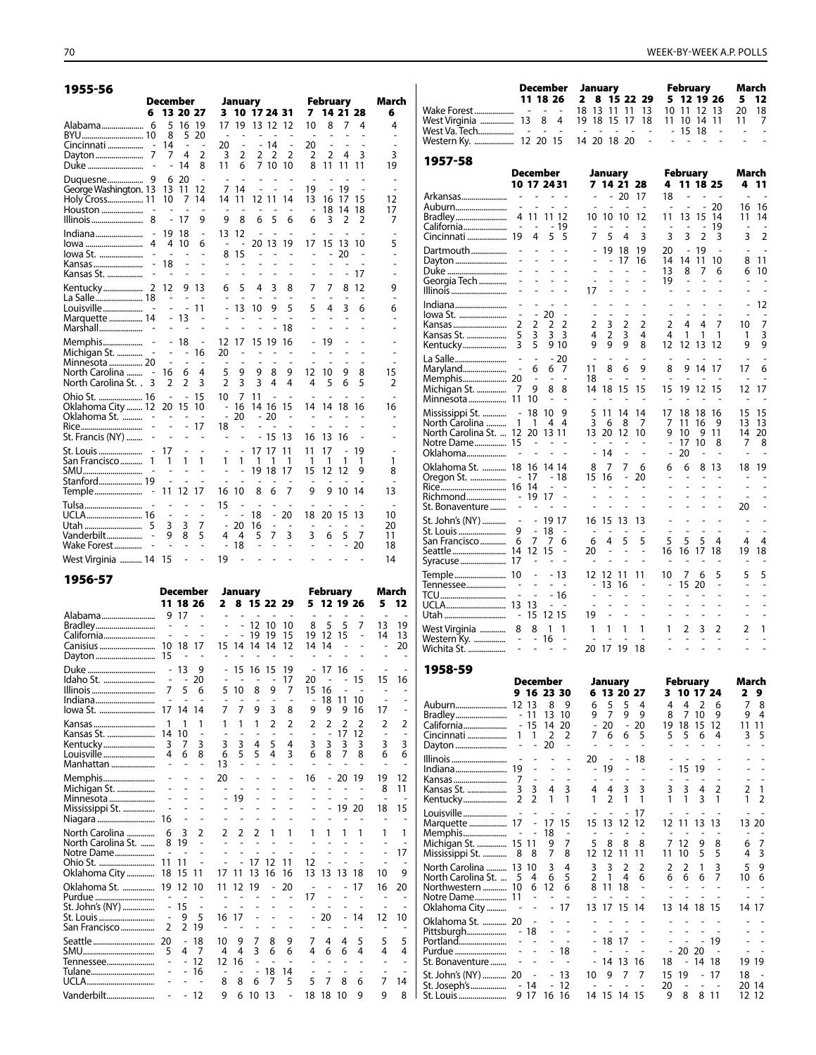## 1955-56

| | Dec 6 | Dec 13 | Dec 20 | Dec 27 | Jan 3 | Jan 10 | Jan 17 | Jan 24 | Jan 31 | Feb 7 | Feb 14 | Feb 21 | Feb 28 | Mar 6 |
|---|---|---|---|---|---|---|---|---|---|---|---|---|---|---|
| Alabama | 6 | 5 | 16 | 19 | 17 | 19 | 13 | 12 | 12 | 10 | 8 | 7 | 4 | 4 |
| BYU | 10 | 8 | 5 | 20 | - | - | - | - | - | - | - | - | - | - |
| Cincinnati | - | 14 | - | - | 20 | - | - | 14 | - | 20 | - | - | - | - |
| Dayton | 7 | 7 | 4 | 2 | 3 | 2 | 2 | 2 | 2 | 2 | 2 | 4 | 3 | 3 |
| Duke | - | - | 14 | 8 | 11 | 6 | 7 | 10 | 10 | 8 | 11 | 11 | 11 | 19 |
| Duquesne | 9 | 6 | 20 | - | - | - | - | - | - | - | - | - | - | - |
| George Washington | 13 | 13 | 11 | 12 | 7 | 14 | - | - | - | 19 | - | 19 | - | - |
| Holy Cross | 11 | 10 | 7 | 14 | 14 | 11 | 12 | 11 | 14 | 13 | 16 | 17 | 15 | 12 |
| Houston | - | - | - | - | - | - | - | - | - | - | 18 | 14 | 18 | 17 |
| Illinois | 8 | - | 17 | 9 | 9 | 8 | 6 | 5 | 6 | 6 | 3 | 2 | 2 | 7 |
| Indiana | - | 19 | 18 | - | 13 | 12 | - | - | - | - | - | - | - | - |
| Iowa | 4 | 4 | 10 | 6 | - | - | 20 | 13 | 19 | 17 | 15 | 13 | 10 | 5 |
| Iowa St. | - | - | - | - | 8 | 15 | - | - | - | - | - | 20 | - | - |
| Kansas | - | 18 | - | - | - | - | - | - | - | - | - | - | - | - |
| Kansas St. | - | - | - | - | - | - | - | - | - | - | - | - | 17 | - |
| Kentucky | 2 | 12 | 9 | 13 | 6 | 5 | 4 | 3 | 8 | 7 | 7 | 8 | 12 | 9 |
| La Salle | 18 | - | - | - | - | - | - | - | - | - | - | - | - | - |
| Louisville | - | - | - | 11 | - | 13 | 10 | 9 | 5 | 5 | 4 | 3 | 6 | 6 |
| Marquette | 14 | - | 13 | - | - | - | - | - | - | - | - | - | - | - |
| Marshall | - | - | - | - | - | - | - | - | 18 | - | - | - | - | - |
| Memphis | - | - | 18 | - | 12 | 17 | 15 | 19 | 16 | - | 19 | - | - | - |
| Michigan St. | - | - | - | 16 | 20 | - | - | - | - | - | - | - | - | - |
| Minnesota | 20 | - | - | - | - | - | - | - | - | - | - | - | - | - |
| North Carolina | - | 16 | 6 | 4 | 5 | 9 | 9 | 8 | 9 | 12 | 10 | 9 | 8 | 15 |
| North Carolina St. | 3 | 2 | 2 | 3 | 2 | 3 | 3 | 4 | 4 | 4 | 5 | 6 | 5 | 2 |
| Ohio St. | 16 | - | - | 15 | 10 | 7 | 11 | - | - | - | - | - | - | - |
| Oklahoma City | 12 | 20 | 15 | 10 | - | 16 | 14 | 16 | 15 | 14 | 14 | 18 | 16 | 16 |
| Oklahoma St. | - | - | - | - | - | 20 | - | 20 | - | - | - | - | - | - |
| Rice | - | - | - | 17 | 18 | - | - | - | - | - | - | - | - | - |
| St. Francis (NY) | - | - | - | - | - | - | - | 15 | 13 | 16 | 13 | 16 | - | - |
| St. Louis | - | 17 | - | - | - | - | 17 | 17 | 11 | 11 | 17 | - | 19 | - |
| San Francisco | 1 | 1 | 1 | 1 | 1 | 1 | 1 | 1 | 1 | 1 | 1 | 1 | 1 | 1 |
| SMU | - | - | - | - | - | - | 19 | 18 | 17 | 15 | 12 | 12 | 9 | 8 |
| Stanford | 19 | - | - | - | - | - | - | - | - | - | - | - | - | - |
| Temple | - | 11 | 12 | 17 | 16 | 10 | 8 | 6 | 7 | 9 | 9 | 10 | 14 | 13 |
| Tulsa | - | - | - | - | 15 | - | - | - | - | - | - | - | - | - |
| UCLA | 16 | - | - | - | - | - | 18 | - | 20 | 18 | 20 | 15 | 13 | 10 |
| Utah | 5 | 3 | 3 | 7 | - | 20 | 16 | - | - | - | - | - | - | 20 |
| Vanderbilt | - | 9 | 8 | 5 | 4 | 4 | 5 | 7 | 3 | 3 | 6 | 5 | 7 | 11 |
| Wake Forest | - | - | - | - | - | 18 | - | - | - | - | - | - | 20 | 18 |
| West Virginia | 14 | 15 | - | - | 19 | - | - | - | - | - | - | - | - | 14 |

## 1956-57

| | Dec 11 | Dec 18 | Dec 26 | Jan 2 | Jan 8 | Jan 15 | Jan 22 | Jan 29 | Feb 5 | Feb 12 | Feb 19 | Feb 26 | Mar 5 | Mar 12 |
|---|---|---|---|---|---|---|---|---|---|---|---|---|---|---|
| Alabama | 9 | 17 | - | - | - | - | - | - | - | - | - | - | - | - |
| Bradley | - | - | - | - | - | 12 | 10 | 10 | 8 | 5 | 5 | 7 | 13 | 19 |
| California | - | - | - | - | - | 19 | 19 | 15 | 19 | 12 | 15 | - | 14 | 13 |
| Canisius | 10 | 18 | 17 | 15 | 14 | 14 | 14 | 12 | 14 | 14 | - | - | - | 20 |
| Dayton | 15 | - | - | - | - | - | - | - | - | - | - | - | - | - |
| Duke | - | 13 | 9 | - | 15 | 16 | 15 | 19 | - | 17 | 16 | - | - | - |
| Idaho St. | - | - | 20 | - | - | - | - | 17 | 20 | - | - | 15 | 15 | 16 |
| Illinois | 7 | 5 | 6 | 5 | 10 | 8 | 9 | 7 | 15 | 16 | - | - | - | - |
| Indiana | - | - | - | - | - | - | - | - | - | 18 | 11 | 10 | - | - |
| Iowa St. | 17 | 14 | 14 | 7 | 7 | 9 | 3 | 8 | 9 | 9 | 9 | 16 | 17 | - |
| Kansas | 1 | 1 | 1 | 1 | 1 | 1 | 2 | 2 | 2 | 2 | 2 | 2 | 2 | 2 |
| Kansas St. | 14 | 10 | - | - | - | - | - | - | - | - | 17 | 12 | - | - |
| Kentucky | 3 | 7 | 3 | 3 | 3 | 4 | 5 | 4 | 3 | 3 | 3 | 3 | 3 | 3 |
| Louisville | 4 | 6 | 8 | 6 | 5 | 5 | 4 | 3 | 6 | 8 | 7 | 8 | 6 | 6 |
| Manhattan | - | - | - | 13 | - | - | - | - | - | - | - | - | - | - |
| Memphis | - | - | - | 20 | - | - | - | - | 16 | - | 20 | 19 | 19 | 12 |
| Michigan St. | - | - | - | - | - | - | - | - | - | - | - | - | 8 | 11 |
| Minnesota | - | - | - | - | 19 | - | - | - | - | - | - | - | - | - |
| Mississippi St. | - | - | - | - | - | - | - | - | - | - | 19 | 20 | 18 | 15 |
| Niagara | 16 | - | - | - | - | - | - | - | - | - | - | - | - | - |
| North Carolina | 6 | 3 | 2 | 2 | 2 | 2 | 1 | 1 | 1 | 1 | 1 | 1 | 1 | 1 |
| North Carolina St. | 8 | 19 | - | - | - | - | - | - | - | - | - | - | - | - |
| Notre Dame | - | - | - | - | - | - | - | - | - | - | - | - | - | 17 |
| Ohio St. | 11 | 11 | - | - | - | 17 | 12 | 11 | 12 | - | - | - | - | - |
| Oklahoma City | 18 | 15 | 11 | 17 | 11 | 13 | 16 | 16 | 13 | 13 | 13 | 18 | 10 | 9 |
| Oklahoma St. | 19 | 12 | 10 | 11 | 12 | 19 | - | 20 | - | - | - | 17 | 16 | 20 |
| Purdue | - | - | - | - | - | - | - | - | 17 | - | - | - | - | - |
| St. John's (NY) | - | 15 | - | - | - | - | - | - | - | - | - | - | - | - |
| St. Louis | - | 9 | 5 | 16 | 17 | - | - | - | - | 20 | - | 14 | 12 | 10 |
| San Francisco | 2 | 2 | 19 | - | - | - | - | - | - | - | - | - | - | - |
| Seattle | 20 | - | 18 | 10 | 9 | 7 | 8 | 9 | 7 | 4 | 4 | 5 | 5 | 5 |
| SMU | 5 | 4 | 7 | 4 | 4 | 3 | 6 | 6 | 4 | 6 | 6 | 4 | 4 | 4 |
| Tennessee | - | - | 12 | 12 | 16 | - | - | - | - | - | - | - | - | - |
| Tulane | - | - | 16 | - | - | - | 18 | 14 | - | - | - | - | - | - |
| UCLA | - | - | - | 8 | 8 | 6 | 7 | 5 | 5 | 7 | 8 | 6 | 7 | 14 |
| Vanderbilt | - | - | 12 | 9 | 6 | 10 | 13 | - | 18 | 18 | 10 | 9 | 9 | 8 |
| Wake Forest | - | - | - | 18 | 13 | 11 | 11 | 13 | 10 | 11 | 12 | 13 | 20 | 18 |
| West Virginia | 13 | 8 | 4 | 19 | 18 | 15 | 17 | 18 | 11 | 10 | 14 | 11 | 11 | 7 |
| West Va. Tech | - | - | - | - | - | - | - | - | - | 15 | 18 | - | - | - |
| Western Ky. | 12 | 20 | 15 | 14 | 20 | 18 | 20 | - | - | - | - | - | - | - |

## 1957-58

| | Dec 10 | Dec 17 | Dec 24 | Dec 31 | Jan 7 | Jan 14 | Jan 21 | Jan 28 | Feb 4 | Feb 11 | Feb 18 | Feb 25 | Mar 4 | Mar 11 |
|---|---|---|---|---|---|---|---|---|---|---|---|---|---|---|
| Arkansas | - | - | - | - | - | - | 20 | 17 | 18 | - | - | - | - | - |
| Auburn | - | - | - | - | - | - | - | - | - | - | - | 20 | 16 | 16 |
| Bradley | - | 4 | 11 | 11 | 12 | 10 | 10 | 10 | 12 | 11 | 13 | 15 | 14 | 11 | 14 |
| California | - | - | - | 19 | - | - | - | - | - | - | - | 19 | - | - |
| Cincinnati | 19 | 4 | 5 | 5 | 7 | 5 | 4 | 3 | 3 | 3 | 2 | 3 | 3 | 2 |
| Dartmouth | - | - | - | - | - | 19 | 18 | 19 | 20 | - | 19 | - | - | - |
| Dayton | - | - | - | - | - | - | 17 | 16 | 14 | 14 | 11 | 10 | 8 | 11 |
| Duke | - | - | - | - | - | - | - | - | 13 | 8 | 7 | 6 | 6 | 10 |
| Georgia Tech | - | - | - | - | - | - | - | - | 19 | - | - | - | - | - |
| Illinois | - | - | - | - | 17 | - | - | - | - | - | - | - | - | - |
| Indiana | - | - | - | - | - | - | - | - | - | - | - | - | - | 12 |
| Iowa St. | - | - | 20 | - | - | - | - | - | - | - | - | - | - | - |
| Kansas | 2 | 2 | 2 | 2 | 2 | 3 | 2 | 2 | 2 | 4 | 4 | 7 | 10 | 7 |
| Kansas St. | 5 | 3 | 3 | 3 | 4 | 2 | 3 | 4 | 4 | 1 | 1 | 1 | 1 | 3 |
| Kentucky | 3 | 5 | 9 | 10 | 9 | 9 | 9 | 8 | 12 | 12 | 13 | 12 | 9 | 9 |
| La Salle | - | - | - | 20 | - | - | - | - | - | - | - | - | - | - |
| Maryland | - | 6 | 6 | 7 | 11 | 8 | 6 | 9 | 8 | 9 | 14 | 17 | 17 | 6 |
| Memphis | 20 | - | - | - | 18 | - | - | - | - | - | - | - | - | - |
| Michigan St. | 7 | 9 | 8 | 8 | 14 | 18 | 15 | 15 | 15 | 19 | 12 | 15 | 12 | 17 |
| Minnesota | 11 | 10 | - | - | - | - | - | - | - | - | - | - | - | - |
| Mississippi St. | - | 18 | 10 | 9 | 5 | 11 | 14 | 14 | 17 | 18 | 18 | 16 | 15 | 15 |
| North Carolina | 1 | 1 | 4 | 4 | 3 | 6 | 8 | 7 | 7 | 11 | 16 | 9 | 13 | 13 |
| North Carolina St. | 12 | 20 | 13 | 11 | 13 | 20 | 12 | 10 | 9 | 10 | 9 | 11 | 14 | 20 |
| Notre Dame | 15 | - | - | - | - | - | - | - | - | 17 | 10 | 8 | 7 | 8 |
| Oklahoma | - | - | - | - | - | 14 | - | - | - | 20 | - | - | - | - |
| Oklahoma St. | 18 | 16 | 14 | 14 | 8 | 7 | 7 | 6 | 6 | 6 | 8 | 13 | 18 | 19 |
| Oregon St. | - | 17 | - | 18 | 15 | 16 | - | 20 | - | - | - | - | - | - |
| Rice | 16 | 14 | - | - | - | - | - | - | - | - | - | - | - | - |
| Richmond | - | 19 | 17 | - | - | - | - | - | - | - | - | - | - | - |
| St. Bonaventure | - | - | - | - | - | - | - | - | - | - | - | - | 20 | - |
| St. John's (NY) | - | - | 19 | 17 | 16 | 15 | 13 | 13 | - | - | - | - | - | - |
| St. Louis | 9 | - | 18 | - | - | - | - | - | - | - | - | - | - | - |
| San Francisco | 6 | 7 | 7 | 6 | 6 | 4 | 5 | 5 | 5 | 5 | 5 | 4 | 4 | 4 |
| Seattle | 14 | 12 | 15 | - | 20 | - | - | - | 16 | 16 | 17 | 18 | 19 | 18 |
| Syracuse | 17 | - | - | - | - | - | - | - | - | - | - | - | - | - |
| Temple | 10 | - | - | 13 | 12 | 12 | 11 | 11 | 10 | 7 | 6 | 5 | 5 | 5 |
| Tennessee | - | - | - | - | - | 13 | 16 | - | - | 15 | 20 | - | - | - |
| TCU | - | - | - | 16 | - | - | - | - | - | - | - | - | - | - |
| UCLA | 13 | 13 | - | - | - | - | - | - | - | - | - | - | - | - |
| Utah | - | 15 | 12 | 15 | 19 | - | - | - | - | - | - | - | - | - |
| West Virginia | 8 | 8 | 1 | 1 | 1 | 1 | 1 | 1 | 1 | 2 | 3 | 2 | 2 | 1 |
| Western Ky. | - | - | 16 | - | - | - | - | - | - | - | - | - | - | - |
| Wichita St. | - | - | - | - | 20 | 17 | 19 | 18 | - | - | - | - | - | - |

## 1958-59

| | Dec 9 | Dec 16 | Dec 23 | Dec 30 | Jan 6 | Jan 13 | Jan 20 | Jan 27 | Feb 3 | Feb 10 | Feb 17 | Feb 24 | Mar 2 | Mar 9 |
|---|---|---|---|---|---|---|---|---|---|---|---|---|---|---|
| Auburn | 12 | 13 | 8 | 9 | 6 | 5 | 5 | 4 | 4 | 4 | 2 | 6 | 7 | 8 |
| Bradley | - | 11 | 13 | 10 | 9 | 7 | 9 | 9 | 8 | 7 | 10 | 9 | 9 | 4 |
| California | - | 15 | 14 | 20 | - | 20 | - | 20 | 19 | 18 | 15 | 12 | 11 | 11 |
| Cincinnati | 1 | 1 | 2 | 2 | 7 | 6 | 6 | 5 | 5 | 5 | 6 | 4 | 3 | 5 |
| Dayton | - | - | 20 | - | - | - | - | - | - | - | - | - | - | - |
| Illinois | - | - | - | - | 20 | - | - | 18 | - | - | - | - | - | - |
| Indiana | 19 | - | - | - | - | 19 | - | - | - | 15 | 19 | - | - | - |
| Kansas | 7 | - | - | - | - | - | - | - | - | - | - | - | - | - |
| Kansas St. | 3 | 3 | 4 | 3 | 4 | 4 | 3 | 3 | 3 | 3 | 4 | 2 | 2 | 1 |
| Kentucky | 2 | 2 | 1 | 1 | 1 | 2 | 1 | 1 | 1 | 1 | 3 | 1 | 1 | 2 |
| Louisville | - | - | - | - | - | - | - | 17 | - | - | - | - | - | - |
| Marquette | 17 | - | 17 | 15 | 15 | 13 | 12 | 12 | 12 | 11 | 13 | 13 | 13 | 20 |
| Memphis | - | - | 18 | - | - | - | - | - | - | - | - | - | - | - |
| Michigan St. | 15 | 11 | 9 | 7 | 5 | 8 | 8 | 8 | 7 | 12 | 9 | 8 | 6 | 7 |
| Mississippi St. | 8 | 8 | 7 | 8 | 12 | 12 | 11 | 11 | 11 | 10 | 5 | 5 | 4 | 3 |
| North Carolina | 13 | 10 | 3 | 4 | 3 | 3 | 2 | 2 | 2 | 2 | 1 | 3 | 5 | 9 |
| North Carolina St. | 5 | 4 | 6 | 5 | 2 | 1 | 4 | 6 | 6 | 6 | 6 | 7 | 10 | 6 |
| Northwestern | 10 | 6 | 12 | 6 | 8 | 11 | 18 | - | - | - | - | - | - | - |
| Notre Dame | 11 | - | - | - | - | - | - | - | - | - | - | - | - | - |
| Oklahoma City | - | - | - | 17 | 13 | 17 | 15 | 14 | 13 | 14 | 18 | 15 | 14 | 17 |
| Oklahoma St. | 20 | - | - | - | - | - | - | - | - | - | - | - | - | - |
| Pittsburgh | - | 18 | - | - | - | - | - | - | - | - | - | - | - | - |
| Portland | - | - | - | - | - | 18 | 17 | - | - | - | - | 19 | - | - |
| Purdue | - | - | - | 18 | - | - | - | - | - | 20 | 20 | - | - | - |
| St. Bonaventure | - | - | - | - | - | 14 | 13 | 16 | 18 | - | 14 | 18 | 19 | 19 |
| St. John's (NY) | 20 | - | - | 13 | 10 | 9 | 7 | 7 | 15 | 19 | - | 17 | 18 | - |
| St. Joseph's | - | 14 | - | 12 | - | - | - | - | 20 | - | - | - | 20 | 14 |
| St. Louis | 9 | 17 | 16 | 16 | 14 | 15 | 14 | 15 | 9 | 8 | 8 | 11 | 12 | 12 |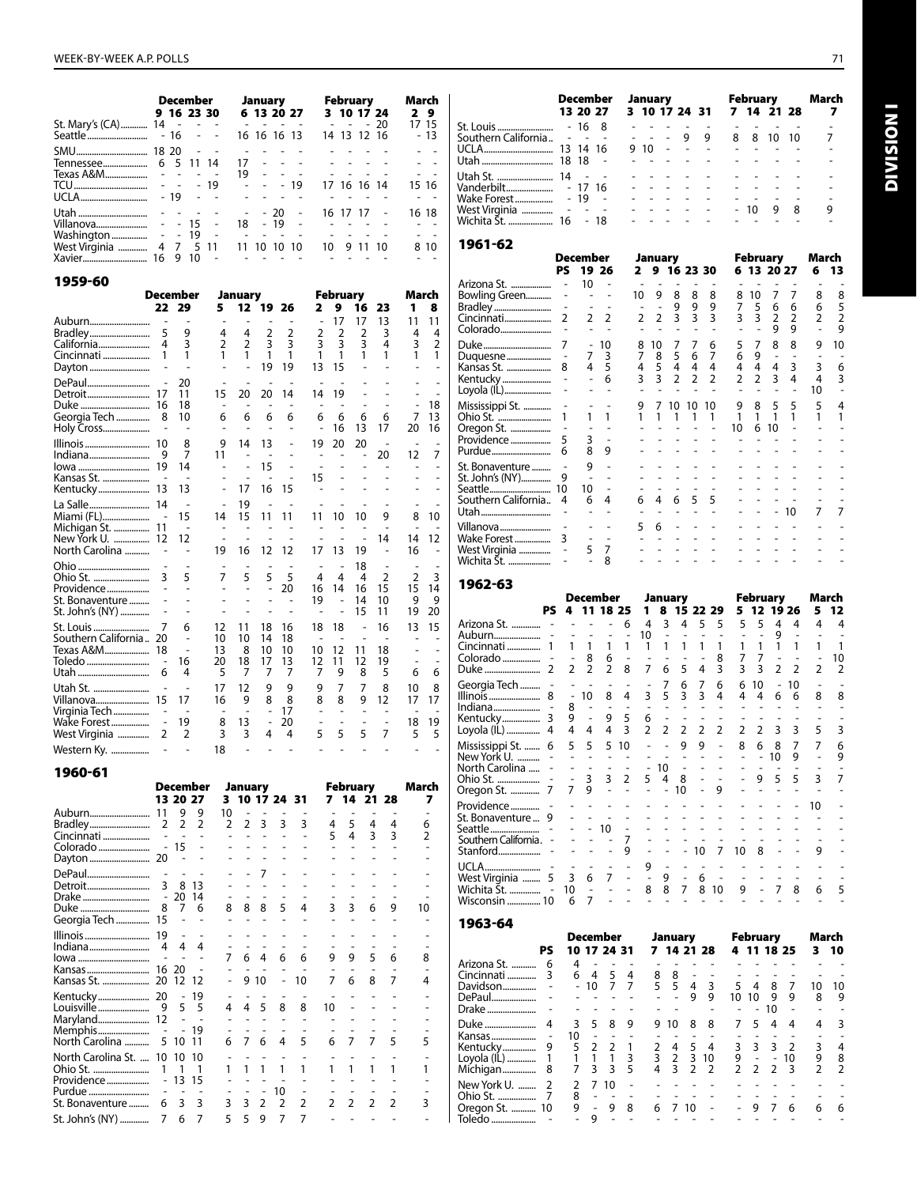| | December | | | | January | | | | February | | | | March | |
|---|---|---|---|---|---|---|---|---|---|---|---|---|---|---|
| | 9 | 16 | 23 | 30 | 6 | 13 | 20 | 27 | 3 | 10 | 17 | 24 | 2 | 9 |
| St. Mary's (CA) | 14 | - | - | - | - | - | - | - | - | - | - | 20 | 17 | 15 |
| Seattle | - | 16 | - | - | 16 | 16 | 16 | 13 | 14 | 13 | 12 | 16 | - | 13 |
| SMU | 18 | 20 | - | - | - | - | - | - | - | - | - | - | - | - |
| Tennessee | 6 | 5 | 11 | 14 | 17 | - | - | - | - | - | - | - | - | - |
| Texas A&M | - | - | - | - | 19 | - | - | - | - | - | - | - | - | - |
| TCU | - | - | - | 19 | - | - | - | 19 | 17 | 16 | 16 | 14 | 15 | 16 |
| UCLA | - | 19 | - | - | - | - | - | - | - | - | - | - | - | - |
| Utah | - | - | - | - | - | - | 20 | - | 16 | 17 | 17 | - | 16 | 18 |
| Villanova | - | - | 15 | - | 18 | - | 19 | - | - | - | - | - | - | - |
| Washington | - | - | 19 | - | - | - | - | - | - | - | - | - | - | - |
| West Virginia | 4 | 7 | 5 | 11 | 11 | 10 | 10 | 10 | 10 | 9 | 11 | 10 | 8 | 10 |
| Xavier | 16 | 9 | 10 | - | - | - | - | - | - | - | - | - | - | - |

## 1959-60

| | December | | January | | | | February | | | | March | |
|---|---|---|---|---|---|---|---|---|---|---|---|---|
| | 22 | 29 | 5 | 12 | 19 | 26 | 2 | 9 | 16 | 23 | 1 | 8 |
| Auburn | - | - | - | - | - | - | - | 17 | 17 | 13 | 11 | 11 |
| Bradley | 5 | 9 | 4 | 4 | 2 | 2 | 2 | 2 | 2 | 3 | 4 | 4 |
| California | 4 | 3 | 2 | 2 | 3 | 3 | 3 | 3 | 3 | 4 | 3 | 2 |
| Cincinnati | 1 | 1 | 1 | 1 | 1 | 1 | 1 | 1 | 1 | 1 | 1 | 1 |
| Dayton | - | - | - | - | 19 | 19 | 13 | 15 | - | - | - | - |
| DePaul | - | 20 | - | - | - | - | - | - | - | - | - | - |
| Detroit | 17 | 11 | 15 | 20 | 20 | 14 | 14 | 19 | - | - | - | - |
| Duke | 16 | 18 | - | - | - | - | - | - | - | - | - | 18 |
| Georgia Tech | 8 | 10 | 6 | 6 | 6 | 6 | 6 | 6 | 6 | 6 | 7 | 13 |
| Holy Cross | - | - | - | - | - | - | - | 16 | 13 | 17 | 20 | 16 |
| Illinois | 10 | 8 | 9 | 14 | 13 | - | 19 | 20 | 20 | - | - | - |
| Indiana | 9 | 7 | 11 | - | - | - | - | - | - | 20 | 12 | 7 |
| Iowa | 19 | 14 | - | - | 15 | - | - | - | - | - | - | - |
| Kansas St. | - | - | - | - | - | - | 15 | - | - | - | - | - |
| Kentucky | 13 | 13 | - | 17 | 16 | 15 | - | - | - | - | - | - |
| La Salle | 14 | - | - | 19 | - | - | - | - | - | - | - | - |
| Miami (FL) | - | 15 | 14 | 15 | 11 | 11 | 11 | 10 | 10 | 9 | 8 | 10 |
| Michigan St. | 11 | - | - | - | - | - | - | - | - | - | - | - |
| New York U. | 12 | 12 | - | - | - | - | - | - | - | 14 | 14 | 12 |
| North Carolina | - | - | 19 | 16 | 12 | 12 | 17 | 13 | 19 | - | 16 | - |
| Ohio | - | - | - | - | - | - | - | - | 18 | - | - | - |
| Ohio St. | 3 | 5 | 7 | 5 | 5 | 5 | 4 | 4 | 4 | 2 | 2 | 3 |
| Providence | - | - | - | - | - | 20 | 16 | 14 | 16 | 15 | 15 | 14 |
| St. Bonaventure | - | - | - | - | - | - | 19 | - | 14 | 10 | 9 | 9 |
| St. John's (NY) | - | - | - | - | - | - | - | - | 15 | 11 | 19 | 20 |
| St. Louis | 7 | 6 | 12 | 11 | 18 | 16 | 18 | 18 | - | 16 | 13 | 15 |
| Southern California | 20 | - | 10 | 10 | 14 | 18 | - | - | - | - | - | - |
| Texas A&M | 18 | - | 13 | 8 | 10 | 10 | 10 | 12 | 11 | 18 | - | - |
| Toledo | - | 16 | 20 | 18 | 17 | 13 | 12 | 11 | 12 | 19 | - | - |
| Utah | 6 | 4 | 5 | 7 | 7 | 7 | 7 | 9 | 8 | 5 | 6 | 6 |
| Utah St. | - | - | 17 | 12 | 9 | 9 | 9 | 7 | 7 | 8 | 10 | 8 |
| Villanova | 15 | 17 | 16 | 9 | 8 | 8 | 8 | 8 | 9 | 12 | 17 | 17 |
| Virginia Tech | - | - | - | - | - | 17 | - | - | - | - | - | - |
| Wake Forest | - | 19 | 8 | 13 | - | 20 | - | - | - | - | 18 | 19 |
| West Virginia | 2 | 2 | 3 | 3 | 4 | 4 | 5 | 5 | 5 | 7 | 5 | 5 |
| Western Ky. | - | - | 18 | - | - | - | - | - | - | - | - | - |

## 1960-61

| | December | | | January | | | | | February | | | | March |
|---|---|---|---|---|---|---|---|---|---|---|---|---|---|
| | 13 | 20 | 27 | 3 | 10 | 17 | 24 | 31 | 7 | 14 | 21 | 28 | 7 |
| Auburn | 11 | 9 | 9 | 10 | - | - | - | - | - | - | - | - | - |
| Bradley | 2 | 2 | 2 | 2 | 2 | 3 | 3 | 3 | 4 | 5 | 4 | 4 | 6 |
| Cincinnati | - | - | - | - | - | - | - | - | 5 | 4 | 3 | 3 | 2 |
| Colorado | - | 15 | - | - | - | - | - | - | - | - | - | - | - |
| Dayton | 20 | - | - | - | - | - | - | - | - | - | - | - | - |
| DePaul | - | - | - | - | - | 7 | - | - | - | - | - | - | - |
| Detroit | 3 | 8 | 13 | - | - | - | - | - | - | - | - | - | - |
| Drake | - | 20 | 14 | - | - | - | - | - | - | - | - | - | - |
| Duke | 8 | 7 | 6 | 8 | 8 | 8 | 5 | 4 | 3 | 3 | 6 | 9 | 10 |
| Georgia Tech | 15 | - | - | - | - | - | - | - | - | - | - | - | - |
| Illinois | 19 | - | - | - | - | - | - | - | - | - | - | - | - |
| Indiana | 4 | 4 | 4 | - | - | - | - | - | - | - | - | - | - |
| Iowa | - | - | - | 7 | 6 | 4 | 6 | 6 | 9 | 9 | 5 | 6 | 8 |
| Kansas | 16 | 20 | - | - | - | - | - | - | - | - | - | - | - |
| Kansas St. | 20 | 12 | 12 | - | 9 | 10 | - | 10 | 7 | 6 | 8 | 7 | 4 |
| Kentucky | 20 | - | 19 | - | - | - | - | - | - | - | - | - | - |
| Louisville | 9 | 5 | 5 | 4 | 4 | 5 | 8 | 8 | 10 | - | - | - | - |
| Maryland | 12 | - | - | - | - | - | - | - | - | - | - | - | - |
| Memphis | - | - | 19 | - | - | - | - | - | - | - | - | - | - |
| North Carolina | 5 | 10 | 11 | 6 | 7 | 6 | 4 | 5 | 6 | 7 | 7 | 5 | 5 |
| North Carolina St. | 10 | 10 | 10 | - | - | - | - | - | - | - | - | - | - |
| Ohio St. | 1 | 1 | 1 | 1 | 1 | 1 | 1 | 1 | 1 | 1 | 1 | 1 | 1 |
| Providence | - | 13 | 15 | - | - | - | - | - | - | - | - | - | - |
| Purdue | - | - | - | - | - | - | 10 | - | - | - | - | - | - |
| St. Bonaventure | 6 | 3 | 3 | 3 | 3 | 2 | 2 | 2 | 2 | 2 | 2 | 2 | 3 |
| St. John's (NY) | 7 | 6 | 7 | 5 | 5 | 9 | 7 | 7 | - | - | - | - | - |
| St. Louis | - | 16 | 8 | - | - | - | - | - | - | - | - | - | - |
| Southern California | - | - | - | - | - | - | 9 | 9 | 8 | 8 | 10 | 10 | 7 |
| UCLA | 13 | 14 | 16 | 9 | 10 | - | - | - | - | - | - | - | - |
| Utah | 18 | 18 | - | - | - | - | - | - | - | - | - | - | - |
| Utah St. | 14 | - | - | - | - | - | - | - | - | - | - | - | - |
| Vanderbilt | - | 17 | 16 | - | - | - | - | - | - | - | - | - | - |
| Wake Forest | - | 19 | - | - | - | - | - | - | - | - | - | - | - |
| West Virginia | - | - | - | - | - | - | - | - | - | 10 | 9 | 8 | 9 |
| Wichita St. | 16 | - | 18 | - | - | - | - | - | - | - | - | - | - |

## 1961-62

| | | December | | January | | | | | February | | | | March | |
|---|---|---|---|---|---|---|---|---|---|---|---|---|---|---|
| | PS | 19 | 26 | 2 | 9 | 16 | 23 | 30 | 6 | 13 | 20 | 27 | 6 | 13 |
| Arizona St. | - | 10 | - | - | - | - | - | - | - | - | - | - | - | - |
| Bowling Green | - | - | - | 10 | 9 | 8 | 8 | 8 | 8 | 10 | 7 | 7 | 8 | 8 |
| Bradley | - | - | - | - | - | 9 | 9 | 9 | 7 | 5 | 6 | 6 | 6 | 5 |
| Cincinnati | 2 | 2 | 2 | 2 | 2 | 3 | 3 | 3 | 3 | 3 | 2 | 2 | 2 | 2 |
| Colorado | - | - | - | - | - | - | - | - | - | - | 9 | 9 | - | 9 |
| Duke | 7 | - | 10 | 8 | 10 | 7 | 7 | 6 | 5 | 7 | 8 | 8 | 9 | 10 |
| Duquesne | - | 7 | 3 | 7 | 8 | 5 | 6 | 7 | 6 | 9 | - | - | - | - |
| Kansas St. | 8 | 4 | 5 | 4 | 5 | 4 | 4 | 4 | 4 | 4 | 4 | 3 | 3 | 6 |
| Kentucky | - | - | 6 | 3 | 3 | 2 | 2 | 2 | 2 | 2 | 3 | 4 | 4 | 3 |
| Loyola (IL) | - | - | - | - | - | - | - | - | - | - | - | - | 10 | - |
| Mississippi St. | - | - | - | 9 | 7 | 10 | 10 | 10 | 9 | 8 | 5 | 5 | 5 | 4 |
| Ohio St. | 1 | 1 | 1 | 1 | 1 | 1 | 1 | 1 | 1 | 1 | 1 | 1 | 1 | 1 |
| Oregon St. | - | - | - | - | - | - | - | - | 10 | 6 | 10 | - | - | - |
| Providence | 5 | 3 | - | - | - | - | - | - | - | - | - | - | - | - |
| Purdue | 6 | 8 | 9 | - | - | - | - | - | - | - | - | - | - | - |
| St. Bonaventure | - | 9 | - | - | - | - | - | - | - | - | - | - | - | - |
| St. John's (NY) | 9 | - | - | - | - | - | - | - | - | - | - | - | - | - |
| Seattle | 10 | 10 | - | - | - | - | - | - | - | - | - | - | - | - |
| Southern California | 4 | 6 | 4 | 6 | 4 | 6 | 5 | 5 | - | - | - | - | - | - |
| Utah | - | - | - | - | - | - | - | - | - | - | - | 10 | 7 | 7 |
| Villanova | - | - | - | 5 | 6 | - | - | - | - | - | - | - | - | - |
| Wake Forest | 3 | - | - | - | - | - | - | - | - | - | - | - | - | - |
| West Virginia | - | 5 | 7 | - | - | - | - | - | - | - | - | - | - | - |
| Wichita St. | - | - | 8 | - | - | - | - | - | - | - | - | - | - | - |

## 1962-63

| | | December | | | | January | | | | | February | | | | March | |
|---|---|---|---|---|---|---|---|---|---|---|---|---|---|---|---|---|
| | PS | 4 | 11 | 18 | 25 | 1 | 8 | 15 | 22 | 29 | 5 | 12 | 19 | 26 | 5 | 12 |
| Arizona St. | - | - | - | - | 6 | 4 | 3 | 4 | 5 | 5 | 5 | 5 | 4 | 4 | 4 | 4 |
| Auburn | - | - | - | - | - | 10 | - | - | - | - | - | - | 9 | - | - | - |
| Cincinnati | 1 | 1 | 1 | 1 | 1 | 1 | 1 | 1 | 1 | 1 | 1 | 1 | 1 | 1 | 1 | 1 |
| Colorado | - | - | 8 | 6 | - | - | - | - | - | 8 | 7 | 7 | - | - | - | 10 |
| Duke | 2 | 2 | 2 | 2 | 8 | 7 | 6 | 5 | 4 | 3 | 3 | 3 | 2 | 2 | 2 | 2 |
| Georgia Tech | - | - | - | - | - | - | 7 | 6 | 7 | 6 | 6 | 10 | - | 10 | - | - |
| Illinois | 8 | - | 10 | 8 | 4 | 3 | 5 | 3 | 3 | 4 | 4 | 4 | 6 | 6 | 8 | 8 |
| Indiana | - | 8 | - | - | - | - | - | - | - | - | - | - | - | - | - | - |
| Kentucky | 3 | 9 | - | 9 | 5 | 6 | - | - | - | - | - | - | - | - | - | - |
| Loyola (IL) | 4 | 4 | 4 | 4 | 3 | 2 | 2 | 2 | 2 | 2 | 2 | 2 | 3 | 3 | 5 | 3 |
| Mississippi St. | 6 | 5 | 5 | 5 | 10 | - | - | 9 | 9 | - | 8 | 6 | 8 | 7 | 7 | 6 |
| New York U. | - | - | - | - | - | - | - | - | - | - | - | - | 10 | 9 | - | 9 |
| North Carolina | - | - | - | - | - | - | 10 | - | - | - | - | - | - | - | - | - |
| Ohio St. | - | - | 3 | 3 | 2 | 5 | 4 | 8 | - | - | - | 9 | 5 | 5 | 3 | 7 |
| Oregon St. | 7 | 7 | 9 | - | - | - | - | 10 | - | 9 | - | - | - | - | - | - |
| Providence | - | - | - | - | - | - | - | - | - | - | - | - | - | - | 10 | - |
| St. Bonaventure | 9 | - | - | - | - | - | - | - | - | - | - | - | - | - | - | - |
| Seattle | - | - | - | 10 | - | - | - | - | - | - | - | - | - | - | - | - |
| Southern California | - | - | - | - | 7 | - | - | - | - | - | - | - | - | - | - | - |
| Stanford | - | - | - | - | 9 | - | - | - | 10 | 7 | 10 | 8 | - | - | 9 | - |
| UCLA | - | - | - | - | - | 9 | - | - | - | - | - | - | - | - | - | - |
| West Virginia | 5 | 3 | 6 | 7 | - | - | 9 | - | 6 | - | - | - | - | - | - | - |
| Wichita St. | - | 10 | - | - | - | 8 | 8 | 7 | 8 | 10 | 9 | - | 7 | 8 | 6 | 5 |
| Wisconsin | 10 | 6 | 7 | - | - | - | - | - | - | - | - | - | - | - | - | - |

## 1963-64

| | | December | | | | January | | | | February | | | | March | |
|---|---|---|---|---|---|---|---|---|---|---|---|---|---|---|---|
| | PS | 10 | 17 | 24 | 31 | 7 | 14 | 21 | 28 | 4 | 11 | 18 | 25 | 3 | 10 |
| Arizona St. | 6 | 4 | - | - | - | - | - | - | - | - | - | - | - | - | - |
| Cincinnati | 3 | 6 | 4 | 5 | 4 | 8 | 8 | - | - | - | - | - | - | - | - |
| Davidson | - | - | 10 | 7 | 7 | 5 | 5 | 4 | 3 | 5 | 4 | 8 | 7 | 10 | 10 |
| DePaul | - | - | - | - | - | - | - | 9 | 9 | 10 | 10 | 9 | 9 | 8 | 9 |
| Drake | - | - | - | - | - | - | - | - | - | - | - | 10 | - | - | - |
| Duke | 4 | 3 | 5 | 8 | 9 | 9 | 10 | 8 | 8 | 7 | 5 | 4 | 4 | 4 | 3 |
| Kansas | - | 10 | - | - | - | - | - | - | - | - | - | - | - | - | - |
| Kentucky | 9 | 5 | 2 | 2 | 1 | 2 | 4 | 5 | 4 | 3 | 3 | 3 | 2 | 3 | 4 |
| Loyola (IL) | 1 | 1 | 1 | 1 | 3 | 3 | 2 | 3 | 10 | 9 | - | - | 10 | 9 | 8 |
| Michigan | 8 | 7 | 3 | 3 | 5 | 4 | 3 | 2 | 2 | 2 | 2 | 2 | 3 | 2 | 2 |
| New York U. | 2 | 2 | 7 | 10 | - | - | - | - | - | - | - | - | - | - | - |
| Ohio St. | 7 | 8 | - | - | - | - | - | - | - | - | - | - | - | - | - |
| Oregon St. | 10 | 9 | - | 9 | 8 | 6 | 7 | 10 | - | - | 9 | 7 | 6 | 6 | 6 |
| Toledo | - | - | 9 | - | - | - | - | - | - | - | - | - | - | - | - |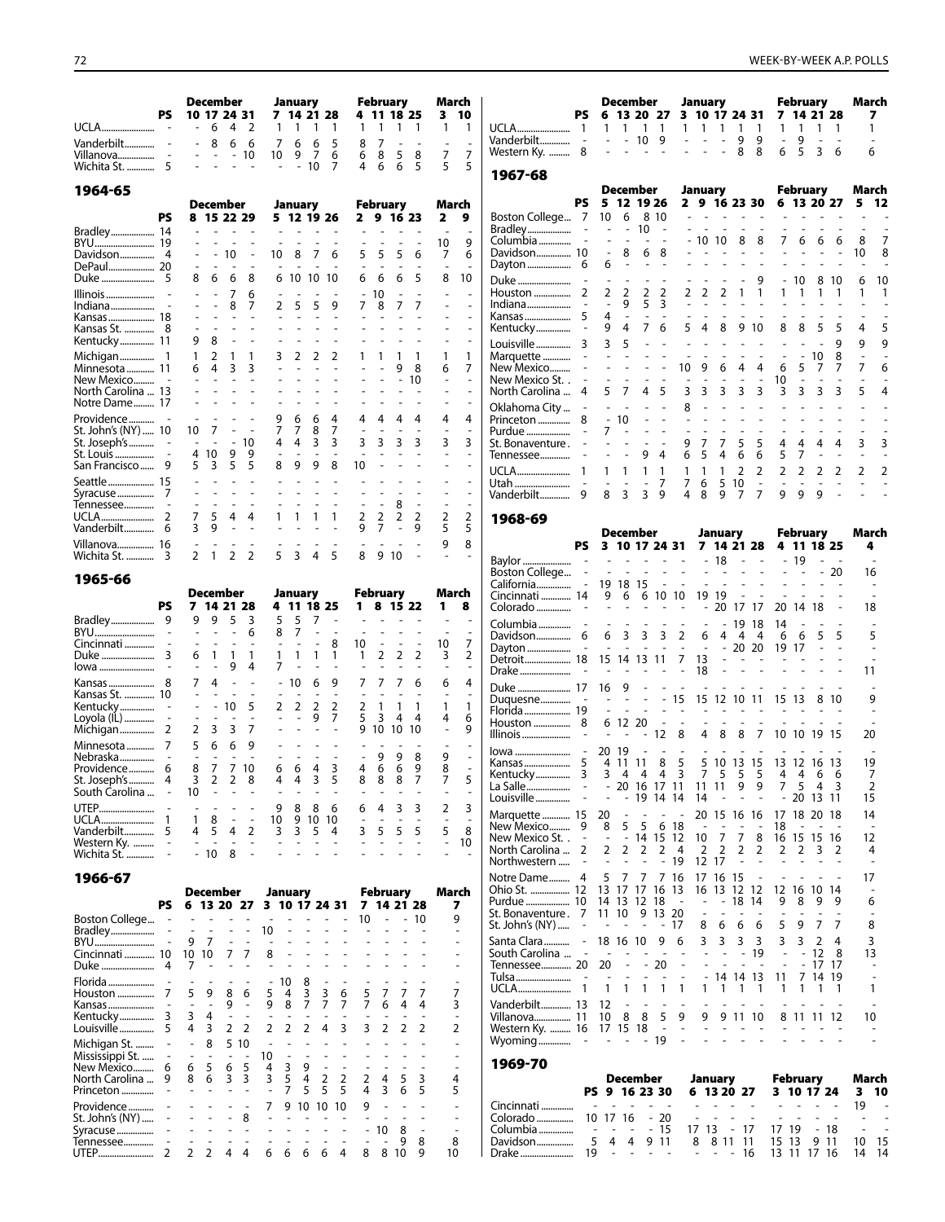| | PS | Dec 10 | Dec 17 | Dec 24 | Dec 31 | Jan 7 | Jan 14 | Jan 21 | Jan 28 | Feb 4 | Feb 11 | Feb 18 | Feb 25 | Mar 3 | Mar 10 |
|---|---|---|---|---|---|---|---|---|---|---|---|---|---|---|---|
| UCLA | - | - | 6 | 4 | 2 | 1 | 1 | 1 | 1 | 1 | 1 | 1 | 1 | 1 | 1 |
| Vanderbilt | - | - | 8 | 6 | 6 | 7 | 6 | 6 | 5 | 8 | 7 | - | - | - | - |
| Villanova | - | - | - | - | 10 | 10 | 9 | 7 | 6 | 6 | 8 | 5 | 8 | 7 | 7 |
| Wichita St. | 5 | - | - | - | - | - | - | 10 | 7 | 4 | 6 | 6 | 5 | 5 | 5 |

## 1964-65

| | PS | Dec 8 | Dec 15 | Dec 22 | Dec 29 | Jan 5 | Jan 12 | Jan 19 | Jan 26 | Feb 2 | Feb 9 | Feb 16 | Feb 23 | Mar 2 | Mar 9 |
|---|---|---|---|---|---|---|---|---|---|---|---|---|---|---|---|
| Bradley | 14 | - | - | - | - | - | - | - | - | - | - | - | - | - | - |
| BYU | 19 | - | - | - | - | - | - | - | - | - | - | - | - | 10 | 9 |
| Davidson | 4 | - | - | 10 | - | 10 | 8 | 7 | 6 | 5 | 5 | 5 | 6 | 7 | 6 |
| DePaul | 20 | - | - | - | - | - | - | - | - | - | - | - | - | - | - |
| Duke | 5 | 8 | 6 | 6 | 8 | 6 | 10 | 10 | 10 | 6 | 6 | 6 | 5 | 8 | 10 |
| Illinois | - | - | - | 7 | 6 | - | - | - | - | - | 10 | - | - | - | - |
| Indiana | - | - | - | 8 | 7 | 2 | 5 | 5 | 9 | 7 | 8 | 7 | 7 | - | - |
| Kansas | 18 | - | - | - | - | - | - | - | - | - | - | - | - | - | - |
| Kansas St. | 8 | - | - | - | - | - | - | - | - | - | - | - | - | - | - |
| Kentucky | 11 | 9 | 8 | - | - | - | - | - | - | - | - | - | - | - | - |
| Michigan | 1 | 1 | 2 | 1 | 1 | 3 | 2 | 2 | 2 | 1 | 1 | 1 | 1 | 1 | 1 |
| Minnesota | 11 | 6 | 4 | 3 | 3 | - | - | - | - | - | - | 9 | 8 | 6 | 7 |
| New Mexico | - | - | - | - | - | - | - | - | - | - | - | - | 10 | - | - |
| North Carolina | 13 | - | - | - | - | - | - | - | - | - | - | - | - | - | - |
| Notre Dame | 17 | - | - | - | - | - | - | - | - | - | - | - | - | - | - |
| Providence | - | - | - | - | - | 9 | 6 | 6 | 4 | 4 | 4 | 4 | 4 | 4 | 4 |
| St. John's (NY) | 10 | 10 | 7 | - | - | 7 | 7 | 8 | 7 | - | - | - | - | - | - |
| St. Joseph's | - | - | - | - | 10 | 4 | 4 | 3 | 3 | 3 | 3 | 3 | 3 | 3 | 3 |
| St. Louis | - | 4 | 10 | 9 | 9 | - | - | - | - | - | - | - | - | - | - |
| San Francisco | 9 | 5 | 3 | 5 | 5 | 8 | 9 | 9 | 8 | 10 | - | - | - | - | - |
| Seattle | 15 | - | - | - | - | - | - | - | - | - | - | - | - | - | - |
| Syracuse | 7 | - | - | - | - | - | - | - | - | - | - | - | - | - | - |
| Tennessee | - | - | - | - | - | - | - | - | - | - | - | 8 | - | - | - |
| UCLA | 2 | 7 | 5 | 4 | 4 | 1 | 1 | 1 | 1 | 2 | 2 | 2 | 2 | 2 | 2 |
| Vanderbilt | 6 | 3 | 9 | - | - | - | - | - | - | 9 | 7 | - | 9 | 5 | 5 |
| Villanova | 16 | - | - | - | - | - | - | - | - | - | - | - | - | 9 | 8 |
| Wichita St. | 3 | 2 | 1 | 2 | 2 | 5 | 3 | 4 | 5 | 8 | 9 | 10 | - | - | - |

## 1965-66

| | PS | Dec 7 | Dec 14 | Dec 21 | Dec 28 | Jan 4 | Jan 11 | Jan 18 | Jan 25 | Feb 1 | Feb 8 | Feb 15 | Feb 22 | Mar 1 | Mar 8 |
|---|---|---|---|---|---|---|---|---|---|---|---|---|---|---|---|
| Bradley | 9 | 9 | 9 | 5 | 3 | 5 | 5 | 7 | - | - | - | - | - | - | - |
| BYU | - | - | - | - | 6 | 8 | 7 | - | - | - | - | - | - | - | - |
| Cincinnati | - | - | - | - | - | - | - | - | 8 | 10 | - | - | - | 10 | 7 |
| Duke | 3 | 6 | 1 | 1 | 1 | 1 | 1 | 1 | 1 | 1 | 2 | 2 | 2 | 3 | 2 |
| Iowa | - | - | - | 9 | 4 | 7 | - | - | - | - | - | - | - | - | - |
| Kansas | 8 | 7 | 4 | - | - | - | 10 | 6 | 9 | 7 | 7 | 7 | 6 | 6 | 4 |
| Kansas St. | 10 | - | - | - | - | - | - | - | - | - | - | - | - | - | - |
| Kentucky | - | - | - | 10 | 5 | 2 | 2 | 2 | 2 | 2 | 1 | 1 | 1 | 1 | 1 |
| Loyola (IL) | - | - | - | - | - | - | - | 9 | 7 | 5 | 3 | 4 | 4 | 4 | 6 |
| Michigan | 2 | 2 | 3 | 3 | 7 | - | - | - | - | 9 | 10 | 10 | 10 | - | 9 |
| Minnesota | 7 | 5 | 6 | 6 | 9 | - | - | - | - | - | - | - | - | - | - |
| Nebraska | - | - | - | - | - | - | - | - | - | - | 9 | 9 | 8 | 9 | - |
| Providence | 6 | 8 | 7 | 7 | 10 | 6 | 6 | 4 | 3 | 4 | 6 | 6 | 9 | 8 | - |
| St. Joseph's | 4 | 3 | 2 | 2 | 8 | 4 | 4 | 3 | 5 | 8 | 8 | 8 | 7 | 7 | 5 |
| South Carolina | - | 10 | - | - | - | - | - | - | - | - | - | - | - | - | - |
| UTEP | - | - | - | - | - | 9 | 8 | 8 | 6 | 6 | 4 | 3 | 3 | 2 | 3 |
| UCLA | 1 | 1 | 8 | - | - | 10 | 9 | 10 | 10 | - | - | - | - | - | - |
| Vanderbilt | 5 | 4 | 5 | 4 | 2 | 3 | 3 | 5 | 4 | 3 | 5 | 5 | 5 | 5 | 8 |
| Western Ky. | - | - | - | - | - | - | - | - | - | - | - | - | - | - | 10 |
| Wichita St. | - | - | 10 | 8 | - | - | - | - | - | - | - | - | - | - | - |

## 1966-67

| | PS | Dec 6 | Dec 13 | Dec 20 | Dec 27 | Jan 3 | Jan 10 | Jan 17 | Jan 24 | Jan 31 | Feb 7 | Feb 14 | Feb 21 | Feb 28 | Mar 7 |
|---|---|---|---|---|---|---|---|---|---|---|---|---|---|---|---|
| Boston College | - | - | - | - | - | - | - | - | - | - | 10 | - | - | 10 | 9 |
| Bradley | - | - | - | - | - | 10 | - | - | - | - | - | - | - | - | - |
| BYU | - | 9 | 7 | - | - | - | - | - | - | - | - | - | - | - | - |
| Cincinnati | 10 | 10 | 10 | 7 | 7 | 8 | - | - | - | - | - | - | - | - | - |
| Duke | 4 | 7 | - | - | - | - | - | - | - | - | - | - | - | - | - |
| Florida | - | - | - | - | - | - | 10 | 8 | - | - | - | - | - | - | - |
| Houston | 7 | 5 | 9 | 8 | 6 | 5 | 4 | 3 | 3 | 6 | 5 | 7 | 7 | 7 | 7 |
| Kansas | - | - | - | 9 | - | 9 | 8 | 7 | 7 | 7 | 7 | 6 | 4 | 4 | 3 |
| Kentucky | 3 | 3 | 4 | - | - | - | - | - | - | - | - | - | - | - | - |
| Louisville | 5 | 4 | 3 | 2 | 2 | 2 | 2 | 2 | 4 | 3 | 3 | 2 | 2 | 2 | 2 |
| Michigan St. | - | - | 8 | 5 | 10 | - | - | - | - | - | - | - | - | - | - |
| Mississippi St. | - | - | - | - | - | 10 | - | - | - | - | - | - | - | - | - |
| New Mexico | 6 | 6 | 5 | 6 | 5 | 4 | 3 | 9 | - | - | - | - | - | - | - |
| North Carolina | 9 | 8 | 6 | 3 | 3 | 3 | 5 | 4 | 2 | 2 | 2 | 4 | 5 | 3 | 4 |
| Princeton | - | - | - | - | - | - | 7 | 5 | 5 | 5 | 4 | 3 | 6 | 5 | 5 |
| Providence | - | - | - | - | - | 7 | 9 | 10 | 10 | 10 | 9 | - | - | - | - |
| St. John's (NY) | - | - | - | - | 8 | - | - | - | - | - | - | - | - | - | - |
| Syracuse | - | - | - | - | - | - | - | - | - | - | - | 10 | 8 | - | - |
| Tennessee | - | - | - | - | - | - | - | - | - | - | - | - | 9 | 8 | 8 |
| UTEP | 2 | 2 | 2 | 4 | 4 | 6 | 6 | 6 | 6 | 4 | 8 | 8 | 10 | 9 | 10 |
| UCLA | 1 | 1 | 1 | 1 | 1 | 1 | 1 | 1 | 1 | 1 | 1 | 1 | 1 | 1 | 1 |
| Vanderbilt | - | - | - | 10 | 9 | - | - | - | 9 | 9 | - | 9 | - | - | - |
| Western Ky. | 8 | - | - | - | - | - | - | - | 8 | 8 | 6 | 5 | 3 | 6 | 6 |

## 1967-68

| | PS | Dec 5 | Dec 12 | Dec 19 | Dec 26 | Jan 2 | Jan 9 | Jan 16 | Jan 23 | Jan 30 | Feb 6 | Feb 13 | Feb 20 | Feb 27 | Mar 5 | Mar 12 |
|---|---|---|---|---|---|---|---|---|---|---|---|---|---|---|---|---|
| Boston College | 7 | 10 | 6 | 8 | 10 | - | - | - | - | - | - | - | - | - | - | - |
| Bradley | - | - | - | 10 | - | - | - | - | - | - | - | - | - | - | - | - |
| Columbia | - | - | - | - | - | - | 10 | 10 | 8 | 8 | 7 | 6 | 6 | 6 | 8 | 7 |
| Davidson | 10 | - | 8 | 6 | 8 | - | - | - | - | - | - | - | - | - | 10 | 8 |
| Dayton | 6 | 6 | - | - | - | - | - | - | - | - | - | - | - | - | - | - |
| Duke | - | - | - | - | - | - | - | - | - | 9 | - | 10 | 8 | 10 | 6 | 10 |
| Houston | 2 | 2 | 2 | 2 | 2 | 2 | 2 | 2 | 1 | 1 | 1 | 1 | 1 | 1 | 1 | 1 |
| Indiana | - | - | 9 | 5 | 3 | - | - | - | - | - | - | - | - | - | - | - |
| Kansas | 5 | 4 | - | - | - | - | - | - | - | - | - | - | - | - | - | - |
| Kentucky | - | 9 | 4 | 7 | 6 | 5 | 4 | 8 | 9 | 10 | 8 | 8 | 5 | 5 | 4 | 5 |
| Louisville | 3 | 3 | 5 | - | - | - | - | - | - | - | - | - | - | 9 | 9 | 9 |
| Marquette | - | - | - | - | - | - | - | - | - | - | - | - | 10 | 8 | - | - |
| New Mexico | - | - | - | - | - | 10 | 9 | 6 | 4 | 4 | 6 | 5 | 7 | 7 | 7 | 6 |
| New Mexico St. | - | - | - | - | - | - | - | - | - | - | 10 | - | - | - | - | - |
| North Carolina | 4 | 5 | 7 | 4 | 5 | 3 | 3 | 3 | 3 | 3 | 3 | 3 | 3 | 3 | 5 | 4 |
| Oklahoma City | - | - | - | - | - | 8 | - | - | - | - | - | - | - | - | - | - |
| Princeton | 8 | - | 10 | - | - | - | - | - | - | - | - | - | - | - | - | - |
| Purdue | - | 7 | - | - | - | - | - | - | - | - | - | - | - | - | - | - |
| St. Bonaventure | - | - | - | - | - | 9 | 7 | 7 | 5 | 5 | 4 | 4 | 4 | 4 | 3 | 3 |
| Tennessee | - | - | - | 9 | 4 | 6 | 5 | 4 | 6 | 6 | 5 | 7 | - | - | - | - |
| UCLA | 1 | 1 | 1 | 1 | 1 | 1 | 1 | 1 | 2 | 2 | 2 | 2 | 2 | 2 | 2 | 2 |
| Utah | - | - | - | - | 7 | 7 | 6 | 5 | 10 | - | - | - | - | - | - | - |
| Vanderbilt | 9 | 8 | 3 | 3 | 9 | 4 | 8 | 9 | 7 | 7 | 9 | 9 | 9 | - | - | - |

## 1968-69

| | PS | Dec 3 | Dec 10 | Dec 17 | Dec 24 | Dec 31 | Jan 7 | Jan 14 | Jan 21 | Jan 28 | Feb 4 | Feb 11 | Feb 18 | Feb 25 | Mar 4 |
|---|---|---|---|---|---|---|---|---|---|---|---|---|---|---|---|
| Baylor | - | - | - | - | - | - | - | 18 | - | - | - | 19 | - | - | - |
| Boston College | - | - | - | - | - | - | - | - | - | - | - | - | - | 20 | 16 |
| California | - | 19 | 18 | 15 | - | - | - | - | - | - | - | - | - | - | - |
| Cincinnati | 14 | 9 | 6 | 6 | 10 | 10 | 19 | 19 | - | - | - | - | - | - | - |
| Colorado | - | - | - | - | - | - | - | 20 | 17 | 17 | 20 | 14 | 18 | - | 18 |
| Columbia | - | - | - | - | - | - | - | - | 19 | 18 | 14 | - | - | - | - |
| Davidson | 6 | 6 | 3 | 3 | 3 | 2 | 6 | 4 | 4 | 4 | 6 | 6 | 5 | 5 | 5 |
| Dayton | - | - | - | - | - | - | - | - | 20 | 20 | 19 | 17 | - | - | - |
| Detroit | 18 | 15 | 14 | 13 | 11 | 7 | 13 | - | - | - | - | - | - | - | - |
| Drake | - | - | - | - | - | - | 18 | - | - | - | - | - | - | - | 11 |
| Duke | 17 | 16 | 9 | - | - | - | - | - | - | - | - | - | - | - | - |
| Duquesne | - | - | - | - | - | 15 | 15 | 12 | 10 | 11 | 15 | 13 | 8 | 10 | 9 |
| Florida | 19 | - | - | - | - | - | - | - | - | - | - | - | - | - | - |
| Houston | 8 | 6 | 12 | 20 | - | - | - | - | - | - | - | - | - | - | - |
| Illinois | - | - | - | - | 12 | 8 | 4 | 8 | 8 | 7 | 10 | 10 | 19 | 15 | 20 |
| Iowa | - | 20 | 19 | - | - | - | - | - | - | - | - | - | - | - | - |
| Kansas | 5 | 4 | 11 | 11 | 8 | 5 | 5 | 10 | 13 | 15 | 13 | 12 | 16 | 13 | 19 |
| Kentucky | 3 | 3 | 4 | 4 | 4 | 3 | 7 | 5 | 5 | 5 | 4 | 4 | 6 | 6 | 7 |
| La Salle | - | - | 20 | 16 | 17 | 11 | 11 | 11 | 9 | 9 | 7 | 5 | 4 | 3 | 2 |
| Louisville | - | - | - | 19 | 14 | 14 | 14 | - | - | - | - | 20 | 13 | 11 | 15 |
| Marquette | 15 | 20 | - | - | - | - | 20 | 15 | 16 | 16 | 17 | 18 | 20 | 18 | 14 |
| New Mexico | 9 | 8 | 5 | 5 | 6 | 18 | - | - | - | - | 18 | - | - | - | - |
| New Mexico St. | - | - | - | 14 | 15 | 12 | 10 | 7 | 7 | 8 | 16 | 15 | 15 | 16 | 12 |
| North Carolina | 2 | 2 | 2 | 2 | 2 | 4 | 2 | 2 | 2 | 2 | 2 | 2 | 3 | 2 | 4 |
| Northwestern | - | - | - | - | - | 19 | 12 | 17 | - | - | - | - | - | - | - |
| Notre Dame | 4 | 5 | 7 | 7 | 7 | 16 | 17 | 16 | 15 | - | - | - | - | - | 17 |
| Ohio St. | 12 | 13 | 17 | 17 | 16 | 13 | 16 | 13 | 12 | 12 | 12 | 16 | 10 | 14 | - |
| Purdue | 10 | 14 | 13 | 12 | 18 | - | - | - | 18 | 14 | 9 | 8 | 9 | 9 | 6 |
| St. Bonaventure | 7 | 11 | 10 | 9 | 13 | 20 | - | - | - | - | - | - | - | - | - |
| St. John's (NY) | - | - | - | - | - | 17 | 8 | 6 | 6 | 6 | 5 | 9 | 7 | 7 | 8 |
| Santa Clara | - | 18 | 16 | 10 | 9 | 6 | 3 | 3 | 3 | 3 | 3 | 3 | 2 | 4 | 3 |
| South Carolina | - | - | - | - | - | - | - | - | - | 19 | - | - | 12 | 8 | 13 |
| Tennessee | 20 | 20 | - | - | 20 | - | - | - | - | - | - | - | 17 | 17 | - |
| Tulsa | - | - | - | - | - | - | - | 14 | 14 | 13 | 11 | 7 | 14 | 19 | - |
| UCLA | 1 | 1 | 1 | 1 | 1 | 1 | 1 | 1 | 1 | 1 | 1 | 1 | 1 | 1 | 1 |
| Vanderbilt | 13 | 12 | - | - | - | - | - | - | - | - | - | - | - | - | - |
| Villanova | 11 | 10 | 8 | 8 | 5 | 9 | 9 | 9 | 11 | 10 | 8 | 11 | 11 | 12 | 10 |
| Western Ky. | 16 | 17 | 15 | 18 | - | - | - | - | - | - | - | - | - | - | - |
| Wyoming | - | - | - | - | 19 | - | - | - | - | - | - | - | - | - | - |

## 1969-70

| | PS | Dec 9 | Dec 16 | Dec 23 | Dec 30 | Jan 6 | Jan 13 | Jan 20 | Jan 27 | Feb 3 | Feb 10 | Feb 17 | Feb 24 | Mar 3 | Mar 10 |
|---|---|---|---|---|---|---|---|---|---|---|---|---|---|---|---|
| Cincinnati | - | - | - | - | - | - | - | - | - | - | - | - | - | 19 | - |
| Colorado | - | 10 | 17 | 16 | - | 20 | - | - | - | - | - | - | - | - | - |
| Columbia | - | - | - | - | - | 15 | 17 | 13 | - | 17 | 17 | 19 | - | 18 | - |
| Davidson | - | 5 | 4 | 4 | 9 | 11 | 8 | 8 | 11 | 11 | 15 | 13 | 9 | 11 | 10 |
| Drake | - | 19 | - | - | - | - | - | - | - | 16 | 13 | 11 | 17 | 16 | 14 |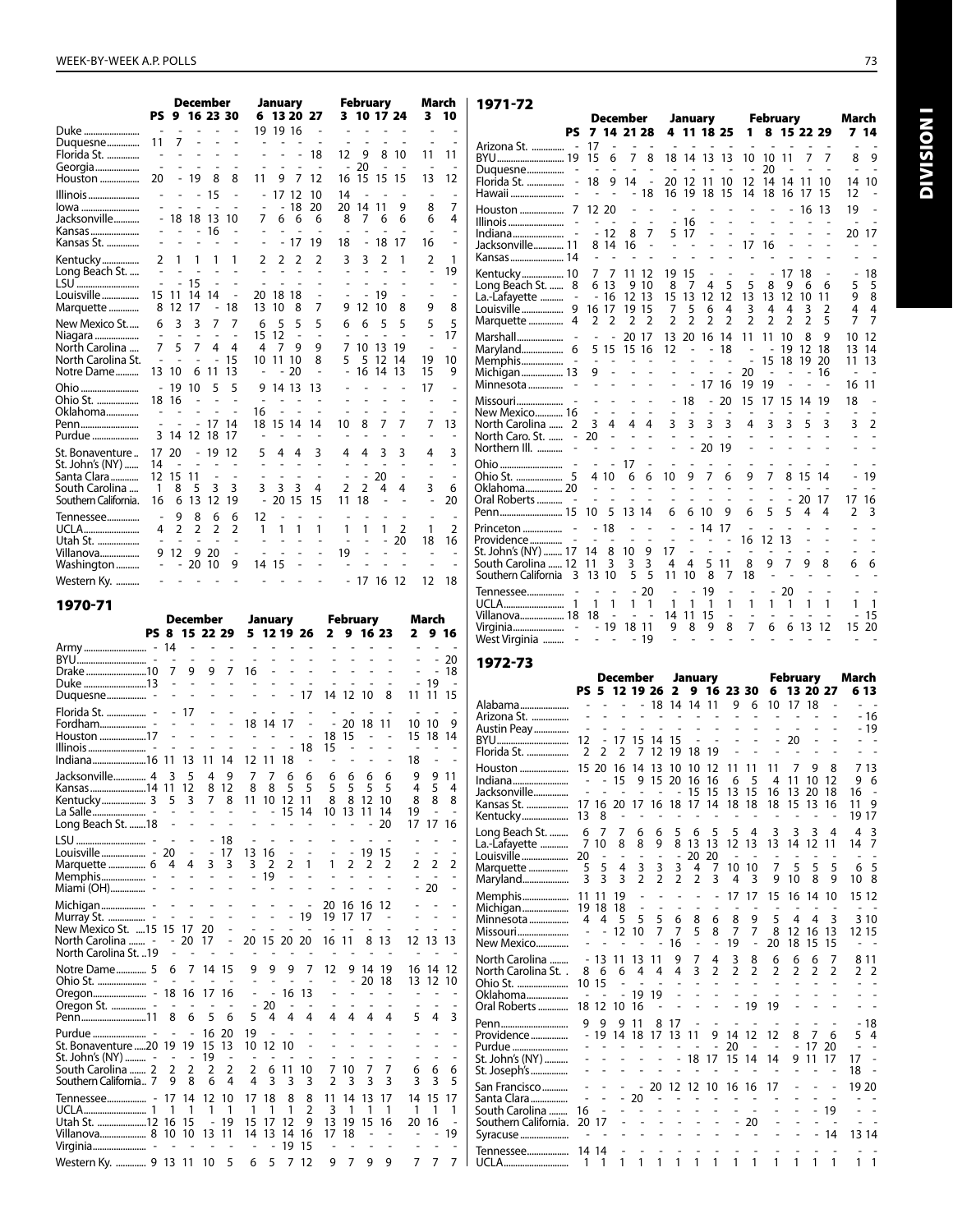| | PS | December | | | | January | | | | February | | | | March | |
|---|---|---|---|---|---|---|---|---|---|---|---|---|---|---|---|
| | | 9 | 16 | 23 | 30 | 6 | 13 | 20 | 27 | 3 | 10 | 17 | 24 | 3 | 10 |
| Duke | - | - | - | - | - | 19 | 19 | 16 | - | - | - | - | - | - | - |
| Duquesne | 11 | 7 | - | - | - | - | - | - | - | - | - | - | - | - | - |
| Florida St. | - | - | - | - | - | - | - | - | 18 | 12 | 9 | 8 | 10 | 11 | 11 |
| Georgia | - | - | - | - | - | - | - | - | - | - | 20 | - | - | - | - |
| Houston | 20 | - | 19 | 8 | 8 | 11 | 9 | 7 | 12 | 16 | 15 | 15 | 15 | 13 | 12 |
| Illinois | - | - | - | 15 | - | - | 17 | 12 | 10 | 14 | - | - | - | - | - |
| Iowa | - | - | - | - | - | - | - | 18 | 20 | 20 | 14 | 11 | 9 | 8 | 7 |
| Jacksonville | - | 18 | 18 | 13 | 10 | 7 | 6 | 6 | 6 | 8 | 7 | 6 | 6 | 6 | 4 |
| Kansas | - | - | - | 16 | - | - | - | - | - | - | - | - | - | - | - |
| Kansas St. | - | - | - | - | - | - | - | 17 | 19 | 18 | - | 18 | 17 | 16 | - |
| Kentucky | 2 | 1 | 1 | 1 | 1 | 2 | 2 | 2 | 2 | 3 | 3 | 2 | 1 | 2 | 1 |
| Long Beach St. | - | - | - | - | - | - | - | - | - | - | - | - | - | - | 19 |
| LSU | - | - | 15 | - | - | - | - | - | - | - | - | - | - | - | - |
| Louisville | 15 | 11 | 14 | 14 | - | 20 | 18 | 18 | - | - | - | 19 | - | - | - |
| Marquette | 8 | 12 | 17 | - | 18 | 13 | 10 | 8 | 7 | 9 | 12 | 10 | 8 | 9 | 8 |
| New Mexico St. | 6 | 3 | 3 | 7 | 7 | 6 | 5 | 5 | 5 | 6 | 6 | 5 | 5 | 5 | 5 |
| Niagara | - | - | - | - | - | 15 | 12 | - | - | - | - | - | - | - | 17 |
| North Carolina | 7 | 5 | 7 | 4 | 4 | 4 | 7 | 9 | 9 | 7 | 10 | 13 | 19 | - | - |
| North Carolina St. | - | - | - | - | 15 | 10 | 11 | 10 | 8 | 5 | 5 | 12 | 14 | 19 | 10 |
| Notre Dame | 13 | 10 | 6 | 11 | 13 | - | - | 20 | - | - | 16 | 14 | 13 | 15 | 9 |
| Ohio | - | 19 | 10 | 5 | 5 | 9 | 14 | 13 | 13 | - | - | - | - | 17 | - |
| Ohio St. | 18 | 16 | - | - | - | - | - | - | - | - | - | - | - | - | - |
| Oklahoma | - | - | - | - | - | 16 | - | - | - | - | - | - | - | - | - |
| Penn | - | - | - | 17 | 14 | 18 | 15 | 14 | 14 | 10 | 8 | 7 | 7 | 7 | 13 |
| Purdue | 3 | 14 | 12 | 18 | 17 | - | - | - | - | - | - | - | - | - | - |
| St. Bonaventure | 17 | 20 | - | 19 | 12 | 5 | 4 | 4 | 3 | 4 | 4 | 3 | 3 | 4 | 3 |
| St. John's (NY) | 14 | - | - | - | - | - | - | - | - | - | - | - | - | - | - |
| Santa Clara | 12 | 15 | 11 | - | - | - | - | - | - | - | - | - | - | - | - |
| South Carolina | 1 | 8 | 5 | 3 | 3 | 3 | 3 | 3 | 4 | 2 | 2 | 4 | 4 | 3 | 6 |
| Southern California | 16 | 6 | 13 | 12 | 19 | - | 20 | 15 | 15 | 11 | 18 | - | - | - | 20 |
| Tennessee | - | 9 | 8 | 6 | 6 | 12 | - | - | - | - | - | - | - | - | - |
| UCLA | 4 | 2 | 2 | 2 | 2 | 1 | 1 | 1 | 1 | 1 | 1 | 1 | 2 | 1 | 2 |
| Utah St. | - | - | - | - | - | - | - | - | - | - | - | - | 20 | 18 | 16 |
| Villanova | 9 | 12 | 9 | 20 | - | - | - | - | - | 19 | - | - | - | - | - |
| Washington | - | - | 20 | 10 | 9 | 14 | 15 | - | - | - | - | - | - | - | - |
| Western Ky. | - | - | - | - | - | - | - | - | - | - | 17 | 16 | 12 | 12 | 18 |

## 1970-71

| | PS | December | | | | January | | | | February | | | | March | | |
|---|---|---|---|---|---|---|---|---|---|---|---|---|---|---|---|---|
| | | 8 | 15 | 22 | 29 | 5 | 12 | 19 | 26 | 2 | 9 | 16 | 23 | 2 | 9 | 16 |
| Army | - | 14 | - | - | - | - | - | - | - | - | - | - | - | - | - | - |
| BYU | - | - | - | - | - | - | - | - | - | - | - | - | - | - | - | 20 |
| Drake | 10 | 7 | 9 | 9 | 7 | 16 | - | - | - | - | - | - | - | - | - | 18 |
| Duke | 13 | - | - | - | - | - | - | - | - | - | - | - | - | - | 19 | - |
| Duquesne | - | - | - | - | - | - | - | - | 17 | 14 | 12 | 10 | 8 | 11 | 11 | 15 |
| Florida St. | - | - | 17 | - | - | - | - | - | - | - | - | - | - | - | - | - |
| Fordham | - | - | - | - | - | 18 | 14 | 17 | - | - | 20 | 18 | 11 | 10 | 10 | 9 |
| Houston | 17 | - | - | - | - | - | - | - | - | 18 | 15 | - | - | 15 | 18 | 14 |
| Illinois | - | - | - | - | - | - | - | - | 18 | 15 | - | - | - | - | - | - |
| Indiana | 16 | 11 | 13 | 11 | 14 | 12 | 11 | 18 | - | - | - | - | - | 18 | - | - |
| Jacksonville | 4 | 3 | 5 | 4 | 9 | 7 | 7 | 6 | 6 | 6 | 6 | 6 | 6 | 9 | 9 | 11 |
| Kansas | 14 | 11 | 12 | 8 | 12 | 8 | 8 | 5 | 5 | 5 | 5 | 5 | 5 | 4 | 5 | 4 |
| Kentucky | 3 | 5 | 3 | 7 | 8 | 11 | 10 | 12 | 11 | 8 | 8 | 12 | 10 | 8 | 8 | 8 |
| La Salle | - | - | - | - | - | - | - | 15 | 14 | 10 | 13 | 11 | 14 | 19 | - | - |
| Long Beach St. | 18 | - | - | - | - | - | - | - | - | - | - | - | 20 | 17 | 17 | 16 |
| LSU | - | - | - | - | 18 | - | - | - | - | - | - | - | - | - | - | - |
| Louisville | - | 20 | - | - | 17 | 13 | 16 | - | - | - | - | 19 | 15 | - | - | - |
| Marquette | 6 | 4 | 4 | 3 | 3 | 3 | 2 | 2 | 1 | 1 | 2 | 2 | 2 | 2 | 2 | 2 |
| Memphis | - | - | - | - | - | - | 19 | - | - | - | - | - | - | - | - | - |
| Miami (OH) | - | - | - | - | - | - | - | - | - | - | - | - | - | - | 20 | - |
| Michigan | - | - | - | - | - | - | - | - | - | 20 | 16 | 16 | 12 | - | - | - |
| Murray St. | - | - | - | - | - | - | - | - | 19 | 19 | 17 | 17 | - | - | - | - |
| New Mexico St. | 15 | 15 | 17 | 20 | - | - | - | - | - | - | - | - | - | - | - | - |
| North Carolina | - | - | 20 | 17 | - | 20 | 15 | 20 | 20 | 16 | 11 | 8 | 13 | 12 | 13 | 13 |
| North Carolina St. | 19 | - | - | - | - | - | - | - | - | - | - | - | - | - | - | - |
| Notre Dame | 5 | 6 | 7 | 14 | 15 | 9 | 9 | 9 | 7 | 12 | 9 | 14 | 19 | 16 | 14 | 12 |
| Ohio St. | - | - | - | - | - | - | - | - | - | - | - | 20 | 18 | 13 | 12 | 10 |
| Oregon | - | 18 | 16 | 17 | 16 | - | - | 16 | 13 | - | - | - | - | - | - | - |
| Oregon St. | - | - | - | - | - | - | 20 | - | - | - | - | - | - | - | - | - |
| Penn | 11 | 8 | 6 | 5 | 6 | 5 | 4 | 4 | 4 | 4 | 4 | 4 | 4 | 5 | 4 | 3 |
| Purdue | - | - | - | 16 | 20 | 19 | - | - | - | - | - | - | - | - | - | - |
| St. Bonaventure | 20 | 19 | 19 | 15 | 13 | 10 | 12 | 10 | - | - | - | - | - | - | - | - |
| St. John's (NY) | - | - | - | 19 | - | - | - | - | - | - | - | - | - | - | - | - |
| South Carolina | 2 | 2 | 2 | 2 | 2 | 2 | 6 | 11 | 10 | 7 | 10 | 7 | 7 | 6 | 6 | 6 |
| Southern California | 7 | 9 | 8 | 6 | 4 | 4 | 3 | 3 | 3 | 2 | 3 | 3 | 3 | 3 | 3 | 5 |
| Tennessee | - | 17 | 14 | 12 | 10 | 17 | 18 | 8 | 8 | 11 | 14 | 13 | 17 | 14 | 15 | 17 |
| UCLA | 1 | 1 | 1 | 1 | 1 | 1 | 1 | 1 | 2 | 3 | 1 | 1 | 1 | 1 | 1 | 1 |
| Utah St. | 12 | 16 | 15 | - | 19 | 15 | 17 | 12 | 9 | 13 | 19 | 15 | 16 | 20 | 16 | - |
| Villanova | 8 | 10 | 10 | 13 | 11 | 14 | 13 | 14 | 16 | 17 | 18 | - | - | - | - | 19 |
| Virginia | - | - | - | - | - | - | - | 19 | 15 | - | - | - | - | - | - | - |
| Western Ky. | 9 | 13 | 11 | 10 | 5 | 6 | 5 | 7 | 12 | 9 | 7 | 9 | 9 | 7 | 7 | 7 |

## 1971-72

| | PS | December | | | | January | | | | February | | | | | March | |
|---|---|---|---|---|---|---|---|---|---|---|---|---|---|---|---|---|
| | | 7 | 14 | 21 | 28 | 4 | 11 | 18 | 25 | 1 | 8 | 15 | 22 | 29 | 7 | 14 |
| Arizona St. | - | 17 | - | - | - | - | - | - | - | - | - | - | - | - | - | - |
| BYU | 19 | 15 | 6 | 7 | 8 | 18 | 14 | 13 | 13 | 10 | 10 | 11 | 7 | 7 | 8 | 9 |
| Duquesne | - | - | - | - | - | - | - | - | - | - | 20 | - | - | - | - | - |
| Florida St. | - | 18 | 9 | 14 | - | 20 | 12 | 11 | 10 | 12 | 14 | 14 | 11 | 10 | 14 | 10 |
| Hawaii | - | - | - | - | 18 | 16 | 19 | 18 | 15 | 14 | 18 | 16 | 17 | 15 | 12 | - |
| Houston | 7 | 12 | 20 | - | - | - | - | - | - | - | - | - | 16 | 13 | 19 | - |
| Illinois | - | - | - | - | - | - | 16 | - | - | - | - | - | - | - | - | - |
| Indiana | - | - | 12 | 8 | 7 | 5 | 17 | - | - | - | - | - | - | - | 20 | 17 |
| Jacksonville | 11 | 8 | 14 | 16 | - | - | - | - | - | 17 | 16 | - | - | - | - | - |
| Kansas | 14 | - | - | - | - | - | - | - | - | - | - | - | - | - | - | - |
| Kentucky | 10 | 7 | 7 | 11 | 12 | 19 | 15 | - | - | - | - | 17 | 18 | - | - | 18 |
| Long Beach St. | 8 | 6 | 13 | 9 | 10 | 8 | 7 | 4 | 5 | 5 | 8 | 9 | 6 | 6 | 5 | 5 |
| La.-Lafayette | - | - | 16 | 12 | 13 | 15 | 13 | 12 | 12 | 13 | 13 | 12 | 10 | 11 | 9 | 8 |
| Louisville | 9 | 16 | 17 | 19 | 15 | 7 | 5 | 6 | 4 | 3 | 4 | 4 | 3 | 2 | 4 | 4 |
| Marquette | 4 | 2 | 2 | 2 | 2 | 2 | 2 | 2 | 2 | 2 | 2 | 2 | 2 | 5 | 7 | 7 |
| Marshall | - | - | - | 20 | 17 | 13 | 20 | 16 | 14 | 11 | 11 | 10 | 8 | 9 | 10 | 12 |
| Maryland | 6 | 5 | 15 | 15 | 16 | 12 | - | - | 18 | - | - | 19 | 12 | 18 | 13 | 14 |
| Memphis | - | - | - | - | - | - | - | - | - | - | 15 | 18 | 19 | 20 | 11 | 13 |
| Michigan | 13 | 9 | - | - | - | - | - | - | - | - | - | - | - | 16 | - | - |
| Minnesota | - | - | - | - | - | - | - | 17 | 16 | 19 | 19 | - | - | - | 16 | 11 |
| Missouri | - | - | - | - | - | - | 18 | - | 20 | 15 | 17 | 15 | 14 | 19 | 18 | - |
| New Mexico | 16 | - | - | - | - | - | - | - | - | - | - | - | - | - | - | - |
| North Carolina | 2 | 3 | 4 | 4 | 4 | 3 | 3 | 3 | 3 | 4 | 3 | 3 | 5 | 3 | 3 | 2 |
| North Caro. St. | - | 20 | - | - | - | - | - | - | - | - | - | - | - | - | - | - |
| Northern Ill. | - | - | - | - | - | - | - | 20 | 19 | - | - | - | - | - | - | - |
| Ohio | - | - | - | 17 | - | - | - | - | - | - | - | - | - | - | - | - |
| Ohio St. | 5 | 4 | 10 | 6 | 6 | 10 | 9 | 7 | 6 | 9 | 7 | 8 | 15 | 14 | - | 19 |
| Oklahoma | 20 | - | - | - | - | - | - | - | - | - | - | - | - | - | - | - |
| Oral Roberts | - | - | - | - | - | - | - | - | - | - | - | - | 20 | 17 | 17 | 16 |
| Penn | 15 | 10 | 5 | 13 | 14 | 6 | 6 | 10 | 9 | 6 | 5 | 5 | 4 | 4 | 2 | 3 |
| Princeton | - | - | 18 | - | - | - | - | 14 | 17 | - | - | - | - | - | - | - |
| Providence | - | - | - | - | - | - | - | - | - | 16 | 12 | 13 | - | - | - | - |
| St. John's (NY) | 17 | 14 | 8 | 10 | 9 | 17 | - | - | - | - | - | - | - | - | - | - |
| South Carolina | 12 | 11 | 3 | 3 | 3 | 4 | 4 | 5 | 11 | 8 | 9 | 7 | 9 | 8 | 6 | 6 |
| Southern California | 3 | 13 | 10 | 5 | 5 | 11 | 10 | 8 | 7 | 18 | - | - | - | - | - | - |
| Tennessee | - | - | - | - | 20 | - | - | 19 | - | - | - | 20 | - | - | - | - |
| UCLA | 1 | 1 | 1 | 1 | 1 | 1 | 1 | 1 | 1 | 1 | 1 | 1 | 1 | 1 | 1 | 1 |
| Villanova | 18 | 18 | - | - | - | 14 | 11 | 15 | - | - | - | - | - | - | - | 15 |
| Virginia | - | - | 19 | 18 | 11 | 9 | 8 | 9 | 8 | 7 | 6 | 6 | 13 | 12 | 15 | 20 |
| West Virginia | - | - | - | - | 19 | - | - | - | - | - | - | - | - | - | - | - |

## 1972-73

| | PS | December | | | | January | | | | | February | | | | March | |
|---|---|---|---|---|---|---|---|---|---|---|---|---|---|---|---|---|
| | | 5 | 12 | 19 | 26 | 2 | 9 | 16 | 23 | 30 | 6 | 13 | 20 | 27 | 6 | 13 |
| Alabama | - | - | - | - | 18 | 14 | 14 | 11 | 9 | 6 | 10 | 17 | 18 | - | - | - |
| Arizona St. | - | - | - | - | - | - | - | - | - | - | - | - | - | - | - | 16 |
| Austin Peay | - | - | - | - | - | - | - | - | - | - | - | - | - | - | - | 19 |
| BYU | 12 | - | 17 | 15 | 14 | 15 | - | - | - | - | - | 20 | - | - | - | - |
| Florida St. | 2 | 2 | 2 | 7 | 12 | 19 | 18 | 19 | - | - | - | - | - | - | - | - |
| Houston | 15 | 20 | 16 | 14 | 13 | 10 | 10 | 12 | 11 | 11 | 11 | 7 | 9 | 8 | 7 | 13 |
| Indiana | - | - | 15 | 9 | 15 | 20 | 16 | 16 | 6 | 5 | 4 | 11 | 10 | 12 | 9 | 6 |
| Jacksonville | - | - | - | - | - | - | 15 | 15 | 13 | 15 | 16 | 13 | 20 | 18 | 16 | - |
| Kansas St. | 17 | 16 | 20 | 17 | 16 | 18 | 17 | 14 | 18 | 18 | 18 | 15 | 13 | 16 | 11 | 9 |
| Kentucky | 13 | 8 | - | - | - | - | - | - | - | - | - | - | - | - | 19 | 17 |
| Long Beach St. | 6 | 7 | 7 | 6 | 6 | 5 | 6 | 5 | 5 | 4 | 3 | 3 | 3 | 4 | 4 | 3 |
| La.-Lafayette | 7 | 10 | 8 | 8 | 9 | 8 | 13 | 13 | 12 | 13 | 13 | 14 | 12 | 11 | 14 | 7 |
| Louisville | 20 | - | - | - | - | - | 20 | 20 | - | - | - | - | - | - | - | - |
| Marquette | 5 | 5 | 4 | 3 | 3 | 3 | 4 | 7 | 10 | 10 | 7 | 5 | 5 | 5 | 6 | 5 |
| Maryland | 3 | 3 | 3 | 2 | 2 | 2 | 2 | 3 | 4 | 3 | 9 | 10 | 8 | 9 | 10 | 8 |
| Memphis | 11 | 11 | 19 | - | - | - | - | - | 17 | 17 | 15 | 16 | 14 | 10 | 15 | 12 |
| Michigan | 19 | 18 | 18 | - | - | - | - | - | - | - | - | - | - | - | - | - |
| Minnesota | 4 | 4 | 5 | 5 | 5 | 6 | 8 | 6 | 8 | 9 | 5 | 4 | 4 | 3 | 3 | 10 |
| Missouri | - | - | 12 | 10 | 7 | 7 | 5 | 8 | 7 | 7 | 8 | 12 | 16 | 13 | 12 | 15 |
| New Mexico | - | - | - | - | - | - | 16 | - | - | 19 | 20 | 18 | 15 | 15 | - | - |
| North Carolina | - | 13 | 11 | 13 | 11 | 9 | 7 | 4 | 3 | 8 | 6 | 6 | 6 | 7 | 8 | 11 |
| North Carolina St. | 8 | 6 | 6 | 4 | 4 | 4 | 3 | 2 | 2 | 2 | 2 | 2 | 2 | 2 | 2 | 2 |
| Ohio St. | 10 | 15 | - | - | - | - | - | - | - | - | - | - | - | - | - | - |
| Oklahoma | - | - | 19 | 19 | - | - | - | - | - | - | - | - | - | - | - | - |
| Oral Roberts | 18 | 12 | 10 | 16 | - | - | - | - | - | 19 | 19 | - | - | - | - | - |
| Penn | 9 | 9 | 9 | 11 | 8 | 17 | - | - | - | - | - | - | - | - | - | 18 |
| Providence | - | 19 | 14 | 18 | 17 | 13 | 11 | 9 | 14 | 12 | 12 | 8 | 7 | 6 | 5 | 4 |
| Purdue | - | - | - | - | - | - | - | - | - | 20 | - | - | 17 | 20 | - | - |
| St. John's (NY) | - | - | - | - | - | - | 18 | 17 | 15 | 14 | 14 | 9 | 11 | 17 | 17 | - |
| St. Joseph's | - | - | - | - | - | - | - | - | - | - | - | - | - | - | 18 | - |
| San Francisco | - | - | - | - | 20 | 12 | 12 | 10 | 16 | 16 | 17 | - | - | - | 19 | 20 |
| Santa Clara | - | - | - | 20 | - | - | - | - | - | - | - | - | - | - | - | - |
| South Carolina | 16 | - | - | - | - | - | - | - | - | - | - | - | - | 19 | - | - |
| Southern California | 20 | 17 | - | - | - | - | - | - | - | 20 | - | - | - | - | - | - |
| Syracuse | - | - | - | - | - | - | - | - | - | - | - | - | - | 14 | 13 | 14 |
| Tennessee | 14 | 14 | - | - | - | - | - | - | - | - | - | - | - | - | - | - |
| UCLA | 1 | 1 | 1 | 1 | 1 | 1 | 1 | 1 | 1 | 1 | 1 | 1 | 1 | 1 | 1 | 1 |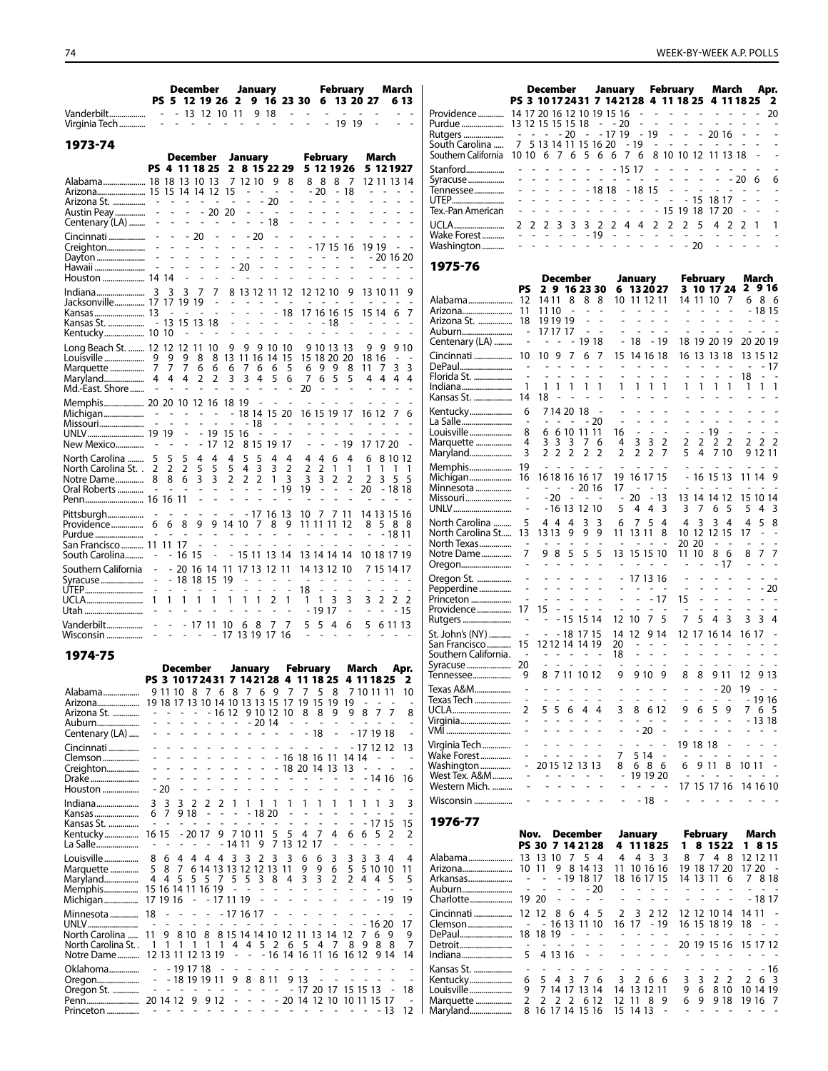| | PS | Dec 5 | 12 | 19 | 26 | Jan 2 | 9 | 16 | 23 | 30 | Feb 6 | 13 | 20 | 27 | Mar 6 | 13 |
|---|---|---|---|---|---|---|---|---|---|---|---|---|---|---|---|---|
| Vanderbilt | - | - | 13 | 12 | 10 | 11 | 9 | 18 | - | - | - | - | - | - | - | - |
| Virginia Tech | - | - | - | - | - | - | - | - | - | - | - | 19 | 19 | - | - | - |

## 1973-74

| | PS | Dec 4 | 11 | 18 | 25 | Jan 2 | 8 | 15 | 22 | 29 | Feb 5 | 12 | 19 | 26 | Mar 5 | 12 | 19 | 27 |
|---|---|---|---|---|---|---|---|---|---|---|---|---|---|---|---|---|---|---|
| Alabama | 18 | 18 | 13 | 10 | 13 | 7 | 12 | 10 | 9 | 8 | 8 | 8 | 8 | 7 | 12 | 11 | 13 | 14 |
| Arizona | 15 | 15 | 14 | 14 | 12 | 15 | - | - | - | - | - | 20 | - | 18 | - | - | - | - |
| Arizona St. | - | - | - | - | - | - | - | - | 20 | - | - | - | - | - | - | - | - | - |
| Austin Peay | - | - | - | - | 20 | 20 | - | - | - | - | - | - | - | - | - | - | - | - |
| Centenary (LA) | - | - | - | - | - | - | - | - | 18 | - | - | - | - | - | - | - | - | - |
| Cincinnati | - | - | - | 20 | - | - | - | 20 | - | - | - | - | - | - | - | - | - | - |
| Creighton | - | - | - | - | - | - | - | - | - | - | - | 17 | 15 | 16 | 19 | 19 | - | - |
| Dayton | - | - | - | - | - | - | - | - | - | - | - | - | - | - | - | 20 | 16 | 20 |
| Hawaii | - | - | - | - | - | - | 20 | - | - | - | - | - | - | - | - | - | - | - |
| Houston | 14 | 14 | - | - | - | - | - | - | - | - | - | - | - | - | - | - | - | - |
| Indiana | 3 | 3 | 3 | 7 | 7 | 8 | 13 | 12 | 11 | 12 | 12 | 12 | 10 | 9 | 13 | 10 | 11 | 9 |
| Jacksonville | 17 | 17 | 19 | 19 | - | - | - | - | - | - | - | - | - | - | - | - | - | - |
| Kansas | 13 | - | - | - | - | - | - | - | - | 18 | 17 | 16 | 16 | 15 | 15 | 14 | 6 | 7 |
| Kansas St. | - | 13 | 15 | 13 | 18 | - | - | - | - | - | - | - | 18 | - | - | - | - | - |
| Kentucky | 10 | 10 | - | - | - | - | - | - | - | - | - | - | - | - | - | - | - | - |
| Long Beach St. | 12 | 12 | 12 | 11 | 10 | 9 | 9 | 9 | 10 | 10 | 9 | 10 | 13 | 13 | 9 | 9 | 9 | 10 |
| Louisville | 9 | 9 | 9 | 8 | 8 | 13 | 11 | 16 | 14 | 15 | 15 | 18 | 20 | 20 | 18 | 16 | - | - |
| Marquette | 7 | 7 | 7 | 6 | 6 | 6 | 7 | 6 | 6 | 5 | 6 | 9 | 9 | 8 | 11 | 7 | 3 | 3 |
| Maryland | 4 | 4 | 4 | 2 | 2 | 3 | 3 | 4 | 5 | 6 | 7 | 6 | 5 | 5 | 4 | 4 | 4 | 4 |
| Md.-East. Shore | - | - | - | - | - | - | - | - | - | - | 20 | - | - | - | - | - | - | - |
| Memphis | 20 | 20 | 10 | 12 | 16 | 18 | 19 | - | - | - | - | - | - | - | - | - | - | - |
| Michigan | - | - | - | - | - | - | 18 | 14 | 15 | 20 | 16 | 15 | 19 | 17 | 16 | 12 | 7 | 6 |
| Missouri | - | - | - | - | - | - | - | 18 | - | - | - | - | - | - | - | - | - | - |
| UNLV | 19 | 19 | - | - | 19 | 15 | 16 | - | - | - | - | - | - | - | - | - | - | - |
| New Mexico | - | - | - | 17 | 12 | 8 | 15 | 19 | 17 | - | - | - | - | 19 | 17 | 17 | 20 | - |
| North Carolina | 5 | 5 | 5 | 4 | 4 | 4 | 5 | 5 | 4 | 4 | 4 | 4 | 6 | 4 | 6 | 8 | 10 | 12 |
| North Carolina St. | 2 | 2 | 2 | 5 | 5 | 5 | 4 | 3 | 3 | 2 | 2 | 2 | 1 | 1 | 1 | 1 | 1 | 1 |
| Notre Dame | 8 | 8 | 6 | 3 | 3 | 2 | 2 | 2 | 1 | 3 | 3 | 3 | 2 | 2 | 2 | 3 | 5 | 5 |
| Oral Roberts | - | - | - | - | - | - | - | - | - | 19 | 19 | - | - | - | 20 | - | 18 | 18 |
| Penn | 16 | 16 | 11 | - | - | - | - | - | - | - | - | - | - | - | - | - | - | - |
| Pittsburgh | - | - | - | - | - | - | - | 17 | 16 | 13 | 10 | 7 | 7 | 11 | 14 | 13 | 15 | 16 |
| Providence | 6 | 6 | 8 | 9 | 9 | 14 | 10 | 7 | 8 | 9 | 11 | 11 | 11 | 12 | 8 | 5 | 8 | 8 |
| Purdue | - | - | - | - | - | - | - | - | - | - | - | - | - | - | - | - | 18 | 11 |
| San Francisco | 11 | 11 | 17 | - | - | - | - | - | - | - | - | - | - | - | - | - | - | - |
| South Carolina | - | - | 16 | 15 | - | - | 15 | 11 | 13 | 14 | 13 | 14 | 14 | 14 | 10 | 18 | 17 | 19 |
| Southern California | - | - | 20 | 16 | 14 | 11 | 17 | 13 | 12 | 11 | 14 | 13 | 12 | 10 | 7 | 15 | 14 | 17 |
| Syracuse | - | - | 18 | 18 | 15 | 19 | - | - | - | - | - | - | - | - | - | - | - | - |
| UTEP | - | - | - | - | - | - | - | - | - | - | 18 | - | - | - | - | - | - | - |
| UCLA | 1 | 1 | 1 | 1 | 1 | 1 | 1 | 1 | 2 | 1 | 1 | 1 | 3 | 3 | 3 | 2 | 2 | 2 |
| Utah | - | - | - | - | - | - | - | - | - | - | - | 19 | 17 | - | - | - | - | 15 |
| Vanderbilt | - | - | - | 17 | 11 | 10 | 6 | 8 | 7 | 7 | 5 | 5 | 4 | 6 | 5 | 6 | 11 | 13 |
| Wisconsin | - | - | - | - | - | 17 | 13 | 19 | 17 | 16 | - | - | - | - | - | - | - | - |

## 1974-75

| | PS | Dec 3 | 10 | 17 | 24 | 31 | Jan 7 | 14 | 21 | 28 | Feb 4 | 11 | 18 | 25 | Mar 4 | 11 | 18 | 25 | Apr. 2 |
|---|---|---|---|---|---|---|---|---|---|---|---|---|---|---|---|---|---|---|---|
| Alabama | 9 | 11 | 10 | 8 | 7 | 6 | 8 | 7 | 6 | 9 | 7 | 7 | 5 | 8 | 7 | 10 | 11 | 11 | 10 |
| Arizona | 19 | 18 | 17 | 13 | 10 | 14 | 10 | 13 | 13 | 15 | 17 | 19 | 15 | 19 | 19 | - | - | - | - |
| Arizona St. | - | - | - | - | - | 16 | 12 | 9 | 10 | 12 | 10 | 8 | 8 | 9 | 9 | 8 | 7 | 7 | 8 |
| Auburn | - | - | - | - | - | - | - | - | 20 | 14 | - | - | - | - | - | - | - | - | - |
| Centenary (LA) | - | - | - | - | - | - | - | - | - | - | - | - | 18 | - | - | 17 | 19 | 18 | - |
| Cincinnati | - | - | - | - | - | - | - | - | - | - | - | - | - | - | - | 17 | 12 | 12 | 13 |
| Clemson | - | - | - | - | - | - | - | - | - | - | 16 | 18 | 16 | 11 | 14 | 14 | - | - | - |
| Creighton | - | - | - | - | - | - | - | - | - | - | 18 | 20 | 14 | 13 | 13 | - | - | - | - |
| Drake | - | - | - | - | - | - | - | - | - | - | - | - | - | - | - | - | 14 | 16 | 16 |
| Houston | - | 20 | - | - | - | - | - | - | - | - | - | - | - | - | - | - | - | - | - |
| Indiana | 3 | 3 | 3 | 2 | 2 | 2 | 1 | 1 | 1 | 1 | 1 | 1 | 1 | 1 | 1 | 1 | 1 | 3 | 3 |
| Kansas | 6 | 7 | 9 | 18 | - | - | - | 18 | 20 | - | - | - | - | - | - | - | - | - | - |
| Kansas St. | - | - | - | - | - | - | - | - | - | - | - | - | - | - | - | - | 17 | 15 | 15 |
| Kentucky | 16 | 15 | - | 20 | 17 | 9 | 7 | 10 | 11 | 5 | 5 | 4 | 7 | 4 | 6 | 6 | 5 | 2 | 2 |
| La Salle | - | - | - | - | - | - | 14 | 11 | 9 | 7 | 13 | 12 | 17 | - | - | - | - | - | - |
| Louisville | 8 | 6 | 4 | 4 | 4 | 4 | 3 | 3 | 2 | 3 | 3 | 6 | 6 | 3 | 3 | 3 | 3 | 4 | 4 |
| Marquette | 5 | 8 | 7 | 6 | 14 | 13 | 13 | 12 | 12 | 13 | 11 | 9 | 9 | 6 | 5 | 5 | 10 | 10 | 11 |
| Maryland | 4 | 4 | 5 | 5 | 5 | 7 | 5 | 5 | 3 | 8 | 4 | 3 | 3 | 2 | 2 | 4 | 4 | 5 | 5 |
| Memphis | 15 | 16 | 14 | 11 | 16 | 19 | - | - | - | - | - | - | - | - | - | - | - | - | - |
| Michigan | 17 | 19 | 16 | - | - | 17 | 11 | 19 | - | - | - | - | - | - | - | - | - | 19 | 19 |
| Minnesota | 18 | - | - | - | - | - | 17 | 16 | 17 | - | - | - | - | - | - | - | - | - | - |
| UNLV | - | - | - | - | - | - | - | - | - | - | - | - | - | - | - | - | 16 | 20 | 17 |
| North Carolina | 11 | 9 | 8 | 10 | 8 | 8 | 15 | 14 | 14 | 10 | 12 | 11 | 13 | 14 | 12 | 7 | 6 | 9 | 9 |
| North Carolina St. | 1 | 1 | 1 | 1 | 1 | 1 | 4 | 4 | 5 | 2 | 6 | 5 | 4 | 7 | 8 | 9 | 8 | 8 | 7 |
| Notre Dame | 12 | 13 | 11 | 12 | 13 | 19 | - | - | - | 16 | 14 | 16 | 11 | 16 | 16 | 12 | 9 | 14 | 14 |
| Oklahoma | - | - | 19 | 17 | 18 | - | - | - | - | - | - | - | - | - | - | - | - | - | - |
| Oregon | - | - | 18 | 19 | 19 | 11 | 9 | 8 | 8 | 11 | 9 | 13 | - | - | - | - | - | - | - |
| Oregon St. | - | - | - | - | - | - | - | - | - | - | - | 17 | 20 | 17 | 15 | 15 | 13 | - | 18 |
| Penn | 20 | 14 | 12 | 9 | 9 | 12 | - | - | - | - | 20 | 14 | 12 | 10 | 10 | 11 | 15 | 17 | - |
| Princeton | - | - | - | - | - | - | - | - | - | - | - | - | - | - | - | - | - | 13 | 12 |
| Providence | 14 | 17 | 20 | 16 | 12 | 10 | 19 | 15 | 16 | - | - | - | - | - | - | - | - | - | 20 |
| Purdue | 13 | 12 | 15 | 15 | 15 | 18 | - | 20 | - | - | - | - | - | - | - | - | - | - | - |
| Rutgers | - | - | - | - | 20 | - | - | 17 | 19 | - | 19 | - | - | - | - | 20 | 16 | - | - |
| South Carolina | 7 | 5 | 13 | 14 | 11 | 15 | 16 | 20 | - | 19 | - | - | - | - | - | - | - | - | - |
| Southern California | 10 | 10 | 6 | 7 | 6 | 5 | 6 | 6 | 7 | 6 | 8 | 10 | 10 | 12 | 11 | 13 | 18 | - | - |
| Stanford | - | - | - | - | - | - | - | - | - | 15 | 17 | - | - | - | - | - | - | - | - |
| Syracuse | - | - | - | - | - | - | - | - | - | - | - | - | - | - | - | - | 20 | 6 | 6 |
| Tennessee | - | - | - | - | - | - | 18 | 18 | - | 18 | 15 | - | - | - | - | - | - | - | - |
| UTEP | - | - | - | - | - | - | - | - | - | - | - | - | - | - | 15 | 18 | 17 | - | - |
| Tex.-Pan American | - | - | - | - | - | - | - | - | - | - | - | - | 15 | 19 | 18 | 17 | 20 | - | - |
| UCLA | 2 | 2 | 2 | 3 | 3 | 3 | 2 | 2 | 4 | 4 | 2 | 2 | 2 | 5 | 4 | 2 | 2 | 1 | 1 |
| Wake Forest | - | - | - | - | - | - | - | 19 | - | - | - | - | - | - | - | - | - | - | - |
| Washington | - | - | - | - | - | - | - | - | - | - | - | - | - | 20 | - | - | - | - | - |

## 1975-76

| | PS | Dec 2 | 9 | 16 | 23 | 30 | Jan 6 | 13 | 20 | 27 | Feb 3 | 10 | 17 | 24 | Mar 2 | 9 | 16 |
|---|---|---|---|---|---|---|---|---|---|---|---|---|---|---|---|---|---|
| Alabama | 12 | 14 | 11 | 8 | 8 | 8 | 10 | 11 | 12 | 11 | 14 | 11 | 10 | 7 | 6 | 8 | 6 |
| Arizona | 11 | 11 | 10 | - | - | - | - | - | - | - | - | - | - | - | - | 18 | 15 |
| Arizona St. | 18 | 19 | 19 | 19 | - | - | - | - | - | - | - | - | - | - | - | - | - |
| Auburn | - | 17 | 17 | 17 | - | - | - | - | - | - | - | - | - | - | - | - | - |
| Centenary (LA) | - | - | - | - | 19 | 18 | - | 18 | - | 19 | 18 | 19 | 20 | 19 | 20 | 20 | 19 |
| Cincinnati | 10 | 10 | 9 | 7 | 6 | 7 | 15 | 14 | 16 | 18 | 16 | 13 | 13 | 18 | 13 | 15 | 12 |
| DePaul | - | - | - | - | - | - | - | - | - | - | - | - | - | - | - | - | 17 |
| Florida St. | - | - | - | - | - | - | - | - | - | - | - | - | - | - | 18 | - | - |
| Indiana | 1 | 1 | 1 | 1 | 1 | 1 | 1 | 1 | 1 | 1 | 1 | 1 | 1 | 1 | 1 | 1 | 1 |
| Kansas St. | 14 | 18 | - | - | - | - | - | - | - | - | - | - | - | - | - | - | - |
| Kentucky | 6 | 7 | 14 | 20 | 18 | - | - | - | - | - | - | - | - | - | - | - | - |
| La Salle | - | - | - | - | - | 20 | - | - | - | - | - | - | - | - | - | - | - |
| Louisville | 8 | 6 | 6 | 10 | 11 | 11 | 16 | - | - | - | - | - | 19 | - | - | - | - |
| Marquette | 4 | 3 | 3 | 3 | 7 | 6 | 4 | 3 | 3 | 2 | 2 | 2 | 2 | 2 | 2 | 2 | 2 |
| Maryland | 3 | 2 | 2 | 2 | 2 | 2 | 2 | 2 | 2 | 7 | 5 | 4 | 7 | 10 | 9 | 12 | 11 |
| Memphis | 19 | - | - | - | - | - | - | - | - | - | - | - | - | - | - | - | - |
| Michigan | 16 | 16 | 18 | 16 | 16 | 17 | 19 | 16 | 17 | 15 | - | 16 | 15 | 13 | 11 | 14 | 9 |
| Minnesota | - | - | - | - | 20 | 16 | 17 | - | - | - | - | - | - | - | - | - | - |
| Missouri | - | - | 20 | - | - | - | - | 20 | - | 13 | 13 | 14 | 14 | 12 | 15 | 10 | 14 |
| UNLV | - | - | 16 | 13 | 12 | 10 | 5 | 4 | 4 | 3 | 3 | 7 | 6 | 5 | 5 | 4 | 3 |
| North Carolina | 5 | 4 | 4 | 4 | 3 | 3 | 6 | 7 | 5 | 4 | 4 | 3 | 3 | 4 | 4 | 5 | 8 |
| North Carolina St. | 13 | 13 | 13 | 9 | 9 | 9 | 11 | 13 | 11 | 8 | 10 | 12 | 12 | 15 | 17 | - | - |
| North Texas | - | - | - | - | - | - | - | - | - | - | 20 | 20 | - | - | - | - | - |
| Notre Dame | 7 | 9 | 8 | 5 | 5 | 5 | 13 | 15 | 15 | 10 | 11 | 10 | 8 | 6 | 8 | 7 | 7 |
| Oregon | - | - | - | - | - | - | - | - | - | - | - | - | - | 17 | - | - | - |
| Oregon St. | - | - | - | - | - | - | - | 17 | 13 | 16 | - | - | - | - | - | - | - |
| Pepperdine | - | - | - | - | - | - | - | - | - | - | - | - | - | - | - | - | 20 |
| Princeton | - | - | - | - | - | - | - | - | - | 17 | 15 | - | - | - | - | - | - |
| Providence | 17 | 15 | - | - | - | - | - | - | - | - | - | - | - | - | - | - | - |
| Rutgers | - | - | - | 15 | 15 | 14 | 12 | 10 | 7 | 5 | 7 | 5 | 4 | 3 | 3 | 3 | 4 |
| St. John's (NY) | - | - | - | 18 | 17 | 15 | 14 | 12 | 9 | 14 | 12 | 17 | 16 | 14 | 16 | 17 | - |
| San Francisco | 15 | 12 | 12 | 14 | 14 | 19 | 20 | - | - | - | - | - | - | - | - | - | - |
| Southern California | - | - | - | - | - | - | 18 | - | - | - | - | - | - | - | - | - | - |
| Syracuse | 20 | - | - | - | - | - | - | - | - | - | - | - | - | - | - | - | - |
| Tennessee | 9 | 8 | 7 | 11 | 10 | 12 | 9 | 9 | 10 | 9 | 8 | 8 | 9 | 11 | 12 | 9 | 13 |
| Texas A&M | - | - | - | - | - | - | - | - | - | - | - | - | - | 20 | 19 | - | - |
| Texas Tech | - | - | - | - | - | - | - | - | - | - | - | - | - | - | - | 19 | 16 |
| UCLA | 2 | 5 | 5 | 6 | 4 | 4 | 3 | 8 | 6 | 12 | 9 | 6 | 5 | 9 | 7 | 6 | 5 |
| Virginia | - | - | - | - | - | - | - | - | - | - | - | - | - | - | - | 13 | 18 |
| VMI | - | - | - | - | - | - | - | - | 20 | - | - | - | - | - | - | - | - |
| Virginia Tech | - | - | - | - | - | - | - | - | - | - | 19 | 18 | 18 | - | - | - | - |
| Wake Forest | - | - | - | - | - | - | 7 | 5 | 14 | - | - | - | - | - | - | - | - |
| Washington | - | 20 | 15 | 12 | 13 | 13 | 8 | 6 | 8 | 6 | 6 | 9 | 11 | 8 | 10 | 11 | - |
| West Tex. A&M | - | - | - | - | - | - | - | 19 | 19 | 20 | - | - | - | - | - | - | - |
| Western Mich. | - | - | - | - | - | - | - | - | - | - | 17 | 15 | 17 | 16 | 14 | 16 | 10 |
| Wisconsin | - | - | - | - | - | - | - | - | 18 | - | - | - | - | - | - | - | - |

## 1976-77

| | Nov. PS | 30 | Dec 7 | 14 | 21 | 28 | Jan 4 | 11 | 18 | 25 | Feb 1 | 8 | 15 | 22 | Mar 1 | 8 | 15 |
|---|---|---|---|---|---|---|---|---|---|---|---|---|---|---|---|---|---|
| Alabama | 13 | 13 | 10 | 7 | 5 | 4 | 4 | 4 | 3 | 3 | 8 | 7 | 4 | 8 | 12 | 12 | 11 |
| Arizona | 10 | 11 | 9 | 8 | 14 | 13 | 11 | 10 | 16 | 16 | 19 | 18 | 17 | 20 | 17 | 20 | - |
| Arkansas | - | - | - | 19 | 18 | 17 | 18 | 16 | 17 | 15 | 14 | 13 | 11 | 6 | 7 | 8 | 18 |
| Auburn | - | - | - | - | - | 20 | - | - | - | - | - | - | - | - | - | - | - |
| Charlotte | 19 | 20 | - | - | - | - | - | - | - | - | - | - | - | - | - | 18 | 17 |
| Cincinnati | 12 | 12 | 8 | 6 | 4 | 5 | 2 | 3 | 2 | 12 | 12 | 12 | 10 | 14 | 14 | 11 | - |
| Clemson | - | - | 16 | 13 | 11 | 10 | 16 | 17 | - | 19 | 16 | 15 | 18 | 19 | 18 | - | - |
| DePaul | 18 | 18 | 19 | - | - | - | - | - | - | - | - | - | - | - | - | - | - |
| Detroit | - | - | - | - | - | - | - | - | - | - | 20 | 19 | 15 | 16 | 15 | 17 | 12 |
| Indiana | - | 5 | 4 | 13 | 16 | - | - | - | - | - | - | - | - | - | - | - | - |
| Kansas St. | - | - | - | - | - | - | - | - | - | - | - | - | - | - | - | - | 16 |
| Kentucky | 6 | 5 | 4 | 3 | 7 | 6 | 3 | 2 | 6 | 6 | 3 | 3 | 2 | 2 | 2 | 6 | 3 |
| Louisville | 9 | 7 | 14 | 17 | 13 | 14 | 14 | 13 | 12 | 11 | 9 | 6 | 8 | 10 | 10 | 14 | 19 |
| Marquette | 2 | 2 | 2 | 2 | 6 | 12 | 12 | 11 | 8 | 9 | 6 | 9 | 9 | 18 | 19 | 16 | 7 |
| Maryland | 8 | 16 | 17 | 14 | 15 | 16 | 15 | 14 | 13 | - | - | - | - | - | - | - | - |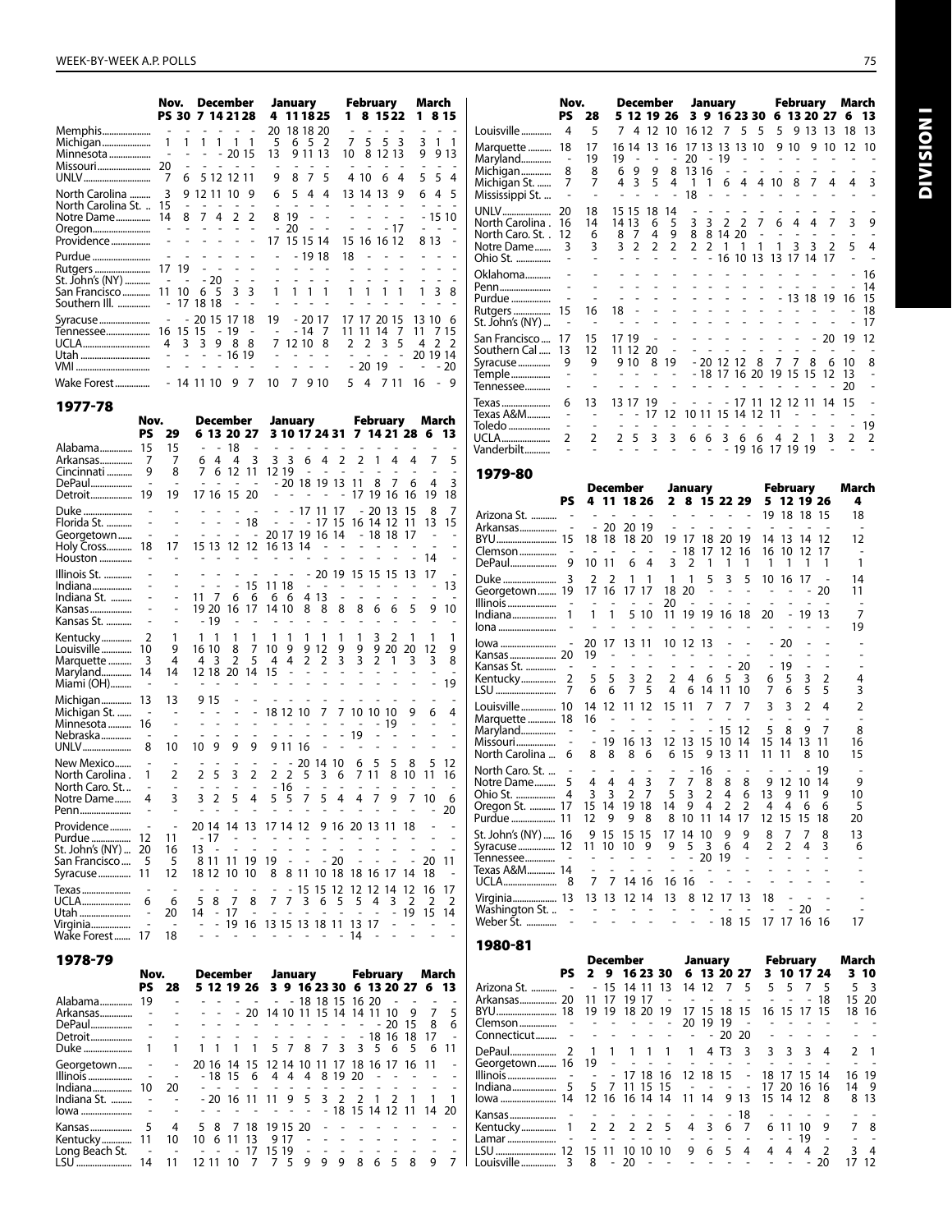| | Nov. | | December | | | | January | | | | February | | | | March | | |
|---|---|---|---|---|---|---|---|---|---|---|---|---|---|---|---|---|---|
| | PS | 30 | 7 | 14 | 21 | 28 | 4 | 11 | 18 | 25 | 1 | 8 | 15 | 22 | 1 | 8 | 15 |
| Memphis | - | - | - | - | - | - | 20 | 18 | 18 | 20 | - | - | - | - | - | - | - |
| Michigan | 1 | 1 | 1 | 1 | 1 | 1 | 5 | 6 | 5 | 2 | 7 | 5 | 5 | 3 | 3 | 1 | 1 |
| Minnesota | - | - | - | - | 20 | 15 | 13 | 9 | 11 | 13 | 10 | 8 | 12 | 13 | 9 | 9 | 13 |
| Missouri | 20 | - | - | - | - | - | - | - | - | - | - | - | - | - | - | - | - |
| UNLV | 7 | 6 | 5 | 12 | 12 | 11 | 9 | 8 | 7 | 5 | 4 | 10 | 6 | 4 | 5 | 5 | 4 |
| North Carolina | 3 | 9 | 12 | 11 | 10 | 9 | 6 | 5 | 4 | 4 | 13 | 14 | 13 | 9 | 6 | 4 | 5 |
| North Carolina St. | 15 | - | - | - | - | - | - | - | - | - | - | - | - | - | - | - | - |
| Notre Dame | 14 | 8 | 7 | 4 | 2 | 2 | 8 | 19 | - | - | - | - | - | - | - | 15 | 10 |
| Oregon | - | - | - | - | - | - | - | 20 | - | - | - | - | - | 17 | - | - | - |
| Providence | - | - | - | - | - | - | 17 | 15 | 15 | 14 | 15 | 16 | 16 | 12 | 8 | 13 | - |
| Purdue | - | - | - | - | - | - | - | - | 19 | 18 | 18 | - | - | - | - | - | - |
| Rutgers | 17 | 19 | - | - | - | - | - | - | - | - | - | - | - | - | - | - | - |
| St. John's (NY) | - | - | - | 20 | - | - | - | - | - | - | - | - | - | - | - | - | - |
| San Francisco | 11 | 10 | 6 | 5 | 3 | 3 | 1 | 1 | 1 | 1 | 1 | 1 | 1 | 1 | 1 | 3 | 8 |
| Southern Ill. | - | 17 | 18 | 18 | - | - | - | - | - | - | - | - | - | - | - | - | - |
| Syracuse | - | - | 20 | 15 | 17 | 18 | 19 | - | 20 | 17 | 17 | 17 | 20 | 15 | 13 | 10 | 6 |
| Tennessee | 16 | 15 | 15 | - | 19 | - | - | - | 14 | 7 | 11 | 11 | 14 | 7 | 11 | 7 | 15 |
| UCLA | 4 | 3 | 3 | 9 | 8 | 8 | 7 | 12 | 10 | 8 | 2 | 2 | 3 | 5 | 4 | 2 | 2 |
| Utah | - | - | - | - | 16 | 19 | - | - | - | - | - | - | - | - | 20 | 19 | 14 |
| VMI | - | - | - | - | - | - | - | - | - | - | - | 20 | 19 | - | - | - | 20 |
| Wake Forest | - | 14 | 11 | 10 | 9 | 7 | 10 | 7 | 9 | 10 | 5 | 4 | 7 | 11 | 16 | - | 9 |

## 1977-78

| | | Nov. | December | | | | January | | | | | February | | | | March | |
|---|---|---|---|---|---|---|---|---|---|---|---|---|---|---|---|---|---|
| | PS | 29 | 6 | 13 | 20 | 27 | 3 | 10 | 17 | 24 | 31 | 7 | 14 | 21 | 28 | 6 | 13 |
| Alabama | 15 | 15 | - | - | 18 | - | - | - | - | - | - | - | - | - | - | - | - |
| Arkansas | 7 | 7 | 6 | 4 | 4 | 3 | 3 | 3 | 6 | 4 | 2 | 2 | 1 | 4 | 4 | 7 | 5 |
| Cincinnati | 9 | 8 | 7 | 6 | 12 | 11 | 12 | 19 | - | - | - | - | - | - | - | - | - |
| DePaul | - | - | - | - | - | - | - | 20 | 18 | 19 | 13 | 11 | 8 | 7 | 6 | 4 | 3 |
| Detroit | 19 | 19 | 17 | 16 | 15 | 20 | - | - | - | - | - | 17 | 19 | 16 | 16 | 19 | 18 |
| Duke | - | - | - | - | - | - | - | - | 17 | 11 | 17 | - | 20 | 13 | 15 | 8 | 7 |
| Florida St. | - | - | - | - | - | 18 | - | - | - | 17 | 15 | 16 | 14 | 12 | 11 | 13 | 15 |
| Georgetown | - | - | - | - | - | - | 20 | 17 | 19 | 16 | 14 | - | 18 | 18 | 17 | - | - |
| Holy Cross | 18 | 17 | 15 | 13 | 12 | 12 | 16 | 13 | 14 | - | - | - | - | - | - | - | - |
| Houston | - | - | - | - | - | - | - | - | - | - | - | - | - | - | - | 14 | - |
| Illinois St. | - | - | - | - | - | - | - | - | - | 20 | 19 | 15 | 15 | 15 | 13 | 17 | - |
| Indiana | - | - | - | - | - | 15 | 11 | 18 | - | - | - | - | - | - | - | - | 13 |
| Indiana St. | - | - | 11 | 7 | 6 | 6 | 6 | 6 | 4 | 13 | - | - | - | - | - | - | - |
| Kansas | - | - | 19 | 20 | 16 | 17 | 14 | 10 | 8 | 8 | 8 | 8 | 6 | 6 | 5 | 9 | 10 |
| Kansas St. | - | - | - | 19 | - | - | - | - | - | - | - | - | - | - | - | - | - |
| Kentucky | 2 | 1 | 1 | 1 | 1 | 1 | 1 | 1 | 1 | 1 | 1 | 1 | 3 | 2 | 1 | 1 | 1 |
| Louisville | 10 | 9 | 16 | 10 | 8 | 7 | 10 | 9 | 9 | 12 | 9 | 9 | 9 | 20 | 20 | 12 | 9 |
| Marquette | 3 | 4 | 4 | 3 | 2 | 5 | 4 | 4 | 2 | 2 | 3 | 3 | 2 | 1 | 3 | 3 | 8 |
| Maryland | 14 | 14 | 12 | 18 | 20 | 14 | 15 | - | - | - | - | - | - | - | - | - | - |
| Miami (OH) | - | - | - | - | - | - | - | - | - | - | - | - | - | - | - | - | 19 |
| Michigan | 13 | 13 | 9 | 15 | - | - | - | - | - | - | - | - | - | - | - | - | - |
| Michigan St. | - | - | - | - | - | - | 18 | 12 | 10 | 7 | 7 | 10 | 10 | 10 | 9 | 6 | 4 |
| Minnesota | 16 | - | - | - | - | - | - | - | - | - | - | - | - | 19 | - | - | - |
| Nebraska | - | - | - | - | - | - | - | - | - | - | - | 19 | - | - | - | - | - |
| UNLV | 8 | 10 | 10 | 9 | 9 | 9 | 9 | 11 | 16 | - | - | - | - | - | - | - | - |
| New Mexico | - | - | - | - | - | - | - | - | 20 | 14 | 10 | 6 | 5 | 5 | 8 | 5 | 12 |
| North Carolina | 1 | 2 | 2 | 5 | 3 | 2 | 2 | 2 | 5 | 3 | 6 | 7 | 11 | 8 | 10 | 11 | 16 |
| North Caro. St. | - | - | - | - | - | - | - | 16 | - | - | - | - | - | - | - | - | - |
| Notre Dame | 4 | 3 | 3 | 2 | 5 | 4 | 5 | 5 | 7 | 5 | 4 | 4 | 7 | 9 | 7 | 10 | 6 |
| Penn | - | - | - | - | - | - | - | - | - | - | - | - | - | - | - | - | 20 |
| Providence | - | - | 20 | 14 | 14 | 13 | 17 | 14 | 12 | 9 | 16 | 20 | 13 | 11 | 18 | - | - |
| Purdue | 12 | 11 | - | 17 | - | - | - | - | - | - | - | - | - | - | - | - | - |
| St. John's (NY) | 20 | 16 | 13 | - | - | - | - | - | - | - | - | - | - | - | - | - | - |
| San Francisco | 5 | 5 | 8 | 11 | 11 | 19 | 19 | - | - | - | 20 | - | - | - | - | 20 | 11 |
| Syracuse | 11 | 12 | 18 | 12 | 10 | 10 | 8 | 8 | 11 | 10 | 18 | 18 | 16 | 17 | 14 | 18 | - |
| Texas | - | - | - | - | - | - | - | - | 15 | 15 | 12 | 12 | 12 | 14 | 12 | 16 | 17 |
| UCLA | 6 | 6 | 5 | 8 | 7 | 8 | 7 | 7 | 3 | 6 | 5 | 5 | 4 | 3 | 2 | 2 | 2 |
| Utah | - | 20 | 14 | - | 17 | - | - | - | - | - | - | - | - | - | 19 | 15 | 14 |
| Virginia | - | - | - | - | 19 | 16 | 13 | 15 | 13 | 18 | 11 | 13 | 17 | - | - | - | - |
| Wake Forest | 17 | 18 | - | - | - | - | - | - | - | - | - | 14 | - | - | - | - | - |

## 1978-79

| | Nov. | | December | | | | January | | | | | February | | | | March | |
|---|---|---|---|---|---|---|---|---|---|---|---|---|---|---|---|---|---|
| | PS | 28 | 5 | 12 | 19 | 26 | 3 | 9 | 16 | 23 | 30 | 6 | 13 | 20 | 27 | 6 | 13 |
| Alabama | 19 | - | - | - | - | - | - | - | 18 | 18 | 15 | 16 | 20 | - | - | - | - |
| Arkansas | - | - | - | - | - | 20 | 14 | 10 | 11 | 15 | 14 | 14 | 11 | 10 | 9 | 7 | 5 |
| DePaul | - | - | - | - | - | - | - | - | - | - | - | - | - | 20 | 15 | 8 | 6 |
| Detroit | - | - | - | - | - | - | - | - | - | - | - | - | 18 | 16 | 18 | 17 | - |
| Duke | 1 | 1 | 1 | 1 | 1 | 1 | 5 | 7 | 8 | 7 | 3 | 3 | 5 | 6 | 5 | 6 | 11 |
| Georgetown | - | - | 20 | 16 | 14 | 15 | 12 | 14 | 10 | 11 | 17 | 18 | 16 | 17 | 16 | 11 | - |
| Illinois | - | - | - | 18 | 15 | 6 | 4 | 4 | 8 | 19 | 20 | - | - | - | - | - | - |
| Indiana | 10 | 20 | - | - | - | - | - | - | - | - | - | - | - | - | - | - | - |
| Indiana St. | - | - | 20 | 16 | 11 | 11 | 9 | 5 | 3 | 2 | 2 | 1 | 2 | 1 | 1 | 1 | 1 |
| Iowa | - | - | - | - | - | - | - | - | - | - | 18 | 15 | 14 | 12 | 11 | 14 | 20 |
| Kansas | 5 | 4 | 5 | 8 | 7 | 18 | 19 | 15 | 20 | - | - | - | - | - | - | - | - |
| Kentucky | 11 | 10 | 10 | 6 | 11 | 13 | 9 | 17 | - | - | - | - | - | - | - | - | - |
| Long Beach St. | - | - | - | - | - | 17 | 15 | 19 | - | - | - | - | - | - | - | - | - |
| LSU | 14 | 11 | 12 | 11 | 10 | 7 | 7 | 5 | 9 | 9 | 9 | 8 | 6 | 5 | 8 | 9 | 7 |
| Louisville | 4 | 5 | 7 | 4 | 12 | 10 | 16 | 12 | 7 | 5 | 5 | 5 | 9 | 13 | 13 | 18 | 13 |
| Marquette | 18 | 17 | 16 | 14 | 13 | 16 | 17 | 13 | 13 | 13 | 10 | 9 | 10 | 9 | 10 | 12 | 10 |
| Maryland | - | 19 | 19 | - | - | - | 20 | - | 19 | - | - | - | - | - | - | - | - |
| Michigan | 8 | 8 | 6 | 9 | 9 | 8 | 13 | 16 | - | - | - | - | - | - | - | - | - |
| Michigan St. | 7 | 7 | 4 | 3 | 5 | 4 | 1 | 1 | 6 | 4 | 4 | 10 | 8 | 7 | 4 | 4 | 3 |
| Mississippi St. | - | - | - | - | - | - | 18 | - | - | - | - | - | - | - | - | - | - |
| UNLV | 20 | 18 | 15 | 15 | 18 | 14 | - | - | - | - | - | - | - | - | - | - | - |
| North Carolina | 16 | 14 | 14 | 13 | 6 | 5 | 3 | 3 | 2 | 2 | 7 | 6 | 4 | 4 | 7 | 3 | 9 |
| North Caro. St. | 12 | 6 | 8 | 7 | 4 | 9 | 8 | 8 | 14 | 20 | - | - | - | - | - | - | - |
| Notre Dame | 3 | 3 | 3 | 2 | 2 | 2 | 2 | 2 | 1 | 1 | 1 | 1 | 3 | 3 | 2 | 5 | 4 |
| Ohio St. | - | - | - | - | - | - | - | - | 16 | 10 | 13 | 13 | 17 | 14 | 17 | - | - |
| Oklahoma | - | - | - | - | - | - | - | - | - | - | - | - | - | - | - | - | 16 |
| Penn | - | - | - | - | - | - | - | - | - | - | - | - | - | - | - | - | 14 |
| Purdue | - | - | - | - | - | - | - | - | - | - | - | - | 13 | 18 | 19 | 16 | 15 |
| Rutgers | 15 | 16 | 18 | - | - | - | - | - | - | - | - | - | - | - | - | - | 18 |
| St. John's (NY) | - | - | - | - | - | - | - | - | - | - | - | - | - | - | - | - | 17 |
| San Francisco | 17 | 15 | 17 | 19 | - | - | - | - | - | - | - | - | - | - | 20 | 19 | 12 |
| Southern Cal | 13 | 12 | 11 | 12 | 20 | - | - | - | - | - | - | - | - | - | - | - | - |
| Syracuse | 9 | 9 | 9 | 10 | 8 | 19 | - | 20 | 12 | 12 | 8 | 7 | 7 | 8 | 6 | 10 | 8 |
| Temple | - | - | - | - | - | - | - | 18 | 17 | 16 | 20 | 19 | 15 | 15 | 12 | 13 | - |
| Tennessee | - | - | - | - | - | - | - | - | - | - | - | - | - | - | - | 20 | - |
| Texas | 6 | 13 | 13 | 17 | 19 | - | - | - | - | 17 | 11 | 12 | 12 | 11 | 14 | 15 | - |
| Texas A&M | - | - | - | - | 17 | 12 | 10 | 11 | 15 | 14 | 12 | 11 | - | - | - | - | - |
| Toledo | - | - | - | - | - | - | - | - | - | - | - | - | - | - | - | - | 19 |
| UCLA | 2 | 2 | 2 | 5 | 3 | 3 | 6 | 6 | 3 | 6 | 6 | 4 | 2 | 1 | 3 | 2 | 2 |
| Vanderbilt | - | - | - | - | - | - | - | - | - | 19 | 16 | 17 | 19 | 19 | - | - | - |

## 1979-80

| | | December | | | | January | | | | | February | | | | March |
|---|---|---|---|---|---|---|---|---|---|---|---|---|---|---|---|
| | PS | 4 | 11 | 18 | 26 | 2 | 8 | 15 | 22 | 29 | 5 | 12 | 19 | 26 | 4 |
| Arizona St. | - | - | - | - | - | - | - | - | - | - | 19 | 18 | 18 | 15 | 18 |
| Arkansas | - | - | 20 | 20 | 19 | - | - | - | - | - | - | - | - | - | - |
| BYU | 15 | 18 | 18 | 18 | 20 | 19 | 17 | 18 | 20 | 19 | 14 | 13 | 14 | 12 | 12 |
| Clemson | - | - | - | - | - | - | 18 | 17 | 12 | 16 | 16 | 10 | 12 | 17 | - |
| DePaul | 9 | 10 | 11 | 6 | 4 | 3 | 2 | 1 | 1 | 1 | 1 | 1 | 1 | 1 | 1 |
| Duke | 3 | 2 | 2 | 1 | 1 | 1 | 1 | 5 | 3 | 5 | 10 | 16 | 17 | - | 14 |
| Georgetown | 19 | 17 | 16 | 17 | 17 | 18 | 20 | - | - | - | - | - | - | 20 | 11 |
| Illinois | - | - | - | - | - | 20 | - | - | - | - | - | - | - | - | - |
| Indiana | 1 | 1 | 1 | 5 | 10 | 11 | 19 | 19 | 16 | 18 | 20 | - | 19 | 13 | 7 |
| Iona | - | - | - | - | - | - | - | - | - | - | - | - | - | - | 19 |
| Iowa | - | 20 | 17 | 13 | 11 | 10 | 12 | 13 | - | - | - | 20 | - | - | - |
| Kansas | 20 | 19 | - | - | - | - | - | - | - | - | - | - | - | - | - |
| Kansas St. | - | - | - | - | - | - | - | - | - | 20 | - | 19 | - | - | - |
| Kentucky | 2 | 5 | 5 | 3 | 2 | 2 | 4 | 6 | 5 | 3 | 6 | 5 | 3 | 2 | 4 |
| LSU | 7 | 6 | 6 | 7 | 5 | 4 | 6 | 14 | 11 | 10 | 7 | 6 | 5 | 5 | 3 |
| Louisville | 10 | 14 | 12 | 11 | 12 | 15 | 11 | 7 | 7 | 7 | 3 | 3 | 2 | 4 | 2 |
| Marquette | 18 | 16 | - | - | - | - | - | - | - | - | - | - | - | - | - |
| Maryland | - | - | - | - | - | - | - | - | 15 | 12 | 5 | 8 | 9 | 7 | 8 |
| Missouri | - | - | 19 | 16 | 13 | 12 | 13 | 15 | 10 | 14 | 15 | 14 | 13 | 11 | 16 |
| North Carolina | 6 | 8 | 8 | 8 | 6 | 6 | 15 | 9 | 13 | 11 | 11 | 11 | 8 | 10 | 15 |
| North Caro. St. | - | - | - | - | - | - | - | 16 | - | - | - | - | - | 19 | - |
| Notre Dame | 5 | 4 | 4 | 4 | 3 | 7 | 7 | 8 | 8 | 8 | 9 | 12 | 10 | 14 | 9 |
| Ohio St. | 4 | 3 | 3 | 2 | 7 | 5 | 3 | 2 | 4 | 6 | 13 | 9 | 11 | 9 | 10 |
| Oregon St. | 17 | 15 | 14 | 19 | 18 | 14 | 9 | 4 | 2 | 2 | 4 | 4 | 6 | 6 | 5 |
| Purdue | 11 | 12 | 9 | 9 | 8 | 8 | 10 | 11 | 14 | 17 | 12 | 15 | 15 | 18 | 20 |
| St. John's (NY) | 16 | 9 | 15 | 15 | 15 | 17 | 14 | 10 | 9 | 9 | 8 | 7 | 7 | 8 | 13 |
| Syracuse | 12 | 11 | 10 | 10 | 9 | 9 | 5 | 3 | 6 | 4 | 2 | 2 | 4 | 3 | 6 |
| Tennessee | - | - | - | - | - | - | - | 20 | 19 | - | - | - | - | - | - |
| Texas A&M | 14 | - | - | - | - | - | - | - | - | - | - | - | - | - | - |
| UCLA | 8 | 7 | 7 | 14 | 16 | 16 | 16 | - | - | - | - | - | - | - | - |
| Virginia | 13 | 13 | 13 | 12 | 14 | 13 | 8 | 12 | 17 | 13 | 18 | - | - | - | - |
| Washington St. | - | - | - | - | - | - | - | - | - | - | - | - | 20 | - | - |
| Weber St. | - | - | - | - | - | - | - | - | 18 | 15 | 17 | 17 | 16 | 16 | 17 |

## 1980-81

| | | December | | | | | January | | | | February | | | | March | |
|---|---|---|---|---|---|---|---|---|---|---|---|---|---|---|---|---|
| | PS | 2 | 9 | 16 | 23 | 30 | 6 | 13 | 20 | 27 | 3 | 10 | 17 | 24 | 3 | 10 |
| Arizona St. | - | - | 15 | 14 | 11 | 13 | 14 | 12 | 7 | 5 | 5 | 5 | 7 | 5 | 5 | 3 |
| Arkansas | 20 | 11 | 17 | 19 | 17 | - | - | - | - | - | - | - | - | 18 | 15 | 20 |
| BYU | 18 | 19 | 19 | 18 | 20 | 19 | 17 | 15 | 18 | 15 | 16 | 15 | 17 | 15 | 18 | 16 |
| Clemson | - | - | - | - | - | - | 20 | 19 | 19 | - | - | - | - | - | - | - |
| Connecticut | - | - | - | - | - | - | - | - | 20 | 20 | - | - | - | - | - | - |
| DePaul | 2 | 1 | 1 | 1 | 1 | 1 | 1 | 4 | T3 | 3 | 3 | 3 | 3 | 4 | 2 | 1 |
| Georgetown | 16 | 19 | - | - | - | - | - | - | - | - | - | - | - | - | - | - |
| Illinois | - | - | - | 17 | 18 | 16 | 12 | 18 | 15 | - | 18 | 17 | 15 | 14 | 16 | 19 |
| Indiana | 5 | 5 | 7 | 11 | 15 | 15 | - | - | - | - | 17 | 20 | 16 | 16 | 14 | 9 |
| Iowa | 14 | 12 | 16 | 16 | 14 | 14 | 11 | 14 | 9 | 13 | 15 | 14 | 12 | 8 | 8 | 13 |
| Kansas | - | - | - | - | - | - | - | - | - | 18 | - | - | - | - | - | - |
| Kentucky | 1 | 2 | 2 | 2 | 2 | 5 | 4 | 3 | 6 | 7 | 6 | 11 | 10 | 9 | 7 | 8 |
| Lamar | - | - | - | - | - | - | - | - | - | - | - | - | 19 | - | - | - |
| LSU | 12 | 15 | 11 | 10 | 10 | 10 | 9 | 6 | 5 | 4 | 4 | 4 | 4 | 2 | 3 | 4 |
| Louisville | 3 | 8 | - | 20 | - | - | - | - | - | - | - | - | - | 20 | 17 | 12 |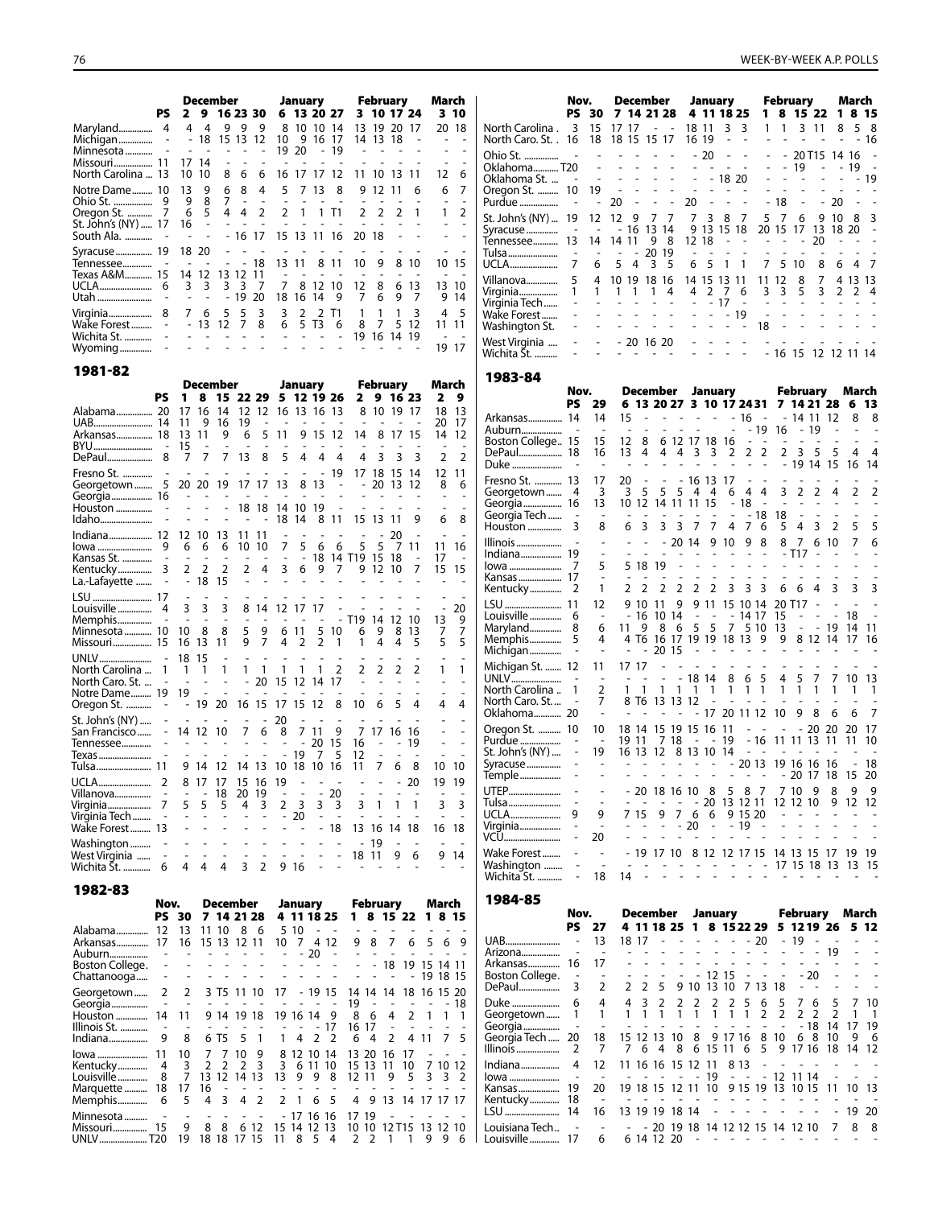| | PS | December | | | | | January | | | | February | | | | March | |
|---|---|---|---|---|---|---|---|---|---|---|---|---|---|---|---|---|
| | | 2 | 9 | 16 | 23 | 30 | 6 | 13 | 20 | 27 | 3 | 10 | 17 | 24 | 3 | 10 |
| Maryland | 4 | 4 | 4 | 9 | 9 | 9 | 8 | 10 | 10 | 14 | 13 | 19 | 20 | 17 | 20 | 18 |
| Michigan | - | - | 18 | 15 | 13 | 12 | 10 | 9 | 16 | 17 | 14 | 13 | 18 | - | - | - |
| Minnesota | - | - | - | - | - | - | 19 | 20 | - | 19 | - | - | - | - | - | - |
| Missouri | 11 | 17 | 14 | - | - | - | - | - | - | - | - | - | - | - | - | - |
| North Carolina | 13 | 10 | 10 | 8 | 6 | 6 | 16 | 17 | 17 | 12 | 11 | 10 | 13 | 11 | 12 | 6 |
| Notre Dame | 10 | 13 | 9 | 6 | 8 | 4 | 5 | 7 | 13 | 8 | 9 | 12 | 11 | 6 | 6 | 7 |
| Ohio St. | 9 | 9 | 8 | 7 | - | - | - | - | - | - | - | - | - | - | - | - |
| Oregon St. | 7 | 6 | 5 | 4 | 4 | 2 | 2 | 1 | 1 | T1 | 2 | 2 | 2 | 1 | 1 | 2 |
| St. John's (NY) | 17 | 16 | - | - | - | - | - | - | - | - | - | - | - | - | - | - |
| South Ala. | - | - | - | - | 16 | 17 | 15 | 13 | 11 | 16 | 20 | 18 | - | - | - | - |
| Syracuse | 19 | 18 | 20 | - | - | - | - | - | - | - | - | - | - | - | - | - |
| Tennessee | - | - | - | - | - | 18 | 13 | 11 | 8 | 11 | 10 | 9 | 8 | 10 | 10 | 15 |
| Texas A&M | 15 | 14 | 12 | 13 | 12 | 11 | - | - | - | - | - | - | - | - | - | - |
| UCLA | 6 | 3 | 3 | 3 | 3 | 7 | 7 | 8 | 12 | 10 | 12 | 8 | 6 | 13 | 13 | 10 |
| Utah | - | - | - | - | 19 | 20 | 18 | 16 | 14 | 9 | 7 | 6 | 9 | 7 | 9 | 14 |
| Virginia | 8 | 7 | 6 | 5 | 5 | 3 | 3 | 2 | 2 | T1 | 1 | 1 | 1 | 3 | 4 | 5 |
| Wake Forest | - | - | 13 | 12 | 7 | 8 | 6 | 5 | T3 | 6 | 8 | 7 | 5 | 12 | 11 | 11 |
| Wichita St. | - | - | - | - | - | - | - | - | - | - | 19 | 16 | 14 | 19 | - | - |
| Wyoming | - | - | - | - | - | - | - | - | - | - | - | - | - | - | 19 | 17 |

## 1981-82

| | PS | December | | | | | January | | | | February | | | | March | |
|---|---|---|---|---|---|---|---|---|---|---|---|---|---|---|---|---|
| | | 1 | 8 | 15 | 22 | 29 | 5 | 12 | 19 | 26 | 2 | 9 | 16 | 23 | 2 | 9 |
| Alabama | 20 | 17 | 16 | 14 | 12 | 12 | 16 | 13 | 16 | 13 | 8 | 10 | 19 | 17 | 18 | 13 |
| UAB | 14 | 11 | 9 | 16 | 19 | - | - | - | - | - | - | - | - | - | 20 | 17 |
| Arkansas | 18 | 13 | 11 | 9 | 6 | 5 | 11 | 9 | 15 | 12 | 14 | 8 | 17 | 15 | 14 | 12 |
| BYU | - | 15 | - | - | - | - | - | - | - | - | - | - | - | - | - | - |
| DePaul | 8 | 7 | 7 | 7 | 13 | 8 | 5 | 4 | 4 | 4 | 4 | 3 | 3 | 3 | 2 | 2 |
| Fresno St. | - | - | - | - | - | - | - | - | - | 19 | 17 | 18 | 15 | 14 | 12 | 11 |
| Georgetown | 5 | 20 | 20 | 19 | 17 | 17 | 13 | 8 | 13 | - | - | 20 | 13 | 12 | 8 | 6 |
| Georgia | 16 | - | - | - | - | - | - | - | - | - | - | - | - | - | - | - |
| Houston | - | - | - | - | 18 | 18 | 14 | 10 | 19 | - | - | - | - | - | - | - |
| Idaho | - | - | - | - | - | - | 18 | 14 | 8 | 11 | 15 | 13 | 11 | 9 | 6 | 8 |
| Indiana | 12 | 12 | 10 | 13 | 11 | 11 | - | - | - | - | - | - | 20 | - | - | - |
| Iowa | 9 | 6 | 6 | 6 | 10 | 10 | 7 | 5 | 6 | 6 | 5 | 5 | 7 | 11 | 11 | 16 |
| Kansas St. | - | - | - | - | - | - | - | - | 18 | 14 | T19 | 15 | 18 | - | 17 | - |
| Kentucky | 3 | 2 | 2 | 2 | 2 | 4 | 3 | 6 | 9 | 7 | 9 | 12 | 10 | 7 | 15 | 15 |
| La.-Lafayette | - | - | 18 | 15 | - | - | - | - | - | - | - | - | - | - | - | - |
| LSU | 17 | - | - | - | - | - | - | - | - | - | - | - | - | - | - | - |
| Louisville | 4 | 3 | 3 | 3 | 8 | 14 | 12 | 17 | 17 | - | - | - | - | - | - | 20 |
| Memphis | - | - | - | - | - | - | - | - | - | - | T19 | 14 | 12 | 10 | 13 | 9 |
| Minnesota | 10 | 10 | 8 | 8 | 5 | 9 | 6 | 11 | 5 | 10 | 6 | 9 | 8 | 13 | 7 | 7 |
| Missouri | 15 | 16 | 13 | 11 | 9 | 7 | 4 | 2 | 2 | 1 | 1 | 4 | 4 | 5 | 5 | 5 |
| UNLV | - | 18 | 15 | - | - | - | - | - | - | - | - | - | - | - | - | - |
| North Carolina | 1 | 1 | 1 | 1 | 1 | 1 | 1 | 1 | 1 | 2 | 2 | 2 | 2 | 2 | 1 | 1 |
| North Caro. St. | - | - | - | - | - | 20 | 15 | 12 | 14 | 17 | - | - | - | - | - | - |
| Notre Dame | 19 | 19 | - | - | - | - | - | - | - | - | - | - | - | - | - | - |
| Oregon St. | - | - | 19 | 20 | 16 | 15 | 17 | 15 | 12 | 8 | 10 | 6 | 5 | 4 | 4 | 4 |
| St. John's (NY) | - | - | - | - | - | - | 20 | - | - | - | - | - | - | - | - | - |
| San Francisco | - | 14 | 12 | 10 | 7 | 6 | 8 | 7 | 11 | 9 | 7 | 17 | 16 | 16 | - | - |
| Tennessee | - | - | - | - | - | - | - | - | 20 | 15 | 16 | - | - | 19 | - | - |
| Texas | - | - | - | - | - | - | - | 19 | 7 | 5 | 12 | - | - | - | - | - |
| Tulsa | 11 | 9 | 14 | 12 | 14 | 13 | 10 | 18 | 10 | 16 | 11 | 7 | 6 | 8 | 10 | 10 |
| UCLA | 2 | 8 | 17 | 17 | 15 | 16 | 19 | - | - | - | - | - | - | 20 | 19 | 19 |
| Villanova | - | - | - | 18 | 20 | 19 | - | - | - | 20 | - | - | - | - | - | - |
| Virginia | 7 | 5 | 5 | 5 | 4 | 3 | 2 | 3 | 3 | 3 | 3 | 1 | 1 | 1 | 3 | 3 |
| Virginia Tech | - | - | - | - | - | - | - | 20 | - | - | - | - | - | - | - | - |
| Wake Forest | 13 | - | - | - | - | - | - | - | - | 18 | 13 | 16 | 14 | 18 | 16 | 18 |
| Washington | - | - | - | - | - | - | - | - | - | - | - | 19 | - | - | - | - |
| West Virginia | - | - | - | - | - | - | - | - | - | - | 18 | 11 | 9 | 6 | 9 | 14 |
| Wichita St. | 6 | 4 | 4 | 4 | 3 | 2 | 9 | 16 | - | - | - | - | - | - | - | - |

## 1982-83

| | Nov. | | December | | | | January | | | | February | | | | March | | |
|---|---|---|---|---|---|---|---|---|---|---|---|---|---|---|---|---|---|
| | PS | 30 | 7 | 14 | 21 | 28 | 4 | 11 | 18 | 25 | 1 | 8 | 15 | 22 | 1 | 8 | 15 |
| Alabama | 12 | 13 | 11 | 10 | 8 | 6 | 5 | 10 | - | - | - | - | - | - | - | - | - |
| Arkansas | 17 | 16 | 15 | 13 | 12 | 11 | 10 | 7 | 4 | 12 | 9 | 8 | 7 | 6 | 5 | 6 | 9 |
| Auburn | - | - | - | - | - | - | - | - | 20 | - | - | - | - | - | - | - | - |
| Boston College | - | - | - | - | - | - | - | - | - | - | - | - | 18 | 19 | 15 | 14 | 11 |
| Chattanooga | - | - | - | - | - | - | - | - | - | - | - | - | - | - | 19 | 18 | 15 |
| Georgetown | 2 | 2 | 3 | T5 | 11 | 10 | 17 | - | 19 | 15 | 14 | 14 | 14 | 18 | 16 | 15 | 20 |
| Georgia | - | - | - | - | - | - | - | - | - | - | 19 | - | - | - | - | - | 18 |
| Houston | 14 | 11 | 9 | 14 | 19 | 18 | 19 | 16 | 14 | 9 | 8 | 6 | 4 | 2 | 1 | 1 | 1 |
| Illinois St. | - | - | - | - | - | - | - | - | - | 17 | 16 | 17 | - | - | - | - | - |
| Indiana | 9 | 8 | 6 | T5 | 5 | 1 | 1 | 4 | 2 | 2 | 6 | 4 | 2 | 4 | 11 | 7 | 5 |
| Iowa | 11 | 10 | 7 | 7 | 10 | 9 | 8 | 12 | 10 | 14 | 13 | 20 | 16 | 17 | - | - | - |
| Kentucky | 4 | 3 | 2 | 2 | 3 | 3 | 3 | 6 | 11 | 10 | 15 | 13 | 11 | 10 | 7 | 10 | 12 |
| Louisville | 8 | 7 | 13 | 12 | 14 | 13 | 13 | 9 | 9 | 8 | 12 | 11 | 9 | 5 | 3 | 3 | 2 |
| Marquette | 18 | 17 | 16 | - | - | - | - | - | - | - | - | - | - | - | - | - | - |
| Memphis | 6 | 5 | 4 | 3 | 4 | 2 | 2 | 1 | 6 | 5 | 4 | 9 | 13 | 14 | 17 | 17 | 17 |
| Minnesota | - | - | - | - | - | - | - | 17 | 16 | 16 | 17 | 19 | - | - | - | - | - |
| Missouri | 15 | 9 | 8 | 8 | 6 | 12 | 15 | 14 | 12 | 13 | 10 | 10 | 12 | T15 | 13 | 12 | 10 |
| UNLV | T20 | 19 | 18 | 18 | 17 | 15 | 11 | 8 | 5 | 4 | 2 | 2 | 1 | 1 | 9 | 9 | 6 |
| North Carolina | 3 | 15 | 17 | 17 | - | - | 18 | 11 | 3 | 3 | 1 | 1 | 3 | 11 | 8 | 5 | 8 |
| North Caro. St. | 16 | 18 | 18 | 15 | 15 | 17 | 16 | 19 | - | - | - | - | - | - | - | - | 16 |
| Ohio St. | - | - | - | - | - | - | - | 20 | - | - | - | - | 20 | T15 | 14 | 16 | - |
| Oklahoma | T20 | - | - | - | - | - | - | - | - | - | - | - | 19 | - | - | 19 | - |
| Oklahoma St. | - | - | - | - | - | - | - | - | 18 | 20 | - | - | - | - | - | - | 19 |
| Oregon St. | 10 | 19 | - | - | - | - | - | - | - | - | - | - | - | - | - | - | - |
| Purdue | - | - | 20 | - | - | - | 20 | - | - | - | - | 18 | - | - | 20 | - | - |
| St. John's (NY) | 19 | 12 | 12 | 9 | 7 | 7 | 7 | 3 | 8 | 7 | 5 | 7 | 6 | 9 | 10 | 8 | 3 |
| Syracuse | - | - | - | 16 | 13 | 14 | 9 | 13 | 15 | 18 | 20 | 15 | 17 | 13 | 18 | 20 | - |
| Tennessee | 13 | 14 | 14 | 11 | 9 | 8 | 12 | 18 | - | - | - | - | - | 20 | - | - | - |
| Tulsa | - | - | - | - | 20 | 19 | - | - | - | - | - | - | - | - | - | - | - |
| UCLA | 7 | 6 | 5 | 4 | 3 | 5 | 6 | 5 | 1 | 1 | 7 | 5 | 10 | 8 | 6 | 4 | 7 |
| Villanova | 5 | 4 | 10 | 19 | 18 | 16 | 14 | 15 | 13 | 11 | 11 | 12 | 8 | 7 | 4 | 13 | 13 |
| Virginia | 1 | 1 | 1 | 1 | 1 | 4 | 4 | 2 | 7 | 6 | 3 | 3 | 5 | 3 | 2 | 2 | 4 |
| Virginia Tech | - | - | - | - | - | - | - | - | 17 | - | - | - | - | - | - | - | - |
| Wake Forest | - | - | - | - | - | - | - | - | - | 19 | - | - | - | - | - | - | - |
| Washington St. | - | - | - | - | - | - | - | - | - | - | 18 | - | - | - | - | - | - |
| West Virginia | - | - | - | 20 | 16 | 20 | - | - | - | - | - | - | - | - | - | - | - |
| Wichita St. | - | - | - | - | - | - | - | - | - | - | - | 16 | 15 | 12 | 12 | 11 | 14 |

## 1983-84

| | Nov. | | December | | | | January | | | | | February | | | | March | |
|---|---|---|---|---|---|---|---|---|---|---|---|---|---|---|---|---|---|
| | PS | 29 | 6 | 13 | 20 | 27 | 3 | 10 | 17 | 24 | 31 | 7 | 14 | 21 | 28 | 6 | 13 |
| Arkansas | 14 | 14 | 15 | - | - | - | - | - | - | 16 | - | - | 14 | 11 | 12 | 8 | 8 |
| Auburn | - | - | - | - | - | - | - | - | - | - | 19 | 16 | - | 19 | - | - | - |
| Boston College | 15 | 15 | 12 | 8 | 6 | 12 | 17 | 18 | 16 | - | - | - | - | - | - | - | - |
| DePaul | 18 | 16 | 13 | 4 | 4 | 4 | 3 | 3 | 2 | 2 | 2 | 2 | 3 | 5 | 5 | 4 | 4 |
| Duke | - | - | - | - | - | - | - | - | - | - | - | - | 19 | 14 | 15 | 16 | 14 |
| Fresno St. | 13 | 17 | 20 | - | - | - | 16 | 13 | 17 | - | - | - | - | - | - | - | - |
| Georgetown | 4 | 3 | 3 | 5 | 5 | 5 | 4 | 4 | 6 | 4 | 4 | 3 | 2 | 2 | 4 | 2 | 2 |
| Georgia | 16 | 13 | 10 | 12 | 14 | 11 | 11 | 15 | - | 18 | - | - | - | - | - | - | - |
| Georgia Tech | - | - | - | - | - | - | - | - | - | - | 18 | 18 | - | - | - | - | - |
| Houston | 3 | 8 | 6 | 3 | 3 | 3 | 7 | 7 | 4 | 7 | 6 | 5 | 4 | 3 | 2 | 5 | 5 |
| Illinois | - | - | - | - | - | 20 | 14 | 9 | 10 | 9 | 8 | 8 | 7 | 6 | 10 | 7 | 6 |
| Indiana | 19 | - | - | - | - | - | - | - | - | - | - | - | T17 | - | - | - | - |
| Iowa | 7 | 5 | 5 | 18 | 19 | - | - | - | - | - | - | - | - | - | - | - | - |
| Kansas | 17 | - | - | - | - | - | - | - | - | - | - | - | - | - | - | - | - |
| Kentucky | 2 | 1 | 2 | 2 | 2 | 2 | 2 | 2 | 3 | 3 | 3 | 6 | 6 | 4 | 3 | 3 | 3 |
| LSU | 11 | 12 | 9 | 10 | 11 | 9 | 9 | 11 | 15 | 10 | 14 | 20 | T17 | - | - | - | - |
| Louisville | 6 | - | - | 16 | 10 | 14 | - | - | - | 14 | 17 | 15 | - | - | - | 18 | - |
| Maryland | 8 | 6 | 11 | 9 | 8 | 6 | 5 | 5 | 7 | 5 | 10 | 13 | - | - | 19 | 14 | 11 |
| Memphis | 5 | 4 | 4 | T6 | 16 | 17 | 19 | 19 | 18 | 13 | 9 | 9 | 8 | 12 | 14 | 17 | 16 |
| Michigan | - | - | - | - | 20 | 15 | - | - | - | - | - | - | - | - | - | - | - |
| Michigan St. | 12 | 11 | 17 | 17 | - | - | - | - | - | - | - | - | - | - | - | - | - |
| UNLV | - | - | - | - | - | - | 18 | 14 | 8 | 6 | 5 | 4 | 5 | 7 | 7 | 10 | 13 |
| North Carolina | 1 | 2 | 1 | 1 | 1 | 1 | 1 | 1 | 1 | 1 | 1 | 1 | 1 | 1 | 1 | 1 | 1 |
| North Caro. St. | - | 7 | 8 | T6 | 13 | 13 | 12 | - | - | - | - | - | - | - | - | - | - |
| Oklahoma | 20 | - | - | - | - | - | - | 17 | 20 | 11 | 12 | 10 | 9 | 8 | 6 | 6 | 7 |
| Oregon St. | 10 | 10 | 18 | 14 | 15 | 19 | 15 | 16 | 11 | - | - | - | - | 20 | 20 | 20 | 17 |
| Purdue | - | - | 19 | 11 | 7 | 18 | - | - | 19 | - | 16 | 11 | 11 | 13 | 11 | 11 | 10 |
| St. John's (NY) | - | 19 | 16 | 13 | 12 | 8 | 13 | 10 | 14 | - | - | - | - | - | - | - | - |
| Syracuse | - | - | - | - | - | - | - | - | - | 20 | 13 | 19 | 16 | 16 | 16 | - | 18 |
| Temple | - | - | - | - | - | - | - | - | - | - | - | - | 20 | 17 | 18 | 15 | 20 |
| UTEP | - | - | - | 20 | 18 | 16 | 10 | 8 | 5 | 8 | 7 | 7 | 10 | 9 | 8 | 9 | 9 |
| Tulsa | - | - | - | - | - | - | - | 20 | 13 | 12 | 11 | 12 | 12 | 10 | 9 | 12 | 12 |
| UCLA | 9 | 9 | 7 | 15 | 9 | 7 | 6 | 6 | 9 | 15 | 20 | - | - | - | - | - | - |
| Virginia | - | - | - | - | - | - | 20 | - | - | 19 | - | - | - | - | - | - | - |
| VCU | - | 20 | - | - | - | - | - | - | - | - | - | - | - | - | - | - | - |
| Wake Forest | - | - | - | 19 | 17 | 10 | 8 | 12 | 12 | 17 | 15 | 14 | 13 | 15 | 17 | 19 | 19 |
| Washington | - | - | - | - | - | - | - | - | - | - | - | 17 | 15 | 18 | 13 | 13 | 15 |
| Wichita St. | - | 18 | 14 | - | - | - | - | - | - | - | - | - | - | - | - | - | - |

## 1984-85

| | Nov. | | December | | | | January | | | | | February | | | | March | |
|---|---|---|---|---|---|---|---|---|---|---|---|---|---|---|---|---|---|
| | PS | 27 | 4 | 11 | 18 | 25 | 1 | 8 | 15 | 22 | 29 | 5 | 12 | 19 | 26 | 5 | 12 |
| UAB | - | 13 | 18 | 17 | - | - | - | - | - | - | 20 | - | 19 | - | - | - | - |
| Arizona | - | - | - | - | - | - | - | - | - | - | - | - | - | - | 19 | - | - |
| Arkansas | 16 | 17 | - | - | - | - | - | - | - | - | - | - | - | - | - | - | - |
| Boston College | - | - | - | - | - | - | 12 | 15 | - | - | - | - | 20 | - | - | - | - |
| DePaul | 3 | 2 | 2 | 2 | 5 | 9 | 10 | 13 | 10 | 7 | 13 | 18 | - | - | - | - | - |
| Duke | 6 | 4 | 4 | 3 | 2 | 2 | 2 | 2 | 2 | 5 | 6 | 5 | 7 | 6 | 5 | 7 | 10 |
| Georgetown | 1 | 1 | 1 | 1 | 1 | 1 | 1 | 1 | 1 | 1 | 2 | 2 | 2 | 2 | 2 | 1 | 1 |
| Georgia | - | - | - | - | - | - | - | - | - | - | - | - | - | 18 | 14 | 17 | 19 |
| Georgia Tech | 20 | 18 | 15 | 12 | 13 | 10 | 8 | 9 | 17 | 16 | 8 | 10 | 6 | 8 | 10 | 9 | 6 |
| Illinois | 2 | 7 | 7 | 6 | 4 | 8 | 6 | 15 | 11 | 6 | 5 | 9 | 17 | 16 | 18 | 14 | 12 |
| Indiana | 4 | 12 | 11 | 16 | 16 | 15 | 12 | 11 | - | 8 | 13 | - | - | - | - | - | - |
| Iowa | - | - | - | - | - | - | - | 19 | - | - | - | 12 | 11 | 14 | - | - | - |
| Kansas | 19 | 20 | 19 | 18 | 15 | 12 | 11 | 10 | 9 | 15 | 19 | 13 | 10 | 15 | 11 | 10 | 13 |
| Kentucky | 18 | - | - | - | - | - | - | - | - | - | - | - | - | - | - | - | - |
| LSU | 14 | 16 | 13 | 19 | 19 | 18 | 14 | - | - | - | - | - | - | - | - | 19 | 20 |
| Louisiana Tech | - | - | - | - | 20 | 19 | 18 | 14 | 12 | 12 | 15 | 14 | 12 | 10 | 7 | 8 | 8 |
| Louisville | 17 | 6 | 6 | 14 | 12 | 20 | - | - | - | - | - | - | - | - | - | - | - |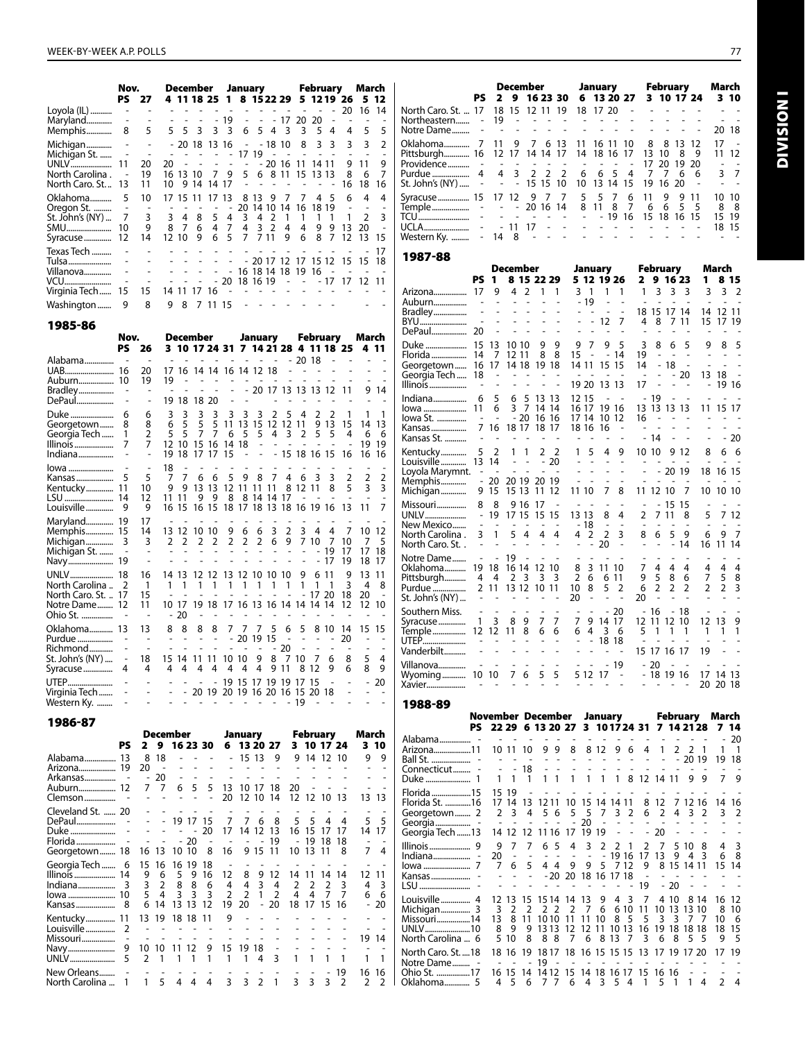| | Nov. | | December | | | | January | | | | | February | | | | March | |
|---|---|---|---|---|---|---|---|---|---|---|---|---|---|---|---|---|---|
| | PS | 27 | 4 | 11 | 18 | 25 | 1 | 8 | 15 | 22 | 29 | 5 | 12 | 19 | 26 | 5 | 12 |
| Loyola (IL) | - | - | - | - | - | - | - | - | - | - | - | - | - | - | 20 | 16 | 14 |
| Maryland | - | - | - | - | - | - | 19 | - | - | - | 17 | 20 | 20 | - | - | - | - |
| Memphis | 8 | 5 | 5 | 5 | 3 | 3 | 3 | 6 | 5 | 4 | 3 | 3 | 5 | 4 | 4 | 5 | 5 |
| Michigan | - | - | - | 20 | 18 | 13 | 16 | - | - | 18 | 10 | 8 | 3 | 3 | 3 | 3 | 2 |
| Michigan St. | - | - | - | - | - | - | - | 17 | 19 | - | - | - | - | - | - | - | - |
| UNLV | 11 | 20 | 20 | - | - | - | - | - | - | 20 | 16 | 11 | 14 | 11 | - | 9 | 11 |
| North Carolina | - | 19 | 16 | 13 | 10 | 7 | 9 | 5 | 6 | 8 | 11 | 15 | 13 | 13 | 8 | 6 | 7 |
| North Caro. St. | 13 | 11 | 10 | 9 | 14 | 14 | 17 | - | - | - | - | - | - | - | 16 | 18 | 16 |
| Oklahoma | 5 | 10 | 17 | 15 | 11 | 17 | 13 | 8 | 13 | 9 | 7 | 7 | 4 | 5 | 6 | 4 | 4 |
| Oregon St. | - | - | - | - | - | - | - | 20 | 14 | 10 | 14 | 16 | 18 | 19 | - | - | - |
| St. John's (NY) | 7 | 3 | 3 | 4 | 8 | 5 | 4 | 3 | 4 | 2 | 1 | 1 | 1 | 1 | 1 | 2 | 3 |
| SMU | 10 | 9 | 8 | 7 | 6 | 4 | 7 | 4 | 3 | 2 | 4 | 4 | 9 | 9 | 13 | 20 | - |
| Syracuse | 12 | 14 | 12 | 10 | 9 | 6 | 5 | 7 | 7 | 11 | 9 | 6 | 8 | 7 | 12 | 13 | 15 |
| Texas Tech | - | - | - | - | - | - | - | - | - | - | - | - | - | - | - | - | 17 |
| Tulsa | - | - | - | - | - | - | - | - | 20 | 17 | 12 | 17 | 15 | 12 | 15 | 15 | 18 |
| Villanova | - | - | - | - | - | - | - | 16 | 18 | 14 | 18 | 19 | 16 | - | - | - | - |
| VCU | - | - | - | - | - | - | 20 | 18 | 16 | 19 | - | - | - | 17 | 17 | 12 | 11 |
| Virginia Tech | 15 | 15 | 14 | 11 | 17 | 16 | - | - | - | - | - | - | - | - | - | - | - |
| Washington | 9 | 8 | 9 | 8 | 7 | 11 | 15 | - | - | - | - | - | - | - | - | - | - |

## 1985-86

| | Nov. | | December | | | | | January | | | | February | | | | March | |
|---|---|---|---|---|---|---|---|---|---|---|---|---|---|---|---|---|---|
| | PS | 26 | 3 | 10 | 17 | 24 | 31 | 7 | 14 | 21 | 28 | 4 | 11 | 18 | 25 | 4 | 11 |
| Alabama | - | - | - | - | - | - | - | - | - | - | - | 20 | 18 | - | - | - | - |
| UAB | 16 | 20 | 17 | 16 | 14 | 14 | 16 | 14 | 12 | 18 | - | - | - | - | - | - | - |
| Auburn | 10 | 19 | 19 | - | - | - | - | - | - | - | - | - | - | - | - | - | - |
| Bradley | - | - | - | - | - | - | - | - | 20 | 17 | 13 | 13 | 13 | 12 | 11 | 9 | 14 |
| DePaul | - | - | 19 | 18 | 18 | 20 | - | - | - | - | - | - | - | - | - | - | - |
| Duke | 6 | 6 | 3 | 3 | 3 | 3 | 3 | 3 | 3 | 2 | 5 | 4 | 2 | 2 | 1 | 1 | 1 |
| Georgetown | 8 | 8 | 6 | 5 | 5 | 5 | 11 | 13 | 15 | 12 | 12 | 11 | 9 | 13 | 15 | 14 | 13 |
| Georgia Tech | 1 | 2 | 5 | 5 | 7 | 7 | 6 | 5 | 5 | 4 | 3 | 2 | 5 | 5 | 4 | 6 | 6 |
| Illinois | 7 | 7 | 12 | 10 | 15 | 16 | 14 | 18 | - | - | - | - | - | - | - | 19 | 19 |
| Indiana | - | - | 19 | 18 | 17 | 17 | 15 | - | - | - | 15 | 18 | 16 | 15 | 16 | 16 | 16 |
| Iowa | - | - | 18 | - | - | - | - | - | - | - | - | - | - | - | - | - | - |
| Kansas | 5 | 5 | 7 | 7 | 6 | 6 | 5 | 9 | 8 | 7 | 4 | 6 | 3 | 3 | 2 | 2 | 2 |
| Kentucky | 11 | 10 | 9 | 9 | 13 | 13 | 12 | 11 | 11 | 11 | 8 | 12 | 11 | 8 | 5 | 3 | 3 |
| LSU | 14 | 12 | 11 | 11 | 9 | 9 | 8 | 8 | 14 | 14 | 17 | - | - | - | - | - | - |
| Louisville | 9 | 9 | 16 | 15 | 16 | 15 | 18 | 17 | 18 | 13 | 18 | 16 | 19 | 16 | 13 | 11 | 7 |
| Maryland | 19 | 17 | - | - | - | - | - | - | - | - | - | - | - | - | - | - | - |
| Memphis | 15 | 14 | 13 | 12 | 10 | 10 | 9 | 6 | 6 | 3 | 2 | 3 | 4 | 4 | 7 | 10 | 12 |
| Michigan | 3 | 3 | 2 | 2 | 2 | 2 | 2 | 2 | 2 | 6 | 9 | 7 | 10 | 7 | 10 | 7 | 5 |
| Michigan St. | - | - | - | - | - | - | - | - | - | - | - | - | - | 19 | 17 | 17 | 18 |
| Navy | 19 | - | - | - | - | - | - | - | - | - | - | - | - | 17 | 19 | 18 | 17 |
| UNLV | 18 | 16 | 14 | 13 | 12 | 12 | 13 | 12 | 10 | 10 | 10 | 9 | 6 | 11 | 9 | 13 | 11 |
| North Carolina | 2 | 1 | 1 | 1 | 1 | 1 | 1 | 1 | 1 | 1 | 1 | 1 | 1 | 1 | 3 | 4 | 8 |
| North Caro. St. | 17 | 15 | - | - | - | - | - | - | - | - | - | - | 17 | 20 | 18 | 20 | - |
| Notre Dame | 12 | 11 | 10 | 17 | 19 | 18 | 17 | 16 | 13 | 16 | 14 | 14 | 14 | 14 | 12 | 12 | 10 |
| Ohio St. | - | - | - | 20 | - | - | - | - | - | - | - | - | - | - | - | - | - |
| Oklahoma | 13 | 13 | 8 | 8 | 8 | 8 | 7 | 7 | 7 | 5 | 6 | 5 | 8 | 10 | 14 | 15 | 15 |
| Purdue | - | - | - | - | - | - | - | 20 | 19 | 15 | - | - | - | - | 20 | - | - |
| Richmond | - | - | - | - | - | - | - | - | - | - | 20 | - | - | - | - | - | - |
| St. John's (NY) | - | 18 | 15 | 14 | 11 | 11 | 10 | 10 | 9 | 8 | 7 | 10 | 7 | 6 | 8 | 5 | 4 |
| Syracuse | 4 | 4 | 4 | 4 | 4 | 4 | 4 | 4 | 4 | 9 | 11 | 8 | 12 | 9 | 6 | 8 | 9 |
| UTEP | - | - | - | - | - | - | 19 | 15 | 17 | 19 | 19 | 17 | 15 | - | - | - | 20 |
| Virginia Tech | - | - | - | - | 20 | 19 | 20 | 19 | 16 | 20 | 16 | 15 | 20 | 18 | - | - | - |
| Western Ky. | - | - | - | - | - | - | - | - | - | - | - | 19 | - | - | - | - | - |

## 1986-87

| | | December | | | | | January | | | | February | | | | March | |
|---|---|---|---|---|---|---|---|---|---|---|---|---|---|---|---|---|
| | PS | 2 | 9 | 16 | 23 | 30 | 6 | 13 | 20 | 27 | 3 | 10 | 17 | 24 | 3 | 10 |
| Alabama | 13 | 8 | 18 | - | - | - | - | 15 | 13 | 9 | 9 | 14 | 12 | 10 | 9 | 9 |
| Arizona | 19 | 20 | - | - | - | - | - | - | - | - | - | - | - | - | - | - |
| Arkansas | - | - | 20 | - | - | - | - | - | - | - | - | - | - | - | - | - |
| Auburn | 12 | 7 | 7 | 6 | 5 | 5 | 13 | 10 | 17 | 18 | 20 | - | - | - | - | - |
| Clemson | - | - | - | - | - | - | 20 | 12 | 10 | 14 | 12 | 12 | 10 | 13 | 13 | 13 |
| Cleveland St. | 20 | - | - | - | - | - | - | - | - | - | - | - | - | - | - | - |
| DePaul | - | - | - | 19 | 17 | 15 | 7 | 7 | 6 | 8 | 5 | 5 | 4 | 4 | 5 | 5 |
| Duke | - | - | - | - | - | 20 | 17 | 14 | 12 | 13 | 16 | 15 | 17 | 17 | 14 | 17 |
| Florida | - | - | - | - | 20 | - | - | - | - | 19 | - | 19 | 18 | 18 | - | - |
| Georgetown | 18 | 16 | 13 | 10 | 10 | 8 | 16 | 9 | 15 | 11 | 10 | 13 | 11 | 8 | 7 | 4 |
| Georgia Tech | 6 | 15 | 16 | 16 | 19 | 18 | - | - | - | - | - | - | - | - | - | - |
| Illinois | 14 | 9 | 6 | 5 | 9 | 16 | 12 | 8 | 9 | 12 | 14 | 11 | 14 | 14 | 12 | 11 |
| Indiana | 3 | 3 | 2 | 8 | 8 | 6 | 4 | 4 | 3 | 4 | 2 | 2 | 2 | 3 | 4 | 3 |
| Iowa | 10 | 5 | 4 | 3 | 3 | 3 | 2 | 2 | 1 | 2 | 4 | 4 | 7 | 7 | 6 | 6 |
| Kansas | 8 | 6 | 14 | 13 | 13 | 12 | 19 | 20 | - | 20 | 18 | 17 | 15 | 16 | - | 20 |
| Kentucky | 11 | 13 | 19 | 18 | 18 | 11 | 9 | - | - | - | - | - | - | - | - | - |
| Louisville | 2 | - | - | - | - | - | - | - | - | - | - | - | - | - | - | - |
| Missouri | - | - | - | - | - | - | - | - | - | - | - | - | - | - | 19 | 14 |
| Navy | 9 | 10 | 10 | 11 | 12 | 9 | 15 | 19 | 18 | - | - | - | - | - | - | - |
| UNLV | 5 | 2 | 1 | 1 | 1 | 1 | 1 | 1 | 4 | 3 | 1 | 1 | 1 | 1 | 1 | 1 |
| New Orleans | - | - | - | - | - | - | - | - | - | - | - | - | - | 19 | 16 | 16 |
| North Carolina | 1 | 1 | 5 | 4 | 4 | 4 | 3 | 3 | 2 | 1 | 3 | 3 | 3 | 2 | 2 | 2 |
| North Caro. St. | 17 | 18 | 15 | 12 | 11 | 19 | 18 | 17 | 20 | - | - | - | - | - | - | - |
| Northeastern | - | 19 | - | - | - | - | - | - | - | - | - | - | - | - | - | - |
| Notre Dame | - | - | - | - | - | - | - | - | - | - | - | - | - | - | 20 | 18 |
| Oklahoma | 7 | 11 | 9 | 7 | 6 | 13 | 11 | 16 | 11 | 10 | 8 | 8 | 13 | 12 | 17 | - |
| Pittsburgh | 16 | 12 | 17 | 14 | 14 | 17 | 14 | 18 | 16 | 17 | 13 | 10 | 8 | 9 | 11 | 12 |
| Providence | - | - | - | - | - | - | - | - | - | - | 17 | 20 | 19 | 20 | - | - |
| Purdue | 4 | 4 | 3 | 2 | 2 | 2 | 6 | 6 | 5 | 4 | 7 | 7 | 6 | 6 | 3 | 7 |
| St. John's (NY) | - | - | - | 15 | 15 | 10 | 10 | 13 | 14 | 15 | 19 | 16 | 20 | - | - | - |
| Syracuse | 15 | 17 | 12 | 9 | 7 | 7 | 5 | 5 | 7 | 6 | 11 | 9 | 9 | 11 | 10 | 10 |
| Temple | - | - | - | 20 | 16 | 14 | 8 | 11 | 8 | 7 | 6 | 6 | 5 | 5 | 8 | 8 |
| TCU | - | - | - | - | - | - | - | - | 19 | 16 | 15 | 18 | 16 | 15 | 15 | 19 |
| UCLA | - | - | 11 | 17 | - | - | - | - | - | - | - | - | - | - | 18 | 15 |
| Western Ky. | - | 14 | 8 | - | - | - | - | - | - | - | - | - | - | - | - | - |

## 1987-88

| | | December | | | | | January | | | | February | | | | March | | |
|---|---|---|---|---|---|---|---|---|---|---|---|---|---|---|---|---|---|
| | PS | 1 | 8 | 15 | 22 | 29 | 5 | 12 | 19 | 26 | 2 | 9 | 16 | 23 | 1 | 8 | 15 |
| Arizona | 17 | 9 | 4 | 2 | 1 | 1 | 3 | 1 | 1 | 1 | 1 | 3 | 3 | 3 | 3 | 3 | 2 |
| Auburn | - | - | - | - | - | - | - | 19 | - | - | - | - | - | - | - | - | - |
| Bradley | - | - | - | - | - | - | - | - | - | - | 18 | 15 | 17 | 14 | 14 | 12 | 11 |
| BYU | - | - | - | - | - | - | - | - | 12 | 7 | 4 | 8 | 7 | 11 | 15 | 17 | 19 |
| DePaul | 20 | - | - | - | - | - | - | - | - | - | - | - | - | - | - | - | - |
| Duke | 15 | 13 | 10 | 10 | 9 | 9 | 9 | 7 | 9 | 5 | 3 | 8 | 6 | 5 | 9 | 8 | 5 |
| Florida | 14 | 7 | 12 | 11 | 8 | 8 | 15 | - | - | 14 | 19 | - | - | - | - | - | - |
| Georgetown | 16 | 17 | 14 | 18 | 19 | 18 | 14 | 11 | 15 | 15 | 14 | - | 18 | - | - | - | - |
| Georgia Tech | 18 | - | - | - | - | - | - | - | - | - | - | - | - | 20 | 13 | 18 | - |
| Illinois | - | - | - | - | - | - | 19 | 20 | 13 | 13 | 17 | - | - | - | - | 19 | 16 |
| Indiana | 6 | 5 | 6 | 5 | 13 | 13 | 12 | 15 | - | - | - | 19 | - | - | - | - | - |
| Iowa | 11 | 6 | 3 | 7 | 14 | 14 | 16 | 17 | 19 | 16 | 13 | 13 | 13 | 13 | 11 | 15 | 17 |
| Iowa St. | - | - | - | 20 | 16 | 16 | 17 | 14 | 10 | 12 | 16 | - | - | - | - | - | - |
| Kansas | 7 | 16 | 18 | 17 | 18 | 17 | 18 | 16 | 16 | - | - | - | - | - | - | - | - |
| Kansas St. | - | - | - | - | - | - | - | - | - | - | - | 14 | - | - | - | - | 20 |
| Kentucky | 5 | 2 | 1 | 1 | 2 | 2 | 1 | 5 | 4 | 9 | 10 | 10 | 9 | 12 | 8 | 6 | 6 |
| Louisville | 13 | 14 | - | - | - | 20 | - | - | - | - | - | - | - | - | - | - | - |
| Loyola Marymnt. | - | - | - | - | - | - | - | - | - | - | - | - | 20 | 19 | 18 | 16 | 15 |
| Memphis | - | 20 | 20 | 19 | 20 | 19 | - | - | - | - | - | - | - | - | - | - | - |
| Michigan | 9 | 15 | 15 | 13 | 11 | 12 | 11 | 10 | 7 | 8 | 11 | 12 | 10 | 7 | 10 | 10 | 10 |
| Missouri | 8 | 8 | 9 | 16 | 17 | - | - | - | - | - | - | - | 15 | 15 | - | - | - |
| UNLV | - | 19 | 17 | 15 | 15 | 15 | 13 | 13 | 8 | 4 | 2 | 7 | 11 | 8 | 5 | 7 | 12 |
| New Mexico | - | - | - | - | - | - | - | 18 | - | - | - | - | - | - | - | - | - |
| North Carolina | 3 | 1 | 5 | 4 | 4 | 4 | 4 | 2 | 2 | 3 | 8 | 6 | 5 | 9 | 6 | 9 | 7 |
| North Caro. St. | - | - | - | - | - | - | - | - | 20 | - | - | - | - | 14 | 16 | 11 | 14 |
| Notre Dame | - | - | 19 | - | - | - | - | - | - | - | - | - | - | - | - | - | - |
| Oklahoma | 19 | 18 | 16 | 14 | 12 | 10 | 8 | 3 | 11 | 10 | 7 | 4 | 4 | 4 | 4 | 4 | 4 |
| Pittsburgh | 4 | 4 | 2 | 3 | 3 | 3 | 2 | 6 | 6 | 11 | 9 | 5 | 8 | 6 | 7 | 5 | 8 |
| Purdue | 2 | 11 | 13 | 12 | 10 | 11 | 10 | 8 | 5 | 2 | 6 | 2 | 2 | 2 | 2 | 2 | 3 |
| St. John's (NY) | - | - | - | - | - | - | 20 | - | - | - | 20 | - | - | - | - | - | - |
| Southern Miss. | - | - | - | - | - | - | - | - | - | 20 | - | 16 | - | 18 | - | - | - |
| Syracuse | 1 | 3 | 8 | 9 | 7 | 7 | 7 | 9 | 14 | 17 | 12 | 11 | 12 | 10 | 12 | 13 | 9 |
| Temple | 12 | 12 | 11 | 8 | 6 | 6 | 6 | 4 | 3 | 6 | 5 | 1 | 1 | 1 | 1 | 1 | 1 |
| UTEP | - | - | - | - | - | - | - | - | 18 | 18 | - | - | - | - | - | - | - |
| Vanderbilt | - | - | - | - | - | - | - | - | - | - | 15 | 17 | 16 | 17 | 19 | - | - |
| Villanova | - | - | - | - | - | - | - | - | - | 19 | - | 20 | - | - | - | - | - |
| Wyoming | 10 | 10 | 7 | 6 | 5 | 5 | 5 | 12 | 17 | - | - | 18 | 19 | 16 | 17 | 14 | 13 |
| Xavier | - | - | - | - | - | - | - | - | - | - | - | - | - | - | 20 | 20 | 18 |

## 1988-89

| | | November | | December | | | | January | | | | | February | | | | March | |
|---|---|---|---|---|---|---|---|---|---|---|---|---|---|---|---|---|---|---|
| | PS | 22 | 29 | 6 | 13 | 20 | 27 | 3 | 10 | 17 | 24 | 31 | 7 | 14 | 21 | 28 | 7 | 14 |
| Alabama | - | - | - | - | - | - | - | - | - | - | - | - | - | - | - | - | - | 20 |
| Arizona | 11 | 10 | 11 | 10 | 9 | 9 | 8 | 8 | 12 | 9 | 6 | 4 | 1 | 2 | 2 | 1 | 1 | 1 |
| Ball St. | - | - | - | - | - | - | - | - | - | - | - | - | - | - | 20 | 19 | 19 | 18 |
| Connecticut | - | - | - | 18 | - | - | - | - | - | - | - | - | - | - | - | - | - | - |
| Duke | 1 | 1 | 1 | 1 | 1 | 1 | 1 | 1 | 1 | 1 | 8 | 12 | 14 | 11 | 9 | 9 | 7 | 9 |
| Florida | 15 | 15 | 19 | - | - | - | - | - | - | - | - | - | - | - | - | - | - | - |
| Florida St. | 16 | 17 | 14 | 13 | 12 | 11 | 10 | 15 | 14 | 14 | 11 | 8 | 12 | 7 | 12 | 16 | 14 | 16 |
| Georgetown | 2 | 2 | 3 | 4 | 5 | 6 | 5 | 5 | 7 | 3 | 2 | 6 | 2 | 4 | 3 | 2 | 3 | 2 |
| Georgia | - | - | - | - | - | - | - | 20 | - | - | - | - | - | - | - | - | - | - |
| Georgia Tech | 13 | 14 | 12 | 12 | 11 | 16 | 17 | 19 | 19 | - | - | - | 20 | - | - | - | - | - |
| Illinois | 9 | 9 | 7 | 7 | 6 | 5 | 4 | 3 | 2 | 2 | 1 | 2 | 7 | 5 | 10 | 8 | 4 | 3 |
| Indiana | - | 20 | - | - | - | - | - | - | - | 19 | 16 | 17 | 13 | 9 | 4 | 3 | 6 | 8 |
| Iowa | 7 | 7 | 6 | 5 | 4 | 4 | 9 | 9 | 5 | 7 | 12 | 9 | 8 | 15 | 14 | 11 | 15 | 14 |
| Kansas | - | - | - | - | 20 | 20 | 18 | 16 | 17 | 18 | - | - | - | - | - | - | - | - |
| LSU | - | - | - | - | - | - | - | - | - | - | - | 19 | - | 20 | - | - | - | - |
| Louisville | 4 | 12 | 13 | 15 | 15 | 14 | 14 | 13 | 9 | 4 | 3 | 7 | 4 | 10 | 8 | 14 | 16 | 12 |
| Michigan | 3 | 3 | 2 | 2 | 2 | 2 | 2 | 7 | 6 | 6 | 10 | 11 | 10 | 13 | 13 | 10 | 8 | 10 |
| Missouri | 14 | 13 | 8 | 11 | 10 | 10 | 11 | 11 | 10 | 8 | 5 | 5 | 3 | 3 | 7 | 7 | 10 | 6 |
| UNLV | 10 | 8 | 9 | 9 | 13 | 13 | 12 | 12 | 11 | 10 | 13 | 16 | 19 | 18 | 18 | 18 | 18 | 15 |
| North Carolina | 6 | 5 | 10 | 8 | 8 | 8 | 7 | 6 | 8 | 13 | 7 | 3 | 6 | 8 | 5 | 5 | 9 | 5 |
| North Caro. St. | 18 | 18 | 16 | 19 | 18 | 17 | 18 | 16 | 15 | 15 | 15 | 13 | 17 | 19 | 17 | 20 | 17 | 19 |
| Notre Dame | - | - | - | - | 19 | - | - | - | - | - | - | - | - | - | - | - | - | - |
| Ohio St. | 17 | 16 | 15 | 14 | 14 | 12 | 15 | 14 | 18 | 16 | 17 | 15 | 16 | 16 | - | - | - | - |
| Oklahoma | 5 | 4 | 5 | 6 | 7 | 7 | 6 | 4 | 3 | 5 | 4 | 1 | 5 | 1 | 1 | 4 | 2 | 4 |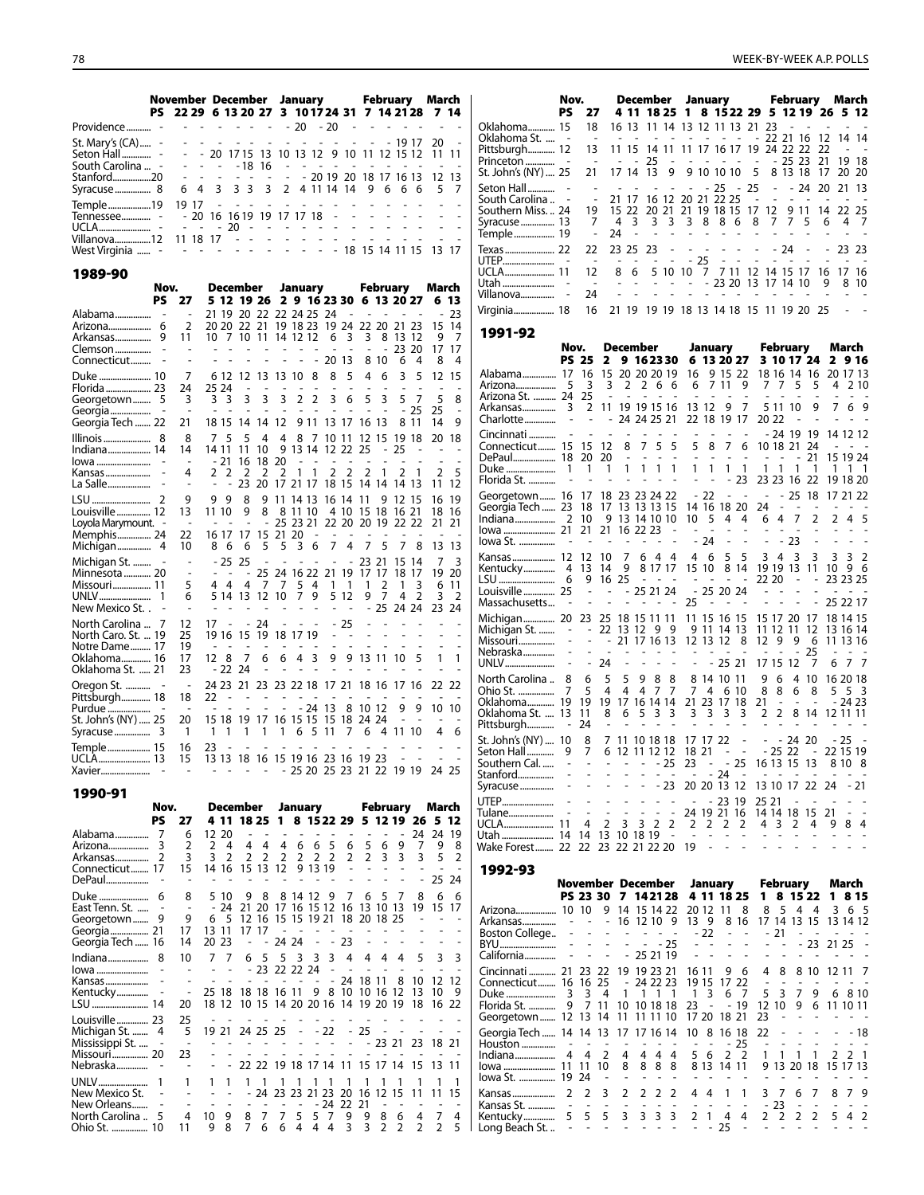| | November | | | December | | | | January | | | | | February | | | | March | |
|---|---|---|---|---|---|---|---|---|---|---|---|---|---|---|---|---|---|---|
| | PS | 22 | 29 | 6 | 13 | 20 | 27 | 3 | 10 | 17 | 24 | 31 | 7 | 14 | 21 | 28 | 7 | 14 |
| Providence | - | - | - | - | - | - | - | - | 20 | - | 20 | - | - | - | - | - | - | - |
| St. Mary's (CA) | - | - | - | - | - | - | - | - | - | - | - | - | - | - | 19 | 17 | 20 | - |
| Seton Hall | - | - | - | 20 | 17 | 15 | 13 | 10 | 13 | 12 | 9 | 10 | 11 | 12 | 15 | 12 | 11 | - |
| South Carolina | - | - | - | - | - | 18 | 16 | - | - | - | - | - | - | - | - | - | - | - |
| Stanford | 20 | - | - | - | - | - | - | - | - | 20 | 19 | 20 | 18 | 17 | 16 | 13 | 12 | 13 |
| Syracuse | 8 | 6 | 4 | 3 | 3 | 3 | 3 | 2 | 4 | 11 | 14 | 14 | 9 | 6 | 6 | 6 | 5 | 7 |
| Temple | 19 | 19 | 17 | - | - | - | - | - | - | - | - | - | - | - | - | - | - | - |
| Tennessee | - | - | - | 20 | 16 | 16 | 19 | 19 | 17 | 17 | 18 | - | - | - | - | - | - | - |
| UCLA | - | - | - | - | 20 | - | - | - | - | - | - | - | - | - | - | - | - | - |
| Villanova | 12 | 11 | 18 | 17 | - | - | - | - | - | - | - | - | - | - | - | - | - | - |
| West Virginia | - | - | - | - | - | - | - | - | - | - | - | 18 | 15 | 14 | 11 | 15 | 13 | 17 |

## 1989-90

| | Nov. | | December | | | | January | | | | | February | | | | March | |
|---|---|---|---|---|---|---|---|---|---|---|---|---|---|---|---|---|---|
| | PS | 27 | 5 | 12 | 19 | 26 | 2 | 9 | 16 | 23 | 30 | 6 | 13 | 20 | 27 | 6 | 13 |
| Alabama | - | - | 21 | 19 | 20 | 22 | 22 | 24 | 25 | 24 | - | - | - | - | - | - | 23 |
| Arizona | 6 | 2 | 20 | 20 | 22 | 21 | 19 | 18 | 23 | 19 | 24 | 22 | 20 | 21 | 23 | 15 | 14 |
| Arkansas | 9 | 11 | 10 | 7 | 10 | 11 | 14 | 12 | 12 | 6 | 3 | 3 | 8 | 13 | 12 | 9 | 7 |
| Clemson | - | - | - | - | - | - | - | - | - | - | - | - | - | 23 | 20 | 17 | 17 |
| Connecticut | - | - | - | - | - | - | - | - | - | 20 | 13 | 8 | 10 | 6 | 4 | 8 | 4 |
| Duke | 10 | 7 | 6 | 12 | 12 | 13 | 13 | 10 | 8 | 8 | 5 | 4 | 6 | 3 | 5 | 12 | 15 |
| Florida | 23 | 24 | 25 | 24 | - | - | - | - | - | - | - | - | - | - | - | - | - |
| Georgetown | 5 | 3 | 3 | 3 | 3 | 3 | 3 | 2 | 2 | 3 | 6 | 5 | 3 | 5 | 7 | 5 | 8 |
| Georgia | - | - | - | - | - | - | - | - | - | - | - | - | - | - | 25 | 25 | - |
| Georgia Tech | 22 | 21 | 18 | 15 | 14 | 14 | 12 | 9 | 11 | 13 | 17 | 16 | 13 | 8 | 11 | 14 | 9 |
| Illinois | 8 | 8 | 7 | 5 | 5 | 4 | 4 | 8 | 7 | 10 | 11 | 12 | 15 | 19 | 18 | 20 | 18 |
| Indiana | 14 | 14 | 14 | 11 | 11 | 10 | 9 | 13 | 14 | 12 | 22 | 25 | - | 25 | - | - | - |
| Iowa | - | - | - | 21 | 16 | 18 | 20 | - | - | - | - | - | - | - | - | - | - |
| Kansas | - | 4 | 2 | 2 | 2 | 2 | 2 | 1 | 1 | 2 | 2 | 2 | 1 | 2 | 1 | 2 | 5 |
| La Salle | - | - | - | - | 23 | 20 | 17 | 21 | 17 | 18 | 15 | 14 | 14 | 14 | 13 | 11 | 12 |
| LSU | 2 | 9 | 9 | 8 | 9 | 11 | 14 | 13 | 16 | 14 | 11 | 9 | 12 | 15 | | 16 | 19 |
| Louisville | 12 | 13 | 11 | 10 | 9 | 8 | 8 | 11 | 10 | 4 | 10 | 15 | 18 | 16 | 21 | 18 | 16 |
| Loyola Marymount | - | - | - | - | - | - | 25 | 23 | 21 | 22 | 20 | 20 | 19 | 22 | 22 | 21 | 21 |
| Memphis | 24 | 22 | 16 | 17 | 17 | 15 | 21 | 20 | - | - | - | - | - | - | - | - | - |
| Michigan | 4 | 10 | 8 | 6 | 6 | 5 | 5 | 3 | 6 | 7 | 4 | 7 | 5 | 7 | 8 | 13 | 13 |
| Michigan St. | - | - | 25 | 25 | - | - | - | - | - | - | - | 23 | 21 | 15 | 14 | 7 | 3 |
| Minnesota | 20 | - | - | - | - | 25 | 24 | 16 | 22 | 21 | 19 | 17 | 17 | 18 | 17 | 19 | 20 |
| Missouri | 11 | 5 | 4 | 4 | 4 | 7 | 7 | 5 | 4 | 1 | 1 | 1 | 2 | 1 | 3 | 6 | 11 |
| UNLV | 1 | 6 | 5 | 14 | 13 | 12 | 10 | 7 | 9 | 5 | 12 | 9 | 7 | 4 | 2 | 3 | 2 |
| New Mexico St. | - | - | - | - | - | - | - | - | - | - | - | - | 25 | 24 | 24 | 23 | 24 |
| North Carolina | 7 | 12 | 17 | - | - | 24 | - | - | - | - | 25 | - | - | - | - | - | - |
| North Caro. St. | 19 | 25 | 19 | 16 | 15 | 19 | 18 | 17 | 19 | - | - | - | - | - | - | - | - |
| Notre Dame | 17 | 19 | - | - | - | - | - | - | - | - | - | - | - | - | - | - | - |
| Oklahoma | 16 | 17 | 12 | 8 | 7 | 6 | 6 | 4 | 3 | 9 | 9 | 13 | 11 | 10 | 5 | 1 | 1 |
| Oklahoma St. | 21 | 23 | - | 22 | 24 | - | - | - | - | - | - | - | - | - | - | - | - |
| Oregon St. | - | - | 24 | 23 | 21 | 23 | 23 | 22 | 18 | 17 | 21 | 18 | 16 | 17 | 16 | 22 | 22 |
| Pittsburgh | 18 | 18 | 22 | - | - | - | - | - | - | - | - | - | - | - | - | - | - |
| Purdue | - | - | - | - | - | - | - | - | 24 | 13 | 8 | 10 | 12 | 9 | 9 | 10 | 10 |
| St. John's (NY) | 25 | 20 | 15 | 18 | 19 | 17 | 16 | 15 | 15 | 15 | 18 | 24 | 24 | - | - | - | - |
| Syracuse | 3 | 1 | 1 | 1 | 1 | 1 | 1 | 6 | 5 | 11 | 7 | 6 | 4 | 11 | 10 | 4 | 6 |
| Temple | 15 | 16 | 23 | - | - | - | - | - | - | - | - | - | - | - | - | - | - |
| UCLA | 13 | 15 | 13 | 13 | 18 | 16 | 15 | 19 | 16 | 23 | 16 | 19 | 23 | - | - | - | - |
| Xavier | - | - | - | - | - | - | - | 25 | 20 | 25 | 23 | 21 | 22 | 19 | 19 | 24 | 25 |

## 1990-91

| | Nov. | | December | | | | January | | | | | February | | | | March | |
|---|---|---|---|---|---|---|---|---|---|---|---|---|---|---|---|---|---|
| | PS | 27 | 4 | 11 | 18 | 25 | 1 | 8 | 15 | 22 | 29 | 5 | 12 | 19 | 26 | 5 | 12 |
| Alabama | 7 | 6 | 12 | 20 | - | - | - | - | - | - | - | - | - | - | - | - | - |
| Arizona | 3 | 2 | 2 | 4 | 4 | 4 | 4 | 6 | 6 | 5 | 6 | 5 | 6 | 9 | 7 | 9 | 8 |
| Arkansas | 2 | 3 | 3 | 2 | 2 | 2 | 2 | 2 | 2 | 2 | 2 | 2 | 3 | 3 | 3 | 5 | 2 |
| Connecticut | 17 | 15 | 14 | 16 | 15 | 13 | 12 | 9 | 13 | 19 | - | - | - | - | - | - | - |
| DePaul | - | - | - | - | - | - | - | - | - | - | - | - | - | - | - | 25 | 24 |
| Duke | 6 | 8 | 5 | 10 | 9 | 8 | 8 | 14 | 12 | 9 | 7 | 6 | 5 | 7 | 8 | 6 | 6 |
| East Tenn. St. | - | - | - | 24 | 21 | 20 | 17 | 16 | 15 | 12 | 16 | 13 | 10 | 13 | 19 | 15 | 17 |
| Georgetown | 9 | 6 | 5 | 12 | 16 | 15 | 15 | 19 | 21 | 18 | 20 | 18 | 25 | - | - | - | - |
| Georgia | 21 | 17 | 13 | 11 | 17 | 17 | - | - | - | - | - | - | - | - | - | - | - |
| Georgia Tech | 16 | 14 | 20 | 23 | - | - | 24 | 24 | - | - | 23 | - | - | - | - | - | - |
| Indiana | 8 | 10 | 7 | 7 | 6 | 5 | 5 | 3 | 3 | 3 | 4 | 4 | 4 | 4 | 5 | 3 | 3 |
| Iowa | - | - | - | - | - | 23 | 22 | 22 | 24 | - | - | - | - | - | - | - | - |
| Kansas | - | - | - | - | - | - | - | - | - | - | 24 | 18 | 11 | 8 | 10 | 12 | 12 |
| Kentucky | - | - | 25 | 18 | 18 | 18 | 16 | 11 | 9 | 8 | 10 | 10 | 16 | 12 | 13 | 10 | 9 |
| LSU | 14 | 20 | 18 | 12 | 10 | 15 | 14 | 20 | 20 | 16 | 14 | 19 | 20 | 19 | 18 | 16 | 22 |
| Louisville | 23 | 25 | - | - | - | - | - | - | - | - | - | - | - | - | - | - | - |
| Michigan St. | 4 | 5 | 19 | 21 | 24 | 25 | 25 | - | - | 22 | - | 25 | - | - | - | - | - |
| Mississippi St. | - | - | - | - | - | - | - | - | - | - | - | - | 23 | 21 | 23 | 18 | 21 |
| Missouri | 20 | 23 | - | - | - | - | - | - | - | - | - | - | - | - | - | - | - |
| Nebraska | - | - | - | - | 22 | 22 | 19 | 18 | 17 | 14 | 11 | 15 | 17 | 14 | 15 | 13 | 11 |
| UNLV | 1 | 1 | 1 | 1 | 1 | 1 | 1 | 1 | 1 | 1 | 1 | 1 | 1 | 1 | 1 | 1 | 1 |
| New Mexico St. | - | - | - | - | - | 24 | 23 | 23 | 21 | 23 | 20 | 16 | 12 | 15 | 11 | 11 | 15 |
| New Orleans | - | - | - | - | - | - | - | - | - | 24 | 22 | 21 | - | - | - | - | - |
| North Carolina | 5 | 4 | 10 | 9 | 8 | 7 | 7 | 5 | 5 | 7 | 9 | 9 | 8 | 6 | 4 | 7 | 4 |
| Ohio St. | 10 | 11 | 9 | 8 | 7 | 6 | 6 | 4 | 4 | 4 | 3 | 3 | 2 | 2 | 2 | 2 | 5 |
| Oklahoma | 15 | 18 | 16 | 13 | 11 | 14 | 13 | 12 | 11 | 13 | 21 | 23 | - | - | - | - | - |
| Oklahoma St. | - | - | - | - | - | - | - | - | - | - | - | 22 | 21 | 16 | 12 | 14 | 14 |
| Pittsburgh | 12 | 13 | 11 | 15 | 14 | 11 | 11 | 17 | 16 | 17 | 19 | 24 | 22 | 22 | 22 | - | - |
| Princeton | - | - | - | - | 25 | - | - | - | - | - | - | - | 25 | 23 | 21 | 19 | 18 |
| St. John's (NY) | 25 | 21 | 17 | 14 | 13 | 9 | 9 | 10 | 10 | 10 | 5 | 8 | 13 | 18 | 17 | 20 | 20 |
| Seton Hall | - | - | - | - | - | - | - | - | 25 | - | 25 | - | - | 24 | 20 | 21 | 13 |
| South Carolina | - | - | 21 | 17 | 16 | 12 | 20 | 21 | 22 | 25 | - | - | - | - | - | - | - |
| Southern Miss. | 24 | 19 | 15 | 22 | 20 | 21 | 21 | 19 | 18 | 15 | 17 | 12 | 9 | 11 | 14 | 22 | 25 |
| Syracuse | 13 | 7 | 4 | 3 | 3 | 3 | 3 | 8 | 8 | 6 | 8 | 7 | 7 | 5 | 6 | 4 | 7 |
| Temple | 19 | - | 24 | - | - | - | - | - | - | - | - | - | - | - | - | - | - |
| Texas | 22 | 22 | 23 | 25 | 23 | - | - | - | - | - | - | - | 24 | - | - | 23 | 23 |
| UTEP | - | - | - | - | - | - | - | 25 | - | - | - | - | - | - | - | - | - |
| UCLA | 11 | 12 | 8 | 6 | 5 | 10 | 10 | 7 | 7 | 11 | 12 | 14 | 15 | 17 | 16 | 17 | 16 |
| Utah | - | - | - | - | - | - | - | - | 23 | 20 | 13 | 17 | 14 | 10 | 9 | 8 | 10 |
| Villanova | - | 24 | - | - | - | - | - | - | - | - | - | - | - | - | - | - | - |
| Virginia | 18 | 16 | 21 | 19 | 19 | 19 | 18 | 13 | 14 | 18 | 15 | 11 | 19 | 20 | 25 | - | - |

## 1991-92

| | Nov. | | December | | | | | January | | | | February | | | | March | | |
|---|---|---|---|---|---|---|---|---|---|---|---|---|---|---|---|---|---|---|
| | PS | 25 | 2 | 9 | 16 | 23 | 30 | 6 | 13 | 20 | 27 | 3 | 10 | 17 | 24 | 2 | 9 | 16 |
| Alabama | 17 | 16 | 15 | 20 | 20 | 20 | 19 | 16 | 9 | 15 | 22 | 18 | 16 | 14 | 16 | 20 | 17 | 13 |
| Arizona | 5 | 3 | 3 | 2 | 2 | 6 | 6 | 6 | 7 | 11 | 9 | 7 | 7 | 5 | 5 | 4 | 2 | 10 |
| Arizona St. | 24 | 25 | - | - | - | - | - | - | - | - | - | - | - | - | - | - | - | - |
| Arkansas | 3 | 2 | 11 | 19 | 19 | 15 | 16 | 13 | 12 | 9 | 7 | 5 | 11 | 10 | 9 | 7 | 6 | 9 |
| Charlotte | - | - | - | 24 | 24 | 25 | 21 | 22 | 18 | 19 | 17 | 20 | 22 | - | - | - | - | - |
| Cincinnati | - | - | - | - | - | - | - | - | - | - | - | 24 | 19 | 19 | 19 | 14 | 12 | 12 |
| Connecticut | 15 | 15 | 12 | 8 | 7 | 5 | 5 | 5 | 8 | 7 | 6 | 10 | 18 | 21 | 24 | - | - | - |
| DePaul | 18 | 20 | 20 | - | - | - | - | - | - | - | - | - | - | - | 21 | 15 | 19 | 24 |
| Duke | 1 | 1 | 1 | 1 | 1 | 1 | 1 | 1 | 1 | 1 | 1 | 1 | 1 | 1 | 1 | 1 | 1 | 1 |
| Florida St. | - | - | - | - | - | - | - | - | - | - | 23 | 23 | 23 | 16 | 22 | 19 | 18 | 20 |
| Georgetown | 16 | 17 | 18 | 23 | 23 | 24 | 22 | - | 22 | - | - | - | - | 25 | 18 | 17 | 21 | 22 |
| Georgia Tech | 23 | 18 | 17 | 13 | 13 | 13 | 15 | 14 | 16 | 18 | 20 | 24 | - | - | - | - | - | - |
| Indiana | 2 | 10 | 9 | 13 | 14 | 10 | 10 | 10 | 5 | 4 | 4 | 6 | 4 | 7 | 2 | 2 | 4 | 5 |
| Iowa | 21 | 21 | 21 | 16 | 22 | 23 | - | - | - | - | - | - | - | - | - | - | - | - |
| Iowa St. | - | - | - | - | - | - | - | - | 24 | - | - | - | 23 | - | - | - | - | - |
| Kansas | 12 | 12 | 10 | 7 | 6 | 4 | 4 | 4 | 6 | 5 | 5 | 3 | 4 | 3 | 3 | 3 | 3 | 2 |
| Kentucky | 4 | 13 | 14 | 9 | 8 | 17 | 17 | 15 | 10 | 8 | 14 | 19 | 19 | 13 | 11 | 10 | 9 | 6 |
| LSU | 6 | 9 | 16 | 25 | - | - | - | - | - | - | - | 22 | 20 | - | - | 23 | 23 | 25 |
| Louisville | 25 | - | - | - | 25 | 21 | 24 | - | 25 | 20 | 24 | - | - | - | - | - | - | - |
| Massachusetts | - | - | - | - | - | - | - | 25 | - | - | - | - | - | - | - | 25 | 22 | 17 |
| Michigan | 20 | 23 | 25 | 18 | 15 | 11 | 11 | 11 | 15 | 16 | 15 | 15 | 17 | 20 | 17 | 18 | 14 | 15 |
| Michigan St. | - | - | 22 | 13 | 12 | 9 | 9 | 9 | 11 | 14 | 13 | 11 | 12 | 11 | 12 | 13 | 16 | 14 |
| Missouri | - | - | - | 21 | 17 | 16 | 13 | 12 | 13 | 12 | 8 | 12 | 9 | 9 | 6 | 11 | 13 | 16 |
| Nebraska | - | - | - | - | - | - | - | - | - | - | - | - | - | - | 25 | - | - | - |
| UNLV | - | - | 24 | - | - | - | - | - | - | 25 | 21 | 17 | 15 | 12 | 7 | 6 | 7 | 7 |
| North Carolina | 8 | 6 | 5 | 5 | 9 | 8 | 8 | 8 | 14 | 10 | 11 | 9 | 6 | 4 | 10 | 16 | 20 | 18 |
| Ohio St. | 7 | 5 | 4 | 4 | 4 | 7 | 7 | 7 | 4 | 6 | 10 | 8 | 8 | 6 | 8 | 5 | 5 | 3 |
| Oklahoma | 19 | 19 | 19 | 17 | 16 | 14 | 14 | 21 | 23 | 17 | 18 | 21 | - | - | - | - | 24 | 23 |
| Oklahoma St. | 13 | 11 | 8 | 6 | 5 | 3 | 3 | 3 | 3 | 3 | 3 | 2 | 2 | 8 | 14 | 12 | 11 | 11 |
| Pittsburgh | - | 24 | - | - | - | - | - | - | - | - | - | - | - | - | - | - | - | - |
| St. John's (NY) | 10 | 8 | 7 | 11 | 10 | 18 | 18 | 17 | 17 | 22 | - | - | - | 24 | 20 | - | 25 | - |
| Seton Hall | 9 | 7 | 6 | 12 | 11 | 12 | 12 | 18 | 21 | - | - | - | 25 | 22 | - | 22 | 15 | 19 |
| Southern Cal. | - | - | - | - | - | - | 25 | 23 | - | - | 25 | 16 | 13 | 15 | 13 | 8 | 10 | 8 |
| Stanford | - | - | - | - | - | - | - | - | - | 24 | - | - | - | - | - | - | - | - |
| Syracuse | - | - | - | - | - | - | 23 | 20 | 20 | 13 | 12 | 13 | 10 | 17 | 22 | 24 | - | 21 |
| UTEP | - | - | - | - | - | - | - | - | - | 23 | 19 | 25 | 21 | - | - | - | - | - |
| Tulane | - | - | - | - | - | - | - | 24 | 19 | 21 | 16 | 14 | 14 | 18 | 15 | 21 | - | - |
| UCLA | 11 | 4 | 2 | 3 | 3 | 2 | 2 | 2 | 2 | 2 | 2 | 4 | 3 | 2 | 4 | 9 | 8 | 4 |
| Utah | 14 | 14 | 13 | 10 | 18 | 19 | - | - | - | - | - | - | - | - | - | - | - | - |
| Wake Forest | 22 | 22 | 23 | 22 | 21 | 22 | 20 | 19 | - | - | - | - | - | - | - | - | - | - |

## 1992-93

| | November | | | December | | | | January | | | | February | | | | March | | |
|---|---|---|---|---|---|---|---|---|---|---|---|---|---|---|---|---|---|---|
| | PS | 23 | 30 | 7 | 14 | 21 | 28 | 4 | 11 | 18 | 25 | 1 | 8 | 15 | 22 | 1 | 8 | 15 |
| Arizona | 10 | 10 | 9 | 14 | 15 | 14 | 22 | 20 | 12 | 11 | 8 | 8 | 5 | 4 | 5 | 3 | 6 | 5 |
| Arkansas | - | - | - | 16 | 12 | 10 | 9 | 13 | 9 | 8 | 16 | 17 | 14 | 13 | 15 | 13 | 14 | 12 |
| Boston College | - | - | - | - | - | - | - | - | 22 | - | - | - | 21 | - | - | - | - | - |
| BYU | - | - | - | - | - | - | 25 | - | - | - | - | - | - | - | 23 | 21 | 25 | - |
| California | - | - | - | - | - | 25 | 21 | 19 | - | - | - | - | - | - | - | - | - | - |
| Cincinnati | 21 | 23 | 22 | 19 | 19 | 23 | 21 | 16 | 11 | 9 | 6 | 4 | 8 | 8 | 10 | 12 | 11 | 7 |
| Connecticut | 16 | 16 | 25 | - | 24 | 22 | 22 | 19 | 15 | 17 | 22 | - | - | - | - | - | - | - |
| Duke | 3 | 3 | 4 | 1 | 1 | 1 | 1 | 1 | 3 | 6 | 7 | 5 | 3 | 7 | 9 | 6 | 8 | 10 |
| Florida St. | 9 | 7 | 11 | 10 | 10 | 18 | 18 | 23 | - | - | 19 | 12 | 10 | 9 | 6 | 11 | 10 | 11 |
| Georgetown | 12 | 13 | 14 | 11 | 11 | 11 | 10 | 17 | 20 | 18 | 21 | 23 | - | - | - | - | - | - |
| Georgia Tech | 14 | 14 | 13 | 17 | 17 | 16 | 14 | 10 | 8 | 16 | 18 | 22 | - | - | - | - | - | 18 |
| Houston | - | - | - | - | - | - | - | - | - | - | 25 | - | - | - | - | - | - | - |
| Indiana | 4 | 4 | 2 | 4 | 4 | 4 | 4 | 5 | 6 | 2 | 2 | 1 | 1 | 1 | 1 | 2 | 2 | 1 |
| Iowa | 11 | 11 | 10 | 8 | 8 | 8 | 8 | 8 | 13 | 14 | 11 | 9 | 13 | 20 | 18 | 15 | 17 | 13 |
| Iowa St. | 19 | 24 | - | - | - | - | - | - | - | - | - | - | - | - | - | - | - | - |
| Kansas | 2 | 2 | 3 | 2 | 2 | 2 | 2 | 4 | 4 | 1 | 1 | 3 | 7 | 6 | 7 | 8 | 7 | 9 |
| Kansas St. | - | - | - | - | - | - | - | - | - | - | - | - | 23 | - | - | - | - | - |
| Kentucky | 5 | 5 | 5 | 3 | 3 | 3 | 3 | 2 | 1 | 4 | 4 | 2 | 2 | 2 | 2 | 5 | 4 | 2 |
| Long Beach St. | - | - | - | - | - | - | - | - | - | 25 | - | - | - | - | - | - | - | - |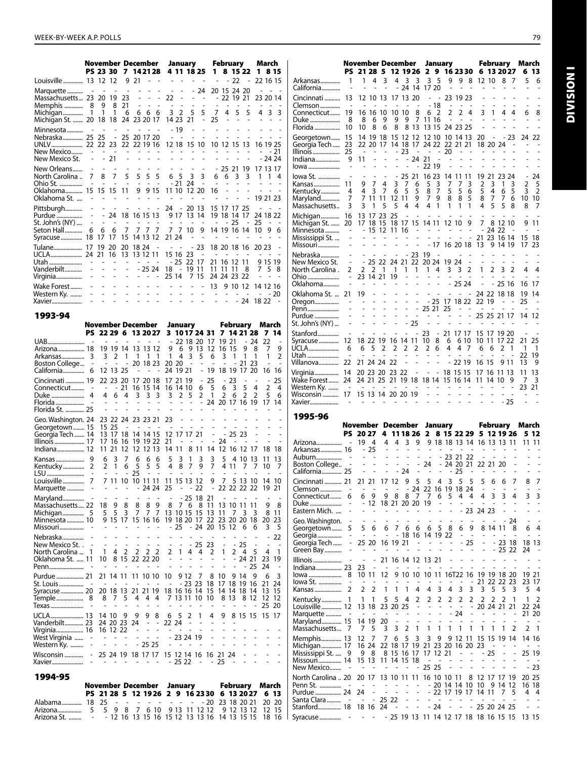| | November | | | December | | | | January | | | | February | | | | March | | |
|---|---|---|---|---|---|---|---|---|---|---|---|---|---|---|---|---|---|---|
| | PS | 23 | 30 | 7 | 14 | 21 | 28 | 4 | 11 | 18 | 25 | 1 | 8 | 15 | 22 | 1 | 8 | 15 |
| Louisville | 13 | 12 | 12 | 9 | 21 | - | - | - | - | - | - | - | - | 22 | - | 22 | 16 | 15 |
| Marquette | - | - | - | - | - | - | - | - | - | - | 24 | 20 | 15 | 24 | 20 | - | - | - |
| Massachusetts | 23 | 20 | 19 | 23 | - | - | - | 22 | - | - | - | - | 22 | 19 | 21 | 23 | 20 | 14 |
| Memphis | 8 | 9 | 8 | 21 | - | - | - | - | - | - | - | - | - | - | - | - | - | - |
| Michigan | 1 | 1 | 1 | 6 | 6 | 6 | 6 | 3 | 2 | 5 | 5 | 7 | 4 | 5 | 5 | 4 | 3 | 3 |
| Michigan St. | 20 | 18 | 18 | 24 | 23 | 20 | 17 | 14 | 23 | 21 | - | 25 | - | - | - | - | - | - |
| Minnesota | - | - | - | - | - | - | - | - | 19 | - | - | - | - | - | - | - | - | - |
| Nebraska | 25 | 25 | - | 25 | 20 | 17 | 20 | - | - | - | - | - | - | - | - | - | - | - |
| UNLV | 22 | 22 | 23 | 22 | 22 | 19 | 16 | 12 | 18 | 15 | 10 | 10 | 12 | 15 | 13 | 16 | 19 | 25 |
| New Mexico | - | - | - | - | - | - | - | - | - | - | - | - | - | - | - | - | - | 21 |
| New Mexico St. | - | - | 21 | - | - | - | - | - | - | - | - | - | - | - | - | - | 24 | 24 |
| New Orleans | - | - | - | - | - | - | - | - | - | - | - | - | 25 | 21 | 19 | 17 | 13 | 17 |
| North Carolina | 7 | 8 | 7 | 5 | 5 | 5 | 5 | 6 | 5 | 3 | 3 | 6 | 6 | 3 | 3 | 1 | 1 | 4 |
| Ohio St. | - | - | - | - | - | - | - | - | 21 | 24 | - | - | - | - | - | - | - | - |
| Oklahoma | 15 | 15 | 15 | 11 | 9 | 9 | 15 | 11 | 10 | 12 | 20 | 16 | - | - | - | - | - | - |
| Oklahoma St. | - | - | - | - | - | - | - | - | - | - | - | - | - | - | - | 19 | 21 | 23 |
| Pittsburgh | - | - | - | - | - | - | - | 24 | - | 20 | 13 | 15 | 17 | 17 | 25 | - | - | - |
| Purdue | - | - | 24 | 18 | 16 | 15 | 13 | 9 | 17 | 13 | 14 | 19 | 18 | 14 | 17 | 24 | 18 | 22 |
| St. John's (NY) | - | - | - | - | - | - | - | - | - | - | - | - | - | 25 | - | 25 | - | - |
| Seton Hall | 6 | 6 | 6 | 7 | 7 | 7 | 7 | 7 | 7 | 10 | 9 | 14 | 19 | 16 | 14 | 10 | 9 | 6 |
| Syracuse | 18 | 17 | 17 | 15 | 14 | 13 | 12 | 21 | 24 | - | - | - | - | - | - | - | - | - |
| Tulane | 17 | 19 | 20 | 20 | 18 | 24 | - | - | - | - | 23 | 18 | 20 | 18 | 16 | 20 | 23 | - |
| UCLA | 24 | 21 | 16 | 13 | 13 | 12 | 11 | 15 | 16 | 23 | - | - | - | - | - | - | - | - |
| Utah | - | - | - | - | - | - | - | - | 25 | 22 | 17 | 21 | 16 | 12 | 11 | 9 | 15 | 19 |
| Vanderbilt | - | - | - | - | - | 25 | 24 | 18 | - | 19 | 11 | 11 | 11 | 11 | 8 | 7 | 5 | 8 |
| Virginia | - | - | - | - | - | - | - | 25 | 14 | 7 | 15 | 24 | 24 | 23 | 22 | - | - | - |
| Wake Forest | - | - | - | - | - | - | - | - | - | - | - | 13 | 9 | 10 | 12 | 14 | 12 | 16 |
| Western Ky. | - | - | - | - | - | - | - | - | - | - | - | - | - | - | - | - | - | 20 |
| Xavier | - | - | - | - | - | - | - | - | - | - | - | - | - | - | 24 | 18 | 22 | - |

## 1993-94

| | November | | | December | | | | January | | | | | February | | | | March | |
|---|---|---|---|---|---|---|---|---|---|---|---|---|---|---|---|---|---|---|
| | PS | 22 | 29 | 6 | 13 | 20 | 27 | 3 | 10 | 17 | 24 | 31 | 7 | 14 | 21 | 28 | 7 | 14 |
| UAB | - | - | - | - | - | - | - | - | 22 | 18 | 20 | 17 | 19 | 21 | - | 24 | 22 | - |
| Arizona | 18 | 19 | 19 | 14 | 13 | 13 | 12 | 9 | 6 | 9 | 13 | 12 | 16 | 15 | 9 | 8 | 7 | 9 |
| Arkansas | 3 | 3 | 2 | 1 | 1 | 1 | 1 | 1 | 4 | 3 | 5 | 6 | 3 | 1 | 1 | 1 | 1 | 2 |
| Boston College | - | - | - | - | 20 | 18 | 23 | 20 | 20 | - | - | - | - | - | 21 | 23 | - | - |
| California | 6 | 12 | 13 | 25 | - | - | - | 24 | 19 | 21 | - | 19 | 18 | 19 | 17 | 20 | 16 | 16 |
| Cincinnati | 19 | 22 | 23 | 20 | 17 | 20 | 18 | 17 | 21 | 19 | - | 25 | - | 23 | - | - | - | 25 |
| Connecticut | - | - | - | 21 | 16 | 15 | 14 | 16 | 14 | 10 | 6 | 5 | 6 | 3 | 5 | 4 | 2 | 4 |
| Duke | 4 | 4 | 6 | 4 | 3 | 3 | 3 | 3 | 2 | 5 | 2 | 1 | 2 | 6 | 2 | 2 | 5 | 6 |
| Florida | - | - | - | - | - | - | - | - | - | - | - | 24 | 20 | 17 | 16 | 19 | 17 | 14 |
| Florida St. | 25 | - | - | - | - | - | - | - | - | - | - | - | - | - | - | - | - | - |
| Geo. Washington | 24 | 23 | 22 | 24 | 23 | 23 | 21 | 23 | - | - | - | - | - | - | - | - | - | - |
| Georgetown | 15 | 15 | 25 | - | - | - | - | - | - | - | - | - | - | - | - | - | - | - |
| Georgia Tech | 14 | 13 | 17 | 18 | 14 | 14 | 15 | 12 | 17 | 17 | 21 | - | - | 25 | 23 | - | - | - |
| Illinois | 17 | 17 | 16 | 16 | 19 | 19 | 22 | 21 | - | - | - | - | 24 | - | - | - | - | - |
| Indiana | 12 | 11 | 21 | 12 | 12 | 12 | 13 | 14 | 11 | 8 | 11 | 14 | 12 | 16 | 12 | 17 | 18 | 18 |
| Kansas | 9 | 6 | 3 | 7 | 6 | 6 | 6 | 5 | 3 | 1 | 3 | 3 | 5 | 4 | 10 | 13 | 11 | 13 |
| Kentucky | 2 | 2 | 1 | 6 | 5 | 5 | 5 | 4 | 8 | 7 | 9 | 7 | 4 | 11 | 7 | 7 | 10 | 7 |
| LSU | - | - | - | - | 25 | - | - | - | - | - | - | - | - | - | - | - | - | - |
| Louisville | 7 | 7 | 11 | 10 | 10 | 11 | 11 | 11 | 15 | 13 | 12 | 9 | 7 | 5 | 13 | 10 | 14 | 10 |
| Marquette | - | - | - | - | - | 24 | 24 | 25 | - | - | 22 | - | 22 | 22 | 22 | 22 | 19 | 21 |
| Maryland | - | - | - | - | - | - | - | - | - | 25 | 18 | 21 | - | - | - | - | - | - |
| Massachusetts | 22 | 18 | 9 | 8 | 8 | 8 | 9 | 8 | 7 | 6 | 8 | 11 | 13 | 10 | 11 | 11 | 9 | 8 |
| Michigan | 5 | 5 | 5 | 3 | 7 | 7 | 7 | 13 | 10 | 15 | 15 | 13 | 11 | 7 | 3 | 3 | 8 | 11 |
| Minnesota | 10 | 9 | 15 | 17 | 15 | 16 | 16 | 19 | 18 | 20 | 17 | 22 | 23 | 20 | 20 | 18 | 20 | 23 |
| Missouri | - | - | - | - | - | - | - | - | 25 | - | 24 | 20 | 15 | 12 | 6 | 6 | 3 | 5 |
| Nebraska | - | - | - | - | - | - | - | - | - | - | - | - | - | - | - | - | - | 22 |
| New Mexico St. | - | - | - | - | - | - | - | - | - | - | 25 | 23 | - | - | 25 | - | - | - |
| North Carolina | 1 | 1 | 4 | 2 | 2 | 2 | 2 | 2 | 1 | 4 | 4 | 2 | 1 | 2 | 4 | 5 | 4 | 1 |
| Oklahoma St. | 11 | 10 | 8 | 15 | 22 | 22 | 20 | - | - | - | - | - | - | - | 24 | 21 | 23 | 19 |
| Penn | - | - | - | - | - | - | - | - | - | - | - | - | - | - | - | 25 | 24 | - |
| Purdue | 21 | 21 | 14 | 11 | 11 | 10 | 10 | 10 | 9 | 12 | 7 | 8 | 10 | 9 | 14 | 9 | 6 | 3 |
| St. Louis | - | - | - | - | - | - | - | - | - | 23 | 23 | 18 | 17 | 18 | 19 | 16 | 21 | 24 |
| Syracuse | 20 | 20 | 18 | 13 | 21 | 21 | 19 | 18 | 16 | 16 | 14 | 15 | 14 | 14 | 18 | 14 | 13 | 15 |
| Temple | 8 | 8 | 7 | 5 | 4 | 4 | 4 | 7 | 13 | 11 | 10 | 10 | 8 | 13 | 8 | 12 | 12 | 12 |
| Texas | - | - | - | - | - | - | - | - | - | - | - | - | - | - | - | 25 | 25 | 20 |
| UCLA | 13 | 14 | 10 | 9 | 9 | 9 | 8 | 6 | 5 | 2 | 1 | 4 | 9 | 8 | 15 | 15 | 15 | 17 |
| Vanderbilt | 23 | 24 | 20 | 23 | 24 | - | - | 22 | 24 | - | - | - | - | - | - | - | - | - |
| Virginia | 16 | 16 | 12 | 22 | - | - | - | - | - | - | - | - | - | - | - | - | - | - |
| West Virginia | - | - | - | - | - | - | - | - | 23 | 24 | 19 | - | - | - | - | - | - | - |
| Western Ky. | - | - | - | - | - | 25 | 25 | - | - | - | - | - | - | - | - | - | - | - |
| Wisconsin | - | 25 | 24 | 19 | 18 | 17 | 17 | 15 | 12 | 14 | 16 | 16 | 21 | 24 | - | - | - | - |
| Xavier | - | - | - | - | - | - | - | - | 25 | 22 | - | - | 25 | - | - | - | - | - |

## 1994-95

| | November | | | December | | | | January | | | | | February | | | | March | |
|---|---|---|---|---|---|---|---|---|---|---|---|---|---|---|---|---|---|---|
| | PS | 21 | 28 | 5 | 12 | 19 | 26 | 2 | 9 | 16 | 23 | 30 | 6 | 13 | 20 | 27 | 6 | 13 |
| Alabama | 18 | 25 | - | - | - | - | - | - | - | - | - | 20 | 23 | 18 | 20 | 21 | 20 | 20 |
| Arizona | 5 | 5 | 9 | 8 | 7 | 6 | 10 | 9 | 13 | 11 | 12 | 12 | 9 | 12 | 13 | 12 | 12 | 15 |
| Arizona St. | - | - | 12 | 16 | 13 | 15 | 16 | 15 | 12 | 13 | 13 | 16 | 14 | 13 | 15 | 15 | 18 | 16 |
| Arkansas | 1 | 1 | 4 | 3 | 4 | 3 | 3 | 3 | 5 | 9 | 9 | 8 | 12 | 10 | 8 | 7 | 5 | 6 |
| California | - | - | - | - | - | 24 | 14 | 17 | 20 | - | - | - | - | - | - | - | - | - |
| Cincinnati | 13 | 12 | 10 | 13 | 17 | 13 | 20 | - | - | 23 | 19 | 23 | - | - | - | - | - | - |
| Clemson | - | - | - | - | - | - | - | - | 18 | - | - | - | - | - | - | - | - | - |
| Connecticut | 19 | 16 | 16 | 10 | 10 | 10 | 8 | 6 | 2 | 2 | 2 | 4 | 3 | 1 | 4 | 4 | 6 | 8 |
| Duke | 8 | 8 | 6 | 9 | 9 | 9 | 7 | 11 | 16 | - | - | - | - | - | - | - | - | - |
| Florida | 10 | 10 | 8 | 6 | 8 | 8 | 13 | 13 | 15 | 24 | 23 | 25 | - | - | - | - | - | - |
| Georgetown | 15 | 14 | 19 | 18 | 15 | 12 | 12 | 12 | 10 | 10 | 14 | 13 | 20 | - | - | 23 | 24 | 22 |
| Georgia Tech | 23 | 22 | 20 | 17 | 14 | 18 | 17 | 24 | 22 | 22 | 21 | 21 | 18 | 20 | 24 | - | - | - |
| Illinois | 25 | - | - | - | - | 23 | - | - | 20 | - | - | - | - | - | - | - | - | - |
| Indiana | 9 | 11 | - | - | - | - | 24 | 21 | - | - | - | - | - | - | - | - | - | - |
| Iowa | - | - | - | - | - | - | - | 22 | 19 | - | - | - | - | - | - | - | - | - |
| Iowa St. | - | - | - | - | - | 25 | 21 | 16 | 23 | 14 | 11 | 11 | 19 | 21 | 23 | 24 | - | 24 |
| Kansas | 11 | 9 | 7 | 4 | 3 | 7 | 6 | 5 | 3 | 7 | 7 | 3 | 2 | 3 | 1 | 3 | 2 | 5 |
| Kentucky | 4 | 4 | 3 | 7 | 6 | 5 | 5 | 8 | 7 | 5 | 5 | 6 | 5 | 4 | 6 | 5 | 3 | 2 |
| Maryland | 7 | 7 | 11 | 11 | 12 | 11 | 9 | 7 | 9 | 8 | 8 | 5 | 8 | 7 | 7 | 6 | 10 | 10 |
| Massachusetts | 3 | 3 | 1 | 5 | 5 | 4 | 4 | 4 | 1 | 1 | 1 | 1 | 4 | 5 | 5 | 8 | 8 | 7 |
| Michigan | 16 | 13 | 17 | 23 | 25 | - | - | - | - | - | - | - | - | - | - | - | - | - |
| Michigan St. | 20 | 17 | 18 | 15 | 18 | 17 | 15 | 14 | 11 | 12 | 10 | 9 | 7 | 8 | 12 | 10 | 9 | 11 |
| Minnesota | - | - | 15 | 12 | 11 | 16 | - | - | - | - | - | - | - | 24 | 22 | - | - | - |
| Mississippi St. | - | - | - | - | - | - | - | - | - | - | - | - | 21 | 23 | 16 | 14 | 15 | 18 |
| Missouri | - | - | - | - | - | - | - | - | 17 | 16 | 20 | 18 | 13 | 9 | 14 | 19 | 17 | 23 |
| Nebraska | - | - | - | - | - | - | 23 | 19 | - | - | - | - | - | - | - | - | - | - |
| New Mexico St. | - | - | 25 | 22 | 24 | 21 | 22 | 20 | 24 | 19 | 24 | - | - | - | - | - | - | - |
| North Carolina | 2 | 2 | 2 | 1 | 1 | 1 | 1 | 1 | 4 | 3 | 3 | 2 | 1 | 2 | 3 | 2 | 4 | 4 |
| Ohio | - | 23 | 14 | 21 | 19 | - | - | - | - | - | - | - | - | - | - | - | - | - |
| Oklahoma | - | - | - | - | - | - | - | - | - | - | 25 | 24 | - | - | 25 | 16 | 16 | 17 |
| Oklahoma St. | 21 | 19 | - | - | - | - | - | - | - | - | - | - | 24 | 22 | 18 | 18 | 19 | 14 |
| Oregon | - | - | - | - | - | - | - | - | 25 | 17 | 18 | 22 | 22 | 19 | - | - | 25 | - |
| Penn | - | - | - | - | - | - | - | 25 | 21 | 25 | - | - | - | - | - | - | - | - |
| Purdue | - | - | - | - | - | - | - | - | - | - | - | - | 25 | 25 | 21 | 17 | 14 | 12 |
| St. John's (NY) | - | - | - | - | - | - | 25 | - | - | - | - | - | - | - | - | - | - | - |
| Stanford | - | - | - | - | - | - | - | 23 | - | 21 | 17 | 17 | 15 | 17 | 19 | 20 | - | - |
| Syracuse | 12 | 18 | 22 | 19 | 16 | 14 | 11 | 10 | 8 | 6 | 6 | 10 | 10 | 11 | 17 | 22 | 21 | 25 |
| UCLA | 6 | 6 | 5 | 2 | 2 | 2 | 2 | 2 | 6 | 4 | 4 | 7 | 6 | 6 | 2 | 1 | 1 | 1 |
| Utah | - | - | - | - | - | - | - | - | - | - | - | - | - | - | - | - | 22 | 19 |
| Villanova | 22 | 21 | 24 | 24 | 22 | - | - | - | - | - | 22 | 19 | 16 | 15 | 9 | 11 | 13 | 9 |
| Virginia | 14 | 20 | 23 | 20 | 23 | 22 | - | - | - | 18 | 15 | 15 | 17 | 16 | 11 | 13 | 11 | 13 |
| Wake Forest | 24 | 24 | 21 | 25 | 21 | 19 | 18 | 18 | 14 | 15 | 16 | 14 | 11 | 14 | 10 | 9 | 7 | 3 |
| Western Ky. | - | - | - | - | - | - | - | - | - | - | - | - | - | - | - | - | 23 | 21 |
| Wisconsin | 17 | 15 | 13 | 14 | 20 | 20 | 19 | - | - | - | - | - | - | - | - | - | - | - |
| Xavier | - | - | - | - | - | - | - | - | - | - | - | - | - | - | - | 25 | - | - |

## 1995-96

| | November | | | December | | | | January | | | | | February | | | | March | |
|---|---|---|---|---|---|---|---|---|---|---|---|---|---|---|---|---|---|---|
| | PS | 20 | 27 | 4 | 11 | 18 | 26 | 2 | 8 | 15 | 22 | 29 | 5 | 12 | 19 | 26 | 5 | 12 |
| Arizona | - | 19 | 4 | 4 | 4 | 3 | 9 | 9 | 18 | 18 | 13 | 14 | 16 | 13 | 13 | 11 | 11 | 11 |
| Arkansas | 16 | - | 25 | - | - | - | - | - | - | - | - | - | - | - | - | - | - | - |
| Auburn | - | - | - | - | - | - | - | - | - | 23 | 21 | 22 | - | - | - | - | - | - |
| Boston College | - | - | - | - | - | - | - | 24 | - | 24 | 20 | 21 | 22 | 21 | 20 | - | - | - |
| California | 25 | - | - | - | - | 24 | - | - | - | - | 25 | - | - | - | - | - | - | - |
| Cincinnati | 21 | 21 | 21 | 17 | 12 | 9 | 5 | 5 | 4 | 3 | 5 | 5 | 5 | 6 | 6 | 7 | 8 | 7 |
| Clemson | - | - | - | - | - | - | 24 | 22 | 16 | 19 | 18 | 24 | - | - | - | - | - | - |
| Connecticut | 6 | 6 | 9 | 9 | 8 | 8 | 7 | 7 | 6 | 5 | 4 | 4 | 4 | 3 | 3 | 4 | 3 | 3 |
| Duke | - | - | 12 | 18 | 21 | 20 | 20 | 19 | - | - | - | - | - | - | - | - | - | - |
| Eastern Mich. | - | - | - | - | - | - | - | - | - | - | - | 23 | 24 | 23 | - | - | - | - |
| Geo. Washington | - | - | - | - | - | - | - | - | - | - | - | - | - | - | - | 24 | - | - |
| Georgetown | 5 | 5 | 6 | 6 | 7 | 6 | 6 | 6 | 5 | 8 | 6 | 9 | 8 | 14 | 11 | 8 | 6 | 4 |
| Georgia | - | - | - | - | - | 18 | 16 | 14 | 19 | 22 | - | - | - | - | - | - | - | - |
| Georgia Tech | - | 25 | 20 | 16 | 19 | 21 | - | - | - | - | - | 25 | - | - | 23 | 18 | 18 | 13 |
| Green Bay | - | - | - | - | - | - | - | - | - | - | - | - | - | - | 25 | 22 | 24 | - |
| Illinois | - | - | - | 21 | 16 | 14 | 12 | 13 | 21 | - | - | - | - | - | - | - | - | - |
| Indiana | 23 | 23 | - | - | - | - | - | - | - | - | - | - | - | - | - | - | - | - |
| Iowa | 8 | 10 | 11 | 12 | 9 | 10 | 10 | 10 | 11 | 16T | 22 | 16 | 19 | 19 | 18 | 20 | 19 | 21 |
| Iowa St. | - | - | - | - | - | - | - | - | - | - | - | - | 21 | 22 | 22 | 23 | 23 | 17 |
| Kansas | 2 | 2 | 2 | 1 | 1 | 1 | 4 | 4 | 3 | 4 | 3 | 3 | 3 | 5 | 5 | 3 | 5 | 4 |
| Kentucky | 1 | 1 | 5 | 5 | 4 | 2 | 2 | 2 | 2 | 2 | 2 | 2 | 2 | 2 | 2 | 1 | 1 | 2 |
| Louisville | 12 | 13 | 18 | 23 | 20 | 25 | - | - | - | - | - | - | 20 | 24 | 21 | 21 | 22 | 24 |
| Marquette | - | - | - | - | - | - | - | - | - | - | 24 | - | - | - | - | - | 21 | 20 |
| Maryland | 15 | 14 | 19 | 20 | - | - | - | - | - | - | - | - | - | - | - | - | - | - |
| Massachusetts | 7 | 7 | 5 | 3 | 3 | 2 | 1 | 1 | 1 | 1 | 1 | 1 | 1 | 1 | 1 | 2 | 2 | 1 |
| Memphis | 13 | 12 | 7 | 7 | 6 | 5 | 3 | 3 | 9 | 9 | 12 | 11 | 15 | 15 | 19 | 14 | 14 | 16 |
| Michigan | 17 | 16 | 24 | 22 | 18 | 17 | 19 | 21 | 23 | 20 | 16 | 20 | 23 | - | - | - | - | - |
| Mississippi St. | 9 | 9 | 8 | 8 | 15 | 16 | 17 | 17 | 12 | 21 | - | - | - | 25 | - | - | 25 | 19 |
| Missouri | 14 | 15 | 13 | 11 | 14 | 15 | 18 | - | - | - | - | - | - | - | - | - | - | - |
| New Mexico | - | - | - | - | - | - | - | 25 | 25 | - | - | - | - | - | - | - | - | 23 |
| North Carolina | 20 | 20 | 17 | 13 | 10 | 11 | 11 | 16 | 10 | 10 | 11 | 8 | 12 | 17 | 17 | 19 | 20 | 25 |
| Penn St. | - | - | - | - | - | - | - | - | 20 | 14 | 14 | 10 | 10 | 9 | 14 | 12 | 16 | 18 |
| Purdue | 24 | 24 | - | - | - | - | - | - | 22 | 17 | 19 | 17 | 14 | 11 | 7 | 5 | 4 | 4 |
| Santa Clara | - | - | - | 25 | 22 | - | - | - | - | - | - | - | - | - | - | - | - | - |
| Stanford | 18 | 18 | 16 | 24 | - | - | - | - | 24 | - | - | - | 25 | 20 | 24 | 25 | - | - |
| Syracuse | - | - | - | - | 25 | 19 | 13 | 11 | 14 | 12 | 17 | 18 | 18 | 16 | 15 | 15 | 13 | 15 |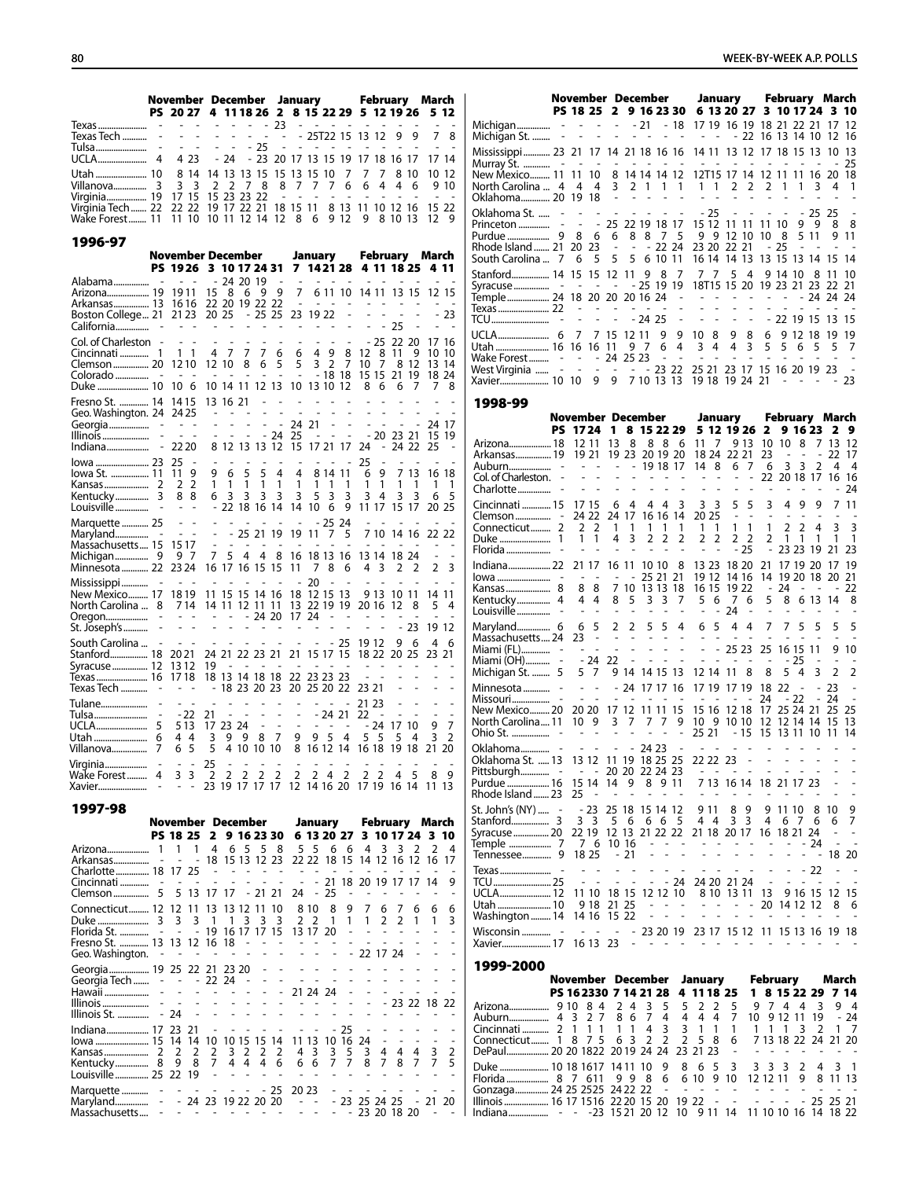| | PS | November | | December | | | | January | | | | | February | | | | March | |
|---|---|---|---|---|---|---|---|---|---|---|---|---|---|---|---|---|---|---|
| | | 20 | 27 | 4 | 11 | 18 | 26 | 2 | 8 | 15 | 22 | 29 | 5 | 12 | 19 | 26 | 5 | 12 |
| Texas | - | - | - | - | - | - | - | 23 | - | - | - | - | - | - | - | - | - | - |
| Texas Tech | - | - | - | - | - | - | - | - | - | 25T | 22 | 15 | 13 | 12 | 9 | 9 | 7 | 8 |
| Tulsa | - | - | - | - | - | - | 25 | - | - | - | - | - | - | - | - | - | - | - |
| UCLA | 4 | 4 | 23 | - | 24 | - | 23 | 20 | 17 | 13 | 15 | 19 | 17 | 18 | 16 | 17 | 17 | 14 |
| Utah | 10 | | 8 | 14 | 14 | 13 | 13 | 15 | 13 | 15 | 10 | 7 | 7 | 7 | 8 | 10 | 10 | 12 |
| Villanova | 3 | 3 | 3 | 2 | 2 | 7 | 8 | 8 | 7 | 7 | 7 | 6 | 6 | 4 | 4 | 6 | 9 | 10 |
| Virginia | 19 | 17 | 15 | 15 | 23 | 23 | 22 | - | - | - | - | - | - | - | - | - | - | - |
| Virginia Tech | 22 | 22 | 22 | 19 | 17 | 22 | 21 | 18 | 15 | 11 | 8 | 13 | 11 | 10 | 12 | 16 | 15 | 22 |
| Wake Forest | 11 | 11 | 10 | 10 | 11 | 12 | 14 | 12 | 8 | 6 | 9 | 12 | 9 | 8 | 10 | 13 | 12 | 9 |

## 1996-97

| | PS | November | | December | | | | | January | | | | February | | | | March | |
|---|---|---|---|---|---|---|---|---|---|---|---|---|---|---|---|---|---|---|
| | | 19 | 26 | 3 | 10 | 17 | 24 | 31 | 7 | 14 | 21 | 28 | 4 | 11 | 18 | 25 | 4 | 11 |
| Alabama | - | - | - | - | 24 | 20 | 19 | - | - | - | - | - | - | - | - | - | - | - |
| Arizona | 19 | 19 | 11 | 15 | 8 | 6 | 9 | 9 | 7 | 6 | 11 | 10 | 14 | 11 | 13 | 15 | 12 | 15 |
| Arkansas | 13 | 16 | 16 | 22 | 20 | 19 | 22 | 22 | - | - | - | - | - | - | - | - | - | - |
| Boston College | 21 | 21 | 23 | 20 | 25 | - | 25 | 25 | 23 | 19 | 22 | - | - | - | - | - | - | 23 |
| California | - | - | - | - | - | - | - | - | - | - | - | - | - | - | 25 | - | - | - |
| Col. of Charleston | - | - | - | - | - | - | - | - | - | - | - | - | - | 25 | 22 | 20 | 17 | 16 |
| Cincinnati | 1 | 1 | 1 | 4 | 7 | 7 | 7 | 6 | 6 | 4 | 9 | 8 | 12 | 8 | 11 | 9 | 10 | 10 |
| Clemson | 20 | 12 | 10 | 12 | 10 | 8 | 6 | 5 | 5 | 3 | 2 | 7 | 10 | 7 | 8 | 12 | 13 | 14 |
| Colorado | - | - | - | - | - | - | - | - | - | - | 18 | 18 | 15 | 15 | 21 | 19 | 18 | 24 |
| Duke | 10 | 10 | 6 | 10 | 14 | 11 | 12 | 13 | 10 | 13 | 10 | 12 | 8 | 6 | 6 | 7 | 7 | 8 |
| Fresno St. | 14 | 14 | 15 | 13 | 16 | 21 | - | - | - | - | - | - | - | - | - | - | - | - |
| Geo. Washington | 24 | 24 | 25 | - | - | - | - | - | - | - | - | - | - | - | - | - | - | - |
| Georgia | - | - | - | - | - | - | - | - | 24 | 21 | - | - | - | - | - | - | 24 | 17 |
| Illinois | - | - | - | - | - | - | - | 24 | 25 | - | - | - | - | 20 | 23 | 21 | 15 | 19 |
| Indiana | - | 22 | 20 | 8 | 12 | 13 | 13 | 12 | 15 | 17 | 21 | 17 | 24 | - | 24 | 22 | 25 | - |
| Iowa | 23 | 25 | - | - | - | - | - | - | - | - | - | - | 25 | - | - | - | - | - |
| Iowa St. | 11 | 11 | 9 | 9 | 6 | 5 | 5 | 4 | 4 | 8 | 14 | 11 | 6 | 9 | 7 | 13 | 16 | 18 |
| Kansas | 2 | 2 | 2 | 1 | 1 | 1 | 1 | 1 | 1 | 1 | 1 | 1 | 1 | 1 | 1 | 1 | 1 | 1 |
| Kentucky | 3 | 8 | 8 | 6 | 3 | 3 | 3 | 3 | 3 | 5 | 3 | 3 | 3 | 4 | 3 | 3 | 6 | 5 |
| Louisville | - | - | - | - | 22 | 18 | 16 | 14 | 14 | 10 | 6 | 9 | 11 | 17 | 15 | 17 | 20 | 25 |
| Marquette | 25 | - | - | - | - | - | - | - | - | - | 25 | 24 | - | - | - | - | - | - |
| Maryland | - | - | - | - | - | 25 | 21 | 19 | 19 | 11 | 7 | 5 | 7 | 10 | 14 | 16 | 22 | 22 |
| Massachusetts | 15 | 15 | 17 | - | - | - | - | - | - | - | - | - | - | - | - | - | - | - |
| Michigan | 9 | 9 | 7 | 7 | 5 | 4 | 4 | 8 | 16 | 18 | 13 | 16 | 13 | 14 | 18 | 24 | - | - |
| Minnesota | 22 | 23 | 24 | 16 | 17 | 16 | 15 | 15 | 11 | 7 | 8 | 6 | 4 | 3 | 2 | 2 | 2 | 3 |
| Mississippi | - | - | - | - | - | - | - | - | - | 20 | - | - | - | - | - | - | - | - |
| New Mexico | 17 | 18 | 19 | 11 | 15 | 15 | 14 | 16 | 18 | 12 | 15 | 13 | 9 | 13 | 10 | 11 | 14 | 11 |
| North Carolina | 8 | 7 | 14 | 14 | 11 | 12 | 11 | 11 | 13 | 22 | 19 | 19 | 20 | 16 | 12 | 8 | 5 | 4 |
| Oregon | - | - | - | - | - | - | 24 | 20 | 17 | 24 | - | - | - | - | - | - | - | - |
| St. Joseph's | - | - | - | - | - | - | - | - | - | - | - | - | - | - | - | 23 | 19 | 12 |
| South Carolina | - | - | - | - | - | - | - | - | - | - | - | 25 | 19 | 12 | 9 | 6 | 4 | 6 |
| Stanford | 18 | 20 | 21 | 24 | 21 | 22 | 23 | 21 | 21 | 15 | 17 | 15 | 18 | 22 | 20 | 25 | 23 | 21 |
| Syracuse | 12 | 13 | 12 | 19 | - | - | - | - | - | - | - | - | - | - | - | - | - | - |
| Texas | 16 | 17 | 18 | 18 | 13 | 14 | 18 | 18 | 22 | 23 | 23 | 23 | 23 | 21 | - | - | - | - |
| Texas Tech | - | - | - | - | 18 | 23 | 20 | 23 | 20 | 25 | 20 | 22 | 23 | 21 | - | - | - | - |
| Tulane | - | - | - | - | - | - | - | - | - | - | - | - | 21 | 23 | - | - | - | - |
| Tulsa | - | - | 22 | 21 | - | - | - | - | - | - | 24 | 21 | 22 | - | - | - | - | - |
| UCLA | 5 | 5 | 13 | 17 | 23 | 24 | - | - | - | - | - | - | - | 24 | 17 | 10 | 9 | 7 |
| Utah | 6 | 4 | 4 | 3 | 9 | 9 | 8 | 7 | 9 | 9 | 5 | 4 | 5 | 5 | 5 | 4 | 3 | 2 |
| Villanova | 7 | 6 | 5 | 5 | 4 | 10 | 10 | 10 | 8 | 16 | 12 | 14 | 16 | 18 | 19 | 18 | 21 | 20 |
| Virginia | - | - | - | 25 | - | - | - | - | - | - | - | - | - | - | - | - | - | - |
| Wake Forest | 4 | 3 | 3 | 2 | 2 | 2 | 2 | 2 | 2 | 2 | 4 | 2 | 2 | 2 | 4 | 5 | 8 | 9 |
| Xavier | - | - | - | 23 | 19 | 17 | 17 | 17 | 12 | 14 | 16 | 20 | 17 | 19 | 16 | 14 | 11 | 13 |

## 1997-98

| | PS | November | | December | | | | | January | | | | February | | | | March | |
|---|---|---|---|---|---|---|---|---|---|---|---|---|---|---|---|---|---|---|
| | | 18 | 25 | 2 | 9 | 16 | 23 | 30 | 6 | 13 | 20 | 27 | 3 | 10 | 17 | 24 | 3 | 10 |
| Arizona | 1 | 1 | 1 | 4 | 6 | 5 | 5 | 8 | 5 | 5 | 6 | 6 | 4 | 3 | 3 | 2 | 2 | 4 |
| Arkansas | - | - | - | 18 | 15 | 13 | 12 | 23 | 22 | 22 | 18 | 15 | 14 | 12 | 16 | 12 | 16 | 17 |
| Charlotte | 18 | 17 | 25 | - | - | - | - | - | - | - | - | - | - | - | - | - | - | - |
| Cincinnati | - | - | - | - | - | - | - | - | - | - | 21 | 18 | 20 | 19 | 17 | 17 | 14 | 9 |
| Clemson | 5 | 5 | 13 | 17 | 17 | - | 21 | 21 | 24 | - | 25 | - | - | - | - | - | - | - |
| Connecticut | 12 | 12 | 11 | 13 | 13 | 12 | 11 | 10 | 8 | 10 | 8 | 9 | 7 | 6 | 7 | 6 | 6 | 6 |
| Duke | 3 | 3 | 3 | 1 | 1 | 3 | 3 | 3 | 2 | 2 | 1 | 1 | 1 | 2 | 2 | 1 | 1 | 3 |
| Florida St. | - | - | - | 19 | 16 | 17 | 17 | 15 | 13 | 17 | 20 | - | - | - | - | - | - | - |
| Fresno St. | 13 | 13 | 12 | 16 | 18 | - | - | - | - | - | - | - | - | - | - | - | - | - |
| Geo. Washington | - | - | - | - | - | - | - | - | - | - | - | - | 22 | 17 | 24 | - | - | - |
| Georgia | 19 | 25 | 22 | 21 | 23 | 20 | - | - | - | - | - | - | - | - | - | - | - | - |
| Georgia Tech | - | - | - | 22 | 24 | - | - | - | - | - | - | - | - | - | - | - | - | - |
| Hawaii | - | - | - | - | - | - | - | - | 21 | 24 | 24 | - | - | - | - | - | - | - |
| Illinois | - | - | - | - | - | - | - | - | - | - | - | - | - | - | 23 | 22 | 18 | 22 |
| Illinois St. | - | 24 | - | - | - | - | - | - | - | - | - | - | - | - | - | - | - | - |
| Indiana | 17 | 23 | 21 | - | - | - | - | - | - | - | - | 25 | - | - | - | - | - | - |
| Iowa | 15 | 14 | 14 | 10 | 10 | 15 | 15 | 14 | 11 | 13 | 10 | 16 | 24 | - | - | - | - | - |
| Kansas | 2 | 2 | 2 | 2 | 3 | 2 | 2 | 2 | 4 | 3 | 3 | 5 | 3 | 4 | 4 | 4 | 3 | 2 |
| Kentucky | 8 | 9 | 8 | 7 | 4 | 4 | 4 | 6 | 6 | 6 | 7 | 7 | 8 | 7 | 8 | 7 | 7 | 5 |
| Louisville | 25 | 22 | 19 | - | - | - | - | - | - | - | - | - | - | - | - | - | - | - |
| Marquette | - | - | - | - | - | - | - | 25 | 20 | 23 | - | - | - | - | - | - | - | - |
| Maryland | - | - | 24 | 23 | 19 | 22 | 20 | 20 | - | - | - | 23 | 25 | 24 | 25 | - | 21 | 20 |
| Massachusetts | - | - | - | - | - | - | - | - | - | - | - | - | 23 | 20 | 18 | 20 | - | - |
| Michigan | - | - | - | - | - | 21 | - | 18 | 17 | 19 | 16 | 19 | 18 | 21 | 22 | 21 | 17 | 12 |
| Michigan St. | - | - | - | - | - | - | - | - | - | - | - | 22 | 16 | 13 | 14 | 10 | 12 | 16 |
| Mississippi | 23 | 21 | 17 | 14 | 21 | 18 | 16 | 16 | 14 | 11 | 13 | 12 | 17 | 18 | 15 | 13 | 10 | 13 |
| Murray St. | - | - | - | - | - | - | - | - | - | - | - | - | - | - | - | - | - | 25 |
| New Mexico | 11 | 11 | 10 | 8 | 14 | 14 | 14 | 12 | 12T | 15 | 17 | 14 | 12 | 11 | 11 | 16 | 20 | 18 |
| North Carolina | 4 | 4 | 4 | 3 | 2 | 1 | 1 | 1 | 1 | 1 | 2 | 2 | 2 | 1 | 1 | 3 | 4 | 1 |
| Oklahoma | 20 | 19 | 18 | - | - | - | - | - | - | - | - | - | - | - | - | - | - | - |
| Oklahoma St. | - | - | - | - | - | - | - | - | - | 25 | - | - | - | - | - | 25 | 25 | - |
| Princeton | - | - | - | 25 | 22 | 19 | 18 | 17 | 15 | 12 | 11 | 11 | 11 | 10 | 9 | 9 | 8 | 8 |
| Purdue | 9 | 8 | 6 | 6 | 8 | 8 | 7 | 5 | 9 | 9 | 12 | 10 | 10 | 8 | 5 | 11 | 9 | 11 |
| Rhode Island | 21 | 20 | 23 | - | - | - | 22 | 24 | 23 | 20 | 22 | 21 | - | 25 | - | - | - | - |
| South Carolina | 7 | 6 | 5 | 5 | 5 | 6 | 10 | 11 | 16 | 14 | 14 | 13 | 13 | 15 | 13 | 14 | 15 | 14 |
| Stanford | 14 | 15 | 15 | 12 | 11 | 9 | 8 | 7 | 7 | 7 | 5 | 4 | 9 | 14 | 10 | 8 | 11 | 10 |
| Syracuse | - | - | - | - | - | 25 | 19 | 19 | 18T | 15 | 15 | 20 | 19 | 23 | 21 | 23 | 22 | 21 |
| Temple | 24 | 18 | 20 | 20 | 20 | 16 | 24 | - | - | - | - | - | - | - | - | 24 | 24 | 24 |
| Texas | 22 | - | - | - | - | - | - | - | - | - | - | - | - | - | - | - | - | - |
| TCU | - | - | - | - | - | - | 24 | 25 | - | - | - | - | - | 22 | 19 | 15 | 13 | 15 |
| UCLA | 6 | 7 | 7 | 15 | 12 | 11 | 9 | 9 | 10 | 8 | 9 | 8 | 6 | 9 | 12 | 18 | 19 | 19 |
| Utah | 16 | 16 | 16 | 11 | 9 | 7 | 6 | 4 | 3 | 4 | 4 | 3 | 5 | 5 | 6 | 5 | 5 | 7 |
| Wake Forest | - | - | - | 24 | 25 | 23 | - | - | - | - | - | - | - | - | - | - | - | - |
| West Virginia | - | - | - | - | - | - | 23 | 22 | 25 | 21 | 23 | 17 | 15 | 16 | 20 | 19 | 23 | - |
| Xavier | 10 | 10 | 9 | 9 | 7 | 10 | 13 | 13 | 19 | 18 | 19 | 24 | 21 | - | - | - | - | 23 |

## 1998-99

| | PS | November | | December | | | | | January | | | | February | | | | March | |
|---|---|---|---|---|---|---|---|---|---|---|---|---|---|---|---|---|---|---|
| | | 17 | 24 | 1 | 8 | 15 | 22 | 29 | 5 | 12 | 19 | 26 | 2 | 9 | 16 | 23 | 2 | 9 |
| Arizona | 18 | 12 | 11 | 13 | 8 | 8 | 8 | 6 | 11 | 7 | 9 | 13 | 10 | 10 | 8 | 7 | 13 | 12 |
| Arkansas | 19 | 19 | 21 | 19 | 23 | 20 | 19 | 20 | 18 | 24 | 22 | 21 | 23 | - | - | - | 22 | 17 |
| Auburn | - | - | - | - | - | 19 | 18 | 17 | 14 | 8 | 6 | 7 | 6 | 3 | 3 | 2 | 4 | 4 |
| Col. of Charleston | - | - | - | - | - | - | - | - | - | - | - | - | 22 | 20 | 18 | 17 | 16 | 16 |
| Charlotte | - | - | - | - | - | - | - | - | - | - | - | - | - | - | - | - | - | 24 |
| Cincinnati | 15 | 17 | 15 | 6 | 4 | 4 | 4 | 3 | 3 | 3 | 5 | 5 | 3 | 4 | 9 | 9 | 7 | 11 |
| Clemson | - | 24 | 22 | 24 | 17 | 16 | 16 | 14 | 20 | 25 | - | - | - | - | - | - | - | - |
| Connecticut | 2 | 2 | 2 | 1 | 1 | 1 | 1 | 1 | 1 | 1 | 1 | 1 | 1 | 2 | 2 | 4 | 3 | 3 |
| Duke | 1 | 1 | 1 | 4 | 3 | 2 | 2 | 2 | 2 | 2 | 2 | 2 | 2 | 1 | 1 | 1 | 1 | 1 |
| Florida | - | - | - | - | - | - | - | - | - | - | - | 25 | - | 23 | 23 | 19 | 21 | 23 |
| Indiana | 22 | 21 | 17 | 16 | 11 | 10 | 10 | 8 | 13 | 23 | 18 | 20 | 21 | 17 | 19 | 20 | 17 | 19 |
| Iowa | - | - | - | - | - | 25 | 21 | 21 | 19 | 12 | 14 | 16 | 14 | 19 | 20 | 18 | 20 | 21 |
| Kansas | 8 | 8 | 8 | 7 | 10 | 13 | 13 | 18 | 16 | 15 | 19 | 22 | - | 24 | - | - | - | 22 |
| Kentucky | 4 | 4 | 4 | 8 | 5 | 3 | 3 | 7 | 5 | 6 | 7 | 6 | 5 | 8 | 6 | 13 | 14 | 8 |
| Louisville | - | - | - | - | - | - | - | - | - | - | 24 | - | - | - | - | - | - | - |
| Maryland | 6 | 6 | 5 | 2 | 2 | 5 | 5 | 4 | 6 | 5 | 4 | 4 | 7 | 7 | 5 | 5 | 5 | 5 |
| Massachusetts | 24 | 23 | - | - | - | - | - | - | - | - | - | - | - | - | - | - | - | - |
| Miami (FL) | - | - | - | - | - | - | - | - | - | - | 25 | 23 | 25 | 16 | 15 | 11 | 9 | 10 |
| Miami (OH) | - | - | 24 | 22 | - | - | - | - | - | - | - | - | - | - | 25 | - | - | - |
| Michigan St. | 5 | 5 | 7 | 9 | 14 | 14 | 15 | 13 | 12 | 14 | 11 | 8 | 8 | 5 | 4 | 3 | 2 | 2 |
| Minnesota | - | - | - | - | 24 | 17 | 17 | 16 | 17 | 19 | 17 | 19 | 18 | 22 | - | - | 23 | - |
| Missouri | - | - | - | - | - | - | - | - | - | - | - | - | 24 | - | 22 | - | 24 | - |
| New Mexico | 20 | 20 | 20 | 17 | 12 | 11 | 11 | 15 | 15 | 16 | 12 | 18 | 17 | 25 | 24 | 21 | 25 | 25 |
| North Carolina | 11 | 10 | 9 | 3 | 7 | 7 | 7 | 9 | 10 | 9 | 10 | 10 | 12 | 12 | 14 | 14 | 15 | 13 |
| Ohio St. | - | - | - | - | - | - | - | - | 25 | 21 | - | 15 | 15 | 13 | 11 | 10 | 11 | 14 |
| Oklahoma | - | - | - | - | - | 24 | 23 | - | - | - | - | - | - | - | - | - | - | - |
| Oklahoma St. | 13 | 13 | 12 | 11 | 19 | 18 | 25 | 25 | 22 | 22 | 23 | - | - | - | - | - | - | - |
| Pittsburgh | - | - | 20 | 20 | 22 | 24 | 23 | - | - | - | - | - | - | - | - | - | - | - |
| Purdue | 16 | 15 | 14 | 14 | 9 | 8 | 9 | 11 | 7 | 13 | 16 | 14 | 18 | 21 | 17 | 23 | - | - |
| Rhode Island | 23 | 25 | - | - | - | - | - | - | - | - | - | - | - | - | - | - | - | - |
| St. John's (NY) | - | - | 23 | 25 | 18 | 15 | 14 | 12 | 9 | 11 | 8 | 9 | 9 | 11 | 10 | 8 | 10 | 9 |
| Stanford | 3 | 3 | 3 | 5 | 6 | 6 | 6 | 5 | 4 | 4 | 3 | 3 | 4 | 6 | 7 | 6 | 6 | 7 |
| Syracuse | 20 | 22 | 19 | 12 | 13 | 21 | 22 | 22 | 21 | 18 | 20 | 17 | 16 | 18 | 21 | 24 | - | - |
| Temple | 7 | 7 | 6 | 10 | 16 | - | - | - | - | - | - | - | - | - | - | 24 | - | - |
| Tennessee | 9 | 18 | 25 | - | 21 | - | - | - | - | - | - | - | - | - | - | - | 18 | 20 |
| Texas | - | - | - | - | - | - | - | - | - | - | - | - | - | - | - | 22 | - | - |
| TCU | 25 | - | - | - | - | - | - | 24 | 24 | 20 | 21 | 24 | - | - | - | - | - | - |
| UCLA | 12 | 11 | 10 | 18 | 15 | 12 | 12 | 10 | 8 | 10 | 13 | 11 | 13 | 9 | 16 | 15 | 12 | 15 |
| Utah | 10 | 9 | 18 | 21 | 25 | - | - | - | - | - | - | - | 20 | 14 | 12 | 12 | 8 | 6 |
| Washington | 14 | 14 | 16 | 15 | 22 | - | - | - | - | - | - | - | - | - | - | - | - | - |
| Wisconsin | - | - | - | - | - | 23 | 20 | 19 | 23 | 17 | 15 | 12 | 11 | 15 | 13 | 16 | 19 | 18 |
| Xavier | 17 | 16 | 13 | 23 | - | - | - | - | - | - | - | - | - | - | - | - | - | - |

## 1999-2000

| | PS | November | | | December | | | | January | | | | February | | | | | March | |
|---|---|---|---|---|---|---|---|---|---|---|---|---|---|---|---|---|---|---|---|
| | | 16 | 23 | 30 | 7 | 14 | 21 | 28 | 4 | 11 | 18 | 25 | 1 | 8 | 15 | 22 | 29 | 7 | 14 |
| Arizona | 9 | 10 | 8 | 4 | 2 | 4 | 3 | 5 | 5 | 2 | 2 | 5 | 9 | 7 | 4 | 4 | 3 | 9 | 4 |
| Auburn | 4 | 3 | 2 | 7 | 8 | 6 | 7 | 4 | 4 | 4 | 4 | 7 | 10 | 9 | 12 | 11 | 19 | - | 24 |
| Cincinnati | 2 | 1 | 1 | 1 | 1 | 1 | 4 | 3 | 3 | 1 | 1 | 1 | 1 | 1 | 1 | 3 | 2 | 1 | 7 |
| Connecticut | 1 | 8 | 7 | 5 | 6 | 3 | 2 | 2 | 2 | 5 | 8 | 6 | 7 | 13 | 18 | 22 | 24 | 21 | 20 |
| DePaul | 20 | 20 | 18 | 22 | 20 | 19 | 24 | 24 | 23 | 21 | 23 | - | - | - | - | - | - | - | - |
| Duke | 10 | 18 | 16 | 17 | 14 | 11 | 10 | 9 | 8 | 6 | 5 | 3 | 3 | 3 | 3 | 2 | 4 | 3 | 1 |
| Florida | 8 | 7 | 6 | 11 | 9 | 9 | 8 | 6 | 6 | 10 | 9 | 10 | 12 | 12 | 11 | 9 | 8 | 11 | 13 |
| Gonzaga | 24 | 25 | 25 | 25 | 24 | 22 | 22 | - | - | - | - | - | - | - | - | - | - | - | - |
| Illinois | 16 | 17 | 15 | 16 | 22 | 15 | 20 | 19 | 22 | - | - | - | - | - | - | - | 25 | 25 | 21 |
| Indiana | - | - | - | 23 | 15 | 21 | 20 | 12 | 10 | 9 | 11 | 14 | 11 | 10 | 10 | 16 | 14 | 18 | 22 |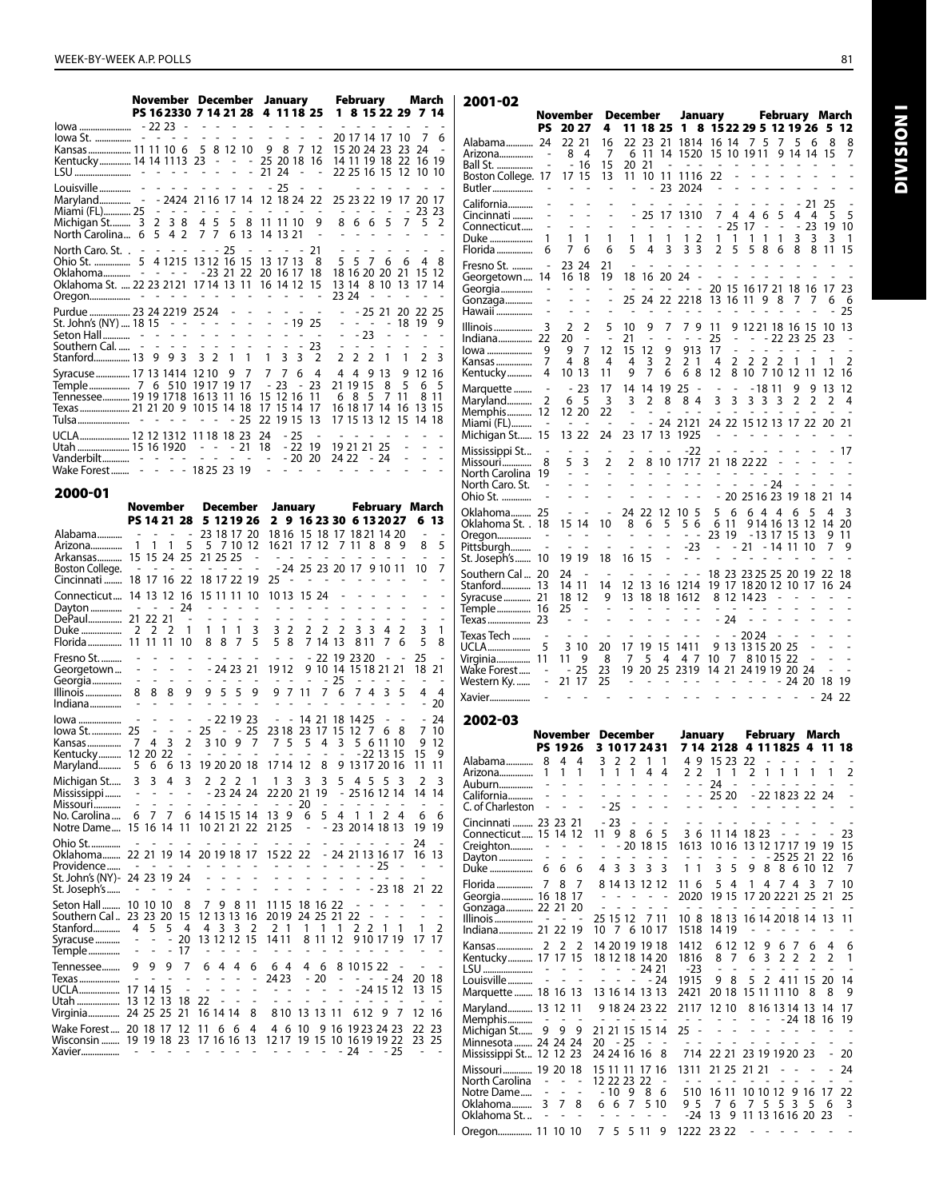| | November | | | | December | | | | January | | | | February | | | | | March | |
|---|---|---|---|---|---|---|---|---|---|---|---|---|---|---|---|---|---|---|---|
| | PS | 16 | 23 | 30 | 7 | 14 | 21 | 28 | 4 | 11 | 18 | 25 | 1 | 8 | 15 | 22 | 29 | 7 | 14 |
| Iowa | - | 22 | 23 | - | - | - | - | - | - | - | - | - | - | - | - | - | - | - | - |
| Iowa St. | - | - | - | - | - | - | - | - | - | - | - | - | 20 | 17 | 14 | 17 | 10 | 7 | 6 |
| Kansas | 11 | 11 | 10 | 6 | 5 | 8 | 12 | 10 | 9 | 8 | 7 | 12 | 15 | 20 | 24 | 23 | 23 | 24 | - |
| Kentucky | 14 | 14 | 11 | 13 | 23 | - | - | - | 25 | 20 | 18 | 16 | 14 | 11 | 19 | 18 | 22 | 16 | 19 |
| LSU | - | - | - | - | - | - | - | - | 21 | 24 | - | - | 22 | 25 | 16 | 15 | 12 | 10 | 10 |
| Louisville | - | - | - | - | - | - | - | - | - | 25 | - | - | - | - | - | - | - | - | - |
| Maryland | - | - | 24 | 24 | 21 | 16 | 17 | 14 | 12 | 18 | 24 | 22 | 25 | 23 | 22 | 19 | 17 | 20 | 17 |
| Miami (FL) | 25 | - | - | - | - | - | - | - | - | - | - | - | - | - | - | - | - | 23 | 23 |
| Michigan St. | 3 | 2 | 3 | 8 | 4 | 5 | 5 | 8 | 11 | 11 | 10 | 9 | 8 | 6 | 6 | 5 | 7 | 5 | 2 |
| North Carolina | 6 | 5 | 4 | 2 | 7 | 7 | 6 | 13 | 14 | 13 | 21 | - | - | - | - | - | - | - | - |
| North Caro. St. | - | - | - | - | - | - | 25 | - | - | - | - | 21 | - | - | - | - | - | - | - |
| Ohio St. | 5 | 4 | 12 | 15 | 13 | 12 | 16 | 15 | 13 | 17 | 13 | 8 | 5 | 5 | 7 | 6 | 6 | 4 | 8 |
| Oklahoma | - | - | - | - | - | 23 | 21 | 22 | 20 | 16 | 17 | 18 | 18 | 16 | 20 | 20 | 21 | 15 | 12 |
| Oklahoma St. | 22 | 23 | 21 | 21 | 17 | 14 | 13 | 11 | 16 | 14 | 12 | 15 | 13 | 14 | 8 | 10 | 13 | 17 | 14 |
| Oregon | - | - | - | - | - | - | - | - | - | - | - | - | 23 | 24 | - | - | - | - | - |
| Purdue | 23 | 24 | 22 | 19 | 25 | 24 | - | - | - | - | - | - | - | - | 25 | 21 | 20 | 22 | 25 |
| St. John's (NY) | 18 | 15 | - | - | - | - | - | - | - | - | 19 | 25 | - | - | - | - | 18 | 19 | 9 |
| Seton Hall | - | - | - | - | - | - | - | - | - | - | - | - | - | - | 23 | - | - | - | - |
| Southern Cal. | - | - | - | - | - | - | - | - | - | - | - | 23 | - | - | - | - | - | - | - |
| Stanford | 13 | 9 | 9 | 3 | 3 | 2 | 1 | 1 | 1 | 3 | 3 | 2 | 2 | 2 | 2 | 1 | 1 | 2 | 3 |
| Syracuse | 17 | 13 | 14 | 14 | 12 | 10 | 9 | 7 | 7 | 7 | 6 | 4 | 4 | 4 | 9 | 13 | 9 | 12 | 16 |
| Temple | 7 | 6 | 5 | 10 | 19 | 17 | 19 | 17 | - | 23 | - | 23 | 21 | 19 | 15 | 8 | 5 | 6 | 5 |
| Tennessee | 19 | 19 | 17 | 18 | 16 | 13 | 11 | 16 | 15 | 12 | 16 | 11 | 6 | 8 | 5 | 7 | 11 | 8 | 11 |
| Texas | 21 | 21 | 20 | 9 | 10 | 15 | 14 | 18 | 17 | 15 | 14 | 17 | 16 | 18 | 17 | 14 | 16 | 13 | 15 |
| Tulsa | - | - | - | - | - | - | - | 25 | 22 | 19 | 15 | 13 | 17 | 15 | 13 | 12 | 15 | 14 | 18 |
| UCLA | 12 | 12 | 13 | 12 | 11 | 18 | 18 | 23 | 24 | - | 25 | - | - | - | - | - | - | - | - |
| Utah | 15 | 16 | 19 | 20 | - | - | - | 21 | 18 | - | 22 | 19 | 19 | 21 | 21 | 25 | - | - | - |
| Vanderbilt | - | - | - | - | - | - | - | - | - | - | 20 | 20 | 24 | 22 | - | 24 | - | - | - |
| Wake Forest | - | - | - | - | 18 | 25 | 23 | 19 | - | - | - | - | - | - | - | - | - | - | - |

## 2000-01

| | November | | | | December | | | | January | | | | | February | | | | March | |
|---|---|---|---|---|---|---|---|---|---|---|---|---|---|---|---|---|---|---|---|
| | PS | 14 | 21 | 28 | 5 | 12 | 19 | 26 | 2 | 9 | 16 | 23 | 30 | 6 | 13 | 20 | 27 | 6 | 13 |
| Alabama | - | - | - | - | 23 | 18 | 17 | 20 | 18 | 16 | 15 | 18 | 17 | 18 | 21 | 14 | 20 | - | - |
| Arizona | 1 | 1 | 1 | 5 | 5 | 7 | 10 | 12 | 16 | 21 | 17 | 12 | 7 | 11 | 8 | 8 | 9 | 8 | 5 |
| Arkansas | 15 | 15 | 24 | 25 | 21 | 25 | 25 | - | - | - | - | - | - | - | - | - | - | - | - |
| Boston College | - | - | - | - | - | - | - | - | - | 24 | 25 | 23 | 20 | 17 | 9 | 10 | 11 | 10 | 7 |
| Cincinnati | 18 | 17 | 16 | 22 | 18 | 17 | 22 | 19 | 25 | - | - | - | - | - | - | - | - | - | - |
| Connecticut | 14 | 13 | 12 | 16 | 15 | 11 | 11 | 10 | 10 | 13 | 15 | 24 | - | - | - | - | - | - | - |
| Dayton | - | - | - | 24 | - | - | - | - | - | - | - | - | - | - | - | - | - | - | - |
| DePaul | 21 | 22 | 21 | - | - | - | - | - | - | - | - | - | - | - | - | - | - | - | - |
| Duke | 2 | 2 | 2 | 1 | 1 | 1 | 1 | 3 | 3 | 2 | 2 | 2 | 2 | 3 | 3 | 4 | 2 | 3 | 1 |
| Florida | 11 | 11 | 11 | 10 | 8 | 8 | 7 | 5 | 5 | 8 | 7 | 14 | 13 | 8 | 11 | 7 | 6 | 5 | 8 |
| Fresno St. | - | - | - | - | - | - | - | - | - | - | - | 22 | 19 | 23 | 20 | - | - | 25 | - |
| Georgetown | - | - | - | - | - | 24 | 23 | 21 | 19 | 12 | 9 | 10 | 14 | 15 | 18 | 21 | 21 | 18 | 21 |
| Georgia | - | - | - | - | - | - | - | - | - | - | - | - | 25 | - | - | - | - | - | - |
| Illinois | 8 | 8 | 8 | 9 | 9 | 5 | 5 | 9 | 9 | 7 | 11 | 7 | 6 | 7 | 4 | 3 | 5 | 4 | 4 |
| Indiana | - | - | - | - | - | - | - | - | - | - | - | - | - | - | - | - | - | - | 20 |
| Iowa | - | - | - | - | - | 22 | 19 | 23 | - | - | 14 | 21 | 18 | 14 | 25 | - | - | - | 24 |
| Iowa St. | 25 | - | - | - | 25 | - | - | 25 | 23 | 18 | 23 | 17 | 15 | 12 | 7 | 6 | 8 | 7 | 10 |
| Kansas | 7 | 4 | 3 | 2 | 3 | 10 | 9 | 7 | 7 | 5 | 5 | 4 | 3 | 5 | 6 | 11 | 10 | 9 | 12 |
| Kentucky | 12 | 20 | 22 | - | - | - | - | - | - | - | - | - | - | - | 22 | 13 | 15 | 15 | 9 |
| Maryland | 5 | 6 | 6 | 13 | 19 | 20 | 20 | 18 | 17 | 14 | 12 | 8 | 9 | 13 | 17 | 20 | 16 | 11 | 11 |
| Michigan St. | 3 | 3 | 4 | 3 | 2 | 2 | 2 | 1 | 1 | 3 | 3 | 3 | 5 | 4 | 5 | 5 | 3 | 2 | 3 |
| Mississippi | - | - | - | - | - | 23 | 24 | 24 | 22 | 20 | 21 | 19 | - | 25 | 16 | 12 | 14 | 14 | 14 |
| Missouri | - | - | - | - | - | - | - | - | - | - | 20 | - | - | - | - | - | - | - | - |
| No. Carolina | 6 | 7 | 7 | 6 | 14 | 15 | 15 | 14 | 13 | 9 | 6 | 5 | 4 | 1 | 1 | 2 | 4 | 6 | 6 |
| Notre Dame | 15 | 16 | 14 | 11 | 10 | 21 | 21 | 22 | 21 | 25 | - | - | 23 | 20 | 14 | 18 | 13 | 19 | 19 |
| Ohio St. | - | - | - | - | - | - | - | - | - | - | - | - | - | - | - | - | - | 24 | - |
| Oklahoma | 22 | 21 | 19 | 14 | 20 | 19 | 18 | 17 | 15 | 22 | 22 | - | 24 | 21 | 13 | 16 | 17 | 16 | 13 |
| Providence | - | - | - | - | - | - | - | - | - | - | - | - | - | - | - | - | 25 | - | - |
| St. John's (NY) | 24 | 23 | 19 | 24 | - | - | - | - | - | - | - | - | - | - | - | - | - | - | - |
| St. Joseph's | - | - | - | - | - | - | - | - | - | - | - | - | - | - | - | 23 | 18 | 21 | 22 |
| Seton Hall | 10 | 10 | 10 | 8 | 7 | 9 | 8 | 11 | 11 | 15 | 18 | 16 | 22 | - | - | - | - | - | - |
| Southern Cal. | 23 | 23 | 20 | 15 | 12 | 13 | 13 | 16 | 20 | 19 | 24 | 25 | 21 | 22 | - | - | - | - | - |
| Stanford | 4 | 5 | 5 | 4 | 4 | 3 | 3 | 2 | 2 | 1 | 1 | 1 | 1 | 2 | 2 | 1 | 1 | 1 | 2 |
| Syracuse | - | - | - | 20 | 13 | 12 | 12 | 15 | 14 | 11 | 8 | 11 | 12 | 9 | 10 | 17 | 19 | 17 | 17 |
| Temple | - | - | - | 17 | - | - | - | - | - | - | - | - | - | - | - | - | - | - | - |
| Tennessee | 9 | 9 | 9 | 7 | 6 | 4 | 4 | 6 | 6 | 4 | 4 | 6 | 8 | 10 | 15 | 22 | - | - | - |
| Texas | - | - | - | - | - | - | - | - | - | 24 | 23 | - | 20 | - | - | - | 24 | 20 | 18 |
| UCLA | 17 | 14 | 15 | - | - | - | - | - | - | - | - | - | - | - | 24 | 15 | 12 | 13 | 15 |
| Utah | 13 | 12 | 13 | 18 | 22 | - | - | - | - | - | - | - | - | - | - | - | - | - | - |
| Virginia | 24 | 25 | 25 | 21 | 16 | 14 | 14 | 8 | 8 | 10 | 13 | 13 | 11 | 6 | 12 | 9 | 7 | 12 | 16 |
| Wake Forest | 20 | 18 | 17 | 12 | 11 | 6 | 6 | 4 | 4 | 6 | 10 | 9 | 16 | 19 | 23 | 24 | 23 | 22 | 23 |
| Wisconsin | 19 | 19 | 18 | 23 | 17 | 16 | 16 | 13 | 12 | 17 | 19 | 15 | 10 | 16 | 19 | 19 | 22 | 23 | 25 |
| Xavier | - | - | - | - | - | - | - | - | - | - | - | - | - | - | 24 | - | 25 | - | - |

## 2001-02

| | November | | | December | | | | January | | | | | February | | | | March | |
|---|---|---|---|---|---|---|---|---|---|---|---|---|---|---|---|---|---|---|
| | PS | 20 | 27 | 4 | 11 | 18 | 25 | 1 | 8 | 15 | 22 | 29 | 5 | 12 | 19 | 26 | 5 | 12 |
| Alabama | 24 | 22 | 21 | 16 | 22 | 23 | 21 | 18 | 14 | 16 | 14 | 7 | 5 | 7 | 5 | 6 | 8 | 8 |
| Arizona | - | 8 | 4 | 7 | 6 | 11 | 14 | 15 | 20 | 15 | 10 | 19 | 11 | 9 | 14 | 14 | 15 | 7 |
| Ball St. | - | - | 16 | 15 | 20 | 21 | - | - | - | - | - | - | - | - | - | - | - | - |
| Boston College | 17 | 17 | 15 | 13 | 11 | 10 | 11 | 11 | 16 | 22 | - | - | - | - | - | - | - | - |
| Butler | - | - | - | - | - | - | 23 | 20 | 24 | - | - | - | - | - | - | - | - | - |
| California | - | - | - | - | - | - | - | - | - | - | - | - | - | - | - | 21 | 25 | - |
| Cincinnati | - | - | - | - | - | 25 | 17 | 13 | 10 | 7 | 4 | 4 | 6 | 5 | 4 | 4 | 5 | 5 |
| Connecticut | - | - | - | - | - | - | - | - | - | - | 25 | 17 | - | - | - | 23 | 19 | 10 |
| Duke | 1 | 1 | 1 | 1 | 1 | 1 | 1 | 1 | 2 | 1 | 1 | 1 | 1 | 1 | 3 | 3 | 3 | 1 |
| Florida | 6 | 7 | 6 | 6 | 5 | 4 | 3 | 3 | 3 | 2 | 5 | 5 | 8 | 6 | 8 | 8 | 11 | 15 |
| Fresno St. | - | 23 | 24 | 21 | - | - | - | - | - | - | - | - | - | - | - | - | - | - |
| Georgetown | 14 | 16 | 18 | 19 | 18 | 16 | 20 | 24 | - | - | - | - | - | - | - | - | - | - |
| Georgia | - | - | - | - | - | - | - | - | - | 20 | 15 | 16 | 17 | 21 | 18 | 16 | 17 | 23 |
| Gonzaga | - | - | - | - | 25 | 24 | 22 | 22 | 18 | 13 | 16 | 11 | 9 | 8 | 7 | 7 | 6 | 6 |
| Hawaii | - | - | - | - | - | - | - | - | - | - | - | - | - | - | - | - | - | 25 |
| Illinois | 3 | 2 | 2 | 5 | 10 | 9 | 7 | 7 | 9 | 11 | 9 | 12 | 21 | 18 | 16 | 15 | 10 | 13 |
| Indiana | 22 | 20 | - | - | 21 | - | - | - | - | 25 | - | - | - | 22 | 23 | 25 | 23 | - |
| Iowa | 9 | 9 | 7 | 12 | 15 | 12 | 9 | 9 | 13 | 17 | - | - | - | - | - | - | - | - |
| Kansas | 7 | 4 | 8 | 4 | 4 | 3 | 2 | 2 | 1 | 4 | 2 | 2 | 2 | 1 | 1 | 1 | 1 | 2 |
| Kentucky | 4 | 10 | 13 | 11 | 9 | 7 | 6 | 6 | 8 | 12 | 8 | 10 | 7 | 10 | 12 | 11 | 12 | 16 |
| Marquette | - | - | 23 | 17 | 14 | 14 | 19 | 25 | - | - | - | - | 18 | 11 | 9 | 9 | 13 | 12 |
| Maryland | 2 | 6 | 5 | 3 | 3 | 2 | 8 | 8 | 4 | 3 | 3 | 3 | 3 | 3 | 2 | 2 | 2 | 4 |
| Memphis | 12 | 12 | 20 | 22 | - | - | - | - | - | - | - | - | - | - | - | - | - | - |
| Miami (FL) | - | - | - | - | - | - | 24 | 21 | 21 | 24 | 22 | 15 | 12 | 13 | 17 | 22 | 20 | 21 |
| Michigan St. | 15 | 13 | 22 | 24 | 23 | 17 | 13 | 19 | 25 | - | - | - | - | - | - | - | - | - |
| Mississippi St. | - | - | - | - | - | - | - | - | 22 | - | - | - | - | - | - | - | - | 17 |
| Missouri | 8 | 5 | 3 | 2 | 2 | 8 | 10 | 17 | 17 | 21 | 18 | 22 | 22 | - | - | - | - | - |
| North Carolina | 19 | - | - | - | - | - | - | - | - | - | - | - | - | - | - | - | - | - |
| North Caro. St. | - | - | - | - | - | - | - | - | - | - | - | - | - | - | 24 | - | - | - |
| Ohio St. | - | - | - | - | - | - | - | - | - | - | 20 | 25 | 16 | 23 | 19 | 18 | 21 | 14 |
| Oklahoma | 25 | - | - | - | 24 | 22 | 12 | 10 | 5 | 5 | 6 | 6 | 4 | 4 | 6 | 5 | 4 | 3 |
| Oklahoma St. | 18 | 15 | 14 | 10 | 8 | 6 | 5 | 5 | 6 | 6 | 11 | 9 | 14 | 16 | 13 | 12 | 14 | 20 |
| Oregon | - | - | - | - | - | - | - | - | - | 23 | 19 | - | 13 | 17 | 15 | 13 | 9 | 11 |
| Pittsburgh | - | - | - | - | - | - | - | - | 23 | - | - | 21 | - | 14 | 11 | 10 | 7 | 9 |
| St. Joseph's | 10 | 19 | 19 | 18 | 16 | 15 | - | - | - | - | - | - | - | - | - | - | - | - |
| Southern Cal | 20 | 24 | - | - | - | - | - | - | - | 18 | 23 | 23 | 25 | 25 | 20 | 19 | 22 | 18 |
| Stanford | 13 | 14 | 11 | 14 | 12 | 13 | 16 | 12 | 14 | 19 | 17 | 18 | 20 | 12 | 10 | 17 | 16 | 24 |
| Syracuse | 21 | 18 | 12 | 9 | 13 | 18 | 18 | 16 | 12 | 8 | 12 | 14 | 23 | - | - | - | - | - |
| Temple | 16 | 25 | - | - | - | - | - | - | - | - | - | - | - | - | - | - | - | - |
| Texas | 23 | - | - | - | - | - | - | - | - | 24 | - | - | - | - | - | - | - | - |
| Texas Tech | - | - | - | - | - | - | - | - | - | - | 20 | 24 | - | - | - | - | - | - |
| UCLA | 5 | 3 | 10 | 20 | 17 | 19 | 15 | 14 | 11 | 9 | 13 | 13 | 15 | 20 | 25 | - | - | - |
| Virginia | 11 | 11 | 9 | 8 | 7 | 5 | 4 | 4 | 7 | 10 | 7 | 8 | 10 | 15 | 22 | - | - | - |
| Wake Forest | - | - | 25 | 23 | 19 | 20 | 25 | 23 | 19 | 14 | 21 | 24 | 19 | 19 | 20 | 24 | - | - |
| Western Ky. | - | 21 | 17 | 25 | - | - | - | - | - | - | - | - | - | - | 24 | 20 | 18 | 19 |
| Xavier | - | - | - | - | - | - | - | - | - | - | - | - | - | - | - | - | 24 | 22 |

## 2002-03

| | November | | | December | | | | | January | | | | February | | | | March | | |
|---|---|---|---|---|---|---|---|---|---|---|---|---|---|---|---|---|---|---|---|
| | PS | 19 | 26 | 3 | 10 | 17 | 24 | 31 | 7 | 14 | 21 | 28 | 4 | 11 | 18 | 25 | 4 | 11 | 18 |
| Alabama | 8 | 4 | 4 | 3 | 2 | 2 | 1 | 1 | 4 | 9 | 15 | 23 | 22 | - | - | - | - | - | - |
| Arizona | 1 | 1 | 1 | 1 | 1 | 1 | 4 | 4 | 2 | 2 | 1 | 1 | 2 | 1 | 1 | 1 | 1 | 1 | 2 |
| Auburn | - | - | - | - | - | - | - | - | - | - | 24 | - | - | - | - | - | - | - | - |
| California | - | - | - | - | - | - | - | - | - | - | 25 | 20 | - | 22 | 18 | 23 | 22 | 24 | - |
| C. of Charleston | - | - | - | - | 25 | - | - | - | - | - | - | - | - | - | - | - | - | - | - |
| Cincinnati | 23 | 23 | 21 | - | 23 | - | - | - | - | - | - | - | - | - | - | - | - | - | - |
| Connecticut | 15 | 14 | 12 | 11 | 9 | 8 | 6 | 5 | 3 | 6 | 11 | 14 | 18 | 23 | - | - | - | - | 23 |
| Creighton | - | - | - | - | - | 20 | 18 | 15 | 16 | 13 | 10 | 16 | 13 | 12 | 17 | 17 | 19 | 19 | 15 |
| Dayton | - | - | - | - | - | - | - | - | - | - | - | - | - | - | 25 | 25 | 21 | 22 | 16 |
| Duke | 6 | 6 | 6 | 4 | 3 | 3 | 3 | 3 | 1 | 1 | 3 | 5 | 9 | 8 | 8 | 6 | 10 | 12 | 7 |
| Florida | 7 | 8 | 7 | 8 | 14 | 13 | 12 | 12 | 11 | 6 | 5 | 4 | 1 | 4 | 7 | 4 | 3 | 7 | 10 |
| Georgia | 16 | 18 | 17 | - | - | - | - | - | 20 | 20 | 19 | 15 | 17 | 20 | 22 | 21 | 25 | 21 | 25 |
| Gonzaga | 22 | 21 | 20 | - | - | - | - | - | - | - | - | - | - | - | - | - | - | - | - |
| Illinois | - | - | - | 25 | 15 | 12 | 7 | 11 | 10 | 8 | 18 | 13 | 16 | 14 | 20 | 18 | 14 | 13 | 11 |
| Indiana | 21 | 22 | 19 | 10 | 7 | 6 | 10 | 17 | 15 | 18 | 14 | 19 | - | - | - | - | - | - | - |
| Kansas | 2 | 2 | 2 | 14 | 20 | 19 | 19 | 18 | 14 | 12 | 6 | 12 | 12 | 9 | 6 | 7 | 6 | 4 | 6 |
| Kentucky | 17 | 17 | 15 | 18 | 12 | 18 | 14 | 20 | 18 | 16 | 8 | 7 | 6 | 3 | 2 | 2 | 2 | 2 | 1 |
| LSU | - | - | - | - | - | - | 24 | 21 | - | 23 | - | - | - | - | - | - | - | - | - |
| Louisville | - | - | - | - | - | - | - | 24 | 19 | 15 | 9 | 8 | 5 | 2 | 4 | 11 | 15 | 20 | 14 |
| Marquette | 18 | 16 | 13 | 13 | 16 | 14 | 13 | 13 | 24 | 21 | 20 | 18 | 15 | 11 | 11 | 10 | 8 | 8 | 9 |
| Maryland | 13 | 12 | 11 | 9 | 18 | 24 | 23 | 22 | 21 | 17 | 12 | 10 | 8 | 16 | 13 | 14 | 13 | 14 | 17 |
| Memphis | - | - | - | - | - | - | - | - | - | - | - | - | - | - | - | 24 | 18 | 16 | 19 |
| Michigan St. | 9 | 9 | 9 | 21 | 21 | 15 | 15 | 14 | 25 | - | - | - | - | - | - | - | - | - | - |
| Minnesota | 24 | 24 | 24 | 20 | - | 25 | - | - | - | - | - | - | - | - | - | - | - | - | - |
| Mississippi St. | 12 | 12 | 23 | 24 | 24 | 16 | 16 | 8 | 7 | 14 | 22 | 21 | 23 | 19 | 19 | 20 | 23 | - | 20 |
| Missouri | 19 | 20 | 18 | 15 | 11 | 11 | 17 | 16 | 13 | 11 | 21 | 25 | 21 | 21 | - | - | - | - | 24 |
| North Carolina | - | - | - | 12 | 22 | 23 | 22 | - | - | - | - | - | - | - | - | - | - | - | - |
| Notre Dame | - | - | - | - | 10 | 9 | 8 | 6 | 5 | 10 | 16 | 11 | 10 | 10 | 12 | 9 | 16 | 17 | 22 |
| Oklahoma | 3 | 7 | 8 | 6 | 6 | 7 | 5 | 10 | 9 | 5 | 7 | 6 | 7 | 5 | 5 | 3 | 5 | 6 | 3 |
| Oklahoma St. | - | - | - | - | - | - | - | - | - | 24 | 13 | 9 | 11 | 13 | 16 | 16 | 20 | 23 | - |
| Oregon | 11 | 10 | 10 | 7 | 5 | 5 | 11 | 9 | 12 | 22 | 23 | 22 | - | - | - | - | - | - | - |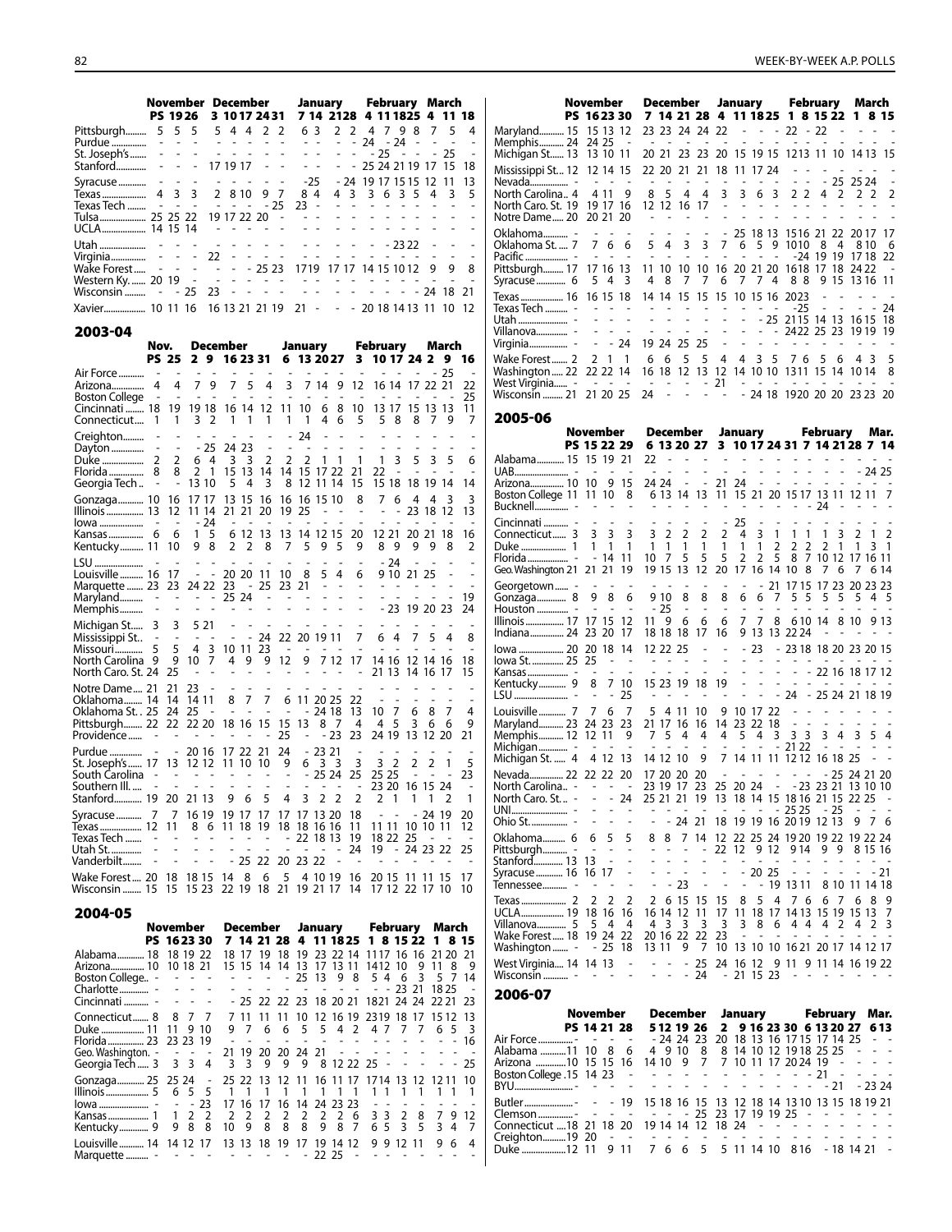| | November | | | December | | | | | January | | | | February | | | | March | | |
|---|---|---|---|---|---|---|---|---|---|---|---|---|---|---|---|---|---|---|---|
| | PS | 19 | 26 | 3 | 10 | 17 | 24 | 31 | 7 | 14 | 21 | 28 | 4 | 11 | 18 | 25 | 4 | 11 | 18 |
| Pittsburgh | 5 | 5 | 5 | 5 | 4 | 4 | 2 | 2 | 6 | 3 | 2 | 2 | 4 | 7 | 9 | 8 | 7 | 5 | 4 |
| Purdue | - | - | - | - | - | - | - | - | - | - | - | - | 24 | - | 24 | - | - | - | - |
| St. Joseph's | - | - | - | - | - | - | - | - | - | - | - | - | - | 25 | - | - | - | 25 | - |
| Stanford | - | - | - | 17 | 19 | 17 | - | - | - | - | - | - | 25 | 24 | 21 | 19 | 17 | 15 | 18 |
| Syracuse | - | - | - | - | - | - | - | - | - | 25 | - | 24 | 19 | 17 | 15 | 15 | 12 | 11 | 13 |
| Texas | 4 | 3 | 3 | 2 | 8 | 10 | 9 | 7 | 8 | 4 | 4 | 3 | 3 | 6 | 3 | 5 | 4 | 3 | 5 |
| Texas Tech | - | - | - | - | - | - | - | 25 | 23 | - | - | - | - | - | - | - | - | - | - |
| Tulsa | 25 | 25 | 22 | 19 | 17 | 22 | 20 | - | - | - | - | - | - | - | - | - | - | - | - |
| UCLA | 14 | 15 | 14 | - | - | - | - | - | - | - | - | - | - | - | - | - | - | - | - |
| Utah | - | - | - | - | - | - | - | - | - | - | - | - | - | - | 23 | 22 | - | - | - |
| Virginia | - | - | - | 22 | - | - | - | - | - | - | - | - | - | - | - | - | - | - | - |
| Wake Forest | - | - | - | - | - | - | 25 | 23 | 17 | 19 | 17 | 17 | 14 | 15 | 10 | 12 | 9 | 9 | 8 |
| Western Ky. | 20 | 19 | - | - | - | - | - | - | - | - | - | - | - | - | - | - | - | - | - |
| Wisconsin | - | - | 25 | 23 | - | - | - | - | - | - | - | - | - | - | - | - | 24 | 18 | 21 |
| Xavier | 10 | 11 | 16 | 16 | 13 | 21 | 21 | 19 | 21 | - | - | - | 20 | 18 | 14 | 13 | 11 | 10 | 12 |

## 2003-04

| | Nov. | | December | | | | | January | | | | February | | | | March | | |
|---|---|---|---|---|---|---|---|---|---|---|---|---|---|---|---|---|---|---|
| | PS | 25 | 2 | 9 | 16 | 23 | 31 | 6 | 13 | 20 | 27 | 3 | 10 | 17 | 24 | 2 | 9 | 16 |
| Air Force | - | - | - | - | - | - | - | - | - | - | - | - | - | - | - | - | 25 | - |
| Arizona | 4 | 4 | 7 | 9 | 7 | 5 | 4 | 3 | 7 | 14 | 9 | 12 | 16 | 14 | 17 | 22 | 21 | 22 |
| Boston College | - | - | - | - | - | - | - | - | - | - | - | - | - | - | - | - | - | 25 |
| Cincinnati | 18 | 19 | 19 | 18 | 16 | 14 | 12 | 11 | 10 | 6 | 8 | 10 | 13 | 17 | 15 | 13 | 13 | 11 |
| Connecticut | 1 | 1 | 3 | 2 | 1 | 1 | 1 | 1 | 1 | 4 | 6 | 5 | 5 | 8 | 8 | 7 | 9 | 7 |
| Creighton | - | - | - | - | - | - | - | - | 24 | - | - | - | - | - | - | - | - | - |
| Dayton | - | - | - | 25 | 24 | 23 | - | - | - | - | - | - | - | - | - | - | - | - |
| Duke | 2 | 2 | 6 | 4 | 3 | 3 | 2 | 2 | 2 | 1 | 1 | 1 | 1 | 3 | 5 | 3 | 5 | 6 |
| Florida | 8 | 8 | 2 | 1 | 15 | 13 | 14 | 14 | 15 | 17 | 22 | 21 | 22 | - | - | - | - | - |
| Georgia Tech | - | - | 13 | 10 | 5 | 4 | 3 | 8 | 12 | 11 | 14 | 15 | 15 | 18 | 18 | 19 | 14 | 14 |
| Gonzaga | 10 | 16 | 17 | 17 | 13 | 15 | 16 | 16 | 16 | 15 | 10 | 8 | 7 | 6 | 4 | 4 | 3 | 3 |
| Illinois | 13 | 12 | 11 | 14 | 21 | 21 | 20 | 19 | 25 | - | - | - | - | - | 23 | 18 | 12 | 13 |
| Iowa | - | - | - | 24 | - | - | - | - | - | - | - | - | - | - | - | - | - | - |
| Kansas | 6 | 6 | 1 | 5 | 6 | 12 | 13 | 13 | 14 | 12 | 15 | 20 | 12 | 21 | 20 | 21 | 18 | 16 |
| Kentucky | 11 | 10 | 9 | 8 | 2 | 2 | 8 | 7 | 5 | 9 | 5 | 9 | 8 | 9 | 9 | 9 | 8 | 2 |
| LSU | - | - | - | - | - | - | - | - | - | - | - | - | 24 | - | - | - | - | - |
| Louisville | 16 | 17 | - | - | 20 | 20 | 11 | 10 | 8 | 5 | 4 | 6 | 9 | 10 | 21 | 25 | - | - |
| Marquette | 23 | 23 | 24 | 22 | 23 | - | 25 | 23 | 21 | - | - | - | - | - | - | - | - | - |
| Maryland | - | - | - | - | 25 | 24 | - | - | - | - | - | - | - | - | - | - | - | 19 |
| Memphis | - | - | - | - | - | - | - | - | - | - | - | - | - | 23 | 19 | 20 | 23 | 24 |
| Michigan St. | 3 | 3 | 5 | 21 | - | - | - | - | - | - | - | - | - | - | - | - | - | - |
| Mississippi St. | - | - | - | - | - | - | 24 | 22 | 20 | 19 | 11 | 7 | 6 | 4 | 7 | 5 | 4 | 8 |
| Missouri | 5 | 5 | 4 | 3 | 10 | 11 | 23 | - | - | - | - | - | - | - | - | - | - | - |
| North Carolina | 9 | 9 | 10 | 7 | 4 | 9 | 9 | 12 | 9 | 7 | 12 | 17 | 14 | 16 | 12 | 14 | 16 | 18 |
| North Caro. St. | 24 | 25 | - | - | - | - | - | - | - | - | - | - | 21 | 13 | 14 | 16 | 17 | 15 |
| Notre Dame | 21 | 21 | 23 | - | - | - | - | - | - | - | - | - | - | - | - | - | - | - |
| Oklahoma | 14 | 14 | 14 | 11 | 8 | 7 | 7 | 6 | 11 | 20 | 25 | 22 | - | - | - | - | - | - |
| Oklahoma St. | 25 | 24 | 25 | - | - | - | - | - | - | 24 | 18 | 13 | 10 | 7 | 6 | 8 | 7 | 4 |
| Pittsburgh | 22 | 22 | 22 | 20 | 18 | 16 | 15 | 15 | 13 | 8 | 7 | 4 | 4 | 5 | 3 | 6 | 6 | 9 |
| Providence | - | - | - | - | - | - | - | 25 | - | - | 23 | 23 | 24 | 19 | 13 | 12 | 20 | 21 |
| Purdue | - | - | 20 | 16 | 17 | 22 | 21 | 24 | - | 23 | 21 | - | - | - | - | - | - | - |
| St. Joseph's | 17 | 13 | 12 | 12 | 11 | 10 | 10 | 9 | 6 | 3 | 3 | 3 | 3 | 2 | 2 | 2 | 1 | 5 |
| South Carolina | - | - | - | - | - | - | - | - | - | 25 | 24 | 25 | 25 | - | - | - | - | 23 |
| Southern Ill. | - | - | - | - | - | - | - | - | - | - | - | - | 23 | 20 | 16 | 15 | 24 | - |
| Stanford | 19 | 20 | 21 | 13 | 9 | 6 | 5 | 4 | 3 | 2 | 2 | 2 | 2 | 1 | 1 | 1 | 2 | 1 |
| Syracuse | 7 | 7 | 16 | 19 | 19 | 17 | 17 | 17 | 17 | 13 | 20 | 18 | - | - | - | 24 | 19 | 20 |
| Texas | 12 | 11 | 8 | 6 | 11 | 18 | 19 | 18 | 18 | 16 | 16 | 11 | 11 | 11 | 10 | 10 | 11 | 12 |
| Texas Tech | - | - | - | - | - | - | - | - | 22 | 18 | 13 | 19 | 18 | 22 | 25 | - | - | - |
| Utah St. | - | - | - | - | - | - | - | - | - | - | - | 24 | 19 | - | 24 | 23 | 22 | 25 |
| Vanderbilt | - | - | - | - | - | 25 | 22 | 20 | 23 | 22 | - | - | - | - | - | - | - | - |
| Wake Forest | 20 | 18 | 18 | 15 | 14 | 8 | 6 | 5 | 4 | 10 | 19 | 16 | 20 | 15 | 11 | 11 | 15 | 17 |
| Wisconsin | 15 | 15 | 15 | 23 | 22 | 19 | 18 | 21 | 19 | 21 | 17 | 14 | 17 | 12 | 22 | 17 | 10 | 10 |

## 2004-05

| | November | | | | December | | | | January | | | | February | | | | March | | |
|---|---|---|---|---|---|---|---|---|---|---|---|---|---|---|---|---|---|---|---|
| | PS | 16 | 23 | 30 | 7 | 14 | 21 | 28 | 4 | 11 | 18 | 25 | 1 | 8 | 15 | 22 | 1 | 8 | 15 |
| Alabama | 18 | 18 | 19 | 22 | 18 | 17 | 19 | 18 | 19 | 23 | 22 | 14 | 11 | 17 | 16 | 16 | 21 | 20 | 21 |
| Arizona | 10 | 10 | 18 | 21 | 15 | 15 | 14 | 14 | 13 | 17 | 13 | 11 | 14 | 12 | 10 | 9 | 11 | 8 | 9 |
| Boston College | - | - | - | - | - | - | - | - | 25 | 13 | 9 | 8 | 5 | 4 | 6 | 3 | 5 | 7 | 14 |
| Charlotte | - | - | - | - | - | - | - | - | - | - | - | - | - | - | 23 | 21 | 18 | 25 | - |
| Cincinnati | - | - | - | - | - | 25 | 22 | 22 | 23 | 18 | 20 | 21 | 18 | 21 | 24 | 24 | 22 | 21 | 23 |
| Connecticut | 8 | 8 | 7 | 7 | 7 | 11 | 11 | 11 | 10 | 12 | 16 | 19 | 23 | 19 | 18 | 17 | 15 | 12 | 13 |
| Duke | 11 | 11 | 9 | 10 | 9 | 7 | 6 | 6 | 5 | 5 | 4 | 2 | 4 | 7 | 7 | 7 | 6 | 5 | 3 |
| Florida | 23 | 23 | 23 | 19 | - | - | - | - | - | - | - | - | - | - | - | - | - | - | 16 |
| Geo. Washington | - | - | - | - | 21 | 19 | 20 | 20 | 24 | 21 | - | - | - | - | - | - | - | - | - |
| Georgia Tech | 3 | 3 | 3 | 4 | 3 | 3 | 9 | 9 | 9 | 8 | 12 | 22 | 25 | - | - | - | - | - | 25 |
| Gonzaga | 25 | 25 | 24 | - | 25 | 22 | 13 | 12 | 11 | 16 | 11 | 17 | 17 | 14 | 13 | 12 | 12 | 11 | 10 |
| Illinois | 5 | 6 | 5 | 5 | 1 | 1 | 1 | 1 | 1 | 1 | 1 | 1 | 1 | 1 | 1 | 1 | 1 | 1 | 1 |
| Iowa | - | - | - | 23 | 17 | 16 | 17 | 16 | 14 | 24 | 23 | 23 | - | - | - | - | - | - | - |
| Kansas | 1 | 1 | 2 | 2 | 2 | 2 | 2 | 2 | 2 | 2 | 2 | 6 | 3 | 3 | 2 | 8 | 7 | 9 | 12 |
| Kentucky | 9 | 9 | 8 | 8 | 10 | 9 | 8 | 8 | 8 | 9 | 8 | 7 | 6 | 5 | 3 | 5 | 3 | 4 | 7 |
| Louisville | 14 | 14 | 12 | 17 | 13 | 13 | 18 | 19 | 17 | 19 | 14 | 12 | 9 | 9 | 12 | 8 | 9 | 6 | 4 |
| Marquette | - | - | - | - | - | - | - | - | - | 22 | 25 | - | - | - | - | - | - | - | - |
| Maryland | 15 | 15 | 13 | 12 | 23 | 23 | 24 | 24 | 22 | - | - | - | 22 | - | 22 | - | - | - | - |
| Memphis | 24 | 24 | 25 | - | - | - | - | - | - | - | - | - | - | - | - | - | - | - | - |
| Michigan St. | 13 | 13 | 10 | 11 | 20 | 21 | 23 | 23 | 20 | 15 | 19 | 15 | 12 | 13 | 11 | 10 | 14 | 13 | 15 |
| Mississippi St. | 12 | 12 | 14 | 15 | 22 | 20 | 21 | 21 | 18 | 11 | 17 | 24 | - | - | - | - | - | - | - |
| Nevada | - | - | - | - | - | - | - | - | - | - | - | - | - | - | - | 25 | 25 | 24 | - |
| North Carolina | 4 | 4 | 11 | 9 | 8 | 5 | 4 | 4 | 3 | 3 | 6 | 3 | 2 | 2 | 4 | 2 | 2 | 2 | 2 |
| North Caro. St. | 19 | 19 | 17 | 16 | 12 | 12 | 16 | 17 | - | - | - | - | - | - | - | - | - | - | - |
| Notre Dame | 20 | 20 | 21 | 20 | - | - | - | - | - | - | - | - | - | - | - | - | - | - | - |
| Oklahoma | - | - | - | - | - | - | - | - | - | 25 | 18 | 13 | 15 | 16 | 21 | 22 | 20 | 17 | 17 |
| Oklahoma St. | 7 | 7 | 6 | 6 | 5 | 4 | 3 | 3 | 7 | 6 | 5 | 9 | 10 | 10 | 8 | 4 | 8 | 10 | 6 |
| Pacific | - | - | - | - | - | - | - | - | - | - | - | - | - | 24 | 19 | 19 | 17 | 18 | 22 |
| Pittsburgh | 17 | 17 | 16 | 13 | 11 | 10 | 10 | 10 | 16 | 20 | 21 | 20 | 16 | 18 | 17 | 18 | 24 | 22 | - |
| Syracuse | 6 | 5 | 4 | 3 | 4 | 8 | 7 | 7 | 6 | 7 | 7 | 4 | 8 | 8 | 9 | 15 | 13 | 16 | 11 |
| Texas | 16 | 16 | 15 | 18 | 14 | 14 | 15 | 15 | 15 | 10 | 15 | 16 | 20 | 23 | - | - | - | - | - |
| Texas Tech | - | - | - | - | - | - | - | - | - | - | - | - | - | 25 | - | - | - | - | 24 |
| Utah | - | - | - | - | - | - | - | - | - | - | - | 25 | 21 | 15 | 14 | 13 | 16 | 15 | 18 |
| Villanova | - | - | - | - | - | - | - | - | - | - | - | - | 24 | 22 | 25 | 23 | 19 | 19 | 19 |
| Virginia | - | - | - | 24 | 19 | 24 | 25 | 25 | - | - | - | - | - | - | - | - | - | - | - |
| Wake Forest | 2 | 2 | 1 | 1 | 6 | 6 | 5 | 5 | 4 | 4 | 3 | 5 | 7 | 6 | 5 | 6 | 4 | 3 | 5 |
| Washington | 22 | 22 | 22 | 14 | 16 | 18 | 12 | 13 | 12 | 14 | 10 | 10 | 13 | 11 | 15 | 14 | 10 | 14 | 8 |
| West Virginia | - | - | - | - | - | - | - | - | 21 | - | - | - | - | - | - | - | - | - | - |
| Wisconsin | 21 | 21 | 20 | 25 | 24 | - | - | - | - | - | 24 | 18 | 19 | 20 | 20 | 20 | 23 | 23 | 20 |

## 2005-06

| | November | | | | December | | | | January | | | | | February | | | | Mar. | |
|---|---|---|---|---|---|---|---|---|---|---|---|---|---|---|---|---|---|---|---|
| | PS | 15 | 22 | 29 | 6 | 13 | 20 | 27 | 3 | 10 | 17 | 24 | 31 | 7 | 14 | 21 | 28 | 7 | 14 |
| Alabama | 15 | 15 | 19 | 21 | 22 | - | - | - | - | - | - | - | - | - | - | - | - | - | - |
| UAB | - | - | - | - | - | - | - | - | - | - | - | - | - | - | - | - | - | 24 | 25 |
| Arizona | 10 | 10 | 9 | 15 | 24 | 24 | - | - | 21 | 24 | - | - | - | - | - | - | - | - | - |
| Boston College | 11 | 11 | 10 | 8 | 6 | 13 | 14 | 13 | 11 | 15 | 21 | 20 | 15 | 17 | 13 | 11 | 12 | 11 | 7 |
| Bucknell | - | - | - | - | - | - | - | - | - | - | - | - | - | - | 24 | - | - | - | - |
| Cincinnati | - | - | - | - | - | - | - | - | 25 | - | - | - | - | - | - | - | - | - | - |
| Connecticut | 3 | 3 | 3 | 3 | 3 | 2 | 2 | 2 | 2 | 4 | 3 | 1 | 1 | 1 | 1 | 3 | 2 | 1 | 2 |
| Duke | 1 | 1 | 1 | 1 | 1 | 1 | 1 | 1 | 1 | 1 | 1 | 2 | 2 | 2 | 2 | 1 | 1 | 3 | 1 |
| Florida | - | - | 14 | 11 | 10 | 7 | 5 | 5 | 5 | 2 | 2 | 5 | 8 | 7 | 10 | 12 | 17 | 16 | 11 |
| Geo. Washington | 21 | 21 | 21 | 19 | 19 | 15 | 13 | 12 | 20 | 17 | 16 | 14 | 10 | 8 | 7 | 6 | 7 | 6 | 14 |
| Georgetown | - | - | - | - | - | - | - | - | - | - | - | 21 | 17 | 15 | 17 | 23 | 20 | 23 | 23 |
| Gonzaga | 8 | 9 | 8 | 6 | 9 | 10 | 8 | 8 | 8 | 6 | 6 | 7 | 5 | 5 | 5 | 5 | 5 | 4 | 5 |
| Houston | - | - | - | - | - | 25 | - | - | - | - | - | - | - | - | - | - | - | - | - |
| Illinois | 17 | 17 | 15 | 12 | 11 | 9 | 6 | 6 | 6 | 7 | 7 | 8 | 6 | 10 | 14 | 8 | 10 | 9 | 13 |
| Indiana | 24 | 23 | 20 | 17 | 18 | 18 | 18 | 17 | 16 | 9 | 13 | 13 | 22 | 24 | - | - | - | - | - |
| Iowa | 20 | 20 | 18 | 14 | 12 | 22 | 25 | - | - | - | 23 | - | 23 | 18 | 18 | 20 | 23 | 20 | 15 |
| Iowa St. | 25 | 25 | - | - | - | - | - | - | - | - | - | - | - | - | - | - | - | - | - |
| Kansas | - | - | - | - | - | - | - | - | - | - | - | - | - | - | 22 | 16 | 18 | 17 | 12 |
| Kentucky | 9 | 8 | 7 | 10 | 15 | 23 | 19 | 18 | 19 | - | - | - | - | - | - | - | - | - | - |
| LSU | - | - | - | 25 | - | - | - | - | - | - | - | - | 24 | - | 25 | 24 | 21 | 18 | 19 |
| Louisville | 7 | 7 | 6 | 7 | 5 | 4 | 11 | 10 | 9 | 10 | 17 | 22 | - | - | - | - | - | - | - |
| Maryland | 23 | 24 | 23 | 23 | 21 | 17 | 16 | 16 | 14 | 23 | 22 | 18 | - | - | - | - | - | - | - |
| Memphis | 12 | 12 | 11 | 9 | 7 | 5 | 4 | 4 | 4 | 5 | 4 | 3 | 3 | 3 | 3 | 4 | 3 | 5 | 4 |
| Michigan | - | - | - | - | - | - | - | - | - | - | - | - | 21 | 22 | - | - | - | - | - |
| Michigan St. | 4 | 4 | 12 | 13 | 14 | 12 | 10 | 9 | 7 | 14 | 11 | 11 | 12 | 12 | 16 | 18 | 25 | - | - |
| Nevada | 22 | 22 | 22 | 20 | 17 | 20 | 20 | 20 | - | - | - | - | - | - | - | 25 | 24 | 21 | 20 |
| North Carolina | - | - | - | - | 23 | 19 | 17 | 23 | 25 | 20 | 24 | - | - | 23 | 23 | 21 | 13 | 10 | 10 |
| North Caro. St. | - | - | - | 24 | 25 | 21 | 21 | 19 | 13 | 18 | 14 | 15 | 18 | 16 | 21 | 15 | 22 | 25 | - |
| UNI | - | - | - | - | - | - | - | - | - | - | - | - | 25 | 25 | - | 25 | - | - | - |
| Ohio St. | - | - | - | - | - | - | 24 | 21 | 18 | 19 | 19 | 16 | 20 | 19 | 12 | 13 | 9 | 7 | 6 |
| Oklahoma | 6 | 6 | 5 | 5 | 8 | 8 | 7 | 14 | 12 | 22 | 25 | 24 | 19 | 20 | 19 | 22 | 19 | 22 | 24 |
| Pittsburgh | - | - | - | - | - | - | - | - | 22 | 12 | 9 | 12 | 9 | 14 | 9 | 9 | 8 | 15 | 16 |
| Stanford | 13 | 13 | - | - | - | - | - | - | - | - | - | - | - | - | - | - | - | - | - |
| Syracuse | 16 | 16 | 17 | - | - | - | - | - | - | - | 20 | 25 | - | - | - | - | - | - | 21 |
| Tennessee | - | - | - | - | - | - | 23 | - | - | - | - | 19 | 13 | 11 | 8 | 10 | 11 | 14 | 18 |
| Texas | 2 | 2 | 2 | 2 | 2 | 6 | 15 | 15 | 15 | 8 | 5 | 4 | 7 | 6 | 7 | 6 | 7 | 8 | 9 |
| UCLA | 19 | 18 | 16 | 16 | 16 | 14 | 12 | 11 | 17 | 11 | 18 | 17 | 14 | 13 | 15 | 19 | 15 | 13 | 7 |
| Villanova | 5 | 5 | 4 | 4 | 4 | 3 | 3 | 3 | 3 | 3 | 8 | 6 | 4 | 4 | 4 | 2 | 4 | 2 | 3 |
| Wake Forest | 18 | 19 | 24 | 22 | 20 | 16 | 22 | 22 | 23 | - | - | - | - | - | - | - | - | - | - |
| Washington | - | - | 25 | 18 | 13 | 11 | 9 | 7 | 10 | 13 | 10 | 10 | 16 | 21 | 20 | 17 | 14 | 12 | 17 |
| West Virginia | 14 | 14 | 13 | - | - | - | - | 25 | 24 | 16 | 12 | 9 | 11 | 9 | 11 | 14 | 16 | 19 | 22 |
| Wisconsin | - | - | - | - | - | - | - | 24 | - | 21 | 15 | 23 | - | - | - | - | - | - | - |

## 2006-07

| | November | | | | December | | | | January | | | | | February | | | | Mar. | |
|---|---|---|---|---|---|---|---|---|---|---|---|---|---|---|---|---|---|---|---|
| | PS | 14 | 21 | 28 | 5 | 12 | 19 | 26 | 2 | 9 | 16 | 23 | 30 | 6 | 13 | 20 | 27 | 6 | 13 |
| Air Force | - | - | - | - | - | 24 | 24 | 23 | 20 | 18 | 13 | 16 | 17 | 15 | 17 | 14 | 25 | - | - |
| Alabama | 11 | 10 | 8 | 6 | 4 | 9 | 10 | 8 | 8 | 14 | 10 | 12 | 19 | 18 | 25 | 25 | - | - | - |
| Arizona | 10 | 15 | 15 | 16 | 14 | 10 | 9 | 7 | 7 | 10 | 11 | 17 | 20 | 24 | 19 | - | - | - | - |
| Boston College | 15 | 14 | 23 | - | - | - | - | - | - | - | - | - | - | - | - | 21 | - | - | - |
| BYU | - | - | - | - | - | - | - | - | - | - | - | - | - | - | - | 21 | - | 23 | 24 |
| Butler | - | - | - | 19 | 15 | 18 | 16 | 15 | 13 | 12 | 18 | 14 | 13 | 10 | 13 | 15 | 18 | 19 | 21 |
| Clemson | - | - | - | - | - | - | - | 25 | 23 | 17 | 19 | 19 | 25 | - | - | - | - | - | - |
| Connecticut | 18 | 21 | 18 | 20 | 19 | 14 | 14 | 12 | 18 | 24 | - | - | - | - | - | - | - | - | - |
| Creighton | 19 | 20 | - | - | - | - | - | - | - | - | - | - | - | - | - | - | - | - | - |
| Duke | 12 | 11 | 9 | 11 | 7 | 6 | 6 | 5 | 5 | 11 | 14 | 10 | 8 | 16 | - | 18 | 14 | 21 | - |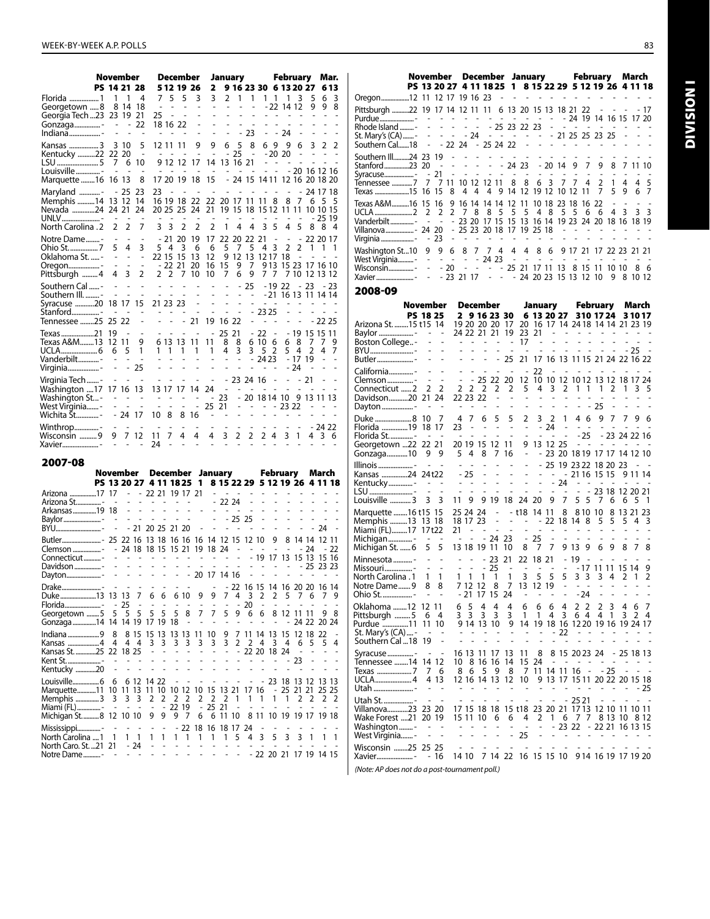| | November | | | | December | | | | January | | | | | February | | | | Mar. | |
|---|---|---|---|---|---|---|---|---|---|---|---|---|---|---|---|---|---|---|---|
| | PS | 14 | 21 | 28 | 5 | 12 | 19 | 26 | 2 | 9 | 16 | 23 | 30 | 6 | 13 | 20 | 27 | 6 | 13 |
| Florida | 1 | 1 | 1 | 4 | 7 | 5 | 5 | 3 | 3 | 2 | 1 | 1 | 1 | 1 | 1 | 3 | 5 | 6 | 3 |
| Georgetown | 8 | 8 | 14 | 18 | - | - | - | - | - | - | - | - | - | 22 | 14 | 12 | 9 | 9 | 8 |
| Georgia Tech | 23 | 23 | 19 | 21 | 25 | - | - | - | - | - | - | - | - | - | - | - | - | - | - |
| Gonzaga | - | - | - | 22 | 18 | 16 | 22 | - | - | - | - | - | - | - | - | - | - | - | - |
| Indiana | - | - | - | - | - | - | - | - | - | - | - | 23 | - | - | 24 | - | - | - | - |
| Kansas | 3 | 3 | 10 | 5 | 12 | 11 | 11 | 9 | 9 | 6 | 5 | 8 | 6 | 9 | 9 | 6 | 3 | 2 | 2 |
| Kentucky | 22 | 22 | 20 | - | - | - | - | - | - | - | 25 | - | - | 20 | 20 | - | - | - | - |
| LSU | 5 | 7 | 6 | 10 | 9 | 12 | 12 | 17 | 14 | 13 | 16 | 21 | - | - | - | - | - | - | - |
| Louisville | - | - | - | - | - | - | - | - | - | - | - | - | - | - | - | 20 | 16 | 12 | 16 |
| Marquette | 16 | 16 | 13 | 8 | 17 | 20 | 19 | 18 | 15 | - | 24 | 15 | 14 | 11 | 12 | 16 | 20 | 18 | 20 |
| Maryland | - | - | 25 | 23 | 23 | - | - | - | - | - | - | - | - | - | - | - | 24 | 17 | 18 |
| Memphis | 14 | 13 | 12 | 14 | 16 | 19 | 18 | 22 | 22 | 20 | 17 | 11 | 11 | 8 | 8 | 7 | 6 | 5 | 5 |
| Nevada | 24 | 24 | 21 | 24 | 20 | 25 | 25 | 24 | 21 | 19 | 15 | 18 | 15 | 12 | 11 | 11 | 10 | 10 | 15 |
| UNLV | - | - | - | - | - | - | - | - | - | - | - | - | - | - | - | - | - | 25 | 19 |
| North Carolina | 2 | 2 | 2 | 7 | 3 | 3 | 2 | 2 | 2 | 1 | 4 | 4 | 3 | 5 | 4 | 5 | 8 | 8 | 4 |
| Notre Dame | - | - | - | - | - | 21 | 20 | 19 | 17 | 22 | 20 | 22 | 21 | - | - | - | 22 | 20 | 17 |
| Ohio St. | 7 | 5 | 4 | 3 | 5 | 4 | 3 | 6 | 6 | 5 | 7 | 5 | 4 | 3 | 2 | 2 | 1 | 1 | 1 |
| Oklahoma St. | - | - | - | - | 22 | 15 | 15 | 13 | 12 | 9 | 12 | 13 | 12 | 17 | 18 | - | - | - | - |
| Oregon | - | - | - | - | - | 22 | 21 | 20 | 16 | 15 | 9 | 7 | 9 | 13 | 15 | 23 | 17 | 16 | 10 |
| Pittsburgh | 4 | 4 | 3 | 2 | 2 | 2 | 7 | 10 | 10 | 7 | 6 | 9 | 7 | 7 | 7 | 10 | 12 | 13 | 12 |
| Southern Cal | - | - | - | - | - | - | - | - | - | - | - | 25 | - | 19 | 22 | - | 23 | - | 23 |
| Southern Ill. | - | - | - | - | - | - | - | - | - | - | - | - | - | 21 | 16 | 13 | 11 | 14 | 14 |
| Syracuse | 20 | 18 | 17 | 15 | 21 | 23 | 23 | - | - | - | - | - | - | - | - | - | - | - | - |
| Stanford | - | - | - | - | - | - | - | - | - | - | - | - | 23 | 25 | - | - | - | - | - |
| Tennessee | 25 | 25 | 22 | - | - | - | - | 21 | 19 | 16 | 22 | - | - | - | - | - | - | 22 | 25 |
| Texas | 21 | 19 | - | - | - | - | - | - | - | 25 | 21 | - | 22 | - | - | 19 | 15 | 15 | 11 |
| Texas A&M | 13 | 12 | 11 | 9 | 6 | 13 | 13 | 11 | 11 | 8 | 8 | 6 | 10 | 6 | 6 | 8 | 7 | 7 | 9 |
| UCLA | 6 | 6 | 5 | 1 | 1 | 1 | 1 | 1 | 1 | 4 | 3 | 3 | 5 | 2 | 5 | 4 | 2 | 4 | 7 |
| Vanderbilt | - | - | - | - | - | - | - | - | - | - | - | - | 24 | 23 | - | 17 | 19 | - | - |
| Virginia | - | - | - | 25 | - | - | - | - | - | - | - | - | - | - | - | 24 | - | - | - |
| Virginia Tech | - | - | - | - | - | - | - | - | - | - | 23 | 24 | 16 | - | - | 21 | - | - | - |
| Washington | 17 | 17 | 16 | 13 | 13 | 17 | 17 | 14 | 24 | - | - | - | - | - | - | - | - | - | - |
| Washington St. | - | - | - | - | - | - | - | - | - | 23 | - | 20 | 18 | 14 | 10 | 9 | 13 | 11 | 13 |
| West Virginia | - | - | - | - | - | - | - | - | 25 | 21 | - | - | - | - | 23 | 22 | - | - | - |
| Wichita St. | - | - | 24 | 17 | 10 | 8 | 8 | 16 | - | - | - | - | - | - | - | - | - | - | - |
| Winthrop | - | - | - | - | - | - | - | - | - | - | - | - | - | - | - | - | - | 24 | 22 |
| Wisconsin | 9 | 9 | 7 | 12 | 11 | 7 | 4 | 4 | 4 | 3 | 2 | 2 | 2 | 4 | 3 | 1 | 4 | 3 | 6 |
| Xavier | - | - | - | - | 24 | - | - | - | - | - | - | - | - | - | - | - | - | - | - |

## 2007-08

| | November | | | | December | | | | January | | | | | February | | | | March | | |
|---|---|---|---|---|---|---|---|---|---|---|---|---|---|---|---|---|---|---|---|---|
| | PS | 13 | 20 | 27 | 4 | 11 | 18 | 25 | 1 | 8 | 15 | 22 | 29 | 5 | 12 | 19 | 26 | 4 | 11 | 18 |
| Arizona | 17 | 17 | - | - | 22 | 21 | 19 | 17 | 21 | - | - | - | - | - | - | - | - | - | - | - |
| Arizona St. | - | - | - | - | - | - | - | - | - | - | 22 | 24 | - | - | - | - | - | - | - | - |
| Arkansas | 19 | 18 | - | - | - | - | - | - | - | - | - | - | - | - | - | - | - | - | - | - |
| Baylor | - | - | - | - | - | - | - | - | - | - | - | 25 | 25 | - | - | - | - | - | - | - |
| BYU | - | - | - | 21 | 20 | 25 | 21 | 20 | - | - | - | - | - | - | - | - | - | - | 24 | - |
| Butler | - | 25 | 22 | 16 | 13 | 18 | 16 | 16 | 16 | 14 | 12 | 15 | 12 | 10 | 9 | 8 | 14 | 14 | 12 | 11 |
| Clemson | - | - | 24 | 18 | 18 | 15 | 15 | 21 | 19 | 18 | 24 | - | - | - | - | - | - | 24 | - | 22 |
| Connecticut | - | - | - | - | - | - | - | - | - | - | - | - | - | 19 | 17 | 13 | 15 | 13 | 15 | 16 |
| Davidson | - | - | - | - | - | - | - | - | - | - | - | - | - | - | - | - | - | 25 | 23 | 23 |
| Dayton | - | - | - | - | - | - | - | - | 20 | 17 | 14 | 16 | - | - | - | - | - | - | - | - |
| Drake | - | - | - | - | - | - | - | - | - | - | - | 22 | 16 | 15 | 14 | 16 | 20 | 20 | 16 | 14 |
| Duke | 13 | 13 | 13 | 7 | 6 | 6 | 6 | 10 | 9 | 9 | 7 | 4 | 3 | 2 | 2 | 5 | 7 | 6 | 7 | 9 |
| Florida | - | - | 25 | - | - | - | - | - | - | - | - | - | 20 | - | - | - | - | - | - | - |
| Georgetown | 5 | 5 | 5 | 5 | 5 | 5 | 5 | 8 | 7 | 7 | 5 | 9 | 6 | 6 | 8 | 12 | 11 | 11 | 9 | 8 |
| Gonzaga | 14 | 14 | 14 | 19 | 17 | 19 | 18 | - | - | - | - | - | - | - | - | - | 24 | 22 | 20 | 24 |
| Indiana | 9 | 8 | 8 | 15 | 15 | 13 | 13 | 13 | 11 | 10 | 9 | 7 | 11 | 14 | 13 | 15 | 12 | 18 | 22 | - |
| Kansas | 4 | 4 | 4 | 4 | 3 | 3 | 3 | 3 | 3 | 3 | 3 | 2 | 2 | 4 | 3 | 4 | 6 | 5 | 5 | 4 |
| Kansas St. | 25 | 22 | 18 | 25 | - | - | - | - | - | - | - | - | 22 | 20 | 18 | 24 | - | - | - | - |
| Kent St. | - | - | - | - | - | - | - | - | - | - | - | - | - | - | - | - | 23 | - | - | - |
| Kentucky | 20 | - | - | - | - | - | - | - | - | - | - | - | - | - | - | - | - | - | - | - |
| Louisville | 6 | 6 | 12 | 14 | 22 | - | - | - | - | - | - | - | - | - | 23 | 18 | 13 | 12 | 13 | 13 |
| Marquette | 11 | 10 | 11 | 13 | 11 | 10 | 10 | 12 | 10 | 15 | 13 | 21 | 17 | 16 | - | 25 | 21 | 21 | 25 | 25 |
| Memphis | 3 | 3 | 3 | 3 | 2 | 2 | 2 | 2 | 2 | 2 | 2 | 1 | 1 | 1 | 1 | 1 | 2 | 2 | 2 | 2 |
| Miami (FL) | - | - | - | - | - | - | 22 | 19 | - | 25 | 21 | - | - | - | - | - | - | - | - | - |
| Michigan St. | 8 | 12 | 10 | 10 | 9 | 9 | 9 | 7 | 6 | 6 | 11 | 10 | 8 | 11 | 10 | 19 | 19 | 17 | 19 | 18 |
| Mississippi | - | - | - | - | - | - | - | 22 | 18 | 16 | 18 | 17 | 24 | - | - | - | - | - | - | - |
| North Carolina | 1 | 1 | 1 | 1 | 1 | 1 | 1 | 1 | 1 | 1 | 1 | 5 | 4 | 3 | 5 | 3 | 3 | 1 | 1 | 1 |
| North Caro. St. | 21 | 21 | - | 24 | - | - | - | - | - | - | - | - | - | - | - | - | - | - | - | - |
| Notre Dame | - | - | - | - | - | - | - | - | - | - | - | - | - | 22 | 20 | 21 | 17 | 19 | 14 | 15 |
| Oregon | 12 | 11 | 12 | 17 | 19 | 16 | 23 | - | - | - | - | - | - | - | - | - | - | - | - | - |
| Pittsburgh | 22 | 19 | 17 | 14 | 12 | 11 | 11 | 6 | 13 | 20 | 15 | 13 | 18 | 21 | 22 | - | - | - | - | 17 |
| Purdue | - | - | - | - | - | - | - | - | - | - | - | - | - | 24 | 19 | 14 | 16 | 15 | 17 | 20 |
| Rhode Island | - | - | - | - | - | - | - | 25 | 23 | 22 | 23 | - | - | - | - | - | - | - | - | - |
| St. Mary's (CA) | - | - | - | - | 24 | - | - | - | - | - | - | - | 21 | 25 | 25 | 23 | 25 | - | - | - |
| Southern Cal | 18 | - | 22 | 24 | - | 25 | 24 | 22 | - | - | - | - | - | - | - | - | - | - | - | - |
| Southern Ill. | 24 | 23 | 19 | - | - | - | - | - | - | - | - | - | - | - | - | - | - | - | - | - |
| Stanford | 23 | 20 | - | - | - | - | - | - | 24 | 23 | - | 20 | 14 | 9 | 7 | 9 | 8 | 7 | 11 | 10 |
| Syracuse | - | 21 | - | - | - | - | - | - | - | - | - | - | - | - | - | - | - | - | - | - |
| Tennessee | 7 | 7 | 7 | 11 | 10 | 12 | 12 | 11 | 8 | 8 | 6 | 3 | 7 | 7 | 4 | 2 | 1 | 4 | 4 | 5 |
| Texas | 15 | 16 | 15 | 8 | 4 | 4 | 4 | 9 | 14 | 12 | 19 | 12 | 10 | 12 | 11 | 7 | 5 | 9 | 6 | 7 |
| Texas A&M | 16 | 15 | 16 | 9 | 16 | 14 | 14 | 14 | 12 | 11 | 10 | 18 | 23 | 18 | 16 | 22 | - | - | - | - |
| UCLA | 2 | 2 | 2 | 2 | 7 | 8 | 8 | 5 | 5 | 5 | 4 | 8 | 5 | 5 | 6 | 6 | 4 | 3 | 3 | 3 |
| Vanderbilt | - | - | - | - | 23 | 20 | 17 | 15 | 15 | 13 | 16 | 14 | 19 | 23 | 24 | 20 | 18 | 16 | 18 | 19 |
| Villanova | - | 24 | 20 | - | 25 | 23 | 20 | 18 | 17 | 19 | 25 | 18 | - | - | - | - | - | - | - | - |
| Virginia | - | 23 | - | - | - | - | - | - | - | - | - | - | - | - | - | - | - | - | - | - |
| Washington St. | 10 | 9 | 9 | 6 | 8 | 7 | 7 | 4 | 4 | 4 | 8 | 6 | 9 | 17 | 21 | 17 | 22 | 23 | 21 | 21 |
| West Virginia | - | - | - | - | - | - | 24 | 23 | - | - | - | - | - | - | - | - | - | - | - | - |
| Wisconsin | - | - | 20 | - | - | - | - | - | 25 | 21 | 17 | 11 | 13 | 8 | 15 | 11 | 10 | 10 | 8 | 6 |
| Xavier | - | - | 23 | 21 | 17 | - | - | - | - | 24 | 20 | 23 | 15 | 13 | 12 | 10 | 9 | 8 | 10 | 12 |

## 2008-09

| | November | | | December | | | | | January | | | | February | | | | March | | |
|---|---|---|---|---|---|---|---|---|---|---|---|---|---|---|---|---|---|---|---|
| | PS | 18 | 25 | 2 | 9 | 16 | 23 | 30 | 6 | 13 | 20 | 27 | 3 | 10 | 17 | 24 | 3 | 10 | 17 |
| Arizona St. | 15 | t15 | 14 | 19 | 20 | 20 | 20 | 17 | 20 | 16 | 17 | 14 | 24 | 18 | 14 | 14 | 21 | 23 | 19 |
| Baylor | - | - | - | 24 | 22 | 21 | 21 | 19 | 23 | 21 | - | - | - | - | - | - | - | - | - |
| Boston College | - | - | - | - | - | - | - | - | 17 | - | - | - | - | - | - | - | - | - | - |
| BYU | - | - | - | - | - | - | - | - | - | - | - | - | - | - | - | - | - | 25 | - |
| Butler | - | - | - | - | - | - | - | 25 | 21 | 17 | 16 | 13 | 11 | 15 | 21 | 24 | 22 | 16 | 22 |
| California | - | - | - | - | - | - | - | - | - | 22 | - | - | - | - | - | - | - | - | - |
| Clemson | - | - | - | - | - | 25 | 22 | 20 | 12 | 10 | 10 | 12 | 10 | 12 | 13 | 12 | 18 | 17 | 24 |
| Connecticut | 2 | 2 | 2 | 2 | 2 | 2 | 2 | 2 | 5 | 4 | 3 | 2 | 1 | 1 | 1 | 2 | 1 | 3 | 5 |
| Davidson | 20 | 21 | 24 | 22 | 23 | 22 | - | - | - | - | - | - | - | - | - | - | - | - | - |
| Dayton | - | - | - | - | - | - | - | - | - | - | - | - | - | - | 25 | - | - | - | - |
| Duke | 8 | 10 | 7 | 4 | 7 | 6 | 5 | 5 | 2 | 3 | 2 | 1 | 4 | 6 | 9 | 7 | 7 | 9 | 6 |
| Florida | 19 | 18 | 17 | 23 | - | - | - | - | - | - | 24 | - | - | - | - | - | - | - | - |
| Florida St. | - | - | - | - | - | - | - | - | - | - | - | - | - | 25 | - | 23 | 24 | 22 | 16 |
| Georgetown | 22 | 22 | 21 | 20 | 19 | 15 | 12 | 11 | 9 | 13 | 12 | 25 | - | - | - | - | - | - | - |
| Gonzaga | 10 | 9 | 9 | 5 | 4 | 8 | 7 | 16 | - | - | 23 | 20 | 18 | 19 | 17 | 17 | 14 | 12 | 10 |
| Illinois | - | - | - | - | - | - | - | - | - | - | 25 | 19 | 23 | 22 | 18 | 20 | 23 | - | - |
| Kansas | 24 | 24 | t22 | - | 25 | - | - | - | - | - | - | - | 21 | 16 | 15 | 15 | 9 | 11 | 14 |
| Kentucky | - | - | - | - | - | - | - | - | - | - | - | 24 | - | - | - | - | - | - | - |
| LSU | - | - | - | - | - | - | - | - | - | - | - | - | - | - | 23 | 18 | 12 | 20 | 21 |
| Louisville | 3 | 3 | 3 | 11 | 9 | 9 | 19 | 18 | 24 | 20 | 9 | 7 | 5 | 5 | 7 | 6 | 6 | 5 | 1 |
| Marquette | 16 | t15 | 15 | 25 | 24 | 24 | - | - | t18 | 14 | 11 | 8 | 8 | 10 | 10 | 8 | 13 | 21 | 23 |
| Memphis | 13 | 13 | 18 | 18 | 17 | 23 | - | - | - | - | 22 | 18 | 14 | 8 | 5 | 5 | 5 | 4 | 3 |
| Miami (FL) | 17 | 17 | t22 | 21 | - | - | - | - | - | - | - | - | - | - | - | - | - | - | - |
| Michigan | - | - | - | - | - | - | 24 | 23 | - | 25 | - | - | - | - | - | - | - | - | - |
| Michigan St. | 6 | 5 | 5 | 13 | 18 | 19 | 11 | 10 | 8 | 7 | 7 | 9 | 13 | 9 | 6 | 9 | 8 | 7 | 8 |
| Minnesota | - | - | - | - | - | - | 23 | 21 | 22 | 18 | 21 | - | 19 | - | - | - | - | - | - |
| Missouri | - | - | - | - | - | - | 25 | - | - | - | - | - | - | 17 | 11 | 11 | 15 | 14 | 9 |
| North Carolina | 1 | 1 | 1 | 1 | 1 | 1 | 1 | 1 | 3 | 5 | 5 | 5 | 3 | 3 | 3 | 4 | 2 | 1 | 2 |
| Notre Dame | 9 | 8 | 8 | 7 | 12 | 12 | 8 | 7 | 13 | 12 | 19 | - | - | - | - | - | - | - | - |
| Ohio St. | - | - | - | - | 21 | 17 | 15 | 24 | - | - | - | - | - | 24 | - | - | - | - | - |
| Oklahoma | 12 | 12 | 11 | 6 | 5 | 4 | 4 | 4 | 6 | 6 | 6 | 4 | 2 | 2 | 2 | 3 | 4 | 6 | 7 |
| Pittsburgh | 5 | 6 | 4 | 3 | 3 | 3 | 3 | 3 | 1 | 1 | 4 | 3 | 6 | 4 | 4 | 1 | 3 | 2 | 4 |
| Purdue | 11 | 11 | 10 | 9 | 14 | 13 | 10 | 9 | 14 | 19 | 18 | 16 | 12 | 20 | 19 | 16 | 19 | 24 | 17 |
| St. Mary's (CA) | - | - | - | - | - | - | - | - | - | - | - | 22 | - | - | - | - | - | - | - |
| Southern Cal | 18 | 19 | - | - | - | - | - | - | - | - | - | - | - | - | - | - | - | - | - |
| Syracuse | - | - | - | 16 | 13 | 11 | 17 | 13 | 11 | 8 | 8 | 15 | 20 | 23 | 24 | - | 25 | 18 | 13 |
| Tennessee | 14 | 14 | 12 | 10 | 8 | 16 | 16 | 14 | 15 | 24 | - | - | - | - | - | - | - | - | - |
| Texas | 7 | 7 | 6 | 8 | 6 | 5 | 9 | 8 | 7 | 11 | 14 | 11 | 16 | - | - | 25 | - | - | - |
| UCLA | 4 | 4 | 13 | 12 | 16 | 14 | 13 | 12 | 10 | 9 | 13 | 17 | 15 | 11 | 20 | 22 | 20 | 15 | 18 |
| Utah | - | - | - | - | - | - | - | - | - | - | - | - | - | - | - | - | - | - | 25 |
| Utah St. | - | - | - | - | - | - | - | - | - | - | - | - | 25 | 21 | - | - | - | - | - |
| Villanova | 23 | 23 | 20 | 17 | 15 | 18 | 18 | 15 | t18 | 23 | 20 | 21 | 17 | 13 | 12 | 10 | 11 | 10 | 11 |
| Wake Forest | 21 | 20 | 19 | 15 | 11 | 10 | 6 | 6 | 4 | 2 | 1 | 6 | 7 | 7 | 8 | 13 | 10 | 8 | 12 |
| Washington | - | - | - | - | - | - | - | - | - | - | - | 23 | 22 | - | 22 | 21 | 16 | 13 | 15 |
| West Virginia | - | - | - | - | - | - | - | 25 | - | - | - | - | - | - | - | - | - | - | - |
| Wisconsin | 25 | 25 | 25 | - | - | - | - | - | - | - | - | - | - | - | - | - | - | - | - |
| Xavier | - | - | 16 | 14 | 10 | 7 | 14 | 22 | 16 | 15 | 15 | 10 | 9 | 14 | 16 | 19 | 17 | 19 | 20 |

*(Note: AP does not do a post-tournament poll.)*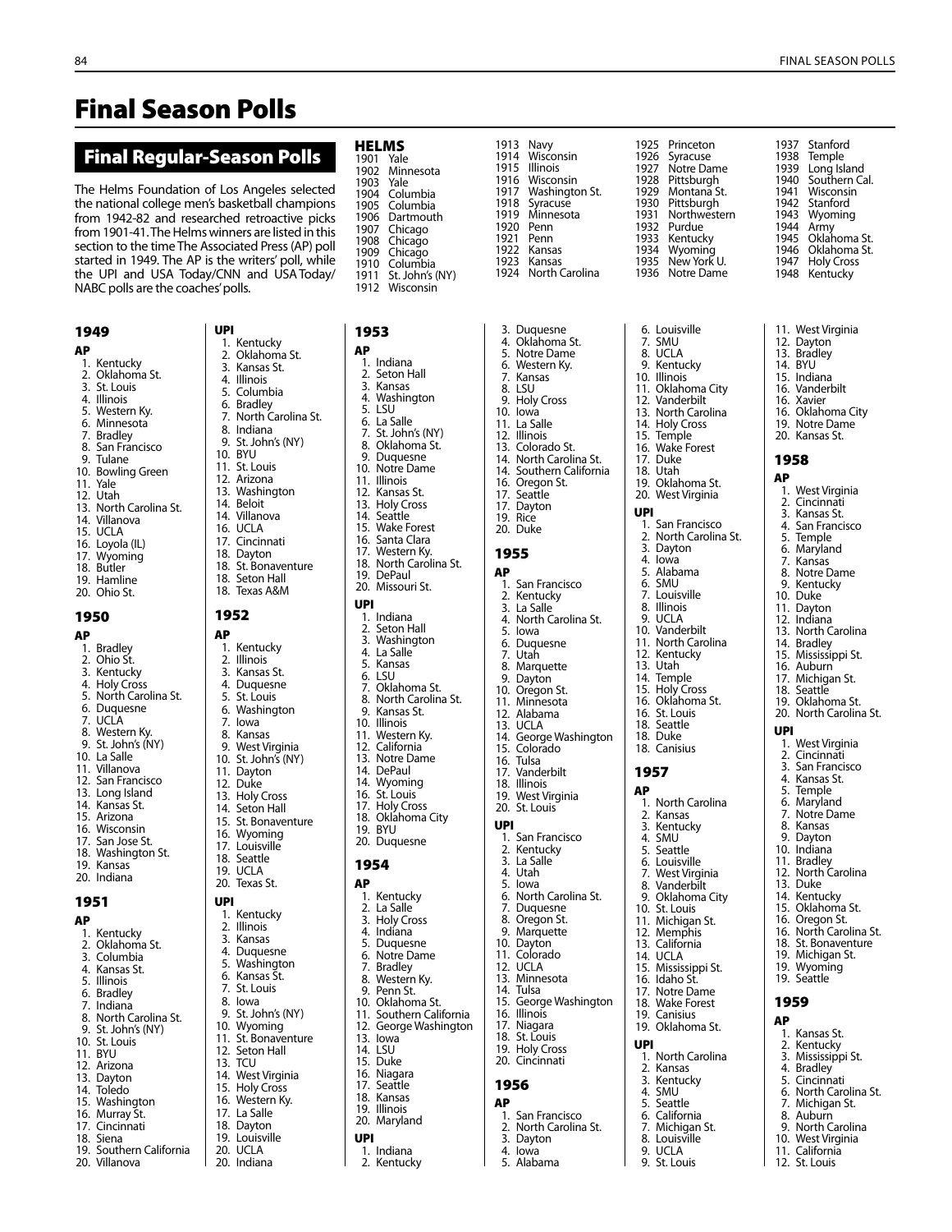# Final Season Polls

## Final Regular-Season Polls

The Helms Foundation of Los Angeles selected the national college men's basketball champions from 1942-82 and researched retroactive picks from 1901-41. The Helms winners are listed in this section to the time The Associated Press (AP) poll started in 1949. The AP is the writers' poll, while the UPI and USA Today/CNN and USA Today/NABC polls are the coaches' polls.

### HELMS

1901 Yale
1902 Minnesota
1903 Yale
1904 Columbia
1905 Columbia
1906 Dartmouth
1907 Chicago
1908 Chicago
1909 Chicago
1910 Columbia
1911 St. John's (NY)
1912 Wisconsin
1913 Navy
1914 Wisconsin
1915 Illinois
1916 Wisconsin
1917 Washington St.
1918 Syracuse
1919 Minnesota
1920 Penn
1921 Penn
1922 Kansas
1923 Kansas
1924 North Carolina
1925 Princeton
1926 Syracuse
1927 Notre Dame
1928 Pittsburgh
1929 Montana St.
1930 Pittsburgh
1931 Northwestern
1932 Purdue
1933 Kentucky
1934 Wyoming
1935 New York U.
1936 Notre Dame
1937 Stanford
1938 Temple
1939 Long Island
1940 Southern Cal.
1941 Wisconsin
1942 Stanford
1943 Wyoming
1944 Army
1945 Oklahoma St.
1946 Oklahoma St.
1947 Holy Cross
1948 Kentucky

### 1949

**AP**

1. Kentucky
2. Oklahoma St.
3. St. Louis
4. Illinois
5. Western Ky.
6. Minnesota
7. Bradley
8. San Francisco
9. Tulane
10. Bowling Green
11. Yale
12. Utah
13. North Carolina St.
14. Villanova
15. UCLA
16. Loyola (IL)
17. Wyoming
18. Butler
19. Hamline
20. Ohio St.

### 1950

**AP**

1. Bradley
2. Ohio St.
3. Kentucky
4. Holy Cross
5. North Carolina St.
6. Duquesne
7. UCLA
8. Western Ky.
9. St. John's (NY)
10. La Salle
11. Villanova
12. San Francisco
13. Long Island
14. Kansas St.
15. Arizona
16. Wisconsin
17. San Jose St.
18. Washington St.
19. Kansas
20. Indiana

### 1951

**AP**

1. Kentucky
2. Oklahoma St.
3. Columbia
4. Kansas St.
5. Illinois
6. Bradley
7. Indiana
8. North Carolina St.
9. St. John's (NY)
10. St. Louis
11. BYU
12. Arizona
13. Dayton
14. Toledo
15. Washington
16. Murray St.
17. Cincinnati
18. Siena
19. Southern California
20. Villanova

**UPI**

1. Kentucky
2. Oklahoma St.
3. Kansas St.
4. Illinois
5. Columbia
6. Bradley
7. North Carolina St.
8. Indiana
9. St. John's (NY)
10. BYU
11. St. Louis
12. Arizona
13. Washington
14. Beloit
14. Villanova
16. UCLA
17. Cincinnati
18. Dayton
18. St. Bonaventure
18. Seton Hall
18. Texas A&M

### 1952

**AP**

1. Kentucky
2. Illinois
3. Kansas St.
4. Duquesne
5. St. Louis
6. Washington
7. Iowa
8. Kansas
9. West Virginia
10. St. John's (NY)
11. Dayton
12. Duke
13. Holy Cross
14. Seton Hall
15. St. Bonaventure
16. Wyoming
17. Louisville
18. Seattle
19. UCLA
20. Texas St.

**UPI**

1. Kentucky
2. Illinois
3. Kansas
4. Duquesne
5. Washington
6. Kansas St.
7. St. Louis
8. Iowa
9. St. John's (NY)
10. Wyoming
11. St. Bonaventure
12. Seton Hall
13. TCU
14. West Virginia
15. Holy Cross
16. Western Ky.
17. La Salle
18. Dayton
19. Louisville
20. UCLA
20. Indiana

### 1953

**AP**

1. Indiana
2. Seton Hall
3. Kansas
4. Washington
5. LSU
6. La Salle
7. St. John's (NY)
8. Oklahoma St.
9. Duquesne
10. Notre Dame
11. Illinois
12. Kansas St.
13. Holy Cross
14. Seattle
15. Wake Forest
16. Santa Clara
17. Western Ky.
18. North Carolina St.
19. DePaul
20. Missouri St.

**UPI**

1. Indiana
2. Seton Hall
3. Washington
4. La Salle
5. Kansas
6. LSU
7. Oklahoma St.
8. North Carolina St.
9. Kansas St.
10. Illinois
11. Western Ky.
12. California
13. Notre Dame
14. DePaul
14. Wyoming
16. St. Louis
17. Holy Cross
18. Oklahoma City
19. BYU
20. Duquesne

### 1954

**AP**

1. Kentucky
2. La Salle
3. Holy Cross
4. Indiana
5. Duquesne
6. Notre Dame
7. Bradley
8. Western Ky.
9. Penn St.
10. Oklahoma St.
11. Southern California
12. George Washington
13. Iowa
14. LSU
15. Duke
16. Niagara
17. Seattle
18. Kansas
19. Illinois
20. Maryland

**UPI**

1. Indiana
2. Kentucky
3. Duquesne
4. Oklahoma St.
5. Notre Dame
6. Western Ky.
7. Kansas
8. LSU
9. Holy Cross
10. Iowa
11. La Salle
12. Illinois
13. Colorado St.
14. North Carolina St.
14. Southern California
16. Oregon St.
17. Seattle
17. Dayton
19. Rice
20. Duke

### 1955

**AP**

1. San Francisco
2. Kentucky
3. La Salle
4. North Carolina St.
5. Iowa
6. Duquesne
7. Utah
8. Marquette
9. Dayton
10. Oregon St.
11. Minnesota
12. Alabama
13. UCLA
14. George Washington
15. Colorado
16. Tulsa
17. Vanderbilt
18. Illinois
19. West Virginia
20. St. Louis

**UPI**

1. San Francisco
2. Kentucky
3. La Salle
4. Utah
5. Iowa
6. North Carolina St.
7. Duquesne
8. Oregon St.
9. Marquette
10. Dayton
11. Colorado
12. UCLA
13. Minnesota
14. Tulsa
15. George Washington
16. Illinois
17. Niagara
18. St. Louis
19. Holy Cross
20. Cincinnati

### 1956

**AP**

1. San Francisco
2. North Carolina St.
3. Dayton
4. Iowa
5. Alabama
6. Louisville
7. SMU
8. UCLA
9. Kentucky
10. Illinois
11. Oklahoma City
12. Vanderbilt
13. North Carolina
14. Holy Cross
15. Temple
16. Wake Forest
17. Duke
18. Utah
19. Oklahoma St.
20. West Virginia

**UPI**

1. San Francisco
2. North Carolina St.
3. Dayton
4. Iowa
5. Alabama
6. SMU
7. Louisville
8. Illinois
9. UCLA
10. Vanderbilt
11. North Carolina
12. Kentucky
13. Utah
14. Temple
15. Holy Cross
16. Oklahoma St.
16. St. Louis
18. Seattle
18. Duke
18. Canisius

### 1957

**AP**

1. North Carolina
2. Kansas
3. Kentucky
4. SMU
5. Seattle
6. Louisville
7. West Virginia
8. Vanderbilt
9. Oklahoma City
10. St. Louis
11. Michigan St.
12. Memphis
13. California
14. UCLA
15. Mississippi St.
16. Idaho St.
17. Notre Dame
18. Wake Forest
19. Canisius
19. Oklahoma St.

**UPI**

1. North Carolina
2. Kansas
3. Kentucky
4. SMU
5. Seattle
6. California
7. Michigan St.
8. Louisville
9. UCLA
9. St. Louis
11. West Virginia
12. Dayton
13. Bradley
14. BYU
15. Indiana
16. Vanderbilt
16. Xavier
16. Oklahoma City
19. Notre Dame
20. Kansas St.

### 1958

**AP**

1. West Virginia
2. Cincinnati
3. Kansas St.
4. San Francisco
5. Temple
6. Maryland
7. Kansas
8. Notre Dame
9. Kentucky
10. Duke
11. Dayton
12. Indiana
13. North Carolina
14. Bradley
15. Mississippi St.
16. Auburn
17. Michigan St.
18. Seattle
19. Oklahoma St.
20. North Carolina St.

**UPI**

1. West Virginia
2. Cincinnati
3. San Francisco
4. Kansas St.
5. Temple
6. Maryland
7. Notre Dame
8. Kansas
9. Dayton
10. Indiana
11. Bradley
12. North Carolina
13. Duke
14. Kentucky
15. Oklahoma St.
16. Oregon St.
16. North Carolina St.
18. St. Bonaventure
19. Michigan St.
19. Wyoming
19. Seattle

### 1959

**AP**

1. Kansas St.
2. Kentucky
3. Mississippi St.
4. Bradley
5. Cincinnati
6. North Carolina St.
7. Michigan St.
8. Auburn
9. North Carolina
10. West Virginia
11. California
12. St. Louis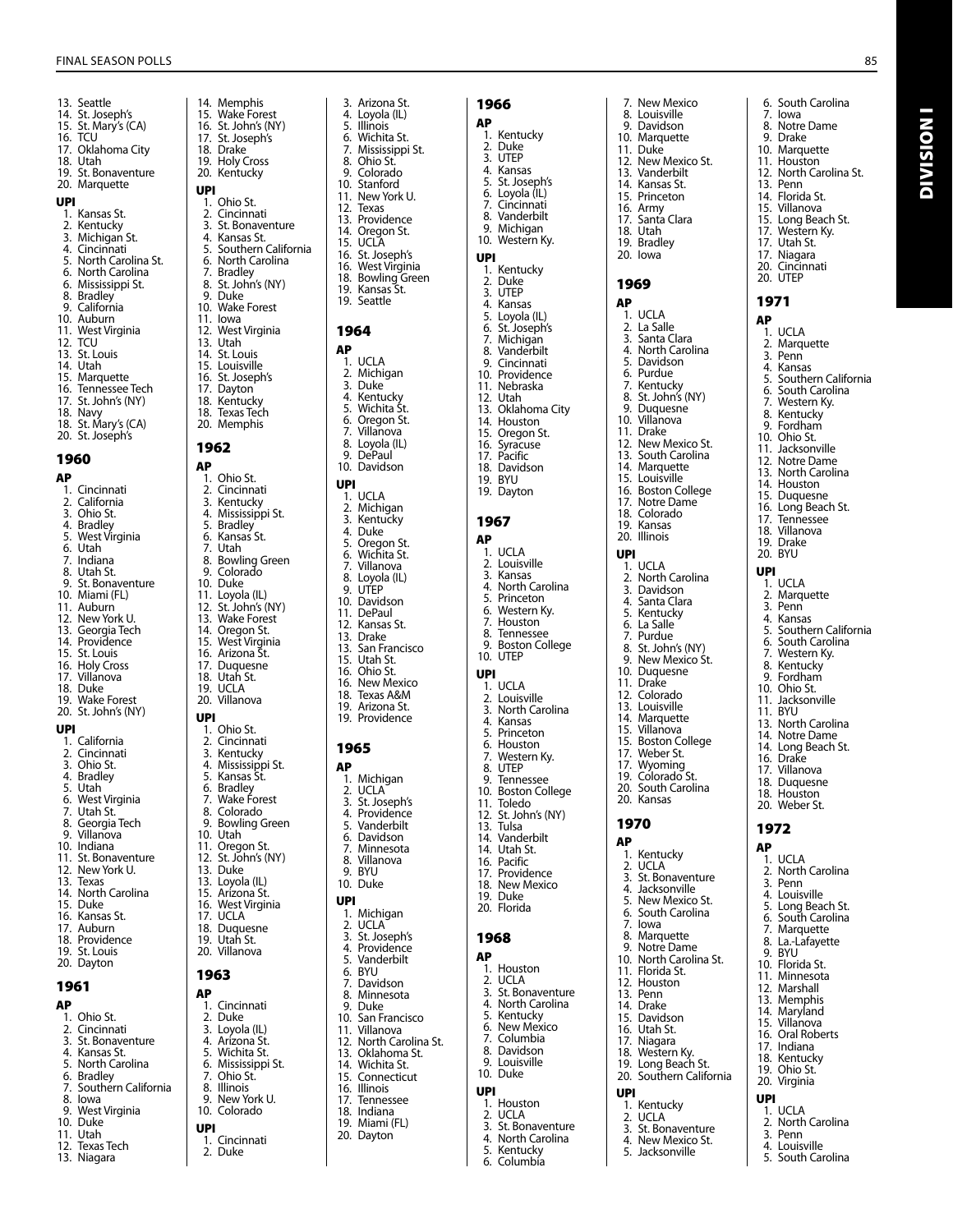13. Seattle
14. St. Joseph's
15. St. Mary's (CA)
16. TCU
17. Oklahoma City
18. Utah
19. St. Bonaventure
20. Marquette

**UPI**
1. Kansas St.
2. Kentucky
3. Michigan St.
4. Cincinnati
5. North Carolina St.
6. North Carolina
6. Mississippi St.
8. Bradley
9. California
10. Auburn
11. West Virginia
12. TCU
13. St. Louis
14. Utah
15. Marquette
16. Tennessee Tech
17. St. John's (NY)
18. Navy
18. St. Mary's (CA)
20. St. Joseph's

## 1960

**AP**
1. Cincinnati
2. California
3. Ohio St.
4. Bradley
5. West Virginia
6. Utah
7. Indiana
8. Utah St.
9. St. Bonaventure
10. Miami (FL)
11. Auburn
12. New York U.
13. Georgia Tech
14. Providence
15. St. Louis
16. Holy Cross
17. Villanova
18. Duke
19. Wake Forest
20. St. John's (NY)

**UPI**
1. California
2. Cincinnati
3. Ohio St.
4. Bradley
5. Utah
6. West Virginia
7. Utah St.
8. Georgia Tech
9. Villanova
10. Indiana
11. St. Bonaventure
12. New York U.
13. Texas
14. North Carolina
15. Duke
16. Kansas St.
17. Auburn
18. Providence
19. St. Louis
20. Dayton

## 1961

**AP**
1. Ohio St.
2. Cincinnati
3. St. Bonaventure
4. Kansas St.
5. North Carolina
6. Bradley
7. Southern California
8. Iowa
9. West Virginia
10. Duke
11. Utah
12. Texas Tech
13. Niagara
14. Memphis
15. Wake Forest
16. St. John's (NY)
17. St. Joseph's
18. Drake
19. Holy Cross
20. Kentucky

**UPI**
1. Ohio St.
2. Cincinnati
3. St. Bonaventure
4. Kansas St.
5. Southern California
6. North Carolina
7. Bradley
8. St. John's (NY)
9. Duke
10. Wake Forest
11. Iowa
12. West Virginia
13. Utah
14. St. Louis
15. Louisville
16. St. Joseph's
17. Dayton
18. Kentucky
18. Texas Tech
20. Memphis

## 1962

**AP**
1. Ohio St.
2. Cincinnati
3. Kentucky
4. Mississippi St.
5. Bradley
6. Kansas St.
7. Utah
8. Bowling Green
9. Colorado
10. Duke
11. Loyola (IL)
12. St. John's (NY)
13. Wake Forest
14. Oregon St.
15. West Virginia
16. Arizona St.
17. Duquesne
18. Utah St.
19. UCLA
20. Villanova

**UPI**
1. Ohio St.
2. Cincinnati
3. Kentucky
4. Mississippi St.
5. Kansas St.
6. Bradley
7. Wake Forest
8. Colorado
9. Bowling Green
10. Utah
11. Oregon St.
12. St. John's (NY)
13. Duke
13. Loyola (IL)
15. Arizona St.
16. West Virginia
17. UCLA
18. Duquesne
19. Utah St.
20. Villanova

## 1963

**AP**
1. Cincinnati
2. Duke
3. Loyola (IL)
4. Arizona St.
5. Wichita St.
6. Mississippi St.
7. Ohio St.
8. Illinois
9. New York U.
10. Colorado

**UPI**
1. Cincinnati
2. Duke
3. Arizona St.
4. Loyola (IL)
5. Illinois
6. Wichita St.
7. Mississippi St.
8. Ohio St.
9. Colorado
10. Stanford
11. New York U.
12. Texas
13. Providence
14. Oregon St.
15. UCLA
16. St. Joseph's
16. West Virginia
18. Bowling Green
19. Kansas St.
19. Seattle

## 1964

**AP**
1. UCLA
2. Michigan
3. Duke
4. Kentucky
5. Wichita St.
6. Oregon St.
7. Villanova
8. Loyola (IL)
9. DePaul
10. Davidson

**UPI**
1. UCLA
2. Michigan
3. Kentucky
4. Duke
5. Oregon St.
6. Wichita St.
7. Villanova
8. Loyola (IL)
9. UTEP
10. Davidson
11. DePaul
12. Kansas St.
13. Drake
13. San Francisco
15. Utah St.
16. Ohio St.
16. New Mexico
18. Texas A&M
19. Arizona St.
19. Providence

## 1965

**AP**
1. Michigan
2. UCLA
3. St. Joseph's
4. Providence
5. Vanderbilt
6. Davidson
7. Minnesota
8. Villanova
9. BYU
10. Duke

**UPI**
1. Michigan
2. UCLA
3. St. Joseph's
4. Providence
5. Vanderbilt
6. BYU
7. Davidson
8. Minnesota
9. Duke
10. San Francisco
11. Villanova
12. North Carolina St.
13. Oklahoma St.
14. Wichita St.
15. Connecticut
16. Illinois
17. Tennessee
18. Indiana
19. Miami (FL)
20. Dayton

## 1966

**AP**
1. Kentucky
2. Duke
3. UTEP
4. Kansas
5. St. Joseph's
6. Loyola (IL)
7. Cincinnati
8. Vanderbilt
9. Michigan
10. Western Ky.

**UPI**
1. Kentucky
2. Duke
3. UTEP
4. Kansas
5. Loyola (IL)
6. St. Joseph's
7. Michigan
8. Vanderbilt
9. Cincinnati
10. Providence
11. Nebraska
12. Utah
13. Oklahoma City
14. Houston
15. Oregon St.
16. Syracuse
17. Pacific
18. Davidson
19. BYU
19. Dayton

## 1967

**AP**
1. UCLA
2. Louisville
3. Kansas
4. North Carolina
5. Princeton
6. Western Ky.
7. Houston
8. Tennessee
9. Boston College
10. UTEP

**UPI**
1. UCLA
2. Louisville
3. North Carolina
4. Kansas
5. Princeton
6. Houston
7. Western Ky.
8. UTEP
9. Tennessee
10. Boston College
11. Toledo
12. St. John's (NY)
13. Tulsa
14. Vanderbilt
14. Utah St.
16. Pacific
17. Providence
18. New Mexico
19. Duke
20. Florida

## 1968

**AP**
1. Houston
2. UCLA
3. St. Bonaventure
4. North Carolina
5. Kentucky
6. New Mexico
7. Columbia
8. Davidson
9. Louisville
10. Duke

**UPI**
1. Houston
2. UCLA
3. St. Bonaventure
4. North Carolina
5. Kentucky
6. Columbia
7. New Mexico
8. Louisville
9. Davidson
10. Marquette
11. Duke
12. New Mexico St.
13. Vanderbilt
14. Kansas St.
15. Princeton
16. Army
17. Santa Clara
18. Utah
19. Bradley
20. Iowa

## 1969

**AP**
1. UCLA
2. La Salle
3. Santa Clara
4. North Carolina
5. Davidson
6. Purdue
7. Kentucky
8. St. John's (NY)
9. Duquesne
10. Villanova
11. Drake
12. New Mexico St.
13. South Carolina
14. Marquette
15. Louisville
16. Boston College
17. Notre Dame
18. Colorado
19. Kansas
20. Illinois

**UPI**
1. UCLA
2. North Carolina
3. Davidson
4. Santa Clara
5. Kentucky
6. La Salle
7. Purdue
8. St. John's (NY)
9. New Mexico St.
10. Duquesne
11. Drake
12. Colorado
13. Louisville
14. Marquette
15. Villanova
15. Boston College
17. Weber St.
17. Wyoming
19. Colorado St.
20. South Carolina
20. Kansas

## 1970

**AP**
1. Kentucky
2. UCLA
3. St. Bonaventure
4. Jacksonville
5. New Mexico St.
6. South Carolina
7. Iowa
8. Marquette
9. Notre Dame
10. North Carolina St.
11. Florida St.
12. Houston
13. Penn
14. Drake
15. Davidson
16. Utah St.
17. Niagara
18. Western Ky.
19. Long Beach St.
20. Southern California

**UPI**
1. Kentucky
2. UCLA
3. St. Bonaventure
4. New Mexico St.
5. Jacksonville
6. South Carolina
7. Iowa
8. Notre Dame
9. Drake
10. Marquette
11. Houston
12. North Carolina St.
13. Penn
14. Florida St.
15. Villanova
15. Long Beach St.
17. Western Ky.
17. Utah St.
17. Niagara
20. Cincinnati
20. UTEP

## 1971

**AP**
1. UCLA
2. Marquette
3. Penn
4. Kansas
5. Southern California
6. South Carolina
7. Western Ky.
8. Kentucky
9. Fordham
10. Ohio St.
11. Jacksonville
12. Notre Dame
13. North Carolina
14. Houston
15. Duquesne
16. Long Beach St.
17. Tennessee
18. Villanova
19. Drake
20. BYU

**UPI**
1. UCLA
2. Marquette
3. Penn
4. Kansas
5. Southern California
6. South Carolina
7. Western Ky.
8. Kentucky
9. Fordham
10. Ohio St.
11. Jacksonville
11. BYU
13. North Carolina
14. Notre Dame
14. Long Beach St.
16. Drake
17. Villanova
18. Duquesne
18. Houston
20. Weber St.

## 1972

**AP**
1. UCLA
2. North Carolina
3. Penn
4. Louisville
5. Long Beach St.
6. South Carolina
7. Marquette
8. La.-Lafayette
9. BYU
10. Florida St.
11. Minnesota
12. Marshall
13. Memphis
14. Maryland
15. Villanova
16. Oral Roberts
17. Indiana
18. Kentucky
19. Ohio St.
20. Virginia

**UPI**
1. UCLA
2. North Carolina
3. Penn
4. Louisville
5. South Carolina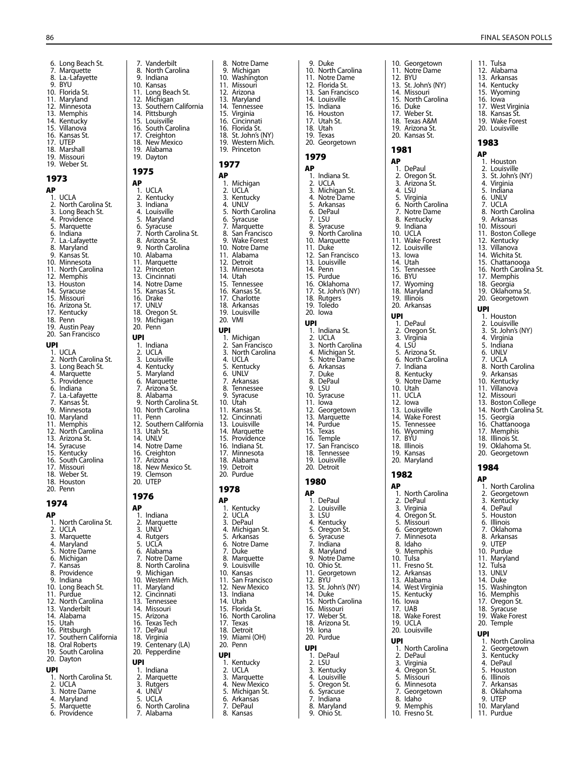6. Long Beach St.
7. Marquette
8. La.-Lafayette
9. BYU
10. Florida St.
11. Maryland
12. Minnesota
13. Memphis
14. Kentucky
15. Villanova
16. Kansas St.
17. UTEP
18. Marshall
19. Missouri
19. Weber St.

## 1973

**AP**

1. UCLA
2. North Carolina St.
3. Long Beach St.
4. Providence
5. Marquette
6. Indiana
7. La.-Lafayette
8. Maryland
9. Kansas St.
10. Minnesota
11. North Carolina
12. Memphis
13. Houston
14. Syracuse
15. Missouri
16. Arizona St.
17. Kentucky
18. Penn
19. Austin Peay
20. San Francisco

**UPI**

1. UCLA
2. North Carolina St.
3. Long Beach St.
4. Marquette
5. Providence
6. Indiana
7. La.-Lafayette
7. Kansas St.
9. Minnesota
10. Maryland
11. Memphis
12. North Carolina
13. Arizona St.
14. Syracuse
15. Kentucky
16. South Carolina
17. Missouri
18. Weber St.
18. Houston
20. Penn

## 1974

**AP**

1. North Carolina St.
2. UCLA
3. Marquette
4. Maryland
5. Notre Dame
6. Michigan
7. Kansas
8. Providence
9. Indiana
10. Long Beach St.
11. Purdue
12. North Carolina
13. Vanderbilt
14. Alabama
15. Utah
16. Pittsburgh
17. Southern California
18. Oral Roberts
19. South Carolina
20. Dayton

**UPI**

1. North Carolina St.
2. UCLA
3. Notre Dame
4. Maryland
5. Marquette
6. Providence
7. Vanderbilt
8. North Carolina
9. Indiana
10. Kansas
11. Long Beach St.
12. Michigan
13. Southern California
14. Pittsburgh
15. Louisville
16. South Carolina
17. Creighton
18. New Mexico
19. Alabama
19. Dayton

## 1975

**AP**

1. UCLA
2. Kentucky
3. Indiana
4. Louisville
5. Maryland
6. Syracuse
7. North Carolina St.
8. Arizona St.
9. North Carolina
10. Alabama
11. Marquette
12. Princeton
13. Cincinnati
14. Notre Dame
15. Kansas St.
16. Drake
17. UNLV
18. Oregon St.
19. Michigan
20. Penn

**UPI**

1. Indiana
2. UCLA
3. Louisville
4. Kentucky
5. Maryland
6. Marquette
7. Arizona St.
8. Alabama
9. North Carolina St.
10. North Carolina
11. Penn
12. Southern California
13. Utah St.
14. UNLV
14. Notre Dame
16. Creighton
17. Arizona
18. New Mexico St.
19. Clemson
20. UTEP

## 1976

**AP**

1. Indiana
2. Marquette
3. UNLV
4. Rutgers
5. UCLA
6. Alabama
7. Notre Dame
8. North Carolina
9. Michigan
10. Western Mich.
11. Maryland
12. Cincinnati
13. Tennessee
14. Missouri
15. Arizona
16. Texas Tech
17. DePaul
18. Virginia
19. Centenary (LA)
20. Pepperdine

**UPI**

1. Indiana
2. Marquette
3. Rutgers
4. UNLV
5. UCLA
6. North Carolina
7. Alabama
8. Notre Dame
9. Michigan
10. Washington
11. Missouri
12. Arizona
13. Maryland
14. Tennessee
15. Virginia
16. Cincinnati
16. Florida St.
18. St. John's (NY)
19. Western Mich.
19. Princeton

## 1977

**AP**

1. Michigan
2. UCLA
3. Kentucky
4. UNLV
5. North Carolina
6. Syracuse
7. Marquette
8. San Francisco
9. Wake Forest
10. Notre Dame
11. Alabama
12. Detroit
13. Minnesota
14. Utah
15. Tennessee
16. Kansas St.
17. Charlotte
18. Arkansas
19. Louisville
20. VMI

**UPI**

1. Michigan
2. San Francisco
3. North Carolina
4. UCLA
5. Kentucky
6. UNLV
7. Arkansas
8. Tennessee
9. Syracuse
10. Utah
11. Kansas St.
12. Cincinnati
13. Louisville
14. Marquette
15. Providence
16. Indiana St.
17. Minnesota
18. Alabama
19. Detroit
20. Purdue

## 1978

**AP**

1. Kentucky
2. UCLA
3. DePaul
4. Michigan St.
5. Arkansas
6. Notre Dame
7. Duke
8. Marquette
9. Louisville
10. Kansas
11. San Francisco
12. New Mexico
13. Indiana
14. Utah
15. Florida St.
16. North Carolina
17. Texas
18. Detroit
19. Miami (OH)
20. Penn

**UPI**

1. Kentucky
2. UCLA
3. Marquette
4. New Mexico
5. Michigan St.
6. Arkansas
7. DePaul
8. Kansas
9. Duke
10. North Carolina
11. Notre Dame
12. Florida St.
13. San Francisco
14. Louisville
15. Indiana
16. Houston
17. Utah St.
18. Utah
19. Texas
20. Georgetown

## 1979

**AP**

1. Indiana St.
2. UCLA
3. Michigan St.
4. Notre Dame
5. Arkansas
6. DePaul
7. LSU
8. Syracuse
9. North Carolina
10. Marquette
11. Duke
12. San Francisco
13. Louisville
14. Penn
15. Purdue
16. Oklahoma
17. St. John's (NY)
18. Rutgers
19. Toledo
20. Iowa

**UPI**

1. Indiana St.
2. UCLA
3. North Carolina
4. Michigan St.
5. Notre Dame
6. Arkansas
7. Duke
8. DePaul
9. LSU
10. Syracuse
11. Iowa
12. Georgetown
13. Marquette
14. Purdue
15. Texas
16. Temple
17. San Francisco
18. Tennessee
19. Louisville
20. Detroit

## 1980

**AP**

1. DePaul
2. Louisville
3. LSU
4. Kentucky
5. Oregon St.
6. Syracuse
7. Indiana
8. Maryland
9. Notre Dame
10. Ohio St.
11. Georgetown
12. BYU
13. St. John's (NY)
14. Duke
15. North Carolina
16. Missouri
17. Weber St.
18. Arizona St.
19. Iona
20. Purdue

**UPI**

1. DePaul
2. LSU
3. Kentucky
4. Louisville
5. Oregon St.
6. Syracuse
7. Indiana
8. Maryland
9. Ohio St.
10. Georgetown
11. Notre Dame
12. BYU
13. St. John's (NY)
14. Missouri
15. North Carolina
16. Duke
17. Weber St.
18. Texas A&M
19. Arizona St.
20. Kansas St.

## 1981

**AP**

1. DePaul
2. Oregon St.
3. Arizona St.
4. LSU
5. Virginia
6. North Carolina
7. Notre Dame
8. Kentucky
9. Indiana
10. UCLA
11. Wake Forest
12. Louisville
13. Iowa
14. Utah
15. Tennessee
16. BYU
17. Wyoming
18. Maryland
19. Illinois
20. Arkansas

**UPI**

1. DePaul
2. Oregon St.
3. Virginia
4. LSU
5. Arizona St.
6. North Carolina
7. Indiana
8. Kentucky
9. Notre Dame
10. Utah
11. UCLA
12. Iowa
13. Louisville
14. Wake Forest
15. Tennessee
16. Wyoming
17. BYU
18. Illinois
19. Kansas
20. Maryland

## 1982

**AP**

1. North Carolina
2. DePaul
3. Virginia
4. Oregon St.
5. Missouri
6. Georgetown
7. Minnesota
8. Idaho
9. Memphis
10. Tulsa
11. Fresno St.
12. Arkansas
13. Alabama
14. West Virginia
15. Kentucky
16. Iowa
17. UAB
18. Wake Forest
19. UCLA
20. Louisville

**UPI**

1. North Carolina
2. DePaul
3. Virginia
4. Oregon St.
5. Missouri
6. Minnesota
7. Georgetown
8. Idaho
9. Memphis
10. Fresno St.
11. Tulsa
12. Alabama
13. Arkansas
14. Kentucky
15. Wyoming
16. Iowa
17. West Virginia
18. Kansas St.
19. Wake Forest
20. Louisville

## 1983

**AP**

1. Houston
2. Louisville
3. St. John's (NY)
4. Virginia
5. Indiana
6. UNLV
7. UCLA
8. North Carolina
9. Arkansas
10. Missouri
11. Boston College
12. Kentucky
13. Villanova
14. Wichita St.
15. Chattanooga
16. North Carolina St.
17. Memphis
18. Georgia
19. Oklahoma St.
20. Georgetown

**UPI**

1. Houston
2. Louisville
3. St. John's (NY)
4. Virginia
5. Indiana
6. UNLV
7. UCLA
8. North Carolina
9. Arkansas
10. Kentucky
11. Villanova
12. Missouri
13. Boston College
14. North Carolina St.
15. Georgia
16. Chattanooga
17. Memphis
18. Illinois St.
19. Oklahoma St.
20. Georgetown

## 1984

**AP**

1. North Carolina
2. Georgetown
3. Kentucky
4. DePaul
5. Houston
6. Illinois
7. Oklahoma
8. Arkansas
9. UTEP
10. Purdue
11. Maryland
12. Tulsa
13. UNLV
14. Duke
15. Washington
16. Memphis
17. Oregon St.
18. Syracuse
19. Wake Forest
20. Temple

**UPI**

1. North Carolina
2. Georgetown
3. Kentucky
4. DePaul
5. Houston
6. Illinois
7. Arkansas
8. Oklahoma
9. UTEP
10. Maryland
11. Purdue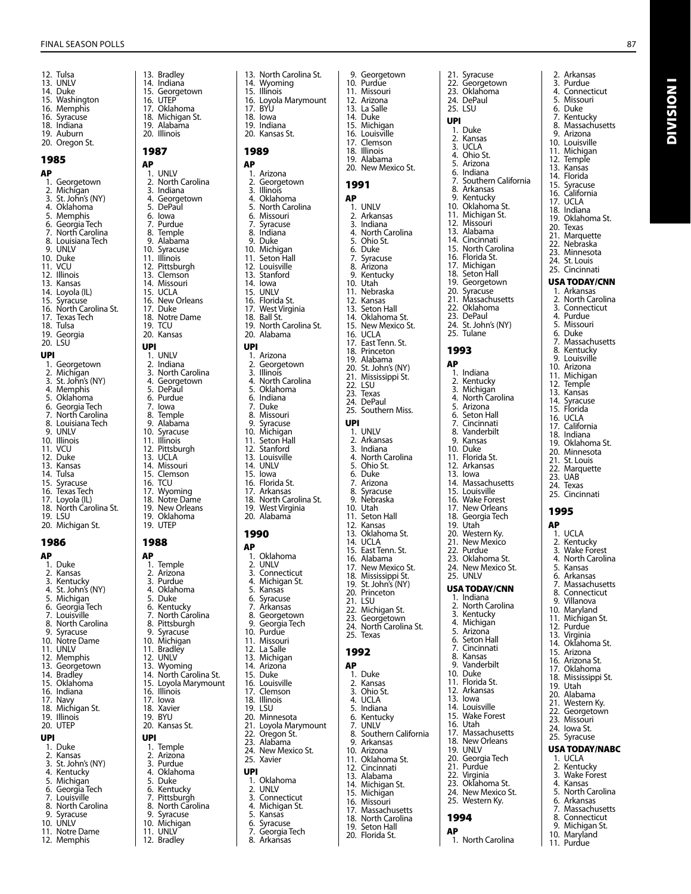12. Tulsa
13. UNLV
14. Duke
15. Washington
16. Memphis
16. Syracuse
18. Indiana
19. Auburn
20. Oregon St.

## 1985

### AP

1. Georgetown
2. Michigan
3. St. John's (NY)
4. Oklahoma
5. Memphis
6. Georgia Tech
7. North Carolina
8. Louisiana Tech
9. UNLV
10. Duke
11. VCU
12. Illinois
13. Kansas
14. Loyola (IL)
15. Syracuse
16. North Carolina St.
17. Texas Tech
18. Tulsa
19. Georgia
20. LSU

### UPI

1. Georgetown
2. Michigan
3. St. John's (NY)
4. Memphis
5. Oklahoma
6. Georgia Tech
7. North Carolina
8. Louisiana Tech
9. UNLV
10. Illinois
11. VCU
12. Duke
13. Kansas
14. Tulsa
15. Syracuse
16. Texas Tech
17. Loyola (IL)
18. North Carolina St.
19. LSU
20. Michigan St.

## 1986

### AP

1. Duke
2. Kansas
3. Kentucky
4. St. John's (NY)
5. Michigan
6. Georgia Tech
7. Louisville
8. North Carolina
9. Syracuse
10. Notre Dame
11. UNLV
12. Memphis
13. Georgetown
14. Bradley
15. Oklahoma
16. Indiana
17. Navy
18. Michigan St.
19. Illinois
20. UTEP

### UPI

1. Duke
2. Kansas
3. St. John's (NY)
4. Kentucky
5. Michigan
6. Georgia Tech
7. Louisville
8. North Carolina
9. Syracuse
10. UNLV
11. Notre Dame
12. Memphis
13. Bradley
14. Indiana
15. Georgetown
16. UTEP
17. Oklahoma
18. Michigan St.
19. Alabama
20. Illinois

## 1987

### AP

1. UNLV
2. North Carolina
3. Indiana
4. Georgetown
5. DePaul
6. Iowa
7. Purdue
8. Temple
9. Alabama
10. Syracuse
11. Illinois
12. Pittsburgh
13. Clemson
14. Missouri
15. UCLA
16. New Orleans
17. Duke
18. Notre Dame
19. TCU
20. Kansas

### UPI

1. UNLV
2. Indiana
3. North Carolina
4. Georgetown
5. DePaul
6. Purdue
7. Iowa
8. Temple
9. Alabama
10. Syracuse
11. Illinois
12. Pittsburgh
13. UCLA
14. Missouri
15. Clemson
16. TCU
17. Wyoming
18. Notre Dame
19. New Orleans
19. Oklahoma
19. UTEP

## 1988

### AP

1. Temple
2. Arizona
3. Purdue
4. Oklahoma
5. Duke
6. Kentucky
7. North Carolina
8. Pittsburgh
9. Syracuse
10. Michigan
11. Bradley
12. UNLV
13. Wyoming
14. North Carolina St.
15. Loyola Marymount
16. Illinois
17. Iowa
18. Xavier
19. BYU
20. Kansas St.

### UPI

1. Temple
2. Arizona
3. Purdue
4. Oklahoma
5. Duke
6. Kentucky
7. Pittsburgh
8. North Carolina
9. Syracuse
10. Michigan
11. UNLV
12. Bradley
13. North Carolina St.
14. Wyoming
15. Illinois
16. Loyola Marymount
17. BYU
18. Iowa
19. Indiana
20. Kansas St.

## 1989

### AP

1. Arizona
2. Georgetown
3. Illinois
4. Oklahoma
5. North Carolina
6. Missouri
7. Syracuse
8. Indiana
9. Duke
10. Michigan
11. Seton Hall
12. Louisville
13. Stanford
14. Iowa
15. UNLV
16. Florida St.
17. West Virginia
18. Ball St.
19. North Carolina St.
20. Alabama

### UPI

1. Arizona
2. Georgetown
3. Illinois
4. North Carolina
5. Oklahoma
6. Indiana
7. Duke
8. Missouri
9. Syracuse
10. Michigan
11. Seton Hall
12. Stanford
13. Louisville
14. UNLV
15. Iowa
16. Florida St.
17. Arkansas
18. North Carolina St.
19. West Virginia
20. Alabama

## 1990

### AP

1. Oklahoma
2. UNLV
3. Connecticut
4. Michigan St.
5. Kansas
6. Syracuse
7. Arkansas
8. Georgetown
9. Georgia Tech
10. Purdue
11. Missouri
12. La Salle
13. Michigan
14. Arizona
15. Duke
16. Louisville
17. Clemson
18. Illinois
19. LSU
20. Minnesota
21. Loyola Marymount
22. Oregon St.
23. Alabama
24. New Mexico St.
25. Xavier

### UPI

1. Oklahoma
2. UNLV
3. Connecticut
4. Michigan St.
5. Kansas
6. Syracuse
7. Georgia Tech
8. Arkansas
9. Georgetown
10. Purdue
11. Missouri
12. Arizona
13. La Salle
14. Duke
15. Michigan
16. Louisville
17. Clemson
18. Illinois
19. Alabama
20. New Mexico St.

## 1991

### AP

1. UNLV
2. Arkansas
3. Indiana
4. North Carolina
5. Ohio St.
6. Duke
7. Syracuse
8. Arizona
9. Kentucky
10. Utah
11. Nebraska
12. Kansas
13. Seton Hall
14. Oklahoma St.
15. New Mexico St.
16. UCLA
17. East Tenn. St.
18. Princeton
19. Alabama
20. St. John's (NY)
21. Mississippi St.
22. LSU
23. Texas
24. DePaul
25. Southern Miss.

### UPI

1. UNLV
2. Arkansas
3. Indiana
4. North Carolina
5. Ohio St.
6. Duke
7. Arizona
8. Syracuse
9. Nebraska
10. Utah
11. Seton Hall
12. Kansas
13. Oklahoma St.
14. UCLA
15. East Tenn. St.
16. Alabama
17. New Mexico St.
18. Mississippi St.
19. St. John's (NY)
20. Princeton
21. LSU
22. Michigan St.
23. Georgetown
24. North Carolina St.
25. Texas

## 1992

### AP

1. Duke
2. Kansas
3. Ohio St.
4. UCLA
5. Indiana
6. Kentucky
7. UNLV
8. Southern California
9. Arkansas
10. Arizona
11. Oklahoma St.
12. Cincinnati
13. Alabama
14. Michigan St.
15. Michigan
16. Missouri
17. Massachusetts
18. North Carolina
19. Seton Hall
20. Florida St.
21. Syracuse
22. Georgetown
23. Oklahoma
24. DePaul
25. LSU

### UPI

1. Duke
2. Kansas
3. UCLA
4. Ohio St.
5. Arizona
6. Indiana
7. Southern California
8. Arkansas
9. Kentucky
10. Oklahoma St.
11. Michigan St.
12. Missouri
13. Alabama
14. Cincinnati
15. North Carolina
16. Florida St.
17. Michigan
18. Seton Hall
19. Georgetown
20. Syracuse
21. Massachusetts
22. Oklahoma
23. DePaul
24. St. John's (NY)
25. Tulane

## 1993

### AP

1. Indiana
2. Kentucky
3. Michigan
4. North Carolina
5. Arizona
6. Seton Hall
7. Cincinnati
8. Vanderbilt
9. Kansas
10. Duke
11. Florida St.
12. Arkansas
13. Iowa
14. Massachusetts
15. Louisville
16. Wake Forest
17. New Orleans
18. Georgia Tech
19. Utah
20. Western Ky.
21. New Mexico
22. Purdue
23. Oklahoma St.
24. New Mexico St.
25. UNLV

### USA TODAY/CNN

1. Indiana
2. North Carolina
3. Kentucky
4. Michigan
5. Arizona
6. Seton Hall
7. Cincinnati
8. Kansas
9. Vanderbilt
10. Duke
11. Florida St.
12. Arkansas
13. Iowa
14. Louisville
15. Wake Forest
16. Utah
17. Massachusetts
18. New Orleans
19. UNLV
20. Georgia Tech
21. Purdue
22. Virginia
23. Oklahoma St.
24. New Mexico St.
25. Western Ky.

## 1994

### AP

1. North Carolina
2. Arkansas
3. Purdue
4. Connecticut
5. Missouri
6. Duke
7. Kentucky
8. Massachusetts
9. Arizona
10. Louisville
11. Michigan
12. Temple
13. Kansas
14. Florida
15. Syracuse
16. California
17. UCLA
18. Indiana
19. Oklahoma St.
20. Texas
21. Marquette
22. Nebraska
23. Minnesota
24. St. Louis
25. Cincinnati

### USA TODAY/CNN

1. Arkansas
2. North Carolina
3. Connecticut
4. Purdue
5. Missouri
6. Duke
7. Massachusetts
8. Kentucky
9. Louisville
10. Arizona
11. Michigan
12. Temple
13. Kansas
14. Syracuse
15. Florida
16. UCLA
17. California
18. Indiana
19. Oklahoma St.
20. Minnesota
21. St. Louis
22. Marquette
23. UAB
24. Texas
25. Cincinnati

## 1995

### AP

1. UCLA
2. Kentucky
3. Wake Forest
4. North Carolina
5. Kansas
6. Arkansas
7. Massachusetts
8. Connecticut
9. Villanova
10. Maryland
11. Michigan St.
12. Purdue
13. Virginia
14. Oklahoma St.
15. Arizona
16. Arizona St.
17. Oklahoma
18. Mississippi St.
19. Utah
20. Alabama
21. Western Ky.
22. Georgetown
23. Missouri
24. Iowa St.
25. Syracuse

### USA TODAY/NABC

1. UCLA
2. Kentucky
3. Wake Forest
4. Kansas
5. North Carolina
6. Arkansas
7. Massachusetts
8. Connecticut
9. Michigan St.
10. Maryland
11. Purdue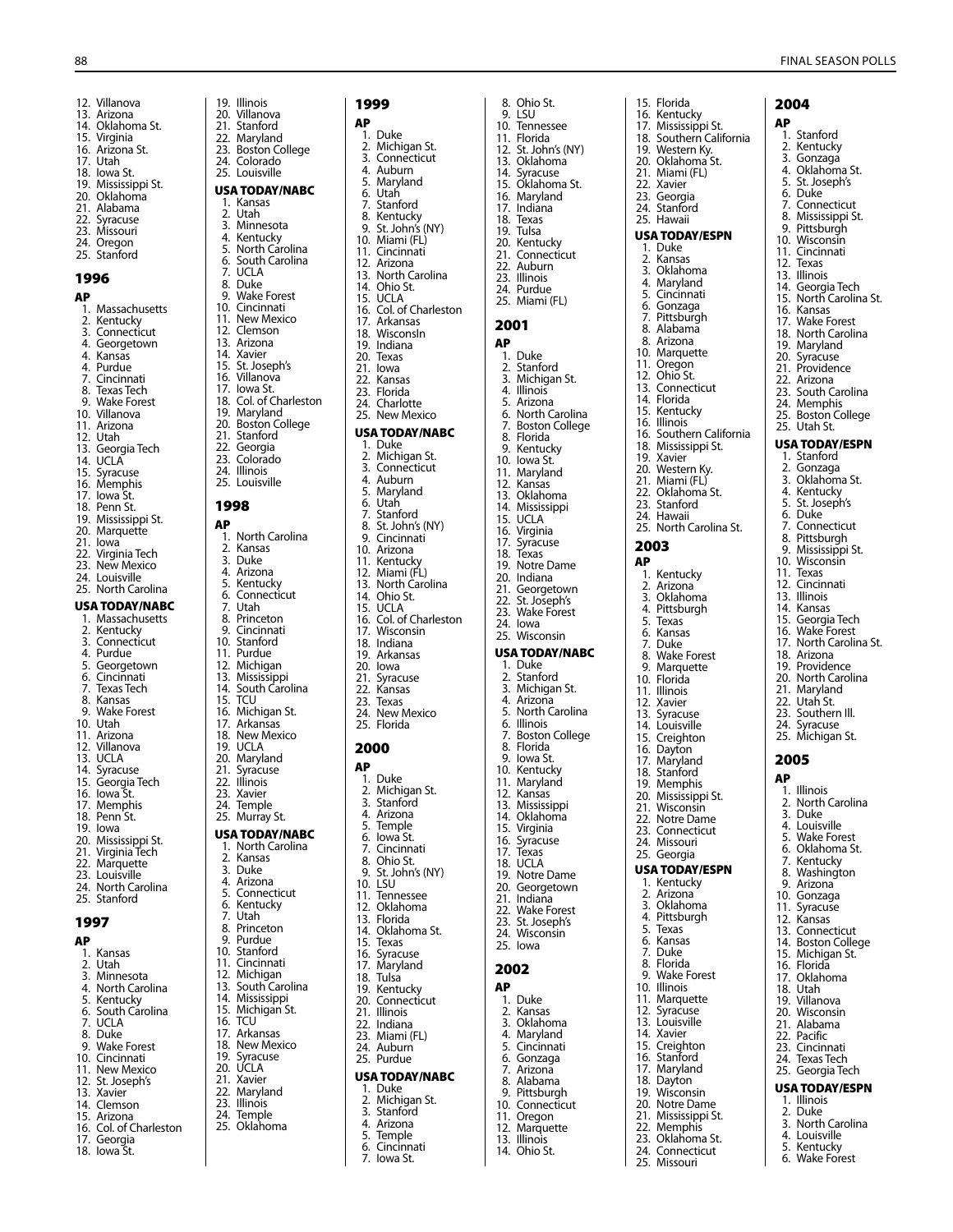12. Villanova
13. Arizona
14. Oklahoma St.
15. Virginia
16. Arizona St.
17. Utah
18. Iowa St.
19. Mississippi St.
20. Oklahoma
21. Alabama
22. Syracuse
23. Missouri
24. Oregon
25. Stanford

## 1996

### AP

1. Massachusetts
2. Kentucky
3. Connecticut
4. Georgetown
4. Kansas
4. Purdue
7. Cincinnati
8. Texas Tech
9. Wake Forest
10. Villanova
11. Arizona
12. Utah
13. Georgia Tech
14. UCLA
15. Syracuse
16. Memphis
17. Iowa St.
18. Penn St.
19. Mississippi St.
20. Marquette
21. Iowa
22. Virginia Tech
23. New Mexico
24. Louisville
25. North Carolina

### USA TODAY/NABC

1. Massachusetts
2. Kentucky
3. Connecticut
4. Purdue
5. Georgetown
6. Cincinnati
7. Texas Tech
8. Kansas
9. Wake Forest
10. Utah
11. Arizona
12. Villanova
13. UCLA
14. Syracuse
15. Georgia Tech
16. Iowa St.
17. Memphis
18. Penn St.
19. Iowa
20. Mississippi St.
21. Virginia Tech
22. Marquette
23. Louisville
24. North Carolina
25. Stanford

## 1997

### AP

1. Kansas
2. Utah
3. Minnesota
4. North Carolina
5. Kentucky
6. South Carolina
7. UCLA
8. Duke
9. Wake Forest
10. Cincinnati
11. New Mexico
12. St. Joseph's
13. Xavier
14. Clemson
15. Arizona
16. Col. of Charleston
17. Georgia
18. Iowa St.
19. Illinois
20. Villanova
21. Stanford
22. Maryland
23. Boston College
24. Colorado
25. Louisville

### USA TODAY/NABC

1. Kansas
2. Utah
3. Minnesota
4. Kentucky
5. North Carolina
6. South Carolina
7. UCLA
8. Duke
9. Wake Forest
10. Cincinnati
11. New Mexico
12. Clemson
13. Arizona
14. Xavier
15. St. Joseph's
16. Villanova
17. Iowa St.
18. Col. of Charleston
19. Maryland
20. Boston College
21. Stanford
22. Georgia
23. Colorado
24. Illinois
25. Louisville

## 1998

### AP

1. North Carolina
2. Kansas
3. Duke
4. Arizona
5. Kentucky
6. Connecticut
7. Utah
8. Princeton
9. Cincinnati
10. Stanford
11. Purdue
12. Michigan
13. Mississippi
14. South Carolina
15. TCU
16. Michigan St.
17. Arkansas
18. New Mexico
19. UCLA
20. Maryland
21. Syracuse
22. Illinois
23. Xavier
24. Temple
25. Murray St.

### USA TODAY/NABC

1. North Carolina
2. Kansas
3. Duke
4. Arizona
5. Connecticut
6. Kentucky
7. Utah
8. Princeton
9. Purdue
10. Stanford
11. Cincinnati
12. Michigan
13. South Carolina
14. Mississippi
15. Michigan St.
16. TCU
17. Arkansas
18. New Mexico
19. Syracuse
20. UCLA
21. Xavier
22. Maryland
23. Illinois
24. Temple
25. Oklahoma

## 1999

### AP

1. Duke
2. Michigan St.
3. Connecticut
4. Auburn
5. Maryland
6. Utah
7. Stanford
8. Kentucky
9. St. John's (NY)
10. Miami (FL)
11. Cincinnati
12. Arizona
13. North Carolina
14. Ohio St.
15. UCLA
16. Col. of Charleston
17. Arkansas
18. Wisconsin
19. Indiana
20. Texas
21. Iowa
22. Kansas
23. Florida
24. Charlotte
25. New Mexico

### USA TODAY/NABC

1. Duke
2. Michigan St.
3. Connecticut
4. Auburn
5. Maryland
6. Utah
7. Stanford
8. St. John's (NY)
9. Cincinnati
10. Arizona
11. Kentucky
12. Miami (FL)
13. North Carolina
14. Ohio St.
15. UCLA
16. Col. of Charleston
17. Wisconsin
18. Indiana
19. Arkansas
20. Iowa
21. Syracuse
22. Kansas
23. Texas
24. New Mexico
25. Florida

## 2000

### AP

1. Duke
2. Michigan St.
3. Stanford
4. Arizona
5. Temple
6. Iowa St.
7. Cincinnati
8. Ohio St.
9. St. John's (NY)
10. LSU
11. Tennessee
12. Oklahoma
13. Florida
14. Oklahoma St.
15. Texas
16. Syracuse
17. Maryland
18. Tulsa
19. Kentucky
20. Connecticut
21. Illinois
22. Indiana
23. Miami (FL)
24. Auburn
25. Purdue

### USA TODAY/NABC

1. Duke
2. Michigan St.
3. Stanford
4. Arizona
5. Temple
6. Cincinnati
7. Iowa St.
8. Ohio St.
9. LSU
10. Tennessee
11. Florida
12. St. John's (NY)
13. Oklahoma
14. Syracuse
15. Oklahoma St.
16. Maryland
17. Indiana
18. Texas
19. Tulsa
20. Kentucky
21. Connecticut
22. Auburn
23. Illinois
24. Purdue
25. Miami (FL)

## 2001

### AP

1. Duke
2. Stanford
3. Michigan St.
4. Illinois
5. Arizona
6. North Carolina
7. Boston College
8. Florida
9. Kentucky
10. Iowa St.
11. Maryland
12. Kansas
13. Oklahoma
14. Mississippi
15. UCLA
16. Virginia
17. Syracuse
18. Texas
19. Notre Dame
20. Indiana
21. Georgetown
22. St. Joseph's
23. Wake Forest
24. Iowa
25. Wisconsin

### USA TODAY/NABC

1. Duke
2. Stanford
3. Michigan St.
4. Arizona
5. North Carolina
6. Illinois
7. Boston College
8. Florida
9. Iowa St.
10. Kentucky
11. Maryland
12. Kansas
13. Mississippi
14. Oklahoma
15. Virginia
16. Syracuse
17. Texas
18. UCLA
19. Notre Dame
20. Georgetown
21. Indiana
22. Wake Forest
23. St. Joseph's
24. Wisconsin
25. Iowa

## 2002

### AP

1. Duke
2. Kansas
3. Oklahoma
4. Maryland
5. Cincinnati
6. Gonzaga
7. Arizona
8. Alabama
9. Pittsburgh
10. Connecticut
11. Oregon
12. Marquette
13. Illinois
14. Ohio St.
15. Florida
16. Kentucky
17. Mississippi St.
18. Southern California
19. Western Ky.
20. Oklahoma St.
21. Miami (FL)
22. Xavier
23. Georgia
24. Stanford
25. Hawaii

### USA TODAY/ESPN

1. Duke
2. Kansas
3. Oklahoma
4. Maryland
5. Cincinnati
6. Gonzaga
7. Pittsburgh
8. Alabama
8. Arizona
10. Marquette
11. Oregon
12. Ohio St.
13. Connecticut
14. Florida
15. Kentucky
16. Illinois
16. Southern California
18. Mississippi St.
19. Xavier
20. Western Ky.
21. Miami (FL)
22. Oklahoma St.
23. Stanford
24. Hawaii
25. North Carolina St.

## 2003

### AP

1. Kentucky
2. Arizona
3. Oklahoma
4. Pittsburgh
5. Texas
6. Kansas
7. Duke
8. Wake Forest
9. Marquette
10. Florida
11. Illinois
12. Xavier
13. Syracuse
14. Louisville
15. Creighton
16. Dayton
17. Maryland
18. Stanford
19. Memphis
20. Mississippi St.
21. Wisconsin
22. Notre Dame
23. Connecticut
24. Missouri
25. Georgia

### USA TODAY/ESPN

1. Kentucky
2. Arizona
3. Oklahoma
4. Pittsburgh
5. Texas
6. Kansas
7. Duke
8. Florida
9. Wake Forest
10. Illinois
11. Marquette
12. Syracuse
13. Louisville
14. Xavier
15. Creighton
16. Stanford
17. Maryland
18. Dayton
19. Wisconsin
20. Notre Dame
21. Mississippi St.
22. Memphis
23. Oklahoma St.
24. Connecticut
25. Missouri

## 2004

### AP

1. Stanford
2. Kentucky
3. Gonzaga
4. Oklahoma St.
5. St. Joseph's
6. Duke
7. Connecticut
8. Mississippi St.
9. Pittsburgh
10. Wisconsin
11. Cincinnati
12. Texas
13. Illinois
14. Georgia Tech
15. North Carolina St.
16. Kansas
17. Wake Forest
18. North Carolina
19. Maryland
20. Syracuse
21. Providence
22. Arizona
23. South Carolina
24. Memphis
25. Boston College
25. Utah St.

### USA TODAY/ESPN

1. Stanford
2. Gonzaga
3. Oklahoma St.
4. Kentucky
5. St. Joseph's
6. Duke
7. Connecticut
8. Pittsburgh
9. Mississippi St.
10. Wisconsin
11. Texas
12. Cincinnati
13. Illinois
14. Kansas
15. Georgia Tech
16. Wake Forest
17. North Carolina St.
18. Arizona
19. Providence
20. North Carolina
21. Maryland
22. Utah St.
23. Southern Ill.
24. Syracuse
25. Michigan St.

## 2005

### AP

1. Illinois
2. North Carolina
3. Duke
4. Louisville
5. Wake Forest
6. Oklahoma St.
7. Kentucky
8. Washington
9. Arizona
10. Gonzaga
11. Syracuse
12. Kansas
13. Connecticut
14. Boston College
15. Michigan St.
16. Florida
17. Oklahoma
18. Utah
19. Villanova
20. Wisconsin
21. Alabama
22. Pacific
23. Cincinnati
24. Texas Tech
25. Georgia Tech

### USA TODAY/ESPN

1. Illinois
2. Duke
3. North Carolina
4. Louisville
5. Kentucky
6. Wake Forest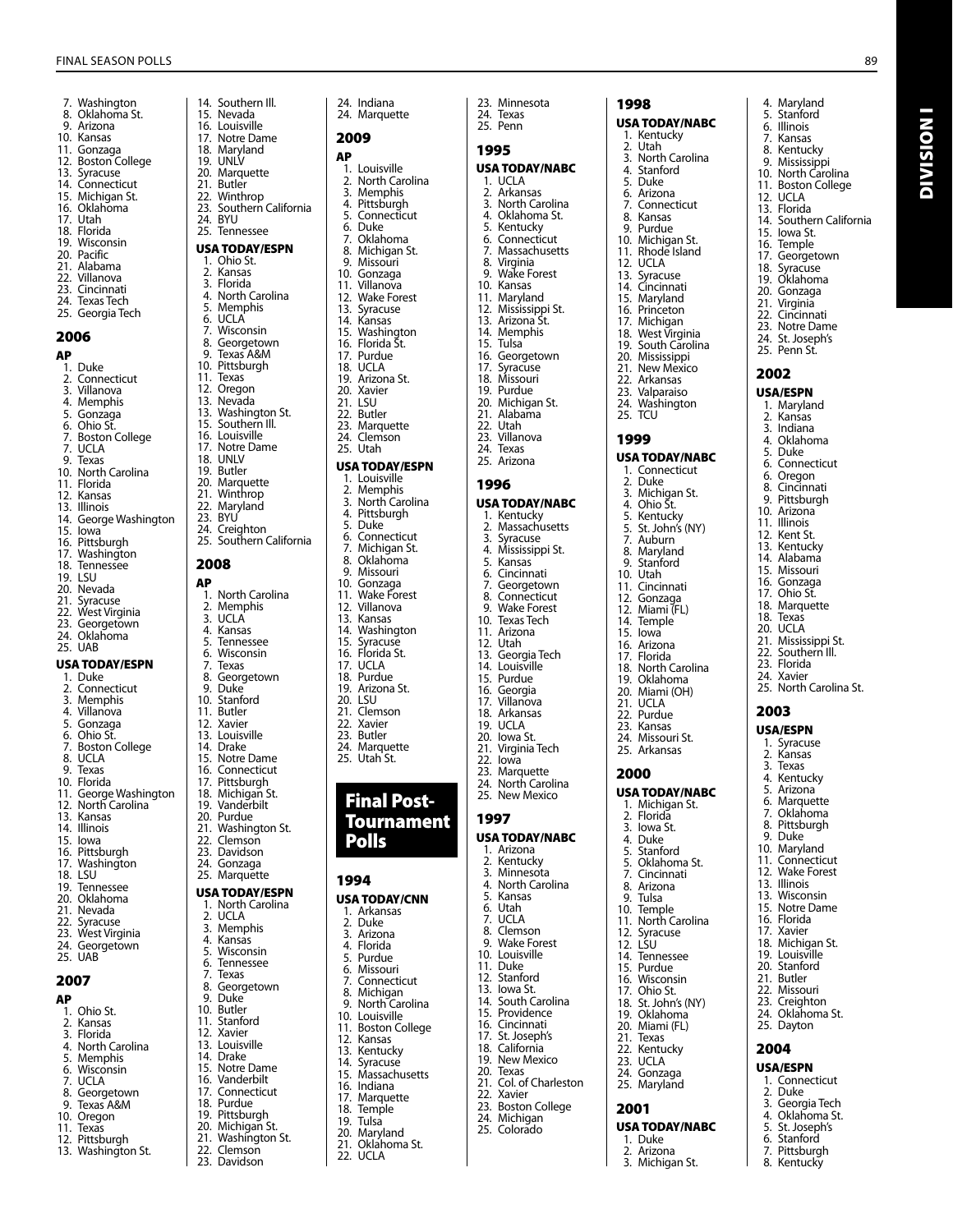7. Washington
8. Oklahoma St.
9. Arizona
10. Kansas
11. Gonzaga
12. Boston College
13. Syracuse
14. Connecticut
15. Michigan St.
16. Oklahoma
17. Utah
18. Florida
19. Wisconsin
20. Pacific
21. Alabama
22. Villanova
23. Cincinnati
24. Texas Tech
25. Georgia Tech

## 2006

### AP

1. Duke
2. Connecticut
3. Villanova
4. Memphis
5. Gonzaga
6. Ohio St.
7. Boston College
8. UCLA
9. Texas
10. North Carolina
11. Florida
12. Kansas
13. Illinois
14. George Washington
15. Iowa
16. Pittsburgh
17. Washington
18. Tennessee
19. LSU
20. Nevada
21. Syracuse
22. West Virginia
23. Georgetown
24. Oklahoma
25. UAB

### USA TODAY/ESPN

1. Duke
2. Connecticut
3. Memphis
4. Villanova
5. Gonzaga
6. Ohio St.
7. Boston College
8. UCLA
9. Texas
10. Florida
11. George Washington
12. North Carolina
13. Kansas
14. Illinois
15. Iowa
16. Pittsburgh
17. Washington
18. LSU
19. Tennessee
20. Oklahoma
21. Nevada
22. Syracuse
23. West Virginia
24. Georgetown
25. UAB

## 2007

### AP

1. Ohio St.
2. Kansas
3. Florida
4. North Carolina
5. Memphis
6. Wisconsin
7. UCLA
8. Georgetown
9. Texas A&M
10. Oregon
11. Texas
12. Pittsburgh
13. Washington St.
14. Southern Ill.
15. Nevada
16. Louisville
17. Notre Dame
18. Maryland
19. UNLV
20. Marquette
21. Butler
22. Winthrop
23. Southern California
24. BYU
25. Tennessee

### USA TODAY/ESPN

1. Ohio St.
2. Kansas
3. Florida
4. North Carolina
5. Memphis
6. UCLA
7. Wisconsin
8. Georgetown
9. Texas A&M
10. Pittsburgh
11. Texas
12. Oregon
13. Nevada
13. Washington St.
15. Southern Ill.
16. Louisville
17. Notre Dame
18. UNLV
19. Butler
20. Marquette
21. Winthrop
22. Maryland
23. BYU
24. Creighton
25. Southern California

## 2008

### AP

1. North Carolina
2. Memphis
3. UCLA
4. Kansas
5. Tennessee
6. Wisconsin
7. Texas
8. Georgetown
9. Duke
10. Stanford
11. Butler
12. Xavier
13. Louisville
14. Drake
15. Notre Dame
16. Connecticut
17. Pittsburgh
18. Michigan St.
19. Vanderbilt
20. Purdue
21. Washington St.
22. Clemson
23. Davidson
24. Gonzaga
25. Marquette

### USA TODAY/ESPN

1. North Carolina
2. UCLA
3. Memphis
4. Kansas
5. Wisconsin
6. Tennessee
7. Texas
8. Georgetown
9. Duke
10. Butler
11. Stanford
12. Xavier
13. Louisville
14. Drake
15. Notre Dame
16. Vanderbilt
17. Connecticut
18. Purdue
19. Pittsburgh
20. Michigan St.
21. Washington St.
22. Clemson
23. Davidson
24. Indiana
24. Marquette

## 2009

### AP

1. Louisville
2. North Carolina
3. Memphis
4. Pittsburgh
5. Connecticut
6. Duke
7. Oklahoma
8. Michigan St.
9. Missouri
10. Gonzaga
11. Villanova
12. Wake Forest
13. Syracuse
14. Kansas
15. Washington
16. Florida St.
17. Purdue
18. UCLA
19. Arizona St.
20. Xavier
21. LSU
22. Butler
23. Marquette
24. Clemson
25. Utah

### USA TODAY/ESPN

1. Louisville
2. Memphis
3. North Carolina
4. Pittsburgh
5. Duke
6. Connecticut
7. Michigan St.
8. Oklahoma
9. Missouri
10. Gonzaga
11. Wake Forest
12. Villanova
13. Kansas
14. Washington
15. Syracuse
16. Florida St.
17. UCLA
18. Purdue
19. Arizona St.
20. LSU
21. Clemson
22. Xavier
23. Butler
24. Marquette
25. Utah St.

# Final Post-Tournament Polls

## 1994

### USA TODAY/CNN

1. Arkansas
2. Duke
3. Arizona
4. Florida
5. Purdue
6. Missouri
7. Connecticut
8. Michigan
9. North Carolina
10. Louisville
11. Boston College
12. Kansas
13. Kentucky
14. Syracuse
15. Massachusetts
16. Indiana
17. Marquette
18. Temple
19. Tulsa
20. Maryland
21. Oklahoma St.
22. UCLA
23. Minnesota
24. Texas
25. Penn

## 1995

### USA TODAY/NABC

1. UCLA
2. Arkansas
3. North Carolina
4. Oklahoma St.
5. Kentucky
6. Connecticut
7. Massachusetts
8. Virginia
9. Wake Forest
10. Kansas
11. Maryland
12. Mississippi St.
13. Arizona St.
14. Memphis
15. Tulsa
16. Georgetown
17. Syracuse
18. Missouri
19. Purdue
20. Michigan St.
21. Alabama
22. Utah
23. Villanova
24. Texas
25. Arizona

## 1996

### USA TODAY/NABC

1. Kentucky
2. Massachusetts
3. Syracuse
4. Mississippi St.
5. Kansas
6. Cincinnati
7. Georgetown
8. Connecticut
9. Wake Forest
10. Texas Tech
11. Arizona
12. Utah
13. Georgia Tech
14. Louisville
15. Purdue
16. Georgia
17. Villanova
18. Arkansas
19. UCLA
20. Iowa St.
21. Virginia Tech
22. Iowa
23. Marquette
24. North Carolina
25. New Mexico

## 1997

### USA TODAY/NABC

1. Arizona
2. Kentucky
3. Minnesota
4. North Carolina
5. Kansas
6. Utah
7. UCLA
8. Clemson
9. Wake Forest
10. Louisville
11. Duke
12. Stanford
13. Iowa St.
14. South Carolina
15. Providence
16. Cincinnati
17. St. Joseph's
18. California
19. New Mexico
20. Texas
21. Col. of Charleston
22. Xavier
23. Boston College
24. Michigan
25. Colorado

## 1998

### USA TODAY/NABC

1. Kentucky
2. Utah
3. North Carolina
4. Stanford
5. Duke
6. Arizona
7. Connecticut
8. Kansas
9. Purdue
10. Michigan St.
11. Rhode Island
12. UCLA
13. Syracuse
14. Cincinnati
15. Maryland
16. Princeton
17. Michigan
18. West Virginia
19. South Carolina
20. Mississippi
21. New Mexico
22. Arkansas
23. Valparaiso
24. Washington
25. TCU

## 1999

### USA TODAY/NABC

1. Connecticut
2. Duke
3. Michigan St.
4. Ohio St.
5. Kentucky
5. St. John's (NY)
7. Auburn
8. Maryland
9. Stanford
10. Utah
11. Cincinnati
12. Gonzaga
12. Miami (FL)
14. Temple
15. Iowa
16. Arizona
17. Florida
18. North Carolina
19. Oklahoma
20. Miami (OH)
21. UCLA
22. Purdue
23. Kansas
24. Missouri St.
25. Arkansas

## 2000

### USA TODAY/NABC

1. Michigan St.
2. Florida
3. Iowa St.
4. Duke
5. Stanford
5. Oklahoma St.
7. Cincinnati
8. Arizona
9. Tulsa
10. Temple
11. North Carolina
12. Syracuse
12. LSU
14. Tennessee
15. Purdue
16. Wisconsin
17. Ohio St.
18. St. John's (NY)
19. Oklahoma
20. Miami (FL)
21. Texas
22. Kentucky
23. UCLA
24. Gonzaga
25. Maryland

## 2001

### USA TODAY/NABC

1. Duke
2. Arizona
3. Michigan St.
4. Maryland
5. Stanford
6. Illinois
7. Kansas
8. Kentucky
9. Mississippi
10. North Carolina
11. Boston College
12. UCLA
13. Florida
14. Southern California
15. Iowa St.
16. Temple
17. Georgetown
18. Syracuse
19. Oklahoma
20. Gonzaga
21. Virginia
22. Cincinnati
23. Notre Dame
24. St. Joseph's
25. Penn St.

## 2002

### USA/ESPN

1. Maryland
2. Kansas
3. Indiana
4. Oklahoma
5. Duke
6. Connecticut
6. Oregon
8. Cincinnati
9. Pittsburgh
10. Arizona
11. Illinois
12. Kent St.
13. Kentucky
14. Alabama
15. Missouri
16. Gonzaga
17. Ohio St.
18. Marquette
18. Texas
20. UCLA
21. Mississippi St.
22. Southern Ill.
23. Florida
24. Xavier
25. North Carolina St.

## 2003

### USA/ESPN

1. Syracuse
2. Kansas
3. Texas
4. Kentucky
5. Arizona
6. Marquette
7. Oklahoma
8. Pittsburgh
9. Duke
10. Maryland
11. Connecticut
12. Wake Forest
13. Illinois
13. Wisconsin
15. Notre Dame
16. Florida
17. Xavier
18. Michigan St.
19. Louisville
20. Stanford
21. Butler
22. Missouri
23. Creighton
24. Oklahoma St.
25. Dayton

## 2004

### USA/ESPN

1. Connecticut
2. Duke
3. Georgia Tech
4. Oklahoma St.
5. St. Joseph's
6. Stanford
7. Pittsburgh
8. Kentucky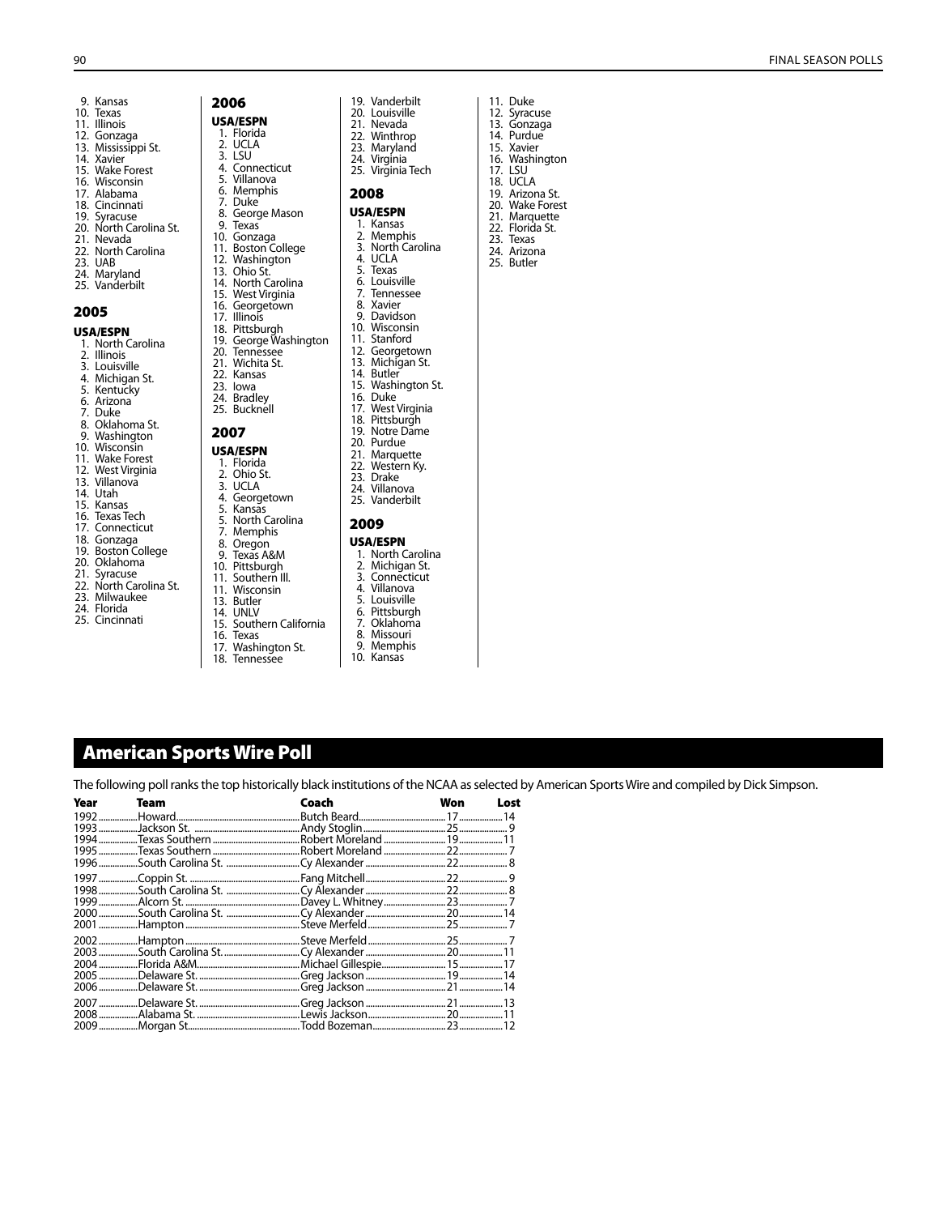9. Kansas
10. Texas
11. Illinois
12. Gonzaga
13. Mississippi St.
14. Xavier
15. Wake Forest
16. Wisconsin
17. Alabama
18. Cincinnati
19. Syracuse
20. North Carolina St.
21. Nevada
22. North Carolina
23. UAB
24. Maryland
25. Vanderbilt

## 2005

**USA/ESPN**

1. North Carolina
2. Illinois
3. Louisville
4. Michigan St.
5. Kentucky
6. Arizona
7. Duke
8. Oklahoma St.
9. Washington
10. Wisconsin
11. Wake Forest
12. West Virginia
13. Villanova
14. Utah
15. Kansas
16. Texas Tech
17. Connecticut
18. Gonzaga
19. Boston College
20. Oklahoma
21. Syracuse
22. North Carolina St.
23. Milwaukee
24. Florida
25. Cincinnati

## 2006

**USA/ESPN**

1. Florida
2. UCLA
3. LSU
4. Connecticut
5. Villanova
6. Memphis
7. Duke
8. George Mason
9. Texas
10. Gonzaga
11. Boston College
12. Washington
13. Ohio St.
14. North Carolina
15. West Virginia
16. Georgetown
17. Illinois
18. Pittsburgh
19. George Washington
20. Tennessee
21. Wichita St.
22. Kansas
23. Iowa
24. Bradley
25. Bucknell

## 2007

**USA/ESPN**

1. Florida
2. Ohio St.
3. UCLA
4. Georgetown
5. Kansas
6. North Carolina
7. Memphis
8. Oregon
9. Texas A&M
10. Pittsburgh
11. Southern Ill.
12. Wisconsin
13. Butler
14. UNLV
15. Southern California
16. Texas
17. Washington St.
18. Tennessee
19. Vanderbilt
20. Louisville
21. Nevada
22. Winthrop
23. Maryland
24. Virginia
25. Virginia Tech

## 2008

**USA/ESPN**

1. Kansas
2. Memphis
3. North Carolina
4. UCLA
5. Texas
6. Louisville
7. Tennessee
8. Xavier
9. Davidson
10. Wisconsin
11. Stanford
12. Georgetown
13. Michigan St.
14. Butler
15. Washington St.
16. Duke
17. West Virginia
18. Pittsburgh
19. Notre Dame
20. Purdue
21. Marquette
22. Western Ky.
23. Drake
24. Villanova
25. Vanderbilt

## 2009

**USA/ESPN**

1. North Carolina
2. Michigan St.
3. Connecticut
4. Villanova
5. Louisville
6. Pittsburgh
7. Oklahoma
8. Missouri
9. Memphis
10. Kansas
11. Duke
12. Syracuse
13. Gonzaga
14. Purdue
15. Xavier
16. Washington
17. LSU
18. UCLA
19. Arizona St.
20. Wake Forest
21. Marquette
22. Florida St.
23. Texas
24. Arizona
25. Butler

# American Sports Wire Poll

The following poll ranks the top historically black institutions of the NCAA as selected by American Sports Wire and compiled by Dick Simpson.

| Year | Team | Coach | Won | Lost |
|---|---|---|---|---|
| 1992 | Howard | Butch Beard | 17 | 14 |
| 1993 | Jackson St. | Andy Stoglin | 25 | 9 |
| 1994 | Texas Southern | Robert Moreland | 19 | 11 |
| 1995 | Texas Southern | Robert Moreland | 22 | 7 |
| 1996 | South Carolina St. | Cy Alexander | 22 | 8 |
| 1997 | Coppin St. | Fang Mitchell | 22 | 9 |
| 1998 | South Carolina St. | Cy Alexander | 22 | 8 |
| 1999 | Alcorn St. | Davey L. Whitney | 23 | 7 |
| 2000 | South Carolina St. | Cy Alexander | 20 | 14 |
| 2001 | Hampton | Steve Merfeld | 25 | 7 |
| 2002 | Hampton | Steve Merfeld | 25 | 7 |
| 2003 | South Carolina St. | Cy Alexander | 20 | 11 |
| 2004 | Florida A&M | Michael Gillespie | 15 | 17 |
| 2005 | Delaware St. | Greg Jackson | 19 | 14 |
| 2006 | Delaware St. | Greg Jackson | 21 | 14 |
| 2007 | Delaware St. | Greg Jackson | 21 | 13 |
| 2008 | Alabama St. | Lewis Jackson | 20 | 11 |
| 2009 | Morgan St. | Todd Bozeman | 23 | 12 |